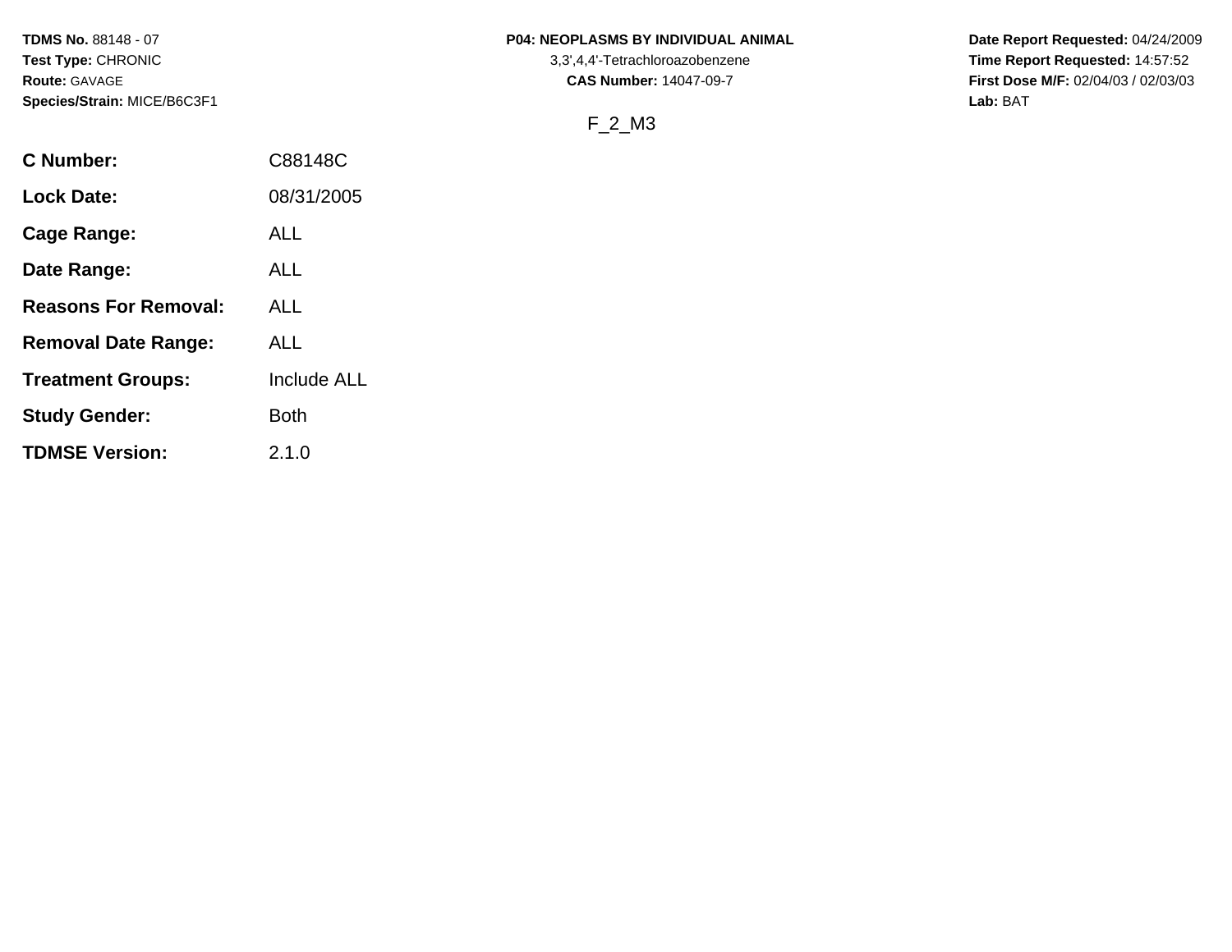**TDMS No.** 88148 - 07
**Test Type:** CHRONIC
**Route:** GAVAGE
**Species/Strain:** MICE/B6C3F1

**P04: NEOPLASMS BY INDIVIDUAL ANIMAL**
3,3',4,4'-Tetrachloroazobenzene
**CAS Number:** 14047-09-7

**Date Report Requested:** 04/24/2009
**Time Report Requested:** 14:57:52
**First Dose M/F:** 02/04/03 / 02/03/03
**Lab:** BAT

F_2_M3

| | |
|---|---|
| **C Number:** | C88148C |
| **Lock Date:** | 08/31/2005 |
| **Cage Range:** | ALL |
| **Date Range:** | ALL |
| **Reasons For Removal:** | ALL |
| **Removal Date Range:** | ALL |
| **Treatment Groups:** | Include ALL |
| **Study Gender:** | Both |
| **TDMSE Version:** | 2.1.0 |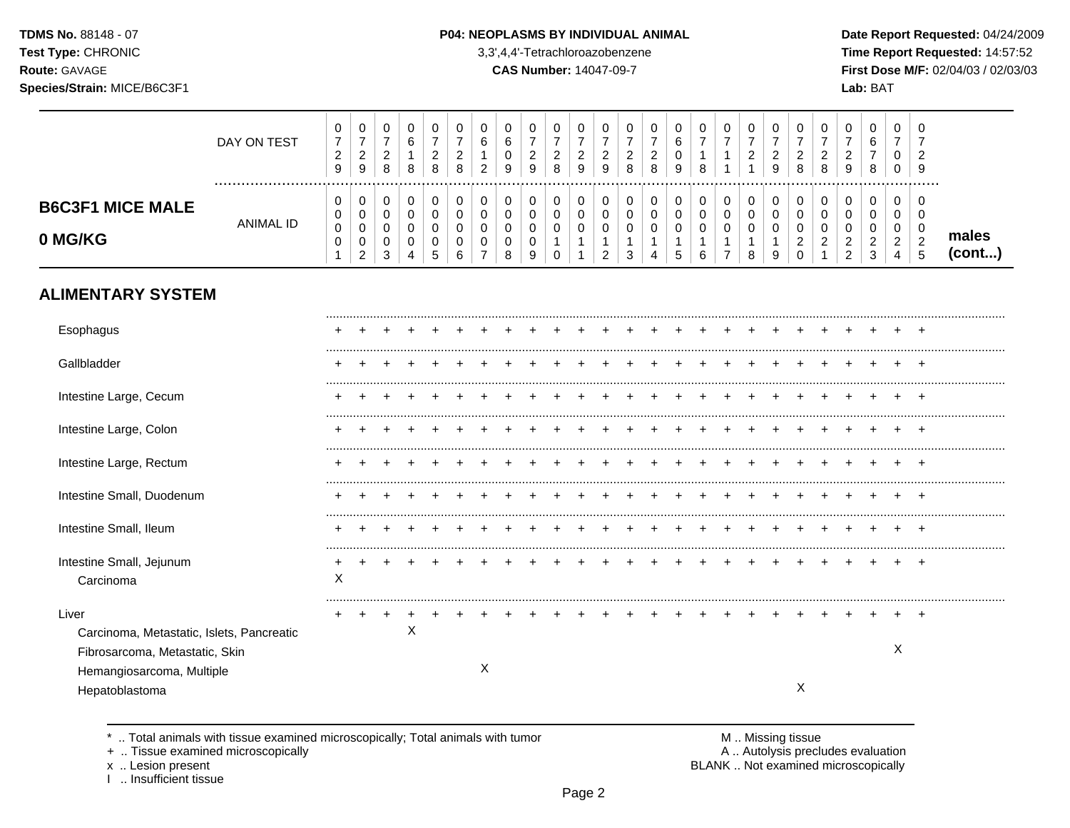**TDMS No.** 88148 - 07
**Test Type:** CHRONIC
**Route:** GAVAGE
**Species/Strain:** MICE/B6C3F1

**P04: NEOPLASMS BY INDIVIDUAL ANIMAL**
3,3',4,4'-Tetrachloroazobenzene
**CAS Number:** 14047-09-7

**Date Report Requested:** 04/24/2009
**Time Report Requested:** 14:57:52
**First Dose M/F:** 02/04/03 / 02/03/03
**Lab:** BAT

| B6C3F1 MICE MALE 0 MG/KG | | | | | | | | | | | | | | | | | | | | | | | | | | |
|---|---|---|---|---|---|---|---|---|---|---|---|---|---|---|---|---|---|---|---|---|---|---|---|---|---|---|
| DAY ON TEST | 0729 | 0729 | 0728 | 0618 | 0728 | 0728 | 0612 | 0609 | 0729 | 0728 | 0729 | 0729 | 0728 | 0728 | 0609 | 0718 | 0711 | 0721 | 0729 | 0728 | 0728 | 0729 | 0678 | 0700 | 0729 | |
| ANIMAL ID | 00001 | 00002 | 00003 | 00004 | 00005 | 00006 | 00007 | 00008 | 00009 | 00010 | 00011 | 00012 | 00013 | 00014 | 00015 | 00016 | 00017 | 00018 | 00019 | 00020 | 00021 | 00022 | 00023 | 00024 | 00025 | males (cont...) |
| **ALIMENTARY SYSTEM** | | | | | | | | | | | | | | | | | | | | | | | | | | |
| Esophagus | + | + | + | + | + | + | + | + | + | + | + | + | + | + | + | + | + | + | + | + | + | + | + | + | + | |
| Gallbladder | + | + | + | + | + | + | + | + | + | + | + | + | + | + | + | + | + | + | + | + | + | + | + | + | + | |
| Intestine Large, Cecum | + | + | + | + | + | + | + | + | + | + | + | + | + | + | + | + | + | + | + | + | + | + | + | + | + | |
| Intestine Large, Colon | + | + | + | + | + | + | + | + | + | + | + | + | + | + | + | + | + | + | + | + | + | + | + | + | + | |
| Intestine Large, Rectum | + | + | + | + | + | + | + | + | + | + | + | + | + | + | + | + | + | + | + | + | + | + | + | + | + | |
| Intestine Small, Duodenum | + | + | + | + | + | + | + | + | + | + | + | + | + | + | + | + | + | + | + | + | + | + | + | + | + | |
| Intestine Small, Ileum | + | + | + | + | + | + | + | + | + | + | + | + | + | + | + | + | + | + | + | + | + | + | + | + | + | |
| Intestine Small, Jejunum | + | + | + | + | + | + | + | + | + | + | + | + | + | + | + | + | + | + | + | + | + | + | + | + | + | |
| Carcinoma | X | | | | | | | | | | | | | | | | | | | | | | | | | |
| Liver | + | + | + | + | + | + | + | + | + | + | + | + | + | + | + | + | + | + | + | + | + | + | + | + | + | |
| Carcinoma, Metastatic, Islets, Pancreatic | | | | X | | | | | | | | | | | | | | | | | | | | | | |
| Fibrosarcoma, Metastatic, Skin | | | | | | | | | | | | | | | | | | | | | | | | X | | |
| Hemangiosarcoma, Multiple | | | | | | | X | | | | | | | | | | | | | | | | | | | |
| Hepatoblastoma | | | | | | | | | | | | | | | | | | | | X | | | | | | |

\* .. Total animals with tissue examined microscopically; Total animals with tumor
\+ .. Tissue examined microscopically
x .. Lesion present
I .. Insufficient tissue

M .. Missing tissue
A .. Autolysis precludes evaluation
BLANK .. Not examined microscopically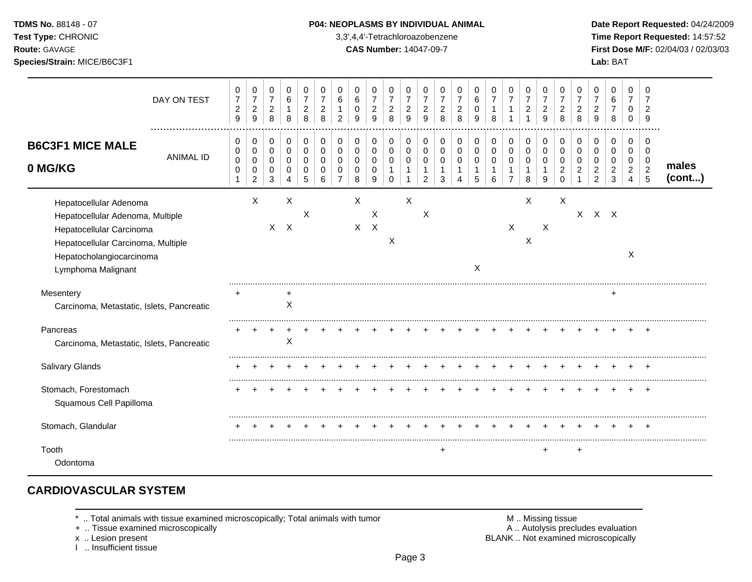P04: NEOPLASMS BY INDIVIDUAL ANIMAL

3,3',4,4'-Tetrachloroazobenzene

**CAS Number:** 14047-09-7

**TDMS No.** 88148 - 07
**Test Type:** CHRONIC
**Route:** GAVAGE
**Species/Strain:** MICE/B6C3F1

**Date Report Requested:** 04/24/2009
**Time Report Requested:** 14:57:52
**First Dose M/F:** 02/04/03 / 02/03/03
**Lab:** BAT

| DAY ON TEST | 0729 | 0729 | 0728 | 0618 | 0728 | 0728 | 0612 | 0609 | 0729 | 0728 | 0729 | 0729 | 0728 | 0728 | 0609 | 0718 | 0711 | 0721 | 0729 | 0728 | 0728 | 0729 | 0678 | 0700 | 0729 | |
|---|---|---|---|---|---|---|---|---|---|---|---|---|---|---|---|---|---|---|---|---|---|---|---|---|---|---|
| **B6C3F1 MICE MALE 0 MG/KG** — ANIMAL ID | 0001 | 0002 | 0003 | 0004 | 0005 | 0006 | 0007 | 0008 | 0009 | 0010 | 0011 | 0012 | 0013 | 0014 | 0015 | 0016 | 0017 | 0018 | 0019 | 0020 | 0021 | 0022 | 0023 | 0024 | 0025 | **males (cont...)** |
| Hepatocellular Adenoma | | X | | X | | | | X | | | X | | | | | | | X | | X | | | | | | |
| Hepatocellular Adenoma, Multiple | | | | | X | | | | X | | | X | | | | | | | | | X | X | X | | | |
| Hepatocellular Carcinoma | | | X | X | | | | X | X | | | | | | | | X | | X | | | | | | | |
| Hepatocellular Carcinoma, Multiple | | | | | | | | | | X | | | | | | | | X | | | | | | | | |
| Hepatocholangiocarcinoma | | | | | | | | | | | | | | | | | | | | | | | | X | | |
| Lymphoma Malignant | | | | | | | | | | | | | | | X | | | | | | | | | | | |
| Mesentery | + | | | + | | | | | | | | | | | | | | | | | | | + | | | |
| Carcinoma, Metastatic, Islets, Pancreatic | | | | X | | | | | | | | | | | | | | | | | | | | | | |
| Pancreas | + | + | + | + | + | + | + | + | + | + | + | + | + | + | + | + | + | + | + | + | + | + | + | + | + | |
| Carcinoma, Metastatic, Islets, Pancreatic | | | | X | | | | | | | | | | | | | | | | | | | | | | |
| Salivary Glands | + | + | + | + | + | + | + | + | + | + | + | + | + | + | + | + | + | + | + | + | + | + | + | + | + | |
| Stomach, Forestomach | + | + | + | + | + | + | + | + | + | + | + | + | + | + | + | + | + | + | + | + | + | + | + | + | + | |
| Squamous Cell Papilloma | | | | | | | | | | | | | | | | | | | | | | | | | | |
| Stomach, Glandular | + | + | + | + | + | + | + | + | + | + | + | + | + | + | + | + | + | + | + | + | + | + | + | + | + | |
| Tooth | | | | | | | | | | | | | + | | | | | | + | | + | | | | | |
| Odontoma | | | | | | | | | | | | | | | | | | | | | | | | | | |

## CARDIOVASCULAR SYSTEM

\* .. Total animals with tissue examined microscopically; Total animals with tumor
\+ .. Tissue examined microscopically
x .. Lesion present
I .. Insufficient tissue

M .. Missing tissue
A .. Autolysis precludes evaluation
BLANK .. Not examined microscopically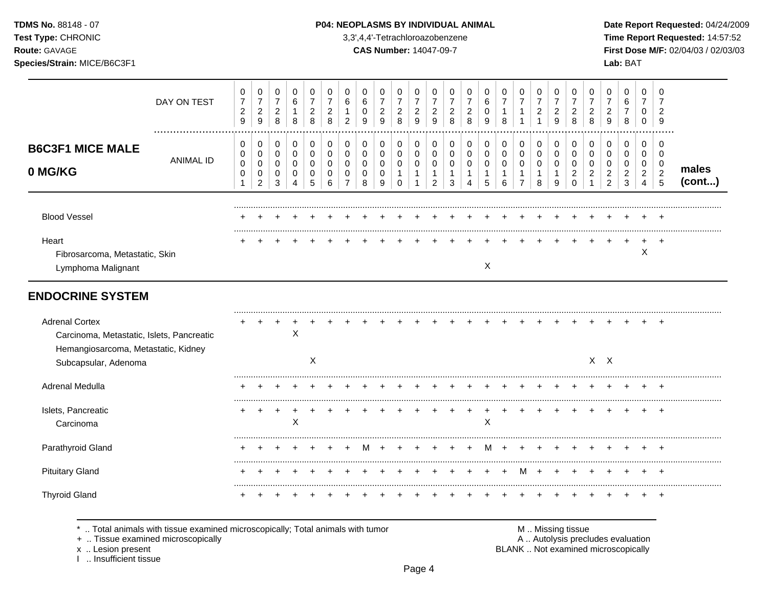**TDMS No.** 88148 - 07
**Test Type:** CHRONIC
**Route:** GAVAGE
**Species/Strain:** MICE/B6C3F1

**P04: NEOPLASMS BY INDIVIDUAL ANIMAL**
3,3',4,4'-Tetrachloroazobenzene
**CAS Number:** 14047-09-7

**Date Report Requested:** 04/24/2009
**Time Report Requested:** 14:57:52
**First Dose M/F:** 02/04/03 / 02/03/03
**Lab:** BAT

## B6C3F1 MICE MALE 0 MG/KG — males (cont...)

| DAY ON TEST | 0729 | 0729 | 0728 | 0618 | 0728 | 0728 | 0612 | 0609 | 0729 | 0728 | 0729 | 0729 | 0728 | 0728 | 0609 | 0718 | 0711 | 0721 | 0729 | 0728 | 0728 | 0729 | 0678 | 0700 | 0729 |
|---|---|---|---|---|---|---|---|---|---|---|---|---|---|---|---|---|---|---|---|---|---|---|---|---|---|
| **ANIMAL ID** | 00001 | 00002 | 00003 | 00004 | 00005 | 00006 | 00007 | 00008 | 00009 | 00010 | 00011 | 00012 | 00013 | 00014 | 00015 | 00016 | 00017 | 00018 | 00019 | 00020 | 00021 | 00022 | 00023 | 00024 | 00025 |
| Blood Vessel | + | + | + | + | + | + | + | + | + | + | + | + | + | + | + | + | + | + | + | + | + | + | + | + | + |
| Heart | + | + | + | + | + | + | + | + | + | + | + | + | + | + | + | + | + | + | + | + | + | + | + | + | + |
| Fibrosarcoma, Metastatic, Skin | | | | | | | | | | | | | | | | | | | | | | | | X | |
| Lymphoma Malignant | | | | | | | | | | | | | | | X | | | | | | | | | | |
| **ENDOCRINE SYSTEM** | | | | | | | | | | | | | | | | | | | | | | | | | |
| Adrenal Cortex | + | + | + | + | + | + | + | + | + | + | + | + | + | + | + | + | + | + | + | + | + | + | + | + | + |
| Carcinoma, Metastatic, Islets, Pancreatic | | | | X | | | | | | | | | | | | | | | | | | | | | |
| Hemangiosarcoma, Metastatic, Kidney | | | | | | | | | | | | | | | | | | | | | | | | | |
| Subcapsular, Adenoma | | | | | X | | | | | | | | | | | | | | | | X | X | | | |
| Adrenal Medulla | + | + | + | + | + | + | + | + | + | + | + | + | + | + | + | + | + | + | + | + | + | + | + | + | + |
| Islets, Pancreatic | + | + | + | + | + | + | + | + | + | + | + | + | + | + | + | + | + | + | + | + | + | + | + | + | + |
| Carcinoma | | | | X | | | | | | | | | | | X | | | | | | | | | | |
| Parathyroid Gland | + | + | + | + | + | + | + | M | + | + | + | + | + | + | M | + | + | + | + | + | + | + | + | + | + |
| Pituitary Gland | + | + | + | + | + | + | + | + | + | + | + | + | + | + | + | + | M | + | + | + | + | + | + | + | + |
| Thyroid Gland | + | + | + | + | + | + | + | + | + | + | + | + | + | + | + | + | + | + | + | + | + | + | + | + | + |

\* .. Total animals with tissue examined microscopically; Total animals with tumor
\+ .. Tissue examined microscopically
x .. Lesion present
I .. Insufficient tissue

M .. Missing tissue
A .. Autolysis precludes evaluation
BLANK .. Not examined microscopically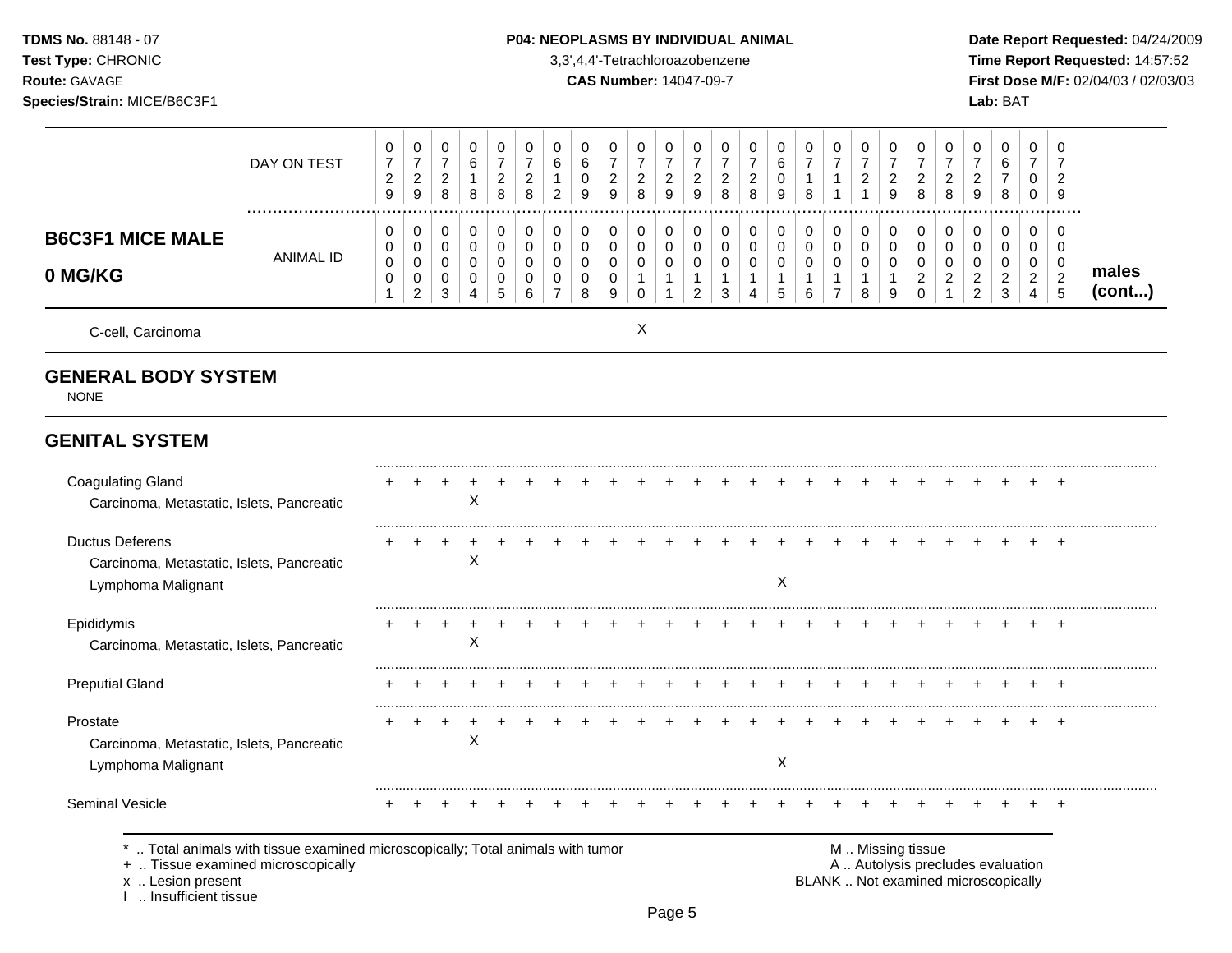**TDMS No.** 88148 - 07
**Test Type:** CHRONIC
**Route:** GAVAGE
**Species/Strain:** MICE/B6C3F1

**P04: NEOPLASMS BY INDIVIDUAL ANIMAL**
3,3',4,4'-Tetrachloroazobenzene
**CAS Number:** 14047-09-7

**Date Report Requested:** 04/24/2009
**Time Report Requested:** 14:57:52
**First Dose M/F:** 02/04/03 / 02/03/03
**Lab:** BAT

| B6C3F1 MICE MALE 0 MG/KG | | | | | | | | | | | | | | | | | | | | | | | | | | males (cont...) |
|---|---|---|---|---|---|---|---|---|---|---|---|---|---|---|---|---|---|---|---|---|---|---|---|---|---|---|
| DAY ON TEST | 0729 | 0729 | 0728 | 0618 | 0728 | 0728 | 0612 | 0609 | 0729 | 0728 | 0729 | 0729 | 0728 | 0728 | 0609 | 0718 | 0711 | 0721 | 0729 | 0728 | 0728 | 0729 | 0678 | 0700 | 0729 | |
| ANIMAL ID | 00001 | 00002 | 00003 | 00004 | 00005 | 00006 | 00007 | 00008 | 00009 | 00010 | 00011 | 00012 | 00013 | 00014 | 00015 | 00016 | 00017 | 00018 | 00019 | 00020 | 00021 | 00022 | 00023 | 00024 | 00025 | |
| C-cell, Carcinoma | | | | | | | | | | X | | | | | | | | | | | | | | | | |
| **GENERAL BODY SYSTEM** | | | | | | | | | | | | | | | | | | | | | | | | | | |
| NONE | | | | | | | | | | | | | | | | | | | | | | | | | | |
| **GENITAL SYSTEM** | | | | | | | | | | | | | | | | | | | | | | | | | | |
| Coagulating Gland | + | + | + | + | + | + | + | + | + | + | + | + | + | + | + | + | + | + | + | + | + | + | + | + | + | |
| Carcinoma, Metastatic, Islets, Pancreatic | | | | X | | | | | | | | | | | | | | | | | | | | | | |
| Ductus Deferens | + | + | + | + | + | + | + | + | + | + | + | + | + | + | + | + | + | + | + | + | + | + | + | + | + | |
| Carcinoma, Metastatic, Islets, Pancreatic | | | | X | | | | | | | | | | | | | | | | | | | | | | |
| Lymphoma Malignant | | | | | | | | | | | | | | | X | | | | | | | | | | | |
| Epididymis | + | + | + | + | + | + | + | + | + | + | + | + | + | + | + | + | + | + | + | + | + | + | + | + | + | |
| Carcinoma, Metastatic, Islets, Pancreatic | | | | X | | | | | | | | | | | | | | | | | | | | | | |
| Preputial Gland | + | + | + | + | + | + | + | + | + | + | + | + | + | + | + | + | + | + | + | + | + | + | + | + | + | |
| Prostate | + | + | + | + | + | + | + | + | + | + | + | + | + | + | + | + | + | + | + | + | + | + | + | + | + | |
| Carcinoma, Metastatic, Islets, Pancreatic | | | | X | | | | | | | | | | | | | | | | | | | | | | |
| Lymphoma Malignant | | | | | | | | | | | | | | | X | | | | | | | | | | | |
| Seminal Vesicle | + | + | + | + | + | + | + | + | + | + | + | + | + | + | + | + | + | + | + | + | + | + | + | + | + | |

\* .. Total animals with tissue examined microscopically; Total animals with tumor
\+ .. Tissue examined microscopically
x .. Lesion present
I .. Insufficient tissue

M .. Missing tissue
A .. Autolysis precludes evaluation
BLANK .. Not examined microscopically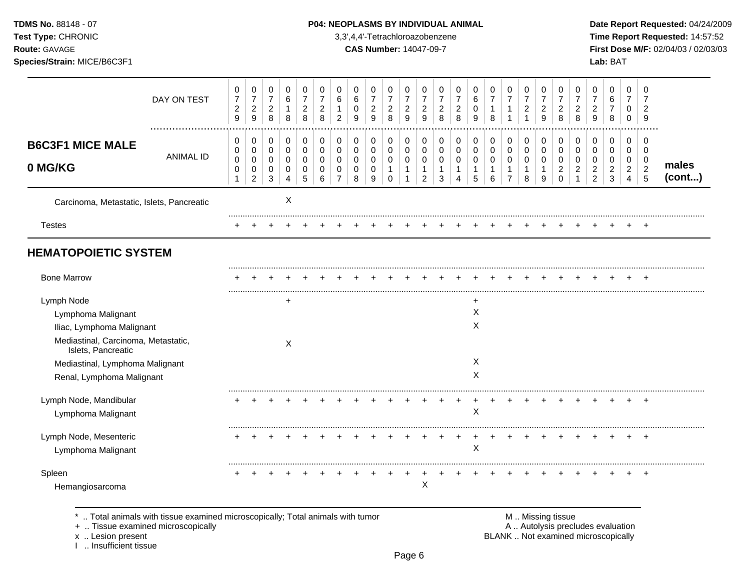**TDMS No.** 88148 - 07
**Test Type:** CHRONIC
**Route:** GAVAGE
**Species/Strain:** MICE/B6C3F1

**P04: NEOPLASMS BY INDIVIDUAL ANIMAL**
3,3',4,4'-Tetrachloroazobenzene
**CAS Number:** 14047-09-7

**Date Report Requested:** 04/24/2009
**Time Report Requested:** 14:57:52
**First Dose M/F:** 02/04/03 / 02/03/03
**Lab:** BAT

| | DAY ON TEST | 0729 | 0729 | 0728 | 0618 | 0728 | 0728 | 0612 | 0609 | 0729 | 0728 | 0729 | 0729 | 0728 | 0728 | 0609 | 0718 | 0711 | 0721 | 0729 | 0728 | 0728 | 0729 | 0678 | 0700 | 0729 | |
|---|---|---|---|---|---|---|---|---|---|---|---|---|---|---|---|---|---|---|---|---|---|---|---|---|---|---|---|
| **B6C3F1 MICE MALE 0 MG/KG** | ANIMAL ID | 00001 | 00002 | 00003 | 00004 | 00005 | 00006 | 00007 | 00008 | 00009 | 00010 | 00011 | 00012 | 00013 | 00014 | 00015 | 00016 | 00017 | 00018 | 00019 | 00020 | 00021 | 00022 | 00023 | 00024 | 00025 | **males (cont...)** |
| Carcinoma, Metastatic, Islets, Pancreatic | | | | | X | | | | | | | | | | | | | | | | | | | | | | |
| Testes | | + | + | + | + | + | + | + | + | + | + | + | + | + | + | + | + | + | + | + | + | + | + | + | + | + | |
| **HEMATOPOIETIC SYSTEM** | | | | | | | | | | | | | | | | | | | | | | | | | | | |
| Bone Marrow | | + | + | + | + | + | + | + | + | + | + | + | + | + | + | + | + | + | + | + | + | + | + | + | + | + | |
| Lymph Node | | | | | + | | | | | | | | | | | + | | | | | | | | | | | |
| Lymphoma Malignant | | | | | | | | | | | | | | | | X | | | | | | | | | | | |
| Iliac, Lymphoma Malignant | | | | | | | | | | | | | | | | X | | | | | | | | | | | |
| Mediastinal, Carcinoma, Metastatic, Islets, Pancreatic | | | | | X | | | | | | | | | | | | | | | | | | | | | | |
| Mediastinal, Lymphoma Malignant | | | | | | | | | | | | | | | | X | | | | | | | | | | | |
| Renal, Lymphoma Malignant | | | | | | | | | | | | | | | | X | | | | | | | | | | | |
| Lymph Node, Mandibular | | + | + | + | + | + | + | + | + | + | + | + | + | + | + | + | + | + | + | + | + | + | + | + | + | + | |
| Lymphoma Malignant | | | | | | | | | | | | | | | | X | | | | | | | | | | | |
| Lymph Node, Mesenteric | | + | + | + | + | + | + | + | + | + | + | + | + | + | + | + | + | + | + | + | + | + | + | + | + | + | |
| Lymphoma Malignant | | | | | | | | | | | | | | | | X | | | | | | | | | | | |
| Spleen | | + | + | + | + | + | + | + | + | + | + | + | + | + | + | + | + | + | + | + | + | + | + | + | + | + | |
| Hemangiosarcoma | | | | | | | | | | | | | X | | | | | | | | | | | | | | |

\* .. Total animals with tissue examined microscopically; Total animals with tumor
\+ .. Tissue examined microscopically
x .. Lesion present
I .. Insufficient tissue

M .. Missing tissue
A .. Autolysis precludes evaluation
BLANK .. Not examined microscopically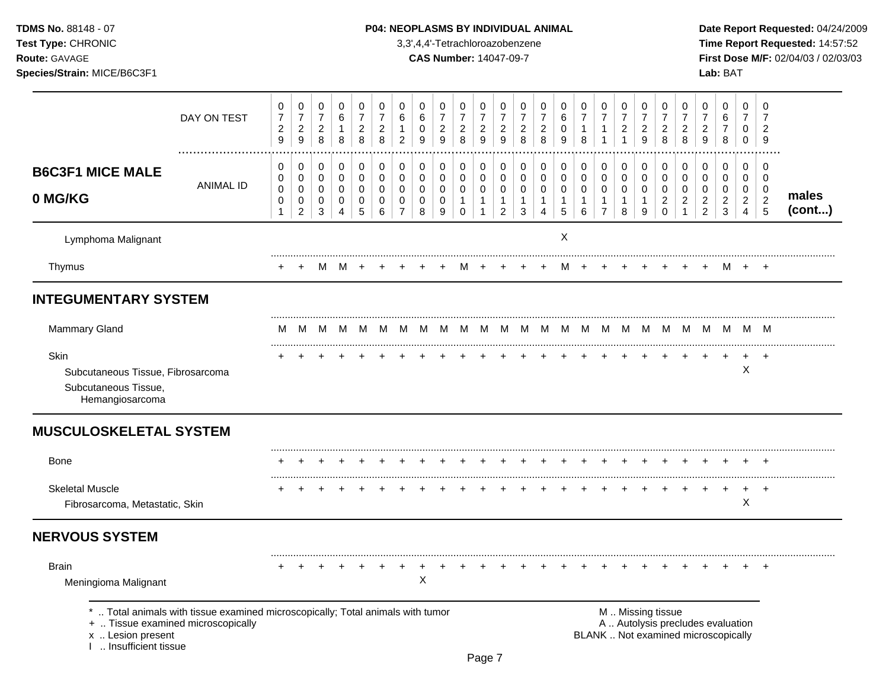**TDMS No.** 88148 - 07
**Test Type:** CHRONIC
**Route:** GAVAGE
**Species/Strain:** MICE/B6C3F1

**P04: NEOPLASMS BY INDIVIDUAL ANIMAL**
3,3',4,4'-Tetrachloroazobenzene
**CAS Number:** 14047-09-7

**Date Report Requested:** 04/24/2009
**Time Report Requested:** 14:57:52
**First Dose M/F:** 02/04/03 / 02/03/03
**Lab:** BAT

| B6C3F1 MICE MALE 0 MG/KG | | | | | | | | | | | | | | | | | | | | | | | | | | |
|---|---|---|---|---|---|---|---|---|---|---|---|---|---|---|---|---|---|---|---|---|---|---|---|---|---|---|
| DAY ON TEST | 0729 | 0729 | 0728 | 0618 | 0728 | 0728 | 0612 | 0609 | 0729 | 0728 | 0729 | 0729 | 0728 | 0728 | 0609 | 0718 | 0711 | 0721 | 0729 | 0728 | 0728 | 0729 | 0678 | 0700 | 0729 | |
| ANIMAL ID | 00001 | 00002 | 00003 | 00004 | 00005 | 00006 | 00007 | 00008 | 00009 | 00010 | 00011 | 00012 | 00013 | 00014 | 00015 | 00016 | 00017 | 00018 | 00019 | 00020 | 00021 | 00022 | 00023 | 00024 | 00025 | males (cont...) |
| Lymphoma Malignant | | | | | | | | | | | | | | | X | | | | | | | | | | | |
| Thymus | + | + | M | M | + | + | + | + | + | M | + | + | + | + | M | + | + | + | + | + | + | + | M | + | + | |
| **INTEGUMENTARY SYSTEM** | | | | | | | | | | | | | | | | | | | | | | | | | | |
| Mammary Gland | M | M | M | M | M | M | M | M | M | M | M | M | M | M | M | M | M | M | M | M | M | M | M | M | M | |
| Skin | + | + | + | + | + | + | + | + | + | + | + | + | + | + | + | + | + | + | + | + | + | + | + | + | + | |
| Subcutaneous Tissue, Fibrosarcoma | | | | | | | | | | | | | | | | | | | | | | | | X | | |
| Subcutaneous Tissue, Hemangiosarcoma | | | | | | | | | | | | | | | | | | | | | | | | | | |
| **MUSCULOSKELETAL SYSTEM** | | | | | | | | | | | | | | | | | | | | | | | | | | |
| Bone | + | + | + | + | + | + | + | + | + | + | + | + | + | + | + | + | + | + | + | + | + | + | + | + | + | |
| Skeletal Muscle | + | + | + | + | + | + | + | + | + | + | + | + | + | + | + | + | + | + | + | + | + | + | + | + | + | |
| Fibrosarcoma, Metastatic, Skin | | | | | | | | | | | | | | | | | | | | | | | | X | | |
| **NERVOUS SYSTEM** | | | | | | | | | | | | | | | | | | | | | | | | | | |
| Brain | + | + | + | + | + | + | + | + | + | + | + | + | + | + | + | + | + | + | + | + | + | + | + | + | + | |
| Meningioma Malignant | | | | | | | | X | | | | | | | | | | | | | | | | | | |

\* .. Total animals with tissue examined microscopically; Total animals with tumor
\+ .. Tissue examined microscopically
x .. Lesion present
I .. Insufficient tissue

M .. Missing tissue
A .. Autolysis precludes evaluation
BLANK .. Not examined microscopically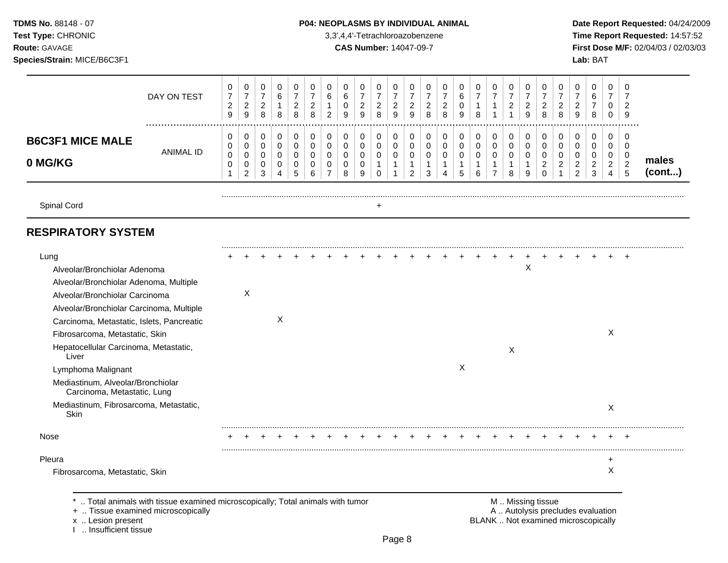**TDMS No.** 88148 - 07
**Test Type:** CHRONIC
**Route:** GAVAGE
**Species/Strain:** MICE/B6C3F1

**P04: NEOPLASMS BY INDIVIDUAL ANIMAL**
3,3',4,4'-Tetrachloroazobenzene
**CAS Number:** 14047-09-7

**Date Report Requested:** 04/24/2009
**Time Report Requested:** 14:57:52
**First Dose M/F:** 02/04/03 / 02/03/03
**Lab:** BAT

## B6C3F1 MICE MALE 0 MG/KG — males (cont...)

| | 1 | 2 | 3 | 4 | 5 | 6 | 7 | 8 | 9 | 10 | 11 | 12 | 13 | 14 | 15 | 16 | 17 | 18 | 19 | 20 | 21 | 22 | 23 | 24 | 25 |
|---|---|---|---|---|---|---|---|---|---|---|---|---|---|---|---|---|---|---|---|---|---|---|---|---|---|
| DAY ON TEST | 0729 | 0729 | 0728 | 0618 | 0728 | 0728 | 0612 | 0609 | 0729 | 0728 | 0729 | 0729 | 0728 | 0728 | 0609 | 0718 | 0711 | 0721 | 0729 | 0728 | 0728 | 0729 | 0678 | 0700 | 0729 |
| ANIMAL ID | 0001 | 0002 | 0003 | 0004 | 0005 | 0006 | 0007 | 0008 | 0009 | 0010 | 0011 | 0012 | 0013 | 0014 | 0015 | 0016 | 0017 | 0018 | 0019 | 0020 | 0021 | 0022 | 0023 | 0024 | 0025 |
| Spinal Cord | | | | | | | | | | + | | | | | | | | | | | | | | | |
| **RESPIRATORY SYSTEM** | | | | | | | | | | | | | | | | | | | | | | | | | |
| Lung | + | + | + | + | + | + | + | + | + | + | + | + | + | + | + | + | + | + | + | + | + | + | + | + | + |
| Alveolar/Bronchiolar Adenoma | | | | | | | | | | | | | | | | | | | X | | | | | | |
| Alveolar/Bronchiolar Adenoma, Multiple | | | | | | | | | | | | | | | | | | | | | | | | | |
| Alveolar/Bronchiolar Carcinoma | | X | | | | | | | | | | | | | | | | | | | | | | | |
| Alveolar/Bronchiolar Carcinoma, Multiple | | | | | | | | | | | | | | | | | | | | | | | | | |
| Carcinoma, Metastatic, Islets, Pancreatic | | | | X | | | | | | | | | | | | | | | | | | | | | |
| Fibrosarcoma, Metastatic, Skin | | | | | | | | | | | | | | | | | | | | | | | | X | |
| Hepatocellular Carcinoma, Metastatic, Liver | | | | | | | | | | | | | | | | | | X | | | | | | | |
| Lymphoma Malignant | | | | | | | | | | | | | | | X | | | | | | | | | | |
| Mediastinum, Alveolar/Bronchiolar Carcinoma, Metastatic, Lung | | | | | | | | | | | | | | | | | | | | | | | | | |
| Mediastinum, Fibrosarcoma, Metastatic, Skin | | | | | | | | | | | | | | | | | | | | | | | | X | |
| Nose | + | + | + | + | + | + | + | + | + | + | + | + | + | + | + | + | + | + | + | + | + | + | + | + | + |
| Pleura | | | | | | | | | | | | | | | | | | | | | | | | + | |
| Fibrosarcoma, Metastatic, Skin | | | | | | | | | | | | | | | | | | | | | | | | X | |

\* .. Total animals with tissue examined microscopically; Total animals with tumor
+ .. Tissue examined microscopically
x .. Lesion present
I .. Insufficient tissue

M .. Missing tissue
A .. Autolysis precludes evaluation
BLANK .. Not examined microscopically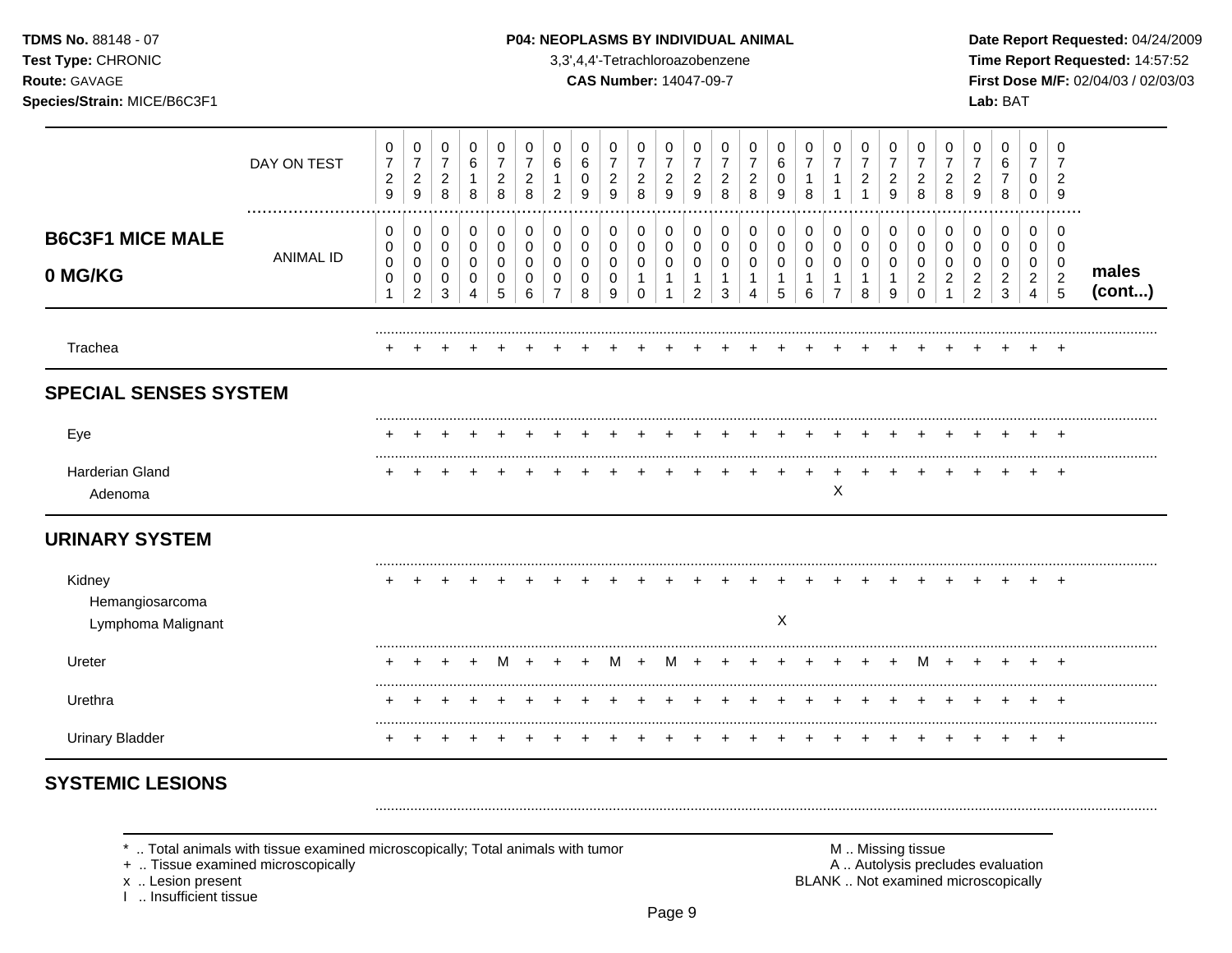**TDMS No.** 88148 - 07
**Test Type:** CHRONIC
**Route:** GAVAGE
**Species/Strain:** MICE/B6C3F1

**P04: NEOPLASMS BY INDIVIDUAL ANIMAL**
3,3',4,4'-Tetrachloroazobenzene
**CAS Number:** 14047-09-7

**Date Report Requested:** 04/24/2009
**Time Report Requested:** 14:57:52
**First Dose M/F:** 02/04/03 / 02/03/03
**Lab:** BAT

| B6C3F1 MICE MALE 0 MG/KG | | | | | | | | | | | | | | | | | | | | | | | | | | |
|---|---|---|---|---|---|---|---|---|---|---|---|---|---|---|---|---|---|---|---|---|---|---|---|---|---|---|
| DAY ON TEST | 0729 | 0729 | 0728 | 0618 | 0728 | 0728 | 0612 | 0609 | 0729 | 0728 | 0729 | 0729 | 0728 | 0728 | 0609 | 0718 | 0711 | 0721 | 0729 | 0728 | 0728 | 0729 | 0678 | 0700 | 0729 | |
| ANIMAL ID | 00001 | 00002 | 00003 | 00004 | 00005 | 00006 | 00007 | 00008 | 00009 | 00010 | 00011 | 00012 | 00013 | 00014 | 00015 | 00016 | 00017 | 00018 | 00019 | 00020 | 00021 | 00022 | 00023 | 00024 | 00025 | males (cont...) |
| Trachea | + | + | + | + | + | + | + | + | + | + | + | + | + | + | + | + | + | + | + | + | + | + | + | + | + | |
| **SPECIAL SENSES SYSTEM** | | | | | | | | | | | | | | | | | | | | | | | | | | |
| Eye | + | + | + | + | + | + | + | + | + | + | + | + | + | + | + | + | + | + | + | + | + | + | + | + | + | |
| Harderian Gland | + | + | + | + | + | + | + | + | + | + | + | + | + | + | + | + | + | + | + | + | + | + | + | + | + | |
| Adenoma | | | | | | | | | | | | | | | | | X | | | | | | | | | |
| **URINARY SYSTEM** | | | | | | | | | | | | | | | | | | | | | | | | | | |
| Kidney | + | + | + | + | + | + | + | + | + | + | + | + | + | + | + | + | + | + | + | + | + | + | + | + | + | |
| Hemangiosarcoma | | | | | | | | | | | | | | | | | | | | | | | | | | |
| Lymphoma Malignant | | | | | | | | | | | | | | | X | | | | | | | | | | | |
| Ureter | + | + | + | + | M | + | + | + | M | + | M | + | + | + | + | + | + | + | + | M | + | + | + | + | + | |
| Urethra | + | + | + | + | + | + | + | + | + | + | + | + | + | + | + | + | + | + | + | + | + | + | + | + | + | |
| Urinary Bladder | + | + | + | + | + | + | + | + | + | + | + | + | + | + | + | + | + | + | + | + | + | + | + | + | + | |
| **SYSTEMIC LESIONS** | | | | | | | | | | | | | | | | | | | | | | | | | | |

\* .. Total animals with tissue examined microscopically; Total animals with tumor
\+ .. Tissue examined microscopically
x .. Lesion present
I .. Insufficient tissue

M .. Missing tissue
A .. Autolysis precludes evaluation
BLANK .. Not examined microscopically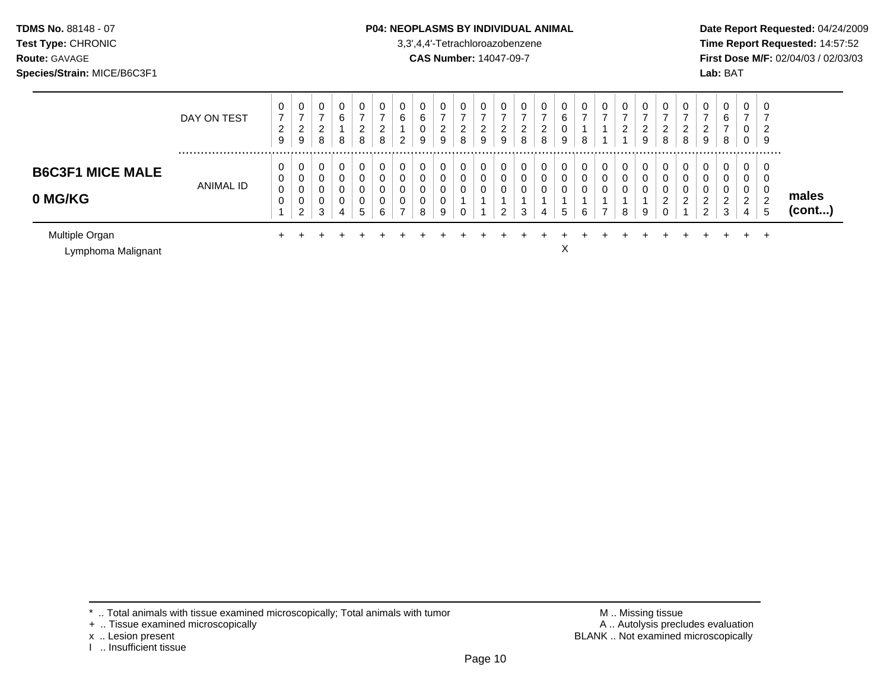**TDMS No.** 88148 - 07
**Test Type:** CHRONIC
**Route:** GAVAGE
**Species/Strain:** MICE/B6C3F1

**P04: NEOPLASMS BY INDIVIDUAL ANIMAL**
3,3',4,4'-Tetrachloroazobenzene
**CAS Number:** 14047-09-7

**Date Report Requested:** 04/24/2009
**Time Report Requested:** 14:57:52
**First Dose M/F:** 02/04/03 / 02/03/03
**Lab:** BAT

| | | | | | | | | | | | | | | | | | | | | | | | | | | | |
|---|---|---|---|---|---|---|---|---|---|---|---|---|---|---|---|---|---|---|---|---|---|---|---|---|---|---|---|
| | DAY ON TEST | 0729 | 0729 | 0728 | 0618 | 0728 | 0728 | 0612 | 0609 | 0729 | 0728 | 0729 | 0729 | 0728 | 0728 | 0609 | 0718 | 0711 | 0721 | 0729 | 0728 | 0728 | 0729 | 0678 | 0700 | 0729 | |
| **B6C3F1 MICE MALE 0 MG/KG** | ANIMAL ID | 00001 | 00002 | 00003 | 00004 | 00005 | 00006 | 00007 | 00008 | 00009 | 00010 | 00011 | 00012 | 00013 | 00014 | 00015 | 00016 | 00017 | 00018 | 00019 | 00020 | 00021 | 00022 | 00023 | 00024 | 00025 | **males (cont...)** |
| Multiple Organ | | + | + | + | + | + | + | + | + | + | + | + | + | + | + | + | + | + | + | + | + | + | + | + | + | + | |
| Lymphoma Malignant | | | | | | | | | | | | | | | | X | | | | | | | | | | | |

\* .. Total animals with tissue examined microscopically; Total animals with tumor
\+ .. Tissue examined microscopically
x .. Lesion present
I .. Insufficient tissue

M .. Missing tissue
A .. Autolysis precludes evaluation
BLANK .. Not examined microscopically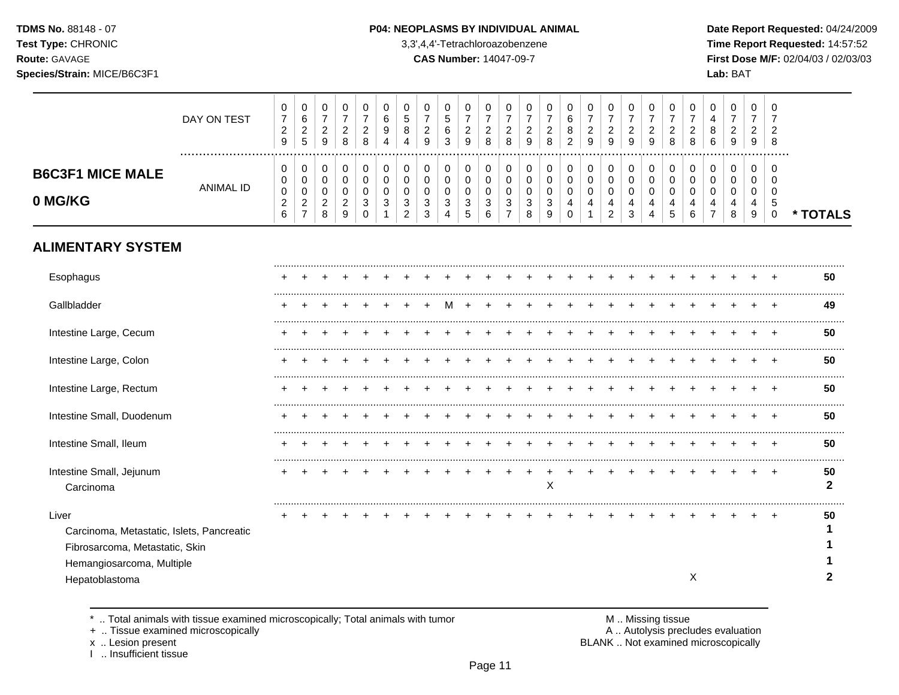## B6C3F1 MICE MALE 0 MG/KG

| | 1 | 2 | 3 | 4 | 5 | 6 | 7 | 8 | 9 | 10 | 11 | 12 | 13 | 14 | 15 | 16 | 17 | 18 | 19 | 20 | 21 | 22 | 23 | 24 | 25 | * TOTALS |
|---|---|---|---|---|---|---|---|---|---|---|---|---|---|---|---|---|---|---|---|---|---|---|---|---|---|---|
| DAY ON TEST | 0729 | 0625 | 0729 | 0728 | 0728 | 0694 | 0584 | 0729 | 0563 | 0729 | 0728 | 0728 | 0729 | 0728 | 0682 | 0729 | 0729 | 0729 | 0729 | 0728 | 0728 | 0486 | 0729 | 0729 | 0728 | |
| ANIMAL ID | 0026 | 0027 | 0028 | 0029 | 0030 | 0031 | 0032 | 0033 | 0034 | 0035 | 0036 | 0037 | 0038 | 0039 | 0040 | 0041 | 0042 | 0043 | 0044 | 0045 | 0046 | 0047 | 0048 | 0049 | 0050 | |
| **ALIMENTARY SYSTEM** | | | | | | | | | | | | | | | | | | | | | | | | | | |
| Esophagus | + | + | + | + | + | + | + | + | + | + | + | + | + | + | + | + | + | + | + | + | + | + | + | + | + | 50 |
| Gallbladder | + | + | + | + | + | + | + | + | M | + | + | + | + | + | + | + | + | + | + | + | + | + | + | + | + | 49 |
| Intestine Large, Cecum | + | + | + | + | + | + | + | + | + | + | + | + | + | + | + | + | + | + | + | + | + | + | + | + | + | 50 |
| Intestine Large, Colon | + | + | + | + | + | + | + | + | + | + | + | + | + | + | + | + | + | + | + | + | + | + | + | + | + | 50 |
| Intestine Large, Rectum | + | + | + | + | + | + | + | + | + | + | + | + | + | + | + | + | + | + | + | + | + | + | + | + | + | 50 |
| Intestine Small, Duodenum | + | + | + | + | + | + | + | + | + | + | + | + | + | + | + | + | + | + | + | + | + | + | + | + | + | 50 |
| Intestine Small, Ileum | + | + | + | + | + | + | + | + | + | + | + | + | + | + | + | + | + | + | + | + | + | + | + | + | + | 50 |
| Intestine Small, Jejunum | + | + | + | + | + | + | + | + | + | + | + | + | + | + | + | + | + | + | + | + | + | + | + | + | + | 50 |
| Carcinoma | | | | | | | | | | | | | | X | | | | | | | | | | | | 2 |
| Liver | + | + | + | + | + | + | + | + | + | + | + | + | + | + | + | + | + | + | + | + | + | + | + | + | + | 50 |
| Carcinoma, Metastatic, Islets, Pancreatic | | | | | | | | | | | | | | | | | | | | | | | | | | 1 |
| Fibrosarcoma, Metastatic, Skin | | | | | | | | | | | | | | | | | | | | | | | | | | 1 |
| Hemangiosarcoma, Multiple | | | | | | | | | | | | | | | | | | | | | | | | | | 1 |
| Hepatoblastoma | | | | | | | | | | | | | | | | | | | | | X | | | | | 2 |

* .. Total animals with tissue examined microscopically; Total animals with tumor
+ .. Tissue examined microscopically
x .. Lesion present
I .. Insufficient tissue

M .. Missing tissue
A .. Autolysis precludes evaluation
BLANK .. Not examined microscopically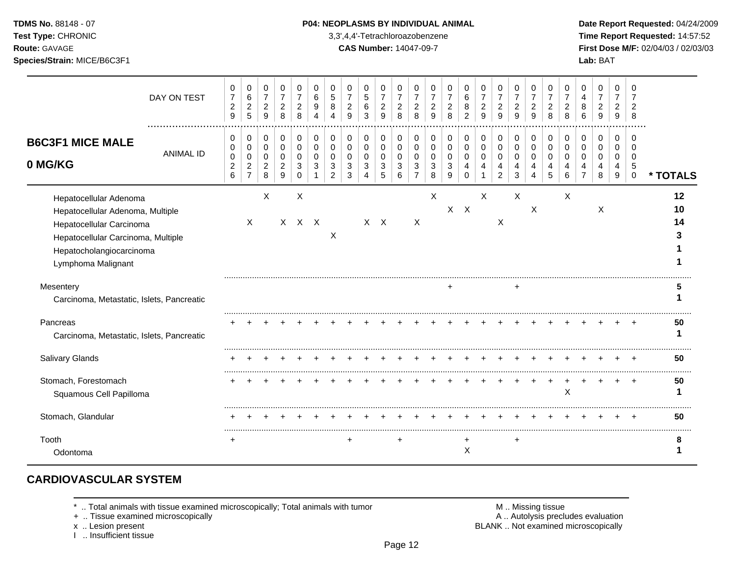## B6C3F1 MICE MALE 0 MG/KG

| | 0026 | 0027 | 0028 | 0029 | 0030 | 0031 | 0032 | 0033 | 0034 | 0035 | 0036 | 0037 | 0038 | 0039 | 0040 | 0041 | 0042 | 0043 | 0044 | 0045 | 0046 | 0047 | 0048 | 0049 | 0050 | * TOTALS |
|---|---|---|---|---|---|---|---|---|---|---|---|---|---|---|---|---|---|---|---|---|---|---|---|---|---|---|
| DAY ON TEST | 729 | 625 | 729 | 728 | 728 | 694 | 584 | 729 | 563 | 729 | 728 | 728 | 729 | 728 | 682 | 729 | 729 | 729 | 729 | 728 | 728 | 486 | 729 | 729 | 728 | |
| Hepatocellular Adenoma | | | X | | X | | | | | | | | X | | | X | | X | | | X | | | | | 12 |
| Hepatocellular Adenoma, Multiple | | | | | | | | | | | | | | X | X | | | | X | | | | X | | | 10 |
| Hepatocellular Carcinoma | | X | | X | X | X | | | X | X | | X | | | | | X | | | | | | | | | 14 |
| Hepatocellular Carcinoma, Multiple | | | | | | | X | | | | | | | | | | | | | | | | | | | 3 |
| Hepatocholangiocarcinoma | | | | | | | | | | | | | | | | | | | | | | | | | | 1 |
| Lymphoma Malignant | | | | | | | | | | | | | | | | | | | | | | | | | | 1 |
| Mesentery | | | | | | | | | | | | | | + | | | | + | | | | | | | | 5 |
| Carcinoma, Metastatic, Islets, Pancreatic | | | | | | | | | | | | | | | | | | | | | | | | | | 1 |
| Pancreas | + | + | + | + | + | + | + | + | + | + | + | + | + | + | + | + | + | + | + | + | + | + | + | + | + | 50 |
| Carcinoma, Metastatic, Islets, Pancreatic | | | | | | | | | | | | | | | | | | | | | | | | | | 1 |
| Salivary Glands | + | + | + | + | + | + | + | + | + | + | + | + | + | + | + | + | + | + | + | + | + | + | + | + | + | 50 |
| Stomach, Forestomach | + | + | + | + | + | + | + | + | + | + | + | + | + | + | + | + | + | + | + | + | + | + | + | + | + | 50 |
| Squamous Cell Papilloma | | | | | | | | | | | | | | | | | | | | | X | | | | | 1 |
| Stomach, Glandular | + | + | + | + | + | + | + | + | + | + | + | + | + | + | + | + | + | + | + | + | + | + | + | + | + | 50 |
| Tooth | + | | | | | | | + | | | + | | | | + | | | + | | | | | | | | 8 |
| Odontoma | | | | | | | | | | | | | | | X | | | | | | | | | | | 1 |

## CARDIOVASCULAR SYSTEM

\* .. Total animals with tissue examined microscopically; Total animals with tumor
+ .. Tissue examined microscopically
x .. Lesion present
I .. Insufficient tissue

M .. Missing tissue
A .. Autolysis precludes evaluation
BLANK .. Not examined microscopically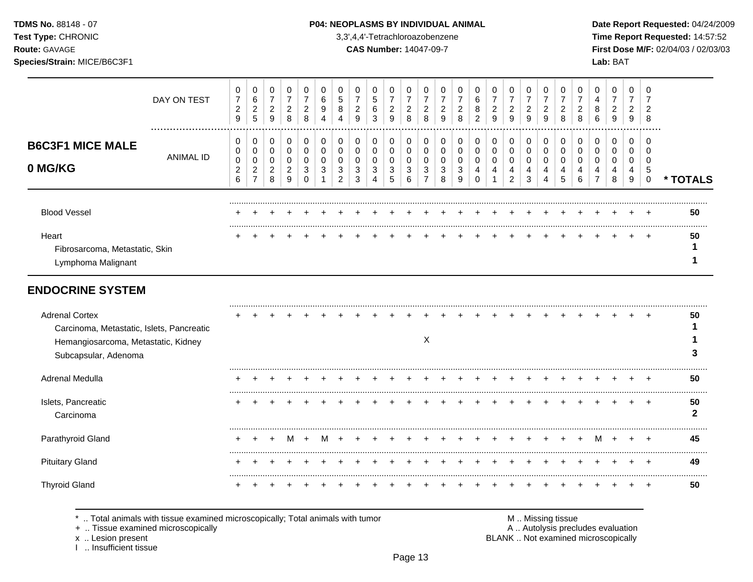**TDMS No.** 88148 - 07
**Test Type:** CHRONIC
**Route:** GAVAGE
**Species/Strain:** MICE/B6C3F1

**P04: NEOPLASMS BY INDIVIDUAL ANIMAL**
3,3',4,4'-Tetrachloroazobenzene
**CAS Number:** 14047-09-7

**Date Report Requested:** 04/24/2009
**Time Report Requested:** 14:57:52
**First Dose M/F:** 02/04/03 / 02/03/03
**Lab:** BAT

## B6C3F1 MICE MALE 0 MG/KG

| DAY ON TEST | 0729 | 0625 | 0729 | 0728 | 0728 | 0694 | 0584 | 0729 | 0563 | 0729 | 0728 | 0728 | 0729 | 0728 | 0682 | 0729 | 0729 | 0729 | 0729 | 0728 | 0728 | 0486 | 0729 | 0729 | 0728 | |
|---|---|---|---|---|---|---|---|---|---|---|---|---|---|---|---|---|---|---|---|---|---|---|---|---|---|---|
| **ANIMAL ID** | 00026 | 00027 | 00028 | 00029 | 00030 | 00031 | 00032 | 00033 | 00034 | 00035 | 00036 | 00037 | 00038 | 00039 | 00040 | 00041 | 00042 | 00043 | 00044 | 00045 | 00046 | 00047 | 00048 | 00049 | 00050 | **\* TOTALS** |
| Blood Vessel | + | + | + | + | + | + | + | + | + | + | + | + | + | + | + | + | + | + | + | + | + | + | + | + | + | 50 |
| Heart | + | + | + | + | + | + | + | + | + | + | + | + | + | + | + | + | + | + | + | + | + | + | + | + | + | 50 |
| Fibrosarcoma, Metastatic, Skin | | | | | | | | | | | | | | | | | | | | | | | | | | 1 |
| Lymphoma Malignant | | | | | | | | | | | | | | | | | | | | | | | | | | 1 |
| **ENDOCRINE SYSTEM** | | | | | | | | | | | | | | | | | | | | | | | | | | |
| Adrenal Cortex | + | + | + | + | + | + | + | + | + | + | + | + | + | + | + | + | + | + | + | + | + | + | + | + | + | 50 |
| Carcinoma, Metastatic, Islets, Pancreatic | | | | | | | | | | | | | | | | | | | | | | | | | | 1 |
| Hemangiosarcoma, Metastatic, Kidney | | | | | | | | | | | | X | | | | | | | | | | | | | | 1 |
| Subcapsular, Adenoma | | | | | | | | | | | | | | | | | | | | | | | | | | 3 |
| Adrenal Medulla | + | + | + | + | + | + | + | + | + | + | + | + | + | + | + | + | + | + | + | + | + | + | + | + | + | 50 |
| Islets, Pancreatic | + | + | + | + | + | + | + | + | + | + | + | + | + | + | + | + | + | + | + | + | + | + | + | + | + | 50 |
| Carcinoma | | | | | | | | | | | | | | | | | | | | | | | | | | 2 |
| Parathyroid Gland | + | + | + | M | + | M | + | + | + | + | + | + | + | + | + | + | + | + | + | + | + | M | + | + | + | 45 |
| Pituitary Gland | + | + | + | + | + | + | + | + | + | + | + | + | + | + | + | + | + | + | + | + | + | + | + | + | + | 49 |
| Thyroid Gland | + | + | + | + | + | + | + | + | + | + | + | + | + | + | + | + | + | + | + | + | + | + | + | + | + | 50 |

\* .. Total animals with tissue examined microscopically; Total animals with tumor
\+ .. Tissue examined microscopically
x .. Lesion present
I .. Insufficient tissue

M .. Missing tissue
A .. Autolysis precludes evaluation
BLANK .. Not examined microscopically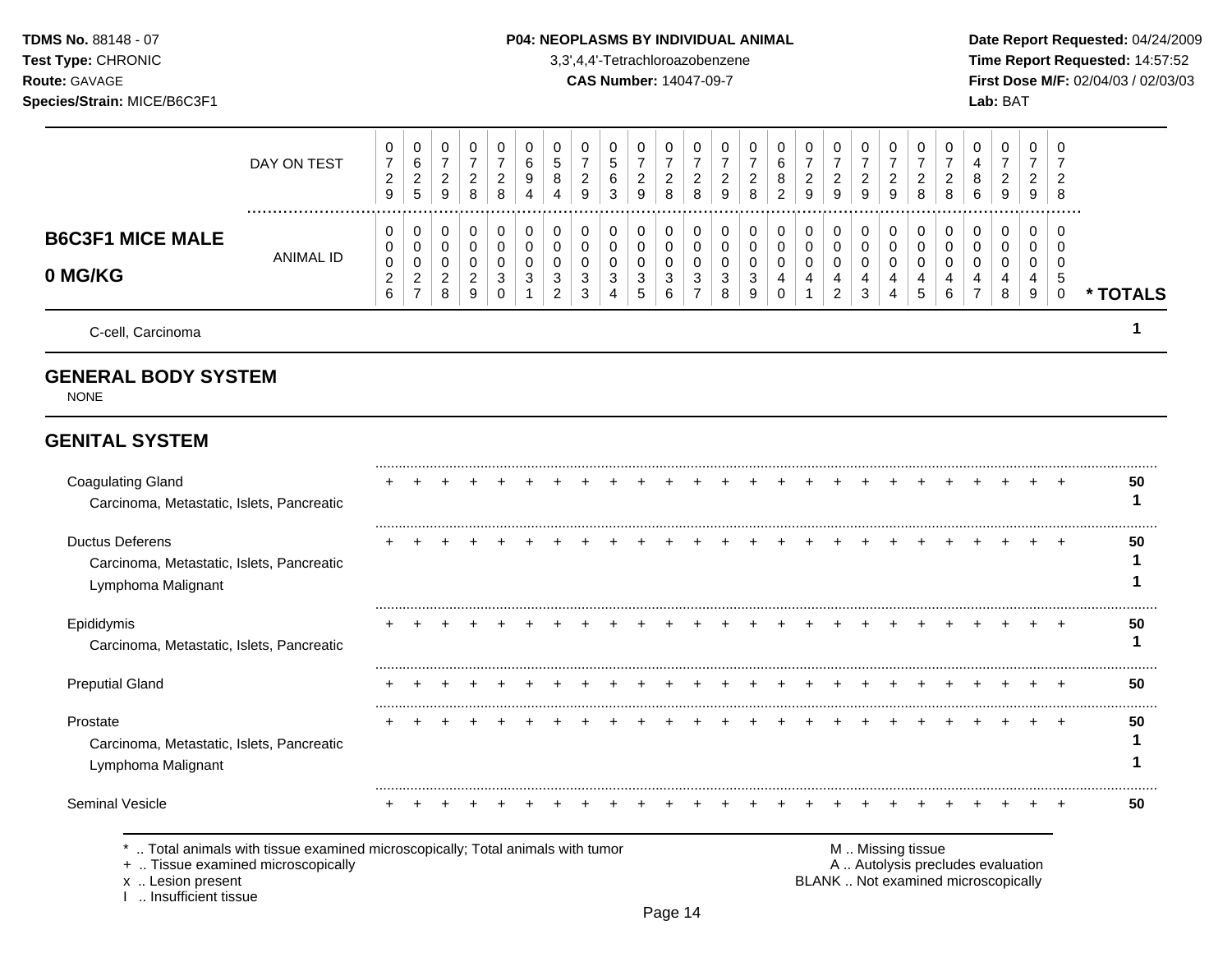**TDMS No.** 88148 - 07
**Test Type:** CHRONIC
**Route:** GAVAGE
**Species/Strain:** MICE/B6C3F1

**P04: NEOPLASMS BY INDIVIDUAL ANIMAL**
3,3',4,4'-Tetrachloroazobenzene
**CAS Number:** 14047-09-7

**Date Report Requested:** 04/24/2009
**Time Report Requested:** 14:57:52
**First Dose M/F:** 02/04/03 / 02/03/03
**Lab:** BAT

| | | | | | | | | | | | | | | | | | | | | | | | | | | |
|---|---|---|---|---|---|---|---|---|---|---|---|---|---|---|---|---|---|---|---|---|---|---|---|---|---|---|
| DAY ON TEST | 0729 | 0625 | 0729 | 0728 | 0728 | 0694 | 0584 | 0729 | 0563 | 0729 | 0728 | 0728 | 0729 | 0728 | 0682 | 0729 | 0729 | 0729 | 0729 | 0728 | 0728 | 0486 | 0729 | 0729 | 0728 | |
| **B6C3F1 MICE MALE 0 MG/KG** ANIMAL ID | 00026 | 00027 | 00028 | 00029 | 00030 | 00031 | 00032 | 00033 | 00034 | 00035 | 00036 | 00037 | 00038 | 00039 | 00040 | 00041 | 00042 | 00043 | 00044 | 00045 | 00046 | 00047 | 00048 | 00049 | 00050 | **\* TOTALS** |
| C-cell, Carcinoma | | | | | | | | | | | | | | | | | | | | | | | | | | 1 |

## GENERAL BODY SYSTEM

NONE

## GENITAL SYSTEM

| | | | | | | | | | | | | | | | | | | | | | | | | | | |
|---|---|---|---|---|---|---|---|---|---|---|---|---|---|---|---|---|---|---|---|---|---|---|---|---|---|---|
| Coagulating Gland | + | + | + | + | + | + | + | + | + | + | + | + | + | + | + | + | + | + | + | + | + | + | + | + | + | 50 |
| Carcinoma, Metastatic, Islets, Pancreatic | | | | | | | | | | | | | | | | | | | | | | | | | | 1 |
| Ductus Deferens | + | + | + | + | + | + | + | + | + | + | + | + | + | + | + | + | + | + | + | + | + | + | + | + | + | 50 |
| Carcinoma, Metastatic, Islets, Pancreatic | | | | | | | | | | | | | | | | | | | | | | | | | | 1 |
| Lymphoma Malignant | | | | | | | | | | | | | | | | | | | | | | | | | | 1 |
| Epididymis | + | + | + | + | + | + | + | + | + | + | + | + | + | + | + | + | + | + | + | + | + | + | + | + | + | 50 |
| Carcinoma, Metastatic, Islets, Pancreatic | | | | | | | | | | | | | | | | | | | | | | | | | | 1 |
| Preputial Gland | + | + | + | + | + | + | + | + | + | + | + | + | + | + | + | + | + | + | + | + | + | + | + | + | + | 50 |
| Prostate | + | + | + | + | + | + | + | + | + | + | + | + | + | + | + | + | + | + | + | + | + | + | + | + | + | 50 |
| Carcinoma, Metastatic, Islets, Pancreatic | | | | | | | | | | | | | | | | | | | | | | | | | | 1 |
| Lymphoma Malignant | | | | | | | | | | | | | | | | | | | | | | | | | | 1 |
| Seminal Vesicle | + | + | + | + | + | + | + | + | + | + | + | + | + | + | + | + | + | + | + | + | + | + | + | + | + | 50 |

\* .. Total animals with tissue examined microscopically; Total animals with tumor
\+ .. Tissue examined microscopically
x .. Lesion present
I .. Insufficient tissue

M .. Missing tissue
A .. Autolysis precludes evaluation
BLANK .. Not examined microscopically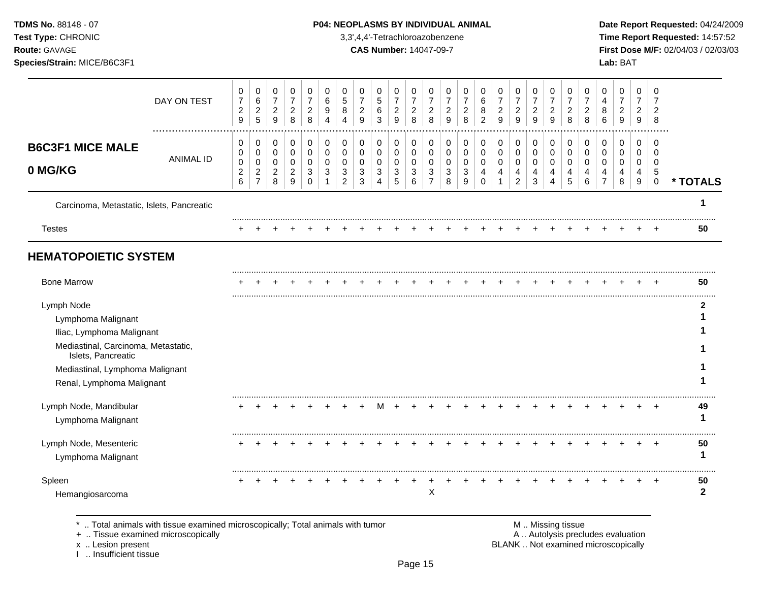## B6C3F1 MICE MALE 0 MG/KG

| | 0026 | 0027 | 0028 | 0029 | 0030 | 0031 | 0032 | 0033 | 0034 | 0035 | 0036 | 0037 | 0038 | 0039 | 0040 | 0041 | 0042 | 0043 | 0044 | 0045 | 0046 | 0047 | 0048 | 0049 | 0050 | * TOTALS |
|---|---|---|---|---|---|---|---|---|---|---|---|---|---|---|---|---|---|---|---|---|---|---|---|---|---|---|
| DAY ON TEST | 0729 | 0625 | 0729 | 0728 | 0728 | 0694 | 0584 | 0729 | 0563 | 0729 | 0728 | 0728 | 0729 | 0728 | 0682 | 0729 | 0729 | 0729 | 0729 | 0728 | 0728 | 0486 | 0729 | 0729 | 0728 | |
| Carcinoma, Metastatic, Islets, Pancreatic | | | | | | | | | | | | | | | | | | | | | | | | | | 1 |
| Testes | + | + | + | + | + | + | + | + | + | + | + | + | + | + | + | + | + | + | + | + | + | + | + | + | + | 50 |
| **HEMATOPOIETIC SYSTEM** | | | | | | | | | | | | | | | | | | | | | | | | | | |
| Bone Marrow | + | + | + | + | + | + | + | + | + | + | + | + | + | + | + | + | + | + | + | + | + | + | + | + | + | 50 |
| Lymph Node | | | | | | | | | | | | | | | | | | | | | | | | | | 2 |
| Lymphoma Malignant | | | | | | | | | | | | | | | | | | | | | | | | | | 1 |
| Iliac, Lymphoma Malignant | | | | | | | | | | | | | | | | | | | | | | | | | | 1 |
| Mediastinal, Carcinoma, Metastatic, Islets, Pancreatic | | | | | | | | | | | | | | | | | | | | | | | | | | 1 |
| Mediastinal, Lymphoma Malignant | | | | | | | | | | | | | | | | | | | | | | | | | | 1 |
| Renal, Lymphoma Malignant | | | | | | | | | | | | | | | | | | | | | | | | | | 1 |
| Lymph Node, Mandibular | + | + | + | + | + | + | + | + | M | + | + | + | + | + | + | + | + | + | + | + | + | + | + | + | + | 49 |
| Lymphoma Malignant | | | | | | | | | | | | | | | | | | | | | | | | | | 1 |
| Lymph Node, Mesenteric | + | + | + | + | + | + | + | + | + | + | + | + | + | + | + | + | + | + | + | + | + | + | + | + | + | 50 |
| Lymphoma Malignant | | | | | | | | | | | | | | | | | | | | | | | | | | 1 |
| Spleen | + | + | + | + | + | + | + | + | + | + | + | + | + | + | + | + | + | + | + | + | + | + | + | + | + | 50 |
| Hemangiosarcoma | | | | | | | | | | | | X | | | | | | | | | | | | | | 2 |

\* .. Total animals with tissue examined microscopically; Total animals with tumor
+ .. Tissue examined microscopically
x .. Lesion present
I .. Insufficient tissue

M .. Missing tissue
A .. Autolysis precludes evaluation
BLANK .. Not examined microscopically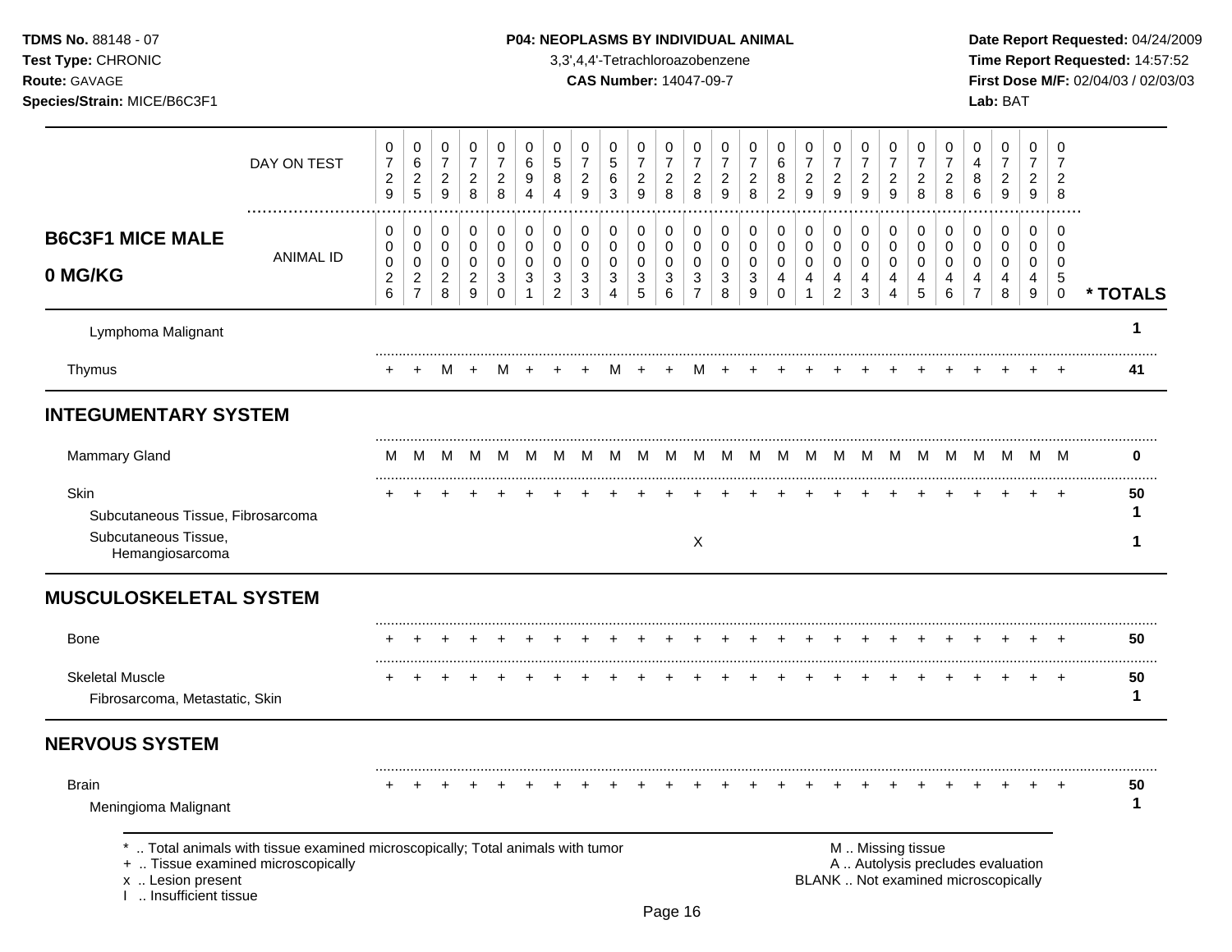TDMS No. 88148 - 07
Test Type: CHRONIC
Route: GAVAGE
Species/Strain: MICE/B6C3F1

**P04: NEOPLASMS BY INDIVIDUAL ANIMAL**
3,3',4,4'-Tetrachloroazobenzene
**CAS Number:** 14047-09-7

Date Report Requested: 04/24/2009
Time Report Requested: 14:57:52
First Dose M/F: 02/04/03 / 02/03/03
Lab: BAT

| | DAY ON TEST | 0729 | 0625 | 0729 | 0728 | 0728 | 0694 | 0584 | 0729 | 0563 | 0729 | 0728 | 0728 | 0729 | 0728 | 0682 | 0729 | 0729 | 0729 | 0729 | 0728 | 0728 | 0486 | 0729 | 0729 | 0728 | |
|---|---|---|---|---|---|---|---|---|---|---|---|---|---|---|---|---|---|---|---|---|---|---|---|---|---|---|---|
| **B6C3F1 MICE MALE 0 MG/KG** | ANIMAL ID | 0026 | 0027 | 0028 | 0029 | 0030 | 0031 | 0032 | 0033 | 0034 | 0035 | 0036 | 0037 | 0038 | 0039 | 0040 | 0041 | 0042 | 0043 | 0044 | 0045 | 0046 | 0047 | 0048 | 0049 | 0050 | * TOTALS |
| Lymphoma Malignant | | | | | | | | | | | | | | | | | | | | | | | | | | | 1 |
| Thymus | | + | + | M | + | M | + | + | + | M | + | + | M | + | + | + | + | + | + | + | + | + | + | + | + | + | 41 |
| **INTEGUMENTARY SYSTEM** | | | | | | | | | | | | | | | | | | | | | | | | | | | |
| Mammary Gland | | M | M | M | M | M | M | M | M | M | M | M | M | M | M | M | M | M | M | M | M | M | M | M | M | M | 0 |
| Skin | | + | + | + | + | + | + | + | + | + | + | + | + | + | + | + | + | + | + | + | + | + | + | + | + | + | 50 |
| Subcutaneous Tissue, Fibrosarcoma | | | | | | | | | | | | | | | | | | | | | | | | | | | 1 |
| Subcutaneous Tissue, Hemangiosarcoma | | | | | | | | | | | | | X | | | | | | | | | | | | | | 1 |
| **MUSCULOSKELETAL SYSTEM** | | | | | | | | | | | | | | | | | | | | | | | | | | | |
| Bone | | + | + | + | + | + | + | + | + | + | + | + | + | + | + | + | + | + | + | + | + | + | + | + | + | + | 50 |
| Skeletal Muscle | | + | + | + | + | + | + | + | + | + | + | + | + | + | + | + | + | + | + | + | + | + | + | + | + | + | 50 |
| Fibrosarcoma, Metastatic, Skin | | | | | | | | | | | | | | | | | | | | | | | | | | | 1 |
| **NERVOUS SYSTEM** | | | | | | | | | | | | | | | | | | | | | | | | | | | |
| Brain | | + | + | + | + | + | + | + | + | + | + | + | + | + | + | + | + | + | + | + | + | + | + | + | + | + | 50 |
| Meningioma Malignant | | | | | | | | | | | | | | | | | | | | | | | | | | | 1 |

\* .. Total animals with tissue examined microscopically; Total animals with tumor
\+ .. Tissue examined microscopically
x .. Lesion present
I .. Insufficient tissue

M .. Missing tissue
A .. Autolysis precludes evaluation
BLANK .. Not examined microscopically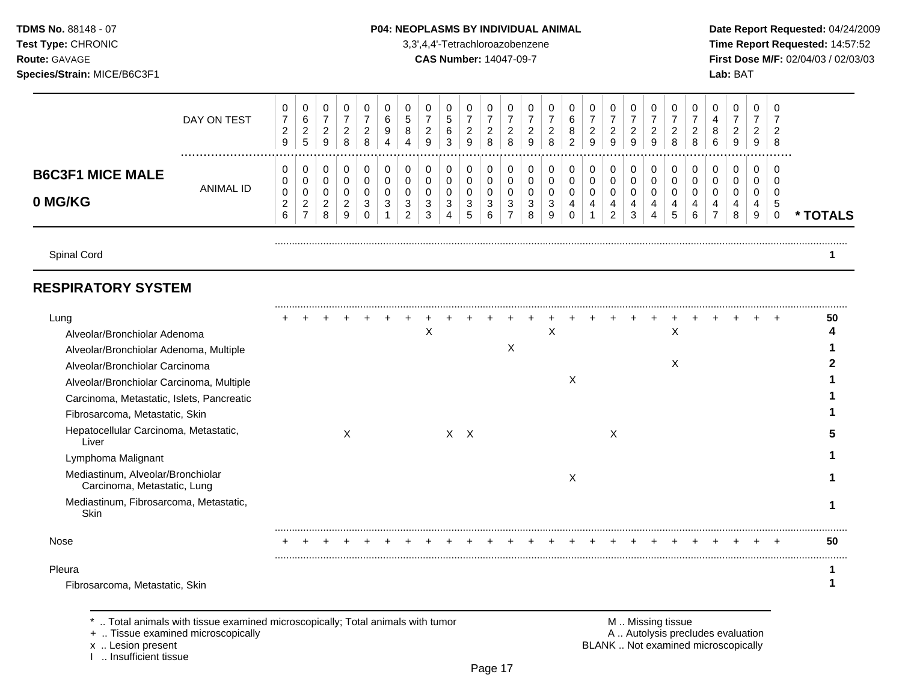**TDMS No.** 88148 - 07
**Test Type:** CHRONIC
**Route:** GAVAGE
**Species/Strain:** MICE/B6C3F1

**P04: NEOPLASMS BY INDIVIDUAL ANIMAL**
3,3',4,4'-Tetrachloroazobenzene
**CAS Number:** 14047-09-7

**Date Report Requested:** 04/24/2009
**Time Report Requested:** 14:57:52
**First Dose M/F:** 02/04/03 / 02/03/03
**Lab:** BAT

## B6C3F1 MICE MALE 0 MG/KG

| DAY ON TEST | 0729 | 0625 | 0729 | 0728 | 0728 | 0694 | 0584 | 0729 | 0563 | 0729 | 0728 | 0728 | 0729 | 0728 | 0682 | 0729 | 0729 | 0729 | 0729 | 0728 | 0728 | 0486 | 0729 | 0729 | 0728 | |
|---|---|---|---|---|---|---|---|---|---|---|---|---|---|---|---|---|---|---|---|---|---|---|---|---|---|---|
| **ANIMAL ID** | 0026 | 0027 | 0028 | 0029 | 0030 | 0031 | 0032 | 0033 | 0034 | 0035 | 0036 | 0037 | 0038 | 0039 | 0040 | 0041 | 0042 | 0043 | 0044 | 0045 | 0046 | 0047 | 0048 | 0049 | 0050 | *** TOTALS** |
| Spinal Cord | | | | | | | | | | | | | | | | | | | | | | | | | | 1 |
| **RESPIRATORY SYSTEM** | | | | | | | | | | | | | | | | | | | | | | | | | | |
| Lung | + | + | + | + | + | + | + | + | + | + | + | + | + | + | + | + | + | + | + | + | + | + | + | + | + | 50 |
| Alveolar/Bronchiolar Adenoma | | | | | | | | X | | | | | | X | | | | | | X | | | | | | 4 |
| Alveolar/Bronchiolar Adenoma, Multiple | | | | | | | | | | | | X | | | | | | | | | | | | | | 1 |
| Alveolar/Bronchiolar Carcinoma | | | | | | | | | | | | | | | | | | | | X | | | | | | 2 |
| Alveolar/Bronchiolar Carcinoma, Multiple | | | | | | | | | | | | | | | X | | | | | | | | | | | 1 |
| Carcinoma, Metastatic, Islets, Pancreatic | | | | | | | | | | | | | | | | | | | | | | | | | | 1 |
| Fibrosarcoma, Metastatic, Skin | | | | | | | | | | | | | | | | | | | | | | | | | | 1 |
| Hepatocellular Carcinoma, Metastatic, Liver | | | | X | | | | | X | X | | | | | | | X | | | | | | | | | 5 |
| Lymphoma Malignant | | | | | | | | | | | | | | | | | | | | | | | | | | 1 |
| Mediastinum, Alveolar/Bronchiolar Carcinoma, Metastatic, Lung | | | | | | | | | | | | | | | X | | | | | | | | | | | 1 |
| Mediastinum, Fibrosarcoma, Metastatic, Skin | | | | | | | | | | | | | | | | | | | | | | | | | | 1 |
| Nose | + | + | + | + | + | + | + | + | + | + | + | + | + | + | + | + | + | + | + | + | + | + | + | + | + | 50 |
| Pleura | | | | | | | | | | | | | | | | | | | | | | | | | | 1 |
| Fibrosarcoma, Metastatic, Skin | | | | | | | | | | | | | | | | | | | | | | | | | | 1 |

\* .. Total animals with tissue examined microscopically; Total animals with tumor
\+ .. Tissue examined microscopically
x .. Lesion present
I .. Insufficient tissue

M .. Missing tissue
A .. Autolysis precludes evaluation
BLANK .. Not examined microscopically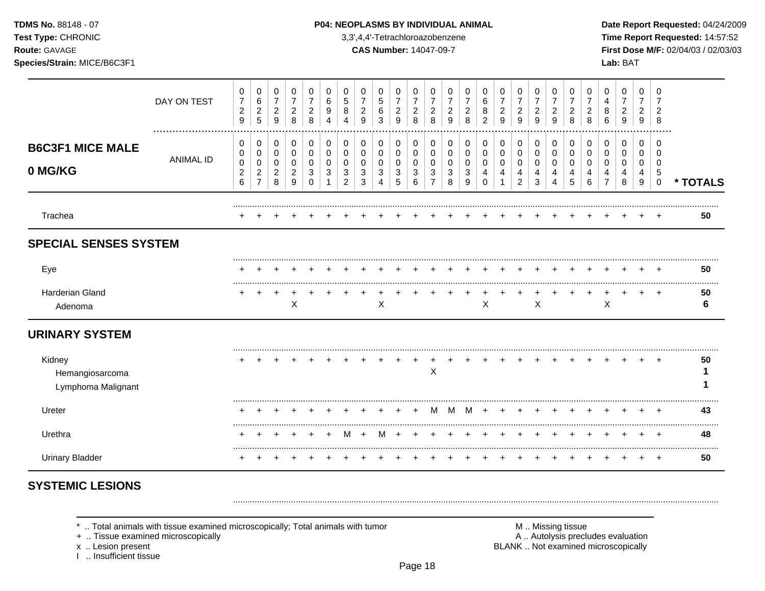**B6C3F1 MICE MALE 0 MG/KG**

| | DAY ON TEST | 0729 | 0625 | 0729 | 0728 | 0728 | 0694 | 0584 | 0729 | 0563 | 0729 | 0728 | 0728 | 0729 | 0728 | 0682 | 0729 | 0729 | 0729 | 0729 | 0728 | 0728 | 0486 | 0729 | 0729 | 0728 | |
|---|---|---|---|---|---|---|---|---|---|---|---|---|---|---|---|---|---|---|---|---|---|---|---|---|---|---|---|
| | ANIMAL ID | 0026 | 0027 | 0028 | 0029 | 0030 | 0031 | 0032 | 0033 | 0034 | 0035 | 0036 | 0037 | 0038 | 0039 | 0040 | 0041 | 0042 | 0043 | 0044 | 0045 | 0046 | 0047 | 0048 | 0049 | 0050 | * TOTALS |
| Trachea | | + | + | + | + | + | + | + | + | + | + | + | + | + | + | + | + | + | + | + | + | + | + | + | + | + | 50 |
| **SPECIAL SENSES SYSTEM** | | | | | | | | | | | | | | | | | | | | | | | | | | | |
| Eye | | + | + | + | + | + | + | + | + | + | + | + | + | + | + | + | + | + | + | + | + | + | + | + | + | + | 50 |
| Harderian Gland | | + | + | + | + | + | + | + | + | + | + | + | + | + | + | + | + | + | + | + | + | + | + | + | + | + | 50 |
| Adenoma | | | | | X | | | | | X | | | | | | X | | | X | | | | X | | | | 6 |
| **URINARY SYSTEM** | | | | | | | | | | | | | | | | | | | | | | | | | | | |
| Kidney | | + | + | + | + | + | + | + | + | + | + | + | + | + | + | + | + | + | + | + | + | + | + | + | + | + | 50 |
| Hemangiosarcoma | | | | | | | | | | | | | X | | | | | | | | | | | | | | 1 |
| Lymphoma Malignant | | | | | | | | | | | | | | | | | | | | | | | | | | | 1 |
| Ureter | | + | + | + | + | + | + | + | + | + | + | + | M | M | M | + | + | + | + | + | + | + | + | + | + | + | 43 |
| Urethra | | + | + | + | + | + | + | M | + | M | + | + | + | + | + | + | + | + | + | + | + | + | + | + | + | + | 48 |
| Urinary Bladder | | + | + | + | + | + | + | + | + | + | + | + | + | + | + | + | + | + | + | + | + | + | + | + | + | + | 50 |
| **SYSTEMIC LESIONS** | | | | | | | | | | | | | | | | | | | | | | | | | | | |

* .. Total animals with tissue examined microscopically; Total animals with tumor
+ .. Tissue examined microscopically
x .. Lesion present
I .. Insufficient tissue

M .. Missing tissue
A .. Autolysis precludes evaluation
BLANK .. Not examined microscopically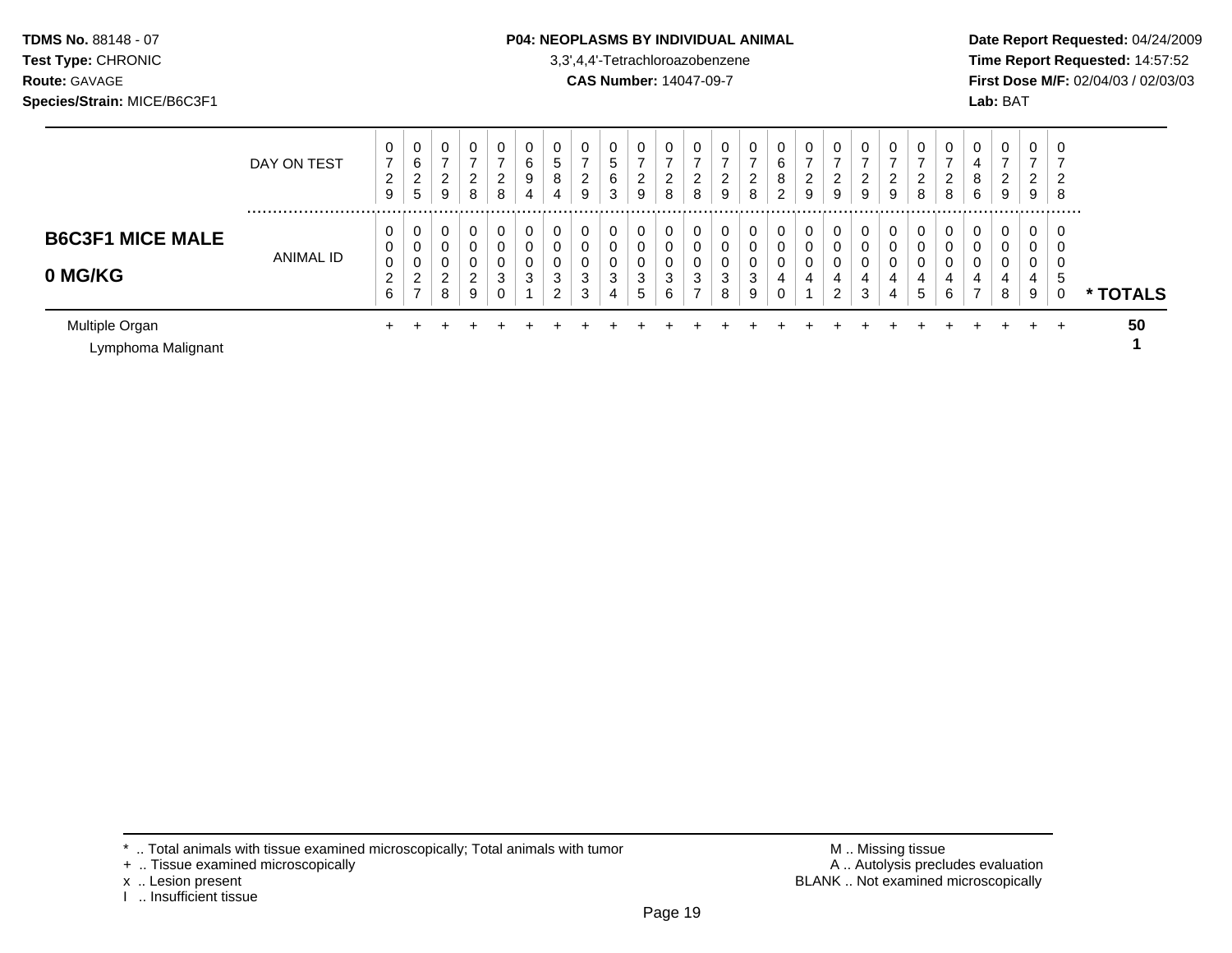**TDMS No.** 88148 - 07
**Test Type:** CHRONIC
**Route:** GAVAGE
**Species/Strain:** MICE/B6C3F1

**P04: NEOPLASMS BY INDIVIDUAL ANIMAL**
3,3',4,4'-Tetrachloroazobenzene
**CAS Number:** 14047-09-7

**Date Report Requested:** 04/24/2009
**Time Report Requested:** 14:57:52
**First Dose M/F:** 02/04/03 / 02/03/03
**Lab:** BAT

| | DAY ON TEST | 0729 | 0625 | 0729 | 0728 | 0728 | 0694 | 0584 | 0729 | 0563 | 0729 | 0728 | 0728 | 0729 | 0728 | 0682 | 0729 | 0729 | 0729 | 0729 | 0728 | 0728 | 0486 | 0729 | 0729 | 0728 | |
|---|---|---|---|---|---|---|---|---|---|---|---|---|---|---|---|---|---|---|---|---|---|---|---|---|---|---|---|
| **B6C3F1 MICE MALE 0 MG/KG** | ANIMAL ID | 00026 | 00027 | 00028 | 00029 | 00030 | 00031 | 00032 | 00033 | 00034 | 00035 | 00036 | 00037 | 00038 | 00039 | 00040 | 00041 | 00042 | 00043 | 00044 | 00045 | 00046 | 00047 | 00048 | 00049 | 00050 | **\* TOTALS** |
| Multiple Organ | | + | + | + | + | + | + | + | + | + | + | + | + | + | + | + | + | + | + | + | + | + | + | + | + | + | **50** |
| Lymphoma Malignant | | | | | | | | | | | | | | | | | | | | | | | | | | | **1** |

\* .. Total animals with tissue examined microscopically; Total animals with tumor
\+ .. Tissue examined microscopically
x .. Lesion present
I .. Insufficient tissue

M .. Missing tissue
A .. Autolysis precludes evaluation
BLANK .. Not examined microscopically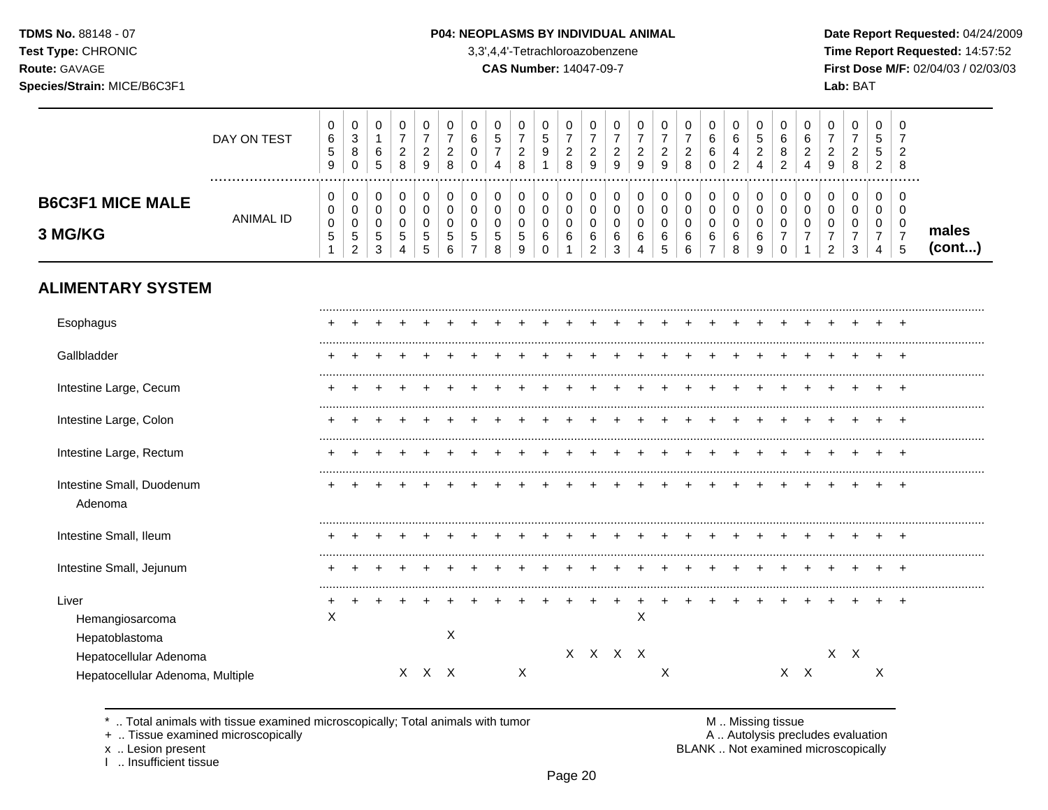**TDMS No.** 88148 - 07
**Test Type:** CHRONIC
**Route:** GAVAGE
**Species/Strain:** MICE/B6C3F1

**P04: NEOPLASMS BY INDIVIDUAL ANIMAL**
3,3',4,4'-Tetrachloroazobenzene
**CAS Number:** 14047-09-7

**Date Report Requested:** 04/24/2009
**Time Report Requested:** 14:57:52
**First Dose M/F:** 02/04/03 / 02/03/03
**Lab:** BAT

## B6C3F1 MICE MALE 3 MG/KG — males (cont...)

| DAY ON TEST | 0659 | 0380 | 0165 | 0728 | 0729 | 0728 | 0600 | 0574 | 0728 | 0591 | 0728 | 0729 | 0729 | 0729 | 0729 | 0728 | 0660 | 0642 | 0524 | 0682 | 0624 | 0729 | 0728 | 0552 | 0728 |
|---|---|---|---|---|---|---|---|---|---|---|---|---|---|---|---|---|---|---|---|---|---|---|---|---|---|
| ANIMAL ID | 00051 | 00052 | 00053 | 00054 | 00055 | 00056 | 00057 | 00058 | 00059 | 00060 | 00061 | 00062 | 00063 | 00064 | 00065 | 00066 | 00067 | 00068 | 00069 | 00070 | 00071 | 00072 | 00073 | 00074 | 00075 |
| **ALIMENTARY SYSTEM** | | | | | | | | | | | | | | | | | | | | | | | | | |
| Esophagus | + | + | + | + | + | + | + | + | + | + | + | + | + | + | + | + | + | + | + | + | + | + | + | + | + |
| Gallbladder | + | + | + | + | + | + | + | + | + | + | + | + | + | + | + | + | + | + | + | + | + | + | + | + | + |
| Intestine Large, Cecum | + | + | + | + | + | + | + | + | + | + | + | + | + | + | + | + | + | + | + | + | + | + | + | + | + |
| Intestine Large, Colon | + | + | + | + | + | + | + | + | + | + | + | + | + | + | + | + | + | + | + | + | + | + | + | + | + |
| Intestine Large, Rectum | + | + | + | + | + | + | + | + | + | + | + | + | + | + | + | + | + | + | + | + | + | + | + | + | + |
| Intestine Small, Duodenum | + | + | + | + | + | + | + | + | + | + | + | + | + | + | + | + | + | + | + | + | + | + | + | + | + |
| Adenoma | | | | | | | | | | | | | | | | | | | | | | | | | |
| Intestine Small, Ileum | + | + | + | + | + | + | + | + | + | + | + | + | + | + | + | + | + | + | + | + | + | + | + | + | + |
| Intestine Small, Jejunum | + | + | + | + | + | + | + | + | + | + | + | + | + | + | + | + | + | + | + | + | + | + | + | + | + |
| Liver | + | + | + | + | + | + | + | + | + | + | + | + | + | + | + | + | + | + | + | + | + | + | + | + | + |
| Hemangiosarcoma | X | | | | | | | | | | | | | X | | | | | | | | | | | |
| Hepatoblastoma | | | | | | X | | | | | | | | | | | | | | | | | | | |
| Hepatocellular Adenoma | | | | | | | | | | | X | X | X | X | | | | | | | | X | X | | |
| Hepatocellular Adenoma, Multiple | | | | X | X | X | | | X | | | | | | X | | | | | X | X | | | X | |

\* .. Total animals with tissue examined microscopically; Total animals with tumor
+ .. Tissue examined microscopically
x .. Lesion present
I .. Insufficient tissue

M .. Missing tissue
A .. Autolysis precludes evaluation
BLANK .. Not examined microscopically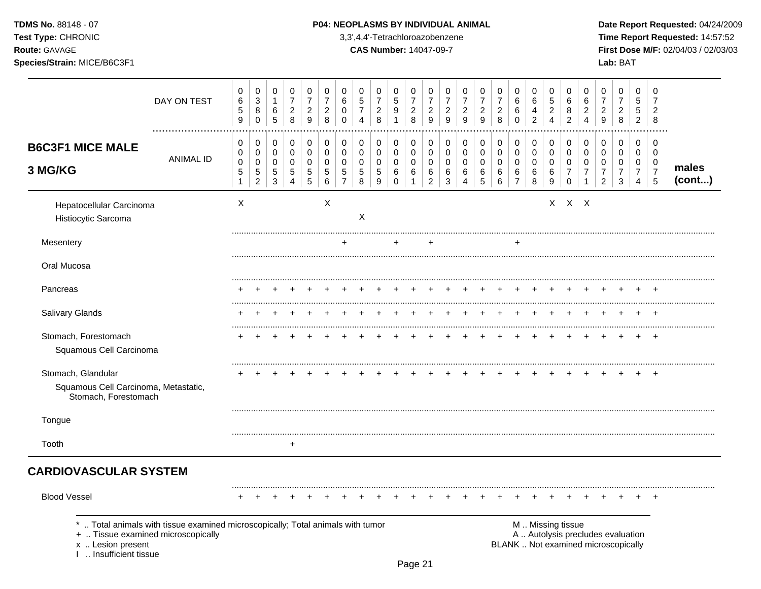**TDMS No.** 88148 - 07
**Test Type:** CHRONIC
**Route:** GAVAGE
**Species/Strain:** MICE/B6C3F1

**P04: NEOPLASMS BY INDIVIDUAL ANIMAL**
3,3',4,4'-Tetrachloroazobenzene
**CAS Number:** 14047-09-7

**Date Report Requested:** 04/24/2009
**Time Report Requested:** 14:57:52
**First Dose M/F:** 02/04/03 / 02/03/03
**Lab:** BAT

## B6C3F1 MICE MALE 3 MG/KG

| DAY ON TEST | 0659 | 0380 | 0165 | 0728 | 0729 | 0728 | 0600 | 0574 | 0728 | 0591 | 0728 | 0729 | 0729 | 0729 | 0729 | 0728 | 0660 | 0642 | 0524 | 0682 | 0624 | 0729 | 0728 | 0552 | 0728 | |
|---|---|---|---|---|---|---|---|---|---|---|---|---|---|---|---|---|---|---|---|---|---|---|---|---|---|---|
| **ANIMAL ID** | 00051 | 00052 | 00053 | 00054 | 00055 | 00056 | 00057 | 00058 | 00059 | 00060 | 00061 | 00062 | 00063 | 00064 | 00065 | 00066 | 00067 | 00068 | 00069 | 00070 | 00071 | 00072 | 00073 | 00074 | 00075 | **males (cont...)** |
| Hepatocellular Carcinoma | X | | | | | X | | | | | | | | | | | | | X | X | X | | | | | |
| Histiocytic Sarcoma | | | | | | | | X | | | | | | | | | | | | | | | | | | |
| Mesentery | | | | | | | + | | | + | | + | | | | | + | | | | | | | | | |
| Oral Mucosa | | | | | | | | | | | | | | | | | | | | | | | | | | |
| Pancreas | + | + | + | + | + | + | + | + | + | + | + | + | + | + | + | + | + | + | + | + | + | + | + | + | + | |
| Salivary Glands | + | + | + | + | + | + | + | + | + | + | + | + | + | + | + | + | + | + | + | + | + | + | + | + | + | |
| Stomach, Forestomach | + | + | + | + | + | + | + | + | + | + | + | + | + | + | + | + | + | + | + | + | + | + | + | + | + | |
| Squamous Cell Carcinoma | | | | | | | | | | | | | | | | | | | | | | | | | | |
| Stomach, Glandular | + | + | + | + | + | + | + | + | + | + | + | + | + | + | + | + | + | + | + | + | + | + | + | + | + | |
| Squamous Cell Carcinoma, Metastatic, Stomach, Forestomach | | | | | | | | | | | | | | | | | | | | | | | | | | |
| Tongue | | | | | | | | | | | | | | | | | | | | | | | | | | |
| Tooth | | | | + | | | | | | | | | | | | | | | | | | | | | | |

## CARDIOVASCULAR SYSTEM

| | | | | | | | | | | | | | | | | | | | | | | | | | | |
|---|---|---|---|---|---|---|---|---|---|---|---|---|---|---|---|---|---|---|---|---|---|---|---|---|---|---|
| Blood Vessel | + | + | + | + | + | + | + | + | + | + | + | + | + | + | + | + | + | + | + | + | + | + | + | + | + | |

\* .. Total animals with tissue examined microscopically; Total animals with tumor
\+ .. Tissue examined microscopically
x .. Lesion present
I .. Insufficient tissue

M .. Missing tissue
A .. Autolysis precludes evaluation
BLANK .. Not examined microscopically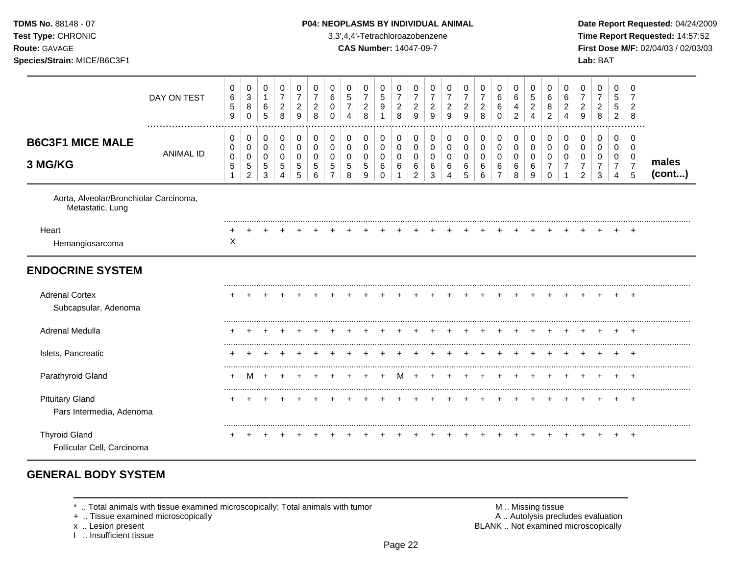**TDMS No.** 88148 - 07
**Test Type:** CHRONIC
**Route:** GAVAGE
**Species/Strain:** MICE/B6C3F1

**P04: NEOPLASMS BY INDIVIDUAL ANIMAL**
3,3',4,4'-Tetrachloroazobenzene
**CAS Number:** 14047-09-7

**Date Report Requested:** 04/24/2009
**Time Report Requested:** 14:57:52
**First Dose M/F:** 02/04/03 / 02/03/03
**Lab:** BAT

| DAY ON TEST | 0659 | 0380 | 0165 | 0728 | 0729 | 0728 | 0600 | 0574 | 0728 | 0591 | 0728 | 0729 | 0729 | 0729 | 0729 | 0728 | 0660 | 0642 | 0524 | 0682 | 0624 | 0729 | 0728 | 0552 | 0728 | |
|---|---|---|---|---|---|---|---|---|---|---|---|---|---|---|---|---|---|---|---|---|---|---|---|---|---|---|
| **B6C3F1 MICE MALE 3 MG/KG** ANIMAL ID | 00051 | 00052 | 00053 | 00054 | 00055 | 00056 | 00057 | 00058 | 00059 | 00060 | 00061 | 00062 | 00063 | 00064 | 00065 | 00066 | 00067 | 00068 | 00069 | 00070 | 00071 | 00072 | 00073 | 00074 | 00075 | **males (cont...)** |
| Aorta, Alveolar/Bronchiolar Carcinoma, Metastatic, Lung | | | | | | | | | | | | | | | | | | | | | | | | | | |
| Heart | + | + | + | + | + | + | + | + | + | + | + | + | + | + | + | + | + | + | + | + | + | + | + | + | + | |
| Hemangiosarcoma | X | | | | | | | | | | | | | | | | | | | | | | | | | |
| **ENDOCRINE SYSTEM** | | | | | | | | | | | | | | | | | | | | | | | | | | |
| Adrenal Cortex | + | + | + | + | + | + | + | + | + | + | + | + | + | + | + | + | + | + | + | + | + | + | + | + | + | |
| Subcapsular, Adenoma | | | | | | | | | | | | | | | | | | | | | | | | | | |
| Adrenal Medulla | + | + | + | + | + | + | + | + | + | + | + | + | + | + | + | + | + | + | + | + | + | + | + | + | + | |
| Islets, Pancreatic | + | + | + | + | + | + | + | + | + | + | + | + | + | + | + | + | + | + | + | + | + | + | + | + | + | |
| Parathyroid Gland | + | M | + | + | + | + | + | + | + | + | M | + | + | + | + | + | + | + | + | + | + | + | + | + | + | |
| Pituitary Gland | + | + | + | + | + | + | + | + | + | + | + | + | + | + | + | + | + | + | + | + | + | + | + | + | + | |
| Pars Intermedia, Adenoma | | | | | | | | | | | | | | | | | | | | | | | | | | |
| Thyroid Gland | + | + | + | + | + | + | + | + | + | + | + | + | + | + | + | + | + | + | + | + | + | + | + | + | + | |
| Follicular Cell, Carcinoma | | | | | | | | | | | | | | | | | | | | | | | | | | |

## GENERAL BODY SYSTEM

\* .. Total animals with tissue examined microscopically; Total animals with tumor
\+ .. Tissue examined microscopically
x .. Lesion present
I .. Insufficient tissue

M .. Missing tissue
A .. Autolysis precludes evaluation
BLANK .. Not examined microscopically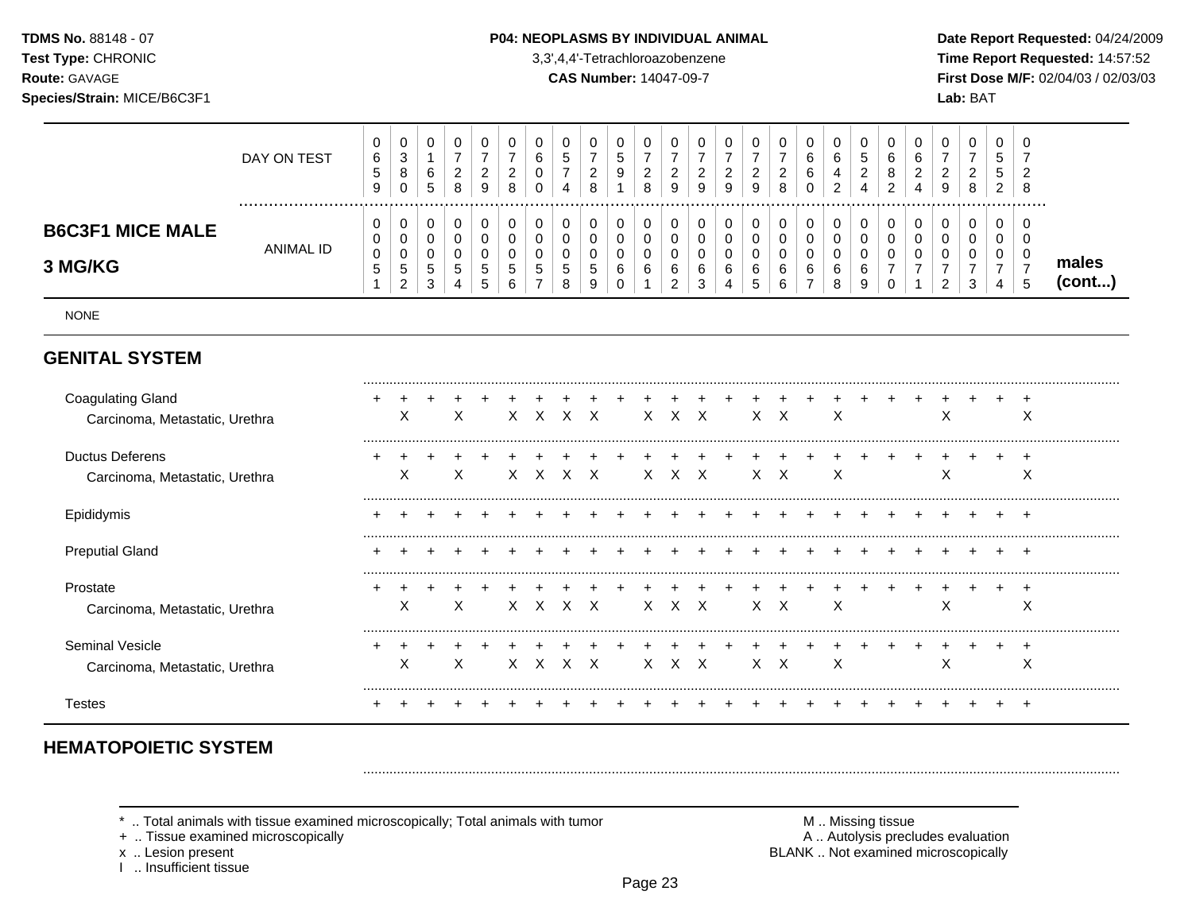TDMS No. 88148 - 07
Test Type: CHRONIC
Route: GAVAGE
Species/Strain: MICE/B6C3F1

**P04: NEOPLASMS BY INDIVIDUAL ANIMAL**
3,3',4,4'-Tetrachloroazobenzene
**CAS Number:** 14047-09-7

Date Report Requested: 04/24/2009
Time Report Requested: 14:57:52
First Dose M/F: 02/04/03 / 02/03/03
Lab: BAT

## B6C3F1 MICE MALE 3 MG/KG

| DAY ON TEST | 0659 | 0380 | 0165 | 0728 | 0729 | 0728 | 0600 | 0574 | 0728 | 0591 | 0728 | 0729 | 0729 | 0729 | 0729 | 0728 | 0660 | 0642 | 0524 | 0682 | 0624 | 0729 | 0728 | 0552 | 0728 | |
|---|---|---|---|---|---|---|---|---|---|---|---|---|---|---|---|---|---|---|---|---|---|---|---|---|---|---|
| **ANIMAL ID** | 00051 | 00052 | 00053 | 00054 | 00055 | 00056 | 00057 | 00058 | 00059 | 00060 | 00061 | 00062 | 00063 | 00064 | 00065 | 00066 | 00067 | 00068 | 00069 | 00070 | 00071 | 00072 | 00073 | 00074 | 00075 | **males (cont...)** |
| NONE | | | | | | | | | | | | | | | | | | | | | | | | | | |
| **GENITAL SYSTEM** | | | | | | | | | | | | | | | | | | | | | | | | | | |
| Coagulating Gland | + | + | + | + | + | + | + | + | + | + | + | + | + | + | + | + | + | + | + | + | + | + | + | + | + | |
| Carcinoma, Metastatic, Urethra | | X | | X | | X | X | X | X | | X | X | X | | X | X | | X | | | | X | | | X | |
| Ductus Deferens | + | + | + | + | + | + | + | + | + | + | + | + | + | + | + | + | + | + | + | + | + | + | + | + | + | |
| Carcinoma, Metastatic, Urethra | | X | | X | | X | X | X | X | | X | X | X | | X | X | | X | | | | X | | | X | |
| Epididymis | + | + | + | + | + | + | + | + | + | + | + | + | + | + | + | + | + | + | + | + | + | + | + | + | + | |
| Preputial Gland | + | + | + | + | + | + | + | + | + | + | + | + | + | + | + | + | + | + | + | + | + | + | + | + | + | |
| Prostate | + | + | + | + | + | + | + | + | + | + | + | + | + | + | + | + | + | + | + | + | + | + | + | + | + | |
| Carcinoma, Metastatic, Urethra | | X | | X | | X | X | X | X | | X | X | X | | X | X | | X | | | | X | | | X | |
| Seminal Vesicle | + | + | + | + | + | + | + | + | + | + | + | + | + | + | + | + | + | + | + | + | + | + | + | + | + | |
| Carcinoma, Metastatic, Urethra | | X | | X | | X | X | X | X | | X | X | X | | X | X | | X | | | | X | | | X | |
| Testes | + | + | + | + | + | + | + | + | + | + | + | + | + | + | + | + | + | + | + | + | + | + | + | + | + | |

## HEMATOPOIETIC SYSTEM

\* .. Total animals with tissue examined microscopically; Total animals with tumor
\+ .. Tissue examined microscopically
x .. Lesion present
I .. Insufficient tissue

M .. Missing tissue
A .. Autolysis precludes evaluation
BLANK .. Not examined microscopically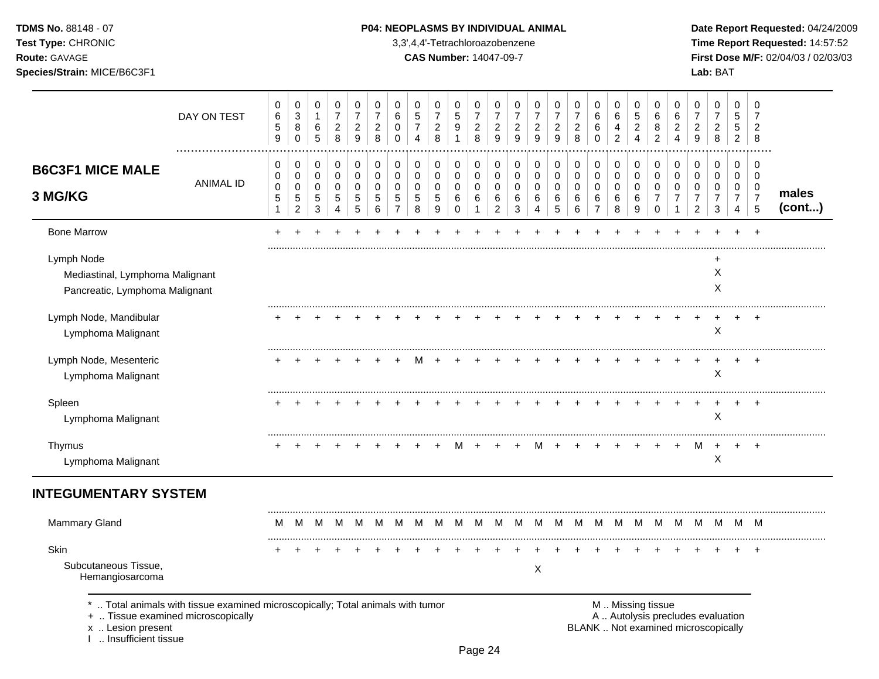**TDMS No.** 88148 - 07
**Test Type:** CHRONIC
**Route:** GAVAGE
**Species/Strain:** MICE/B6C3F1

**P04: NEOPLASMS BY INDIVIDUAL ANIMAL**
3,3',4,4'-Tetrachloroazobenzene
**CAS Number:** 14047-09-7

**Date Report Requested:** 04/24/2009
**Time Report Requested:** 14:57:52
**First Dose M/F:** 02/04/03 / 02/03/03
**Lab:** BAT

| DAY ON TEST | 0659 | 0380 | 0165 | 0728 | 0729 | 0728 | 0600 | 0574 | 0728 | 0591 | 0728 | 0729 | 0729 | 0729 | 0729 | 0728 | 0660 | 0642 | 0524 | 0682 | 0624 | 0729 | 0728 | 0552 | 0728 | |
|---|---|---|---|---|---|---|---|---|---|---|---|---|---|---|---|---|---|---|---|---|---|---|---|---|---|---|
| **B6C3F1 MICE MALE 3 MG/KG** ANIMAL ID | 00051 | 00052 | 00053 | 00054 | 00055 | 00056 | 00057 | 00058 | 00059 | 00060 | 00061 | 00062 | 00063 | 00064 | 00065 | 00066 | 00067 | 00068 | 00069 | 00070 | 00071 | 00072 | 00073 | 00074 | 00075 | **males (cont...)** |
| Bone Marrow | + | + | + | + | + | + | + | + | + | + | + | + | + | + | + | + | + | + | + | + | + | + | + | + | + | |
| Lymph Node | | | | | | | | | | | | | | | | | | | | | | | + | | | |
| Mediastinal, Lymphoma Malignant | | | | | | | | | | | | | | | | | | | | | | | X | | | |
| Pancreatic, Lymphoma Malignant | | | | | | | | | | | | | | | | | | | | | | | X | | | |
| Lymph Node, Mandibular | + | + | + | + | + | + | + | + | + | + | + | + | + | + | + | + | + | + | + | + | + | + | + | + | + | |
| Lymphoma Malignant | | | | | | | | | | | | | | | | | | | | | | | X | | | |
| Lymph Node, Mesenteric | + | + | + | + | + | + | + | M | + | + | + | + | + | + | + | + | + | + | + | + | + | + | + | + | + | |
| Lymphoma Malignant | | | | | | | | | | | | | | | | | | | | | | | X | | | |
| Spleen | + | + | + | + | + | + | + | + | + | + | + | + | + | + | + | + | + | + | + | + | + | + | + | + | + | |
| Lymphoma Malignant | | | | | | | | | | | | | | | | | | | | | | | X | | | |
| Thymus | + | + | + | + | + | + | + | + | + | M | + | + | + | M | + | + | + | + | + | + | + | M | + | + | + | |
| Lymphoma Malignant | | | | | | | | | | | | | | | | | | | | | | | X | | | |

## INTEGUMENTARY SYSTEM

| | | | | | | | | | | | | | | | | | | | | | | | | | |
|---|---|---|---|---|---|---|---|---|---|---|---|---|---|---|---|---|---|---|---|---|---|---|---|---|---|
| Mammary Gland | M | M | M | M | M | M | M | M | M | M | M | M | M | M | M | M | M | M | M | M | M | M | M | M | M |
| Skin | + | + | + | + | + | + | + | + | + | + | + | + | + | + | + | + | + | + | + | + | + | + | + | + | + |
| Subcutaneous Tissue, Hemangiosarcoma | | | | | | | | | | | | | | X | | | | | | | | | | | |

\* .. Total animals with tissue examined microscopically; Total animals with tumor
\+ .. Tissue examined microscopically
x .. Lesion present
I .. Insufficient tissue

M .. Missing tissue
A .. Autolysis precludes evaluation
BLANK .. Not examined microscopically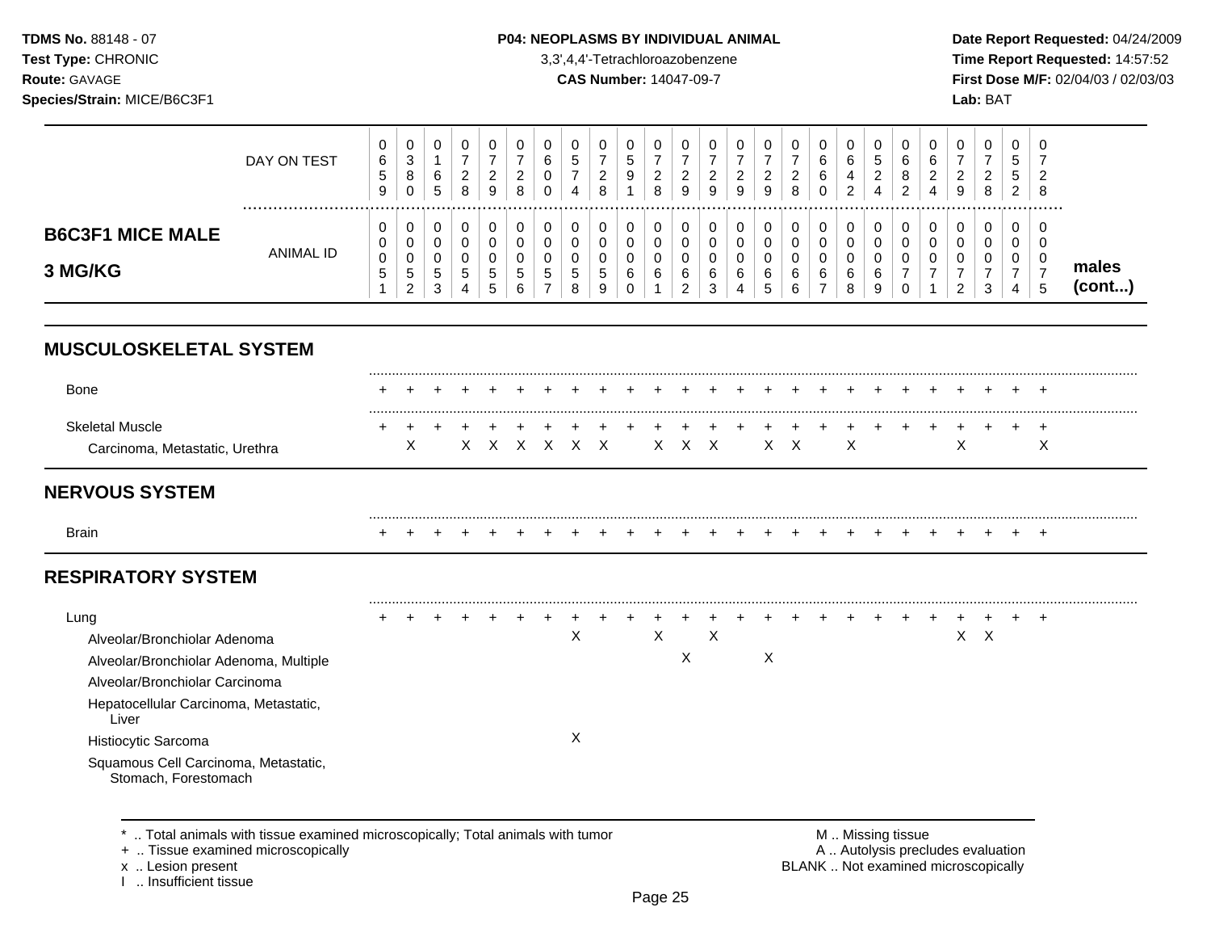**TDMS No.** 88148 - 07
**Test Type:** CHRONIC
**Route:** GAVAGE
**Species/Strain:** MICE/B6C3F1

**P04: NEOPLASMS BY INDIVIDUAL ANIMAL**
3,3',4,4'-Tetrachloroazobenzene
**CAS Number:** 14047-09-7

**Date Report Requested:** 04/24/2009
**Time Report Requested:** 14:57:52
**First Dose M/F:** 02/04/03 / 02/03/03
**Lab:** BAT

## B6C3F1 MICE MALE 3 MG/KG — males (cont...)

| | 1 | 2 | 3 | 4 | 5 | 6 | 7 | 8 | 9 | 10 | 11 | 12 | 13 | 14 | 15 | 16 | 17 | 18 | 19 | 20 | 21 | 22 | 23 | 24 | 25 |
|---|---|---|---|---|---|---|---|---|---|---|---|---|---|---|---|---|---|---|---|---|---|---|---|---|---|
| DAY ON TEST | 0659 | 0380 | 0165 | 0728 | 0729 | 0728 | 0600 | 0574 | 0728 | 0591 | 0728 | 0729 | 0729 | 0729 | 0729 | 0728 | 0660 | 0642 | 0524 | 0682 | 0624 | 0729 | 0728 | 0552 | 0728 |
| ANIMAL ID | 0051 | 0052 | 0053 | 0054 | 0055 | 0056 | 0057 | 0058 | 0059 | 0060 | 0061 | 0062 | 0063 | 0064 | 0065 | 0066 | 0067 | 0068 | 0069 | 0070 | 0071 | 0072 | 0073 | 0074 | 0075 |
| **MUSCULOSKELETAL SYSTEM** | | | | | | | | | | | | | | | | | | | | | | | | | |
| Bone | + | + | + | + | + | + | + | + | + | + | + | + | + | + | + | + | + | + | + | + | + | + | + | + | + |
| Skeletal Muscle | + | + | + | + | + | + | + | + | + | + | + | + | + | + | + | + | + | + | + | + | + | + | + | + | + |
| Carcinoma, Metastatic, Urethra | | X | | X | X | X | X | X | X | | X | X | X | | X | X | | X | | | | X | | | X |
| **NERVOUS SYSTEM** | | | | | | | | | | | | | | | | | | | | | | | | | |
| Brain | + | + | + | + | + | + | + | + | + | + | + | + | + | + | + | + | + | + | + | + | + | + | + | + | + |
| **RESPIRATORY SYSTEM** | | | | | | | | | | | | | | | | | | | | | | | | | |
| Lung | + | + | + | + | + | + | + | + | + | + | + | + | + | + | + | + | + | + | + | + | + | + | + | + | + |
| Alveolar/Bronchiolar Adenoma | | | | | | | | X | | | X | | X | | | | | | | | | X | X | | |
| Alveolar/Bronchiolar Adenoma, Multiple | | | | | | | | | | | | X | | | X | | | | | | | | | | |
| Alveolar/Bronchiolar Carcinoma | | | | | | | | | | | | | | | | | | | | | | | | | |
| Hepatocellular Carcinoma, Metastatic, Liver | | | | | | | | | | | | | | | | | | | | | | | | | |
| Histiocytic Sarcoma | | | | | | | | X | | | | | | | | | | | | | | | | | |
| Squamous Cell Carcinoma, Metastatic, Stomach, Forestomach | | | | | | | | | | | | | | | | | | | | | | | | | |

\* .. Total animals with tissue examined microscopically; Total animals with tumor
\+ .. Tissue examined microscopically
x .. Lesion present
I .. Insufficient tissue

M .. Missing tissue
A .. Autolysis precludes evaluation
BLANK .. Not examined microscopically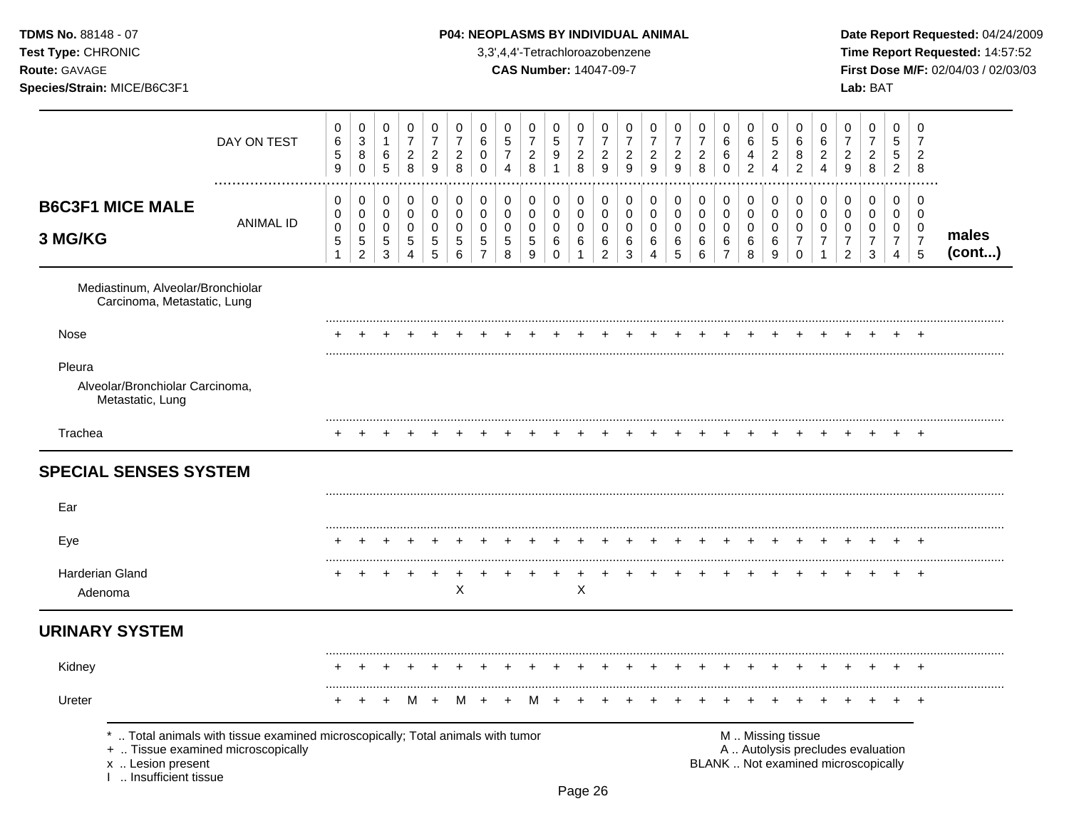**TDMS No.** 88148 - 07
**Test Type:** CHRONIC
**Route:** GAVAGE
**Species/Strain:** MICE/B6C3F1

**P04: NEOPLASMS BY INDIVIDUAL ANIMAL**
3,3',4,4'-Tetrachloroazobenzene
**CAS Number:** 14047-09-7

**Date Report Requested:** 04/24/2009
**Time Report Requested:** 14:57:52
**First Dose M/F:** 02/04/03 / 02/03/03
**Lab:** BAT

| **B6C3F1 MICE MALE 3 MG/KG** | | | | | | | | | | | | | | | | | | | | | | | | | | |
|---|---|---|---|---|---|---|---|---|---|---|---|---|---|---|---|---|---|---|---|---|---|---|---|---|---|---|
| DAY ON TEST | 0659 | 0380 | 0165 | 0728 | 0729 | 0728 | 0600 | 0574 | 0728 | 0591 | 0728 | 0729 | 0729 | 0729 | 0729 | 0728 | 0660 | 0642 | 0524 | 0682 | 0624 | 0729 | 0728 | 0552 | 0728 | |
| ANIMAL ID | 00051 | 00052 | 00053 | 00054 | 00055 | 00056 | 00057 | 00058 | 00059 | 00060 | 00061 | 00062 | 00063 | 00064 | 00065 | 00066 | 00067 | 00068 | 00069 | 00070 | 00071 | 00072 | 00073 | 00074 | 00075 | **males (cont...)** |
| Mediastinum, Alveolar/Bronchiolar Carcinoma, Metastatic, Lung | | | | | | | | | | | | | | | | | | | | | | | | | | |
| Nose | + | + | + | + | + | + | + | + | + | + | + | + | + | + | + | + | + | + | + | + | + | + | + | + | + | |
| Pleura | | | | | | | | | | | | | | | | | | | | | | | | | | |
| Alveolar/Bronchiolar Carcinoma, Metastatic, Lung | | | | | | | | | | | | | | | | | | | | | | | | | | |
| Trachea | + | + | + | + | + | + | + | + | + | + | + | + | + | + | + | + | + | + | + | + | + | + | + | + | + | |
| **SPECIAL SENSES SYSTEM** | | | | | | | | | | | | | | | | | | | | | | | | | | |
| Ear | | | | | | | | | | | | | | | | | | | | | | | | | | |
| Eye | + | + | + | + | + | + | + | + | + | + | + | + | + | + | + | + | + | + | + | + | + | + | + | + | + | |
| Harderian Gland | + | + | + | + | + | + | + | + | + | + | + | + | + | + | + | + | + | + | + | + | + | + | + | + | + | |
| Adenoma | | | | | | X | | | | | X | | | | | | | | | | | | | | | |
| **URINARY SYSTEM** | | | | | | | | | | | | | | | | | | | | | | | | | | |
| Kidney | + | + | + | + | + | + | + | + | + | + | + | + | + | + | + | + | + | + | + | + | + | + | + | + | + | |
| Ureter | + | + | + | M | + | M | + | + | M | + | + | + | + | + | + | + | + | + | + | + | + | + | + | + | + | |

\* .. Total animals with tissue examined microscopically; Total animals with tumor
\+ .. Tissue examined microscopically
x .. Lesion present
I .. Insufficient tissue

M .. Missing tissue
A .. Autolysis precludes evaluation
BLANK .. Not examined microscopically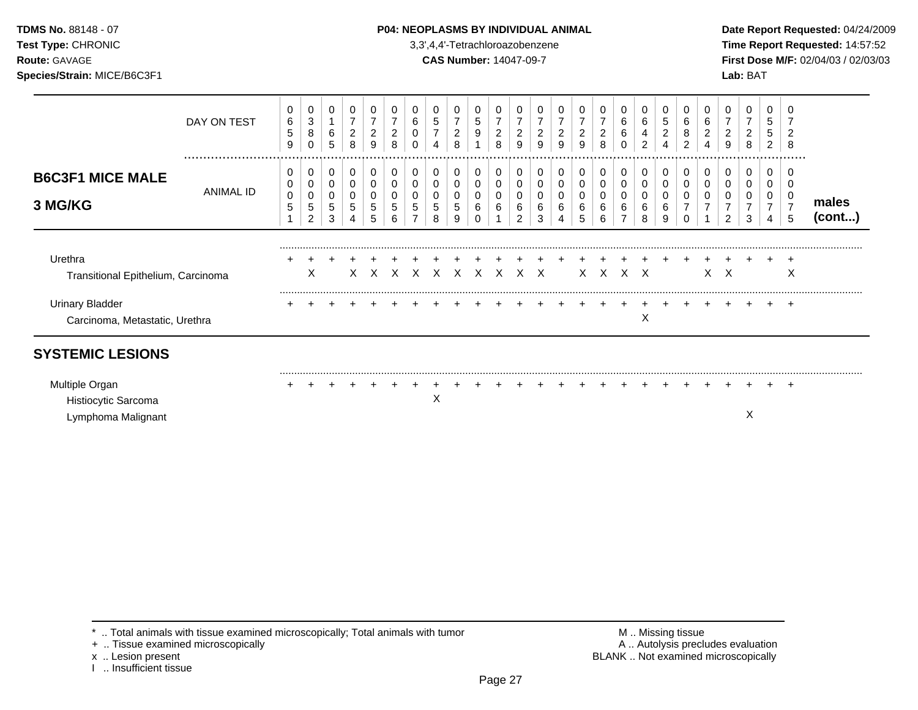**TDMS No.** 88148 - 07
**Test Type:** CHRONIC
**Route:** GAVAGE
**Species/Strain:** MICE/B6C3F1

**P04: NEOPLASMS BY INDIVIDUAL ANIMAL**
3,3',4,4'-Tetrachloroazobenzene
**CAS Number:** 14047-09-7

**Date Report Requested:** 04/24/2009
**Time Report Requested:** 14:57:52
**First Dose M/F:** 02/04/03 / 02/03/03
**Lab:** BAT

## B6C3F1 MICE MALE 3 MG/KG — males (cont...)

| | 1 | 2 | 3 | 4 | 5 | 6 | 7 | 8 | 9 | 10 | 11 | 12 | 13 | 14 | 15 | 16 | 17 | 18 | 19 | 20 | 21 | 22 | 23 | 24 | 25 |
|---|---|---|---|---|---|---|---|---|---|---|---|---|---|---|---|---|---|---|---|---|---|---|---|---|---|
| DAY ON TEST | 0659 | 0380 | 0165 | 0728 | 0729 | 0728 | 0600 | 0574 | 0728 | 0591 | 0728 | 0729 | 0729 | 0729 | 0729 | 0728 | 0660 | 0642 | 0524 | 0682 | 0624 | 0729 | 0728 | 0552 | 0728 |
| ANIMAL ID | 00051 | 00052 | 00053 | 00054 | 00055 | 00056 | 00057 | 00058 | 00059 | 00060 | 00061 | 00062 | 00063 | 00064 | 00065 | 00066 | 00067 | 00068 | 00069 | 00070 | 00071 | 00072 | 00073 | 00074 | 00075 |
| Urethra | + | + | + | + | + | + | + | + | + | + | + | + | + | + | + | + | + | + | + | + | + | + | + | + | + |
| Transitional Epithelium, Carcinoma | | X | | X | X | X | X | X | X | X | X | X | X | | X | X | X | X | | | X | X | | | X |
| Urinary Bladder | + | + | + | + | + | + | + | + | + | + | + | + | + | + | + | + | + | + | + | + | + | + | + | + | + |
| Carcinoma, Metastatic, Urethra | | | | | | | | | | | | | | | | | | X | | | | | | | |

## SYSTEMIC LESIONS

| | 1 | 2 | 3 | 4 | 5 | 6 | 7 | 8 | 9 | 10 | 11 | 12 | 13 | 14 | 15 | 16 | 17 | 18 | 19 | 20 | 21 | 22 | 23 | 24 | 25 |
|---|---|---|---|---|---|---|---|---|---|---|---|---|---|---|---|---|---|---|---|---|---|---|---|---|---|
| Multiple Organ | + | + | + | + | + | + | + | + | + | + | + | + | + | + | + | + | + | + | + | + | + | + | + | + | + |
| Histiocytic Sarcoma | | | | | | | | X | | | | | | | | | | | | | | | | | |
| Lymphoma Malignant | | | | | | | | | | | | | | | | | | | | | | | X | | |

\* .. Total animals with tissue examined microscopically; Total animals with tumor
\+ .. Tissue examined microscopically
x .. Lesion present
I .. Insufficient tissue

M .. Missing tissue
A .. Autolysis precludes evaluation
BLANK .. Not examined microscopically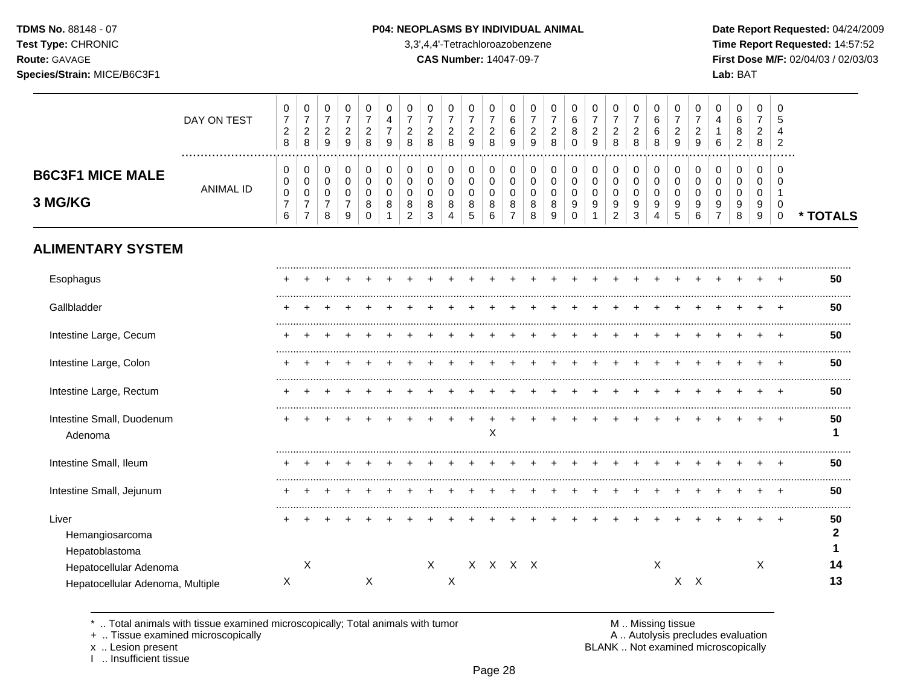**TDMS No.** 88148 - 07
**Test Type:** CHRONIC
**Route:** GAVAGE
**Species/Strain:** MICE/B6C3F1

**P04: NEOPLASMS BY INDIVIDUAL ANIMAL**
3,3',4,4'-Tetrachloroazobenzene
**CAS Number:** 14047-09-7

**Date Report Requested:** 04/24/2009
**Time Report Requested:** 14:57:52
**First Dose M/F:** 02/04/03 / 02/03/03
**Lab:** BAT

## B6C3F1 MICE MALE 3 MG/KG

| DAY ON TEST | 0728 | 0728 | 0729 | 0729 | 0728 | 0479 | 0728 | 0728 | 0728 | 0729 | 0728 | 0669 | 0729 | 0728 | 0680 | 0729 | 0728 | 0728 | 0668 | 0729 | 0729 | 0416 | 0682 | 0728 | 0542 | |
|---|---|---|---|---|---|---|---|---|---|---|---|---|---|---|---|---|---|---|---|---|---|---|---|---|---|---|
| **ANIMAL ID** | 0076 | 0077 | 0078 | 0079 | 0080 | 0081 | 0082 | 0083 | 0084 | 0085 | 0086 | 0087 | 0088 | 0089 | 0090 | 0091 | 0092 | 0093 | 0094 | 0095 | 0096 | 0097 | 0098 | 0099 | 0100 | *** TOTALS** |
| **ALIMENTARY SYSTEM** | | | | | | | | | | | | | | | | | | | | | | | | | | |
| Esophagus | + | + | + | + | + | + | + | + | + | + | + | + | + | + | + | + | + | + | + | + | + | + | + | + | + | **50** |
| Gallbladder | + | + | + | + | + | + | + | + | + | + | + | + | + | + | + | + | + | + | + | + | + | + | + | + | + | **50** |
| Intestine Large, Cecum | + | + | + | + | + | + | + | + | + | + | + | + | + | + | + | + | + | + | + | + | + | + | + | + | + | **50** |
| Intestine Large, Colon | + | + | + | + | + | + | + | + | + | + | + | + | + | + | + | + | + | + | + | + | + | + | + | + | + | **50** |
| Intestine Large, Rectum | + | + | + | + | + | + | + | + | + | + | + | + | + | + | + | + | + | + | + | + | + | + | + | + | + | **50** |
| Intestine Small, Duodenum | + | + | + | + | + | + | + | + | + | + | + | + | + | + | + | + | + | + | + | + | + | + | + | + | + | **50** |
| Adenoma | | | | | | | | | | | X | | | | | | | | | | | | | | | **1** |
| Intestine Small, Ileum | + | + | + | + | + | + | + | + | + | + | + | + | + | + | + | + | + | + | + | + | + | + | + | + | + | **50** |
| Intestine Small, Jejunum | + | + | + | + | + | + | + | + | + | + | + | + | + | + | + | + | + | + | + | + | + | + | + | + | + | **50** |
| Liver | + | + | + | + | + | + | + | + | + | + | + | + | + | + | + | + | + | + | + | + | + | + | + | + | + | **50** |
| Hemangiosarcoma | | | | | | | | | | | | | | | | | | | | | | | | | | **2** |
| Hepatoblastoma | | | | | | | | | | | | | | | | | | | | | | | | | | **1** |
| Hepatocellular Adenoma | | X | | | | | | X | | X | X | X | X | | | | | | X | | | | | X | | **14** |
| Hepatocellular Adenoma, Multiple | X | | | | X | | | | X | | | | | | | | | | | X | X | | | | | **13** |

\* .. Total animals with tissue examined microscopically; Total animals with tumor
\+ .. Tissue examined microscopically
x .. Lesion present
I .. Insufficient tissue

M .. Missing tissue
A .. Autolysis precludes evaluation
BLANK .. Not examined microscopically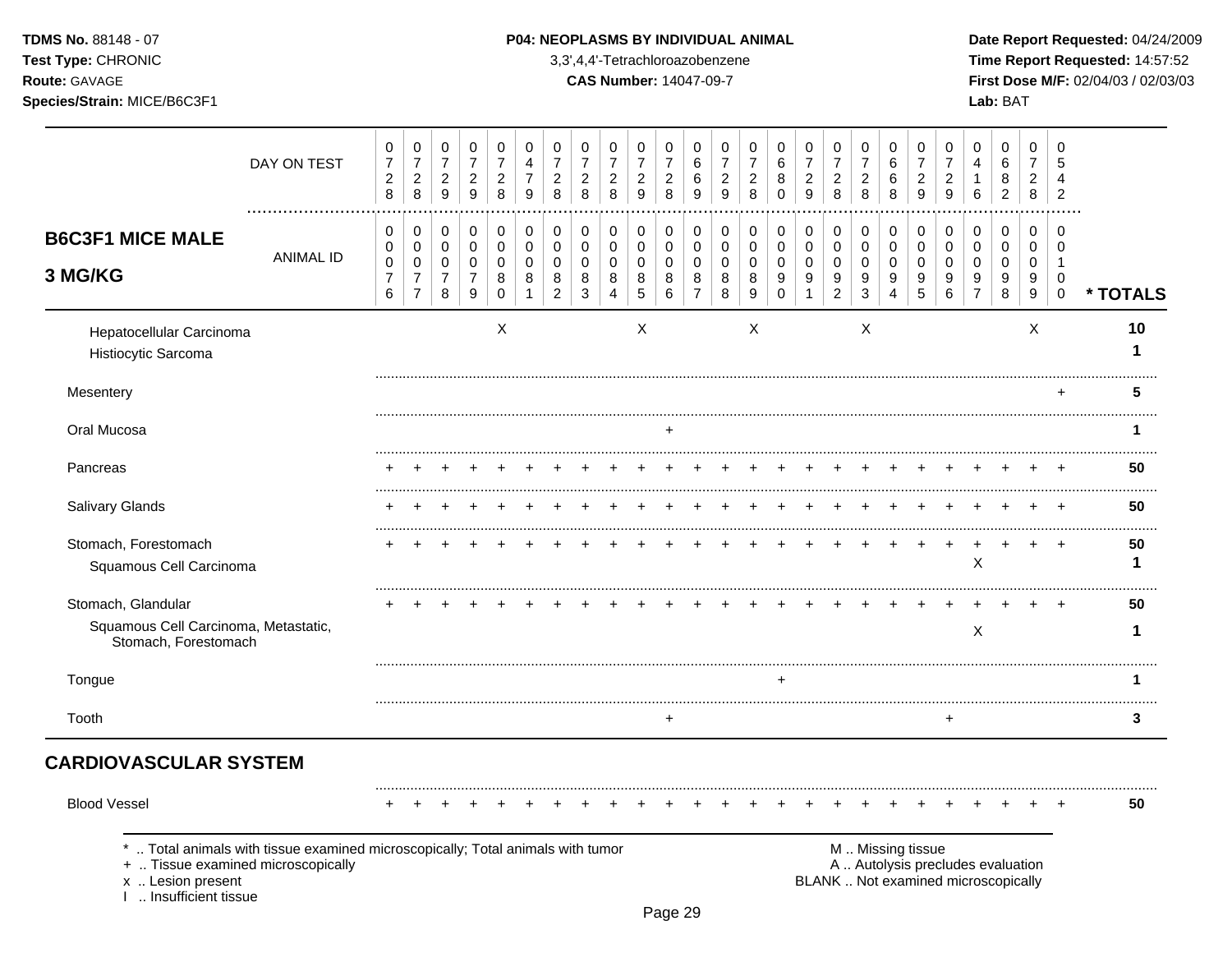**TDMS No.** 88148 - 07
**Test Type:** CHRONIC
**Route:** GAVAGE
**Species/Strain:** MICE/B6C3F1

**P04: NEOPLASMS BY INDIVIDUAL ANIMAL**
3,3',4,4'-Tetrachloroazobenzene
**CAS Number:** 14047-09-7

**Date Report Requested:** 04/24/2009
**Time Report Requested:** 14:57:52
**First Dose M/F:** 02/04/03 / 02/03/03
**Lab:** BAT

## B6C3F1 MICE MALE 3 MG/KG

| DAY ON TEST | 0728 | 0728 | 0729 | 0729 | 0728 | 0479 | 0728 | 0728 | 0728 | 0729 | 0728 | 0669 | 0729 | 0728 | 0680 | 0729 | 0728 | 0728 | 0668 | 0729 | 0729 | 0416 | 0682 | 0728 | 0542 | |
|---|---|---|---|---|---|---|---|---|---|---|---|---|---|---|---|---|---|---|---|---|---|---|---|---|---|---|
| **ANIMAL ID** | 0076 | 0077 | 0078 | 0079 | 0080 | 0081 | 0082 | 0083 | 0084 | 0085 | 0086 | 0087 | 0088 | 0089 | 0090 | 0091 | 0092 | 0093 | 0094 | 0095 | 0096 | 0097 | 0098 | 0099 | 0100 | *** TOTALS** |
| Hepatocellular Carcinoma | | | | | X | | | | | X | | | | X | | | | X | | | | | | X | | 10 |
| Histiocytic Sarcoma | | | | | | | | | | | | | | | | | | | | | | | | | | 1 |
| Mesentery | | | | | | | | | | | | | | | | | | | | | | | | | + | 5 |
| Oral Mucosa | | | | | | | | | | | + | | | | | | | | | | | | | | | 1 |
| Pancreas | + | + | + | + | + | + | + | + | + | + | + | + | + | + | + | + | + | + | + | + | + | + | + | + | + | 50 |
| Salivary Glands | + | + | + | + | + | + | + | + | + | + | + | + | + | + | + | + | + | + | + | + | + | + | + | + | + | 50 |
| Stomach, Forestomach | + | + | + | + | + | + | + | + | + | + | + | + | + | + | + | + | + | + | + | + | + | + | + | + | + | 50 |
| Squamous Cell Carcinoma | | | | | | | | | | | | | | | | | | | | | | X | | | | 1 |
| Stomach, Glandular | + | + | + | + | + | + | + | + | + | + | + | + | + | + | + | + | + | + | + | + | + | + | + | + | + | 50 |
| Squamous Cell Carcinoma, Metastatic, Stomach, Forestomach | | | | | | | | | | | | | | | | | | | | | | X | | | | 1 |
| Tongue | | | | | | | | | | | | | | | + | | | | | | | | | | | 1 |
| Tooth | | | | | | | | | | | + | | | | | | | | | | + | | | | | 3 |

## CARDIOVASCULAR SYSTEM

| | | | | | | | | | | | | | | | | | | | | | | | | | | |
|---|---|---|---|---|---|---|---|---|---|---|---|---|---|---|---|---|---|---|---|---|---|---|---|---|---|---|
| Blood Vessel | + | + | + | + | + | + | + | + | + | + | + | + | + | + | + | + | + | + | + | + | + | + | + | + | + | 50 |

* .. Total animals with tissue examined microscopically; Total animals with tumor
+ .. Tissue examined microscopically
x .. Lesion present
I .. Insufficient tissue

M .. Missing tissue
A .. Autolysis precludes evaluation
BLANK .. Not examined microscopically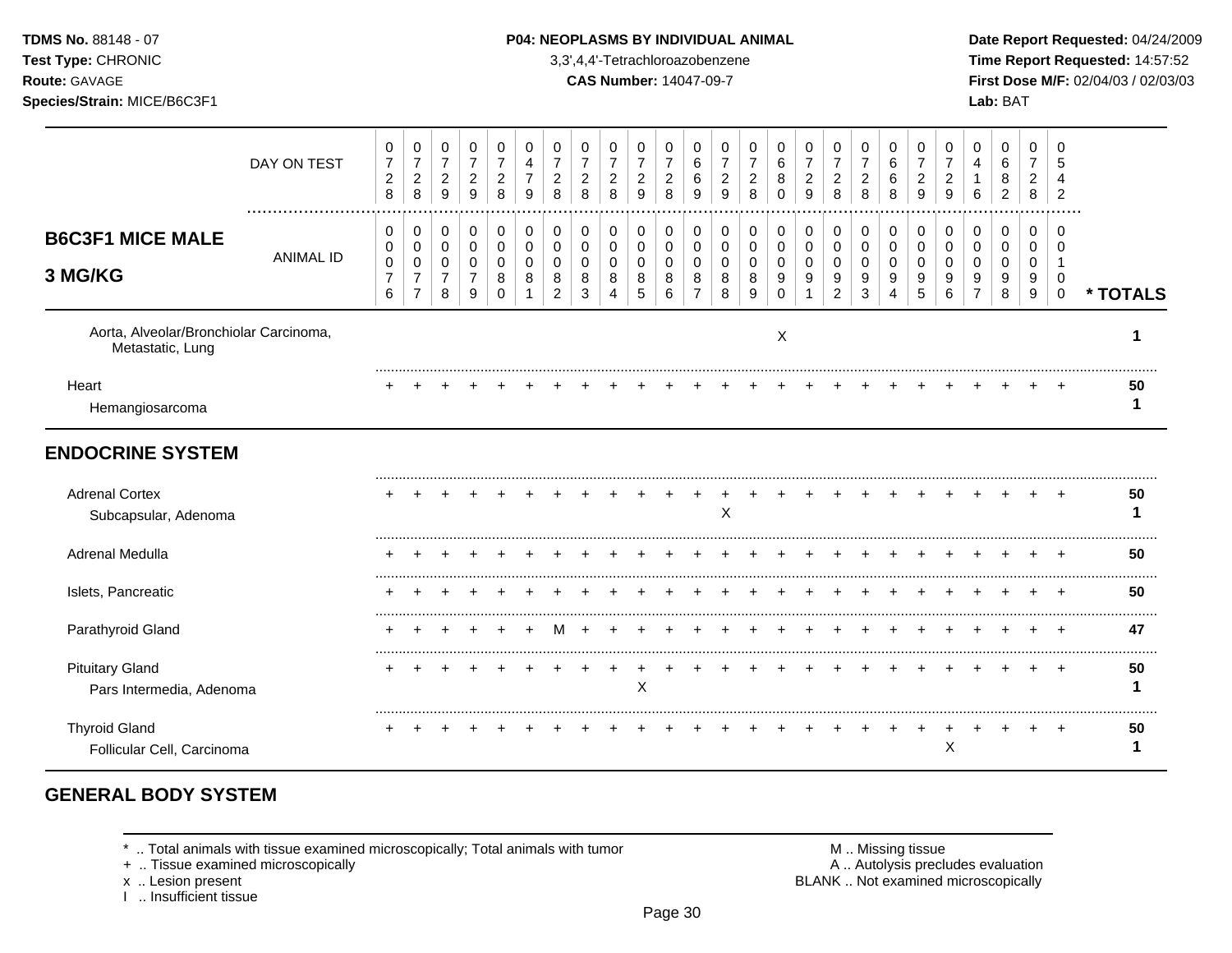**TDMS No.** 88148 - 07
**Test Type:** CHRONIC
**Route:** GAVAGE
**Species/Strain:** MICE/B6C3F1

**P04: NEOPLASMS BY INDIVIDUAL ANIMAL**
3,3',4,4'-Tetrachloroazobenzene
**CAS Number:** 14047-09-7

**Date Report Requested:** 04/24/2009
**Time Report Requested:** 14:57:52
**First Dose M/F:** 02/04/03 / 02/03/03
**Lab:** BAT

| **B6C3F1 MICE MALE 3 MG/KG** | | | | | | | | | | | | | | | | | | | | | | | | | | |
|---|---|---|---|---|---|---|---|---|---|---|---|---|---|---|---|---|---|---|---|---|---|---|---|---|---|---|
| DAY ON TEST | 0728 | 0728 | 0729 | 0729 | 0728 | 0479 | 0728 | 0728 | 0728 | 0729 | 0728 | 0669 | 0729 | 0728 | 0680 | 0729 | 0728 | 0728 | 0668 | 0729 | 0729 | 0416 | 0682 | 0728 | 0542 | |
| ANIMAL ID | 0076 | 0077 | 0078 | 0079 | 0080 | 0081 | 0082 | 0083 | 0084 | 0085 | 0086 | 0087 | 0088 | 0089 | 0090 | 0091 | 0092 | 0093 | 0094 | 0095 | 0096 | 0097 | 0098 | 0099 | 0100 | *** TOTALS** |
| Aorta, Alveolar/Bronchiolar Carcinoma, Metastatic, Lung | | | | | | | | | | | | | | | X | | | | | | | | | | | 1 |
| Heart | + | + | + | + | + | + | + | + | + | + | + | + | + | + | + | + | + | + | + | + | + | + | + | + | + | 50 |
| Hemangiosarcoma | | | | | | | | | | | | | | | | | | | | | | | | | | 1 |
| **ENDOCRINE SYSTEM** | | | | | | | | | | | | | | | | | | | | | | | | | | |
| Adrenal Cortex | + | + | + | + | + | + | + | + | + | + | + | + | + | + | + | + | + | + | + | + | + | + | + | + | + | 50 |
| Subcapsular, Adenoma | | | | | | | | | | | | | X | | | | | | | | | | | | | 1 |
| Adrenal Medulla | + | + | + | + | + | + | + | + | + | + | + | + | + | + | + | + | + | + | + | + | + | + | + | + | + | 50 |
| Islets, Pancreatic | + | + | + | + | + | + | + | + | + | + | + | + | + | + | + | + | + | + | + | + | + | + | + | + | + | 50 |
| Parathyroid Gland | + | + | + | + | + | + | M | + | + | + | + | + | + | + | + | + | + | + | + | + | + | + | + | + | + | 47 |
| Pituitary Gland | + | + | + | + | + | + | + | + | + | + | + | + | + | + | + | + | + | + | + | + | + | + | + | + | + | 50 |
| Pars Intermedia, Adenoma | | | | | | | | | | X | | | | | | | | | | | | | | | | 1 |
| Thyroid Gland | + | + | + | + | + | + | + | + | + | + | + | + | + | + | + | + | + | + | + | + | + | + | + | + | + | 50 |
| Follicular Cell, Carcinoma | | | | | | | | | | | | | | | | | | | | | X | | | | | 1 |

## GENERAL BODY SYSTEM

\* .. Total animals with tissue examined microscopically; Total animals with tumor
\+ .. Tissue examined microscopically
x .. Lesion present
I .. Insufficient tissue

M .. Missing tissue
A .. Autolysis precludes evaluation
BLANK .. Not examined microscopically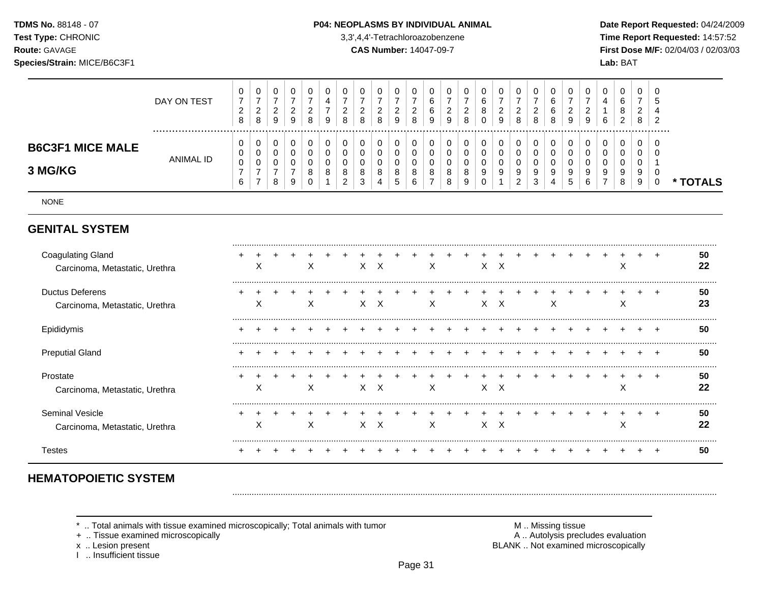## B6C3F1 MICE MALE 3 MG/KG

| | 1 | 2 | 3 | 4 | 5 | 6 | 7 | 8 | 9 | 10 | 11 | 12 | 13 | 14 | 15 | 16 | 17 | 18 | 19 | 20 | 21 | 22 | 23 | 24 | 25 | * TOTALS |
|---|---|---|---|---|---|---|---|---|---|---|---|---|---|---|---|---|---|---|---|---|---|---|---|---|---|---|
| DAY ON TEST | 0728 | 0728 | 0729 | 0729 | 0728 | 0479 | 0728 | 0728 | 0728 | 0729 | 0728 | 0669 | 0729 | 0728 | 0680 | 0729 | 0728 | 0728 | 0668 | 0729 | 0729 | 0416 | 0682 | 0728 | 0542 | |
| ANIMAL ID | 0076 | 0077 | 0078 | 0079 | 0080 | 0081 | 0082 | 0083 | 0084 | 0085 | 0086 | 0087 | 0088 | 0089 | 0090 | 0091 | 0092 | 0093 | 0094 | 0095 | 0096 | 0097 | 0098 | 0099 | 0100 | |
| NONE | | | | | | | | | | | | | | | | | | | | | | | | | | |
| **GENITAL SYSTEM** | | | | | | | | | | | | | | | | | | | | | | | | | | |
| Coagulating Gland | + | + | + | + | + | + | + | + | + | + | + | + | + | + | + | + | + | + | + | + | + | + | + | + | + | 50 |
| Carcinoma, Metastatic, Urethra | | X | | | X | | | X | X | | | X | | | X | X | | | | | | | X | | | 22 |
| Ductus Deferens | + | + | + | + | + | + | + | + | + | + | + | + | + | + | + | + | + | + | + | + | + | + | + | + | + | 50 |
| Carcinoma, Metastatic, Urethra | | X | | | X | | | X | X | | | X | | | X | X | | | X | | | | X | | | 23 |
| Epididymis | + | + | + | + | + | + | + | + | + | + | + | + | + | + | + | + | + | + | + | + | + | + | + | + | + | 50 |
| Preputial Gland | + | + | + | + | + | + | + | + | + | + | + | + | + | + | + | + | + | + | + | + | + | + | + | + | + | 50 |
| Prostate | + | + | + | + | + | + | + | + | + | + | + | + | + | + | + | + | + | + | + | + | + | + | + | + | + | 50 |
| Carcinoma, Metastatic, Urethra | | X | | | X | | | X | X | | | X | | | X | X | | | | | | | X | | | 22 |
| Seminal Vesicle | + | + | + | + | + | + | + | + | + | + | + | + | + | + | + | + | + | + | + | + | + | + | + | + | + | 50 |
| Carcinoma, Metastatic, Urethra | | X | | | X | | | X | X | | | X | | | X | X | | | | | | | X | | | 22 |
| Testes | + | + | + | + | + | + | + | + | + | + | + | + | + | + | + | + | + | + | + | + | + | + | + | + | + | 50 |

## HEMATOPOIETIC SYSTEM

* .. Total animals with tissue examined microscopically; Total animals with tumor
+ .. Tissue examined microscopically
x .. Lesion present
I .. Insufficient tissue

M .. Missing tissue
A .. Autolysis precludes evaluation
BLANK .. Not examined microscopically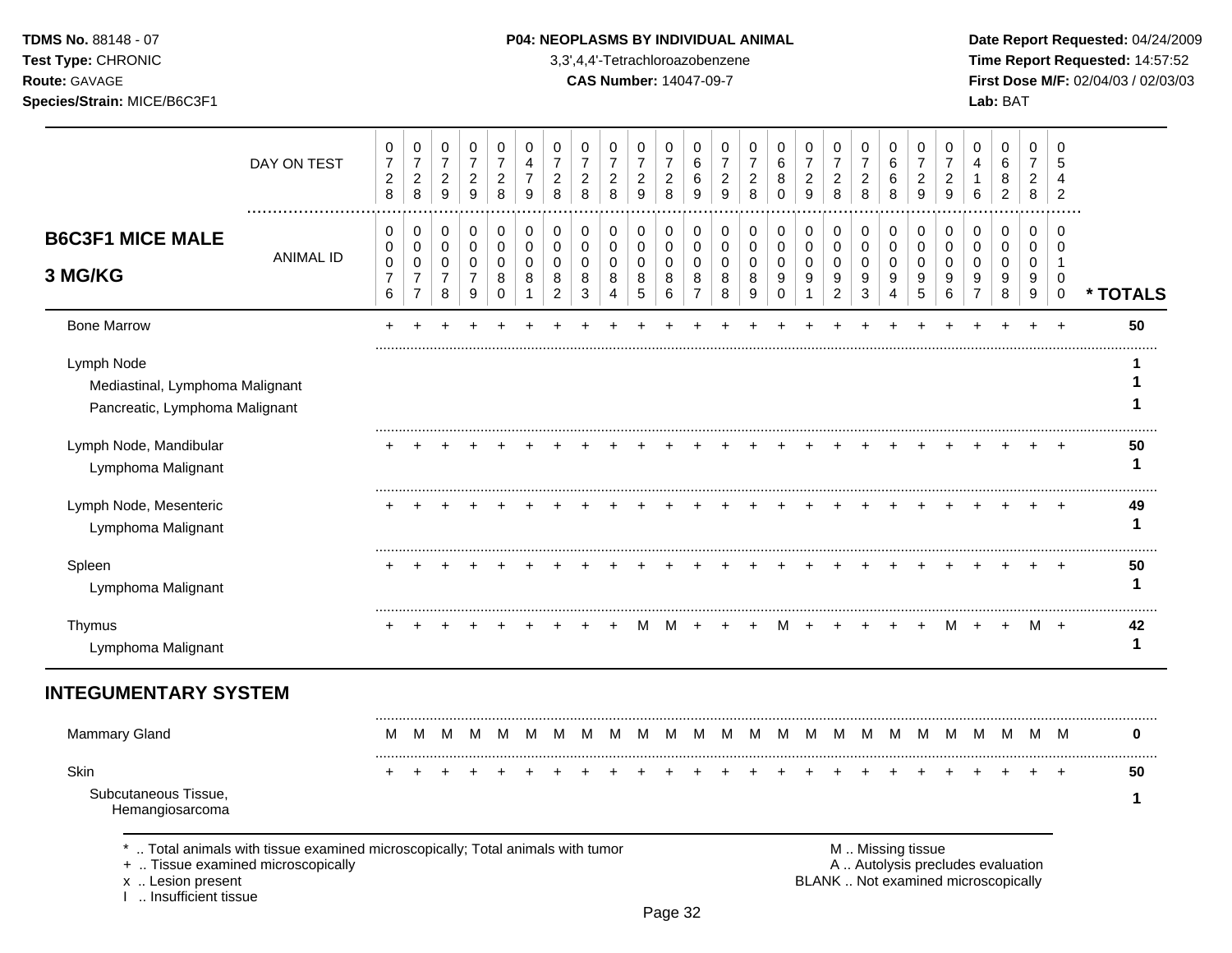**TDMS No.** 88148 - 07
**Test Type:** CHRONIC
**Route:** GAVAGE
**Species/Strain:** MICE/B6C3F1

**P04: NEOPLASMS BY INDIVIDUAL ANIMAL**
3,3',4,4'-Tetrachloroazobenzene
**CAS Number:** 14047-09-7

**Date Report Requested:** 04/24/2009
**Time Report Requested:** 14:57:52
**First Dose M/F:** 02/04/03 / 02/03/03
**Lab:** BAT

| DAY ON TEST | 0728 | 0728 | 0729 | 0729 | 0728 | 0479 | 0728 | 0728 | 0728 | 0729 | 0728 | 0669 | 0729 | 0728 | 0680 | 0729 | 0728 | 0728 | 0668 | 0729 | 0729 | 0416 | 0682 | 0728 | 0542 | |
|---|---|---|---|---|---|---|---|---|---|---|---|---|---|---|---|---|---|---|---|---|---|---|---|---|---|---|
| **B6C3F1 MICE MALE 3 MG/KG** — ANIMAL ID | 00076 | 00077 | 00078 | 00079 | 00080 | 00081 | 00082 | 00083 | 00084 | 00085 | 00086 | 00087 | 00088 | 00089 | 00090 | 00091 | 00092 | 00093 | 00094 | 00095 | 00096 | 00097 | 00098 | 00099 | 00100 | *** TOTALS** |
| Bone Marrow | + | + | + | + | + | + | + | + | + | + | + | + | + | + | + | + | + | + | + | + | + | + | + | + | + | **50** |
| Lymph Node | | | | | | | | | | | | | | | | | | | | | | | | | | **1** |
| Mediastinal, Lymphoma Malignant | | | | | | | | | | | | | | | | | | | | | | | | | | **1** |
| Pancreatic, Lymphoma Malignant | | | | | | | | | | | | | | | | | | | | | | | | | | **1** |
| Lymph Node, Mandibular | + | + | + | + | + | + | + | + | + | + | + | + | + | + | + | + | + | + | + | + | + | + | + | + | + | **50** |
| Lymphoma Malignant | | | | | | | | | | | | | | | | | | | | | | | | | | **1** |
| Lymph Node, Mesenteric | + | + | + | + | + | + | + | + | + | + | + | + | + | + | + | + | + | + | + | + | + | + | + | + | + | **49** |
| Lymphoma Malignant | | | | | | | | | | | | | | | | | | | | | | | | | | **1** |
| Spleen | + | + | + | + | + | + | + | + | + | + | + | + | + | + | + | + | + | + | + | + | + | + | + | + | + | **50** |
| Lymphoma Malignant | | | | | | | | | | | | | | | | | | | | | | | | | | **1** |
| Thymus | + | + | + | + | + | + | + | + | + | M | M | + | + | + | M | + | + | + | + | + | M | + | + | M | + | **42** |
| Lymphoma Malignant | | | | | | | | | | | | | | | | | | | | | | | | | | **1** |

## INTEGUMENTARY SYSTEM

| | | | | | | | | | | | | | | | | | | | | | | | | | | |
|---|---|---|---|---|---|---|---|---|---|---|---|---|---|---|---|---|---|---|---|---|---|---|---|---|---|---|
| Mammary Gland | M | M | M | M | M | M | M | M | M | M | M | M | M | M | M | M | M | M | M | M | M | M | M | M | M | **0** |
| Skin | + | + | + | + | + | + | + | + | + | + | + | + | + | + | + | + | + | + | + | + | + | + | + | + | + | **50** |
| Subcutaneous Tissue, Hemangiosarcoma | | | | | | | | | | | | | | | | | | | | | | | | | | **1** |

\* .. Total animals with tissue examined microscopically; Total animals with tumor
\+ .. Tissue examined microscopically
x .. Lesion present
I .. Insufficient tissue

M .. Missing tissue
A .. Autolysis precludes evaluation
BLANK .. Not examined microscopically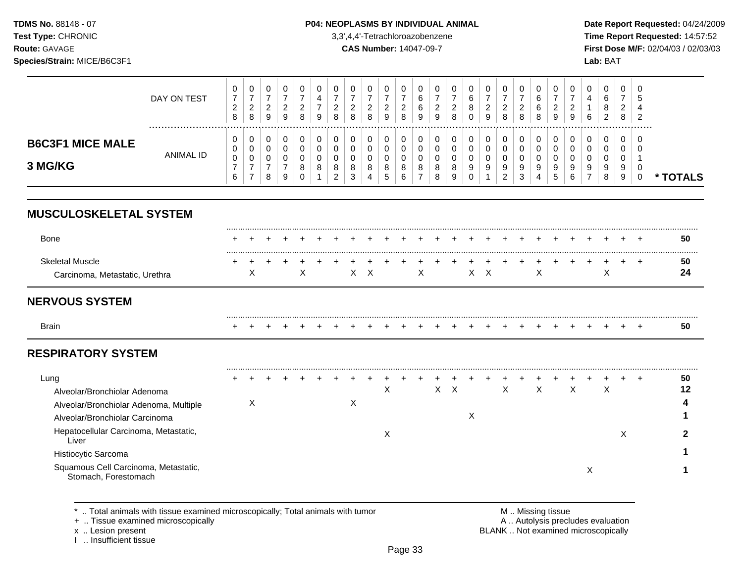**TDMS No.** 88148 - 07
**Test Type:** CHRONIC
**Route:** GAVAGE
**Species/Strain:** MICE/B6C3F1

**P04: NEOPLASMS BY INDIVIDUAL ANIMAL**
3,3',4,4'-Tetrachloroazobenzene
**CAS Number:** 14047-09-7

**Date Report Requested:** 04/24/2009
**Time Report Requested:** 14:57:52
**First Dose M/F:** 02/04/03 / 02/03/03
**Lab:** BAT

## B6C3F1 MICE MALE 3 MG/KG

| | | | | | | | | | | | | | | | | | | | | | | | | | | |
|---|---|---|---|---|---|---|---|---|---|---|---|---|---|---|---|---|---|---|---|---|---|---|---|---|---|---|
| DAY ON TEST | 0728 | 0728 | 0729 | 0729 | 0728 | 0479 | 0728 | 0728 | 0728 | 0729 | 0728 | 0669 | 0729 | 0728 | 0680 | 0729 | 0728 | 0728 | 0668 | 0729 | 0729 | 0416 | 0682 | 0728 | 0542 | |
| ANIMAL ID | 0076 | 0077 | 0078 | 0079 | 0080 | 0081 | 0082 | 0083 | 0084 | 0085 | 0086 | 0087 | 0088 | 0089 | 0090 | 0091 | 0092 | 0093 | 0094 | 0095 | 0096 | 0097 | 0098 | 0099 | 0100 | * TOTALS |
| **MUSCULOSKELETAL SYSTEM** | | | | | | | | | | | | | | | | | | | | | | | | | | |
| Bone | + | + | + | + | + | + | + | + | + | + | + | + | + | + | + | + | + | + | + | + | + | + | + | + | + | 50 |
| Skeletal Muscle | + | + | + | + | + | + | + | + | + | + | + | + | + | + | + | + | + | + | + | + | + | + | + | + | + | 50 |
| Carcinoma, Metastatic, Urethra | | X | | | X | | | X | X | | | X | | | X | X | | | X | | | | X | | | 24 |
| **NERVOUS SYSTEM** | | | | | | | | | | | | | | | | | | | | | | | | | | |
| Brain | + | + | + | + | + | + | + | + | + | + | + | + | + | + | + | + | + | + | + | + | + | + | + | + | + | 50 |
| **RESPIRATORY SYSTEM** | | | | | | | | | | | | | | | | | | | | | | | | | | |
| Lung | + | + | + | + | + | + | + | + | + | + | + | + | + | + | + | + | + | + | + | + | + | + | + | + | + | 50 |
| Alveolar/Bronchiolar Adenoma | | | | | | | | | | X | | | X | X | | | X | | X | | X | | X | | | 12 |
| Alveolar/Bronchiolar Adenoma, Multiple | | X | | | | | | X | | | | | | | | | | | | | | | | | | 4 |
| Alveolar/Bronchiolar Carcinoma | | | | | | | | | | | | | | | X | | | | | | | | | | | 1 |
| Hepatocellular Carcinoma, Metastatic, Liver | | | | | | | | | | X | | | | | | | | | | | | | | X | | 2 |
| Histiocytic Sarcoma | | | | | | | | | | | | | | | | | | | | | | | | | | 1 |
| Squamous Cell Carcinoma, Metastatic, Stomach, Forestomach | | | | | | | | | | | | | | | | | | | | | | X | | | | 1 |

\* .. Total animals with tissue examined microscopically; Total animals with tumor
\+ .. Tissue examined microscopically
x .. Lesion present
I .. Insufficient tissue

M .. Missing tissue
A .. Autolysis precludes evaluation
BLANK .. Not examined microscopically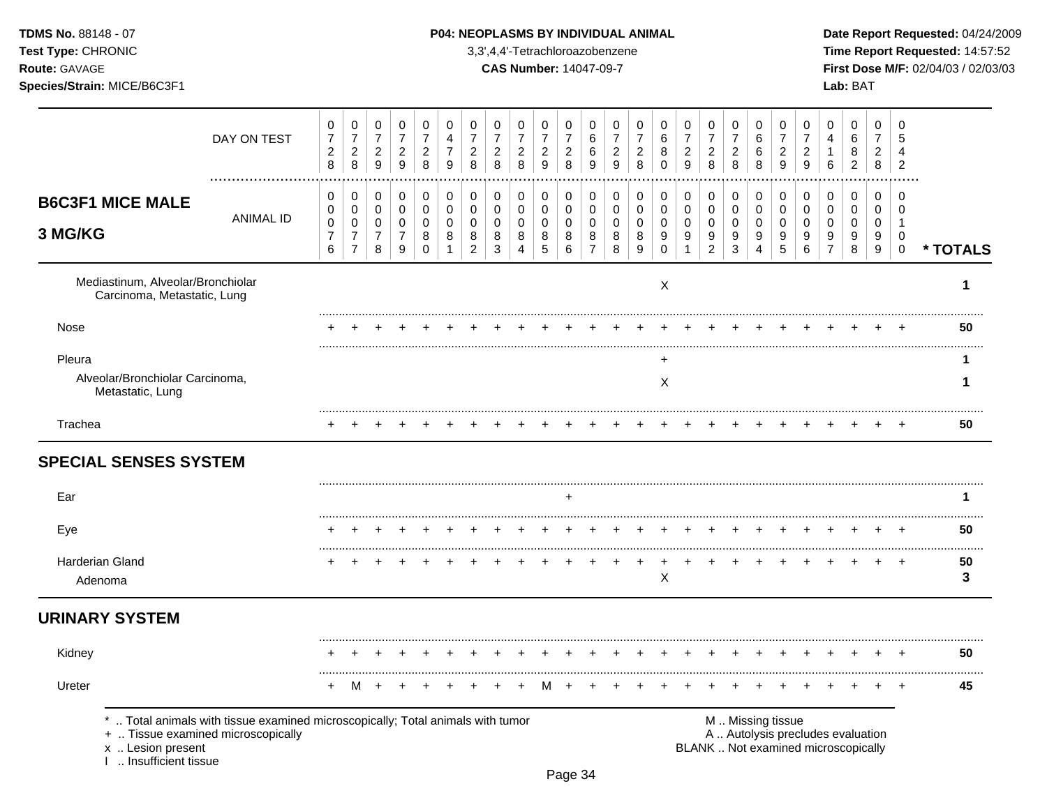**TDMS No.** 88148 - 07
**Test Type:** CHRONIC
**Route:** GAVAGE
**Species/Strain:** MICE/B6C3F1

**P04: NEOPLASMS BY INDIVIDUAL ANIMAL**
3,3',4,4'-Tetrachloroazobenzene
**CAS Number:** 14047-09-7

**Date Report Requested:** 04/24/2009
**Time Report Requested:** 14:57:52
**First Dose M/F:** 02/04/03 / 02/03/03
**Lab:** BAT

## B6C3F1 MICE MALE 3 MG/KG

| DAY ON TEST | 0728 | 0728 | 0729 | 0729 | 0728 | 0479 | 0728 | 0728 | 0728 | 0729 | 0728 | 0669 | 0729 | 0728 | 0680 | 0729 | 0728 | 0728 | 0668 | 0729 | 0729 | 0416 | 0682 | 0728 | 0542 | |
|---|---|---|---|---|---|---|---|---|---|---|---|---|---|---|---|---|---|---|---|---|---|---|---|---|---|---|
| **ANIMAL ID** | 00076 | 00077 | 00078 | 00079 | 00080 | 00081 | 00082 | 00083 | 00084 | 00085 | 00086 | 00087 | 00088 | 00089 | 00090 | 00091 | 00092 | 00093 | 00094 | 00095 | 00096 | 00097 | 00098 | 00099 | 00100 | **\* TOTALS** |
| Mediastinum, Alveolar/Bronchiolar Carcinoma, Metastatic, Lung | | | | | | | | | | | | | | | X | | | | | | | | | | | 1 |
| Nose | + | + | + | + | + | + | + | + | + | + | + | + | + | + | + | + | + | + | + | + | + | + | + | + | + | 50 |
| Pleura | | | | | | | | | | | | | | | + | | | | | | | | | | | 1 |
| Alveolar/Bronchiolar Carcinoma, Metastatic, Lung | | | | | | | | | | | | | | | X | | | | | | | | | | | 1 |
| Trachea | + | + | + | + | + | + | + | + | + | + | + | + | + | + | + | + | + | + | + | + | + | + | + | + | + | 50 |
| **SPECIAL SENSES SYSTEM** | | | | | | | | | | | | | | | | | | | | | | | | | | |
| Ear | | | | | | | | | | | + | | | | | | | | | | | | | | | 1 |
| Eye | + | + | + | + | + | + | + | + | + | + | + | + | + | + | + | + | + | + | + | + | + | + | + | + | + | 50 |
| Harderian Gland | + | + | + | + | + | + | + | + | + | + | + | + | + | + | + | + | + | + | + | + | + | + | + | + | + | 50 |
| Adenoma | | | | | | | | | | | | | | | X | | | | | | | | | | | 3 |
| **URINARY SYSTEM** | | | | | | | | | | | | | | | | | | | | | | | | | | |
| Kidney | + | + | + | + | + | + | + | + | + | + | + | + | + | + | + | + | + | + | + | + | + | + | + | + | + | 50 |
| Ureter | + | M | + | + | + | + | + | + | + | M | + | + | + | + | + | + | + | + | + | + | + | + | + | + | + | 45 |

\* .. Total animals with tissue examined microscopically; Total animals with tumor
\+ .. Tissue examined microscopically
x .. Lesion present
I .. Insufficient tissue

M .. Missing tissue
A .. Autolysis precludes evaluation
BLANK .. Not examined microscopically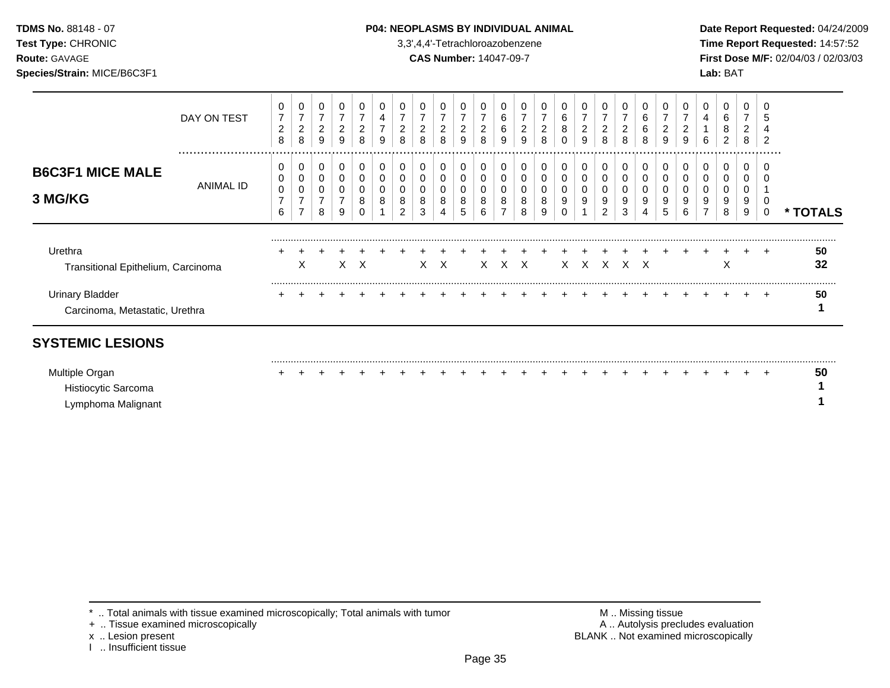**TDMS No.** 88148 - 07
**Test Type:** CHRONIC
**Route:** GAVAGE
**Species/Strain:** MICE/B6C3F1

**P04: NEOPLASMS BY INDIVIDUAL ANIMAL**
3,3',4,4'-Tetrachloroazobenzene
**CAS Number:** 14047-09-7

**Date Report Requested:** 04/24/2009
**Time Report Requested:** 14:57:52
**First Dose M/F:** 02/04/03 / 02/03/03
**Lab:** BAT

## B6C3F1 MICE MALE 3 MG/KG

| DAY ON TEST | 0728 | 0728 | 0729 | 0729 | 0728 | 0479 | 0728 | 0728 | 0728 | 0729 | 0728 | 0669 | 0729 | 0728 | 0680 | 0729 | 0728 | 0728 | 0668 | 0729 | 0729 | 0416 | 0682 | 0728 | 0542 | |
|---|---|---|---|---|---|---|---|---|---|---|---|---|---|---|---|---|---|---|---|---|---|---|---|---|---|---|
| **ANIMAL ID** | 00076 | 00077 | 00078 | 00079 | 00080 | 00081 | 00082 | 00083 | 00084 | 00085 | 00086 | 00087 | 00088 | 00089 | 00090 | 00091 | 00092 | 00093 | 00094 | 00095 | 00096 | 00097 | 00098 | 00099 | 00100 | *** TOTALS** |
| Urethra | + | + | + | + | + | + | + | + | + | + | + | + | + | + | + | + | + | + | + | + | + | + | + | + | + | **50** |
| Transitional Epithelium, Carcinoma | | X | | X | X | | | X | X | | X | X | X | | X | X | X | X | X | | | | X | | | **32** |
| Urinary Bladder | + | + | + | + | + | + | + | + | + | + | + | + | + | + | + | + | + | + | + | + | + | + | + | + | + | **50** |
| Carcinoma, Metastatic, Urethra | | | | | | | | | | | | | | | | | | | | | | | | | | **1** |

## SYSTEMIC LESIONS

| | 00076 | 00077 | 00078 | 00079 | 00080 | 00081 | 00082 | 00083 | 00084 | 00085 | 00086 | 00087 | 00088 | 00089 | 00090 | 00091 | 00092 | 00093 | 00094 | 00095 | 00096 | 00097 | 00098 | 00099 | 00100 | *** TOTALS** |
|---|---|---|---|---|---|---|---|---|---|---|---|---|---|---|---|---|---|---|---|---|---|---|---|---|---|---|
| Multiple Organ | + | + | + | + | + | + | + | + | + | + | + | + | + | + | + | + | + | + | + | + | + | + | + | + | + | **50** |
| Histiocytic Sarcoma | | | | | | | | | | | | | | | | | | | | | | | | | | **1** |
| Lymphoma Malignant | | | | | | | | | | | | | | | | | | | | | | | | | | **1** |

* .. Total animals with tissue examined microscopically; Total animals with tumor
+ .. Tissue examined microscopically
x .. Lesion present
I .. Insufficient tissue

M .. Missing tissue
A .. Autolysis precludes evaluation
BLANK .. Not examined microscopically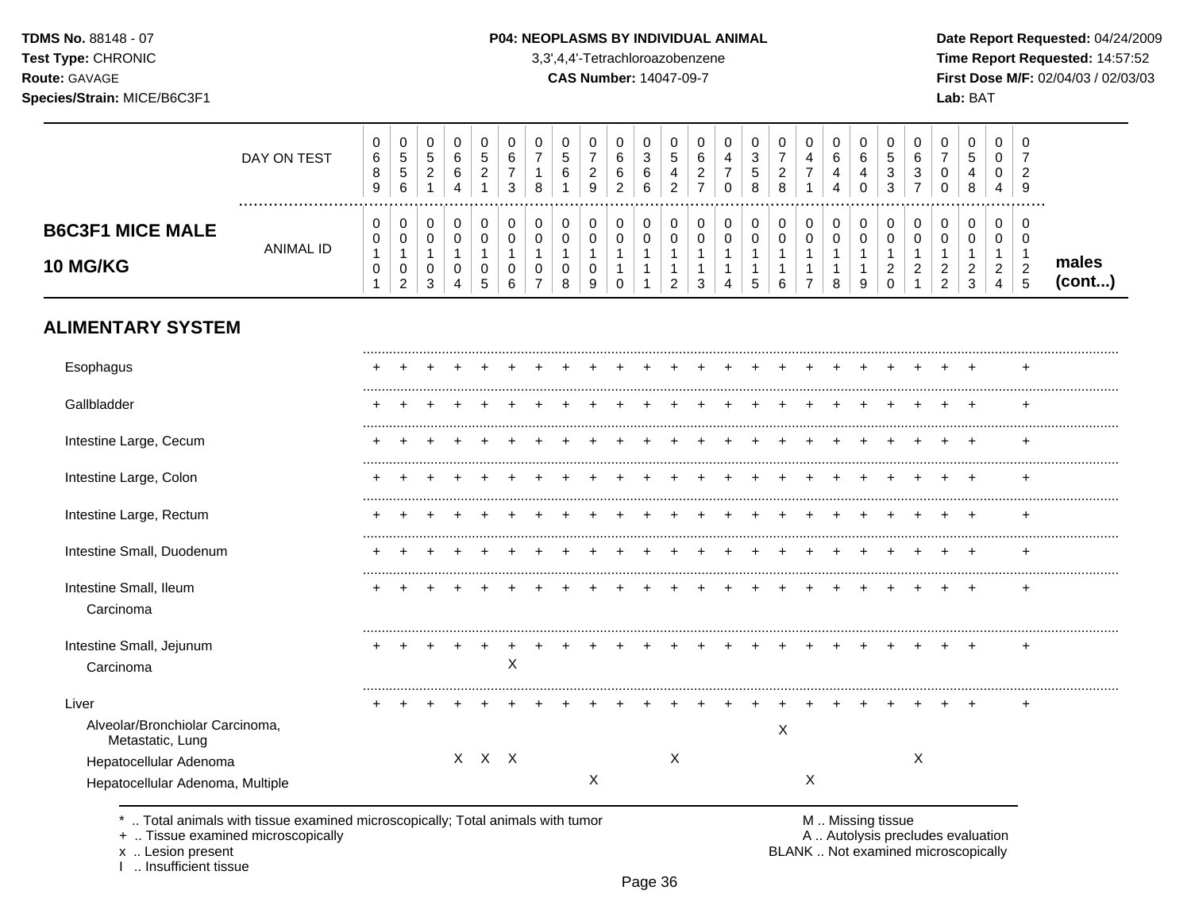# B6C3F1 MICE MALE 10 MG/KG

| DAY ON TEST | 689 | 556 | 521 | 664 | 521 | 673 | 718 | 561 | 729 | 662 | 366 | 542 | 627 | 470 | 358 | 728 | 471 | 644 | 640 | 533 | 637 | 700 | 548 | 004 | 729 | |
|---|---|---|---|---|---|---|---|---|---|---|---|---|---|---|---|---|---|---|---|---|---|---|---|---|---|---|
| **ANIMAL ID** | 0101 | 0102 | 0103 | 0104 | 0105 | 0106 | 0107 | 0108 | 0109 | 0110 | 0111 | 0112 | 0113 | 0114 | 0115 | 0116 | 0117 | 0118 | 0119 | 0120 | 0121 | 0122 | 0123 | 0124 | 0125 | **males (cont...)** |
| **ALIMENTARY SYSTEM** | | | | | | | | | | | | | | | | | | | | | | | | | | |
| Esophagus | + | + | + | + | + | + | + | + | + | + | + | + | + | + | + | + | + | + | + | + | + | + | + | | + | |
| Gallbladder | + | + | + | + | + | + | + | + | + | + | + | + | + | + | + | + | + | + | + | + | + | + | + | | + | |
| Intestine Large, Cecum | + | + | + | + | + | + | + | + | + | + | + | + | + | + | + | + | + | + | + | + | + | + | + | | + | |
| Intestine Large, Colon | + | + | + | + | + | + | + | + | + | + | + | + | + | + | + | + | + | + | + | + | + | + | + | | + | |
| Intestine Large, Rectum | + | + | + | + | + | + | + | + | + | + | + | + | + | + | + | + | + | + | + | + | + | + | + | | + | |
| Intestine Small, Duodenum | + | + | + | + | + | + | + | + | + | + | + | + | + | + | + | + | + | + | + | + | + | + | + | | + | |
| Intestine Small, Ileum | + | + | + | + | + | + | + | + | + | + | + | + | + | + | + | + | + | + | + | + | + | + | + | | + | |
| Carcinoma | | | | | | | | | | | | | | | | | | | | | | | | | | |
| Intestine Small, Jejunum | + | + | + | + | + | + | + | + | + | + | + | + | + | + | + | + | + | + | + | + | + | + | + | | + | |
| Carcinoma | | | | | | X | | | | | | | | | | | | | | | | | | | | |
| Liver | + | + | + | + | + | + | + | + | + | + | + | + | + | + | + | + | + | + | + | + | + | + | + | | + | |
| Alveolar/Bronchiolar Carcinoma, Metastatic, Lung | | | | | | | | | | | | | | | | X | | | | | | | | | | |
| Hepatocellular Adenoma | | | | X | X | X | | | | | | X | | | | | | | | | X | | | | | |
| Hepatocellular Adenoma, Multiple | | | | | | | | | X | | | | | | | | X | | | | | | | | | |

* .. Total animals with tissue examined microscopically; Total animals with tumor
+ .. Tissue examined microscopically
x .. Lesion present
I .. Insufficient tissue

M .. Missing tissue
A .. Autolysis precludes evaluation
BLANK .. Not examined microscopically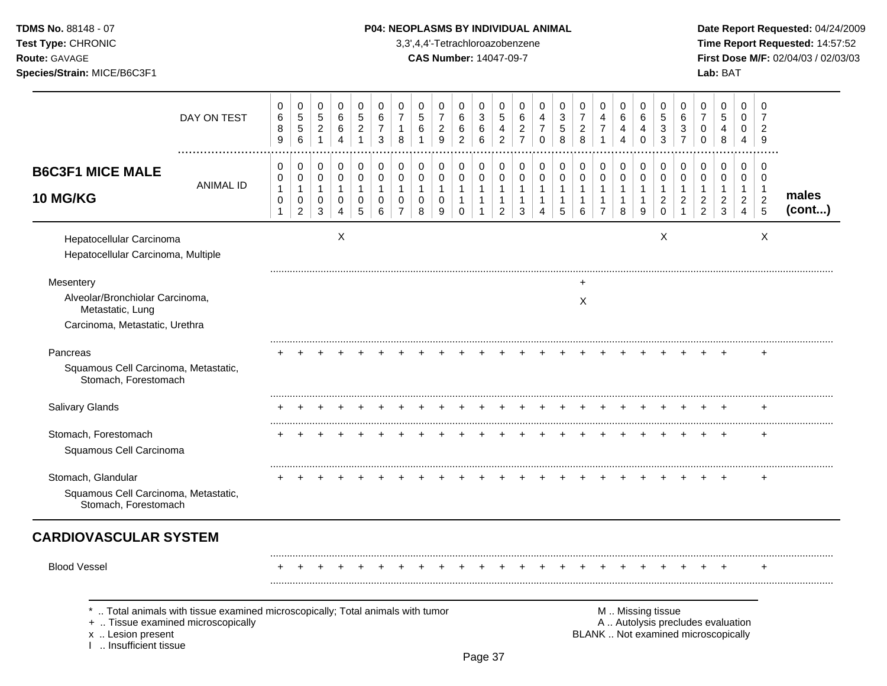**TDMS No.** 88148 - 07
**Test Type:** CHRONIC
**Route:** GAVAGE
**Species/Strain:** MICE/B6C3F1

**P04: NEOPLASMS BY INDIVIDUAL ANIMAL**
3,3',4,4'-Tetrachloroazobenzene
**CAS Number:** 14047-09-7

**Date Report Requested:** 04/24/2009
**Time Report Requested:** 14:57:52
**First Dose M/F:** 02/04/03 / 02/03/03
**Lab:** BAT

## B6C3F1 MICE MALE 10 MG/KG

| | | | | | | | | | | | | | | | | | | | | | | | | | | |
|---|---|---|---|---|---|---|---|---|---|---|---|---|---|---|---|---|---|---|---|---|---|---|---|---|---|---|
| DAY ON TEST | 0689 | 0556 | 0521 | 0664 | 0521 | 0673 | 0718 | 0561 | 0729 | 0662 | 0366 | 0542 | 0627 | 0470 | 0358 | 0728 | 0471 | 0644 | 0640 | 0533 | 0637 | 0700 | 0548 | 0004 | 0729 | |
| ANIMAL ID | 01001 | 01002 | 01003 | 01004 | 01005 | 01006 | 01007 | 01008 | 01009 | 01010 | 01011 | 01012 | 01013 | 01014 | 01015 | 01016 | 01017 | 01018 | 01019 | 01020 | 01021 | 01022 | 01023 | 01024 | 01025 | **males (cont...)** |
| Hepatocellular Carcinoma | | | | X | | | | | | | | | | | | | | | | X | | | | | X | |
| Hepatocellular Carcinoma, Multiple | | | | | | | | | | | | | | | | | | | | | | | | | | |
| Mesentery | | | | | | | | | | | | | | | | + | | | | | | | | | | |
| Alveolar/Bronchiolar Carcinoma, Metastatic, Lung | | | | | | | | | | | | | | | | X | | | | | | | | | | |
| Carcinoma, Metastatic, Urethra | | | | | | | | | | | | | | | | | | | | | | | | | | |
| Pancreas | + | + | + | + | + | + | + | + | + | + | + | + | + | + | + | + | + | + | + | + | + | + | + | | + | |
| Squamous Cell Carcinoma, Metastatic, Stomach, Forestomach | | | | | | | | | | | | | | | | | | | | | | | | | | |
| Salivary Glands | + | + | + | + | + | + | + | + | + | + | + | + | + | + | + | + | + | + | + | + | + | + | + | | + | |
| Stomach, Forestomach | + | + | + | + | + | + | + | + | + | + | + | + | + | + | + | + | + | + | + | + | + | + | + | | + | |
| Squamous Cell Carcinoma | | | | | | | | | | | | | | | | | | | | | | | | | | |
| Stomach, Glandular | + | + | + | + | + | + | + | + | + | + | + | + | + | + | + | + | + | + | + | + | + | + | + | | + | |
| Squamous Cell Carcinoma, Metastatic, Stomach, Forestomach | | | | | | | | | | | | | | | | | | | | | | | | | | |

## CARDIOVASCULAR SYSTEM

| | | | | | | | | | | | | | | | | | | | | | | | | | |
|---|---|---|---|---|---|---|---|---|---|---|---|---|---|---|---|---|---|---|---|---|---|---|---|---|---|
| Blood Vessel | + | + | + | + | + | + | + | + | + | + | + | + | + | + | + | + | + | + | + | + | + | + | + | | + |

\* .. Total animals with tissue examined microscopically; Total animals with tumor
\+ .. Tissue examined microscopically
x .. Lesion present
I .. Insufficient tissue

M .. Missing tissue
A .. Autolysis precludes evaluation
BLANK .. Not examined microscopically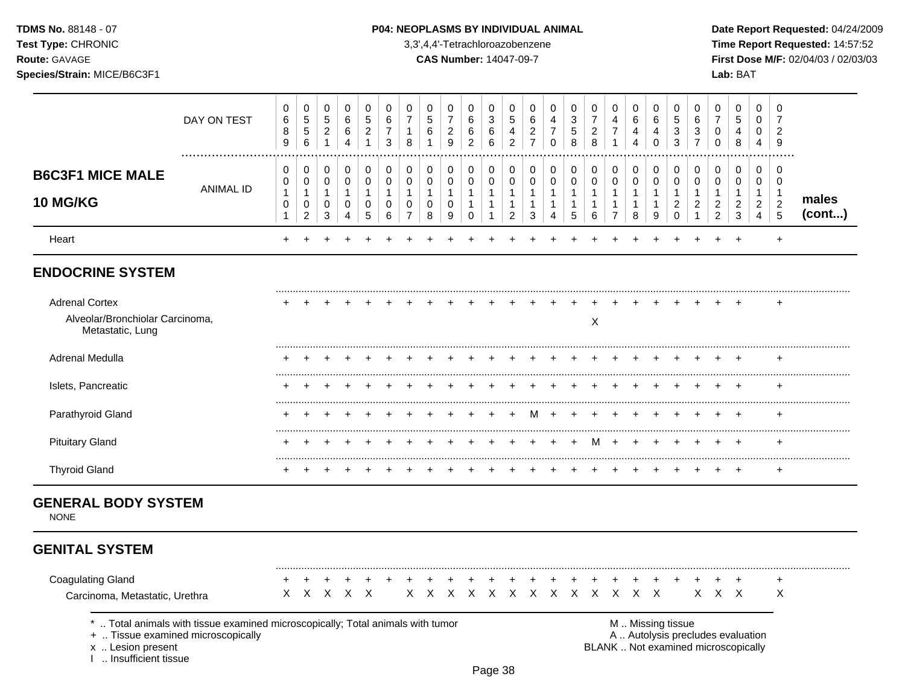**TDMS No.** 88148 - 07
**Test Type:** CHRONIC
**Route:** GAVAGE
**Species/Strain:** MICE/B6C3F1

**P04: NEOPLASMS BY INDIVIDUAL ANIMAL**
3,3',4,4'-Tetrachloroazobenzene
**CAS Number:** 14047-09-7

**Date Report Requested:** 04/24/2009
**Time Report Requested:** 14:57:52
**First Dose M/F:** 02/04/03 / 02/03/03
**Lab:** BAT

## B6C3F1 MICE MALE 10 MG/KG — males (cont...)

| | 1 | 2 | 3 | 4 | 5 | 6 | 7 | 8 | 9 | 10 | 11 | 12 | 13 | 14 | 15 | 16 | 17 | 18 | 19 | 20 | 21 | 22 | 23 | 24 | 25 |
|---|---|---|---|---|---|---|---|---|---|---|---|---|---|---|---|---|---|---|---|---|---|---|---|---|---|
| DAY ON TEST | 0689 | 0556 | 0521 | 0664 | 0521 | 0673 | 0718 | 0561 | 0729 | 0662 | 0366 | 0542 | 0627 | 0470 | 0358 | 0728 | 0471 | 0644 | 0640 | 0533 | 0637 | 0700 | 0548 | 0004 | 0729 |
| ANIMAL ID | 00101 | 00102 | 00103 | 00104 | 00105 | 00106 | 00107 | 00108 | 00109 | 00110 | 00111 | 00112 | 00113 | 00114 | 00115 | 00116 | 00117 | 00118 | 00119 | 00120 | 00121 | 00122 | 00123 | 00124 | 00125 |
| Heart | + | + | + | + | + | + | + | + | + | + | + | + | + | + | + | + | + | + | + | + | + | + | + | | + |
| **ENDOCRINE SYSTEM** | | | | | | | | | | | | | | | | | | | | | | | | | |
| Adrenal Cortex | + | + | + | + | + | + | + | + | + | + | + | + | + | + | + | + | + | + | + | + | + | + | + | | + |
| Alveolar/Bronchiolar Carcinoma, Metastatic, Lung | | | | | | | | | | | | | | | | X | | | | | | | | | |
| Adrenal Medulla | + | + | + | + | + | + | + | + | + | + | + | + | + | + | + | + | + | + | + | + | + | + | + | | + |
| Islets, Pancreatic | + | + | + | + | + | + | + | + | + | + | + | + | + | + | + | + | + | + | + | + | + | + | + | | + |
| Parathyroid Gland | + | + | + | + | + | + | + | + | + | + | + | + | M | + | + | + | + | + | + | + | + | + | + | | + |
| Pituitary Gland | + | + | + | + | + | + | + | + | + | + | + | + | + | + | + | M | + | + | + | + | + | + | + | | + |
| Thyroid Gland | + | + | + | + | + | + | + | + | + | + | + | + | + | + | + | + | + | + | + | + | + | + | + | | + |
| **GENERAL BODY SYSTEM** | | | | | | | | | | | | | | | | | | | | | | | | | |
| NONE | | | | | | | | | | | | | | | | | | | | | | | | | |
| **GENITAL SYSTEM** | | | | | | | | | | | | | | | | | | | | | | | | | |
| Coagulating Gland | + | + | + | + | + | + | + | + | + | + | + | + | + | + | + | + | + | + | + | + | + | + | + | | + |
| Carcinoma, Metastatic, Urethra | X | X | X | X | X | | X | X | X | X | X | X | X | X | X | X | X | X | X | | X | X | X | | X |

\* .. Total animals with tissue examined microscopically; Total animals with tumor
\+ .. Tissue examined microscopically
x .. Lesion present
I .. Insufficient tissue

M .. Missing tissue
A .. Autolysis precludes evaluation
BLANK .. Not examined microscopically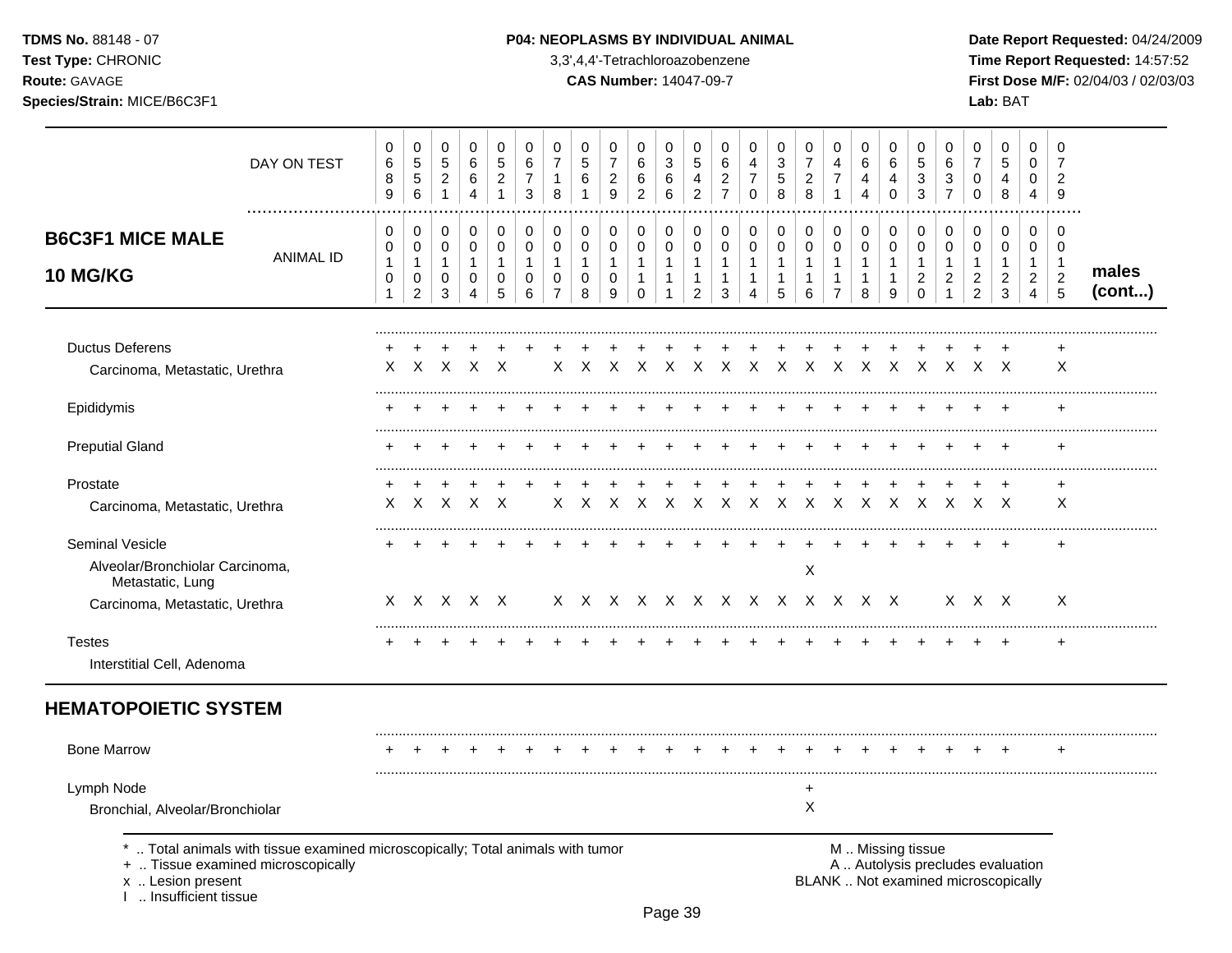## B6C3F1 MICE MALE 10 MG/KG

| | 0 6 8 9 | 0 5 5 6 | 0 5 2 1 | 0 6 6 4 | 0 5 2 1 | 0 6 7 3 | 0 7 1 8 | 0 5 6 1 | 0 7 2 9 | 0 6 6 2 | 0 3 6 6 | 0 5 4 2 | 0 6 2 7 | 0 4 7 0 | 0 3 5 8 | 0 7 2 8 | 0 4 7 1 | 0 6 4 4 | 0 6 4 0 | 0 5 3 3 | 0 6 3 7 | 0 7 0 0 | 0 5 4 8 | 0 0 0 4 | 0 7 2 9 | |
|---|---|---|---|---|---|---|---|---|---|---|---|---|---|---|---|---|---|---|---|---|---|---|---|---|---|---|
| **DAY ON TEST** | | | | | | | | | | | | | | | | | | | | | | | | | | |
| **ANIMAL ID** | 0 0 1 0 1 | 0 0 1 0 2 | 0 0 1 0 3 | 0 0 1 0 4 | 0 0 1 0 5 | 0 0 1 0 6 | 0 0 1 0 7 | 0 0 1 0 8 | 0 0 1 0 9 | 0 0 1 1 0 | 0 0 1 1 1 | 0 0 1 1 2 | 0 0 1 1 3 | 0 0 1 1 4 | 0 0 1 1 5 | 0 0 1 1 6 | 0 0 1 1 7 | 0 0 1 1 8 | 0 0 1 1 9 | 0 0 1 2 0 | 0 0 1 2 1 | 0 0 1 2 2 | 0 0 1 2 3 | 0 0 1 2 4 | 0 0 1 2 5 | **males (cont...)** |
| Ductus Deferens | + | + | + | + | + | + | + | + | + | + | + | + | + | + | + | + | + | + | + | + | + | + | + | | + | |
| Carcinoma, Metastatic, Urethra | X | X | X | X | X | | X | X | X | X | X | X | X | X | X | X | X | X | X | X | X | X | X | | X | |
| Epididymis | + | + | + | + | + | + | + | + | + | + | + | + | + | + | + | + | + | + | + | + | + | + | + | | + | |
| Preputial Gland | + | + | + | + | + | + | + | + | + | + | + | + | + | + | + | + | + | + | + | + | + | + | + | | + | |
| Prostate | + | + | + | + | + | + | + | + | + | + | + | + | + | + | + | + | + | + | + | + | + | + | + | | + | |
| Carcinoma, Metastatic, Urethra | X | X | X | X | X | | X | X | X | X | X | X | X | X | X | X | X | X | X | X | X | X | X | | X | |
| Seminal Vesicle | + | + | + | + | + | + | + | + | + | + | + | + | + | + | + | + | + | + | + | + | + | + | + | | + | |
| Alveolar/Bronchiolar Carcinoma, Metastatic, Lung | | | | | | | | | | | | | | | | X | | | | | | | | | | |
| Carcinoma, Metastatic, Urethra | X | X | X | X | X | | X | X | X | X | X | X | X | X | X | X | X | X | X | | X | X | X | | X | |
| Testes | + | + | + | + | + | + | + | + | + | + | + | + | + | + | + | + | + | + | + | + | + | + | + | | + | |
| Interstitial Cell, Adenoma | | | | | | | | | | | | | | | | | | | | | | | | | | |

## HEMATOPOIETIC SYSTEM

| | 00101 | 00102 | 00103 | 00104 | 00105 | 00106 | 00107 | 00108 | 00109 | 00110 | 00111 | 00112 | 00113 | 00114 | 00115 | 00116 | 00117 | 00118 | 00119 | 00120 | 00121 | 00122 | 00123 | 00124 | 00125 |
|---|---|---|---|---|---|---|---|---|---|---|---|---|---|---|---|---|---|---|---|---|---|---|---|---|---|
| Bone Marrow | + | + | + | + | + | + | + | + | + | + | + | + | + | + | + | + | + | + | + | + | + | + | + | | + |
| Lymph Node | | | | | | | | | | | | | | | | + | | | | | | | | | |
| Bronchial, Alveolar/Bronchiolar | | | | | | | | | | | | | | | | X | | | | | | | | | |

\* .. Total animals with tissue examined microscopically; Total animals with tumor
+ .. Tissue examined microscopically
x .. Lesion present
I .. Insufficient tissue

M .. Missing tissue
A .. Autolysis precludes evaluation
BLANK .. Not examined microscopically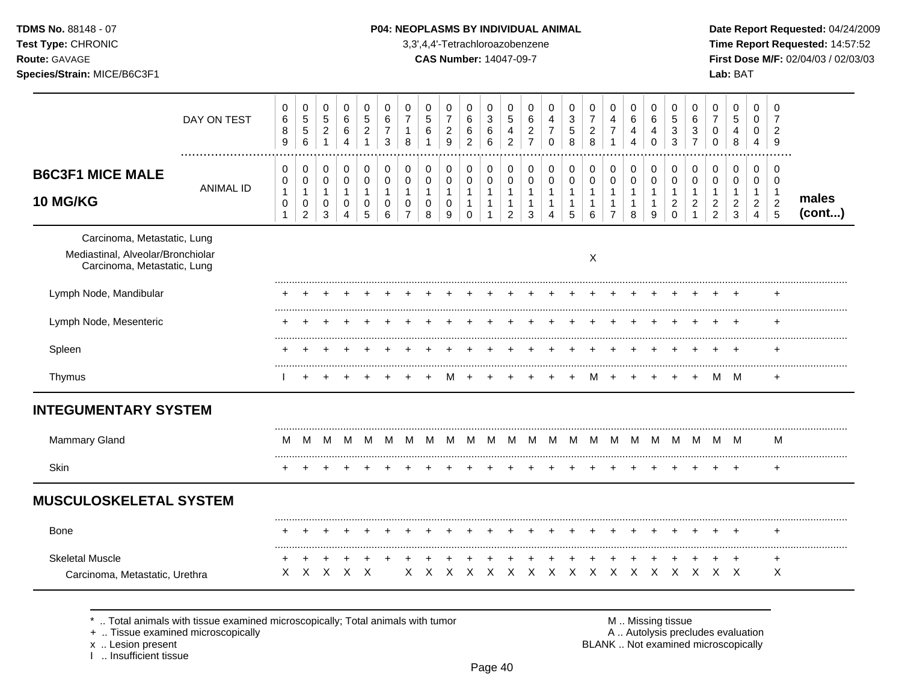**TDMS No.** 88148 - 07
**Test Type:** CHRONIC
**Route:** GAVAGE
**Species/Strain:** MICE/B6C3F1

**P04: NEOPLASMS BY INDIVIDUAL ANIMAL**
3,3',4,4'-Tetrachloroazobenzene
**CAS Number:** 14047-09-7

**Date Report Requested:** 04/24/2009
**Time Report Requested:** 14:57:52
**First Dose M/F:** 02/04/03 / 02/03/03
**Lab:** BAT

## B6C3F1 MICE MALE 10 MG/KG — males (cont...)

| DAY ON TEST | 0689 | 0556 | 0521 | 0664 | 0521 | 0673 | 0718 | 0561 | 0729 | 0662 | 0366 | 0542 | 0627 | 0470 | 0358 | 0728 | 0471 | 0644 | 0640 | 0533 | 0637 | 0700 | 0548 | 0004 | 0729 |
|---|---|---|---|---|---|---|---|---|---|---|---|---|---|---|---|---|---|---|---|---|---|---|---|---|---|
| ANIMAL ID | 0101 | 0102 | 0103 | 0104 | 0105 | 0106 | 0107 | 0108 | 0109 | 0110 | 0111 | 0112 | 0113 | 0114 | 0115 | 0116 | 0117 | 0118 | 0119 | 0120 | 0121 | 0122 | 0123 | 0124 | 0125 |
| Carcinoma, Metastatic, Lung | | | | | | | | | | | | | | | | | | | | | | | | | |
| Mediastinal, Alveolar/Bronchiolar Carcinoma, Metastatic, Lung | | | | | | | | | | | | | | | | X | | | | | | | | | |
| Lymph Node, Mandibular | + | + | + | + | + | + | + | + | + | + | + | + | + | + | + | + | + | + | + | + | + | + | + | | + |
| Lymph Node, Mesenteric | + | + | + | + | + | + | + | + | + | + | + | + | + | + | + | + | + | + | + | + | + | + | + | | + |
| Spleen | + | + | + | + | + | + | + | + | + | + | + | + | + | + | + | + | + | + | + | + | + | + | + | | + |
| Thymus | I | + | + | + | + | + | + | + | M | + | + | + | + | + | + | M | + | + | + | + | + | M | M | | + |
| **INTEGUMENTARY SYSTEM** | | | | | | | | | | | | | | | | | | | | | | | | | |
| Mammary Gland | M | M | M | M | M | M | M | M | M | M | M | M | M | M | M | M | M | M | M | M | M | M | M | | M |
| Skin | + | + | + | + | + | + | + | + | + | + | + | + | + | + | + | + | + | + | + | + | + | + | + | | + |
| **MUSCULOSKELETAL SYSTEM** | | | | | | | | | | | | | | | | | | | | | | | | | |
| Bone | + | + | + | + | + | + | + | + | + | + | + | + | + | + | + | + | + | + | + | + | + | + | + | | + |
| Skeletal Muscle | + | + | + | + | + | + | + | + | + | + | + | + | + | + | + | + | + | + | + | + | + | + | + | | + |
| Carcinoma, Metastatic, Urethra | X | X | X | X | X | | X | X | X | X | X | X | X | X | X | X | X | X | X | X | X | X | X | | X |

\* .. Total animals with tissue examined microscopically; Total animals with tumor
\+ .. Tissue examined microscopically
x .. Lesion present
I .. Insufficient tissue

M .. Missing tissue
A .. Autolysis precludes evaluation
BLANK .. Not examined microscopically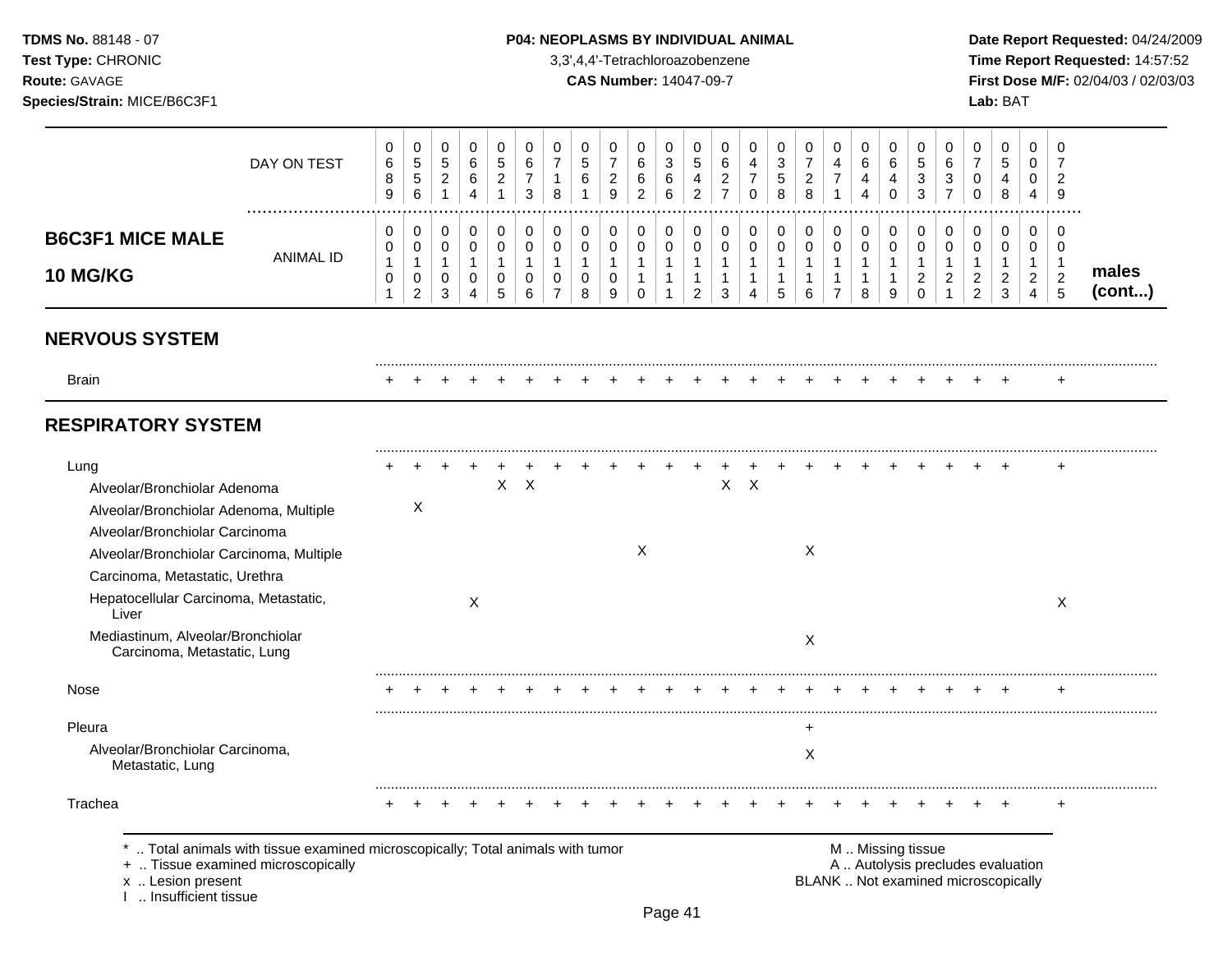**TDMS No.** 88148 - 07
**Test Type:** CHRONIC
**Route:** GAVAGE
**Species/Strain:** MICE/B6C3F1

**P04: NEOPLASMS BY INDIVIDUAL ANIMAL**
3,3',4,4'-Tetrachloroazobenzene
**CAS Number:** 14047-09-7

**Date Report Requested:** 04/24/2009
**Time Report Requested:** 14:57:52
**First Dose M/F:** 02/04/03 / 02/03/03
**Lab:** BAT

## B6C3F1 MICE MALE 10 MG/KG males (cont...)

| | | | | | | | | | | | | | | | | | | | | | | | | | |
|---|---|---|---|---|---|---|---|---|---|---|---|---|---|---|---|---|---|---|---|---|---|---|---|---|---|
| DAY ON TEST | 0689 | 0556 | 0521 | 0664 | 0521 | 0673 | 0718 | 0561 | 0729 | 0662 | 0366 | 0542 | 0627 | 0470 | 0358 | 0728 | 0471 | 0644 | 0640 | 0533 | 0637 | 0700 | 0548 | 0004 | 0729 |
| ANIMAL ID | 00101 | 00102 | 00103 | 00104 | 00105 | 00106 | 00107 | 00108 | 00109 | 00110 | 00111 | 00112 | 00113 | 00114 | 00115 | 00116 | 00117 | 00118 | 00119 | 00120 | 00121 | 00122 | 00123 | 00124 | 00125 |
| **NERVOUS SYSTEM** | | | | | | | | | | | | | | | | | | | | | | | | | |
| Brain | + | + | + | + | + | + | + | + | + | + | + | + | + | + | + | + | + | + | + | + | + | + | + | | + |
| **RESPIRATORY SYSTEM** | | | | | | | | | | | | | | | | | | | | | | | | | |
| Lung | + | + | + | + | + | + | + | + | + | + | + | + | + | + | + | + | + | + | + | + | + | + | + | | + |
| Alveolar/Bronchiolar Adenoma | | | | | X | X | | | | | | | X | X | | | | | | | | | | | |
| Alveolar/Bronchiolar Adenoma, Multiple | | X | | | | | | | | | | | | | | | | | | | | | | | |
| Alveolar/Bronchiolar Carcinoma | | | | | | | | | | | | | | | | | | | | | | | | | |
| Alveolar/Bronchiolar Carcinoma, Multiple | | | | | | | | | | X | | | | | | X | | | | | | | | | |
| Carcinoma, Metastatic, Urethra | | | | | | | | | | | | | | | | | | | | | | | | | |
| Hepatocellular Carcinoma, Metastatic, Liver | | | | X | | | | | | | | | | | | | | | | | | | | | X |
| Mediastinum, Alveolar/Bronchiolar Carcinoma, Metastatic, Lung | | | | | | | | | | | | | | | | X | | | | | | | | | |
| Nose | + | + | + | + | + | + | + | + | + | + | + | + | + | + | + | + | + | + | + | + | + | + | + | | + |
| Pleura | | | | | | | | | | | | | | | | + | | | | | | | | | |
| Alveolar/Bronchiolar Carcinoma, Metastatic, Lung | | | | | | | | | | | | | | | | X | | | | | | | | | |
| Trachea | + | + | + | + | + | + | + | + | + | + | + | + | + | + | + | + | + | + | + | + | + | + | + | | + |

\* .. Total animals with tissue examined microscopically; Total animals with tumor
\+ .. Tissue examined microscopically
x .. Lesion present
I .. Insufficient tissue

M .. Missing tissue
A .. Autolysis precludes evaluation
BLANK .. Not examined microscopically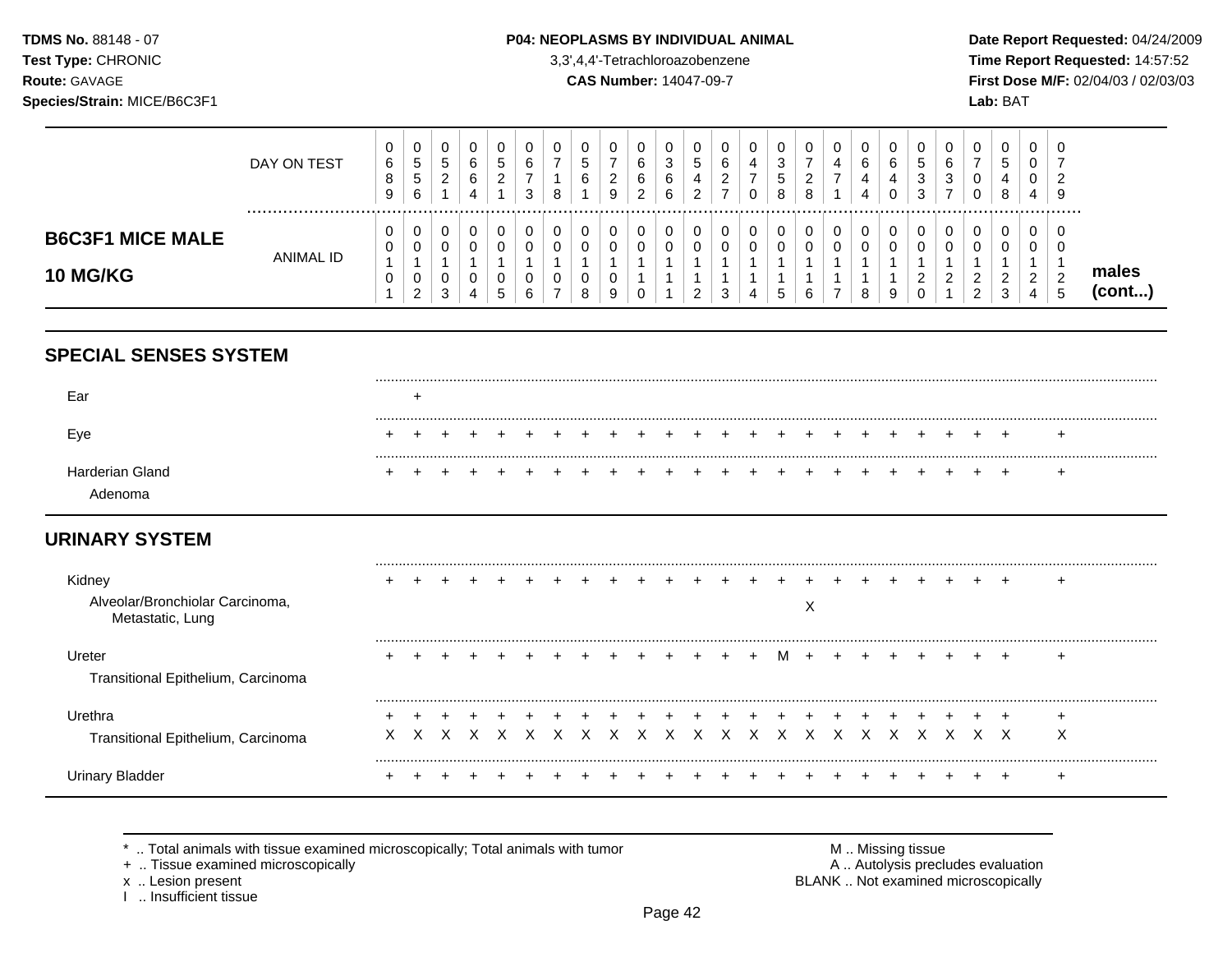**TDMS No.** 88148 - 07
**Test Type:** CHRONIC
**Route:** GAVAGE
**Species/Strain:** MICE/B6C3F1

**P04: NEOPLASMS BY INDIVIDUAL ANIMAL**
3,3',4,4'-Tetrachloroazobenzene
**CAS Number:** 14047-09-7

**Date Report Requested:** 04/24/2009
**Time Report Requested:** 14:57:52
**First Dose M/F:** 02/04/03 / 02/03/03
**Lab:** BAT

## B6C3F1 MICE MALE 10 MG/KG — males (cont...)

| DAY ON TEST | 0689 | 0556 | 0521 | 0664 | 0521 | 0673 | 0718 | 0561 | 0729 | 0662 | 0366 | 0542 | 0627 | 0470 | 0358 | 0728 | 0471 | 0644 | 0640 | 0533 | 0637 | 0700 | 0548 | 0004 | 0729 |
|---|---|---|---|---|---|---|---|---|---|---|---|---|---|---|---|---|---|---|---|---|---|---|---|---|---|
| **ANIMAL ID** | 00101 | 00102 | 00103 | 00104 | 00105 | 00106 | 00107 | 00108 | 00109 | 00110 | 00111 | 00112 | 00113 | 00114 | 00115 | 00116 | 00117 | 00118 | 00119 | 00120 | 00121 | 00122 | 00123 | 00124 | 00125 |
| **SPECIAL SENSES SYSTEM** | | | | | | | | | | | | | | | | | | | | | | | | | |
| Ear | | + | | | | | | | | | | | | | | | | | | | | | | | |
| Eye | + | + | + | + | + | + | + | + | + | + | + | + | + | + | + | + | + | + | + | + | + | + | + | | + |
| Harderian Gland | + | + | + | + | + | + | + | + | + | + | + | + | + | + | + | + | + | + | + | + | + | + | + | | + |
| Adenoma | | | | | | | | | | | | | | | | | | | | | | | | | |
| **URINARY SYSTEM** | | | | | | | | | | | | | | | | | | | | | | | | | |
| Kidney | + | + | + | + | + | + | + | + | + | + | + | + | + | + | + | + | + | + | + | + | + | + | + | | + |
| Alveolar/Bronchiolar Carcinoma, Metastatic, Lung | | | | | | | | | | | | | | | | X | | | | | | | | | |
| Ureter | + | + | + | + | + | + | + | + | + | + | + | + | + | + | M | + | + | + | + | + | + | + | + | | + |
| Transitional Epithelium, Carcinoma | | | | | | | | | | | | | | | | | | | | | | | | | |
| Urethra | + | + | + | + | + | + | + | + | + | + | + | + | + | + | + | + | + | + | + | + | + | + | + | | + |
| Transitional Epithelium, Carcinoma | X | X | X | X | X | X | X | X | X | X | X | X | X | X | X | X | X | X | X | X | X | X | X | | X |
| Urinary Bladder | + | + | + | + | + | + | + | + | + | + | + | + | + | + | + | + | + | + | + | + | + | + | + | | + |

\* .. Total animals with tissue examined microscopically; Total animals with tumor
\+ .. Tissue examined microscopically
x .. Lesion present
I .. Insufficient tissue

M .. Missing tissue
A .. Autolysis precludes evaluation
BLANK .. Not examined microscopically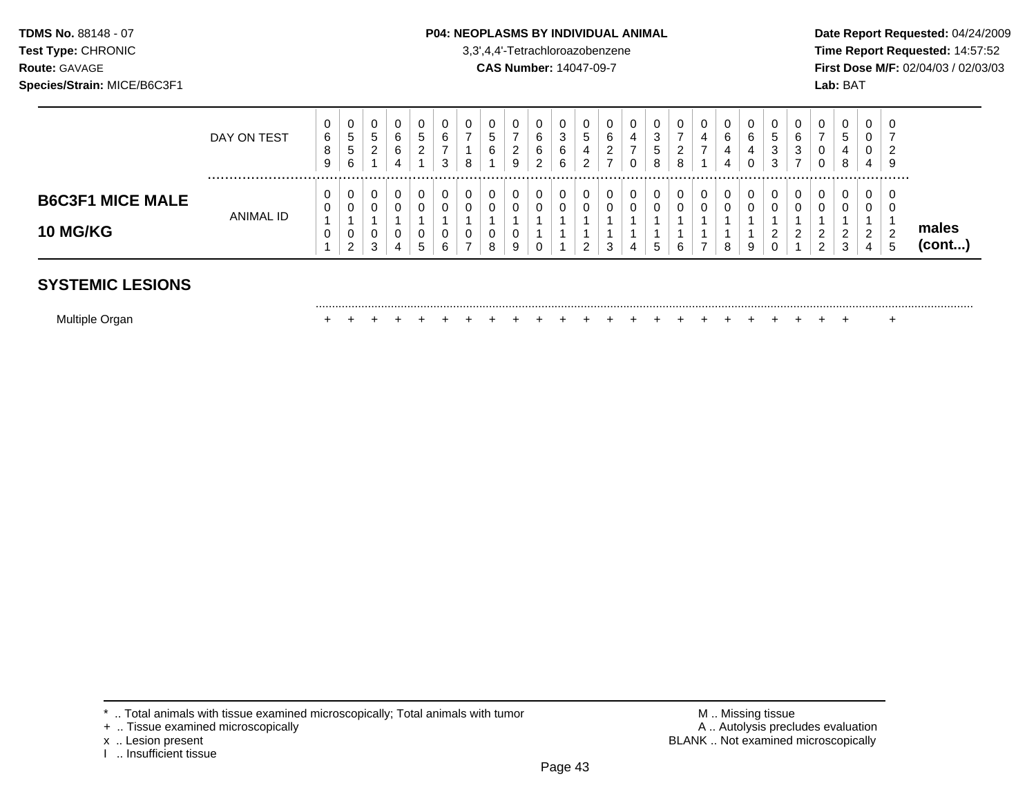**TDMS No.** 88148 - 07
**Test Type:** CHRONIC
**Route:** GAVAGE
**Species/Strain:** MICE/B6C3F1

**P04: NEOPLASMS BY INDIVIDUAL ANIMAL**
3,3',4,4'-Tetrachloroazobenzene
**CAS Number:** 14047-09-7

**Date Report Requested:** 04/24/2009
**Time Report Requested:** 14:57:52
**First Dose M/F:** 02/04/03 / 02/03/03
**Lab:** BAT

| | DAY ON TEST | 0689 | 0556 | 0521 | 0664 | 0521 | 0673 | 0718 | 0561 | 0729 | 0662 | 0366 | 0542 | 0627 | 0470 | 0358 | 0728 | 0471 | 0644 | 0640 | 0533 | 0637 | 0700 | 0548 | 0004 | 0729 | |
|---|---|---|---|---|---|---|---|---|---|---|---|---|---|---|---|---|---|---|---|---|---|---|---|---|---|---|---|
| **B6C3F1 MICE MALE 10 MG/KG** | ANIMAL ID | 00101 | 00102 | 00103 | 00104 | 00105 | 00106 | 00107 | 00108 | 00109 | 00110 | 00111 | 00112 | 00113 | 00114 | 00115 | 00116 | 00117 | 00118 | 00119 | 00120 | 00121 | 00122 | 00123 | 00124 | 00125 | **males (cont...)** |

## SYSTEMIC LESIONS

| | 01 | 02 | 03 | 04 | 05 | 06 | 07 | 08 | 09 | 10 | 11 | 12 | 13 | 14 | 15 | 16 | 17 | 18 | 19 | 20 | 21 | 22 | 23 | 24 | 25 |
|---|---|---|---|---|---|---|---|---|---|---|---|---|---|---|---|---|---|---|---|---|---|---|---|---|---|
| Multiple Organ | + | + | + | + | + | + | + | + | + | + | + | + | + | + | + | + | + | + | + | + | + | + | + | | + |

\* .. Total animals with tissue examined microscopically; Total animals with tumor
+ .. Tissue examined microscopically
x .. Lesion present
I .. Insufficient tissue

M .. Missing tissue
A .. Autolysis precludes evaluation
BLANK .. Not examined microscopically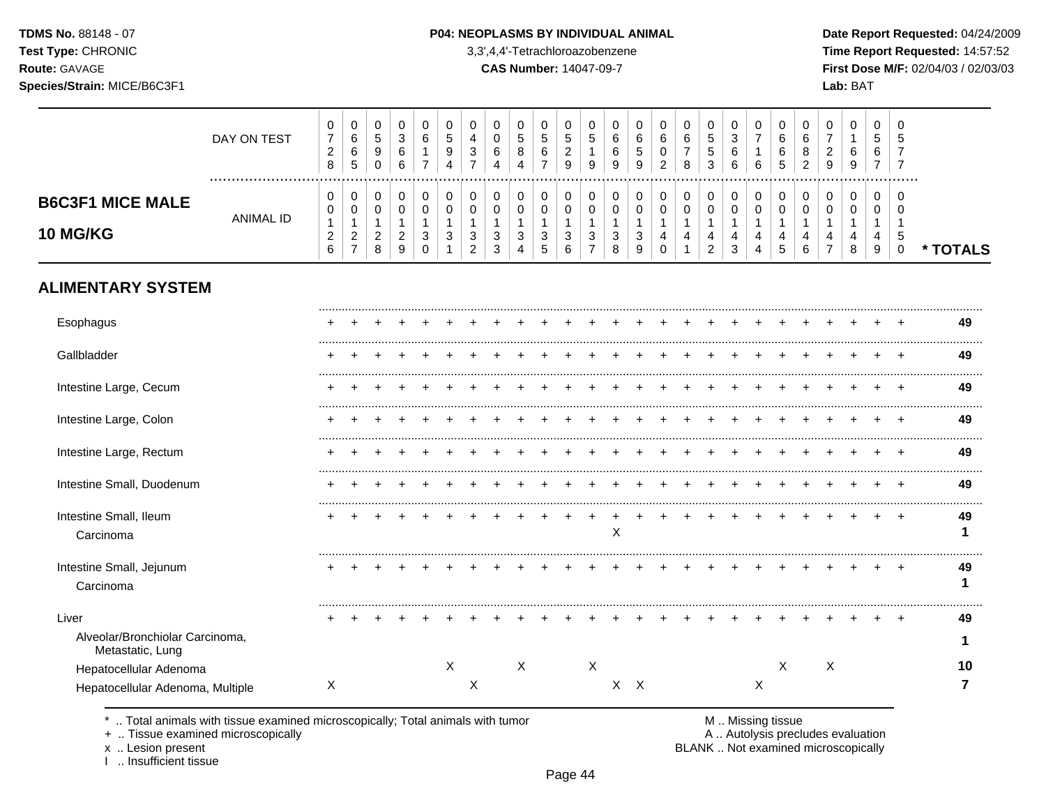**TDMS No.** 88148 - 07
**Test Type:** CHRONIC
**Route:** GAVAGE
**Species/Strain:** MICE/B6C3F1

**P04: NEOPLASMS BY INDIVIDUAL ANIMAL**
3,3',4,4'-Tetrachloroazobenzene
**CAS Number:** 14047-09-7

**Date Report Requested:** 04/24/2009
**Time Report Requested:** 14:57:52
**First Dose M/F:** 02/04/03 / 02/03/03
**Lab:** BAT

## B6C3F1 MICE MALE 10 MG/KG

| DAY ON TEST | 0728 | 0665 | 0590 | 0366 | 0617 | 0594 | 0437 | 0064 | 0584 | 0567 | 0529 | 0519 | 0669 | 0659 | 0602 | 0678 | 0553 | 0366 | 0716 | 0665 | 0682 | 0729 | 0169 | 0567 | 0577 | |
|---|---|---|---|---|---|---|---|---|---|---|---|---|---|---|---|---|---|---|---|---|---|---|---|---|---|---|
| **ANIMAL ID** | 00126 | 00127 | 00128 | 00129 | 00130 | 00131 | 00132 | 00133 | 00134 | 00135 | 00136 | 00137 | 00138 | 00139 | 00140 | 00141 | 00142 | 00143 | 00144 | 00145 | 00146 | 00147 | 00148 | 00149 | 00150 | *** TOTALS** |
| **ALIMENTARY SYSTEM** | | | | | | | | | | | | | | | | | | | | | | | | | | |
| Esophagus | + | + | + | + | + | + | + | + | + | + | + | + | + | + | + | + | + | + | + | + | + | + | + | + | + | 49 |
| Gallbladder | + | + | + | + | + | + | + | + | + | + | + | + | + | + | + | + | + | + | + | + | + | + | + | + | + | 49 |
| Intestine Large, Cecum | + | + | + | + | + | + | + | + | + | + | + | + | + | + | + | + | + | + | + | + | + | + | + | + | + | 49 |
| Intestine Large, Colon | + | + | + | + | + | + | + | + | + | + | + | + | + | + | + | + | + | + | + | + | + | + | + | + | + | 49 |
| Intestine Large, Rectum | + | + | + | + | + | + | + | + | + | + | + | + | + | + | + | + | + | + | + | + | + | + | + | + | + | 49 |
| Intestine Small, Duodenum | + | + | + | + | + | + | + | + | + | + | + | + | + | + | + | + | + | + | + | + | + | + | + | + | + | 49 |
| Intestine Small, Ileum | + | + | + | + | + | + | + | + | + | + | + | + | + | + | + | + | + | + | + | + | + | + | + | + | + | 49 |
| Carcinoma | | | | | | | | | | | | | X | | | | | | | | | | | | | 1 |
| Intestine Small, Jejunum | + | + | + | + | + | + | + | + | + | + | + | + | + | + | + | + | + | + | + | + | + | + | + | + | + | 49 |
| Carcinoma | | | | | | | | | | | | | | | | | | | | | | | | | | 1 |
| Liver | + | + | + | + | + | + | + | + | + | + | + | + | + | + | + | + | + | + | + | + | + | + | + | + | + | 49 |
| Alveolar/Bronchiolar Carcinoma, Metastatic, Lung | | | | | | | | | | | | | | | | | | | | | | | | | | 1 |
| Hepatocellular Adenoma | | | | | | X | | | X | | | X | | | | | | | | X | | X | | | | 10 |
| Hepatocellular Adenoma, Multiple | X | | | | | | X | | | | | | X | X | | | | | X | | | | | | | 7 |

\* .. Total animals with tissue examined microscopically; Total animals with tumor
\+ .. Tissue examined microscopically
x .. Lesion present
I .. Insufficient tissue

M .. Missing tissue
A .. Autolysis precludes evaluation
BLANK .. Not examined microscopically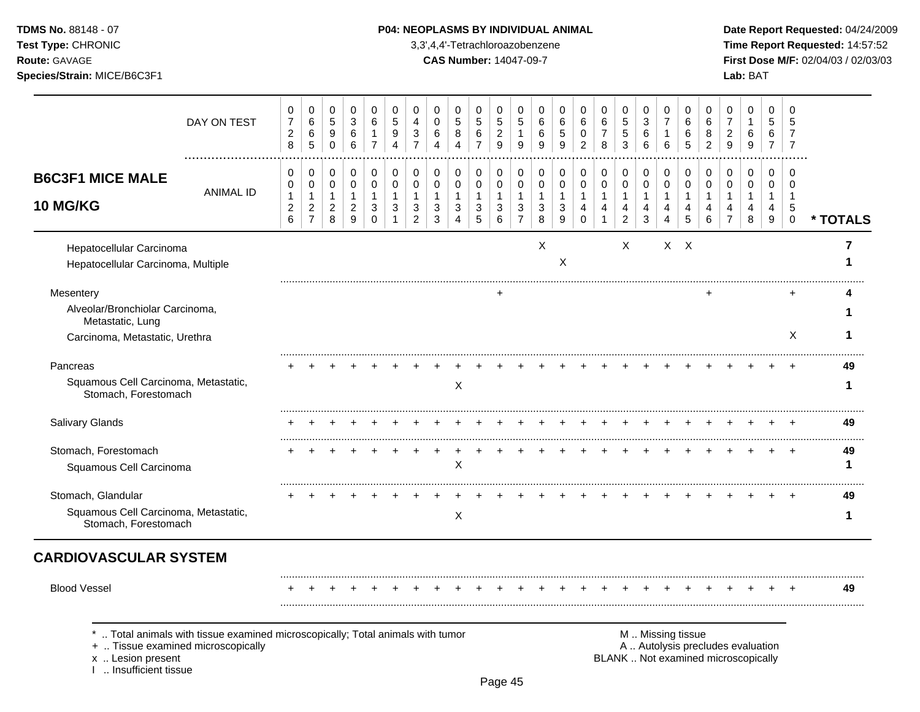**TDMS No.** 88148 - 07
**Test Type:** CHRONIC
**Route:** GAVAGE
**Species/Strain:** MICE/B6C3F1

**P04: NEOPLASMS BY INDIVIDUAL ANIMAL**
3,3',4,4'-Tetrachloroazobenzene
**CAS Number:** 14047-09-7

**Date Report Requested:** 04/24/2009
**Time Report Requested:** 14:57:52
**First Dose M/F:** 02/04/03 / 02/03/03
**Lab:** BAT

## B6C3F1 MICE MALE 10 MG/KG

| | 1 | 2 | 3 | 4 | 5 | 6 | 7 | 8 | 9 | 10 | 11 | 12 | 13 | 14 | 15 | 16 | 17 | 18 | 19 | 20 | 21 | 22 | 23 | 24 | 25 | |
|---|---|---|---|---|---|---|---|---|---|---|---|---|---|---|---|---|---|---|---|---|---|---|---|---|---|---|
| DAY ON TEST | 0728 | 0665 | 0590 | 0366 | 0617 | 0594 | 0437 | 0064 | 0584 | 0567 | 0529 | 0519 | 0669 | 0659 | 0602 | 0678 | 0553 | 0366 | 0716 | 0665 | 0682 | 0729 | 0169 | 0567 | 0577 | |
| ANIMAL ID | 0126 | 0127 | 0128 | 0129 | 0130 | 0131 | 0132 | 0133 | 0134 | 0135 | 0136 | 0137 | 0138 | 0139 | 0140 | 0141 | 0142 | 0143 | 0144 | 0145 | 0146 | 0147 | 0148 | 0149 | 0150 | * TOTALS |
| Hepatocellular Carcinoma | | | | | | | | | | | | | X | | | | X | | X | X | | | | | | 7 |
| Hepatocellular Carcinoma, Multiple | | | | | | | | | | | | | | X | | | | | | | | | | | | 1 |
| Mesentery | | | | | | | | | | | + | | | | | | | | | | + | | | | + | 4 |
| Alveolar/Bronchiolar Carcinoma, Metastatic, Lung | | | | | | | | | | | | | | | | | | | | | | | | | | 1 |
| Carcinoma, Metastatic, Urethra | | | | | | | | | | | | | | | | | | | | | | | | | X | 1 |
| Pancreas | + | + | + | + | + | + | + | + | + | + | + | + | + | + | + | + | + | + | + | + | + | + | + | + | + | 49 |
| Squamous Cell Carcinoma, Metastatic, Stomach, Forestomach | | | | | | | | | X | | | | | | | | | | | | | | | | | 1 |
| Salivary Glands | + | + | + | + | + | + | + | + | + | + | + | + | + | + | + | + | + | + | + | + | + | + | + | + | + | 49 |
| Stomach, Forestomach | + | + | + | + | + | + | + | + | + | + | + | + | + | + | + | + | + | + | + | + | + | + | + | + | + | 49 |
| Squamous Cell Carcinoma | | | | | | | | | X | | | | | | | | | | | | | | | | | 1 |
| Stomach, Glandular | + | + | + | + | + | + | + | + | + | + | + | + | + | + | + | + | + | + | + | + | + | + | + | + | + | 49 |
| Squamous Cell Carcinoma, Metastatic, Stomach, Forestomach | | | | | | | | | X | | | | | | | | | | | | | | | | | 1 |
| **CARDIOVASCULAR SYSTEM** | | | | | | | | | | | | | | | | | | | | | | | | | | |
| Blood Vessel | + | + | + | + | + | + | + | + | + | + | + | + | + | + | + | + | + | + | + | + | + | + | + | + | + | 49 |

\* .. Total animals with tissue examined microscopically; Total animals with tumor
\+ .. Tissue examined microscopically
x .. Lesion present
I .. Insufficient tissue

M .. Missing tissue
A .. Autolysis precludes evaluation
BLANK .. Not examined microscopically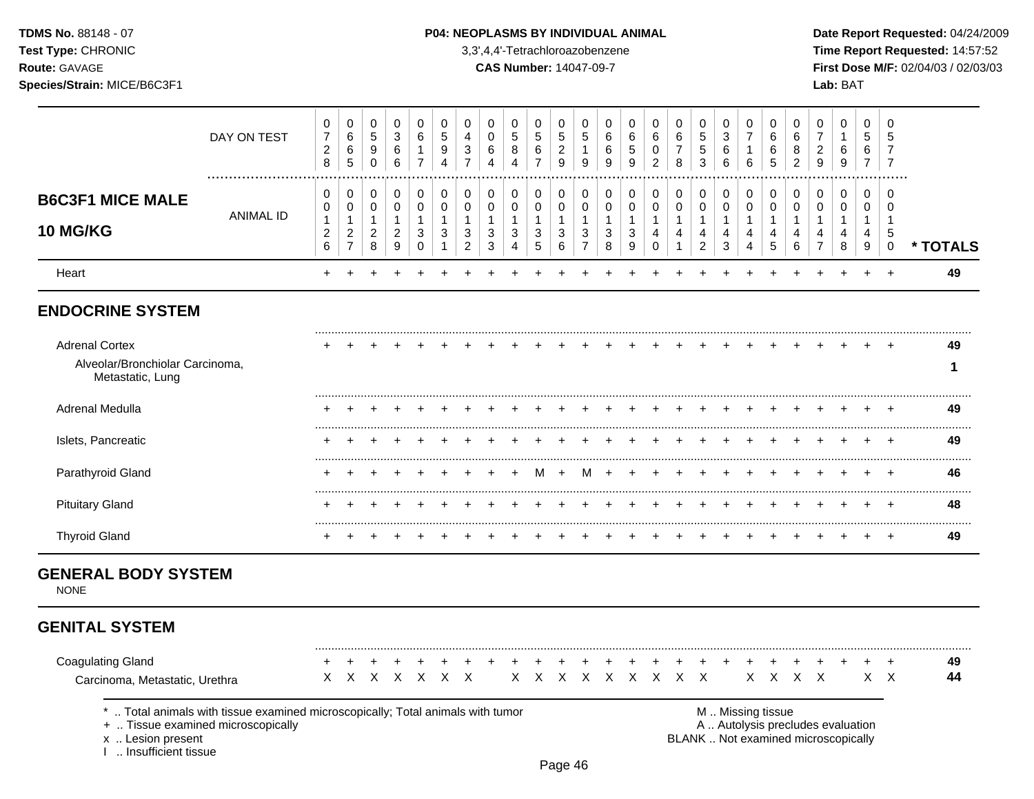**TDMS No.** 88148 - 07
**Test Type:** CHRONIC
**Route:** GAVAGE
**Species/Strain:** MICE/B6C3F1

**P04: NEOPLASMS BY INDIVIDUAL ANIMAL**
3,3',4,4'-Tetrachloroazobenzene
**CAS Number:** 14047-09-7

**Date Report Requested:** 04/24/2009
**Time Report Requested:** 14:57:52
**First Dose M/F:** 02/04/03 / 02/03/03
**Lab:** BAT

| DAY ON TEST | 0728 | 0665 | 0590 | 0366 | 0617 | 0594 | 0437 | 0064 | 0584 | 0567 | 0529 | 0519 | 0669 | 0659 | 0602 | 0678 | 0553 | 0366 | 0716 | 0665 | 0682 | 0729 | 0169 | 0567 | 0577 | |
|---|---|---|---|---|---|---|---|---|---|---|---|---|---|---|---|---|---|---|---|---|---|---|---|---|---|---|
| **B6C3F1 MICE MALE 10 MG/KG** — ANIMAL ID | 0126 | 0127 | 0128 | 0129 | 0130 | 0131 | 0132 | 0133 | 0134 | 0135 | 0136 | 0137 | 0138 | 0139 | 0140 | 0141 | 0142 | 0143 | 0144 | 0145 | 0146 | 0147 | 0148 | 0149 | 0150 | *** TOTALS** |
| Heart | + | + | + | + | + | + | + | + | + | + | + | + | + | + | + | + | + | + | + | + | + | + | + | + | + | 49 |
| **ENDOCRINE SYSTEM** | | | | | | | | | | | | | | | | | | | | | | | | | | |
| Adrenal Cortex | + | + | + | + | + | + | + | + | + | + | + | + | + | + | + | + | + | + | + | + | + | + | + | + | + | 49 |
| Alveolar/Bronchiolar Carcinoma, Metastatic, Lung | | | | | | | | | | | | | | | | | | | | | | | | | | 1 |
| Adrenal Medulla | + | + | + | + | + | + | + | + | + | + | + | + | + | + | + | + | + | + | + | + | + | + | + | + | + | 49 |
| Islets, Pancreatic | + | + | + | + | + | + | + | + | + | + | + | + | + | + | + | + | + | + | + | + | + | + | + | + | + | 49 |
| Parathyroid Gland | + | + | + | + | + | + | + | + | + | M | + | M | + | + | + | + | + | + | + | + | + | + | + | + | + | 46 |
| Pituitary Gland | + | + | + | + | + | + | + | + | + | + | + | + | + | + | + | + | + | + | + | + | + | + | + | + | + | 48 |
| Thyroid Gland | + | + | + | + | + | + | + | + | + | + | + | + | + | + | + | + | + | + | + | + | + | + | + | + | + | 49 |
| **GENERAL BODY SYSTEM** | | | | | | | | | | | | | | | | | | | | | | | | | | |
| NONE | | | | | | | | | | | | | | | | | | | | | | | | | | |
| **GENITAL SYSTEM** | | | | | | | | | | | | | | | | | | | | | | | | | | |
| Coagulating Gland | + | + | + | + | + | + | + | + | + | + | + | + | + | + | + | + | + | + | + | + | + | + | + | + | + | 49 |
| Carcinoma, Metastatic, Urethra | X | X | X | X | X | X | X | | X | X | X | X | X | X | X | X | X | | X | X | X | X | | X | X | 44 |

\* .. Total animals with tissue examined microscopically; Total animals with tumor
\+ .. Tissue examined microscopically
x .. Lesion present
I .. Insufficient tissue

M .. Missing tissue
A .. Autolysis precludes evaluation
BLANK .. Not examined microscopically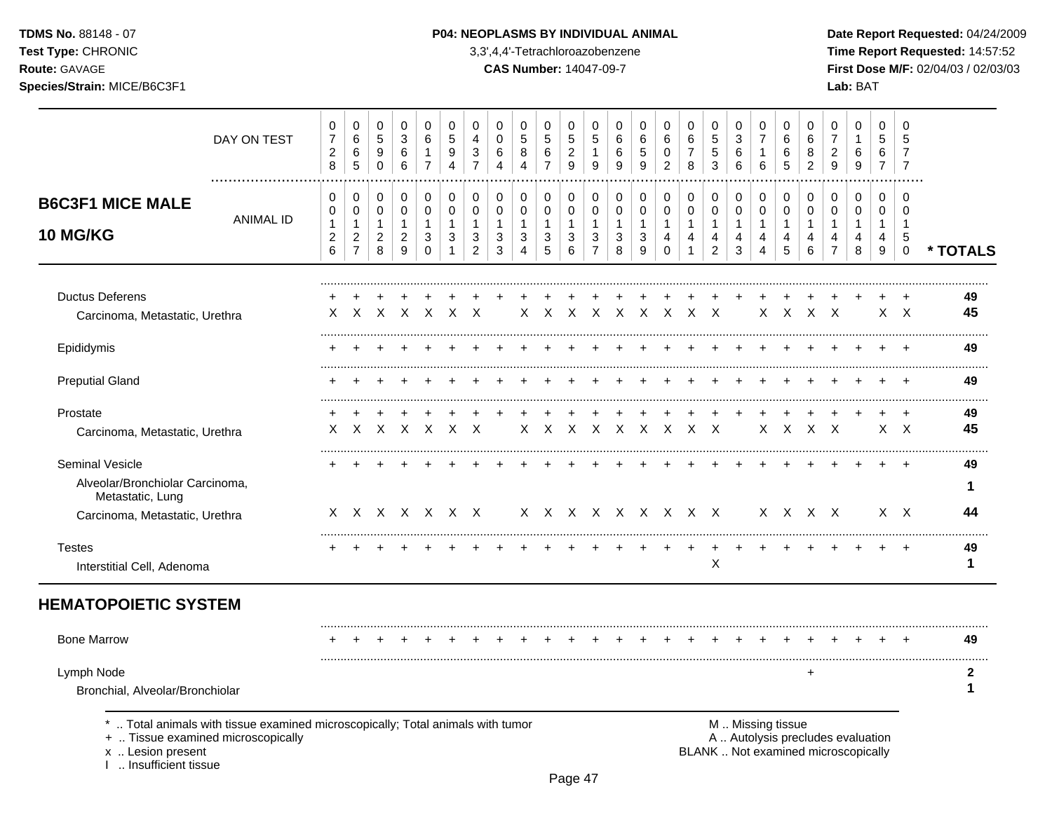**TDMS No.** 88148 - 07
**Test Type:** CHRONIC
**Route:** GAVAGE
**Species/Strain:** MICE/B6C3F1

**P04: NEOPLASMS BY INDIVIDUAL ANIMAL**
3,3',4,4'-Tetrachloroazobenzene
**CAS Number:** 14047-09-7

**Date Report Requested:** 04/24/2009
**Time Report Requested:** 14:57:52
**First Dose M/F:** 02/04/03 / 02/03/03
**Lab:** BAT

## B6C3F1 MICE MALE 10 MG/KG

| DAY ON TEST | 0728 | 0665 | 0590 | 0366 | 0617 | 0594 | 0437 | 0064 | 0584 | 0567 | 0529 | 0519 | 0669 | 0659 | 0602 | 0678 | 0553 | 0366 | 0716 | 0665 | 0682 | 0729 | 0169 | 0567 | 0577 | |
|---|---|---|---|---|---|---|---|---|---|---|---|---|---|---|---|---|---|---|---|---|---|---|---|---|---|---|
| **ANIMAL ID** | 00126 | 00127 | 00128 | 00129 | 00130 | 00131 | 00132 | 00133 | 00134 | 00135 | 00136 | 00137 | 00138 | 00139 | 00140 | 00141 | 00142 | 00143 | 00144 | 00145 | 00146 | 00147 | 00148 | 00149 | 00150 | *** TOTALS** |
| Ductus Deferens | + | + | + | + | + | + | + | + | + | + | + | + | + | + | + | + | + | + | + | + | + | + | + | + | + | **49** |
| Carcinoma, Metastatic, Urethra | X | X | X | X | X | X | X | | X | X | X | X | X | X | X | X | X | | X | X | X | X | | X | X | **45** |
| Epididymis | + | + | + | + | + | + | + | + | + | + | + | + | + | + | + | + | + | + | + | + | + | + | + | + | + | **49** |
| Preputial Gland | + | + | + | + | + | + | + | + | + | + | + | + | + | + | + | + | + | + | + | + | + | + | + | + | + | **49** |
| Prostate | + | + | + | + | + | + | + | + | + | + | + | + | + | + | + | + | + | + | + | + | + | + | + | + | + | **49** |
| Carcinoma, Metastatic, Urethra | X | X | X | X | X | X | X | | X | X | X | X | X | X | X | X | X | | X | X | X | X | | X | X | **45** |
| Seminal Vesicle | + | + | + | + | + | + | + | + | + | + | + | + | + | + | + | + | + | + | + | + | + | + | + | + | + | **49** |
| Alveolar/Bronchiolar Carcinoma, Metastatic, Lung | | | | | | | | | | | | | | | | | | | | | | | | | | **1** |
| Carcinoma, Metastatic, Urethra | X | X | X | X | X | X | X | | X | X | X | X | X | X | X | X | X | | X | X | X | X | | X | X | **44** |
| Testes | + | + | + | + | + | + | + | + | + | + | + | + | + | + | + | + | + | + | + | + | + | + | + | + | + | **49** |
| Interstitial Cell, Adenoma | | | | | | | | | | | | | | | | | X | | | | | | | | | **1** |
| **HEMATOPOIETIC SYSTEM** | | | | | | | | | | | | | | | | | | | | | | | | | | |
| Bone Marrow | + | + | + | + | + | + | + | + | + | + | + | + | + | + | + | + | + | + | + | + | + | + | + | + | + | **49** |
| Lymph Node | | | | | | | | | | | | | | | | | | | | | + | | | | | **2** |
| Bronchial, Alveolar/Bronchiolar | | | | | | | | | | | | | | | | | | | | | | | | | | **1** |

\* .. Total animals with tissue examined microscopically; Total animals with tumor
\+ .. Tissue examined microscopically
x .. Lesion present
I .. Insufficient tissue

M .. Missing tissue
A .. Autolysis precludes evaluation
BLANK .. Not examined microscopically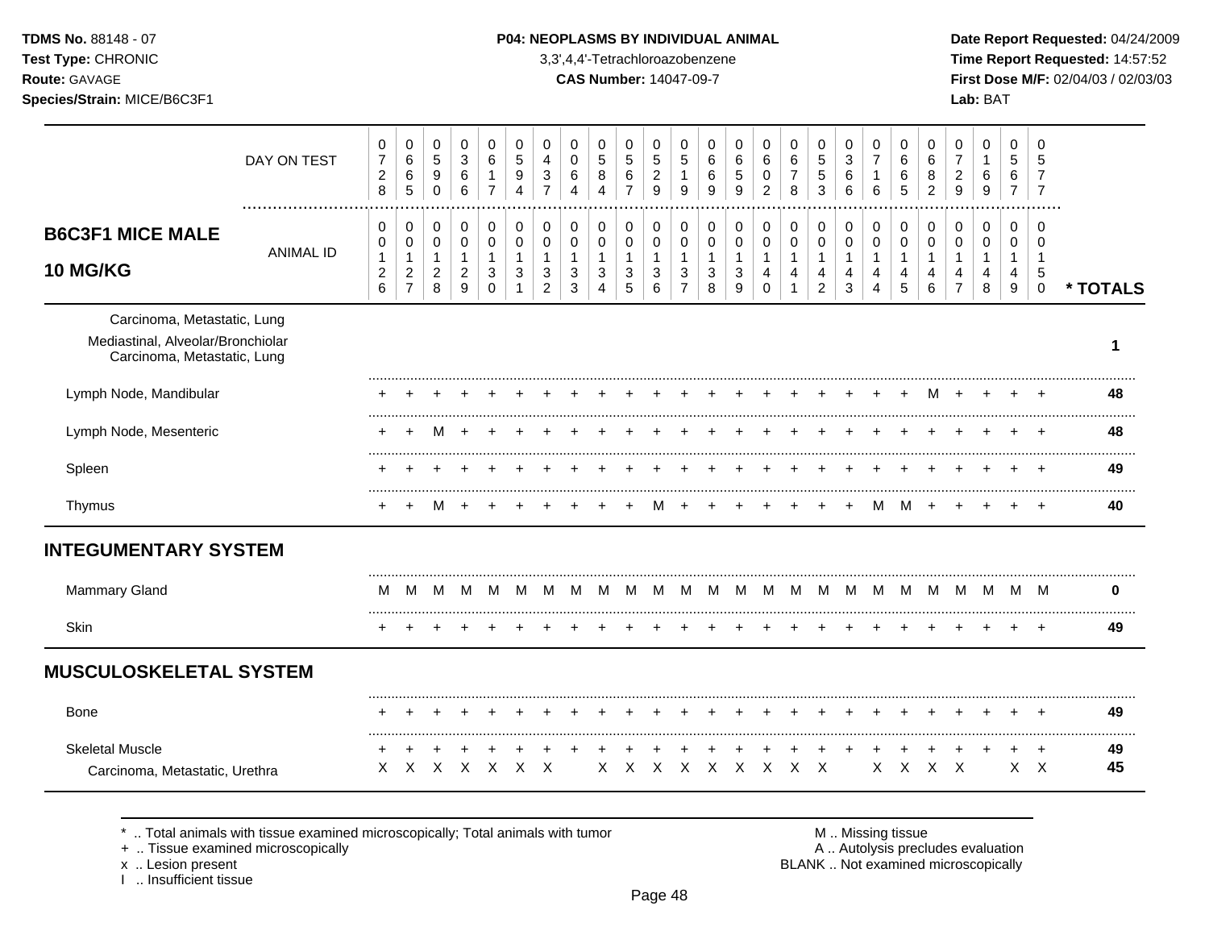**TDMS No.** 88148 - 07
**Test Type:** CHRONIC
**Route:** GAVAGE
**Species/Strain:** MICE/B6C3F1

**P04: NEOPLASMS BY INDIVIDUAL ANIMAL**
3,3',4,4'-Tetrachloroazobenzene
**CAS Number:** 14047-09-7

**Date Report Requested:** 04/24/2009
**Time Report Requested:** 14:57:52
**First Dose M/F:** 02/04/03 / 02/03/03
**Lab:** BAT

## B6C3F1 MICE MALE 10 MG/KG

| DAY ON TEST | 0728 | 0665 | 0590 | 0366 | 0617 | 0594 | 0437 | 0064 | 0584 | 0567 | 0529 | 0519 | 0669 | 0659 | 0602 | 0678 | 0553 | 0366 | 0716 | 0665 | 0682 | 0729 | 0169 | 0567 | 0577 | |
|---|---|---|---|---|---|---|---|---|---|---|---|---|---|---|---|---|---|---|---|---|---|---|---|---|---|---|
| ANIMAL ID | 00126 | 00127 | 00128 | 00129 | 00130 | 00131 | 00132 | 00133 | 00134 | 00135 | 00136 | 00137 | 00138 | 00139 | 00140 | 00141 | 00142 | 00143 | 00144 | 00145 | 00146 | 00147 | 00148 | 00149 | 00150 | * TOTALS |
| Carcinoma, Metastatic, Lung | | | | | | | | | | | | | | | | | | | | | | | | | | |
| Mediastinal, Alveolar/Bronchiolar Carcinoma, Metastatic, Lung | | | | | | | | | | | | | | | | | | | | | | | | | | 1 |
| Lymph Node, Mandibular | + | + | + | + | + | + | + | + | + | + | + | + | + | + | + | + | + | + | + | + | M | + | + | + | + | 48 |
| Lymph Node, Mesenteric | + | + | M | + | + | + | + | + | + | + | + | + | + | + | + | + | + | + | + | + | + | + | + | + | + | 48 |
| Spleen | + | + | + | + | + | + | + | + | + | + | + | + | + | + | + | + | + | + | + | + | + | + | + | + | + | 49 |
| Thymus | + | + | M | + | + | + | + | + | + | + | M | + | + | + | + | + | + | + | M | M | + | + | + | + | + | 40 |

## INTEGUMENTARY SYSTEM

| | | | | | | | | | | | | | | | | | | | | | | | | | | |
|---|---|---|---|---|---|---|---|---|---|---|---|---|---|---|---|---|---|---|---|---|---|---|---|---|---|---|
| Mammary Gland | M | M | M | M | M | M | M | M | M | M | M | M | M | M | M | M | M | M | M | M | M | M | M | M | M | 0 |
| Skin | + | + | + | + | + | + | + | + | + | + | + | + | + | + | + | + | + | + | + | + | + | + | + | + | + | 49 |

## MUSCULOSKELETAL SYSTEM

| | | | | | | | | | | | | | | | | | | | | | | | | | | |
|---|---|---|---|---|---|---|---|---|---|---|---|---|---|---|---|---|---|---|---|---|---|---|---|---|---|---|
| Bone | + | + | + | + | + | + | + | + | + | + | + | + | + | + | + | + | + | + | + | + | + | + | + | + | + | 49 |
| Skeletal Muscle | + | + | + | + | + | + | + | + | + | + | + | + | + | + | + | + | + | + | + | + | + | + | + | + | + | 49 |
| Carcinoma, Metastatic, Urethra | X | X | X | X | X | X | X | | X | X | X | X | X | X | X | X | X | | X | X | X | X | | X | X | 45 |

\* .. Total animals with tissue examined microscopically; Total animals with tumor
+ .. Tissue examined microscopically
x .. Lesion present
I .. Insufficient tissue

M .. Missing tissue
A .. Autolysis precludes evaluation
BLANK .. Not examined microscopically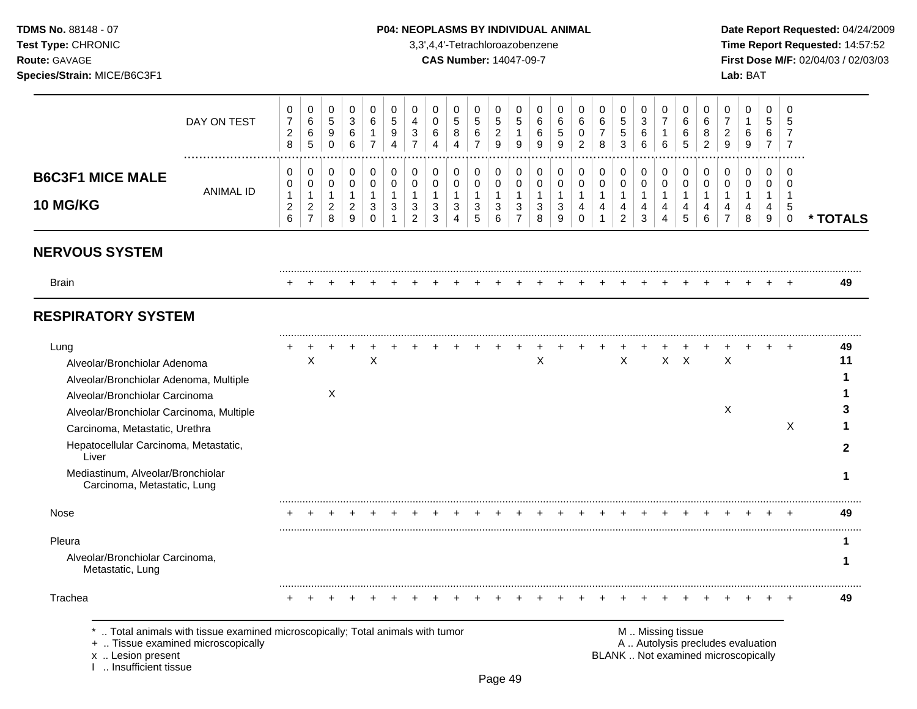**TDMS No.** 88148 - 07
**Test Type:** CHRONIC
**Route:** GAVAGE
**Species/Strain:** MICE/B6C3F1

**P04: NEOPLASMS BY INDIVIDUAL ANIMAL**
3,3',4,4'-Tetrachloroazobenzene
**CAS Number:** 14047-09-7

**Date Report Requested:** 04/24/2009
**Time Report Requested:** 14:57:52
**First Dose M/F:** 02/04/03 / 02/03/03
**Lab:** BAT

**B6C3F1 MICE MALE 10 MG/KG**

| DAY ON TEST | 0728 | 0665 | 0590 | 0366 | 0617 | 0594 | 0437 | 0064 | 0584 | 0567 | 0529 | 0519 | 0669 | 0659 | 0602 | 0678 | 0553 | 0366 | 0716 | 0665 | 0682 | 0729 | 0169 | 0567 | 0577 | |
|---|---|---|---|---|---|---|---|---|---|---|---|---|---|---|---|---|---|---|---|---|---|---|---|---|---|---|
| **ANIMAL ID** | 00126 | 00127 | 00128 | 00129 | 00130 | 00131 | 00132 | 00133 | 00134 | 00135 | 00136 | 00137 | 00138 | 00139 | 00140 | 00141 | 00142 | 00143 | 00144 | 00145 | 00146 | 00147 | 00148 | 00149 | 00150 | *** TOTALS** |
| **NERVOUS SYSTEM** | | | | | | | | | | | | | | | | | | | | | | | | | | |
| Brain | + | + | + | + | + | + | + | + | + | + | + | + | + | + | + | + | + | + | + | + | + | + | + | + | + | 49 |
| **RESPIRATORY SYSTEM** | | | | | | | | | | | | | | | | | | | | | | | | | | |
| Lung | + | + | + | + | + | + | + | + | + | + | + | + | + | + | + | + | + | + | + | + | + | + | + | + | + | 49 |
| Alveolar/Bronchiolar Adenoma | | X | | | X | | | | | | | | X | | | | X | | X | X | | X | | | | 11 |
| Alveolar/Bronchiolar Adenoma, Multiple | | | | | | | | | | | | | | | | | | | | | | | | | | 1 |
| Alveolar/Bronchiolar Carcinoma | | | X | | | | | | | | | | | | | | | | | | | | | | | 1 |
| Alveolar/Bronchiolar Carcinoma, Multiple | | | | | | | | | | | | | | | | | | | | | | X | | | | 3 |
| Carcinoma, Metastatic, Urethra | | | | | | | | | | | | | | | | | | | | | | | | | X | 1 |
| Hepatocellular Carcinoma, Metastatic, Liver | | | | | | | | | | | | | | | | | | | | | | | | | | 2 |
| Mediastinum, Alveolar/Bronchiolar Carcinoma, Metastatic, Lung | | | | | | | | | | | | | | | | | | | | | | | | | | 1 |
| Nose | + | + | + | + | + | + | + | + | + | + | + | + | + | + | + | + | + | + | + | + | + | + | + | + | + | 49 |
| Pleura | | | | | | | | | | | | | | | | | | | | | | | | | | 1 |
| Alveolar/Bronchiolar Carcinoma, Metastatic, Lung | | | | | | | | | | | | | | | | | | | | | | | | | | 1 |
| Trachea | + | + | + | + | + | + | + | + | + | + | + | + | + | + | + | + | + | + | + | + | + | + | + | + | + | 49 |

\* .. Total animals with tissue examined microscopically; Total animals with tumor
\+ .. Tissue examined microscopically
x .. Lesion present
I .. Insufficient tissue

M .. Missing tissue
A .. Autolysis precludes evaluation
BLANK .. Not examined microscopically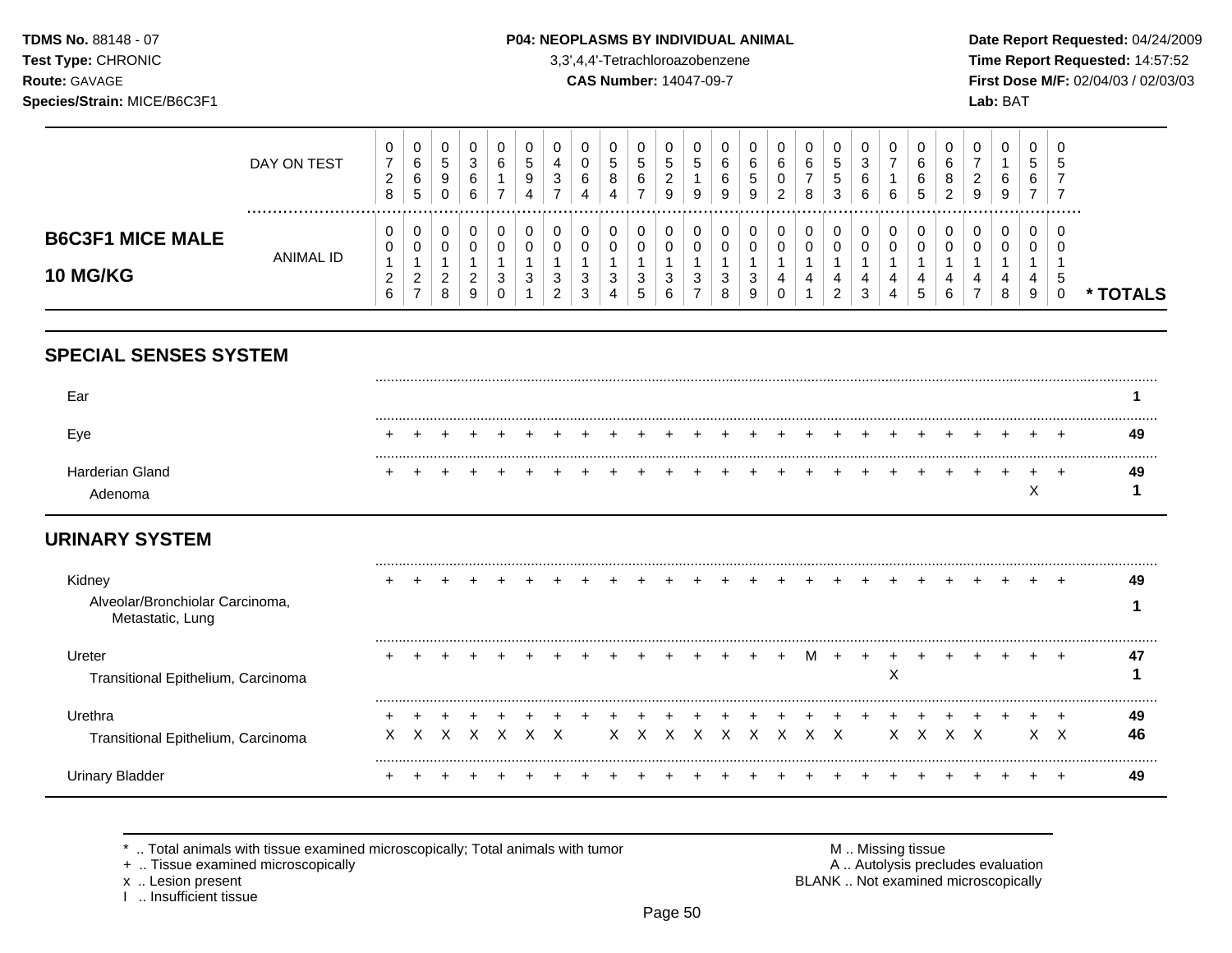**TDMS No.** 88148 - 07
**Test Type:** CHRONIC
**Route:** GAVAGE
**Species/Strain:** MICE/B6C3F1

**P04: NEOPLASMS BY INDIVIDUAL ANIMAL**
3,3',4,4'-Tetrachloroazobenzene
**CAS Number:** 14047-09-7

**Date Report Requested:** 04/24/2009
**Time Report Requested:** 14:57:52
**First Dose M/F:** 02/04/03 / 02/03/03
**Lab:** BAT

## B6C3F1 MICE MALE 10 MG/KG

| | 1 | 2 | 3 | 4 | 5 | 6 | 7 | 8 | 9 | 10 | 11 | 12 | 13 | 14 | 15 | 16 | 17 | 18 | 19 | 20 | 21 | 22 | 23 | 24 | 25 | * TOTALS |
|---|---|---|---|---|---|---|---|---|---|---|---|---|---|---|---|---|---|---|---|---|---|---|---|---|---|---|
| DAY ON TEST | 0728 | 0665 | 0590 | 0366 | 0617 | 0594 | 0437 | 0064 | 0584 | 0567 | 0529 | 0519 | 0669 | 0659 | 0602 | 0678 | 0553 | 0366 | 0716 | 0665 | 0682 | 0729 | 0169 | 0567 | 0577 | |
| ANIMAL ID | 0126 | 0127 | 0128 | 0129 | 0130 | 0131 | 0132 | 0133 | 0134 | 0135 | 0136 | 0137 | 0138 | 0139 | 0140 | 0141 | 0142 | 0143 | 0144 | 0145 | 0146 | 0147 | 0148 | 0149 | 0150 | |
| **SPECIAL SENSES SYSTEM** | | | | | | | | | | | | | | | | | | | | | | | | | | |
| Ear | | | | | | | | | | | | | | | | | | | | | | | | | | 1 |
| Eye | + | + | + | + | + | + | + | + | + | + | + | + | + | + | + | + | + | + | + | + | + | + | + | + | + | 49 |
| Harderian Gland | + | + | + | + | + | + | + | + | + | + | + | + | + | + | + | + | + | + | + | + | + | + | + | + | + | 49 |
| Adenoma | | | | | | | | | | | | | | | | | | | | | | | | X | | 1 |
| **URINARY SYSTEM** | | | | | | | | | | | | | | | | | | | | | | | | | | |
| Kidney | + | + | + | + | + | + | + | + | + | + | + | + | + | + | + | + | + | + | + | + | + | + | + | + | + | 49 |
| Alveolar/Bronchiolar Carcinoma, Metastatic, Lung | | | | | | | | | | | | | | | | | | | | | | | | | | 1 |
| Ureter | + | + | + | + | + | + | + | + | + | + | + | + | + | + | + | M | + | + | + | + | + | + | + | + | + | 47 |
| Transitional Epithelium, Carcinoma | | | | | | | | | | | | | | | | | | | X | | | | | | | 1 |
| Urethra | + | + | + | + | + | + | + | + | + | + | + | + | + | + | + | + | + | + | + | + | + | + | + | + | + | 49 |
| Transitional Epithelium, Carcinoma | X | X | X | X | X | X | X | | X | X | X | X | X | X | X | X | X | | X | X | X | X | | X | X | 46 |
| Urinary Bladder | + | + | + | + | + | + | + | + | + | + | + | + | + | + | + | + | + | + | + | + | + | + | + | + | + | 49 |

\* .. Total animals with tissue examined microscopically; Total animals with tumor
\+ .. Tissue examined microscopically
x .. Lesion present
I .. Insufficient tissue

M .. Missing tissue
A .. Autolysis precludes evaluation
BLANK .. Not examined microscopically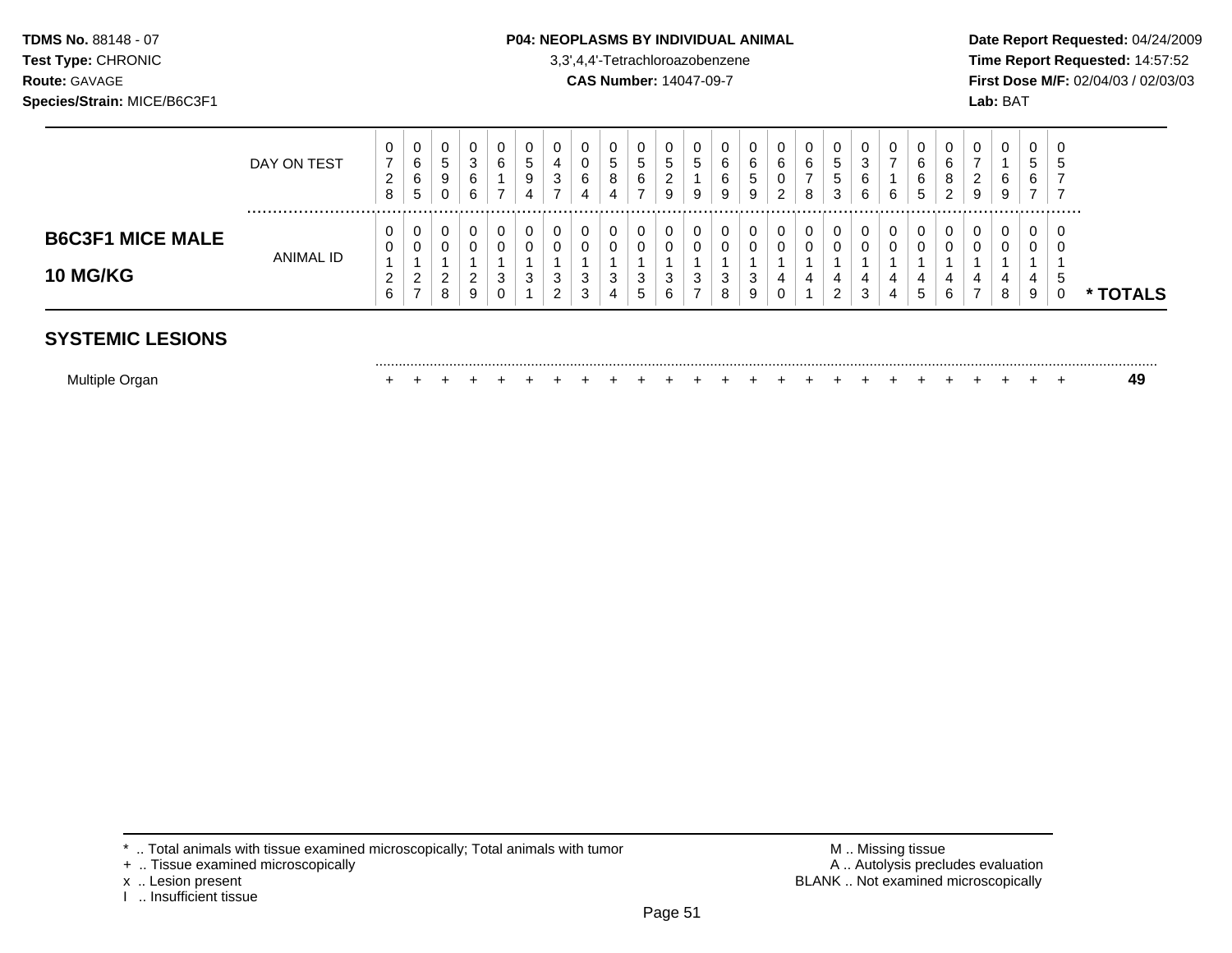**TDMS No.** 88148 - 07
**Test Type:** CHRONIC
**Route:** GAVAGE
**Species/Strain:** MICE/B6C3F1

**P04: NEOPLASMS BY INDIVIDUAL ANIMAL**
3,3',4,4'-Tetrachloroazobenzene
**CAS Number:** 14047-09-7

**Date Report Requested:** 04/24/2009
**Time Report Requested:** 14:57:52
**First Dose M/F:** 02/04/03 / 02/03/03
**Lab:** BAT

| | DAY ON TEST | 0728 | 0665 | 0590 | 0366 | 0617 | 0594 | 0437 | 0064 | 0584 | 0567 | 0529 | 0519 | 0669 | 0659 | 0602 | 0678 | 0553 | 0366 | 0716 | 0665 | 0682 | 0729 | 0169 | 0567 | 0577 | |
|---|---|---|---|---|---|---|---|---|---|---|---|---|---|---|---|---|---|---|---|---|---|---|---|---|---|---|---|
| **B6C3F1 MICE MALE 10 MG/KG** | ANIMAL ID | 00126 | 00127 | 00128 | 00129 | 00130 | 00131 | 00132 | 00133 | 00134 | 00135 | 00136 | 00137 | 00138 | 00139 | 00140 | 00141 | 00142 | 00143 | 00144 | 00145 | 00146 | 00147 | 00148 | 00149 | 00150 | *** TOTALS** |
| **SYSTEMIC LESIONS** | | | | | | | | | | | | | | | | | | | | | | | | | | | |
| Multiple Organ | | + | + | + | + | + | + | + | + | + | + | + | + | + | + | + | + | + | + | + | + | + | + | + | + | + | **49** |

\* .. Total animals with tissue examined microscopically; Total animals with tumor
\+ .. Tissue examined microscopically
x .. Lesion present
I .. Insufficient tissue

M .. Missing tissue
A .. Autolysis precludes evaluation
BLANK .. Not examined microscopically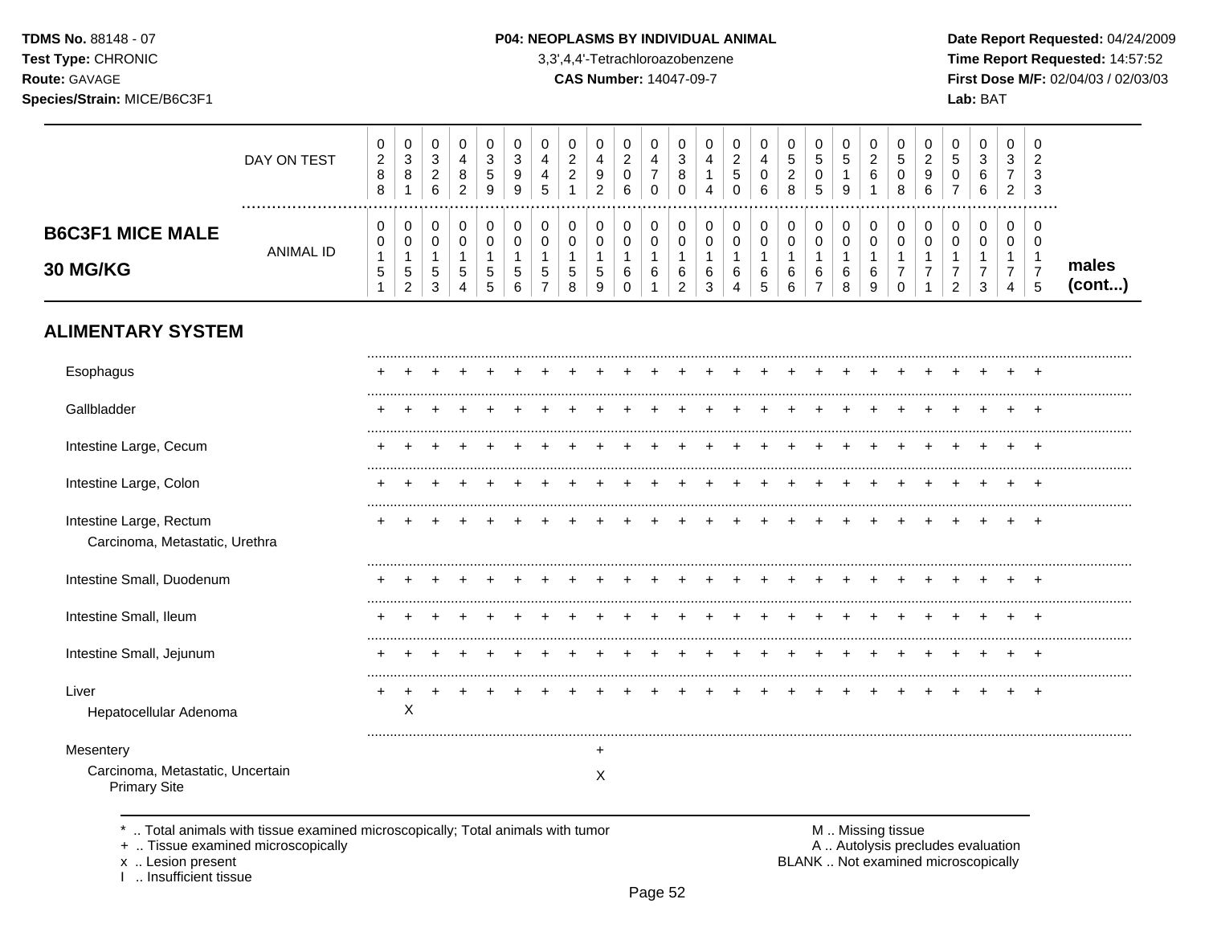**TDMS No.** 88148 - 07
**Test Type:** CHRONIC
**Route:** GAVAGE
**Species/Strain:** MICE/B6C3F1

**P04: NEOPLASMS BY INDIVIDUAL ANIMAL**
3,3',4,4'-Tetrachloroazobenzene
**CAS Number:** 14047-09-7

**Date Report Requested:** 04/24/2009
**Time Report Requested:** 14:57:52
**First Dose M/F:** 02/04/03 / 02/03/03
**Lab:** BAT

## B6C3F1 MICE MALE 30 MG/KG

| | 1 | 2 | 3 | 4 | 5 | 6 | 7 | 8 | 9 | 10 | 11 | 12 | 13 | 14 | 15 | 16 | 17 | 18 | 19 | 20 | 21 | 22 | 23 | 24 | 25 |
|---|---|---|---|---|---|---|---|---|---|---|---|---|---|---|---|---|---|---|---|---|---|---|---|---|---|
| DAY ON TEST | 0288 | 0381 | 0326 | 0482 | 0359 | 0399 | 0445 | 0221 | 0492 | 0206 | 0470 | 0380 | 0414 | 0250 | 0406 | 0528 | 0505 | 0519 | 0261 | 0508 | 0296 | 0507 | 0366 | 0372 | 0233 |
| ANIMAL ID | 00151 | 00152 | 00153 | 00154 | 00155 | 00156 | 00157 | 00158 | 00159 | 00160 | 00161 | 00162 | 00163 | 00164 | 00165 | 00166 | 00167 | 00168 | 00169 | 00170 | 00171 | 00172 | 00173 | 00174 | 00175 |

males (cont...)

### ALIMENTARY SYSTEM

| | 1 | 2 | 3 | 4 | 5 | 6 | 7 | 8 | 9 | 10 | 11 | 12 | 13 | 14 | 15 | 16 | 17 | 18 | 19 | 20 | 21 | 22 | 23 | 24 | 25 |
|---|---|---|---|---|---|---|---|---|---|---|---|---|---|---|---|---|---|---|---|---|---|---|---|---|---|
| Esophagus | + | + | + | + | + | + | + | + | + | + | + | + | + | + | + | + | + | + | + | + | + | + | + | + | + |
| Gallbladder | + | + | + | + | + | + | + | + | + | + | + | + | + | + | + | + | + | + | + | + | + | + | + | + | + |
| Intestine Large, Cecum | + | + | + | + | + | + | + | + | + | + | + | + | + | + | + | + | + | + | + | + | + | + | + | + | + |
| Intestine Large, Colon | + | + | + | + | + | + | + | + | + | + | + | + | + | + | + | + | + | + | + | + | + | + | + | + | + |
| Intestine Large, Rectum | + | + | + | + | + | + | + | + | + | + | + | + | + | + | + | + | + | + | + | + | + | + | + | + | + |
| Carcinoma, Metastatic, Urethra | | | | | | | | | | | | | | | | | | | | | | | | | |
| Intestine Small, Duodenum | + | + | + | + | + | + | + | + | + | + | + | + | + | + | + | + | + | + | + | + | + | + | + | + | + |
| Intestine Small, Ileum | + | + | + | + | + | + | + | + | + | + | + | + | + | + | + | + | + | + | + | + | + | + | + | + | + |
| Intestine Small, Jejunum | + | + | + | + | + | + | + | + | + | + | + | + | + | + | + | + | + | + | + | + | + | + | + | + | + |
| Liver | + | + | + | + | + | + | + | + | + | + | + | + | + | + | + | + | + | + | + | + | + | + | + | + | + |
| Hepatocellular Adenoma | | X | | | | | | | | | | | | | | | | | | | | | | | |
| Mesentery | | | | | | | | | + | | | | | | | | | | | | | | | | |
| Carcinoma, Metastatic, Uncertain Primary Site | | | | | | | | | X | | | | | | | | | | | | | | | | |

\* .. Total animals with tissue examined microscopically; Total animals with tumor
\+ .. Tissue examined microscopically
x .. Lesion present
I .. Insufficient tissue

M .. Missing tissue
A .. Autolysis precludes evaluation
BLANK .. Not examined microscopically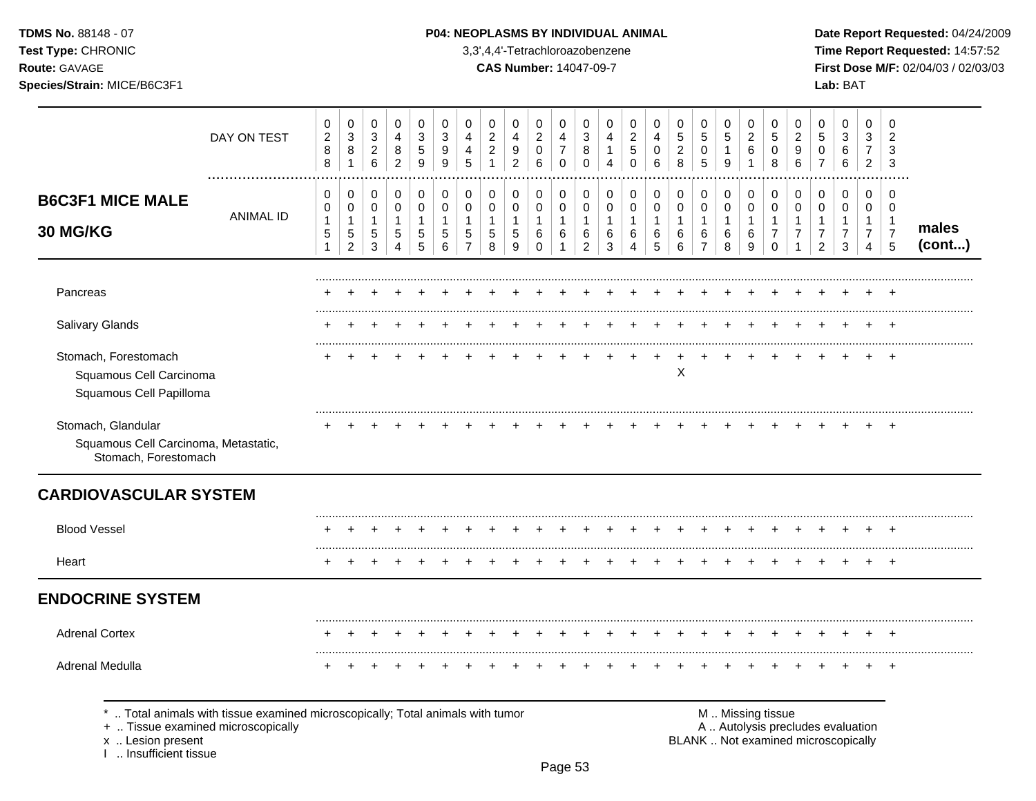**TDMS No.** 88148 - 07
**Test Type:** CHRONIC
**Route:** GAVAGE
**Species/Strain:** MICE/B6C3F1

**P04: NEOPLASMS BY INDIVIDUAL ANIMAL**
3,3',4,4'-Tetrachloroazobenzene
**CAS Number:** 14047-09-7

**Date Report Requested:** 04/24/2009
**Time Report Requested:** 14:57:52
**First Dose M/F:** 02/04/03 / 02/03/03
**Lab:** BAT

| DAY ON TEST | 0288 | 0381 | 0326 | 0482 | 0359 | 0399 | 0445 | 0221 | 0492 | 0206 | 0470 | 0380 | 0414 | 0250 | 0406 | 0528 | 0505 | 0519 | 0261 | 0508 | 0296 | 0507 | 0366 | 0372 | 0233 | |
|---|---|---|---|---|---|---|---|---|---|---|---|---|---|---|---|---|---|---|---|---|---|---|---|---|---|---|
| **B6C3F1 MICE MALE 30 MG/KG** — ANIMAL ID | 00151 | 00152 | 00153 | 00154 | 00155 | 00156 | 00157 | 00158 | 00159 | 00160 | 00161 | 00162 | 00163 | 00164 | 00165 | 00166 | 00167 | 00168 | 00169 | 00170 | 00171 | 00172 | 00173 | 00174 | 00175 | **males (cont...)** |
| Pancreas | + | + | + | + | + | + | + | + | + | + | + | + | + | + | + | + | + | + | + | + | + | + | + | + | + | |
| Salivary Glands | + | + | + | + | + | + | + | + | + | + | + | + | + | + | + | + | + | + | + | + | + | + | + | + | + | |
| Stomach, Forestomach | + | + | + | + | + | + | + | + | + | + | + | + | + | + | + | + | + | + | + | + | + | + | + | + | + | |
| Squamous Cell Carcinoma | | | | | | | | | | | | | | | | X | | | | | | | | | | |
| Squamous Cell Papilloma | | | | | | | | | | | | | | | | | | | | | | | | | | |
| Stomach, Glandular | + | + | + | + | + | + | + | + | + | + | + | + | + | + | + | + | + | + | + | + | + | + | + | + | + | |
| Squamous Cell Carcinoma, Metastatic, Stomach, Forestomach | | | | | | | | | | | | | | | | | | | | | | | | | | |
| **CARDIOVASCULAR SYSTEM** | | | | | | | | | | | | | | | | | | | | | | | | | | |
| Blood Vessel | + | + | + | + | + | + | + | + | + | + | + | + | + | + | + | + | + | + | + | + | + | + | + | + | + | |
| Heart | + | + | + | + | + | + | + | + | + | + | + | + | + | + | + | + | + | + | + | + | + | + | + | + | + | |
| **ENDOCRINE SYSTEM** | | | | | | | | | | | | | | | | | | | | | | | | | | |
| Adrenal Cortex | + | + | + | + | + | + | + | + | + | + | + | + | + | + | + | + | + | + | + | + | + | + | + | + | + | |
| Adrenal Medulla | + | + | + | + | + | + | + | + | + | + | + | + | + | + | + | + | + | + | + | + | + | + | + | + | + | |

\* .. Total animals with tissue examined microscopically; Total animals with tumor
\+ .. Tissue examined microscopically
x .. Lesion present
I .. Insufficient tissue

M .. Missing tissue
A .. Autolysis precludes evaluation
BLANK .. Not examined microscopically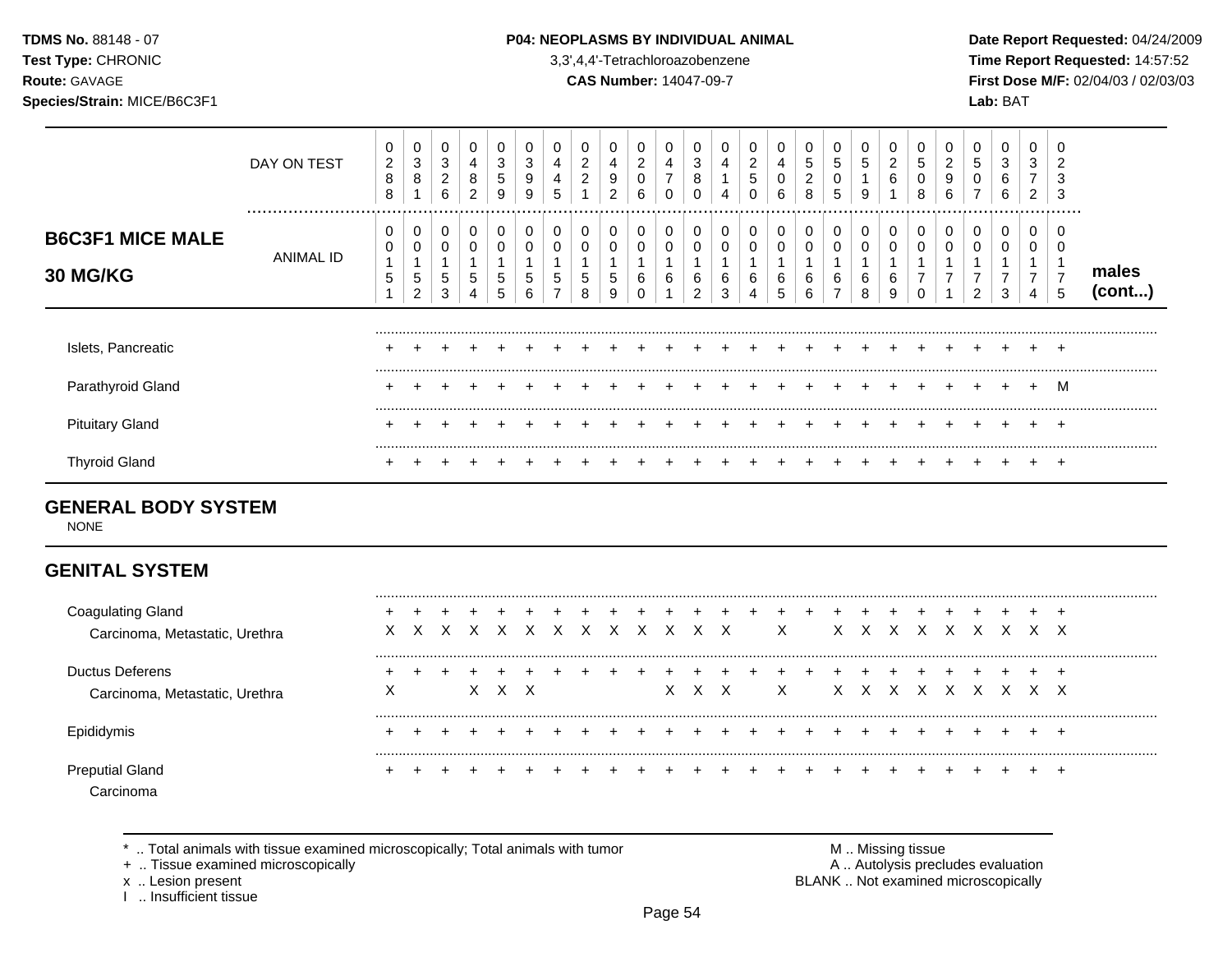**TDMS No.** 88148 - 07
**Test Type:** CHRONIC
**Route:** GAVAGE
**Species/Strain:** MICE/B6C3F1

**P04: NEOPLASMS BY INDIVIDUAL ANIMAL**
3,3',4,4'-Tetrachloroazobenzene
**CAS Number:** 14047-09-7

**Date Report Requested:** 04/24/2009
**Time Report Requested:** 14:57:52
**First Dose M/F:** 02/04/03 / 02/03/03
**Lab:** BAT

## B6C3F1 MICE MALE 30 MG/KG

| DAY ON TEST | 0288 | 0381 | 0326 | 0482 | 0359 | 0399 | 0445 | 0221 | 0492 | 0206 | 0470 | 0380 | 0414 | 0250 | 0406 | 0528 | 0505 | 0519 | 0261 | 0508 | 0296 | 0507 | 0366 | 0372 | 0233 | |
|---|---|---|---|---|---|---|---|---|---|---|---|---|---|---|---|---|---|---|---|---|---|---|---|---|---|---|
| **ANIMAL ID** | 00151 | 00152 | 00153 | 00154 | 00155 | 00156 | 00157 | 00158 | 00159 | 00160 | 00161 | 00162 | 00163 | 00164 | 00165 | 00166 | 00167 | 00168 | 00169 | 00170 | 00171 | 00172 | 00173 | 00174 | 00175 | **males (cont...)** |
| Islets, Pancreatic | + | + | + | + | + | + | + | + | + | + | + | + | + | + | + | + | + | + | + | + | + | + | + | + | + | |
| Parathyroid Gland | + | + | + | + | + | + | + | + | + | + | + | + | + | + | + | + | + | + | + | + | + | + | + | + | M | |
| Pituitary Gland | + | + | + | + | + | + | + | + | + | + | + | + | + | + | + | + | + | + | + | + | + | + | + | + | + | |
| Thyroid Gland | + | + | + | + | + | + | + | + | + | + | + | + | + | + | + | + | + | + | + | + | + | + | + | + | + | |

## GENERAL BODY SYSTEM

NONE

## GENITAL SYSTEM

| | 00151 | 00152 | 00153 | 00154 | 00155 | 00156 | 00157 | 00158 | 00159 | 00160 | 00161 | 00162 | 00163 | 00164 | 00165 | 00166 | 00167 | 00168 | 00169 | 00170 | 00171 | 00172 | 00173 | 00174 | 00175 |
|---|---|---|---|---|---|---|---|---|---|---|---|---|---|---|---|---|---|---|---|---|---|---|---|---|---|
| Coagulating Gland | + | + | + | + | + | + | + | + | + | + | + | + | + | + | + | + | + | + | + | + | + | + | + | + | + |
| Carcinoma, Metastatic, Urethra | X | X | X | X | X | X | X | X | X | X | X | X | X | | X | | X | X | X | X | X | X | X | X | X |
| Ductus Deferens | + | + | + | + | + | + | + | + | + | + | + | + | + | + | + | + | + | + | + | + | + | + | + | + | + |
| Carcinoma, Metastatic, Urethra | X | | | X | X | X | | | | | X | X | X | | X | | X | X | X | X | X | X | X | X | X |
| Epididymis | + | + | + | + | + | + | + | + | + | + | + | + | + | + | + | + | + | + | + | + | + | + | + | + | + |
| Preputial Gland | + | + | + | + | + | + | + | + | + | + | + | + | + | + | + | + | + | + | + | + | + | + | + | + | + |
| Carcinoma | | | | | | | | | | | | | | | | | | | | | | | | | |

\* .. Total animals with tissue examined microscopically; Total animals with tumor
\+ .. Tissue examined microscopically
x .. Lesion present
I .. Insufficient tissue

M .. Missing tissue
A .. Autolysis precludes evaluation
BLANK .. Not examined microscopically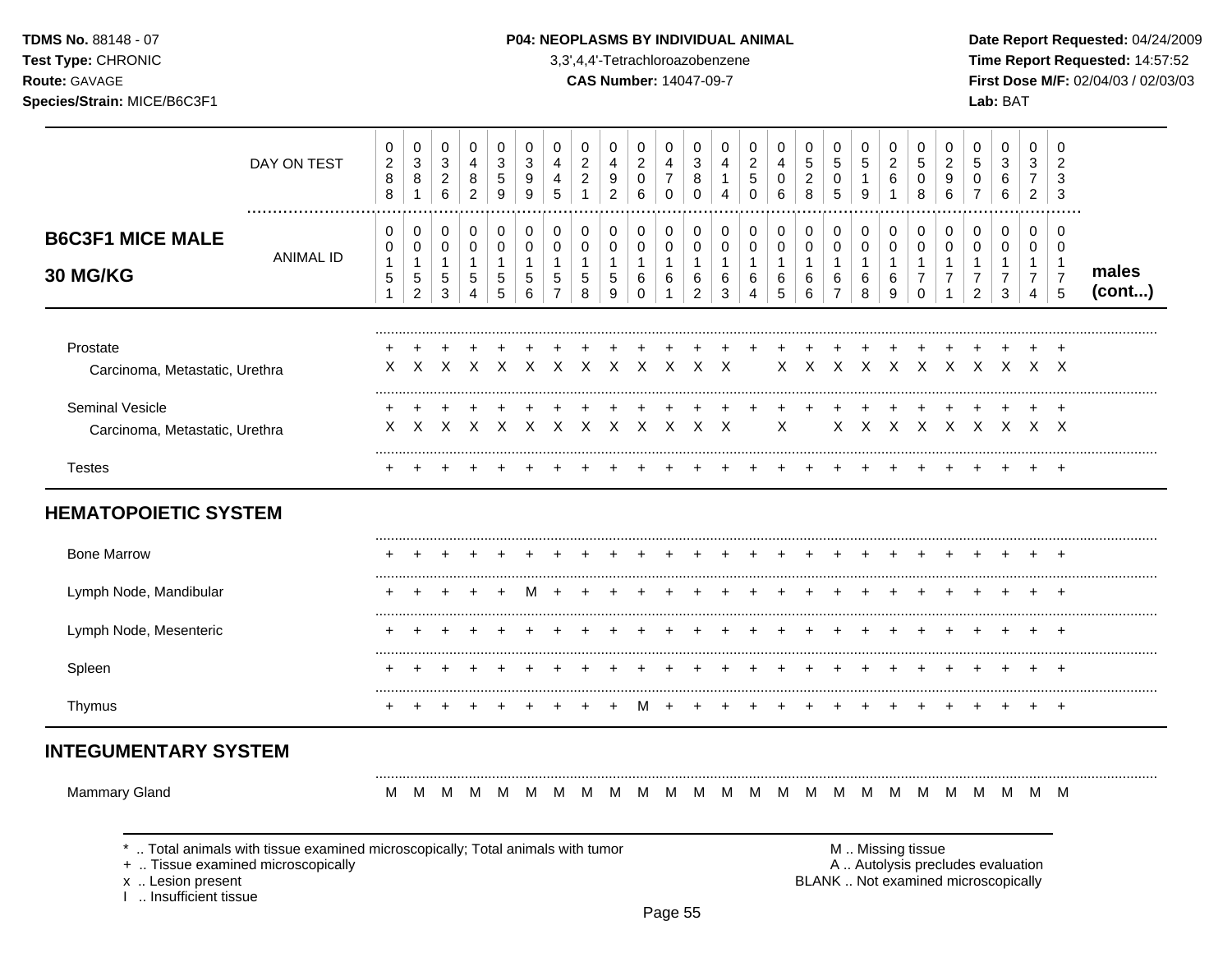**TDMS No.** 88148 - 07
**Test Type:** CHRONIC
**Route:** GAVAGE
**Species/Strain:** MICE/B6C3F1

**P04: NEOPLASMS BY INDIVIDUAL ANIMAL**
3,3',4,4'-Tetrachloroazobenzene
**CAS Number:** 14047-09-7

**Date Report Requested:** 04/24/2009
**Time Report Requested:** 14:57:52
**First Dose M/F:** 02/04/03 / 02/03/03
**Lab:** BAT

## B6C3F1 MICE MALE 30 MG/KG

| DAY ON TEST | 0288 | 0381 | 0326 | 0482 | 0359 | 0399 | 0445 | 0221 | 0492 | 0206 | 0470 | 0380 | 0414 | 0250 | 0406 | 0528 | 0505 | 0519 | 0261 | 0508 | 0296 | 0507 | 0366 | 0372 | 0233 | |
|---|---|---|---|---|---|---|---|---|---|---|---|---|---|---|---|---|---|---|---|---|---|---|---|---|---|---|
| ANIMAL ID | 00151 | 00152 | 00153 | 00154 | 00155 | 00156 | 00157 | 00158 | 00159 | 00160 | 00161 | 00162 | 00163 | 00164 | 00165 | 00166 | 00167 | 00168 | 00169 | 00170 | 00171 | 00172 | 00173 | 00174 | 00175 | males (cont...) |
| Prostate | + | + | + | + | + | + | + | + | + | + | + | + | + | + | + | + | + | + | + | + | + | + | + | + | + | |
| Carcinoma, Metastatic, Urethra | X | X | X | X | X | X | X | X | X | X | X | X | X | | X | X | X | X | X | X | X | X | X | X | X | |
| Seminal Vesicle | + | + | + | + | + | + | + | + | + | + | + | + | + | + | + | + | + | + | + | + | + | + | + | + | + | |
| Carcinoma, Metastatic, Urethra | X | X | X | X | X | X | X | X | X | X | X | X | X | | X | | X | X | X | X | X | X | X | X | X | |
| Testes | + | + | + | + | + | + | + | + | + | + | + | + | + | + | + | + | + | + | + | + | + | + | + | + | + | |
| **HEMATOPOIETIC SYSTEM** | | | | | | | | | | | | | | | | | | | | | | | | | | |
| Bone Marrow | + | + | + | + | + | + | + | + | + | + | + | + | + | + | + | + | + | + | + | + | + | + | + | + | + | |
| Lymph Node, Mandibular | + | + | + | + | + | M | + | + | + | + | + | + | + | + | + | + | + | + | + | + | + | + | + | + | + | |
| Lymph Node, Mesenteric | + | + | + | + | + | + | + | + | + | + | + | + | + | + | + | + | + | + | + | + | + | + | + | + | + | |
| Spleen | + | + | + | + | + | + | + | + | + | + | + | + | + | + | + | + | + | + | + | + | + | + | + | + | + | |
| Thymus | + | + | + | + | + | + | + | + | + | M | + | + | + | + | + | + | + | + | + | + | + | + | + | + | + | |
| **INTEGUMENTARY SYSTEM** | | | | | | | | | | | | | | | | | | | | | | | | | | |
| Mammary Gland | M | M | M | M | M | M | M | M | M | M | M | M | M | M | M | M | M | M | M | M | M | M | M | M | M | |

\* .. Total animals with tissue examined microscopically; Total animals with tumor
\+ .. Tissue examined microscopically
x .. Lesion present
I .. Insufficient tissue

M .. Missing tissue
A .. Autolysis precludes evaluation
BLANK .. Not examined microscopically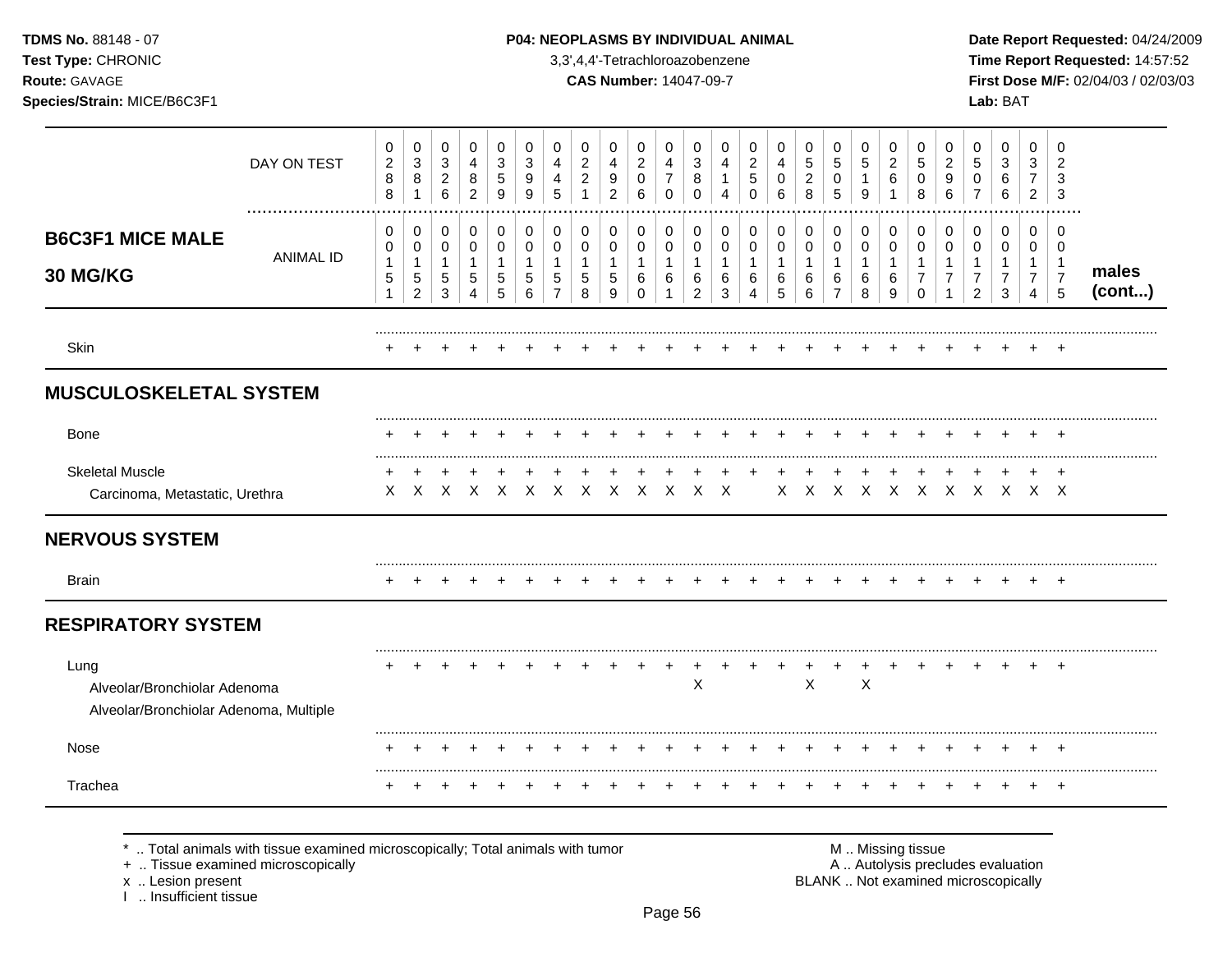**TDMS No.** 88148 - 07
**Test Type:** CHRONIC
**Route:** GAVAGE
**Species/Strain:** MICE/B6C3F1

**P04: NEOPLASMS BY INDIVIDUAL ANIMAL**
3,3',4,4'-Tetrachloroazobenzene
**CAS Number:** 14047-09-7

**Date Report Requested:** 04/24/2009
**Time Report Requested:** 14:57:52
**First Dose M/F:** 02/04/03 / 02/03/03
**Lab:** BAT

## B6C3F1 MICE MALE 30 MG/KG

| DAY ON TEST | 0288 | 0381 | 0326 | 0482 | 0359 | 0399 | 0445 | 0221 | 0492 | 0206 | 0470 | 0380 | 0414 | 0250 | 0406 | 0528 | 0505 | 0519 | 0261 | 0508 | 0296 | 0507 | 0366 | 0372 | 0233 | |
|---|---|---|---|---|---|---|---|---|---|---|---|---|---|---|---|---|---|---|---|---|---|---|---|---|---|---|
| **ANIMAL ID** | 00151 | 00152 | 00153 | 00154 | 00155 | 00156 | 00157 | 00158 | 00159 | 00160 | 00161 | 00162 | 00163 | 00164 | 00165 | 00166 | 00167 | 00168 | 00169 | 00170 | 00171 | 00172 | 00173 | 00174 | 00175 | **males (cont...)** |
| Skin | + | + | + | + | + | + | + | + | + | + | + | + | + | + | + | + | + | + | + | + | + | + | + | + | + | |
| **MUSCULOSKELETAL SYSTEM** | | | | | | | | | | | | | | | | | | | | | | | | | | |
| Bone | + | + | + | + | + | + | + | + | + | + | + | + | + | + | + | + | + | + | + | + | + | + | + | + | + | |
| Skeletal Muscle | + | + | + | + | + | + | + | + | + | + | + | + | + | + | + | + | + | + | + | + | + | + | + | + | + | |
| Carcinoma, Metastatic, Urethra | X | X | X | X | X | X | X | X | X | X | X | X | X | | X | X | X | X | X | X | X | X | X | X | X | |
| **NERVOUS SYSTEM** | | | | | | | | | | | | | | | | | | | | | | | | | | |
| Brain | + | + | + | + | + | + | + | + | + | + | + | + | + | + | + | + | + | + | + | + | + | + | + | + | + | |
| **RESPIRATORY SYSTEM** | | | | | | | | | | | | | | | | | | | | | | | | | | |
| Lung | + | + | + | + | + | + | + | + | + | + | + | + | + | + | + | + | + | + | + | + | + | + | + | + | + | |
| Alveolar/Bronchiolar Adenoma | | | | | | | | | | | | X | | | | X | | X | | | | | | | | |
| Alveolar/Bronchiolar Adenoma, Multiple | | | | | | | | | | | | | | | | | | | | | | | | | | |
| Nose | + | + | + | + | + | + | + | + | + | + | + | + | + | + | + | + | + | + | + | + | + | + | + | + | + | |
| Trachea | + | + | + | + | + | + | + | + | + | + | + | + | + | + | + | + | + | + | + | + | + | + | + | + | + | |

\* .. Total animals with tissue examined microscopically; Total animals with tumor
\+ .. Tissue examined microscopically
x .. Lesion present
I .. Insufficient tissue

M .. Missing tissue
A .. Autolysis precludes evaluation
BLANK .. Not examined microscopically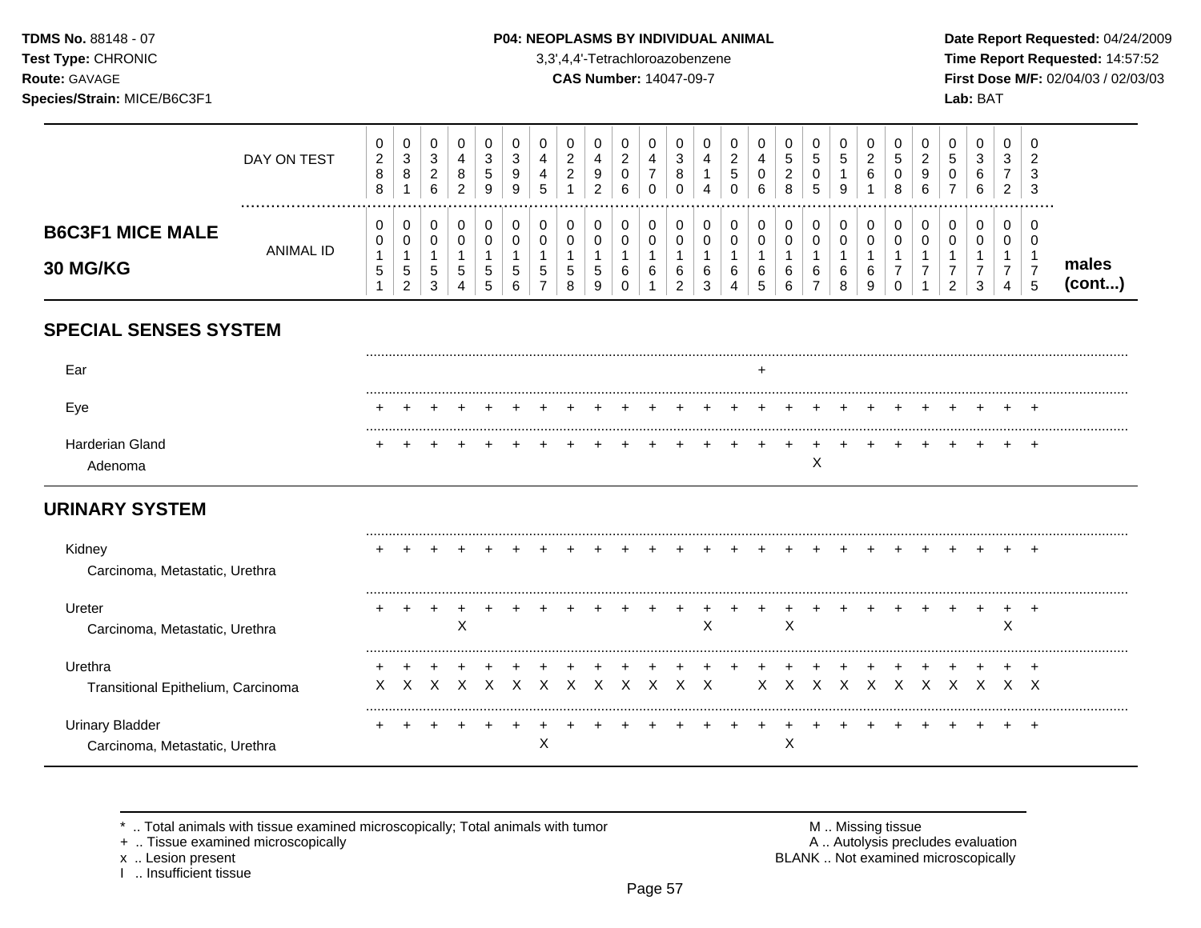TDMS No. 88148 - 07
Test Type: CHRONIC
Route: GAVAGE
Species/Strain: MICE/B6C3F1

**P04: NEOPLASMS BY INDIVIDUAL ANIMAL**
3,3',4,4'-Tetrachloroazobenzene
**CAS Number:** 14047-09-7

Date Report Requested: 04/24/2009
Time Report Requested: 14:57:52
First Dose M/F: 02/04/03 / 02/03/03
Lab: BAT

## B6C3F1 MICE MALE 30 MG/KG

| | | | | | | | | | | | | | | | | | | | | | | | | | | |
|---|---|---|---|---|---|---|---|---|---|---|---|---|---|---|---|---|---|---|---|---|---|---|---|---|---|---|
| DAY ON TEST | 0288 | 0381 | 0326 | 0482 | 0359 | 0399 | 0445 | 0221 | 0492 | 0206 | 0470 | 0380 | 0414 | 0250 | 0406 | 0528 | 0505 | 0519 | 0261 | 0508 | 0296 | 0507 | 0366 | 0372 | 0233 | |
| ANIMAL ID | 00151 | 00152 | 00153 | 00154 | 00155 | 00156 | 00157 | 00158 | 00159 | 00160 | 00161 | 00162 | 00163 | 00164 | 00165 | 00166 | 00167 | 00168 | 00169 | 00170 | 00171 | 00172 | 00173 | 00174 | 00175 | males (cont...) |
| **SPECIAL SENSES SYSTEM** | | | | | | | | | | | | | | | | | | | | | | | | | | |
| Ear | | | | | | | | | | | | | | | + | | | | | | | | | | | |
| Eye | + | + | + | + | + | + | + | + | + | + | + | + | + | + | + | + | + | + | + | + | + | + | + | + | + | |
| Harderian Gland | + | + | + | + | + | + | + | + | + | + | + | + | + | + | + | + | + | + | + | + | + | + | + | + | + | |
| Adenoma | | | | | | | | | | | | | | | | | X | | | | | | | | | |
| **URINARY SYSTEM** | | | | | | | | | | | | | | | | | | | | | | | | | | |
| Kidney | + | + | + | + | + | + | + | + | + | + | + | + | + | + | + | + | + | + | + | + | + | + | + | + | + | |
| Carcinoma, Metastatic, Urethra | | | | | | | | | | | | | | | | | | | | | | | | | | |
| Ureter | + | + | + | + | + | + | + | + | + | + | + | + | + | + | + | + | + | + | + | + | + | + | + | + | + | |
| Carcinoma, Metastatic, Urethra | | | | X | | | | | | | | | X | | | X | | | | | | | | X | | |
| Urethra | + | + | + | + | + | + | + | + | + | + | + | + | + | + | + | + | + | + | + | + | + | + | + | + | + | |
| Transitional Epithelium, Carcinoma | X | X | X | X | X | X | X | X | X | X | X | X | X | | X | X | X | X | X | X | X | X | X | X | X | |
| Urinary Bladder | + | + | + | + | + | + | + | + | + | + | + | + | + | + | + | + | + | + | + | + | + | + | + | + | + | |
| Carcinoma, Metastatic, Urethra | | | | | | | X | | | | | | | | | X | | | | | | | | | | |

\* .. Total animals with tissue examined microscopically; Total animals with tumor
\+ .. Tissue examined microscopically
x .. Lesion present
I .. Insufficient tissue

M .. Missing tissue
A .. Autolysis precludes evaluation
BLANK .. Not examined microscopically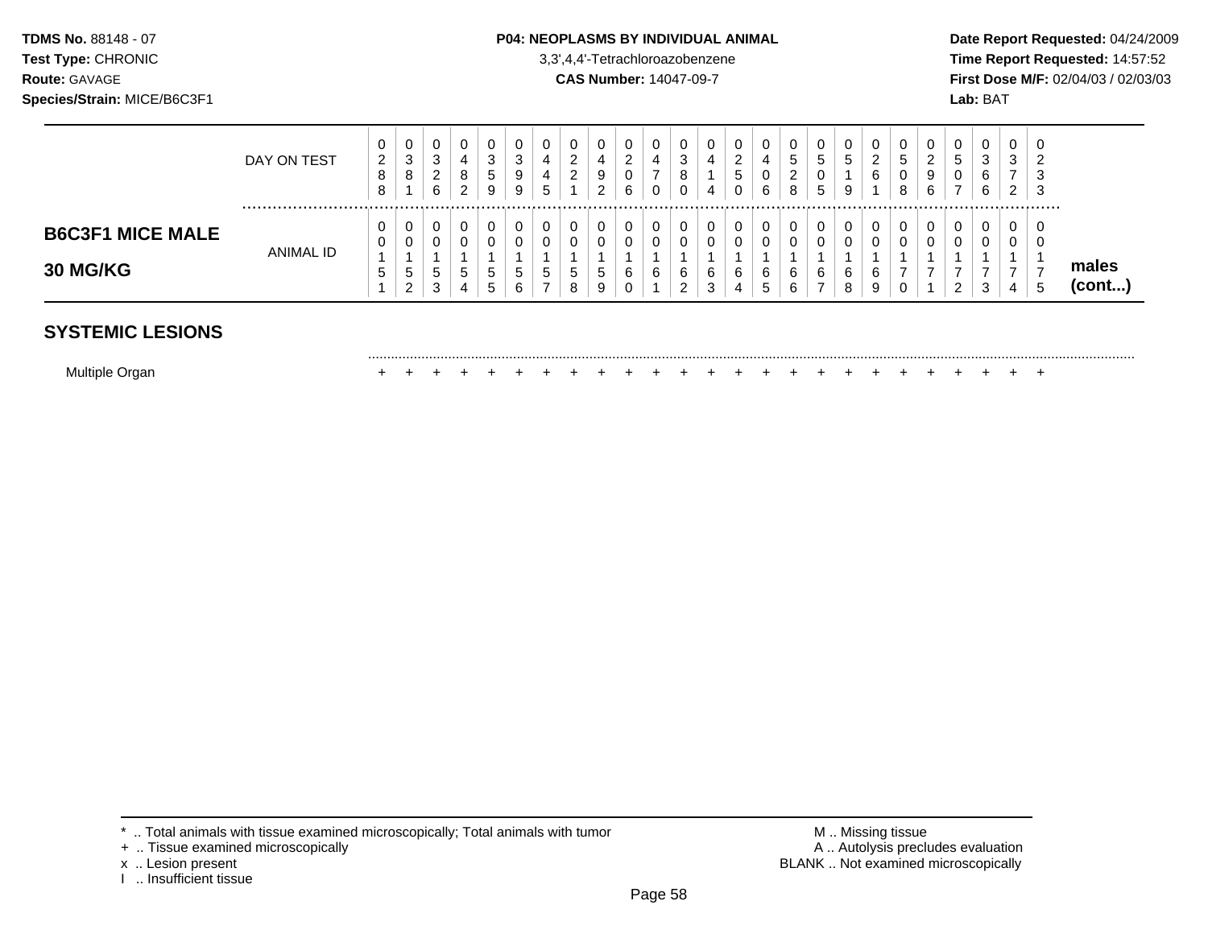**TDMS No.** 88148 - 07
**Test Type:** CHRONIC
**Route:** GAVAGE
**Species/Strain:** MICE/B6C3F1

**P04: NEOPLASMS BY INDIVIDUAL ANIMAL**
3,3',4,4'-Tetrachloroazobenzene
**CAS Number:** 14047-09-7

**Date Report Requested:** 04/24/2009
**Time Report Requested:** 14:57:52
**First Dose M/F:** 02/04/03 / 02/03/03
**Lab:** BAT

| | | | | | | | | | | | | | | | | | | | | | | | | | | |
|---|---|---|---|---|---|---|---|---|---|---|---|---|---|---|---|---|---|---|---|---|---|---|---|---|---|---|
| | DAY ON TEST | 0288 | 0381 | 0326 | 0482 | 0359 | 0399 | 0445 | 0221 | 0492 | 0206 | 0470 | 0380 | 0414 | 0250 | 0406 | 0528 | 0505 | 0519 | 0261 | 0508 | 0296 | 0507 | 0366 | 0372 | 0233 | |
| **B6C3F1 MICE MALE 30 MG/KG** | ANIMAL ID | 00151 | 00152 | 00153 | 00154 | 00155 | 00156 | 00157 | 00158 | 00159 | 00160 | 00161 | 00162 | 00163 | 00164 | 00165 | 00166 | 00167 | 00168 | 00169 | 00170 | 00171 | 00172 | 00173 | 00174 | 00175 | **males (cont...)** |
| **SYSTEMIC LESIONS** | | | | | | | | | | | | | | | | | | | | | | | | | | | |
| Multiple Organ | | + | + | + | + | + | + | + | + | + | + | + | + | + | + | + | + | + | + | + | + | + | + | + | + | + | |

\* .. Total animals with tissue examined microscopically; Total animals with tumor
\+ .. Tissue examined microscopically
x .. Lesion present
I .. Insufficient tissue

M .. Missing tissue
A .. Autolysis precludes evaluation
BLANK .. Not examined microscopically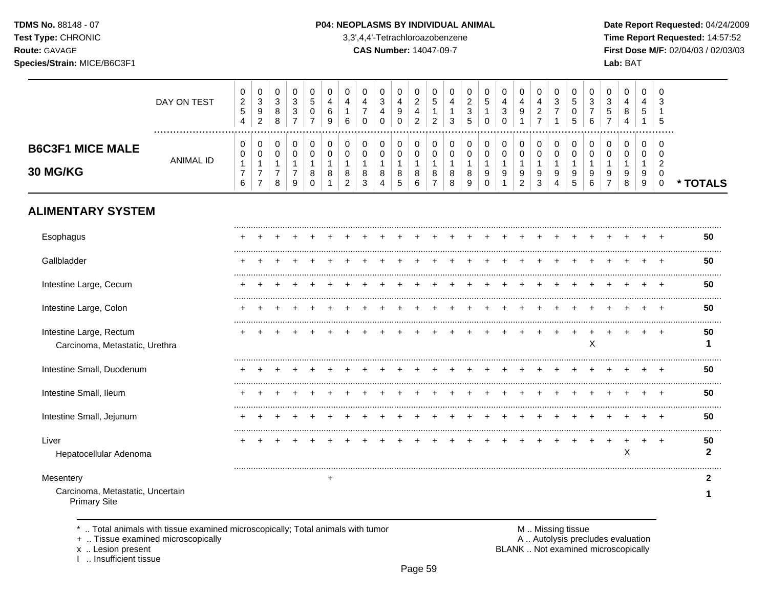**TDMS No.** 88148 - 07
**Test Type:** CHRONIC
**Route:** GAVAGE
**Species/Strain:** MICE/B6C3F1

**P04: NEOPLASMS BY INDIVIDUAL ANIMAL**
3,3',4,4'-Tetrachloroazobenzene
**CAS Number:** 14047-09-7

**Date Report Requested:** 04/24/2009
**Time Report Requested:** 14:57:52
**First Dose M/F:** 02/04/03 / 02/03/03
**Lab:** BAT

## B6C3F1 MICE MALE 30 MG/KG

| DAY ON TEST | 0254 | 0392 | 0388 | 0337 | 0507 | 0469 | 0416 | 0470 | 0340 | 0490 | 0242 | 0512 | 0413 | 0235 | 0510 | 0430 | 0491 | 0427 | 0371 | 0505 | 0376 | 0357 | 0484 | 0451 | 0315 | |
|---|---|---|---|---|---|---|---|---|---|---|---|---|---|---|---|---|---|---|---|---|---|---|---|---|---|---|
| **ANIMAL ID** | 00176 | 00177 | 00178 | 00179 | 00180 | 00181 | 00182 | 00183 | 00184 | 00185 | 00186 | 00187 | 00188 | 00189 | 00190 | 00191 | 00192 | 00193 | 00194 | 00195 | 00196 | 00197 | 00198 | 00199 | 00200 | *** TOTALS** |
| **ALIMENTARY SYSTEM** | | | | | | | | | | | | | | | | | | | | | | | | | | |
| Esophagus | + | + | + | + | + | + | + | + | + | + | + | + | + | + | + | + | + | + | + | + | + | + | + | + | + | 50 |
| Gallbladder | + | + | + | + | + | + | + | + | + | + | + | + | + | + | + | + | + | + | + | + | + | + | + | + | + | 50 |
| Intestine Large, Cecum | + | + | + | + | + | + | + | + | + | + | + | + | + | + | + | + | + | + | + | + | + | + | + | + | + | 50 |
| Intestine Large, Colon | + | + | + | + | + | + | + | + | + | + | + | + | + | + | + | + | + | + | + | + | + | + | + | + | + | 50 |
| Intestine Large, Rectum | + | + | + | + | + | + | + | + | + | + | + | + | + | + | + | + | + | + | + | + | + | + | + | + | + | 50 |
| Carcinoma, Metastatic, Urethra | | | | | | | | | | | | | | | | | | | | | X | | | | | 1 |
| Intestine Small, Duodenum | + | + | + | + | + | + | + | + | + | + | + | + | + | + | + | + | + | + | + | + | + | + | + | + | + | 50 |
| Intestine Small, Ileum | + | + | + | + | + | + | + | + | + | + | + | + | + | + | + | + | + | + | + | + | + | + | + | + | + | 50 |
| Intestine Small, Jejunum | + | + | + | + | + | + | + | + | + | + | + | + | + | + | + | + | + | + | + | + | + | + | + | + | + | 50 |
| Liver | + | + | + | + | + | + | + | + | + | + | + | + | + | + | + | + | + | + | + | + | + | + | + | + | + | 50 |
| Hepatocellular Adenoma | | | | | | | | | | | | | | | | | | | | | | | X | | | 2 |
| Mesentery | | | | | | + | | | | | | | | | | | | | | | | | | | | 2 |
| Carcinoma, Metastatic, Uncertain Primary Site | | | | | | | | | | | | | | | | | | | | | | | | | | 1 |

\* .. Total animals with tissue examined microscopically; Total animals with tumor
\+ .. Tissue examined microscopically
x .. Lesion present
I .. Insufficient tissue

M .. Missing tissue
A .. Autolysis precludes evaluation
BLANK .. Not examined microscopically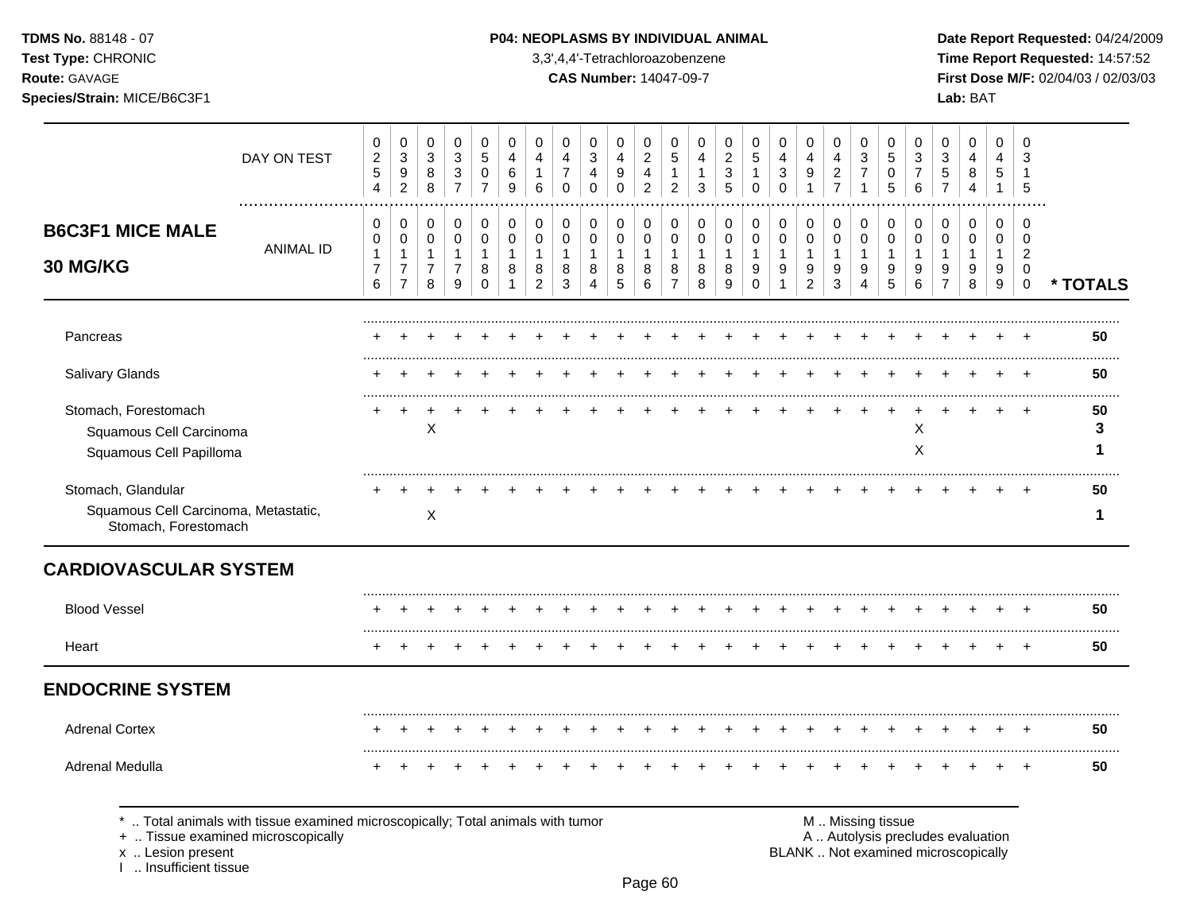**TDMS No.** 88148 - 07
**Test Type:** CHRONIC
**Route:** GAVAGE
**Species/Strain:** MICE/B6C3F1

**P04: NEOPLASMS BY INDIVIDUAL ANIMAL**
3,3',4,4'-Tetrachloroazobenzene
**CAS Number:** 14047-09-7

**Date Report Requested:** 04/24/2009
**Time Report Requested:** 14:57:52
**First Dose M/F:** 02/04/03 / 02/03/03
**Lab:** BAT

## B6C3F1 MICE MALE 30 MG/KG

| DAY ON TEST | 0254 | 0392 | 0388 | 0337 | 0507 | 0469 | 0416 | 0470 | 0340 | 0490 | 0242 | 0512 | 0413 | 0235 | 0510 | 0430 | 0491 | 0427 | 0371 | 0505 | 0376 | 0357 | 0484 | 0451 | 0315 | |
|---|---|---|---|---|---|---|---|---|---|---|---|---|---|---|---|---|---|---|---|---|---|---|---|---|---|---|
| **ANIMAL ID** | 00176 | 00177 | 00178 | 00179 | 00180 | 00181 | 00182 | 00183 | 00184 | 00185 | 00186 | 00187 | 00188 | 00189 | 00190 | 00191 | 00192 | 00193 | 00194 | 00195 | 00196 | 00197 | 00198 | 00199 | 00200 | *** TOTALS** |
| Pancreas | + | + | + | + | + | + | + | + | + | + | + | + | + | + | + | + | + | + | + | + | + | + | + | + | + | 50 |
| Salivary Glands | + | + | + | + | + | + | + | + | + | + | + | + | + | + | + | + | + | + | + | + | + | + | + | + | + | 50 |
| Stomach, Forestomach | + | + | + | + | + | + | + | + | + | + | + | + | + | + | + | + | + | + | + | + | + | + | + | + | + | 50 |
| Squamous Cell Carcinoma | | | X | | | | | | | | | | | | | | | | | | X | | | | | 3 |
| Squamous Cell Papilloma | | | | | | | | | | | | | | | | | | | | | X | | | | | 1 |
| Stomach, Glandular | + | + | + | + | + | + | + | + | + | + | + | + | + | + | + | + | + | + | + | + | + | + | + | + | + | 50 |
| Squamous Cell Carcinoma, Metastatic, Stomach, Forestomach | | | X | | | | | | | | | | | | | | | | | | | | | | | 1 |
| **CARDIOVASCULAR SYSTEM** | | | | | | | | | | | | | | | | | | | | | | | | | | |
| Blood Vessel | + | + | + | + | + | + | + | + | + | + | + | + | + | + | + | + | + | + | + | + | + | + | + | + | + | 50 |
| Heart | + | + | + | + | + | + | + | + | + | + | + | + | + | + | + | + | + | + | + | + | + | + | + | + | + | 50 |
| **ENDOCRINE SYSTEM** | | | | | | | | | | | | | | | | | | | | | | | | | | |
| Adrenal Cortex | + | + | + | + | + | + | + | + | + | + | + | + | + | + | + | + | + | + | + | + | + | + | + | + | + | 50 |
| Adrenal Medulla | + | + | + | + | + | + | + | + | + | + | + | + | + | + | + | + | + | + | + | + | + | + | + | + | + | 50 |

\* .. Total animals with tissue examined microscopically; Total animals with tumor
\+ .. Tissue examined microscopically
x .. Lesion present
I .. Insufficient tissue

M .. Missing tissue
A .. Autolysis precludes evaluation
BLANK .. Not examined microscopically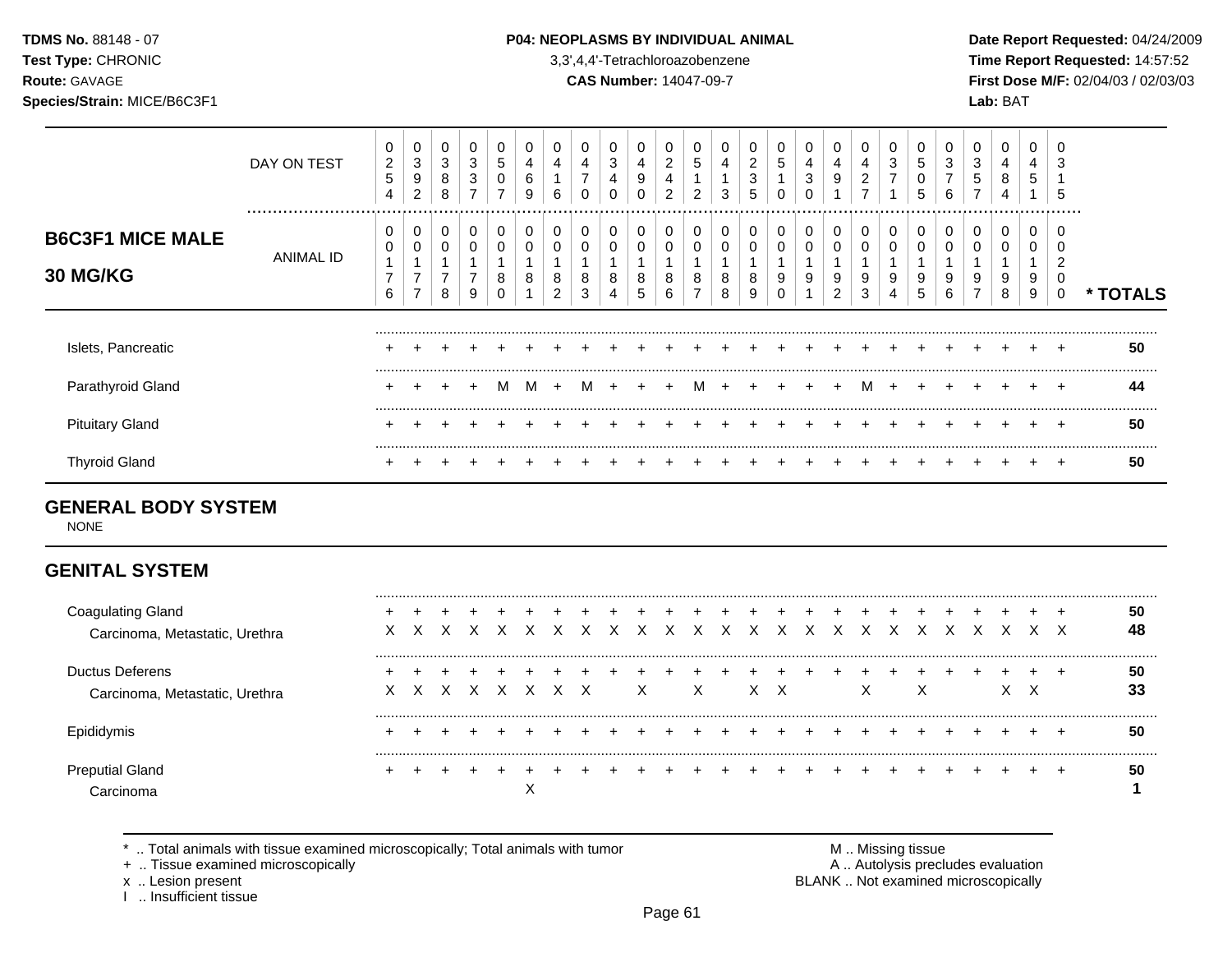| | DAY ON TEST | 0254 | 0392 | 0388 | 0337 | 0507 | 0469 | 0416 | 0470 | 0340 | 0490 | 0242 | 0512 | 0413 | 0235 | 0510 | 0430 | 0491 | 0427 | 0371 | 0505 | 0376 | 0357 | 0484 | 0451 | 0315 | |
|---|---|---|---|---|---|---|---|---|---|---|---|---|---|---|---|---|---|---|---|---|---|---|---|---|---|---|---|
| **B6C3F1 MICE MALE 30 MG/KG** | ANIMAL ID | 0176 | 0177 | 0178 | 0179 | 0180 | 0181 | 0182 | 0183 | 0184 | 0185 | 0186 | 0187 | 0188 | 0189 | 0190 | 0191 | 0192 | 0193 | 0194 | 0195 | 0196 | 0197 | 0198 | 0199 | 0200 | *** TOTALS** |
| Islets, Pancreatic | | + | + | + | + | + | + | + | + | + | + | + | + | + | + | + | + | + | + | + | + | + | + | + | + | + | 50 |
| Parathyroid Gland | | + | + | + | + | M | M | + | M | + | + | + | M | + | + | + | + | + | M | + | + | + | + | + | + | + | 44 |
| Pituitary Gland | | + | + | + | + | + | + | + | + | + | + | + | + | + | + | + | + | + | + | + | + | + | + | + | + | + | 50 |
| Thyroid Gland | | + | + | + | + | + | + | + | + | + | + | + | + | + | + | + | + | + | + | + | + | + | + | + | + | + | 50 |

## GENERAL BODY SYSTEM

NONE

## GENITAL SYSTEM

| | | | | | | | | | | | | | | | | | | | | | | | | | | |
|---|---|---|---|---|---|---|---|---|---|---|---|---|---|---|---|---|---|---|---|---|---|---|---|---|---|---|
| Coagulating Gland | + | + | + | + | + | + | + | + | + | + | + | + | + | + | + | + | + | + | + | + | + | + | + | + | + | 50 |
| Carcinoma, Metastatic, Urethra | X | X | X | X | X | X | X | X | X | X | X | X | X | X | X | X | X | X | X | X | X | X | X | X | X | 48 |
| Ductus Deferens | + | + | + | + | + | + | + | + | + | + | + | + | + | + | + | + | + | + | + | + | + | + | + | + | + | 50 |
| Carcinoma, Metastatic, Urethra | X | X | X | X | X | X | X | X | | X | | X | | X | X | | | X | | X | | | X | X | | 33 |
| Epididymis | + | + | + | + | + | + | + | + | + | + | + | + | + | + | + | + | + | + | + | + | + | + | + | + | + | 50 |
| Preputial Gland | + | + | + | + | + | + | + | + | + | + | + | + | + | + | + | + | + | + | + | + | + | + | + | + | + | 50 |
| Carcinoma | | | | | | X | | | | | | | | | | | | | | | | | | | | 1 |

\* .. Total animals with tissue examined microscopically; Total animals with tumor
+ .. Tissue examined microscopically
x .. Lesion present
I .. Insufficient tissue

M .. Missing tissue
A .. Autolysis precludes evaluation
BLANK .. Not examined microscopically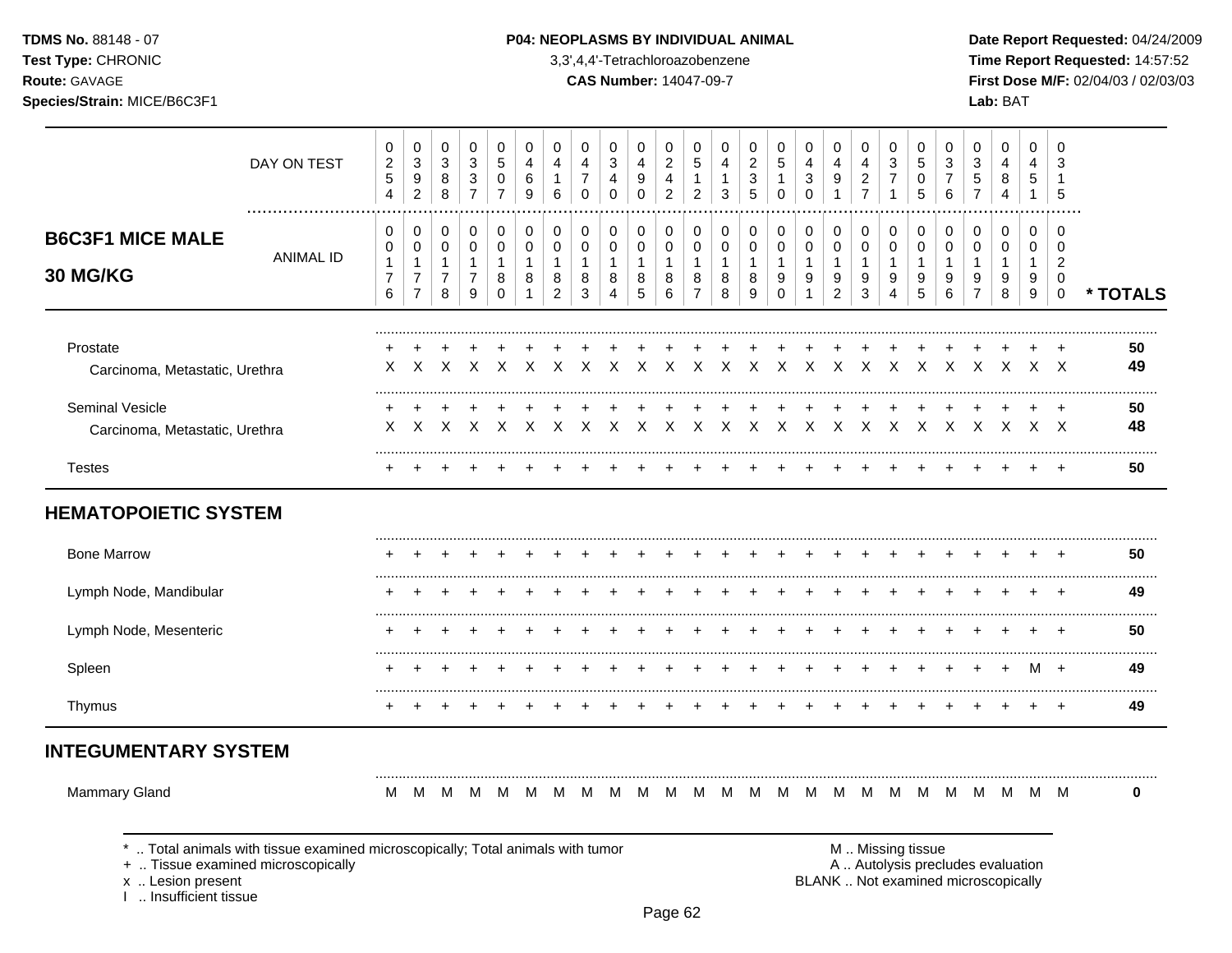**TDMS No.** 88148 - 07
**Test Type:** CHRONIC
**Route:** GAVAGE
**Species/Strain:** MICE/B6C3F1

**P04: NEOPLASMS BY INDIVIDUAL ANIMAL**
3,3',4,4'-Tetrachloroazobenzene
**CAS Number:** 14047-09-7

**Date Report Requested:** 04/24/2009
**Time Report Requested:** 14:57:52
**First Dose M/F:** 02/04/03 / 02/03/03
**Lab:** BAT

## B6C3F1 MICE MALE 30 MG/KG

| | | | | | | | | | | | | | | | | | | | | | | | | | | |
|---|---|---|---|---|---|---|---|---|---|---|---|---|---|---|---|---|---|---|---|---|---|---|---|---|---|---|
| DAY ON TEST | 0254 | 0392 | 0388 | 0337 | 0507 | 0469 | 0416 | 0470 | 0340 | 0490 | 0242 | 0512 | 0413 | 0235 | 0510 | 0430 | 0491 | 0427 | 0371 | 0505 | 0376 | 0357 | 0484 | 0451 | 0315 | |
| ANIMAL ID | 00176 | 00177 | 00178 | 00179 | 00180 | 00181 | 00182 | 00183 | 00184 | 00185 | 00186 | 00187 | 00188 | 00189 | 00190 | 00191 | 00192 | 00193 | 00194 | 00195 | 00196 | 00197 | 00198 | 00199 | 00200 | * TOTALS |
| Prostate | + | + | + | + | + | + | + | + | + | + | + | + | + | + | + | + | + | + | + | + | + | + | + | + | + | 50 |
| Carcinoma, Metastatic, Urethra | X | X | X | X | X | X | X | X | X | X | X | X | X | X | X | X | X | X | X | X | X | X | X | X | X | 49 |
| Seminal Vesicle | + | + | + | + | + | + | + | + | + | + | + | + | + | + | + | + | + | + | + | + | + | + | + | + | + | 50 |
| Carcinoma, Metastatic, Urethra | X | X | X | X | X | X | X | X | X | X | X | X | X | X | X | X | X | X | X | X | X | X | X | X | X | 48 |
| Testes | + | + | + | + | + | + | + | + | + | + | + | + | + | + | + | + | + | + | + | + | + | + | + | + | + | 50 |
| **HEMATOPOIETIC SYSTEM** | | | | | | | | | | | | | | | | | | | | | | | | | | |
| Bone Marrow | + | + | + | + | + | + | + | + | + | + | + | + | + | + | + | + | + | + | + | + | + | + | + | + | + | 50 |
| Lymph Node, Mandibular | + | + | + | + | + | + | + | + | + | + | + | + | + | + | + | + | + | + | + | + | + | + | + | + | + | 49 |
| Lymph Node, Mesenteric | + | + | + | + | + | + | + | + | + | + | + | + | + | + | + | + | + | + | + | + | + | + | + | + | + | 50 |
| Spleen | + | + | + | + | + | + | + | + | + | + | + | + | + | + | + | + | + | + | + | + | + | + | + | M | + | 49 |
| Thymus | + | + | + | + | + | + | + | + | + | + | + | + | + | + | + | + | + | + | + | + | + | + | + | + | + | 49 |
| **INTEGUMENTARY SYSTEM** | | | | | | | | | | | | | | | | | | | | | | | | | | |
| Mammary Gland | M | M | M | M | M | M | M | M | M | M | M | M | M | M | M | M | M | M | M | M | M | M | M | M | M | 0 |

\* .. Total animals with tissue examined microscopically; Total animals with tumor
\+ .. Tissue examined microscopically
x .. Lesion present
I .. Insufficient tissue

M .. Missing tissue
A .. Autolysis precludes evaluation
BLANK .. Not examined microscopically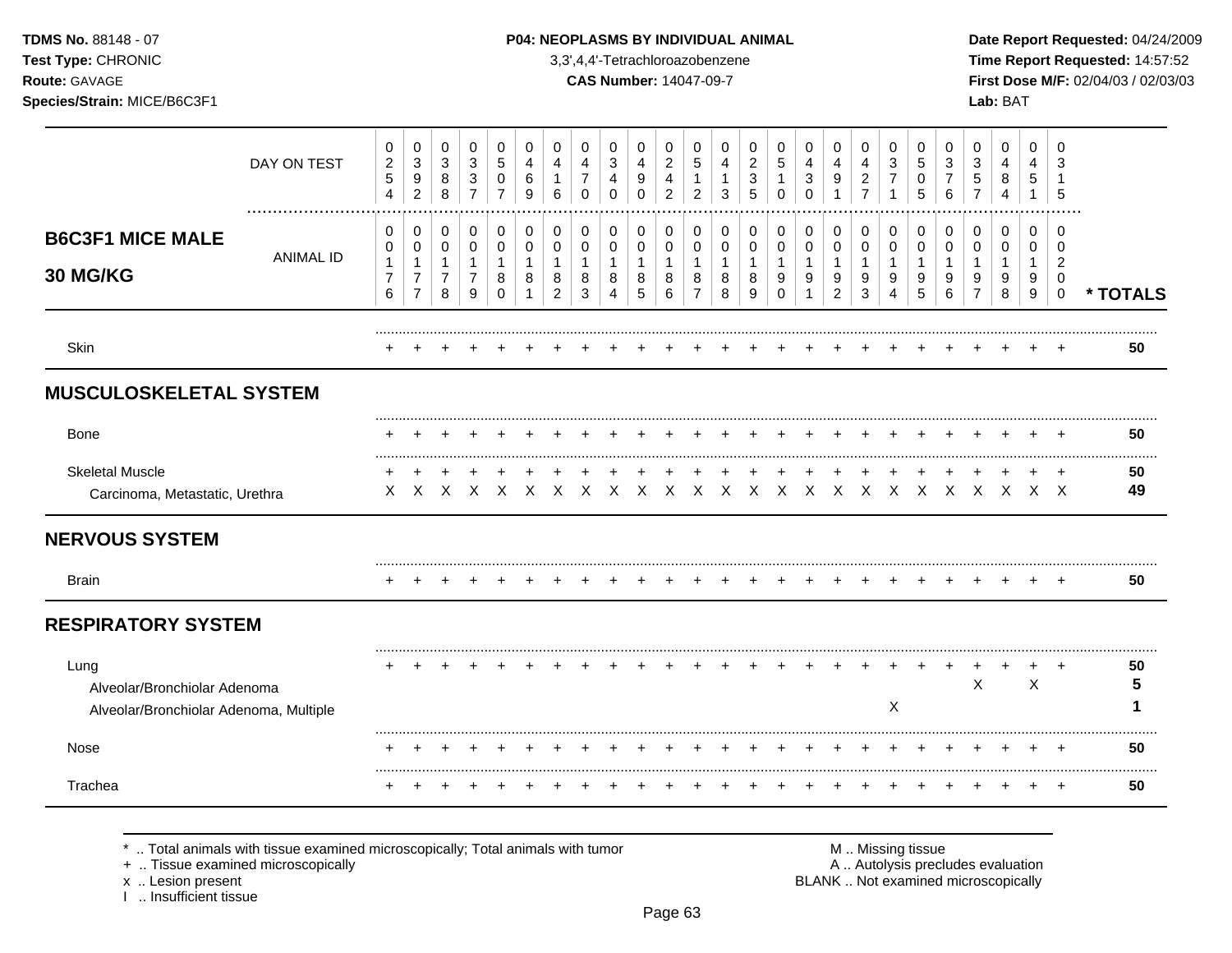## B6C3F1 MICE MALE 30 MG/KG

| | DAY ON TEST | 254 | 392 | 388 | 337 | 507 | 469 | 416 | 470 | 340 | 490 | 242 | 512 | 413 | 235 | 510 | 430 | 491 | 427 | 371 | 505 | 376 | 357 | 484 | 451 | 315 | |
|---|---|---|---|---|---|---|---|---|---|---|---|---|---|---|---|---|---|---|---|---|---|---|---|---|---|---|---|
| | **ANIMAL ID** | 0176 | 0177 | 0178 | 0179 | 0180 | 0181 | 0182 | 0183 | 0184 | 0185 | 0186 | 0187 | 0188 | 0189 | 0190 | 0191 | 0192 | 0193 | 0194 | 0195 | 0196 | 0197 | 0198 | 0199 | 0200 | *** TOTALS** |
| Skin | | + | + | + | + | + | + | + | + | + | + | + | + | + | + | + | + | + | + | + | + | + | + | + | + | + | **50** |
| **MUSCULOSKELETAL SYSTEM** | | | | | | | | | | | | | | | | | | | | | | | | | | | |
| Bone | | + | + | + | + | + | + | + | + | + | + | + | + | + | + | + | + | + | + | + | + | + | + | + | + | + | **50** |
| Skeletal Muscle | | + | + | + | + | + | + | + | + | + | + | + | + | + | + | + | + | + | + | + | + | + | + | + | + | + | **50** |
| Carcinoma, Metastatic, Urethra | | X | X | X | X | X | X | X | X | X | X | X | X | X | X | X | X | X | X | X | X | X | X | X | X | X | **49** |
| **NERVOUS SYSTEM** | | | | | | | | | | | | | | | | | | | | | | | | | | | |
| Brain | | + | + | + | + | + | + | + | + | + | + | + | + | + | + | + | + | + | + | + | + | + | + | + | + | + | **50** |
| **RESPIRATORY SYSTEM** | | | | | | | | | | | | | | | | | | | | | | | | | | | |
| Lung | | + | + | + | + | + | + | + | + | + | + | + | + | + | + | + | + | + | + | + | + | + | + | + | + | + | **50** |
| Alveolar/Bronchiolar Adenoma | | | | | | | | | | | | | | | | | | | | | | | X | | X | | **5** |
| Alveolar/Bronchiolar Adenoma, Multiple | | | | | | | | | | | | | | | | | | | | X | | | | | | | **1** |
| Nose | | + | + | + | + | + | + | + | + | + | + | + | + | + | + | + | + | + | + | + | + | + | + | + | + | + | **50** |
| Trachea | | + | + | + | + | + | + | + | + | + | + | + | + | + | + | + | + | + | + | + | + | + | + | + | + | + | **50** |

* .. Total animals with tissue examined microscopically; Total animals with tumor
+ .. Tissue examined microscopically
x .. Lesion present
I .. Insufficient tissue

M .. Missing tissue
A .. Autolysis precludes evaluation
BLANK .. Not examined microscopically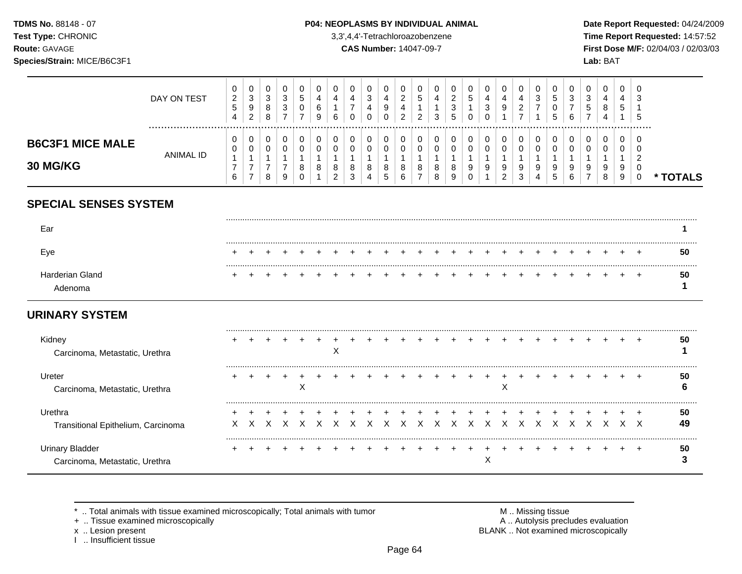**TDMS No.** 88148 - 07
**Test Type:** CHRONIC
**Route:** GAVAGE
**Species/Strain:** MICE/B6C3F1

**P04: NEOPLASMS BY INDIVIDUAL ANIMAL**
3,3',4,4'-Tetrachloroazobenzene
**CAS Number:** 14047-09-7

**Date Report Requested:** 04/24/2009
**Time Report Requested:** 14:57:52
**First Dose M/F:** 02/04/03 / 02/03/03
**Lab:** BAT

## B6C3F1 MICE MALE 30 MG/KG

| DAY ON TEST | 0254 | 0392 | 0388 | 0337 | 0507 | 0469 | 0416 | 0470 | 0340 | 0490 | 0242 | 0512 | 0413 | 0235 | 0510 | 0430 | 0491 | 0427 | 0371 | 0505 | 0376 | 0357 | 0484 | 0451 | 0315 | |
|---|---|---|---|---|---|---|---|---|---|---|---|---|---|---|---|---|---|---|---|---|---|---|---|---|---|---|
| **ANIMAL ID** | 00176 | 00177 | 00178 | 00179 | 00180 | 00181 | 00182 | 00183 | 00184 | 00185 | 00186 | 00187 | 00188 | 00189 | 00190 | 00191 | 00192 | 00193 | 00194 | 00195 | 00196 | 00197 | 00198 | 00199 | 00200 | *** TOTALS** |
| **SPECIAL SENSES SYSTEM** | | | | | | | | | | | | | | | | | | | | | | | | | | |
| Ear | | | | | | | | | | | | | | | | | | | | | | | | | | **1** |
| Eye | + | + | + | + | + | + | + | + | + | + | + | + | + | + | + | + | + | + | + | + | + | + | + | + | + | **50** |
| Harderian Gland | + | + | + | + | + | + | + | + | + | + | + | + | + | + | + | + | + | + | + | + | + | + | + | + | + | **50** |
| Adenoma | | | | | | | | | | | | | | | | | | | | | | | | | | **1** |
| **URINARY SYSTEM** | | | | | | | | | | | | | | | | | | | | | | | | | | |
| Kidney | + | + | + | + | + | + | + | + | + | + | + | + | + | + | + | + | + | + | + | + | + | + | + | + | + | **50** |
| Carcinoma, Metastatic, Urethra | | | | | | | X | | | | | | | | | | | | | | | | | | | **1** |
| Ureter | + | + | + | + | + | + | + | + | + | + | + | + | + | + | + | + | + | + | + | + | + | + | + | + | + | **50** |
| Carcinoma, Metastatic, Urethra | | | | | X | | | | | | | | | | | | X | | | | | | | | | **6** |
| Urethra | + | + | + | + | + | + | + | + | + | + | + | + | + | + | + | + | + | + | + | + | + | + | + | + | + | **50** |
| Transitional Epithelium, Carcinoma | X | X | X | X | X | X | X | X | X | X | X | X | X | X | X | X | X | X | X | X | X | X | X | X | X | **49** |
| Urinary Bladder | + | + | + | + | + | + | + | + | + | + | + | + | + | + | + | + | + | + | + | + | + | + | + | + | + | **50** |
| Carcinoma, Metastatic, Urethra | | | | | | | | | | | | | | | | X | | | | | | | | | | **3** |

\* .. Total animals with tissue examined microscopically; Total animals with tumor
\+ .. Tissue examined microscopically
x .. Lesion present
I .. Insufficient tissue

M .. Missing tissue
A .. Autolysis precludes evaluation
BLANK .. Not examined microscopically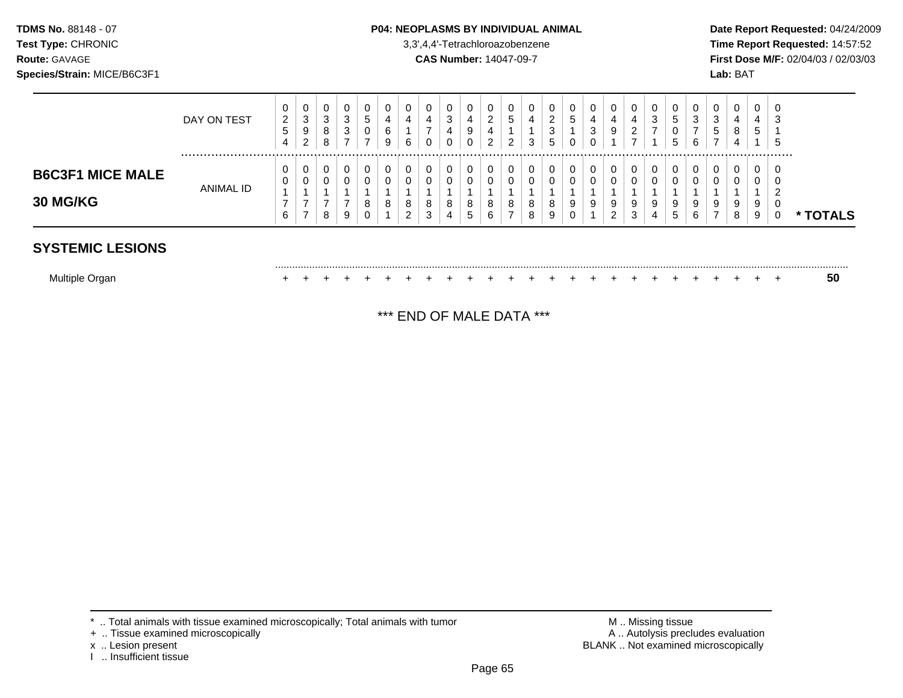**TDMS No.** 88148 - 07
**Test Type:** CHRONIC
**Route:** GAVAGE
**Species/Strain:** MICE/B6C3F1

**P04: NEOPLASMS BY INDIVIDUAL ANIMAL**
3,3',4,4'-Tetrachloroazobenzene
**CAS Number:** 14047-09-7

**Date Report Requested:** 04/24/2009
**Time Report Requested:** 14:57:52
**First Dose M/F:** 02/04/03 / 02/03/03
**Lab:** BAT

| | | | | | | | | | | | | | | | | | | | | | | | | | | |
|---|---|---|---|---|---|---|---|---|---|---|---|---|---|---|---|---|---|---|---|---|---|---|---|---|---|---|
| DAY ON TEST | 0254 | 0392 | 0388 | 0337 | 0507 | 0469 | 0416 | 0470 | 0340 | 0490 | 0242 | 0512 | 0413 | 0235 | 0510 | 0430 | 0491 | 0427 | 0371 | 0505 | 0376 | 0357 | 0484 | 0451 | 0315 | |
| **B6C3F1 MICE MALE 30 MG/KG** ANIMAL ID | 00176 | 00177 | 00178 | 00179 | 00180 | 00181 | 00182 | 00183 | 00184 | 00185 | 00186 | 00187 | 00188 | 00189 | 00190 | 00191 | 00192 | 00193 | 00194 | 00195 | 00196 | 00197 | 00198 | 00199 | 00200 | * TOTALS |
| **SYSTEMIC LESIONS** | | | | | | | | | | | | | | | | | | | | | | | | | | |
| Multiple Organ | + | + | + | + | + | + | + | + | + | + | + | + | + | + | + | + | + | + | + | + | + | + | + | + | + | 50 |

*** END OF MALE DATA ***

* .. Total animals with tissue examined microscopically; Total animals with tumor
+ .. Tissue examined microscopically
x .. Lesion present
I .. Insufficient tissue

M .. Missing tissue
A .. Autolysis precludes evaluation
BLANK .. Not examined microscopically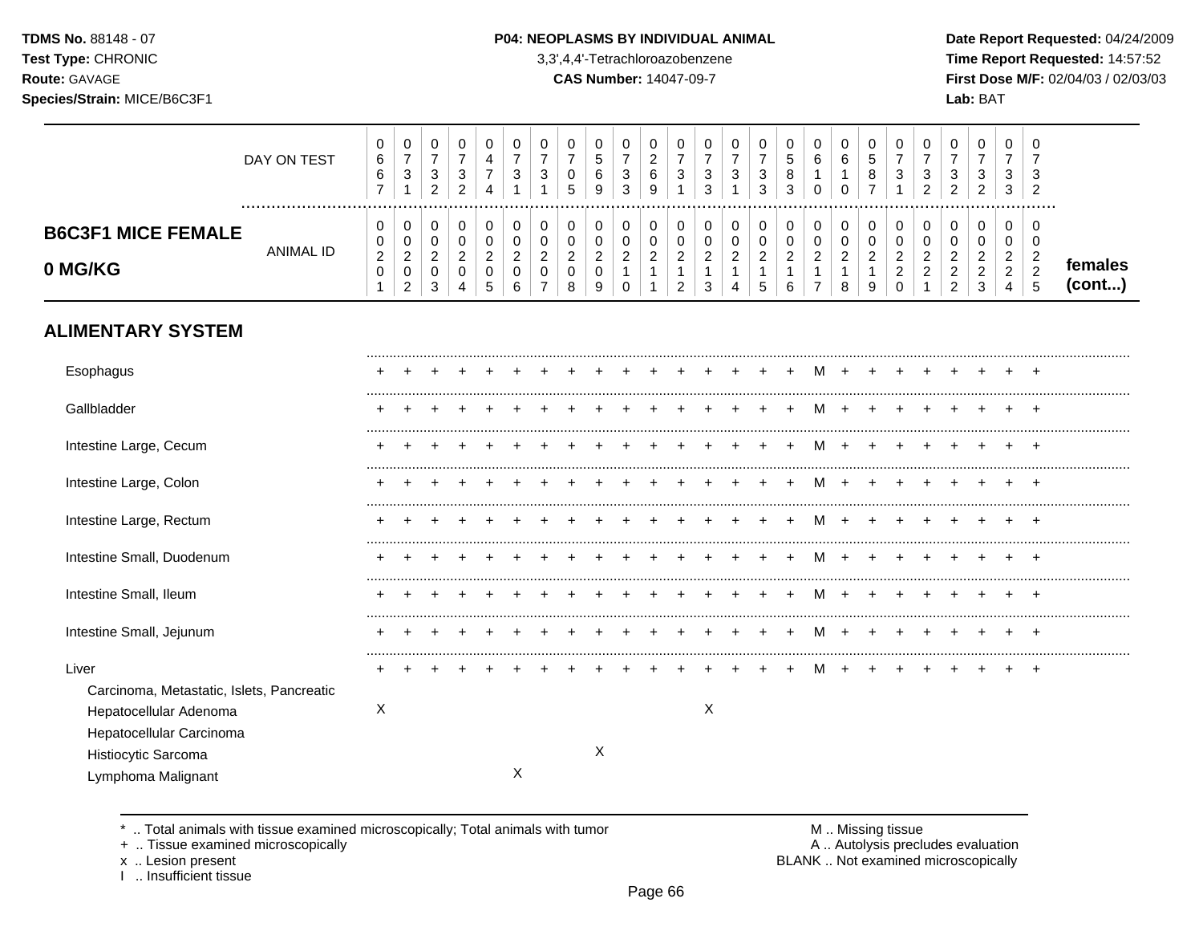**TDMS No.** 88148 - 07
**Test Type:** CHRONIC
**Route:** GAVAGE
**Species/Strain:** MICE/B6C3F1

**P04: NEOPLASMS BY INDIVIDUAL ANIMAL**
3,3',4,4'-Tetrachloroazobenzene
**CAS Number:** 14047-09-7

**Date Report Requested:** 04/24/2009
**Time Report Requested:** 14:57:52
**First Dose M/F:** 02/04/03 / 02/03/03
**Lab:** BAT

## B6C3F1 MICE FEMALE 0 MG/KG

| | | | | | | | | | | | | | | | | | | | | | | | | | | |
|---|---|---|---|---|---|---|---|---|---|---|---|---|---|---|---|---|---|---|---|---|---|---|---|---|---|---|
| DAY ON TEST | 0667 | 0731 | 0732 | 0732 | 0474 | 0731 | 0731 | 0705 | 0569 | 0733 | 0269 | 0731 | 0733 | 0731 | 0733 | 0583 | 0610 | 0610 | 0587 | 0731 | 0732 | 0732 | 0732 | 0733 | 0732 | |
| ANIMAL ID | 00201 | 00202 | 00203 | 00204 | 00205 | 00206 | 00207 | 00208 | 00209 | 00210 | 00211 | 00212 | 00213 | 00214 | 00215 | 00216 | 00217 | 00218 | 00219 | 00220 | 00221 | 00222 | 00223 | 00224 | 00225 | females (cont...) |
| **ALIMENTARY SYSTEM** | | | | | | | | | | | | | | | | | | | | | | | | | | |
| Esophagus | + | + | + | + | + | + | + | + | + | + | + | + | + | + | + | + | M | + | + | + | + | + | + | + | + | |
| Gallbladder | + | + | + | + | + | + | + | + | + | + | + | + | + | + | + | + | M | + | + | + | + | + | + | + | + | |
| Intestine Large, Cecum | + | + | + | + | + | + | + | + | + | + | + | + | + | + | + | + | M | + | + | + | + | + | + | + | + | |
| Intestine Large, Colon | + | + | + | + | + | + | + | + | + | + | + | + | + | + | + | + | M | + | + | + | + | + | + | + | + | |
| Intestine Large, Rectum | + | + | + | + | + | + | + | + | + | + | + | + | + | + | + | + | M | + | + | + | + | + | + | + | + | |
| Intestine Small, Duodenum | + | + | + | + | + | + | + | + | + | + | + | + | + | + | + | + | M | + | + | + | + | + | + | + | + | |
| Intestine Small, Ileum | + | + | + | + | + | + | + | + | + | + | + | + | + | + | + | + | M | + | + | + | + | + | + | + | + | |
| Intestine Small, Jejunum | + | + | + | + | + | + | + | + | + | + | + | + | + | + | + | + | M | + | + | + | + | + | + | + | + | |
| Liver | + | + | + | + | + | + | + | + | + | + | + | + | + | + | + | + | M | + | + | + | + | + | + | + | + | |
| Carcinoma, Metastatic, Islets, Pancreatic | | | | | | | | | | | | | | | | | | | | | | | | | | |
| Hepatocellular Adenoma | X | | | | | | | | | | | | X | | | | | | | | | | | | | |
| Hepatocellular Carcinoma | | | | | | | | | | | | | | | | | | | | | | | | | | |
| Histiocytic Sarcoma | | | | | | | | | X | | | | | | | | | | | | | | | | | |
| Lymphoma Malignant | | | | | | X | | | | | | | | | | | | | | | | | | | | |

\* .. Total animals with tissue examined microscopically; Total animals with tumor
\+ .. Tissue examined microscopically
x .. Lesion present
I .. Insufficient tissue

M .. Missing tissue
A .. Autolysis precludes evaluation
BLANK .. Not examined microscopically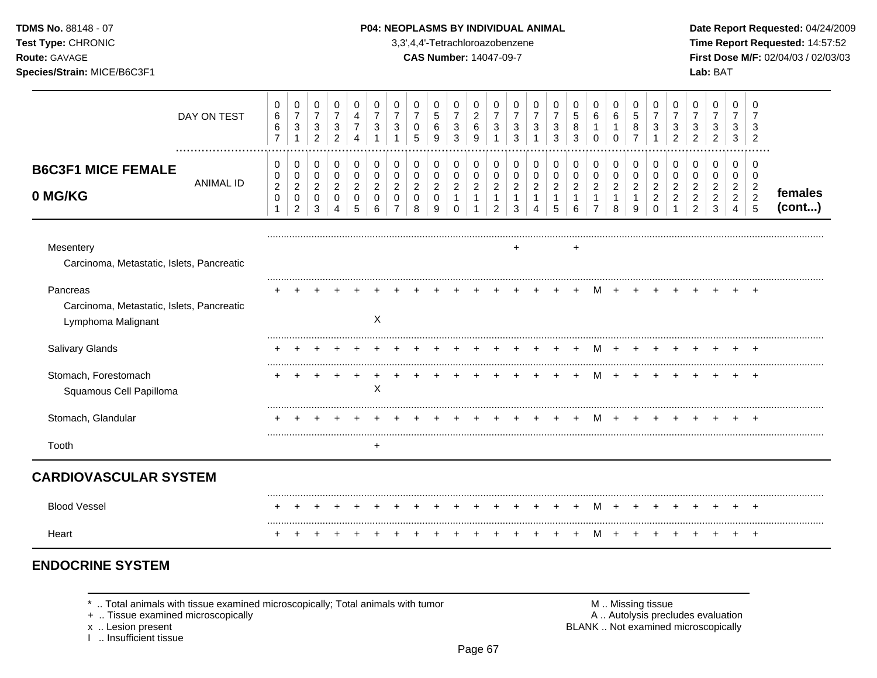**TDMS No.** 88148 - 07
**Test Type:** CHRONIC
**Route:** GAVAGE
**Species/Strain:** MICE/B6C3F1

**P04: NEOPLASMS BY INDIVIDUAL ANIMAL**
3,3',4,4'-Tetrachloroazobenzene
**CAS Number:** 14047-09-7

**Date Report Requested:** 04/24/2009
**Time Report Requested:** 14:57:52
**First Dose M/F:** 02/04/03 / 02/03/03
**Lab:** BAT

## B6C3F1 MICE FEMALE 0 MG/KG (females cont...)

| DAY ON TEST | 0667 | 0731 | 0732 | 0732 | 0474 | 0731 | 0731 | 0705 | 0569 | 0733 | 0269 | 0731 | 0733 | 0731 | 0733 | 0583 | 0610 | 0610 | 0587 | 0731 | 0732 | 0732 | 0732 | 0733 | 0732 |
|---|---|---|---|---|---|---|---|---|---|---|---|---|---|---|---|---|---|---|---|---|---|---|---|---|---|
| ANIMAL ID | 00201 | 00202 | 00203 | 00204 | 00205 | 00206 | 00207 | 00208 | 00209 | 00210 | 00211 | 00212 | 00213 | 00214 | 00215 | 00216 | 00217 | 00218 | 00219 | 00220 | 00221 | 00222 | 00223 | 00224 | 00225 |
| Mesentery | | | | | | | | | | | | | + | | | + | | | | | | | | | |
| Carcinoma, Metastatic, Islets, Pancreatic | | | | | | | | | | | | | | | | | | | | | | | | | |
| Pancreas | + | + | + | + | + | + | + | + | + | + | + | + | + | + | + | + | M | + | + | + | + | + | + | + | + |
| Carcinoma, Metastatic, Islets, Pancreatic | | | | | | | | | | | | | | | | | | | | | | | | | |
| Lymphoma Malignant | | | | | | X | | | | | | | | | | | | | | | | | | | |
| Salivary Glands | + | + | + | + | + | + | + | + | + | + | + | + | + | + | + | + | M | + | + | + | + | + | + | + | + |
| Stomach, Forestomach | + | + | + | + | + | + | + | + | + | + | + | + | + | + | + | + | M | + | + | + | + | + | + | + | + |
| Squamous Cell Papilloma | | | | | | X | | | | | | | | | | | | | | | | | | | |
| Stomach, Glandular | + | + | + | + | + | + | + | + | + | + | + | + | + | + | + | + | M | + | + | + | + | + | + | + | + |
| Tooth | | | | | | + | | | | | | | | | | | | | | | | | | | |

## CARDIOVASCULAR SYSTEM

| | | | | | | | | | | | | | | | | | | | | | | | | | |
|---|---|---|---|---|---|---|---|---|---|---|---|---|---|---|---|---|---|---|---|---|---|---|---|---|---|
| Blood Vessel | + | + | + | + | + | + | + | + | + | + | + | + | + | + | + | + | M | + | + | + | + | + | + | + | + |
| Heart | + | + | + | + | + | + | + | + | + | + | + | + | + | + | + | + | M | + | + | + | + | + | + | + | + |

## ENDOCRINE SYSTEM

* .. Total animals with tissue examined microscopically; Total animals with tumor
+ .. Tissue examined microscopically
x .. Lesion present
I .. Insufficient tissue

M .. Missing tissue
A .. Autolysis precludes evaluation
BLANK .. Not examined microscopically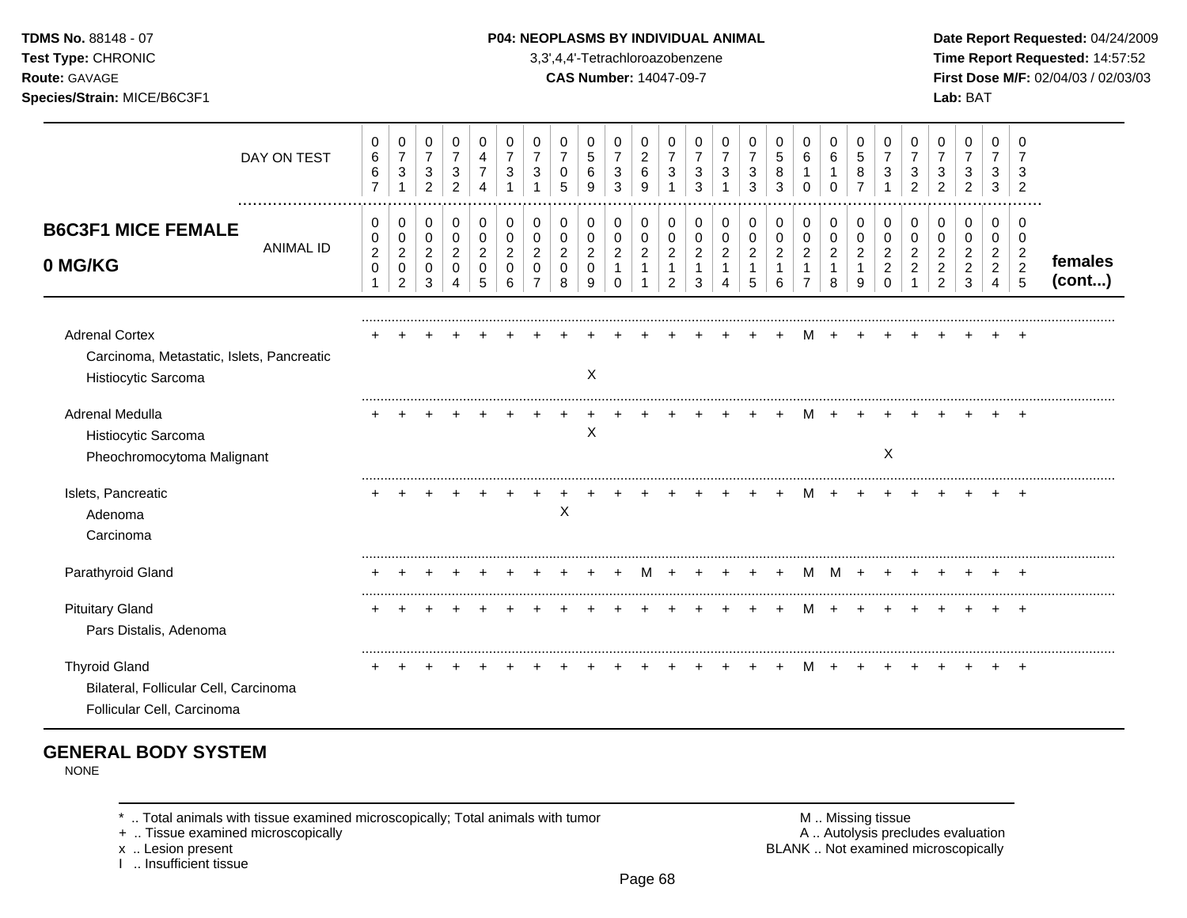**TDMS No.** 88148 - 07
**Test Type:** CHRONIC
**Route:** GAVAGE
**Species/Strain:** MICE/B6C3F1

**P04: NEOPLASMS BY INDIVIDUAL ANIMAL**
3,3',4,4'-Tetrachloroazobenzene
**CAS Number:** 14047-09-7

**Date Report Requested:** 04/24/2009
**Time Report Requested:** 14:57:52
**First Dose M/F:** 02/04/03 / 02/03/03
**Lab:** BAT

## B6C3F1 MICE FEMALE 0 MG/KG

| | | | | | | | | | | | | | | | | | | | | | | | | | | |
|---|---|---|---|---|---|---|---|---|---|---|---|---|---|---|---|---|---|---|---|---|---|---|---|---|---|---|
| DAY ON TEST | 0667 | 0731 | 0732 | 0732 | 0474 | 0731 | 0731 | 0705 | 0569 | 0733 | 0269 | 0731 | 0733 | 0731 | 0733 | 0583 | 0610 | 0610 | 0587 | 0731 | 0732 | 0732 | 0732 | 0733 | 0732 | |
| ANIMAL ID | 00201 | 00202 | 00203 | 00204 | 00205 | 00206 | 00207 | 00208 | 00209 | 00210 | 00211 | 00212 | 00213 | 00214 | 00215 | 00216 | 00217 | 00218 | 00219 | 00220 | 00221 | 00222 | 00223 | 00224 | 00225 | **females (cont...)** |
| Adrenal Cortex | + | + | + | + | + | + | + | + | + | + | + | + | + | + | + | + | M | + | + | + | + | + | + | + | + | |
| Carcinoma, Metastatic, Islets, Pancreatic | | | | | | | | | | | | | | | | | | | | | | | | | | |
| Histiocytic Sarcoma | | | | | | | | | X | | | | | | | | | | | | | | | | | |
| Adrenal Medulla | + | + | + | + | + | + | + | + | + | + | + | + | + | + | + | + | M | + | + | + | + | + | + | + | + | |
| Histiocytic Sarcoma | | | | | | | | | X | | | | | | | | | | | | | | | | | |
| Pheochromocytoma Malignant | | | | | | | | | | | | | | | | | | | | X | | | | | | |
| Islets, Pancreatic | + | + | + | + | + | + | + | + | + | + | + | + | + | + | + | + | M | + | + | + | + | + | + | + | + | |
| Adenoma | | | | | | | | X | | | | | | | | | | | | | | | | | | |
| Carcinoma | | | | | | | | | | | | | | | | | | | | | | | | | | |
| Parathyroid Gland | + | + | + | + | + | + | + | + | + | + | M | + | + | + | + | + | M | M | + | + | + | + | + | + | + | |
| Pituitary Gland | + | + | + | + | + | + | + | + | + | + | + | + | + | + | + | + | M | + | + | + | + | + | + | + | + | |
| Pars Distalis, Adenoma | | | | | | | | | | | | | | | | | | | | | | | | | | |
| Thyroid Gland | + | + | + | + | + | + | + | + | + | + | + | + | + | + | + | + | M | + | + | + | + | + | + | + | + | |
| Bilateral, Follicular Cell, Carcinoma | | | | | | | | | | | | | | | | | | | | | | | | | | |
| Follicular Cell, Carcinoma | | | | | | | | | | | | | | | | | | | | | | | | | | |

## GENERAL BODY SYSTEM

NONE

* .. Total animals with tissue examined microscopically; Total animals with tumor
+ .. Tissue examined microscopically
x .. Lesion present
I .. Insufficient tissue

M .. Missing tissue
A .. Autolysis precludes evaluation
BLANK .. Not examined microscopically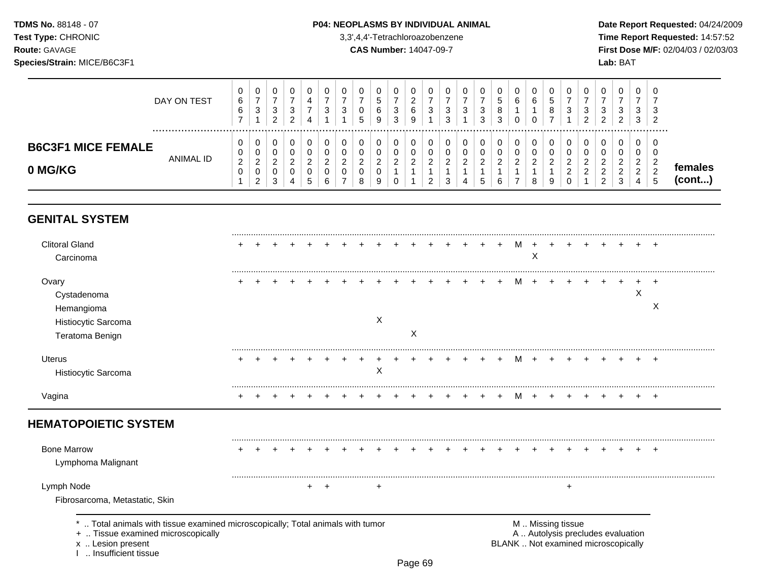**TDMS No.** 88148 - 07
**Test Type:** CHRONIC
**Route:** GAVAGE
**Species/Strain:** MICE/B6C3F1

**P04: NEOPLASMS BY INDIVIDUAL ANIMAL**
3,3',4,4'-Tetrachloroazobenzene
**CAS Number:** 14047-09-7

**Date Report Requested:** 04/24/2009
**Time Report Requested:** 14:57:52
**First Dose M/F:** 02/04/03 / 02/03/03
**Lab:** BAT

## B6C3F1 MICE FEMALE 0 MG/KG

| DAY ON TEST | 0667 | 0731 | 0732 | 0732 | 0474 | 0731 | 0731 | 0705 | 0569 | 0733 | 0269 | 0731 | 0733 | 0731 | 0733 | 0583 | 0610 | 0610 | 0587 | 0731 | 0732 | 0732 | 0732 | 0733 | 0732 | |
|---|---|---|---|---|---|---|---|---|---|---|---|---|---|---|---|---|---|---|---|---|---|---|---|---|---|---|
| ANIMAL ID | 00201 | 00202 | 00203 | 00204 | 00205 | 00206 | 00207 | 00208 | 00209 | 00210 | 00211 | 00212 | 00213 | 00214 | 00215 | 00216 | 00217 | 00218 | 00219 | 00220 | 00221 | 00222 | 00223 | 00224 | 00225 | females (cont...) |

## GENITAL SYSTEM

| | | | | | | | | | | | | | | | | | | | | | | | | | |
|---|---|---|---|---|---|---|---|---|---|---|---|---|---|---|---|---|---|---|---|---|---|---|---|---|---|
| Clitoral Gland | + | + | + | + | + | + | + | + | + | + | + | + | + | + | + | + | M | + | + | + | + | + | + | + | + |
| Carcinoma | | | | | | | | | | | | | | | | | | X | | | | | | | |
| Ovary | + | + | + | + | + | + | + | + | + | + | + | + | + | + | + | + | M | + | + | + | + | + | + | + | + |
| Cystadenoma | | | | | | | | | | | | | | | | | | | | | | | | X | |
| Hemangioma | | | | | | | | | | | | | | | | | | | | | | | | | X |
| Histiocytic Sarcoma | | | | | | | | | X | | | | | | | | | | | | | | | | |
| Teratoma Benign | | | | | | | | | | | X | | | | | | | | | | | | | | |
| Uterus | + | + | + | + | + | + | + | + | + | + | + | + | + | + | + | + | M | + | + | + | + | + | + | + | + |
| Histiocytic Sarcoma | | | | | | | | | X | | | | | | | | | | | | | | | | |
| Vagina | + | + | + | + | + | + | + | + | + | + | + | + | + | + | + | + | M | + | + | + | + | + | + | + | + |

## HEMATOPOIETIC SYSTEM

| | | | | | | | | | | | | | | | | | | | | | | | | | |
|---|---|---|---|---|---|---|---|---|---|---|---|---|---|---|---|---|---|---|---|---|---|---|---|---|---|
| Bone Marrow | + | + | + | + | + | + | + | + | + | + | + | + | + | + | + | + | + | + | + | + | + | + | + | + | + |
| Lymphoma Malignant | | | | | | | | | | | | | | | | | | | | | | | | | |
| Lymph Node | | | | | + | + | | | + | | | | | | | | | | | + | | | | | |
| Fibrosarcoma, Metastatic, Skin | | | | | | | | | | | | | | | | | | | | | | | | | |

\* .. Total animals with tissue examined microscopically; Total animals with tumor
\+ .. Tissue examined microscopically
x .. Lesion present
I .. Insufficient tissue

M .. Missing tissue
A .. Autolysis precludes evaluation
BLANK .. Not examined microscopically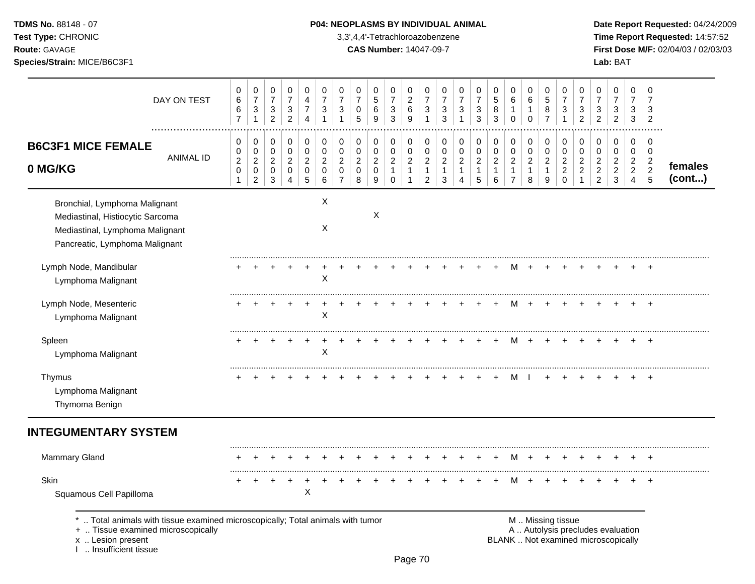**TDMS No.** 88148 - 07
**Test Type:** CHRONIC
**Route:** GAVAGE
**Species/Strain:** MICE/B6C3F1

**P04: NEOPLASMS BY INDIVIDUAL ANIMAL**
3,3',4,4'-Tetrachloroazobenzene
**CAS Number:** 14047-09-7

**Date Report Requested:** 04/24/2009
**Time Report Requested:** 14:57:52
**First Dose M/F:** 02/04/03 / 02/03/03
**Lab:** BAT

## B6C3F1 MICE FEMALE 0 MG/KG

| DAY ON TEST | 0667 | 0731 | 0732 | 0732 | 0474 | 0731 | 0731 | 0705 | 0569 | 0733 | 0269 | 0731 | 0733 | 0731 | 0733 | 0583 | 0610 | 0610 | 0587 | 0731 | 0732 | 0732 | 0732 | 0733 | 0732 | |
|---|---|---|---|---|---|---|---|---|---|---|---|---|---|---|---|---|---|---|---|---|---|---|---|---|---|---|
| **ANIMAL ID** | 00201 | 00202 | 00203 | 00204 | 00205 | 00206 | 00207 | 00208 | 00209 | 00210 | 00211 | 00212 | 00213 | 00214 | 00215 | 00216 | 00217 | 00218 | 00219 | 00220 | 00221 | 00222 | 00223 | 00224 | 00225 | **females (cont...)** |
| Bronchial, Lymphoma Malignant | | | | | | X | | | | | | | | | | | | | | | | | | | | |
| Mediastinal, Histiocytic Sarcoma | | | | | | | | | X | | | | | | | | | | | | | | | | | |
| Mediastinal, Lymphoma Malignant | | | | | | X | | | | | | | | | | | | | | | | | | | | |
| Pancreatic, Lymphoma Malignant | | | | | | | | | | | | | | | | | | | | | | | | | | |
| Lymph Node, Mandibular | + | + | + | + | + | + | + | + | + | + | + | + | + | + | + | + | M | + | + | + | + | + | + | + | + | |
| Lymphoma Malignant | | | | | | X | | | | | | | | | | | | | | | | | | | | |
| Lymph Node, Mesenteric | + | + | + | + | + | + | + | + | + | + | + | + | + | + | + | + | M | + | + | + | + | + | + | + | + | |
| Lymphoma Malignant | | | | | | X | | | | | | | | | | | | | | | | | | | | |
| Spleen | + | + | + | + | + | + | + | + | + | + | + | + | + | + | + | + | M | + | + | + | + | + | + | + | + | |
| Lymphoma Malignant | | | | | | X | | | | | | | | | | | | | | | | | | | | |
| Thymus | + | + | + | + | + | + | + | + | + | + | + | + | + | + | + | + | M | I | + | + | + | + | + | + | + | |
| Lymphoma Malignant | | | | | | | | | | | | | | | | | | | | | | | | | | |
| Thymoma Benign | | | | | | | | | | | | | | | | | | | | | | | | | | |
| **INTEGUMENTARY SYSTEM** | | | | | | | | | | | | | | | | | | | | | | | | | | |
| Mammary Gland | + | + | + | + | + | + | + | + | + | + | + | + | + | + | + | + | M | + | + | + | + | + | + | + | + | |
| Skin | + | + | + | + | + | + | + | + | + | + | + | + | + | + | + | + | M | + | + | + | + | + | + | + | + | |
| Squamous Cell Papilloma | | | | | X | | | | | | | | | | | | | | | | | | | | | |

\* .. Total animals with tissue examined microscopically; Total animals with tumor
\+ .. Tissue examined microscopically
x .. Lesion present
I .. Insufficient tissue

M .. Missing tissue
A .. Autolysis precludes evaluation
BLANK .. Not examined microscopically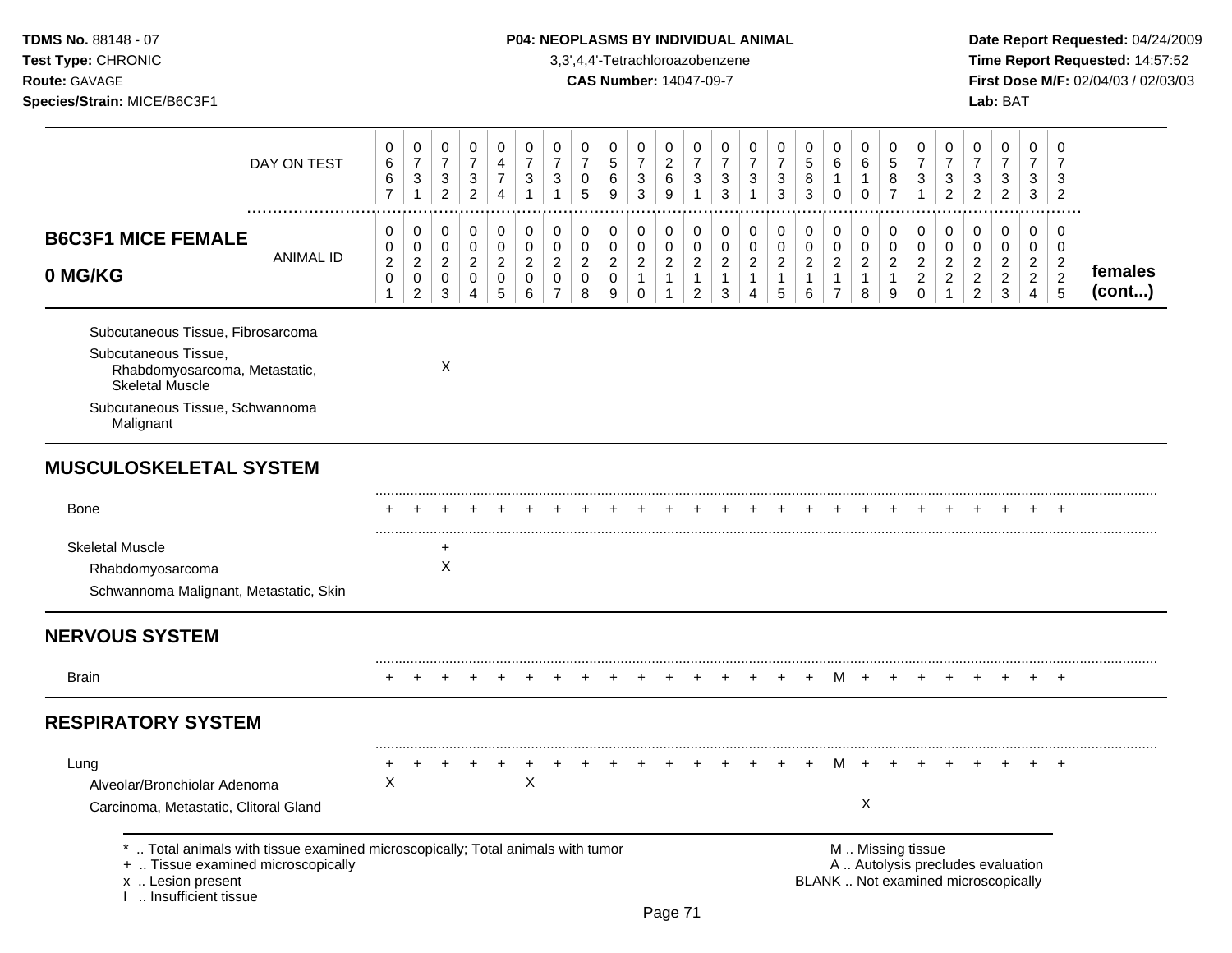**TDMS No.** 88148 - 07
**Test Type:** CHRONIC
**Route:** GAVAGE
**Species/Strain:** MICE/B6C3F1

**P04: NEOPLASMS BY INDIVIDUAL ANIMAL**
3,3',4,4'-Tetrachloroazobenzene
**CAS Number:** 14047-09-7

**Date Report Requested:** 04/24/2009
**Time Report Requested:** 14:57:52
**First Dose M/F:** 02/04/03 / 02/03/03
**Lab:** BAT

## B6C3F1 MICE FEMALE 0 MG/KG

| | | | | | | | | | | | | | | | | | | | | | | | | | |
|---|---|---|---|---|---|---|---|---|---|---|---|---|---|---|---|---|---|---|---|---|---|---|---|---|---|
| DAY ON TEST | 0667 | 0731 | 0732 | 0732 | 0474 | 0731 | 0731 | 0705 | 0569 | 0733 | 0269 | 0731 | 0733 | 0731 | 0733 | 0583 | 0610 | 0610 | 0587 | 0731 | 0732 | 0732 | 0732 | 0733 | 0732 |
| ANIMAL ID | 00201 | 00202 | 00203 | 00204 | 00205 | 00206 | 00207 | 00208 | 00209 | 00210 | 00211 | 00212 | 00213 | 00214 | 00215 | 00216 | 00217 | 00218 | 00219 | 00220 | 00221 | 00222 | 00223 | 00224 | 00225 |
| Subcutaneous Tissue, Fibrosarcoma | | | | | | | | | | | | | | | | | | | | | | | | | |
| Subcutaneous Tissue, Rhabdomyosarcoma, Metastatic, Skeletal Muscle | | | X | | | | | | | | | | | | | | | | | | | | | | |
| Subcutaneous Tissue, Schwannoma Malignant | | | | | | | | | | | | | | | | | | | | | | | | | |
| **MUSCULOSKELETAL SYSTEM** | | | | | | | | | | | | | | | | | | | | | | | | | |
| Bone | + | + | + | + | + | + | + | + | + | + | + | + | + | + | + | + | + | + | + | + | + | + | + | + | + |
| Skeletal Muscle | | | + | | | | | | | | | | | | | | | | | | | | | | |
| Rhabdomyosarcoma | | | X | | | | | | | | | | | | | | | | | | | | | | |
| Schwannoma Malignant, Metastatic, Skin | | | | | | | | | | | | | | | | | | | | | | | | | |
| **NERVOUS SYSTEM** | | | | | | | | | | | | | | | | | | | | | | | | | |
| Brain | + | + | + | + | + | + | + | + | + | + | + | + | + | + | + | + | M | + | + | + | + | + | + | + | + |
| **RESPIRATORY SYSTEM** | | | | | | | | | | | | | | | | | | | | | | | | | |
| Lung | + | + | + | + | + | + | + | + | + | + | + | + | + | + | + | + | M | + | + | + | + | + | + | + | + |
| Alveolar/Bronchiolar Adenoma | X | | | | | X | | | | | | | | | | | | | | | | | | | |
| Carcinoma, Metastatic, Clitoral Gland | | | | | | | | | | | | | | | | | | X | | | | | | | |

females (cont...)

\* .. Total animals with tissue examined microscopically; Total animals with tumor
+ .. Tissue examined microscopically
x .. Lesion present
I .. Insufficient tissue

M .. Missing tissue
A .. Autolysis precludes evaluation
BLANK .. Not examined microscopically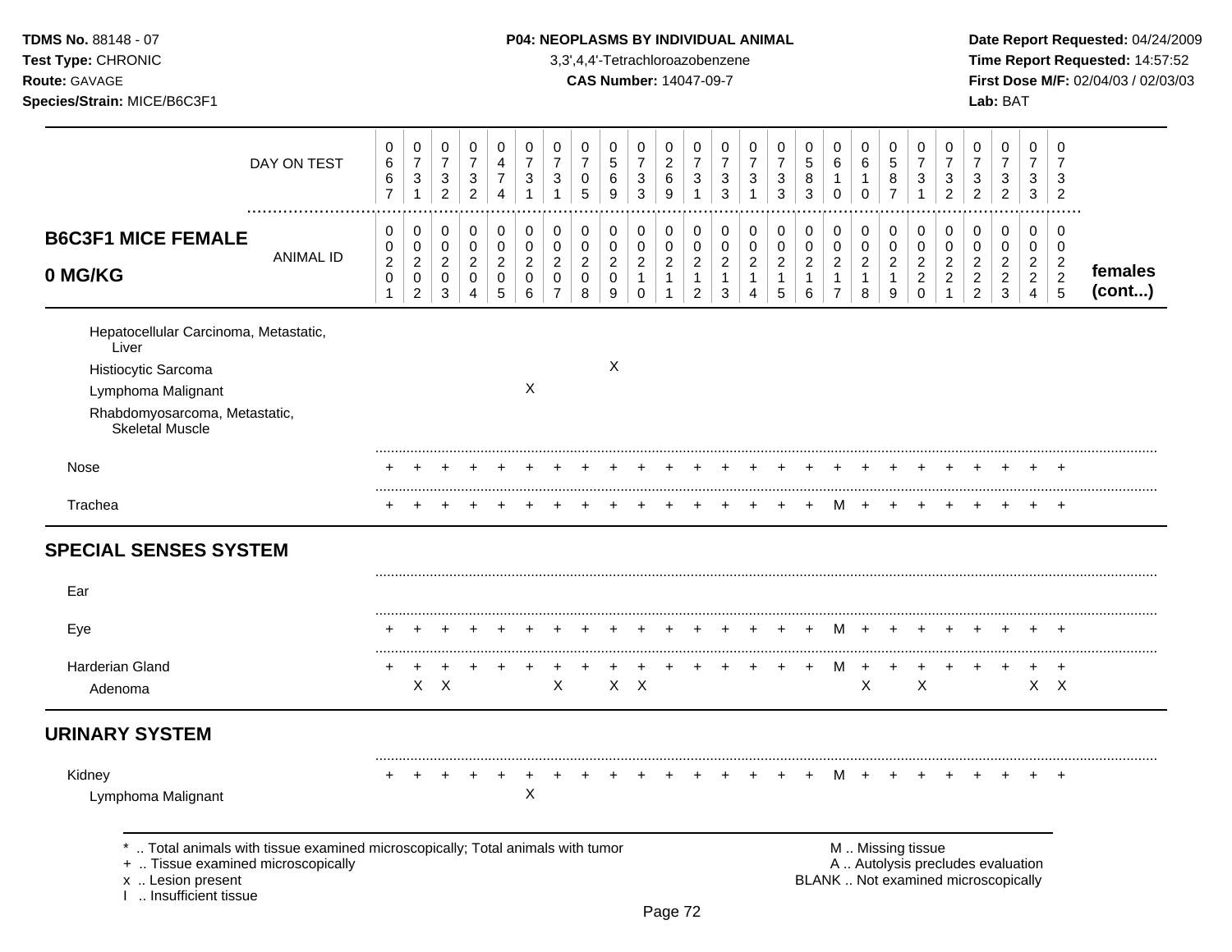**TDMS No.** 88148 - 07
**Test Type:** CHRONIC
**Route:** GAVAGE
**Species/Strain:** MICE/B6C3F1

**P04: NEOPLASMS BY INDIVIDUAL ANIMAL**
3,3',4,4'-Tetrachloroazobenzene
**CAS Number:** 14047-09-7

**Date Report Requested:** 04/24/2009
**Time Report Requested:** 14:57:52
**First Dose M/F:** 02/04/03 / 02/03/03
**Lab:** BAT

| DAY ON TEST | 0667 | 0731 | 0732 | 0732 | 0474 | 0731 | 0731 | 0705 | 0569 | 0733 | 0269 | 0731 | 0733 | 0731 | 0733 | 0583 | 0610 | 0610 | 0587 | 0731 | 0732 | 0732 | 0732 | 0733 | 0732 | |
|---|---|---|---|---|---|---|---|---|---|---|---|---|---|---|---|---|---|---|---|---|---|---|---|---|---|---|
| **B6C3F1 MICE FEMALE 0 MG/KG** — ANIMAL ID | 00201 | 00202 | 00203 | 00204 | 00205 | 00206 | 00207 | 00208 | 00209 | 00210 | 00211 | 00212 | 00213 | 00214 | 00215 | 00216 | 00217 | 00218 | 00219 | 00220 | 00221 | 00222 | 00223 | 00224 | 00225 | **females (cont...)** |
| Hepatocellular Carcinoma, Metastatic, Liver | | | | | | | | | | | | | | | | | | | | | | | | | | |
| Histiocytic Sarcoma | | | | | | | | | X | | | | | | | | | | | | | | | | | |
| Lymphoma Malignant | | | | | | X | | | | | | | | | | | | | | | | | | | | |
| Rhabdomyosarcoma, Metastatic, Skeletal Muscle | | | | | | | | | | | | | | | | | | | | | | | | | | |
| Nose | + | + | + | + | + | + | + | + | + | + | + | + | + | + | + | + | + | + | + | + | + | + | + | + | + | |
| Trachea | + | + | + | + | + | + | + | + | + | + | + | + | + | + | + | + | M | + | + | + | + | + | + | + | + | |
| **SPECIAL SENSES SYSTEM** | | | | | | | | | | | | | | | | | | | | | | | | | | |
| Ear | | | | | | | | | | | | | | | | | | | | | | | | | | |
| Eye | + | + | + | + | + | + | + | + | + | + | + | + | + | + | + | + | M | + | + | + | + | + | + | + | + | |
| Harderian Gland | + | + | + | + | + | + | + | + | + | + | + | + | + | + | + | + | M | + | + | + | + | + | + | + | + | |
| Adenoma | | X | X | | | | X | | X | X | | | | | | | | X | | X | | | | X | X | |
| **URINARY SYSTEM** | | | | | | | | | | | | | | | | | | | | | | | | | | |
| Kidney | + | + | + | + | + | + | + | + | + | + | + | + | + | + | + | + | M | + | + | + | + | + | + | + | + | |
| Lymphoma Malignant | | | | | | X | | | | | | | | | | | | | | | | | | | | |

\* .. Total animals with tissue examined microscopically; Total animals with tumor
\+ .. Tissue examined microscopically
x .. Lesion present
I .. Insufficient tissue

M .. Missing tissue
A .. Autolysis precludes evaluation
BLANK .. Not examined microscopically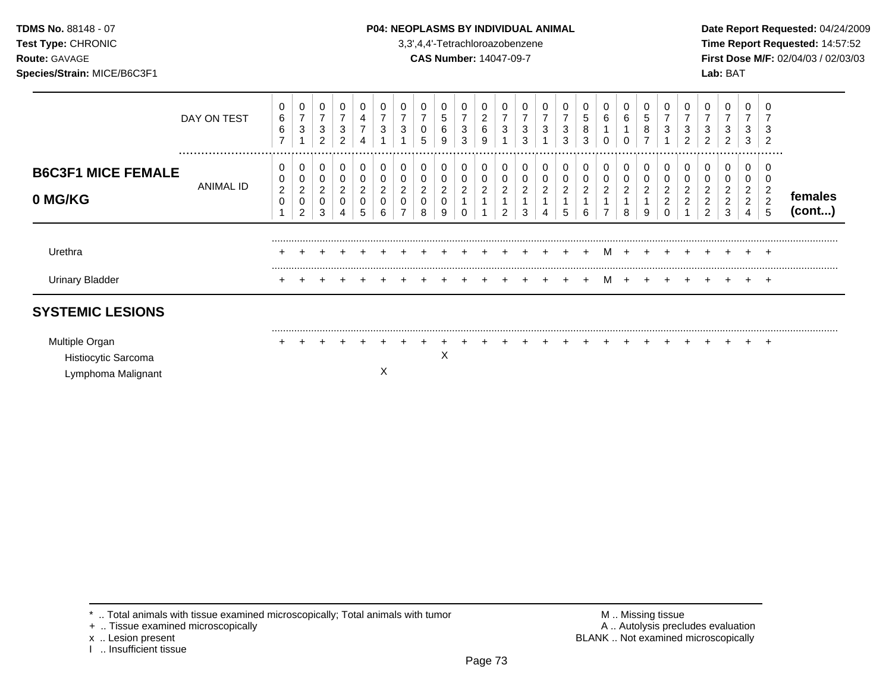**TDMS No.** 88148 - 07
**Test Type:** CHRONIC
**Route:** GAVAGE
**Species/Strain:** MICE/B6C3F1

**P04: NEOPLASMS BY INDIVIDUAL ANIMAL**
3,3',4,4'-Tetrachloroazobenzene
**CAS Number:** 14047-09-7

**Date Report Requested:** 04/24/2009
**Time Report Requested:** 14:57:52
**First Dose M/F:** 02/04/03 / 02/03/03
**Lab:** BAT

## B6C3F1 MICE FEMALE 0 MG/KG

| DAY ON TEST | 0667 | 0731 | 0732 | 0732 | 0474 | 0731 | 0731 | 0705 | 0569 | 0733 | 0269 | 0731 | 0733 | 0731 | 0733 | 0583 | 0610 | 0610 | 0587 | 0731 | 0732 | 0732 | 0732 | 0733 | 0732 | |
|---|---|---|---|---|---|---|---|---|---|---|---|---|---|---|---|---|---|---|---|---|---|---|---|---|---|---|
| ANIMAL ID | 00201 | 00202 | 00203 | 00204 | 00205 | 00206 | 00207 | 00208 | 00209 | 00210 | 00211 | 00212 | 00213 | 00214 | 00215 | 00216 | 00217 | 00218 | 00219 | 00220 | 00221 | 00222 | 00223 | 00224 | 00225 | **females (cont...)** |
| Urethra | + | + | + | + | + | + | + | + | + | + | + | + | + | + | + | + | M | + | + | + | + | + | + | + | + | |
| Urinary Bladder | + | + | + | + | + | + | + | + | + | + | + | + | + | + | + | + | M | + | + | + | + | + | + | + | + | |
| **SYSTEMIC LESIONS** | | | | | | | | | | | | | | | | | | | | | | | | | | |
| Multiple Organ | + | + | + | + | + | + | + | + | + | + | + | + | + | + | + | + | + | + | + | + | + | + | + | + | + | |
| Histiocytic Sarcoma | | | | | | | | | X | | | | | | | | | | | | | | | | | |
| Lymphoma Malignant | | | | | | X | | | | | | | | | | | | | | | | | | | | |

\* .. Total animals with tissue examined microscopically; Total animals with tumor
\+ .. Tissue examined microscopically
x .. Lesion present
I .. Insufficient tissue

M .. Missing tissue
A .. Autolysis precludes evaluation
BLANK .. Not examined microscopically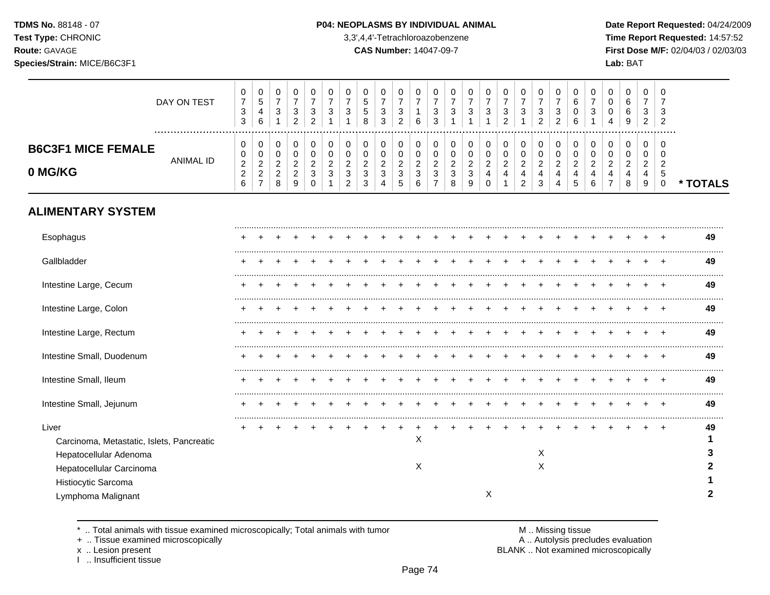## P04: NEOPLASMS BY INDIVIDUAL ANIMAL

| | | | | | | | | | | | | | | | | | | | | | | | | | | |
|---|---|---|---|---|---|---|---|---|---|---|---|---|---|---|---|---|---|---|---|---|---|---|---|---|---|---|
| **DAY ON TEST** | 0733 | 0546 | 0731 | 0732 | 0732 | 0731 | 0731 | 0558 | 0733 | 0732 | 0716 | 0733 | 0731 | 0731 | 0731 | 0732 | 0731 | 0732 | 0732 | 0606 | 0731 | 0004 | 0669 | 0732 | 0732 | |
| **B6C3F1 MICE FEMALE 0 MG/KG** — ANIMAL ID | 0226 | 0227 | 0228 | 0229 | 0230 | 0231 | 0232 | 0233 | 0234 | 0235 | 0236 | 0237 | 0238 | 0239 | 0240 | 0241 | 0242 | 0243 | 0244 | 0245 | 0246 | 0247 | 0248 | 0249 | 0250 | *** TOTALS** |
| **ALIMENTARY SYSTEM** | | | | | | | | | | | | | | | | | | | | | | | | | | |
| Esophagus | + | + | + | + | + | + | + | + | + | + | + | + | + | + | + | + | + | + | + | + | + | + | + | + | + | 49 |
| Gallbladder | + | + | + | + | + | + | + | + | + | + | + | + | + | + | + | + | + | + | + | + | + | + | + | + | + | 49 |
| Intestine Large, Cecum | + | + | + | + | + | + | + | + | + | + | + | + | + | + | + | + | + | + | + | + | + | + | + | + | + | 49 |
| Intestine Large, Colon | + | + | + | + | + | + | + | + | + | + | + | + | + | + | + | + | + | + | + | + | + | + | + | + | + | 49 |
| Intestine Large, Rectum | + | + | + | + | + | + | + | + | + | + | + | + | + | + | + | + | + | + | + | + | + | + | + | + | + | 49 |
| Intestine Small, Duodenum | + | + | + | + | + | + | + | + | + | + | + | + | + | + | + | + | + | + | + | + | + | + | + | + | + | 49 |
| Intestine Small, Ileum | + | + | + | + | + | + | + | + | + | + | + | + | + | + | + | + | + | + | + | + | + | + | + | + | + | 49 |
| Intestine Small, Jejunum | + | + | + | + | + | + | + | + | + | + | + | + | + | + | + | + | + | + | + | + | + | + | + | + | + | 49 |
| Liver | + | + | + | + | + | + | + | + | + | + | + | + | + | + | + | + | + | + | + | + | + | + | + | + | + | 49 |
| Carcinoma, Metastatic, Islets, Pancreatic | | | | | | | | | | | X | | | | | | | | | | | | | | | 1 |
| Hepatocellular Adenoma | | | | | | | | | | | | | | | | | | X | | | | | | | | 3 |
| Hepatocellular Carcinoma | | | | | | | | | | | X | | | | | | | X | | | | | | | | 2 |
| Histiocytic Sarcoma | | | | | | | | | | | | | | | | | | | | | | | | | | 1 |
| Lymphoma Malignant | | | | | | | | | | | | | | | X | | | | | | | | | | | 2 |

\* .. Total animals with tissue examined microscopically; Total animals with tumor
+ .. Tissue examined microscopically
x .. Lesion present
I .. Insufficient tissue

M .. Missing tissue
A .. Autolysis precludes evaluation
BLANK .. Not examined microscopically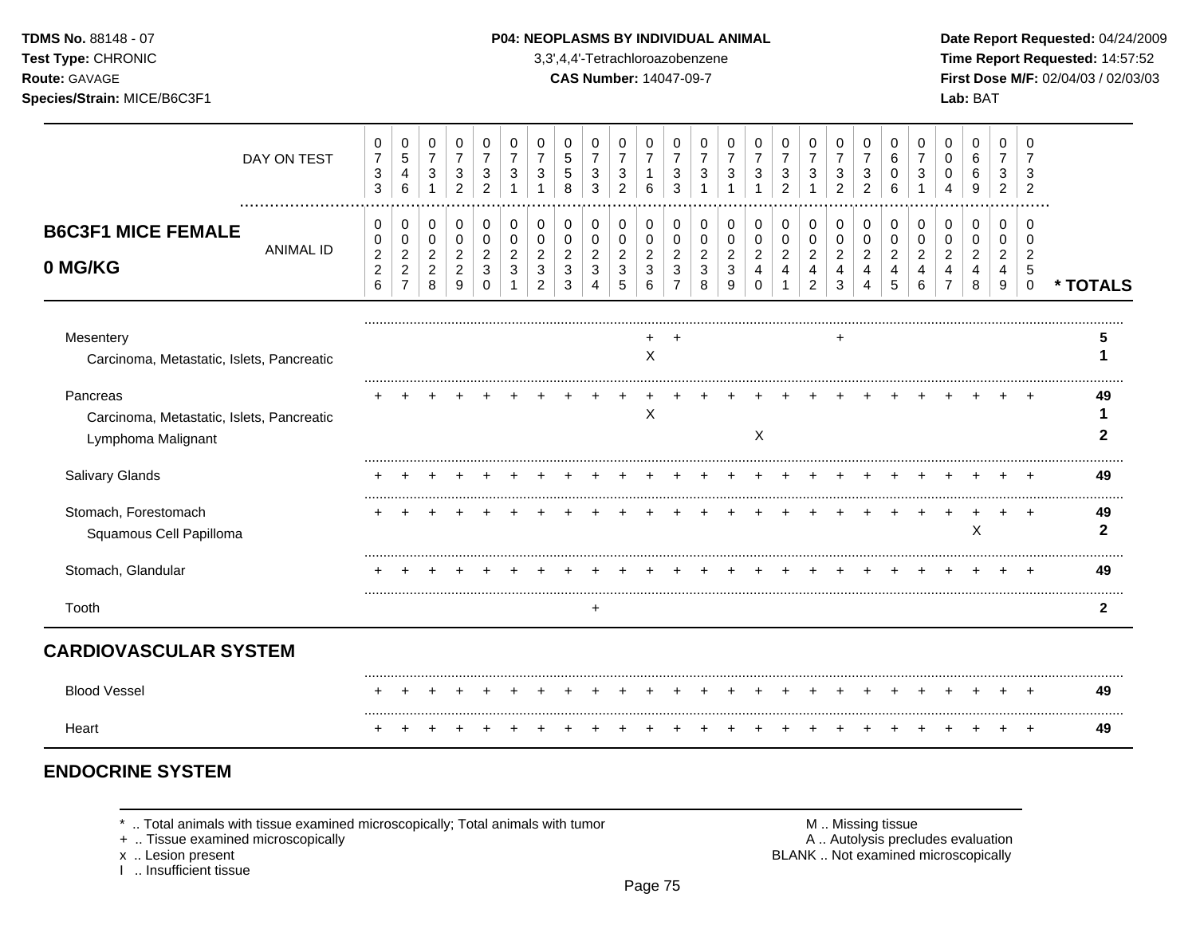| | DAY ON TEST | 0733 | 0546 | 0731 | 0732 | 0732 | 0731 | 0731 | 0558 | 0733 | 0732 | 0716 | 0733 | 0731 | 0731 | 0731 | 0732 | 0731 | 0732 | 0732 | 0606 | 0731 | 0004 | 0669 | 0732 | 0732 | |
|---|---|---|---|---|---|---|---|---|---|---|---|---|---|---|---|---|---|---|---|---|---|---|---|---|---|---|---|
| **B6C3F1 MICE FEMALE 0 MG/KG** | ANIMAL ID | 0226 | 0227 | 0228 | 0229 | 0230 | 0231 | 0232 | 0233 | 0234 | 0235 | 0236 | 0237 | 0238 | 0239 | 0240 | 0241 | 0242 | 0243 | 0244 | 0245 | 0246 | 0247 | 0248 | 0249 | 0250 | * TOTALS |
| Mesentery | | | | | | | | | | | | + | + | | | | | | + | | | | | | | | 5 |
| Carcinoma, Metastatic, Islets, Pancreatic | | | | | | | | | | | | X | | | | | | | | | | | | | | | 1 |
| Pancreas | | + | + | + | + | + | + | + | + | + | + | + | + | + | + | + | + | + | + | + | + | + | + | + | + | + | 49 |
| Carcinoma, Metastatic, Islets, Pancreatic | | | | | | | | | | | | X | | | | | | | | | | | | | | | 1 |
| Lymphoma Malignant | | | | | | | | | | | | | | | | X | | | | | | | | | | | 2 |
| Salivary Glands | | + | + | + | + | + | + | + | + | + | + | + | + | + | + | + | + | + | + | + | + | + | + | + | + | + | 49 |
| Stomach, Forestomach | | + | + | + | + | + | + | + | + | + | + | + | + | + | + | + | + | + | + | + | + | + | + | + | + | + | 49 |
| Squamous Cell Papilloma | | | | | | | | | | | | | | | | | | | | | | | | X | | | 2 |
| Stomach, Glandular | | + | + | + | + | + | + | + | + | + | + | + | + | + | + | + | + | + | + | + | + | + | + | + | + | + | 49 |
| Tooth | | | | | | | | | | + | | | | | | | | | | | | | | | | | 2 |
| **CARDIOVASCULAR SYSTEM** | | | | | | | | | | | | | | | | | | | | | | | | | | | |
| Blood Vessel | | + | + | + | + | + | + | + | + | + | + | + | + | + | + | + | + | + | + | + | + | + | + | + | + | + | 49 |
| Heart | | + | + | + | + | + | + | + | + | + | + | + | + | + | + | + | + | + | + | + | + | + | + | + | + | + | 49 |

## ENDOCRINE SYSTEM

* .. Total animals with tissue examined microscopically; Total animals with tumor
+ .. Tissue examined microscopically
x .. Lesion present
I .. Insufficient tissue

M .. Missing tissue
A .. Autolysis precludes evaluation
BLANK .. Not examined microscopically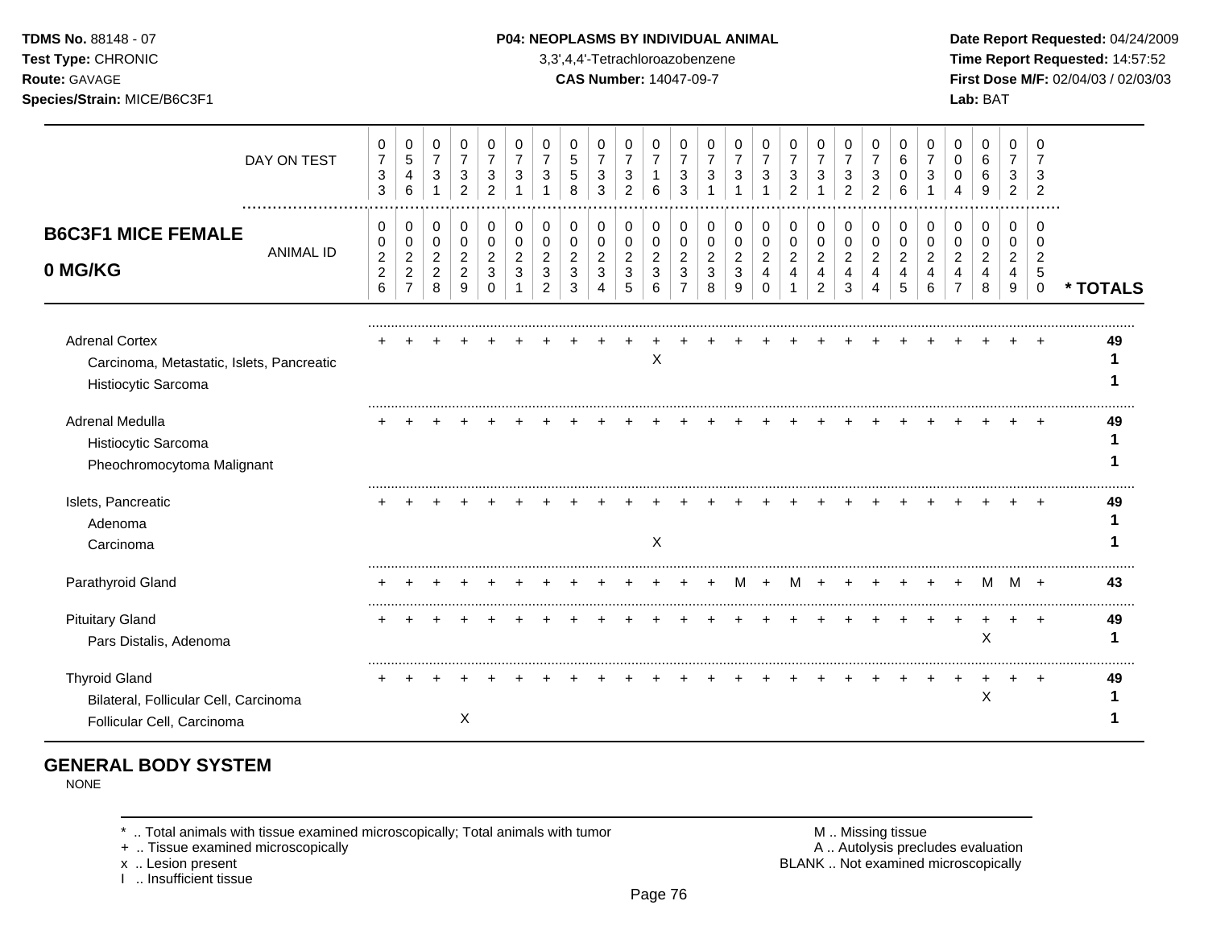**TDMS No.** 88148 - 07
**Test Type:** CHRONIC
**Route:** GAVAGE
**Species/Strain:** MICE/B6C3F1

**P04: NEOPLASMS BY INDIVIDUAL ANIMAL**
3,3',4,4'-Tetrachloroazobenzene
**CAS Number:** 14047-09-7

**Date Report Requested:** 04/24/2009
**Time Report Requested:** 14:57:52
**First Dose M/F:** 02/04/03 / 02/03/03
**Lab:** BAT

## B6C3F1 MICE FEMALE 0 MG/KG

| DAY ON TEST | 0733 | 0546 | 0731 | 0732 | 0732 | 0731 | 0731 | 0558 | 0733 | 0732 | 0716 | 0733 | 0731 | 0731 | 0731 | 0732 | 0731 | 0732 | 0732 | 0606 | 0731 | 0004 | 0669 | 0732 | 0732 | |
|---|---|---|---|---|---|---|---|---|---|---|---|---|---|---|---|---|---|---|---|---|---|---|---|---|---|---|
| **ANIMAL ID** | 00226 | 00227 | 00228 | 00229 | 00230 | 00231 | 00232 | 00233 | 00234 | 00235 | 00236 | 00237 | 00238 | 00239 | 00240 | 00241 | 00242 | 00243 | 00244 | 00245 | 00246 | 00247 | 00248 | 00249 | 00250 | *** TOTALS** |
| Adrenal Cortex | + | + | + | + | + | + | + | + | + | + | + | + | + | + | + | + | + | + | + | + | + | + | + | + | + | **49** |
| Carcinoma, Metastatic, Islets, Pancreatic | | | | | | | | | | | X | | | | | | | | | | | | | | | **1** |
| Histiocytic Sarcoma | | | | | | | | | | | | | | | | | | | | | | | | | | **1** |
| Adrenal Medulla | + | + | + | + | + | + | + | + | + | + | + | + | + | + | + | + | + | + | + | + | + | + | + | + | + | **49** |
| Histiocytic Sarcoma | | | | | | | | | | | | | | | | | | | | | | | | | | **1** |
| Pheochromocytoma Malignant | | | | | | | | | | | | | | | | | | | | | | | | | | **1** |
| Islets, Pancreatic | + | + | + | + | + | + | + | + | + | + | + | + | + | + | + | + | + | + | + | + | + | + | + | + | + | **49** |
| Adenoma | | | | | | | | | | | | | | | | | | | | | | | | | | **1** |
| Carcinoma | | | | | | | | | | | X | | | | | | | | | | | | | | | **1** |
| Parathyroid Gland | + | + | + | + | + | + | + | + | + | + | + | + | + | M | + | M | + | + | + | + | + | + | M | M | + | **43** |
| Pituitary Gland | + | + | + | + | + | + | + | + | + | + | + | + | + | + | + | + | + | + | + | + | + | + | + | + | + | **49** |
| Pars Distalis, Adenoma | | | | | | | | | | | | | | | | | | | | | | | X | | | **1** |
| Thyroid Gland | + | + | + | + | + | + | + | + | + | + | + | + | + | + | + | + | + | + | + | + | + | + | + | + | + | **49** |
| Bilateral, Follicular Cell, Carcinoma | | | | | | | | | | | | | | | | | | | | | | | X | | | **1** |
| Follicular Cell, Carcinoma | | | | X | | | | | | | | | | | | | | | | | | | | | | **1** |

## GENERAL BODY SYSTEM

NONE

* .. Total animals with tissue examined microscopically; Total animals with tumor
+ .. Tissue examined microscopically
x .. Lesion present
I .. Insufficient tissue

M .. Missing tissue
A .. Autolysis precludes evaluation
BLANK .. Not examined microscopically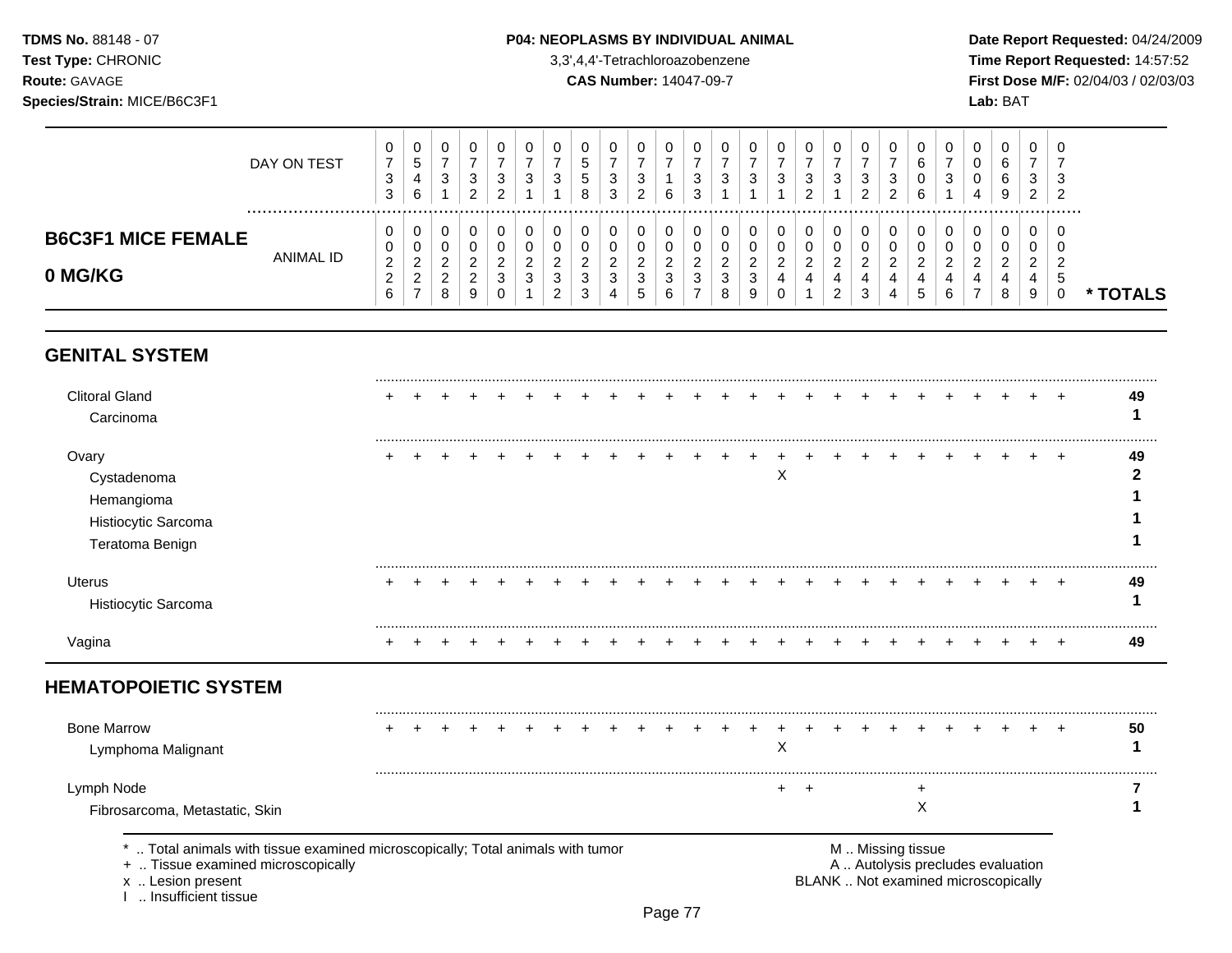**TDMS No.** 88148 - 07
**Test Type:** CHRONIC
**Route:** GAVAGE
**Species/Strain:** MICE/B6C3F1

**P04: NEOPLASMS BY INDIVIDUAL ANIMAL**
3,3',4,4'-Tetrachloroazobenzene
**CAS Number:** 14047-09-7

**Date Report Requested:** 04/24/2009
**Time Report Requested:** 14:57:52
**First Dose M/F:** 02/04/03 / 02/03/03
**Lab:** BAT

## B6C3F1 MICE FEMALE
## 0 MG/KG

| DAY ON TEST | 0733 | 0546 | 0731 | 0732 | 0732 | 0731 | 0731 | 0558 | 0733 | 0732 | 0716 | 0733 | 0731 | 0731 | 0731 | 0732 | 0731 | 0732 | 0732 | 0606 | 0731 | 0004 | 0669 | 0732 | 0732 | |
|---|---|---|---|---|---|---|---|---|---|---|---|---|---|---|---|---|---|---|---|---|---|---|---|---|---|---|
| **ANIMAL ID** | 00226 | 00227 | 00228 | 00229 | 00230 | 00231 | 00232 | 00233 | 00234 | 00235 | 00236 | 00237 | 00238 | 00239 | 00240 | 00241 | 00242 | 00243 | 00244 | 00245 | 00246 | 00247 | 00248 | 00249 | 00250 | *** TOTALS** |
| **GENITAL SYSTEM** | | | | | | | | | | | | | | | | | | | | | | | | | | |
| Clitoral Gland | + | + | + | + | + | + | + | + | + | + | + | + | + | + | + | + | + | + | + | + | + | + | + | + | + | 49 |
| Carcinoma | | | | | | | | | | | | | | | | | | | | | | | | | | 1 |
| Ovary | + | + | + | + | + | + | + | + | + | + | + | + | + | + | + | + | + | + | + | + | + | + | + | + | + | 49 |
| Cystadenoma | | | | | | | | | | | | | | | X | | | | | | | | | | | 2 |
| Hemangioma | | | | | | | | | | | | | | | | | | | | | | | | | | 1 |
| Histiocytic Sarcoma | | | | | | | | | | | | | | | | | | | | | | | | | | 1 |
| Teratoma Benign | | | | | | | | | | | | | | | | | | | | | | | | | | 1 |
| Uterus | + | + | + | + | + | + | + | + | + | + | + | + | + | + | + | + | + | + | + | + | + | + | + | + | + | 49 |
| Histiocytic Sarcoma | | | | | | | | | | | | | | | | | | | | | | | | | | 1 |
| Vagina | + | + | + | + | + | + | + | + | + | + | + | + | + | + | + | + | + | + | + | + | + | + | + | + | + | 49 |
| **HEMATOPOIETIC SYSTEM** | | | | | | | | | | | | | | | | | | | | | | | | | | |
| Bone Marrow | + | + | + | + | + | + | + | + | + | + | + | + | + | + | + | + | + | + | + | + | + | + | + | + | + | 50 |
| Lymphoma Malignant | | | | | | | | | | | | | | | X | | | | | | | | | | | 1 |
| Lymph Node | | | | | | | | | | | | | | | + | + | | | | + | | | | | | 7 |
| Fibrosarcoma, Metastatic, Skin | | | | | | | | | | | | | | | | | | | | X | | | | | | 1 |

* .. Total animals with tissue examined microscopically; Total animals with tumor
+ .. Tissue examined microscopically
x .. Lesion present
I .. Insufficient tissue

M .. Missing tissue
A .. Autolysis precludes evaluation
BLANK .. Not examined microscopically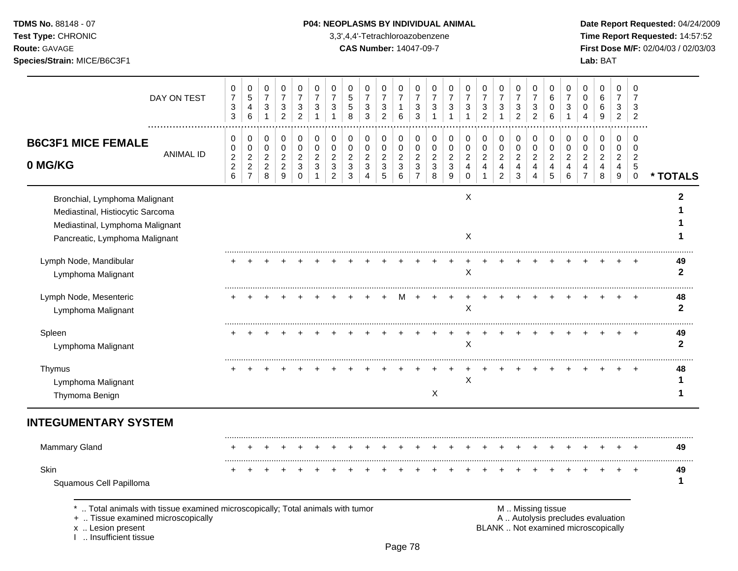**TDMS No.** 88148 - 07
**Test Type:** CHRONIC
**Route:** GAVAGE
**Species/Strain:** MICE/B6C3F1

**P04: NEOPLASMS BY INDIVIDUAL ANIMAL**
3,3',4,4'-Tetrachloroazobenzene
**CAS Number:** 14047-09-7

**Date Report Requested:** 04/24/2009
**Time Report Requested:** 14:57:52
**First Dose M/F:** 02/04/03 / 02/03/03
**Lab:** BAT

## B6C3F1 MICE FEMALE 0 MG/KG

| DAY ON TEST | 0733 | 0546 | 0731 | 0732 | 0732 | 0731 | 0731 | 0558 | 0733 | 0732 | 0716 | 0733 | 0731 | 0731 | 0731 | 0732 | 0731 | 0732 | 0732 | 0606 | 0731 | 0004 | 0669 | 0732 | 0732 | |
|---|---|---|---|---|---|---|---|---|---|---|---|---|---|---|---|---|---|---|---|---|---|---|---|---|---|---|
| **ANIMAL ID** | 00226 | 00227 | 00228 | 00229 | 00230 | 00231 | 00232 | 00233 | 00234 | 00235 | 00236 | 00237 | 00238 | 00239 | 00240 | 00241 | 00242 | 00243 | 00244 | 00245 | 00246 | 00247 | 00248 | 00249 | 00250 | *** TOTALS** |
| Bronchial, Lymphoma Malignant | | | | | | | | | | | | | | | X | | | | | | | | | | | 2 |
| Mediastinal, Histiocytic Sarcoma | | | | | | | | | | | | | | | | | | | | | | | | | | 1 |
| Mediastinal, Lymphoma Malignant | | | | | | | | | | | | | | | | | | | | | | | | | | 1 |
| Pancreatic, Lymphoma Malignant | | | | | | | | | | | | | | | X | | | | | | | | | | | 1 |
| Lymph Node, Mandibular | + | + | + | + | + | + | + | + | + | + | + | + | + | + | + | + | + | + | + | + | + | + | + | + | + | 49 |
| Lymphoma Malignant | | | | | | | | | | | | | | | X | | | | | | | | | | | 2 |
| Lymph Node, Mesenteric | + | + | + | + | + | + | + | + | + | + | M | + | + | + | + | + | + | + | + | + | + | + | + | + | + | 48 |
| Lymphoma Malignant | | | | | | | | | | | | | | | X | | | | | | | | | | | 2 |
| Spleen | + | + | + | + | + | + | + | + | + | + | + | + | + | + | + | + | + | + | + | + | + | + | + | + | + | 49 |
| Lymphoma Malignant | | | | | | | | | | | | | | | X | | | | | | | | | | | 2 |
| Thymus | + | + | + | + | + | + | + | + | + | + | + | + | + | + | + | + | + | + | + | + | + | + | + | + | + | 48 |
| Lymphoma Malignant | | | | | | | | | | | | | | | X | | | | | | | | | | | 1 |
| Thymoma Benign | | | | | | | | | | | | | X | | | | | | | | | | | | | 1 |

## INTEGUMENTARY SYSTEM

| | 00226 | 00227 | 00228 | 00229 | 00230 | 00231 | 00232 | 00233 | 00234 | 00235 | 00236 | 00237 | 00238 | 00239 | 00240 | 00241 | 00242 | 00243 | 00244 | 00245 | 00246 | 00247 | 00248 | 00249 | 00250 | *** TOTALS** |
|---|---|---|---|---|---|---|---|---|---|---|---|---|---|---|---|---|---|---|---|---|---|---|---|---|---|---|
| Mammary Gland | + | + | + | + | + | + | + | + | + | + | + | + | + | + | + | + | + | + | + | + | + | + | + | + | + | 49 |
| Skin | + | + | + | + | + | + | + | + | + | + | + | + | + | + | + | + | + | + | + | + | + | + | + | + | + | 49 |
| Squamous Cell Papilloma | | | | | | | | | | | | | | | | | | | | | | | | | | 1 |

\* .. Total animals with tissue examined microscopically; Total animals with tumor
\+ .. Tissue examined microscopically
x .. Lesion present
I .. Insufficient tissue

M .. Missing tissue
A .. Autolysis precludes evaluation
BLANK .. Not examined microscopically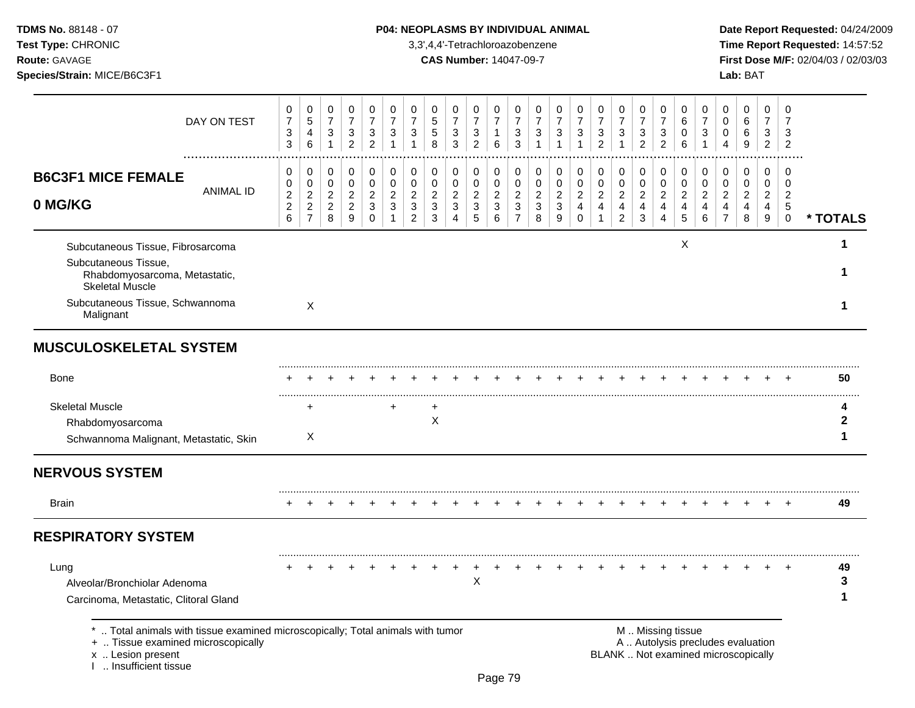TDMS No. 88148 - 07
Test Type: CHRONIC
Route: GAVAGE
Species/Strain: MICE/B6C3F1

**P04: NEOPLASMS BY INDIVIDUAL ANIMAL**
3,3',4,4'-Tetrachloroazobenzene
**CAS Number:** 14047-09-7

Date Report Requested: 04/24/2009
Time Report Requested: 14:57:52
First Dose M/F: 02/04/03 / 02/03/03
Lab: BAT

## B6C3F1 MICE FEMALE 0 MG/KG

| | 0226 | 0227 | 0228 | 0229 | 0230 | 0231 | 0232 | 0233 | 0234 | 0235 | 0236 | 0237 | 0238 | 0239 | 0240 | 0241 | 0242 | 0243 | 0244 | 0245 | 0246 | 0247 | 0248 | 0249 | 0250 | * TOTALS |
|---|---|---|---|---|---|---|---|---|---|---|---|---|---|---|---|---|---|---|---|---|---|---|---|---|---|---|
| DAY ON TEST | 0733 | 0546 | 0731 | 0732 | 0732 | 0731 | 0731 | 0558 | 0733 | 0732 | 0716 | 0733 | 0731 | 0731 | 0731 | 0732 | 0731 | 0732 | 0732 | 0606 | 0731 | 0004 | 0669 | 0732 | 0732 | |
| Subcutaneous Tissue, Fibrosarcoma | | | | | | | | | | | | | | | | | | | | X | | | | | | 1 |
| Subcutaneous Tissue, Rhabdomyosarcoma, Metastatic, Skeletal Muscle | | | | | | | | | | | | | | | | | | | | | | | | | | 1 |
| Subcutaneous Tissue, Schwannoma Malignant | | X | | | | | | | | | | | | | | | | | | | | | | | | 1 |
| **MUSCULOSKELETAL SYSTEM** | | | | | | | | | | | | | | | | | | | | | | | | | | |
| Bone | + | + | + | + | + | + | + | + | + | + | + | + | + | + | + | + | + | + | + | + | + | + | + | + | + | 50 |
| Skeletal Muscle | | + | | | | + | | + | | | | | | | | | | | | | | | | | | 4 |
| Rhabdomyosarcoma | | | | | | | | X | | | | | | | | | | | | | | | | | | 2 |
| Schwannoma Malignant, Metastatic, Skin | | X | | | | | | | | | | | | | | | | | | | | | | | | 1 |
| **NERVOUS SYSTEM** | | | | | | | | | | | | | | | | | | | | | | | | | | |
| Brain | + | + | + | + | + | + | + | + | + | + | + | + | + | + | + | + | + | + | + | + | + | + | + | + | + | 49 |
| **RESPIRATORY SYSTEM** | | | | | | | | | | | | | | | | | | | | | | | | | | |
| Lung | + | + | + | + | + | + | + | + | + | + | + | + | + | + | + | + | + | + | + | + | + | + | + | + | + | 49 |
| Alveolar/Bronchiolar Adenoma | | | | | | | | | | X | | | | | | | | | | | | | | | | 3 |
| Carcinoma, Metastatic, Clitoral Gland | | | | | | | | | | | | | | | | | | | | | | | | | | 1 |

\* .. Total animals with tissue examined microscopically; Total animals with tumor
\+ .. Tissue examined microscopically
x .. Lesion present
I .. Insufficient tissue

M .. Missing tissue
A .. Autolysis precludes evaluation
BLANK .. Not examined microscopically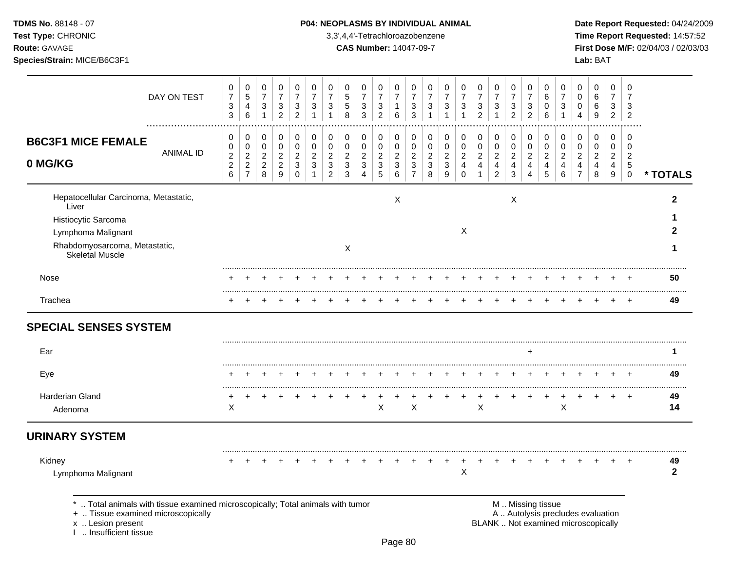**TDMS No.** 88148 - 07
**Test Type:** CHRONIC
**Route:** GAVAGE
**Species/Strain:** MICE/B6C3F1

**P04: NEOPLASMS BY INDIVIDUAL ANIMAL**
3,3',4,4'-Tetrachloroazobenzene
**CAS Number:** 14047-09-7

**Date Report Requested:** 04/24/2009
**Time Report Requested:** 14:57:52
**First Dose M/F:** 02/04/03 / 02/03/03
**Lab:** BAT

## B6C3F1 MICE FEMALE 0 MG/KG

| DAY ON TEST | 0733 | 0546 | 0731 | 0732 | 0732 | 0731 | 0731 | 0558 | 0733 | 0732 | 0716 | 0733 | 0731 | 0731 | 0731 | 0732 | 0731 | 0732 | 0732 | 0606 | 0731 | 0004 | 0669 | 0732 | 0732 | |
|---|---|---|---|---|---|---|---|---|---|---|---|---|---|---|---|---|---|---|---|---|---|---|---|---|---|---|
| **ANIMAL ID** | 0226 | 0227 | 0228 | 0229 | 0230 | 0231 | 0232 | 0233 | 0234 | 0235 | 0236 | 0237 | 0238 | 0239 | 0240 | 0241 | 0242 | 0243 | 0244 | 0245 | 0246 | 0247 | 0248 | 0249 | 0250 | *** TOTALS** |
| Hepatocellular Carcinoma, Metastatic, Liver | | | | | | | | | | | X | | | | | | | X | | | | | | | | 2 |
| Histiocytic Sarcoma | | | | | | | | | | | | | | | | | | | | | | | | | | 1 |
| Lymphoma Malignant | | | | | | | | | | | | | | | X | | | | | | | | | | | 2 |
| Rhabdomyosarcoma, Metastatic, Skeletal Muscle | | | | | | | | X | | | | | | | | | | | | | | | | | | 1 |
| Nose | + | + | + | + | + | + | + | + | + | + | + | + | + | + | + | + | + | + | + | + | + | + | + | + | + | 50 |
| Trachea | + | + | + | + | + | + | + | + | + | + | + | + | + | + | + | + | + | + | + | + | + | + | + | + | + | 49 |
| **SPECIAL SENSES SYSTEM** | | | | | | | | | | | | | | | | | | | | | | | | | | |
| Ear | | | | | | | | | | | | | | | | | | | + | | | | | | | 1 |
| Eye | + | + | + | + | + | + | + | + | + | + | + | + | + | + | + | + | + | + | + | + | + | + | + | + | + | 49 |
| Harderian Gland | + | + | + | + | + | + | + | + | + | + | + | + | + | + | + | + | + | + | + | + | + | + | + | + | + | 49 |
| Adenoma | X | | | | | | | | | X | | X | | | | X | | | | | X | | | | | 14 |
| **URINARY SYSTEM** | | | | | | | | | | | | | | | | | | | | | | | | | | |
| Kidney | + | + | + | + | + | + | + | + | + | + | + | + | + | + | + | + | + | + | + | + | + | + | + | + | + | 49 |
| Lymphoma Malignant | | | | | | | | | | | | | | | X | | | | | | | | | | | 2 |

\* .. Total animals with tissue examined microscopically; Total animals with tumor
\+ .. Tissue examined microscopically
x .. Lesion present
I .. Insufficient tissue

M .. Missing tissue
A .. Autolysis precludes evaluation
BLANK .. Not examined microscopically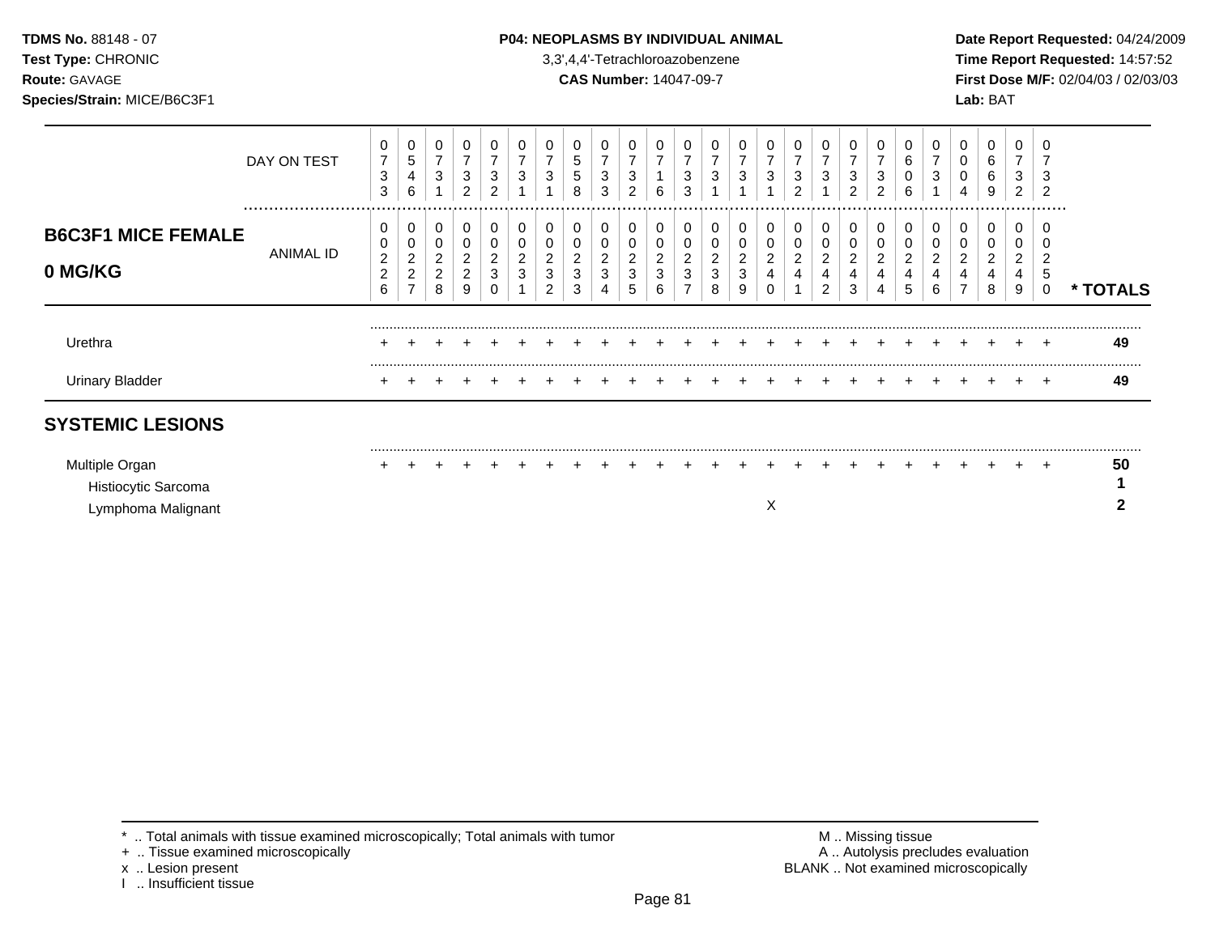**TDMS No.** 88148 - 07
**Test Type:** CHRONIC
**Route:** GAVAGE
**Species/Strain:** MICE/B6C3F1

**P04: NEOPLASMS BY INDIVIDUAL ANIMAL**
3,3',4,4'-Tetrachloroazobenzene
**CAS Number:** 14047-09-7

**Date Report Requested:** 04/24/2009
**Time Report Requested:** 14:57:52
**First Dose M/F:** 02/04/03 / 02/03/03
**Lab:** BAT

## B6C3F1 MICE FEMALE 0 MG/KG

| DAY ON TEST | 0733 | 0546 | 0731 | 0732 | 0732 | 0731 | 0731 | 0558 | 0733 | 0732 | 0716 | 0733 | 0731 | 0731 | 0731 | 0732 | 0731 | 0732 | 0732 | 0606 | 0731 | 0004 | 0669 | 0732 | 0732 | |
|---|---|---|---|---|---|---|---|---|---|---|---|---|---|---|---|---|---|---|---|---|---|---|---|---|---|---|
| **ANIMAL ID** | 00226 | 00227 | 00228 | 00229 | 00230 | 00231 | 00232 | 00233 | 00234 | 00235 | 00236 | 00237 | 00238 | 00239 | 00240 | 00241 | 00242 | 00243 | 00244 | 00245 | 00246 | 00247 | 00248 | 00249 | 00250 | *** TOTALS** |
| Urethra | + | + | + | + | + | + | + | + | + | + | + | + | + | + | + | + | + | + | + | + | + | + | + | + | + | 49 |
| Urinary Bladder | + | + | + | + | + | + | + | + | + | + | + | + | + | + | + | + | + | + | + | + | + | + | + | + | + | 49 |

## SYSTEMIC LESIONS

| | 00226 | 00227 | 00228 | 00229 | 00230 | 00231 | 00232 | 00233 | 00234 | 00235 | 00236 | 00237 | 00238 | 00239 | 00240 | 00241 | 00242 | 00243 | 00244 | 00245 | 00246 | 00247 | 00248 | 00249 | 00250 | *** TOTALS** |
|---|---|---|---|---|---|---|---|---|---|---|---|---|---|---|---|---|---|---|---|---|---|---|---|---|---|---|
| Multiple Organ | + | + | + | + | + | + | + | + | + | + | + | + | + | + | + | + | + | + | + | + | + | + | + | + | + | 50 |
| Histiocytic Sarcoma | | | | | | | | | | | | | | | | | | | | | | | | | | 1 |
| Lymphoma Malignant | | | | | | | | | | | | | | | X | | | | | | | | | | | 2 |

\* .. Total animals with tissue examined microscopically; Total animals with tumor
\+ .. Tissue examined microscopically
x .. Lesion present
I .. Insufficient tissue

M .. Missing tissue
A .. Autolysis precludes evaluation
BLANK .. Not examined microscopically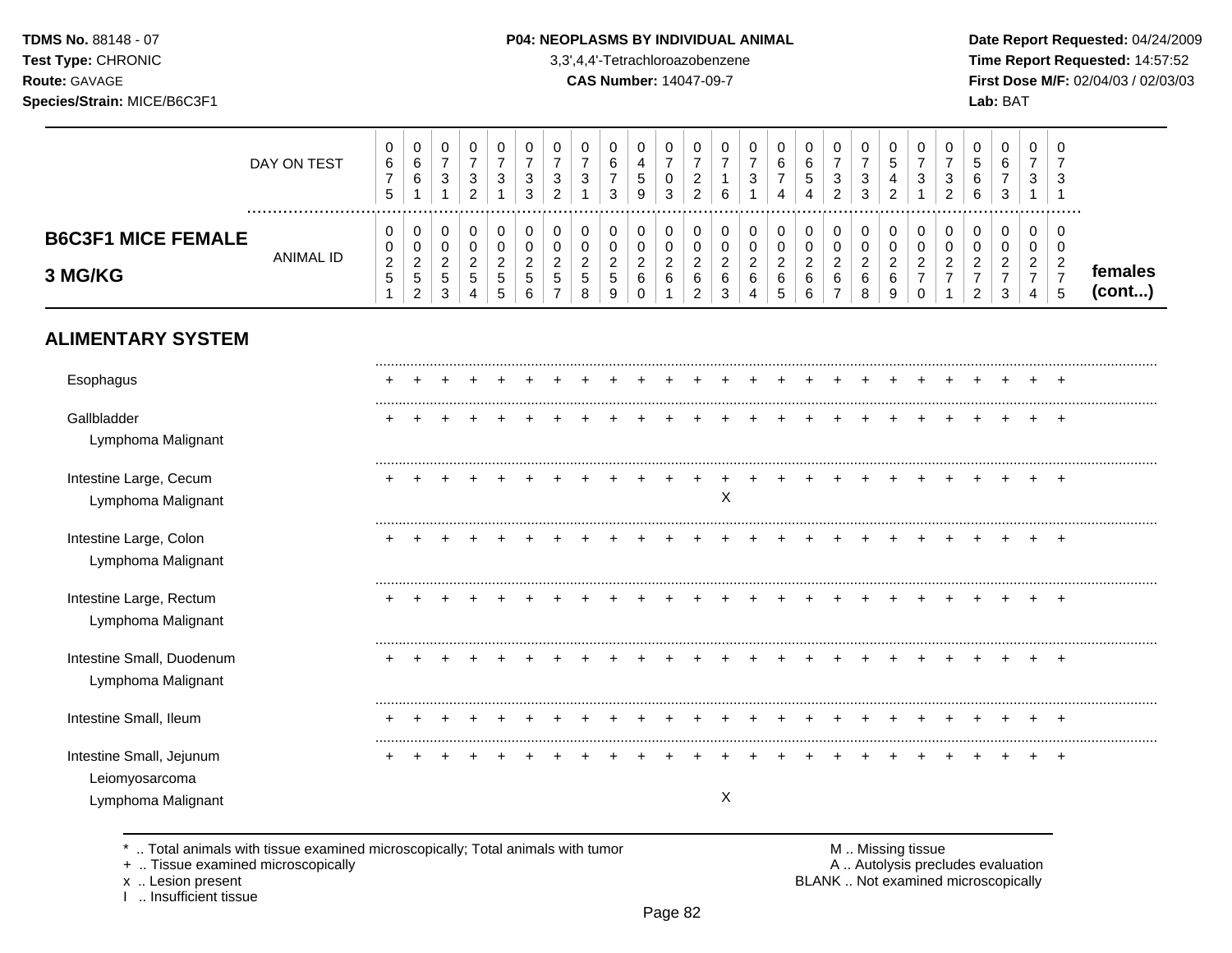**TDMS No.** 88148 - 07
**Test Type:** CHRONIC
**Route:** GAVAGE
**Species/Strain:** MICE/B6C3F1

**P04: NEOPLASMS BY INDIVIDUAL ANIMAL**
3,3',4,4'-Tetrachloroazobenzene
**CAS Number:** 14047-09-7

**Date Report Requested:** 04/24/2009
**Time Report Requested:** 14:57:52
**First Dose M/F:** 02/04/03 / 02/03/03
**Lab:** BAT

## B6C3F1 MICE FEMALE 3 MG/KG

| | DAY ON TEST | 0675 | 0661 | 0731 | 0732 | 0731 | 0733 | 0732 | 0731 | 0673 | 0459 | 0703 | 0722 | 0716 | 0731 | 0674 | 0654 | 0732 | 0733 | 0542 | 0731 | 0732 | 0566 | 0673 | 0731 | 0731 | |
|---|---|---|---|---|---|---|---|---|---|---|---|---|---|---|---|---|---|---|---|---|---|---|---|---|---|---|---|
| | ANIMAL ID | 00251 | 00252 | 00253 | 00254 | 00255 | 00256 | 00257 | 00258 | 00259 | 00260 | 00261 | 00262 | 00263 | 00264 | 00265 | 00266 | 00267 | 00268 | 00269 | 00270 | 00271 | 00272 | 00273 | 00274 | 00275 | females (cont...) |
| **ALIMENTARY SYSTEM** | | | | | | | | | | | | | | | | | | | | | | | | | | | |
| Esophagus | | + | + | + | + | + | + | + | + | + | + | + | + | + | + | + | + | + | + | + | + | + | + | + | + | + | |
| Gallbladder | | + | + | + | + | + | + | + | + | + | + | + | + | + | + | + | + | + | + | + | + | + | + | + | + | + | |
| Lymphoma Malignant | | | | | | | | | | | | | | | | | | | | | | | | | | | |
| Intestine Large, Cecum | | + | + | + | + | + | + | + | + | + | + | + | + | + | + | + | + | + | + | + | + | + | + | + | + | + | |
| Lymphoma Malignant | | | | | | | | | | | | | | X | | | | | | | | | | | | | |
| Intestine Large, Colon | | + | + | + | + | + | + | + | + | + | + | + | + | + | + | + | + | + | + | + | + | + | + | + | + | + | |
| Lymphoma Malignant | | | | | | | | | | | | | | | | | | | | | | | | | | | |
| Intestine Large, Rectum | | + | + | + | + | + | + | + | + | + | + | + | + | + | + | + | + | + | + | + | + | + | + | + | + | + | |
| Lymphoma Malignant | | | | | | | | | | | | | | | | | | | | | | | | | | | |
| Intestine Small, Duodenum | | + | + | + | + | + | + | + | + | + | + | + | + | + | + | + | + | + | + | + | + | + | + | + | + | + | |
| Lymphoma Malignant | | | | | | | | | | | | | | | | | | | | | | | | | | | |
| Intestine Small, Ileum | | + | + | + | + | + | + | + | + | + | + | + | + | + | + | + | + | + | + | + | + | + | + | + | + | + | |
| Intestine Small, Jejunum | | + | + | + | + | + | + | + | + | + | + | + | + | + | + | + | + | + | + | + | + | + | + | + | + | + | |
| Leiomyosarcoma | | | | | | | | | | | | | | | | | | | | | | | | | | | |
| Lymphoma Malignant | | | | | | | | | | | | | | X | | | | | | | | | | | | | |

\* .. Total animals with tissue examined microscopically; Total animals with tumor
\+ .. Tissue examined microscopically
x .. Lesion present
I .. Insufficient tissue

M .. Missing tissue
A .. Autolysis precludes evaluation
BLANK .. Not examined microscopically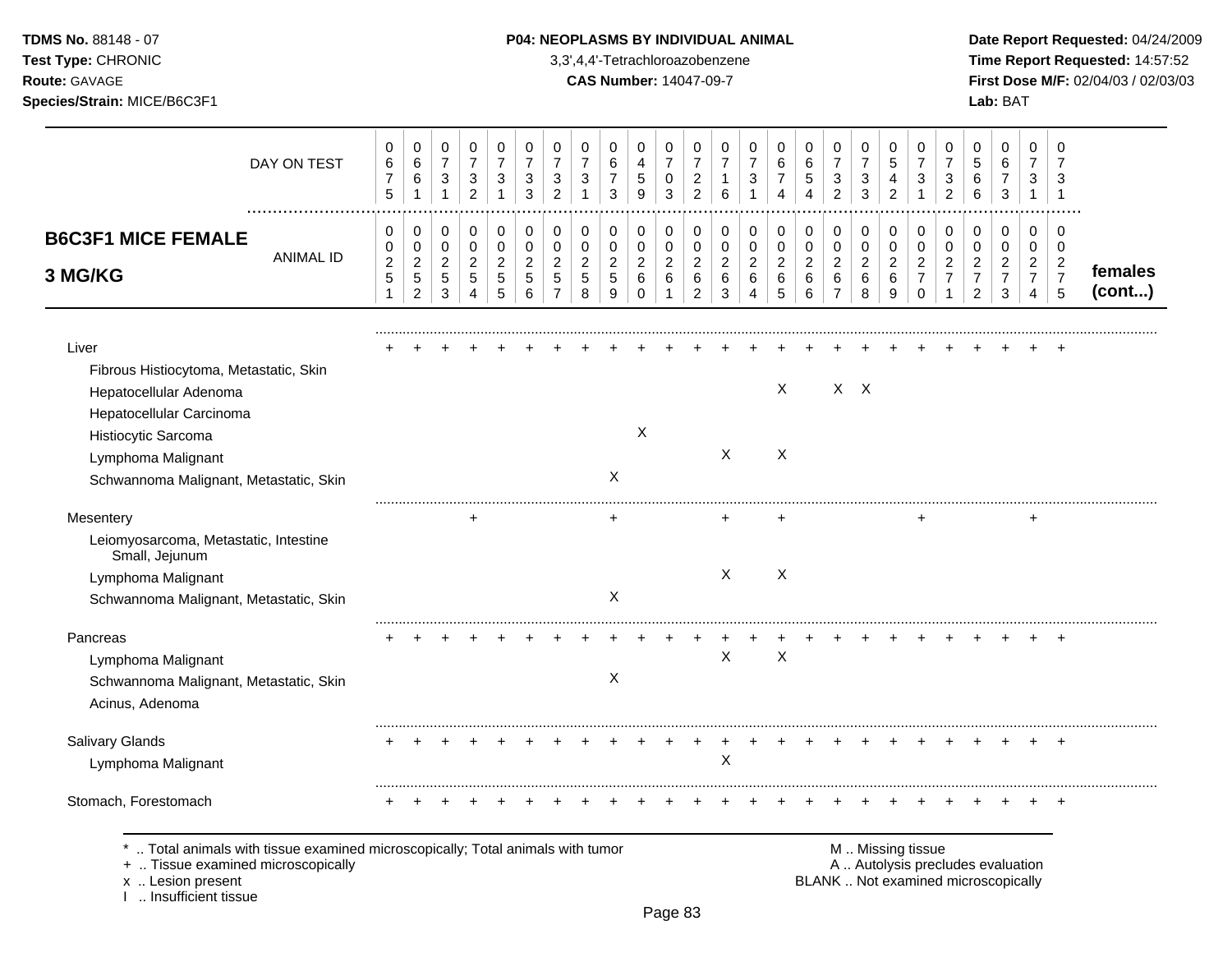**TDMS No.** 88148 - 07
**Test Type:** CHRONIC
**Route:** GAVAGE
**Species/Strain:** MICE/B6C3F1

**P04: NEOPLASMS BY INDIVIDUAL ANIMAL**
3,3',4,4'-Tetrachloroazobenzene
**CAS Number:** 14047-09-7

**Date Report Requested:** 04/24/2009
**Time Report Requested:** 14:57:52
**First Dose M/F:** 02/04/03 / 02/03/03
**Lab:** BAT

## B6C3F1 MICE FEMALE 3 MG/KG

| DAY ON TEST | 0675 | 0661 | 0731 | 0732 | 0731 | 0733 | 0732 | 0731 | 0673 | 0459 | 0703 | 0722 | 0716 | 0731 | 0674 | 0654 | 0732 | 0733 | 0542 | 0731 | 0732 | 0566 | 0673 | 0731 | 0731 | |
|---|---|---|---|---|---|---|---|---|---|---|---|---|---|---|---|---|---|---|---|---|---|---|---|---|---|---|
| **ANIMAL ID** | 0251 | 0252 | 0253 | 0254 | 0255 | 0256 | 0257 | 0258 | 0259 | 0260 | 0261 | 0262 | 0263 | 0264 | 0265 | 0266 | 0267 | 0268 | 0269 | 0270 | 0271 | 0272 | 0273 | 0274 | 0275 | **females (cont...)** |
| Liver | + | + | + | + | + | + | + | + | + | + | + | + | + | + | + | + | + | + | + | + | + | + | + | + | + | |
| Fibrous Histiocytoma, Metastatic, Skin | | | | | | | | | | | | | | | | | | | | | | | | | | |
| Hepatocellular Adenoma | | | | | | | | | | | | | | | X | | X | X | | | | | | | | |
| Hepatocellular Carcinoma | | | | | | | | | | | | | | | | | | | | | | | | | | |
| Histiocytic Sarcoma | | | | | | | | | | X | | | | | | | | | | | | | | | | |
| Lymphoma Malignant | | | | | | | | | | | | | X | | X | | | | | | | | | | | |
| Schwannoma Malignant, Metastatic, Skin | | | | | | | | | X | | | | | | | | | | | | | | | | | |
| Mesentery | | | | + | | | | | + | | | | + | | + | | | | | + | | | | + | | |
| Leiomyosarcoma, Metastatic, Intestine Small, Jejunum | | | | | | | | | | | | | | | | | | | | | | | | | | |
| Lymphoma Malignant | | | | | | | | | | | | | X | | X | | | | | | | | | | | |
| Schwannoma Malignant, Metastatic, Skin | | | | | | | | | X | | | | | | | | | | | | | | | | | |
| Pancreas | + | + | + | + | + | + | + | + | + | + | + | + | + | + | + | + | + | + | + | + | + | + | + | + | + | |
| Lymphoma Malignant | | | | | | | | | | | | | X | | X | | | | | | | | | | | |
| Schwannoma Malignant, Metastatic, Skin | | | | | | | | | X | | | | | | | | | | | | | | | | | |
| Acinus, Adenoma | | | | | | | | | | | | | | | | | | | | | | | | | | |
| Salivary Glands | + | + | + | + | + | + | + | + | + | + | + | + | + | + | + | + | + | + | + | + | + | + | + | + | + | |
| Lymphoma Malignant | | | | | | | | | | | | | X | | | | | | | | | | | | | |
| Stomach, Forestomach | + | + | + | + | + | + | + | + | + | + | + | + | + | + | + | + | + | + | + | + | + | + | + | + | + | |

* .. Total animals with tissue examined microscopically; Total animals with tumor
+ .. Tissue examined microscopically
x .. Lesion present
I .. Insufficient tissue

M .. Missing tissue
A .. Autolysis precludes evaluation
BLANK .. Not examined microscopically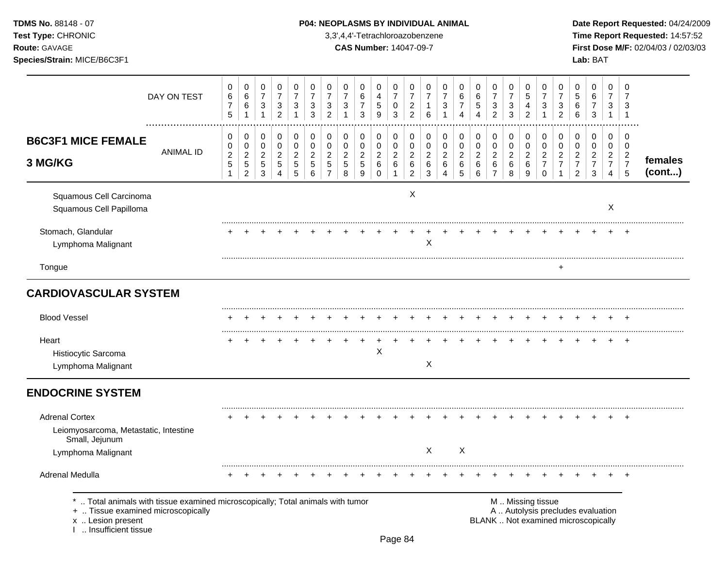**TDMS No.** 88148 - 07
**Test Type:** CHRONIC
**Route:** GAVAGE
**Species/Strain:** MICE/B6C3F1

**P04: NEOPLASMS BY INDIVIDUAL ANIMAL**
3,3',4,4'-Tetrachloroazobenzene
**CAS Number:** 14047-09-7

**Date Report Requested:** 04/24/2009
**Time Report Requested:** 14:57:52
**First Dose M/F:** 02/04/03 / 02/03/03
**Lab:** BAT

| DAY ON TEST | 0675 | 0661 | 0731 | 0732 | 0731 | 0733 | 0732 | 0731 | 0673 | 0459 | 0703 | 0722 | 0716 | 0731 | 0674 | 0654 | 0732 | 0733 | 0542 | 0731 | 0732 | 0566 | 0673 | 0731 | 0731 | |
|---|---|---|---|---|---|---|---|---|---|---|---|---|---|---|---|---|---|---|---|---|---|---|---|---|---|---|
| **B6C3F1 MICE FEMALE 3 MG/KG** — ANIMAL ID | 0251 | 0252 | 0253 | 0254 | 0255 | 0256 | 0257 | 0258 | 0259 | 0260 | 0261 | 0262 | 0263 | 0264 | 0265 | 0266 | 0267 | 0268 | 0269 | 0270 | 0271 | 0272 | 0273 | 0274 | 0275 | **females (cont...)** |
| Squamous Cell Carcinoma | | | | | | | | | | | | X | | | | | | | | | | | | | | |
| Squamous Cell Papilloma | | | | | | | | | | | | | | | | | | | | | | | | X | | |
| Stomach, Glandular | + | + | + | + | + | + | + | + | + | + | + | + | + | + | + | + | + | + | + | + | + | + | + | + | + | |
| Lymphoma Malignant | | | | | | | | | | | | | X | | | | | | | | | | | | | |
| Tongue | | | | | | | | | | | | | | | | | | | | | + | | | | | |
| **CARDIOVASCULAR SYSTEM** | | | | | | | | | | | | | | | | | | | | | | | | | | |
| Blood Vessel | + | + | + | + | + | + | + | + | + | + | + | + | + | + | + | + | + | + | + | + | + | + | + | + | + | |
| Heart | + | + | + | + | + | + | + | + | + | + | + | + | + | + | + | + | + | + | + | + | + | + | + | + | + | |
| Histiocytic Sarcoma | | | | | | | | | | X | | | | | | | | | | | | | | | | |
| Lymphoma Malignant | | | | | | | | | | | | | X | | | | | | | | | | | | | |
| **ENDOCRINE SYSTEM** | | | | | | | | | | | | | | | | | | | | | | | | | | |
| Adrenal Cortex | + | + | + | + | + | + | + | + | + | + | + | + | + | + | + | + | + | + | + | + | + | + | + | + | + | |
| Leiomyosarcoma, Metastatic, Intestine Small, Jejunum | | | | | | | | | | | | | | | | | | | | | | | | | | |
| Lymphoma Malignant | | | | | | | | | | | | | X | | X | | | | | | | | | | | |
| Adrenal Medulla | + | + | + | + | + | + | + | + | + | + | + | + | + | + | + | + | + | + | + | + | + | + | + | + | + | |

\* .. Total animals with tissue examined microscopically; Total animals with tumor
\+ .. Tissue examined microscopically
x .. Lesion present
I .. Insufficient tissue

M .. Missing tissue
A .. Autolysis precludes evaluation
BLANK .. Not examined microscopically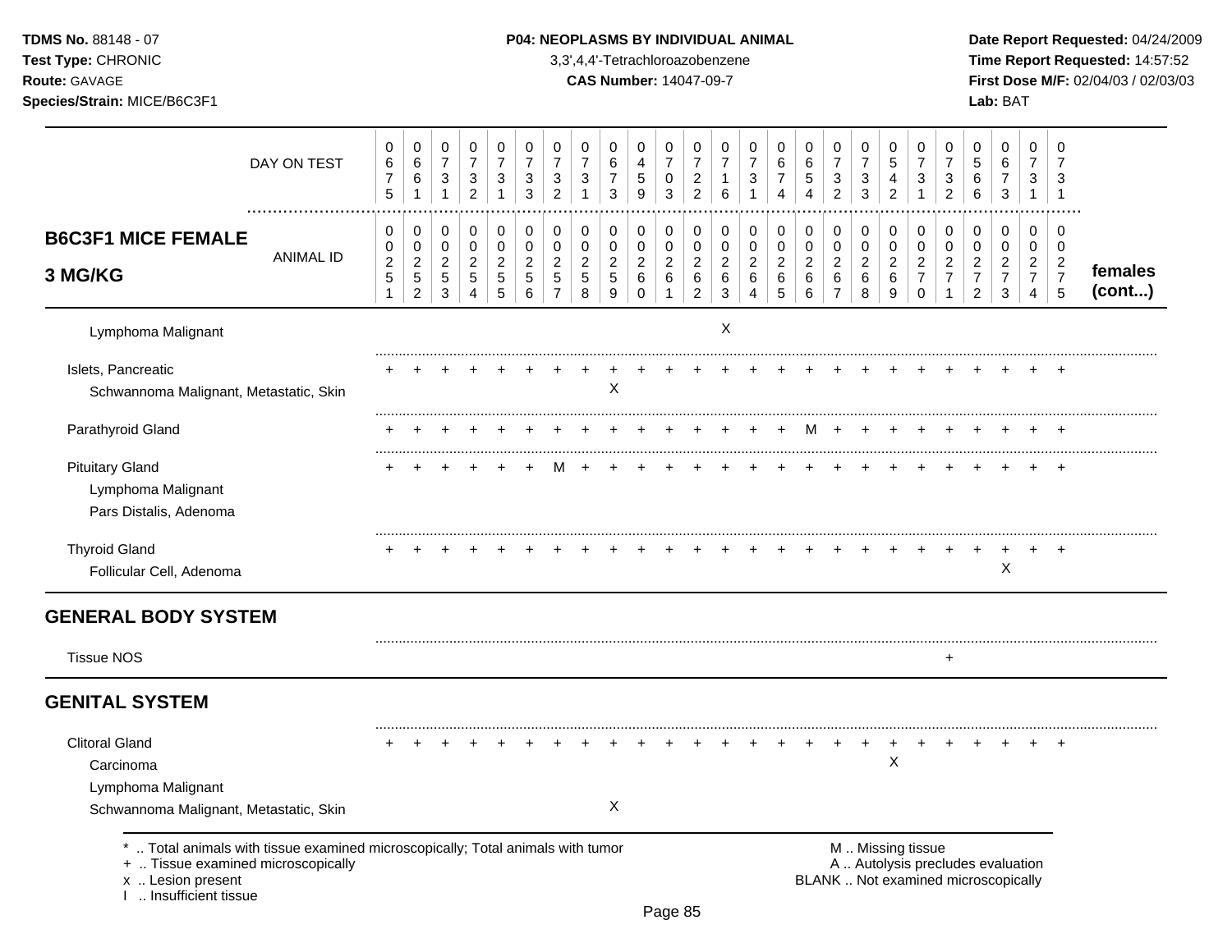**TDMS No.** 88148 - 07
**Test Type:** CHRONIC
**Route:** GAVAGE
**Species/Strain:** MICE/B6C3F1

**P04: NEOPLASMS BY INDIVIDUAL ANIMAL**
3,3',4,4'-Tetrachloroazobenzene
**CAS Number:** 14047-09-7

**Date Report Requested:** 04/24/2009
**Time Report Requested:** 14:57:52
**First Dose M/F:** 02/04/03 / 02/03/03
**Lab:** BAT

## B6C3F1 MICE FEMALE 3 MG/KG

| | 251 | 252 | 253 | 254 | 255 | 256 | 257 | 258 | 259 | 260 | 261 | 262 | 263 | 264 | 265 | 266 | 267 | 268 | 269 | 270 | 271 | 272 | 273 | 274 | 275 | females (cont...) |
|---|---|---|---|---|---|---|---|---|---|---|---|---|---|---|---|---|---|---|---|---|---|---|---|---|---|---|
| DAY ON TEST | 0675 | 0661 | 0731 | 0732 | 0731 | 0733 | 0732 | 0731 | 0673 | 0459 | 0703 | 0722 | 0716 | 0731 | 0674 | 0654 | 0732 | 0733 | 0542 | 0731 | 0732 | 0566 | 0673 | 0731 | 0731 | |
| ANIMAL ID | 00251 | 00252 | 00253 | 00254 | 00255 | 00256 | 00257 | 00258 | 00259 | 00260 | 00261 | 00262 | 00263 | 00264 | 00265 | 00266 | 00267 | 00268 | 00269 | 00270 | 00271 | 00272 | 00273 | 00274 | 00275 | |
| Lymphoma Malignant | | | | | | | | | | | | | X | | | | | | | | | | | | | |
| Islets, Pancreatic | + | + | + | + | + | + | + | + | + | + | + | + | + | + | + | + | + | + | + | + | + | + | + | + | + | |
| Schwannoma Malignant, Metastatic, Skin | | | | | | | | | X | | | | | | | | | | | | | | | | | |
| Parathyroid Gland | + | + | + | + | + | + | + | + | + | + | + | + | + | + | + | M | + | + | + | + | + | + | + | + | + | |
| Pituitary Gland | + | + | + | + | + | + | M | + | + | + | + | + | + | + | + | + | + | + | + | + | + | + | + | + | + | |
| Lymphoma Malignant | | | | | | | | | | | | | | | | | | | | | | | | | | |
| Pars Distalis, Adenoma | | | | | | | | | | | | | | | | | | | | | | | | | | |
| Thyroid Gland | + | + | + | + | + | + | + | + | + | + | + | + | + | + | + | + | + | + | + | + | + | + | + | + | + | |
| Follicular Cell, Adenoma | | | | | | | | | | | | | | | | | | | | | | | X | | | |

## GENERAL BODY SYSTEM

| | 251 | 252 | 253 | 254 | 255 | 256 | 257 | 258 | 259 | 260 | 261 | 262 | 263 | 264 | 265 | 266 | 267 | 268 | 269 | 270 | 271 | 272 | 273 | 274 | 275 | |
|---|---|---|---|---|---|---|---|---|---|---|---|---|---|---|---|---|---|---|---|---|---|---|---|---|---|---|
| Tissue NOS | | | | | | | | | | | | | | | | | | | | | + | | | | | |

## GENITAL SYSTEM

| | 251 | 252 | 253 | 254 | 255 | 256 | 257 | 258 | 259 | 260 | 261 | 262 | 263 | 264 | 265 | 266 | 267 | 268 | 269 | 270 | 271 | 272 | 273 | 274 | 275 | |
|---|---|---|---|---|---|---|---|---|---|---|---|---|---|---|---|---|---|---|---|---|---|---|---|---|---|---|
| Clitoral Gland | + | + | + | + | + | + | + | + | + | + | + | + | + | + | + | + | + | + | + | + | + | + | + | + | + | |
| Carcinoma | | | | | | | | | | | | | | | | | | | X | | | | | | | |
| Lymphoma Malignant | | | | | | | | | | | | | | | | | | | | | | | | | | |
| Schwannoma Malignant, Metastatic, Skin | | | | | | | | | X | | | | | | | | | | | | | | | | | |

\* .. Total animals with tissue examined microscopically; Total animals with tumor
\+ .. Tissue examined microscopically
x .. Lesion present
I .. Insufficient tissue

M .. Missing tissue
A .. Autolysis precludes evaluation
BLANK .. Not examined microscopically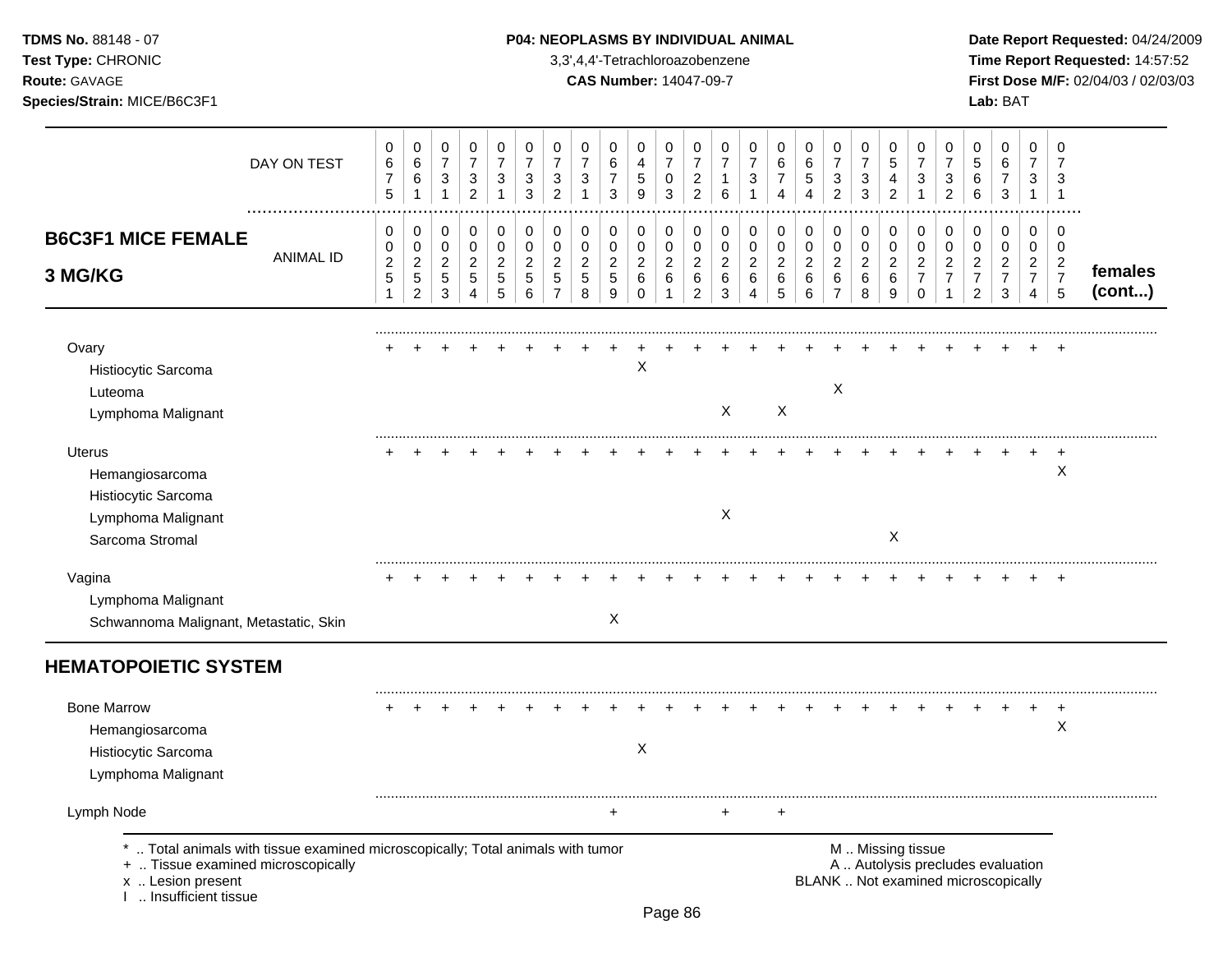**TDMS No.** 88148 - 07
**Test Type:** CHRONIC
**Route:** GAVAGE
**Species/Strain:** MICE/B6C3F1

**P04: NEOPLASMS BY INDIVIDUAL ANIMAL**
3,3',4,4'-Tetrachloroazobenzene
**CAS Number:** 14047-09-7

**Date Report Requested:** 04/24/2009
**Time Report Requested:** 14:57:52
**First Dose M/F:** 02/04/03 / 02/03/03
**Lab:** BAT

| DAY ON TEST | 0675 | 0661 | 0731 | 0732 | 0731 | 0733 | 0732 | 0731 | 0673 | 0459 | 0703 | 0722 | 0716 | 0731 | 0674 | 0654 | 0732 | 0733 | 0542 | 0731 | 0732 | 0566 | 0673 | 0731 | 0731 | |
|---|---|---|---|---|---|---|---|---|---|---|---|---|---|---|---|---|---|---|---|---|---|---|---|---|---|---|
| **B6C3F1 MICE FEMALE 3 MG/KG** ANIMAL ID | 00251 | 00252 | 00253 | 00254 | 00255 | 00256 | 00257 | 00258 | 00259 | 00260 | 00261 | 00262 | 00263 | 00264 | 00265 | 00266 | 00267 | 00268 | 00269 | 00270 | 00271 | 00272 | 00273 | 00274 | 00275 | **females (cont...)** |
| Ovary | + | + | + | + | + | + | + | + | + | + | + | + | + | + | + | + | + | + | + | + | + | + | + | + | + | |
| Histiocytic Sarcoma | | | | | | | | | | X | | | | | | | | | | | | | | | | |
| Luteoma | | | | | | | | | | | | | | | | | X | | | | | | | | | |
| Lymphoma Malignant | | | | | | | | | | | | | X | | X | | | | | | | | | | | |
| Uterus | + | + | + | + | + | + | + | + | + | + | + | + | + | + | + | + | + | + | + | + | + | + | + | + | + | |
| Hemangiosarcoma | | | | | | | | | | | | | | | | | | | | | | | | | X | |
| Histiocytic Sarcoma | | | | | | | | | | | | | | | | | | | | | | | | | | |
| Lymphoma Malignant | | | | | | | | | | | | | X | | | | | | | | | | | | | |
| Sarcoma Stromal | | | | | | | | | | | | | | | | | | | X | | | | | | | |
| Vagina | + | + | + | + | + | + | + | + | + | + | + | + | + | + | + | + | + | + | + | + | + | + | + | + | + | |
| Lymphoma Malignant | | | | | | | | | | | | | | | | | | | | | | | | | | |
| Schwannoma Malignant, Metastatic, Skin | | | | | | | | | X | | | | | | | | | | | | | | | | | |

## HEMATOPOIETIC SYSTEM

| | 00251 | 00252 | 00253 | 00254 | 00255 | 00256 | 00257 | 00258 | 00259 | 00260 | 00261 | 00262 | 00263 | 00264 | 00265 | 00266 | 00267 | 00268 | 00269 | 00270 | 00271 | 00272 | 00273 | 00274 | 00275 |
|---|---|---|---|---|---|---|---|---|---|---|---|---|---|---|---|---|---|---|---|---|---|---|---|---|---|
| Bone Marrow | + | + | + | + | + | + | + | + | + | + | + | + | + | + | + | + | + | + | + | + | + | + | + | + | + |
| Hemangiosarcoma | | | | | | | | | | | | | | | | | | | | | | | | | X |
| Histiocytic Sarcoma | | | | | | | | | | X | | | | | | | | | | | | | | | |
| Lymphoma Malignant | | | | | | | | | | | | | | | | | | | | | | | | | |
| Lymph Node | | | | | | | | | + | | | | + | | + | | | | | | | | | | |

\* .. Total animals with tissue examined microscopically; Total animals with tumor
\+ .. Tissue examined microscopically
x .. Lesion present
I .. Insufficient tissue

M .. Missing tissue
A .. Autolysis precludes evaluation
BLANK .. Not examined microscopically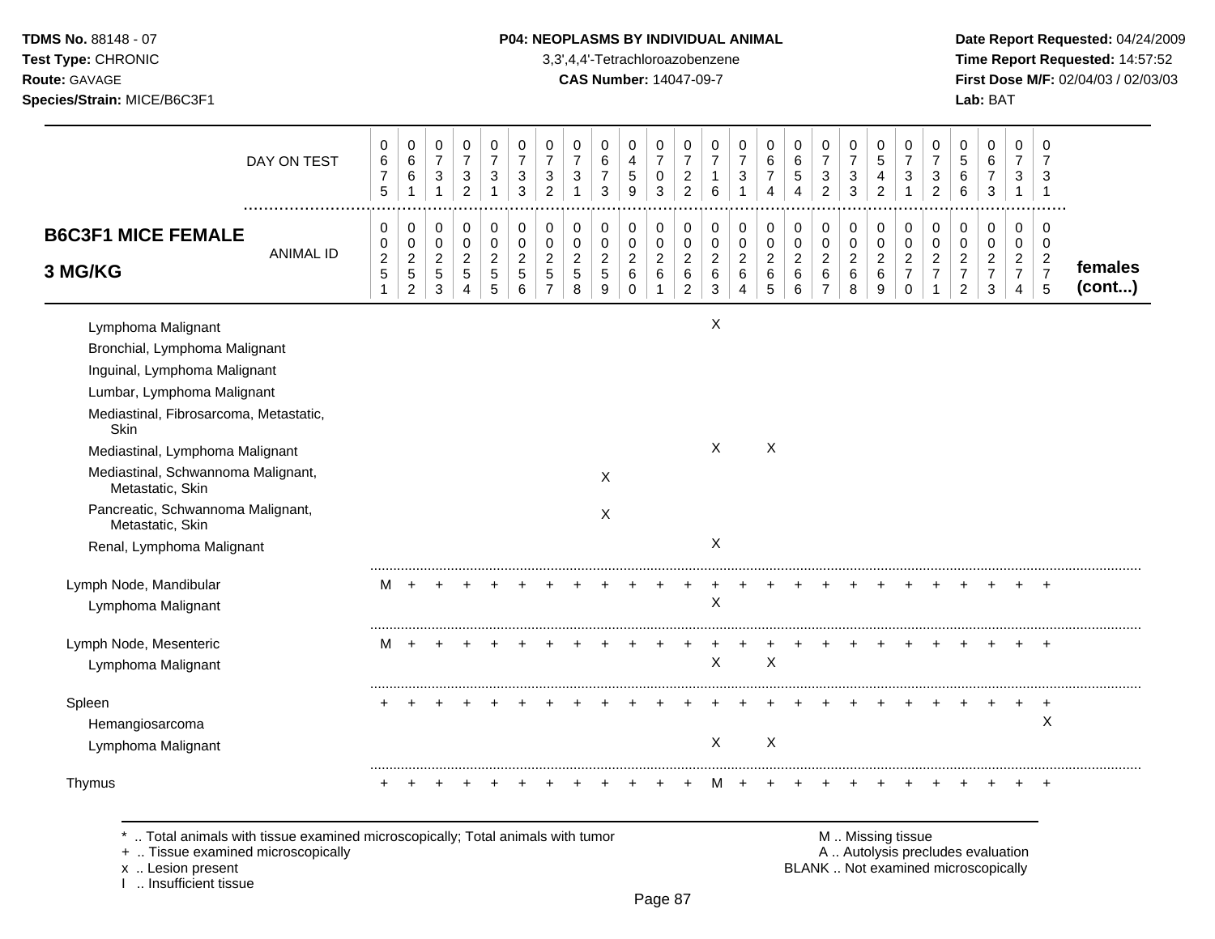**TDMS No.** 88148 - 07
**Test Type:** CHRONIC
**Route:** GAVAGE
**Species/Strain:** MICE/B6C3F1

**P04: NEOPLASMS BY INDIVIDUAL ANIMAL**
3,3',4,4'-Tetrachloroazobenzene
**CAS Number:** 14047-09-7

**Date Report Requested:** 04/24/2009
**Time Report Requested:** 14:57:52
**First Dose M/F:** 02/04/03 / 02/03/03
**Lab:** BAT

## B6C3F1 MICE FEMALE 3 MG/KG

| DAY ON TEST | 0675 | 0661 | 0731 | 0732 | 0731 | 0733 | 0732 | 0731 | 0673 | 0459 | 0703 | 0722 | 0716 | 0731 | 0674 | 0654 | 0732 | 0733 | 0542 | 0731 | 0732 | 0566 | 0673 | 0731 | 0731 | |
|---|---|---|---|---|---|---|---|---|---|---|---|---|---|---|---|---|---|---|---|---|---|---|---|---|---|---|
| **ANIMAL ID** | 00251 | 00252 | 00253 | 00254 | 00255 | 00256 | 00257 | 00258 | 00259 | 00260 | 00261 | 00262 | 00263 | 00264 | 00265 | 00266 | 00267 | 00268 | 00269 | 00270 | 00271 | 00272 | 00273 | 00274 | 00275 | **females (cont...)** |
| Lymphoma Malignant | | | | | | | | | | | | | X | | | | | | | | | | | | | |
| Bronchial, Lymphoma Malignant | | | | | | | | | | | | | | | | | | | | | | | | | | |
| Inguinal, Lymphoma Malignant | | | | | | | | | | | | | | | | | | | | | | | | | | |
| Lumbar, Lymphoma Malignant | | | | | | | | | | | | | | | | | | | | | | | | | | |
| Mediastinal, Fibrosarcoma, Metastatic, Skin | | | | | | | | | | | | | | | | | | | | | | | | | | |
| Mediastinal, Lymphoma Malignant | | | | | | | | | | | | | X | | X | | | | | | | | | | | |
| Mediastinal, Schwannoma Malignant, Metastatic, Skin | | | | | | | | | X | | | | | | | | | | | | | | | | | |
| Pancreatic, Schwannoma Malignant, Metastatic, Skin | | | | | | | | | X | | | | | | | | | | | | | | | | | |
| Renal, Lymphoma Malignant | | | | | | | | | | | | | X | | | | | | | | | | | | | |
| Lymph Node, Mandibular | M | + | + | + | + | + | + | + | + | + | + | + | + | + | + | + | + | + | + | + | + | + | + | + | + | |
| Lymphoma Malignant | | | | | | | | | | | | | X | | | | | | | | | | | | | |
| Lymph Node, Mesenteric | M | + | + | + | + | + | + | + | + | + | + | + | + | + | + | + | + | + | + | + | + | + | + | + | + | |
| Lymphoma Malignant | | | | | | | | | | | | | X | | X | | | | | | | | | | | |
| Spleen | + | + | + | + | + | + | + | + | + | + | + | + | + | + | + | + | + | + | + | + | + | + | + | + | + | |
| Hemangiosarcoma | | | | | | | | | | | | | | | | | | | | | | | | | X | |
| Lymphoma Malignant | | | | | | | | | | | | | X | | X | | | | | | | | | | | |
| Thymus | + | + | + | + | + | + | + | + | + | + | + | + | M | + | + | + | + | + | + | + | + | + | + | + | + | |

\* .. Total animals with tissue examined microscopically; Total animals with tumor
\+ .. Tissue examined microscopically
x .. Lesion present
I .. Insufficient tissue

M .. Missing tissue
A .. Autolysis precludes evaluation
BLANK .. Not examined microscopically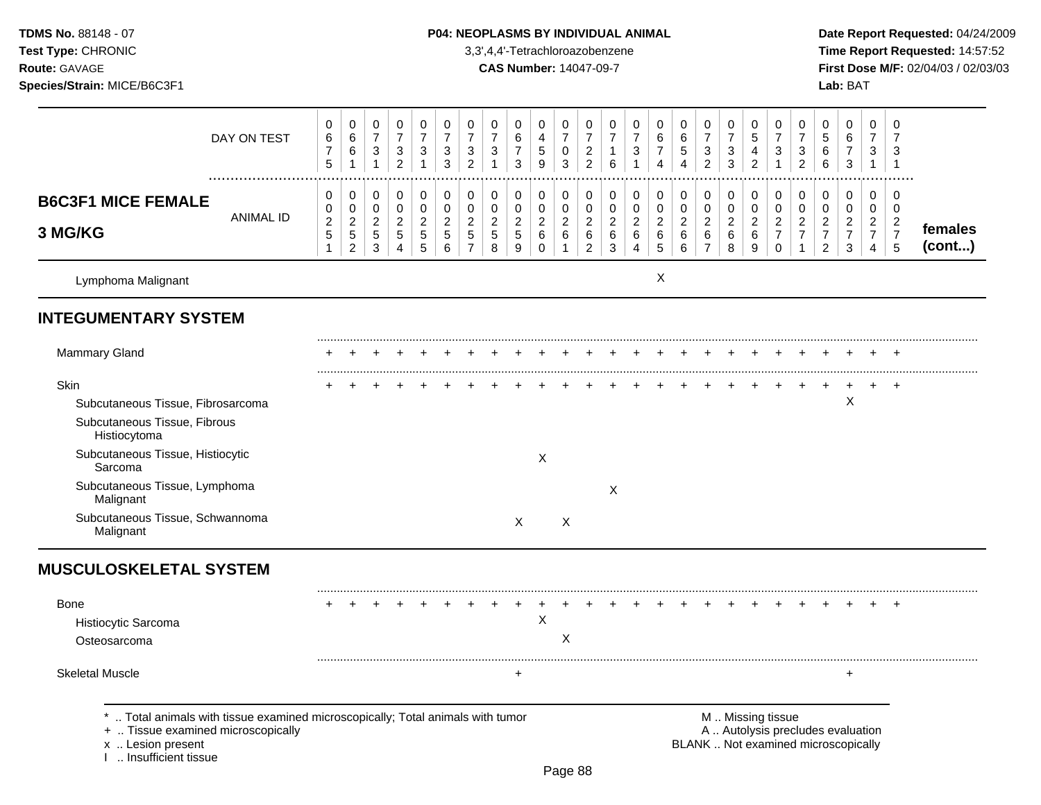**TDMS No.** 88148 - 07
**Test Type:** CHRONIC
**Route:** GAVAGE
**Species/Strain:** MICE/B6C3F1

**P04: NEOPLASMS BY INDIVIDUAL ANIMAL**
3,3',4,4'-Tetrachloroazobenzene
**CAS Number:** 14047-09-7

**Date Report Requested:** 04/24/2009
**Time Report Requested:** 14:57:52
**First Dose M/F:** 02/04/03 / 02/03/03
**Lab:** BAT

## B6C3F1 MICE FEMALE 3 MG/KG

| DAY ON TEST | 0675 | 0661 | 0731 | 0732 | 0731 | 0733 | 0732 | 0731 | 0673 | 0459 | 0703 | 0722 | 0716 | 0731 | 0674 | 0654 | 0732 | 0733 | 0542 | 0731 | 0732 | 0566 | 0673 | 0731 | 0731 | |
|---|---|---|---|---|---|---|---|---|---|---|---|---|---|---|---|---|---|---|---|---|---|---|---|---|---|---|
| ANIMAL ID | 00251 | 00252 | 00253 | 00254 | 00255 | 00256 | 00257 | 00258 | 00259 | 00260 | 00261 | 00262 | 00263 | 00264 | 00265 | 00266 | 00267 | 00268 | 00269 | 00270 | 00271 | 00272 | 00273 | 00274 | 00275 | **females (cont...)** |
| Lymphoma Malignant | | | | | | | | | | | | | | | X | | | | | | | | | | | |
| **INTEGUMENTARY SYSTEM** | | | | | | | | | | | | | | | | | | | | | | | | | | |
| Mammary Gland | + | + | + | + | + | + | + | + | + | + | + | + | + | + | + | + | + | + | + | + | + | + | + | + | + | |
| Skin | + | + | + | + | + | + | + | + | + | + | + | + | + | + | + | + | + | + | + | + | + | + | + | + | + | |
| Subcutaneous Tissue, Fibrosarcoma | | | | | | | | | | | | | | | | | | | | | | | X | | | |
| Subcutaneous Tissue, Fibrous Histiocytoma | | | | | | | | | | | | | | | | | | | | | | | | | | |
| Subcutaneous Tissue, Histiocytic Sarcoma | | | | | | | | | | X | | | | | | | | | | | | | | | | |
| Subcutaneous Tissue, Lymphoma Malignant | | | | | | | | | | | | | X | | | | | | | | | | | | | |
| Subcutaneous Tissue, Schwannoma Malignant | | | | | | | | | X | | X | | | | | | | | | | | | | | | |
| **MUSCULOSKELETAL SYSTEM** | | | | | | | | | | | | | | | | | | | | | | | | | | |
| Bone | + | + | + | + | + | + | + | + | + | + | + | + | + | + | + | + | + | + | + | + | + | + | + | + | + | |
| Histiocytic Sarcoma | | | | | | | | | | X | | | | | | | | | | | | | | | | |
| Osteosarcoma | | | | | | | | | | | X | | | | | | | | | | | | | | | |
| Skeletal Muscle | | | | | | | | | + | | | | | | | | | | | | | | + | | | |

\* .. Total animals with tissue examined microscopically; Total animals with tumor
\+ .. Tissue examined microscopically
x .. Lesion present
I .. Insufficient tissue

M .. Missing tissue
A .. Autolysis precludes evaluation
BLANK .. Not examined microscopically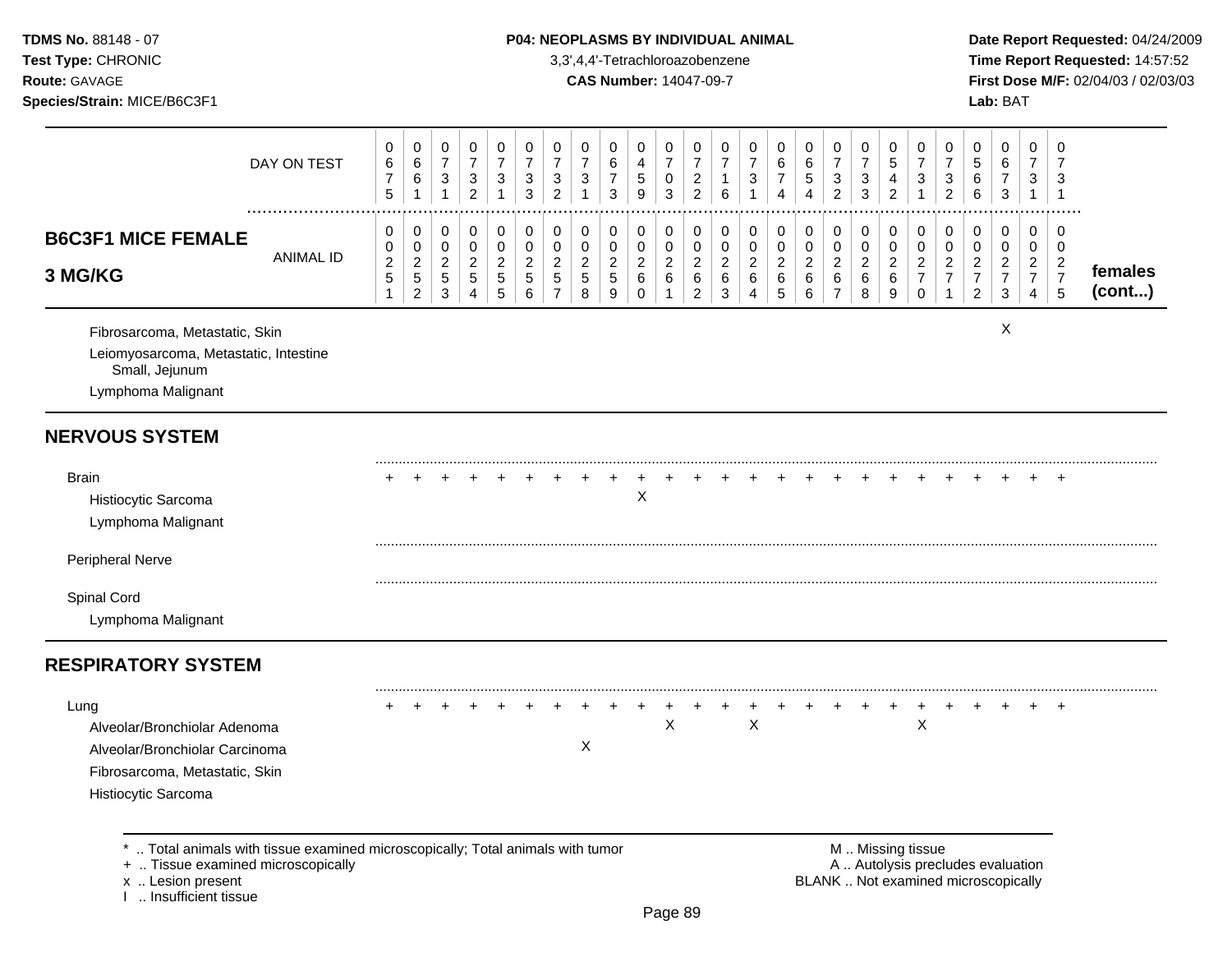**TDMS No.** 88148 - 07
**Test Type:** CHRONIC
**Route:** GAVAGE
**Species/Strain:** MICE/B6C3F1

**P04: NEOPLASMS BY INDIVIDUAL ANIMAL**
3,3',4,4'-Tetrachloroazobenzene
**CAS Number:** 14047-09-7

**Date Report Requested:** 04/24/2009
**Time Report Requested:** 14:57:52
**First Dose M/F:** 02/04/03 / 02/03/03
**Lab:** BAT

| DAY ON TEST | 0675 | 0661 | 0731 | 0732 | 0731 | 0733 | 0732 | 0731 | 0673 | 0459 | 0703 | 0722 | 0716 | 0731 | 0674 | 0654 | 0732 | 0733 | 0542 | 0731 | 0732 | 0566 | 0673 | 0731 | 0731 | |
|---|---|---|---|---|---|---|---|---|---|---|---|---|---|---|---|---|---|---|---|---|---|---|---|---|---|---|
| **B6C3F1 MICE FEMALE 3 MG/KG** — ANIMAL ID | 0251 | 0252 | 0253 | 0254 | 0255 | 0256 | 0257 | 0258 | 0259 | 0260 | 0261 | 0262 | 0263 | 0264 | 0265 | 0266 | 0267 | 0268 | 0269 | 0270 | 0271 | 0272 | 0273 | 0274 | 0275 | **females (cont...)** |
| Fibrosarcoma, Metastatic, Skin | | | | | | | | | | | | | | | | | | | | | | | X | | | |
| Leiomyosarcoma, Metastatic, Intestine Small, Jejunum | | | | | | | | | | | | | | | | | | | | | | | | | | |
| Lymphoma Malignant | | | | | | | | | | | | | | | | | | | | | | | | | | |
| **NERVOUS SYSTEM** | | | | | | | | | | | | | | | | | | | | | | | | | | |
| Brain | + | + | + | + | + | + | + | + | + | + | + | + | + | + | + | + | + | + | + | + | + | + | + | + | + | |
| Histiocytic Sarcoma | | | | | | | | | | X | | | | | | | | | | | | | | | | |
| Lymphoma Malignant | | | | | | | | | | | | | | | | | | | | | | | | | | |
| Peripheral Nerve | | | | | | | | | | | | | | | | | | | | | | | | | | |
| Spinal Cord | | | | | | | | | | | | | | | | | | | | | | | | | | |
| Lymphoma Malignant | | | | | | | | | | | | | | | | | | | | | | | | | | |
| **RESPIRATORY SYSTEM** | | | | | | | | | | | | | | | | | | | | | | | | | | |
| Lung | + | + | + | + | + | + | + | + | + | + | + | + | + | + | + | + | + | + | + | + | + | + | + | + | + | |
| Alveolar/Bronchiolar Adenoma | | | | | | | | | | | X | | | X | | | | | | X | | | | | | |
| Alveolar/Bronchiolar Carcinoma | | | | | | | | X | | | | | | | | | | | | | | | | | | |
| Fibrosarcoma, Metastatic, Skin | | | | | | | | | | | | | | | | | | | | | | | | | | |
| Histiocytic Sarcoma | | | | | | | | | | | | | | | | | | | | | | | | | | |

\* .. Total animals with tissue examined microscopically; Total animals with tumor
\+ .. Tissue examined microscopically
x .. Lesion present
I .. Insufficient tissue

M .. Missing tissue
A .. Autolysis precludes evaluation
BLANK .. Not examined microscopically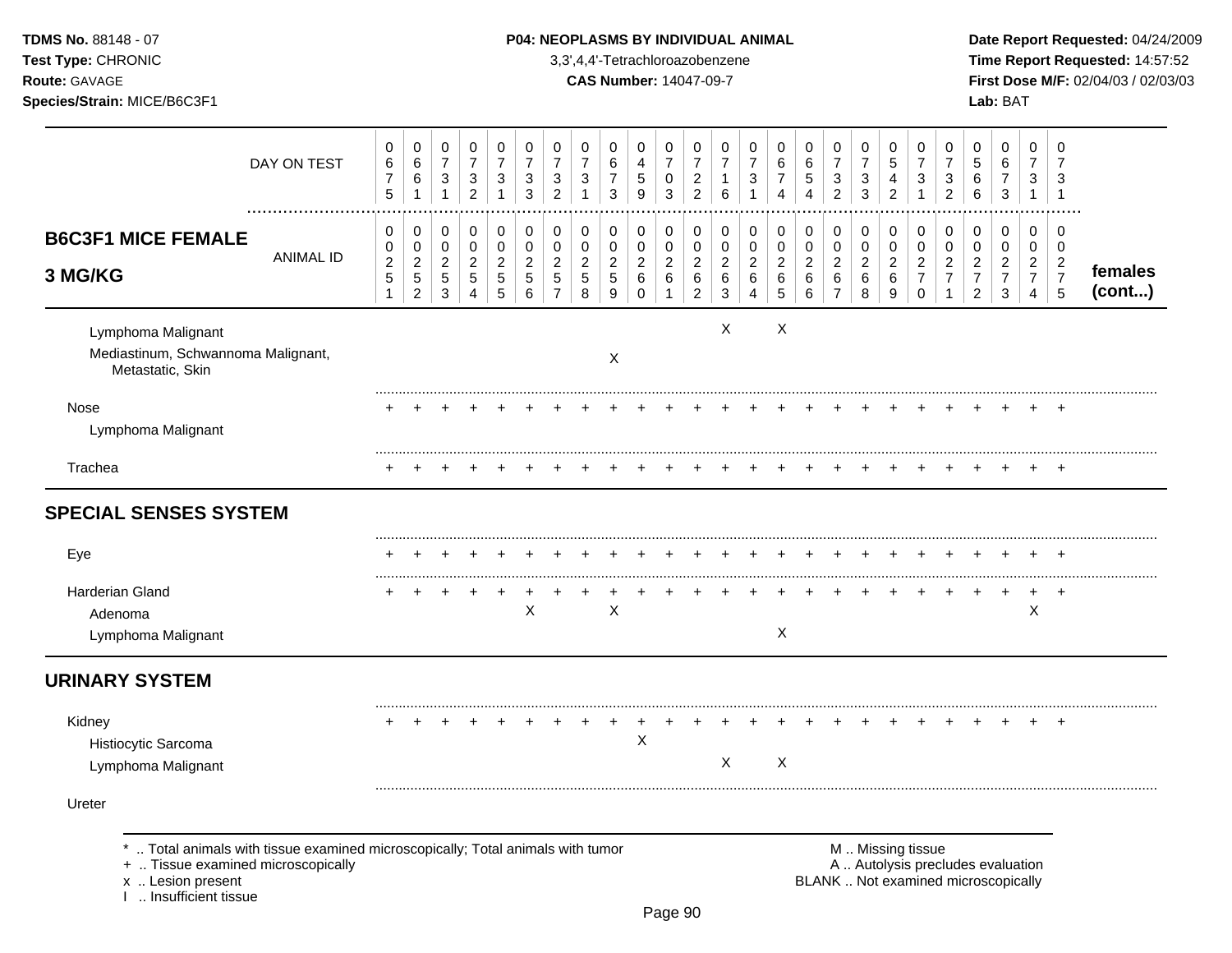**TDMS No.** 88148 - 07
**Test Type:** CHRONIC
**Route:** GAVAGE
**Species/Strain:** MICE/B6C3F1

**P04: NEOPLASMS BY INDIVIDUAL ANIMAL**
3,3',4,4'-Tetrachloroazobenzene
**CAS Number:** 14047-09-7

**Date Report Requested:** 04/24/2009
**Time Report Requested:** 14:57:52
**First Dose M/F:** 02/04/03 / 02/03/03
**Lab:** BAT

| DAY ON TEST | 0675 | 0661 | 0731 | 0732 | 0731 | 0733 | 0732 | 0731 | 0673 | 0459 | 0703 | 0722 | 0716 | 0731 | 0674 | 0654 | 0732 | 0733 | 0542 | 0731 | 0732 | 0566 | 0673 | 0731 | 0731 | |
|---|---|---|---|---|---|---|---|---|---|---|---|---|---|---|---|---|---|---|---|---|---|---|---|---|---|---|
| **B6C3F1 MICE FEMALE 3 MG/KG** ANIMAL ID | 00251 | 00252 | 00253 | 00254 | 00255 | 00256 | 00257 | 00258 | 00259 | 00260 | 00261 | 00262 | 00263 | 00264 | 00265 | 00266 | 00267 | 00268 | 00269 | 00270 | 00271 | 00272 | 00273 | 00274 | 00275 | **females (cont...)** |
| Lymphoma Malignant | | | | | | | | | | | | | X | | X | | | | | | | | | | | |
| Mediastinum, Schwannoma Malignant, Metastatic, Skin | | | | | | | | | X | | | | | | | | | | | | | | | | | |
| Nose | + | + | + | + | + | + | + | + | + | + | + | + | + | + | + | + | + | + | + | + | + | + | + | + | + | |
| Lymphoma Malignant | | | | | | | | | | | | | | | | | | | | | | | | | | |
| Trachea | + | + | + | + | + | + | + | + | + | + | + | + | + | + | + | + | + | + | + | + | + | + | + | + | + | |
| **SPECIAL SENSES SYSTEM** | | | | | | | | | | | | | | | | | | | | | | | | | | |
| Eye | + | + | + | + | + | + | + | + | + | + | + | + | + | + | + | + | + | + | + | + | + | + | + | + | + | |
| Harderian Gland | + | + | + | + | + | + | + | + | + | + | + | + | + | + | + | + | + | + | + | + | + | + | + | + | + | |
| Adenoma | | | | | | X | | | X | | | | | | | | | | | | | | | X | | |
| Lymphoma Malignant | | | | | | | | | | | | | | | X | | | | | | | | | | | |
| **URINARY SYSTEM** | | | | | | | | | | | | | | | | | | | | | | | | | | |
| Kidney | + | + | + | + | + | + | + | + | + | + | + | + | + | + | + | + | + | + | + | + | + | + | + | + | + | |
| Histiocytic Sarcoma | | | | | | | | | | X | | | | | | | | | | | | | | | | |
| Lymphoma Malignant | | | | | | | | | | | | | X | | X | | | | | | | | | | | |
| Ureter | | | | | | | | | | | | | | | | | | | | | | | | | | |

\* .. Total animals with tissue examined microscopically; Total animals with tumor
\+ .. Tissue examined microscopically
x .. Lesion present
I .. Insufficient tissue

M .. Missing tissue
A .. Autolysis precludes evaluation
BLANK .. Not examined microscopically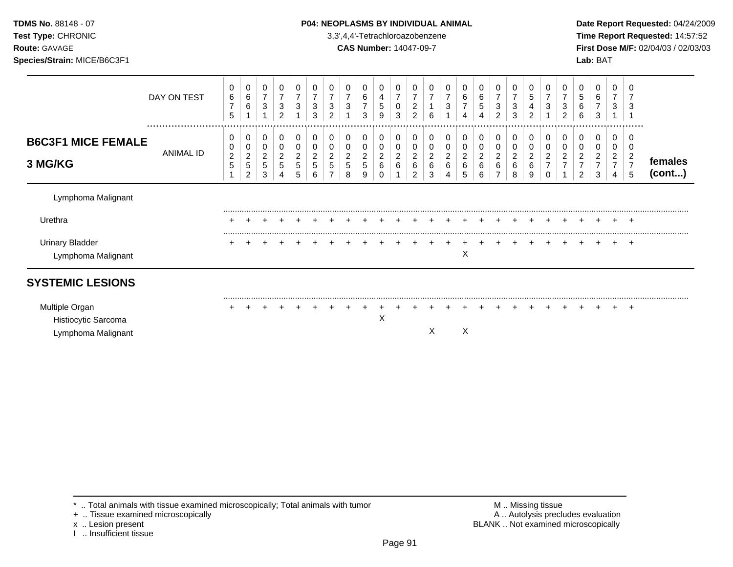**TDMS No.** 88148 - 07
**Test Type:** CHRONIC
**Route:** GAVAGE
**Species/Strain:** MICE/B6C3F1

**P04: NEOPLASMS BY INDIVIDUAL ANIMAL**
3,3',4,4'-Tetrachloroazobenzene
**CAS Number:** 14047-09-7

**Date Report Requested:** 04/24/2009
**Time Report Requested:** 14:57:52
**First Dose M/F:** 02/04/03 / 02/03/03
**Lab:** BAT

| DAY ON TEST | 0675 | 0661 | 0731 | 0732 | 0731 | 0733 | 0732 | 0731 | 0673 | 0459 | 0703 | 0722 | 0716 | 0731 | 0674 | 0654 | 0732 | 0733 | 0542 | 0731 | 0732 | 0566 | 0673 | 0731 | 0731 | |
|---|---|---|---|---|---|---|---|---|---|---|---|---|---|---|---|---|---|---|---|---|---|---|---|---|---|---|
| **B6C3F1 MICE FEMALE 3 MG/KG** — ANIMAL ID | 00251 | 00252 | 00253 | 00254 | 00255 | 00256 | 00257 | 00258 | 00259 | 00260 | 00261 | 00262 | 00263 | 00264 | 00265 | 00266 | 00267 | 00268 | 00269 | 00270 | 00271 | 00272 | 00273 | 00274 | 00275 | **females (cont...)** |
| Lymphoma Malignant | | | | | | | | | | | | | | | | | | | | | | | | | | |
| Urethra | + | + | + | + | + | + | + | + | + | + | + | + | + | + | + | + | + | + | + | + | + | + | + | + | + | |
| Urinary Bladder | + | + | + | + | + | + | + | + | + | + | + | + | + | + | + | + | + | + | + | + | + | + | + | + | + | |
| Lymphoma Malignant | | | | | | | | | | | | | | | X | | | | | | | | | | | |

## SYSTEMIC LESIONS

| | 00251 | 00252 | 00253 | 00254 | 00255 | 00256 | 00257 | 00258 | 00259 | 00260 | 00261 | 00262 | 00263 | 00264 | 00265 | 00266 | 00267 | 00268 | 00269 | 00270 | 00271 | 00272 | 00273 | 00274 | 00275 |
|---|---|---|---|---|---|---|---|---|---|---|---|---|---|---|---|---|---|---|---|---|---|---|---|---|---|
| Multiple Organ | + | + | + | + | + | + | + | + | + | + | + | + | + | + | + | + | + | + | + | + | + | + | + | + | + |
| Histiocytic Sarcoma | | | | | | | | | | X | | | | | | | | | | | | | | | |
| Lymphoma Malignant | | | | | | | | | | | | | X | | X | | | | | | | | | | |

* .. Total animals with tissue examined microscopically; Total animals with tumor
+ .. Tissue examined microscopically
x .. Lesion present
I .. Insufficient tissue

M .. Missing tissue
A .. Autolysis precludes evaluation
BLANK .. Not examined microscopically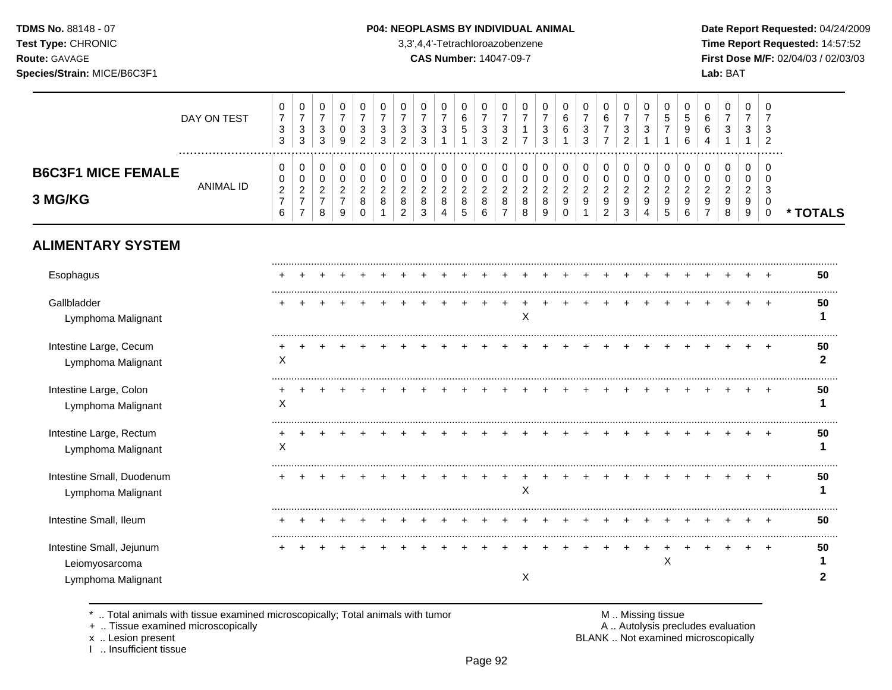TDMS No. 88148 - 07
Test Type: CHRONIC
Route: GAVAGE
Species/Strain: MICE/B6C3F1

**P04: NEOPLASMS BY INDIVIDUAL ANIMAL**
3,3',4,4'-Tetrachloroazobenzene
**CAS Number:** 14047-09-7

Date Report Requested: 04/24/2009
Time Report Requested: 14:57:52
First Dose M/F: 02/04/03 / 02/03/03
Lab: BAT

## B6C3F1 MICE FEMALE 3 MG/KG

| DAY ON TEST | 0733 | 0733 | 0733 | 0709 | 0732 | 0733 | 0732 | 0733 | 0731 | 0651 | 0733 | 0732 | 0717 | 0733 | 0661 | 0733 | 0677 | 0732 | 0731 | 0571 | 0596 | 0664 | 0731 | 0731 | 0732 | |
|---|---|---|---|---|---|---|---|---|---|---|---|---|---|---|---|---|---|---|---|---|---|---|---|---|---|---|
| **ANIMAL ID** | 00276 | 00277 | 00278 | 00279 | 00280 | 00281 | 00282 | 00283 | 00284 | 00285 | 00286 | 00287 | 00288 | 00289 | 00290 | 00291 | 00292 | 00293 | 00294 | 00295 | 00296 | 00297 | 00298 | 00299 | 00300 | *** TOTALS** |
| **ALIMENTARY SYSTEM** | | | | | | | | | | | | | | | | | | | | | | | | | | |
| Esophagus | + | + | + | + | + | + | + | + | + | + | + | + | + | + | + | + | + | + | + | + | + | + | + | + | + | **50** |
| Gallbladder | + | + | + | + | + | + | + | + | + | + | + | + | + | + | + | + | + | + | + | + | + | + | + | + | + | **50** |
| Lymphoma Malignant | | | | | | | | | | | | | X | | | | | | | | | | | | | **1** |
| Intestine Large, Cecum | + | + | + | + | + | + | + | + | + | + | + | + | + | + | + | + | + | + | + | + | + | + | + | + | + | **50** |
| Lymphoma Malignant | X | | | | | | | | | | | | | | | | | | | | | | | | | **2** |
| Intestine Large, Colon | + | + | + | + | + | + | + | + | + | + | + | + | + | + | + | + | + | + | + | + | + | + | + | + | + | **50** |
| Lymphoma Malignant | X | | | | | | | | | | | | | | | | | | | | | | | | | **1** |
| Intestine Large, Rectum | + | + | + | + | + | + | + | + | + | + | + | + | + | + | + | + | + | + | + | + | + | + | + | + | + | **50** |
| Lymphoma Malignant | X | | | | | | | | | | | | | | | | | | | | | | | | | **1** |
| Intestine Small, Duodenum | + | + | + | + | + | + | + | + | + | + | + | + | + | + | + | + | + | + | + | + | + | + | + | + | + | **50** |
| Lymphoma Malignant | | | | | | | | | | | | | X | | | | | | | | | | | | | **1** |
| Intestine Small, Ileum | + | + | + | + | + | + | + | + | + | + | + | + | + | + | + | + | + | + | + | + | + | + | + | + | + | **50** |
| Intestine Small, Jejunum | + | + | + | + | + | + | + | + | + | + | + | + | + | + | + | + | + | + | + | + | + | + | + | + | + | **50** |
| Leiomyosarcoma | | | | | | | | | | | | | | | | | | | | X | | | | | | **1** |
| Lymphoma Malignant | | | | | | | | | | | | | X | | | | | | | | | | | | | **2** |

\* .. Total animals with tissue examined microscopically; Total animals with tumor
\+ .. Tissue examined microscopically
x .. Lesion present
I .. Insufficient tissue

M .. Missing tissue
A .. Autolysis precludes evaluation
BLANK .. Not examined microscopically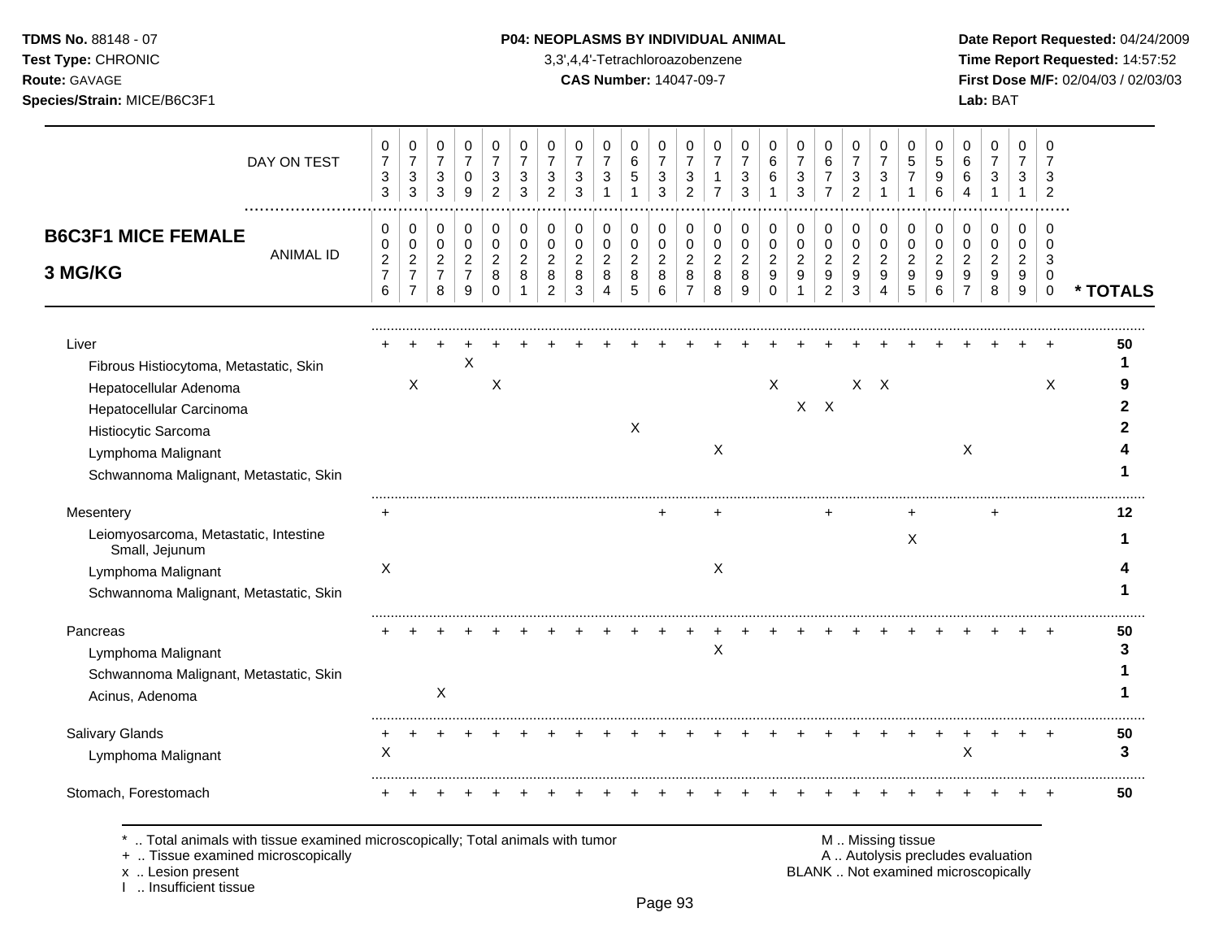**TDMS No.** 88148 - 07
**Test Type:** CHRONIC
**Route:** GAVAGE
**Species/Strain:** MICE/B6C3F1

**P04: NEOPLASMS BY INDIVIDUAL ANIMAL**
3,3',4,4'-Tetrachloroazobenzene
**CAS Number:** 14047-09-7

**Date Report Requested:** 04/24/2009
**Time Report Requested:** 14:57:52
**First Dose M/F:** 02/04/03 / 02/03/03
**Lab:** BAT

## B6C3F1 MICE FEMALE 3 MG/KG

| DAY ON TEST | 0733 | 0733 | 0733 | 0709 | 0732 | 0733 | 0732 | 0733 | 0731 | 0651 | 0733 | 0732 | 0717 | 0733 | 0661 | 0733 | 0677 | 0732 | 0731 | 0571 | 0596 | 0664 | 0731 | 0731 | 0732 | |
|---|---|---|---|---|---|---|---|---|---|---|---|---|---|---|---|---|---|---|---|---|---|---|---|---|---|---|
| **ANIMAL ID** | 00276 | 00277 | 00278 | 00279 | 00280 | 00281 | 00282 | 00283 | 00284 | 00285 | 00286 | 00287 | 00288 | 00289 | 00290 | 00291 | 00292 | 00293 | 00294 | 00295 | 00296 | 00297 | 00298 | 00299 | 00300 | *** TOTALS** |
| Liver | + | + | + | + | + | + | + | + | + | + | + | + | + | + | + | + | + | + | + | + | + | + | + | + | + | **50** |
| Fibrous Histiocytoma, Metastatic, Skin | | | | X | | | | | | | | | | | | | | | | | | | | | | **1** |
| Hepatocellular Adenoma | | X | | | X | | | | | | | | | | X | | | X | X | | | | | | X | **9** |
| Hepatocellular Carcinoma | | | | | | | | | | | | | | | | X | X | | | | | | | | | **2** |
| Histiocytic Sarcoma | | | | | | | | | | X | | | | | | | | | | | | | | | | **2** |
| Lymphoma Malignant | | | | | | | | | | | | | X | | | | | | | | | X | | | | **4** |
| Schwannoma Malignant, Metastatic, Skin | | | | | | | | | | | | | | | | | | | | | | | | | | **1** |
| Mesentery | + | | | | | | | | | | + | | + | | | | + | | | + | | | + | | | **12** |
| Leiomyosarcoma, Metastatic, Intestine Small, Jejunum | | | | | | | | | | | | | | | | | | | | X | | | | | | **1** |
| Lymphoma Malignant | X | | | | | | | | | | | | X | | | | | | | | | | | | | **4** |
| Schwannoma Malignant, Metastatic, Skin | | | | | | | | | | | | | | | | | | | | | | | | | | **1** |
| Pancreas | + | + | + | + | + | + | + | + | + | + | + | + | + | + | + | + | + | + | + | + | + | + | + | + | + | **50** |
| Lymphoma Malignant | | | | | | | | | | | | | X | | | | | | | | | | | | | **3** |
| Schwannoma Malignant, Metastatic, Skin | | | | | | | | | | | | | | | | | | | | | | | | | | **1** |
| Acinus, Adenoma | | | X | | | | | | | | | | | | | | | | | | | | | | | **1** |
| Salivary Glands | + | + | + | + | + | + | + | + | + | + | + | + | + | + | + | + | + | + | + | + | + | + | + | + | + | **50** |
| Lymphoma Malignant | X | | | | | | | | | | | | | | | | | | | | | X | | | | **3** |
| Stomach, Forestomach | + | + | + | + | + | + | + | + | + | + | + | + | + | + | + | + | + | + | + | + | + | + | + | + | + | **50** |

\* .. Total animals with tissue examined microscopically; Total animals with tumor
\+ .. Tissue examined microscopically
x .. Lesion present
I .. Insufficient tissue

M .. Missing tissue
A .. Autolysis precludes evaluation
BLANK .. Not examined microscopically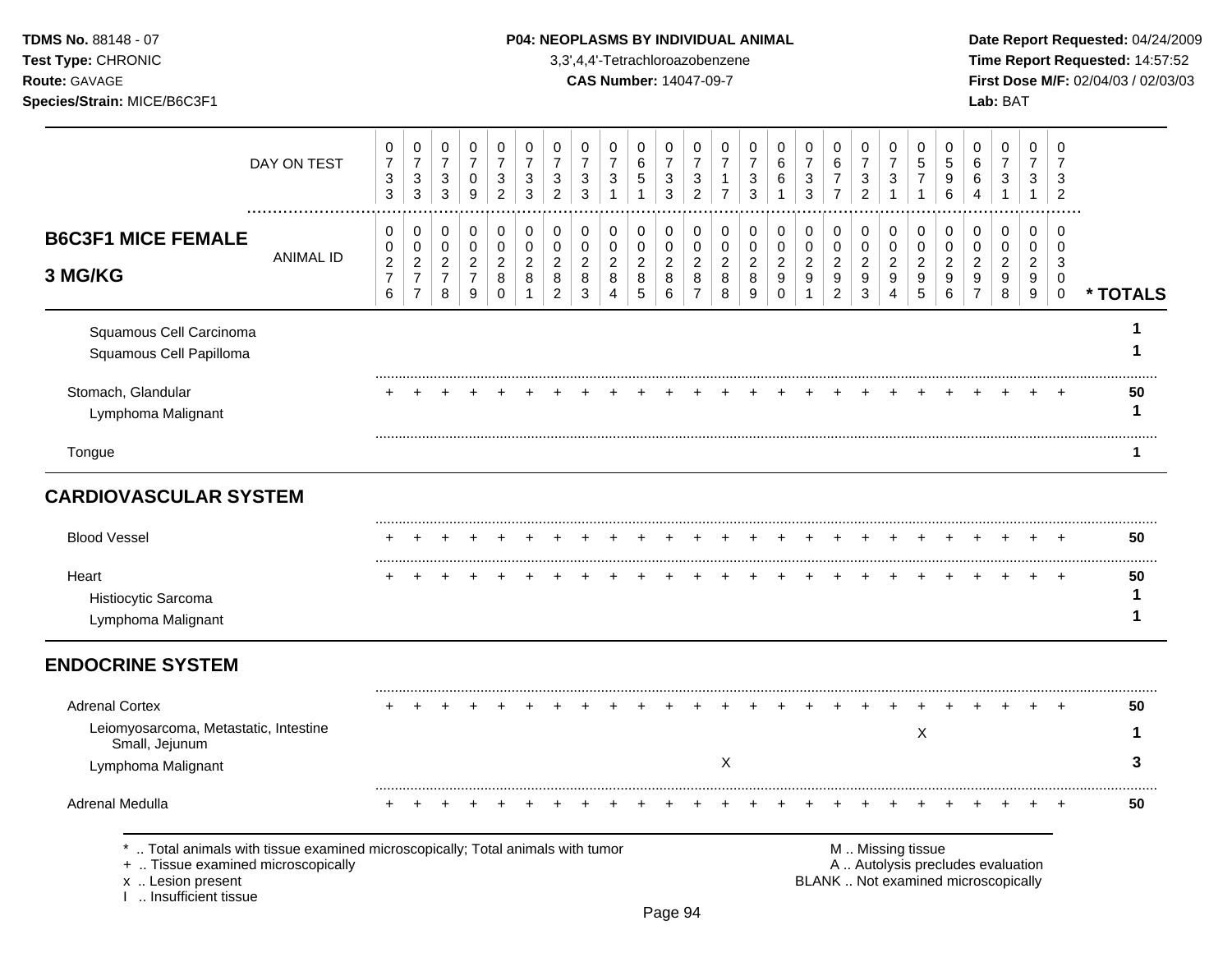**TDMS No.** 88148 - 07
**Test Type:** CHRONIC
**Route:** GAVAGE
**Species/Strain:** MICE/B6C3F1

**P04: NEOPLASMS BY INDIVIDUAL ANIMAL**
3,3',4,4'-Tetrachloroazobenzene
**CAS Number:** 14047-09-7

**Date Report Requested:** 04/24/2009
**Time Report Requested:** 14:57:52
**First Dose M/F:** 02/04/03 / 02/03/03
**Lab:** BAT

## B6C3F1 MICE FEMALE 3 MG/KG

| | DAY ON TEST | 0733 | 0733 | 0733 | 0709 | 0732 | 0733 | 0732 | 0733 | 0731 | 0651 | 0733 | 0732 | 0717 | 0733 | 0661 | 0733 | 0677 | 0732 | 0731 | 0571 | 0596 | 0664 | 0731 | 0731 | 0732 | |
|---|---|---|---|---|---|---|---|---|---|---|---|---|---|---|---|---|---|---|---|---|---|---|---|---|---|---|---|
| | ANIMAL ID | 00276 | 00277 | 00278 | 00279 | 00280 | 00281 | 00282 | 00283 | 00284 | 00285 | 00286 | 00287 | 00288 | 00289 | 00290 | 00291 | 00292 | 00293 | 00294 | 00295 | 00296 | 00297 | 00298 | 00299 | 00300 | * TOTALS |
| Squamous Cell Carcinoma | | | | | | | | | | | | | | | | | | | | | | | | | | | 1 |
| Squamous Cell Papilloma | | | | | | | | | | | | | | | | | | | | | | | | | | | 1 |
| Stomach, Glandular | | + | + | + | + | + | + | + | + | + | + | + | + | + | + | + | + | + | + | + | + | + | + | + | + | + | 50 |
| Lymphoma Malignant | | | | | | | | | | | | | | | | | | | | | | | | | | | 1 |
| Tongue | | | | | | | | | | | | | | | | | | | | | | | | | | | 1 |
| **CARDIOVASCULAR SYSTEM** | | | | | | | | | | | | | | | | | | | | | | | | | | | |
| Blood Vessel | | + | + | + | + | + | + | + | + | + | + | + | + | + | + | + | + | + | + | + | + | + | + | + | + | + | 50 |
| Heart | | + | + | + | + | + | + | + | + | + | + | + | + | + | + | + | + | + | + | + | + | + | + | + | + | + | 50 |
| Histiocytic Sarcoma | | | | | | | | | | | | | | | | | | | | | | | | | | | 1 |
| Lymphoma Malignant | | | | | | | | | | | | | | | | | | | | | | | | | | | 1 |
| **ENDOCRINE SYSTEM** | | | | | | | | | | | | | | | | | | | | | | | | | | | |
| Adrenal Cortex | | + | + | + | + | + | + | + | + | + | + | + | + | + | + | + | + | + | + | + | + | + | + | + | + | + | 50 |
| Leiomyosarcoma, Metastatic, Intestine Small, Jejunum | | | | | | | | | | | | | | | | | | | | | X | | | | | | 1 |
| Lymphoma Malignant | | | | | | | | | | | | | | X | | | | | | | | | | | | | 3 |
| Adrenal Medulla | | + | + | + | + | + | + | + | + | + | + | + | + | + | + | + | + | + | + | + | + | + | + | + | + | + | 50 |

\* .. Total animals with tissue examined microscopically; Total animals with tumor
\+ .. Tissue examined microscopically
x .. Lesion present
I .. Insufficient tissue

M .. Missing tissue
A .. Autolysis precludes evaluation
BLANK .. Not examined microscopically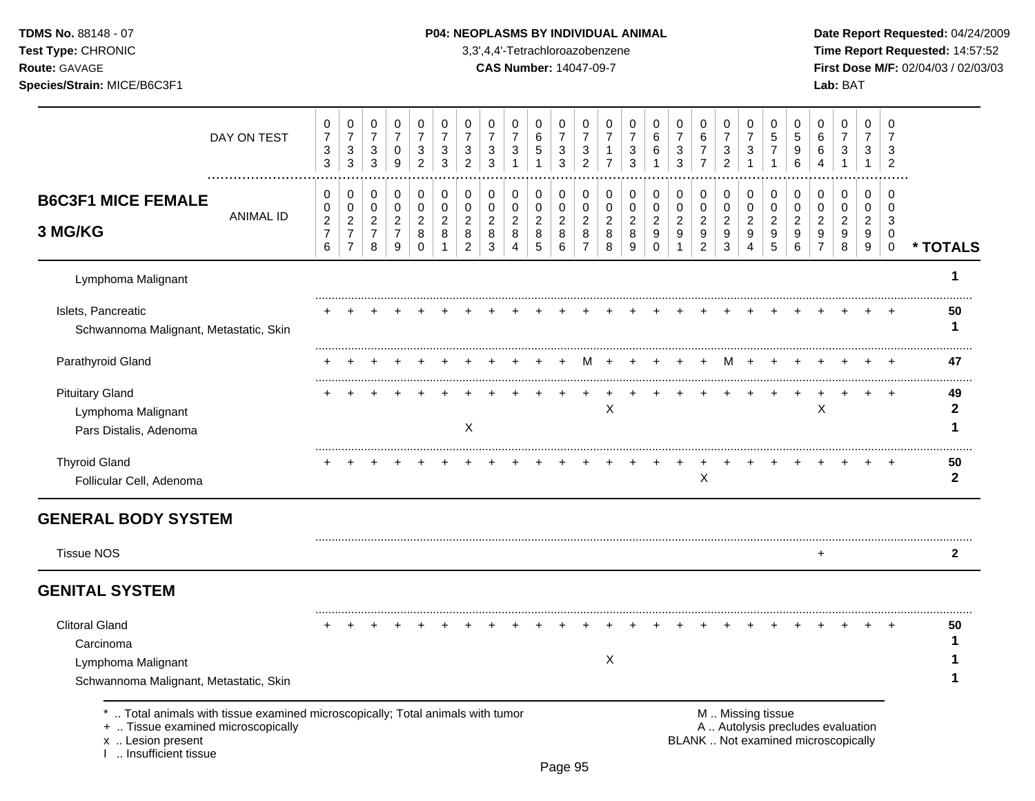| DAY ON TEST | 0733 | 0733 | 0733 | 0709 | 0732 | 0733 | 0732 | 0733 | 0731 | 0651 | 0733 | 0732 | 0717 | 0733 | 0661 | 0733 | 0677 | 0732 | 0731 | 0571 | 0596 | 0664 | 0731 | 0731 | 0732 | |
|---|---|---|---|---|---|---|---|---|---|---|---|---|---|---|---|---|---|---|---|---|---|---|---|---|---|---|
| **B6C3F1 MICE FEMALE 3 MG/KG** — ANIMAL ID | 0276 | 0277 | 0278 | 0279 | 0280 | 0281 | 0282 | 0283 | 0284 | 0285 | 0286 | 0287 | 0288 | 0289 | 0290 | 0291 | 0292 | 0293 | 0294 | 0295 | 0296 | 0297 | 0298 | 0299 | 0300 | *** TOTALS** |
| Lymphoma Malignant | | | | | | | | | | | | | | | | | | | | | | | | | | 1 |
| Islets, Pancreatic | + | + | + | + | + | + | + | + | + | + | + | + | + | + | + | + | + | + | + | + | + | + | + | + | + | 50 |
| Schwannoma Malignant, Metastatic, Skin | | | | | | | | | | | | | | | | | | | | | | | | | | 1 |
| Parathyroid Gland | + | + | + | + | + | + | + | + | + | + | + | M | + | + | + | + | + | M | + | + | + | + | + | + | + | 47 |
| Pituitary Gland | + | + | + | + | + | + | + | + | + | + | + | + | + | + | + | + | + | + | + | + | + | + | + | + | + | 49 |
| Lymphoma Malignant | | | | | | | | | | | | | X | | | | | | | | | X | | | | 2 |
| Pars Distalis, Adenoma | | | | | | | X | | | | | | | | | | | | | | | | | | | 1 |
| Thyroid Gland | + | + | + | + | + | + | + | + | + | + | + | + | + | + | + | + | + | + | + | + | + | + | + | + | + | 50 |
| Follicular Cell, Adenoma | | | | | | | | | | | | | | | | | X | | | | | | | | | 2 |
| **GENERAL BODY SYSTEM** | | | | | | | | | | | | | | | | | | | | | | | | | | |
| Tissue NOS | | | | | | | | | | | | | | | | | | | | | | + | | | | 2 |
| **GENITAL SYSTEM** | | | | | | | | | | | | | | | | | | | | | | | | | | |
| Clitoral Gland | + | + | + | + | + | + | + | + | + | + | + | + | + | + | + | + | + | + | + | + | + | + | + | + | + | 50 |
| Carcinoma | | | | | | | | | | | | | | | | | | | | | | | | | | 1 |
| Lymphoma Malignant | | | | | | | | | | | | | X | | | | | | | | | | | | | 1 |
| Schwannoma Malignant, Metastatic, Skin | | | | | | | | | | | | | | | | | | | | | | | | | | 1 |

\* .. Total animals with tissue examined microscopically; Total animals with tumor
\+ .. Tissue examined microscopically
x .. Lesion present
I .. Insufficient tissue

M .. Missing tissue
A .. Autolysis precludes evaluation
BLANK .. Not examined microscopically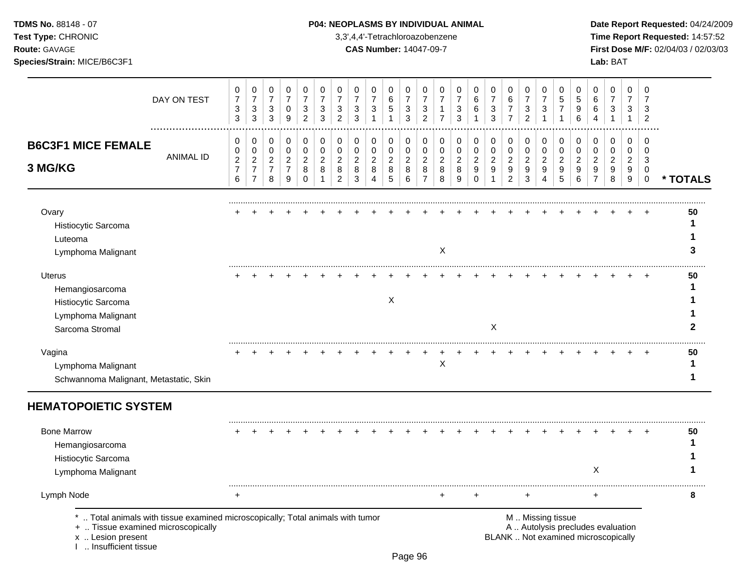**TDMS No.** 88148 - 07
**Test Type:** CHRONIC
**Route:** GAVAGE
**Species/Strain:** MICE/B6C3F1

**P04: NEOPLASMS BY INDIVIDUAL ANIMAL**
3,3',4,4'-Tetrachloroazobenzene
**CAS Number:** 14047-09-7

**Date Report Requested:** 04/24/2009
**Time Report Requested:** 14:57:52
**First Dose M/F:** 02/04/03 / 02/03/03
**Lab:** BAT

## B6C3F1 MICE FEMALE 3 MG/KG

| | | | | | | | | | | | | | | | | | | | | | | | | | | |
|---|---|---|---|---|---|---|---|---|---|---|---|---|---|---|---|---|---|---|---|---|---|---|---|---|---|---|
| DAY ON TEST | 0733 | 0733 | 0733 | 0709 | 0732 | 0733 | 0732 | 0733 | 0731 | 0651 | 0733 | 0732 | 0717 | 0733 | 0661 | 0733 | 0677 | 0732 | 0731 | 0571 | 0596 | 0664 | 0731 | 0731 | 0732 | |
| ANIMAL ID | 00276 | 00277 | 00278 | 00279 | 00280 | 00281 | 00282 | 00283 | 00284 | 00285 | 00286 | 00287 | 00288 | 00289 | 00290 | 00291 | 00292 | 00293 | 00294 | 00295 | 00296 | 00297 | 00298 | 00299 | 00300 | * TOTALS |
| Ovary | + | + | + | + | + | + | + | + | + | + | + | + | + | + | + | + | + | + | + | + | + | + | + | + | + | 50 |
| Histiocytic Sarcoma | | | | | | | | | | | | | | | | | | | | | | | | | | 1 |
| Luteoma | | | | | | | | | | | | | | | | | | | | | | | | | | 1 |
| Lymphoma Malignant | | | | | | | | | | | | | X | | | | | | | | | | | | | 3 |
| Uterus | + | + | + | + | + | + | + | + | + | + | + | + | + | + | + | + | + | + | + | + | + | + | + | + | + | 50 |
| Hemangiosarcoma | | | | | | | | | | | | | | | | | | | | | | | | | | 1 |
| Histiocytic Sarcoma | | | | | | | | | | X | | | | | | | | | | | | | | | | 1 |
| Lymphoma Malignant | | | | | | | | | | | | | | | | | | | | | | | | | | 1 |
| Sarcoma Stromal | | | | | | | | | | | | | | | | X | | | | | | | | | | 2 |
| Vagina | + | + | + | + | + | + | + | + | + | + | + | + | + | + | + | + | + | + | + | + | + | + | + | + | + | 50 |
| Lymphoma Malignant | | | | | | | | | | | | | X | | | | | | | | | | | | | 1 |
| Schwannoma Malignant, Metastatic, Skin | | | | | | | | | | | | | | | | | | | | | | | | | | 1 |

## HEMATOPOIETIC SYSTEM

| | | | | | | | | | | | | | | | | | | | | | | | | | | |
|---|---|---|---|---|---|---|---|---|---|---|---|---|---|---|---|---|---|---|---|---|---|---|---|---|---|---|
| Bone Marrow | + | + | + | + | + | + | + | + | + | + | + | + | + | + | + | + | + | + | + | + | + | + | + | + | + | 50 |
| Hemangiosarcoma | | | | | | | | | | | | | | | | | | | | | | | | | | 1 |
| Histiocytic Sarcoma | | | | | | | | | | | | | | | | | | | | | | | | | | 1 |
| Lymphoma Malignant | | | | | | | | | | | | | | | | | | | | | | X | | | | 1 |
| Lymph Node | + | | | | | | | | | | | | + | | + | | | + | | | | + | | | | 8 |

\* .. Total animals with tissue examined microscopically; Total animals with tumor
\+ .. Tissue examined microscopically
x .. Lesion present
I .. Insufficient tissue

M .. Missing tissue
A .. Autolysis precludes evaluation
BLANK .. Not examined microscopically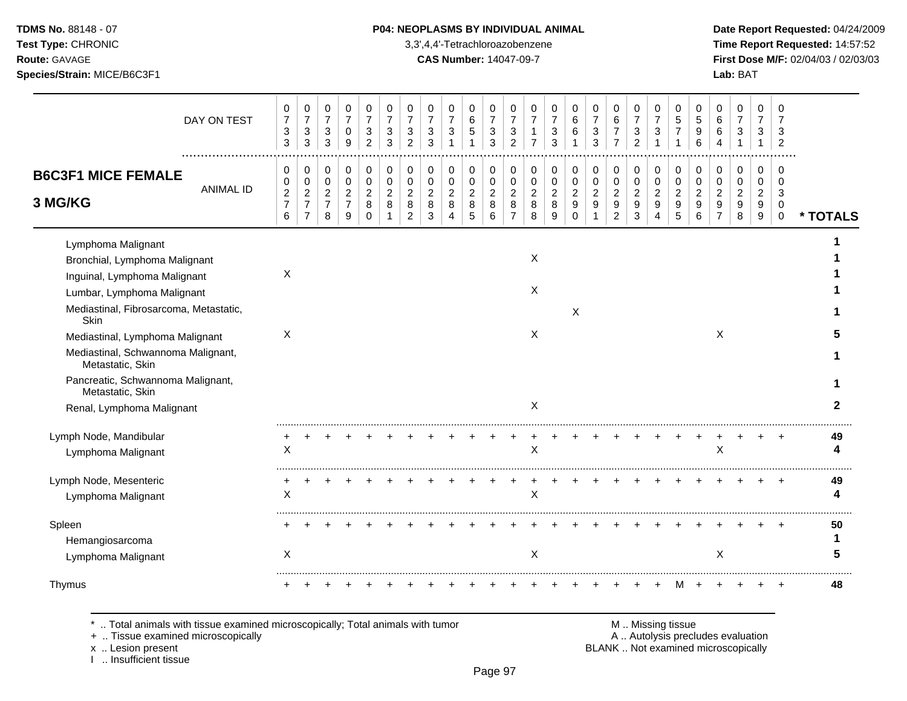**TDMS No.** 88148 - 07
**Test Type:** CHRONIC
**Route:** GAVAGE
**Species/Strain:** MICE/B6C3F1

**P04: NEOPLASMS BY INDIVIDUAL ANIMAL**
3,3',4,4'-Tetrachloroazobenzene
**CAS Number:** 14047-09-7

**Date Report Requested:** 04/24/2009
**Time Report Requested:** 14:57:52
**First Dose M/F:** 02/04/03 / 02/03/03
**Lab:** BAT

## B6C3F1 MICE FEMALE 3 MG/KG

| DAY ON TEST | 0733 | 0733 | 0733 | 0709 | 0732 | 0733 | 0732 | 0733 | 0731 | 0651 | 0733 | 0732 | 0717 | 0733 | 0661 | 0733 | 0677 | 0732 | 0731 | 0571 | 0596 | 0664 | 0731 | 0731 | 0732 | |
|---|---|---|---|---|---|---|---|---|---|---|---|---|---|---|---|---|---|---|---|---|---|---|---|---|---|---|
| **ANIMAL ID** | 00276 | 00277 | 00278 | 00279 | 00280 | 00281 | 00282 | 00283 | 00284 | 00285 | 00286 | 00287 | 00288 | 00289 | 00290 | 00291 | 00292 | 00293 | 00294 | 00295 | 00296 | 00297 | 00298 | 00299 | 00300 | *** TOTALS** |
| Lymphoma Malignant | | | | | | | | | | | | | | | | | | | | | | | | | | 1 |
| Bronchial, Lymphoma Malignant | | | | | | | | | | | | | X | | | | | | | | | | | | | 1 |
| Inguinal, Lymphoma Malignant | X | | | | | | | | | | | | | | | | | | | | | | | | | 1 |
| Lumbar, Lymphoma Malignant | | | | | | | | | | | | | X | | | | | | | | | | | | | 1 |
| Mediastinal, Fibrosarcoma, Metastatic, Skin | | | | | | | | | | | | | | | X | | | | | | | | | | | 1 |
| Mediastinal, Lymphoma Malignant | X | | | | | | | | | | | | X | | | | | | | | | X | | | | 5 |
| Mediastinal, Schwannoma Malignant, Metastatic, Skin | | | | | | | | | | | | | | | | | | | | | | | | | | 1 |
| Pancreatic, Schwannoma Malignant, Metastatic, Skin | | | | | | | | | | | | | | | | | | | | | | | | | | 1 |
| Renal, Lymphoma Malignant | | | | | | | | | | | | | X | | | | | | | | | | | | | 2 |
| Lymph Node, Mandibular | + | + | + | + | + | + | + | + | + | + | + | + | + | + | + | + | + | + | + | + | + | + | + | + | + | 49 |
| Lymphoma Malignant | X | | | | | | | | | | | | X | | | | | | | | | X | | | | 4 |
| Lymph Node, Mesenteric | + | + | + | + | + | + | + | + | + | + | + | + | + | + | + | + | + | + | + | + | + | + | + | + | + | 49 |
| Lymphoma Malignant | X | | | | | | | | | | | | X | | | | | | | | | | | | | 4 |
| Spleen | + | + | + | + | + | + | + | + | + | + | + | + | + | + | + | + | + | + | + | + | + | + | + | + | + | 50 |
| Hemangiosarcoma | | | | | | | | | | | | | | | | | | | | | | | | | | 1 |
| Lymphoma Malignant | X | | | | | | | | | | | | X | | | | | | | | | X | | | | 5 |
| Thymus | + | + | + | + | + | + | + | + | + | + | + | + | + | + | + | + | + | + | + | M | + | + | + | + | + | 48 |

\* .. Total animals with tissue examined microscopically; Total animals with tumor
\+ .. Tissue examined microscopically
x .. Lesion present
I .. Insufficient tissue

M .. Missing tissue
A .. Autolysis precludes evaluation
BLANK .. Not examined microscopically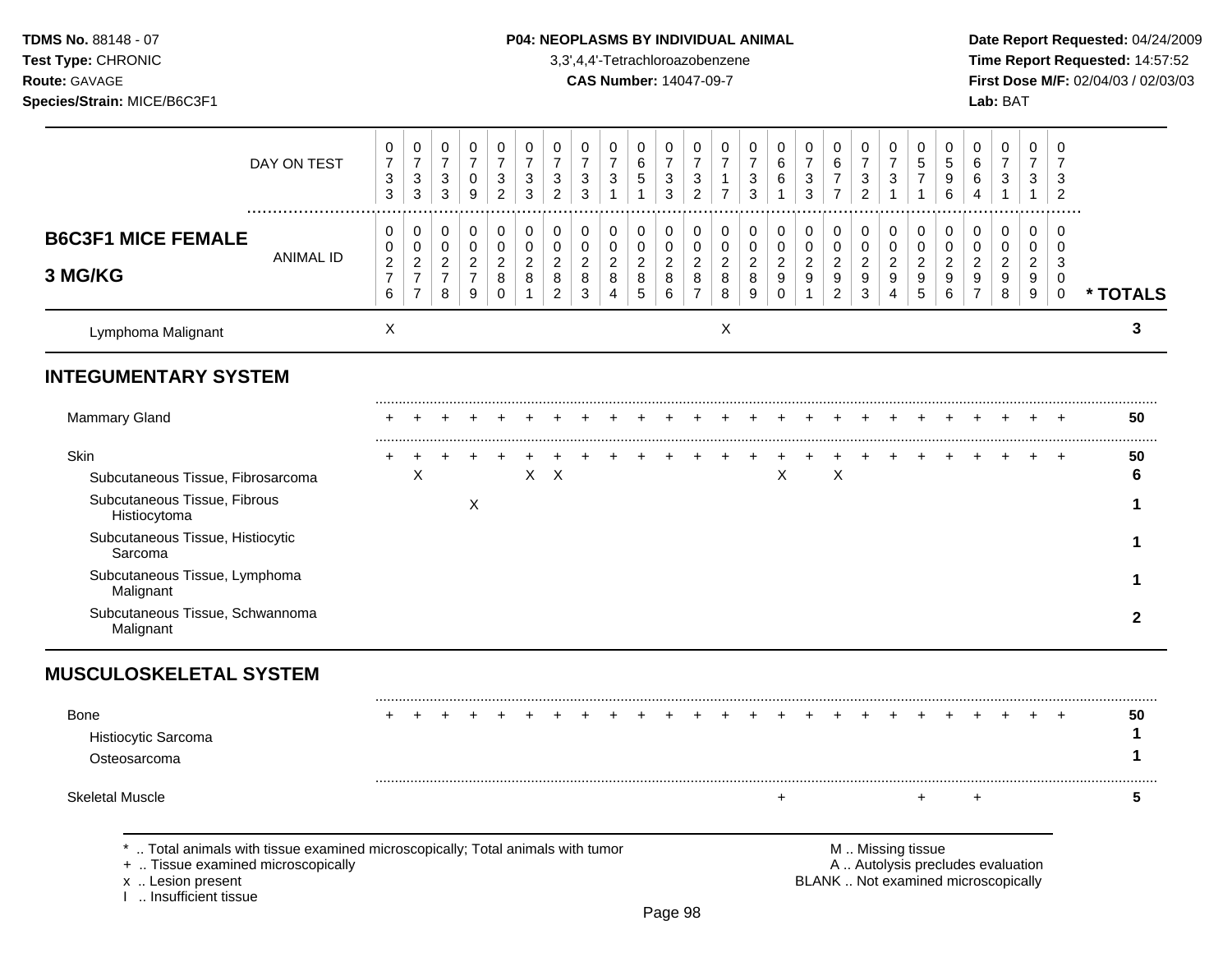**TDMS No.** 88148 - 07
**Test Type:** CHRONIC
**Route:** GAVAGE
**Species/Strain:** MICE/B6C3F1

**P04: NEOPLASMS BY INDIVIDUAL ANIMAL**
3,3',4,4'-Tetrachloroazobenzene
**CAS Number:** 14047-09-7

**Date Report Requested:** 04/24/2009
**Time Report Requested:** 14:57:52
**First Dose M/F:** 02/04/03 / 02/03/03
**Lab:** BAT

## B6C3F1 MICE FEMALE 3 MG/KG

| DAY ON TEST | 0733 | 0733 | 0733 | 0709 | 0732 | 0733 | 0732 | 0733 | 0731 | 0651 | 0733 | 0732 | 0717 | 0733 | 0661 | 0733 | 0677 | 0732 | 0731 | 0571 | 0596 | 0664 | 0731 | 0731 | 0732 | |
|---|---|---|---|---|---|---|---|---|---|---|---|---|---|---|---|---|---|---|---|---|---|---|---|---|---|---|
| **ANIMAL ID** | 00276 | 00277 | 00278 | 00279 | 00280 | 00281 | 00282 | 00283 | 00284 | 00285 | 00286 | 00287 | 00288 | 00289 | 00290 | 00291 | 00292 | 00293 | 00294 | 00295 | 00296 | 00297 | 00298 | 00299 | 00300 | *** TOTALS** |
| Lymphoma Malignant | X | | | | | | | | | | | | X | | | | | | | | | | | | | 3 |
| **INTEGUMENTARY SYSTEM** | | | | | | | | | | | | | | | | | | | | | | | | | | |
| Mammary Gland | + | + | + | + | + | + | + | + | + | + | + | + | + | + | + | + | + | + | + | + | + | + | + | + | + | 50 |
| Skin | + | + | + | + | + | + | + | + | + | + | + | + | + | + | + | + | + | + | + | + | + | + | + | + | + | 50 |
| Subcutaneous Tissue, Fibrosarcoma | | X | | | | X | X | | | | | | | | X | | X | | | | | | | | | 6 |
| Subcutaneous Tissue, Fibrous Histiocytoma | | | | X | | | | | | | | | | | | | | | | | | | | | | 1 |
| Subcutaneous Tissue, Histiocytic Sarcoma | | | | | | | | | | | | | | | | | | | | | | | | | | 1 |
| Subcutaneous Tissue, Lymphoma Malignant | | | | | | | | | | | | | | | | | | | | | | | | | | 1 |
| Subcutaneous Tissue, Schwannoma Malignant | | | | | | | | | | | | | | | | | | | | | | | | | | 2 |
| **MUSCULOSKELETAL SYSTEM** | | | | | | | | | | | | | | | | | | | | | | | | | | |
| Bone | + | + | + | + | + | + | + | + | + | + | + | + | + | + | + | + | + | + | + | + | + | + | + | + | + | 50 |
| Histiocytic Sarcoma | | | | | | | | | | | | | | | | | | | | | | | | | | 1 |
| Osteosarcoma | | | | | | | | | | | | | | | | | | | | | | | | | | 1 |
| Skeletal Muscle | | | | | | | | | | | | | | | + | | | | | + | | + | | | | 5 |

\* .. Total animals with tissue examined microscopically; Total animals with tumor
\+ .. Tissue examined microscopically
x .. Lesion present
I .. Insufficient tissue

M .. Missing tissue
A .. Autolysis precludes evaluation
BLANK .. Not examined microscopically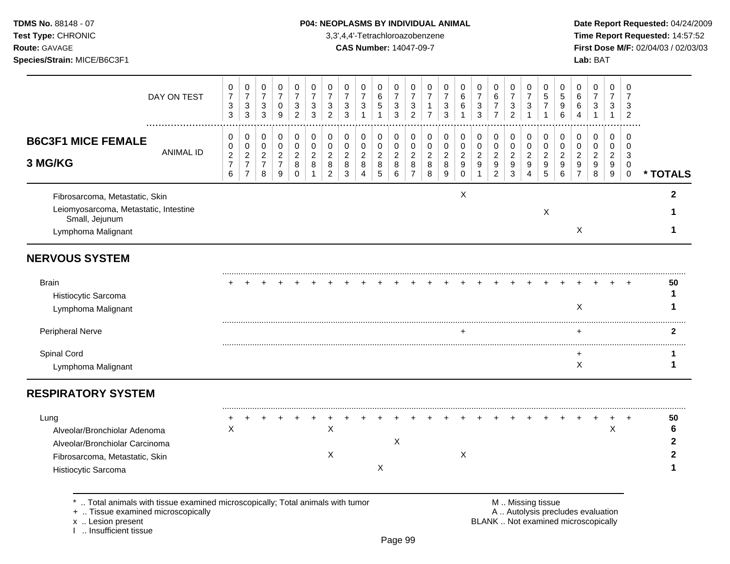**TDMS No.** 88148 - 07
**Test Type:** CHRONIC
**Route:** GAVAGE
**Species/Strain:** MICE/B6C3F1

**P04: NEOPLASMS BY INDIVIDUAL ANIMAL**
3,3',4,4'-Tetrachloroazobenzene
**CAS Number:** 14047-09-7

**Date Report Requested:** 04/24/2009
**Time Report Requested:** 14:57:52
**First Dose M/F:** 02/04/03 / 02/03/03
**Lab:** BAT

| DAY ON TEST | 0733 | 0733 | 0733 | 0709 | 0732 | 0733 | 0732 | 0733 | 0731 | 0651 | 0733 | 0732 | 0717 | 0733 | 0661 | 0733 | 0677 | 0732 | 0731 | 0571 | 0596 | 0664 | 0731 | 0731 | 0732 | |
|---|---|---|---|---|---|---|---|---|---|---|---|---|---|---|---|---|---|---|---|---|---|---|---|---|---|---|
| **B6C3F1 MICE FEMALE 3 MG/KG** — ANIMAL ID | 00276 | 00277 | 00278 | 00279 | 00280 | 00281 | 00282 | 00283 | 00284 | 00285 | 00286 | 00287 | 00288 | 00289 | 00290 | 00291 | 00292 | 00293 | 00294 | 00295 | 00296 | 00297 | 00298 | 00299 | 00300 | * TOTALS |
| Fibrosarcoma, Metastatic, Skin | | | | | | | | | | | | | | | X | | | | | | | | | | | 2 |
| Leiomyosarcoma, Metastatic, Intestine Small, Jejunum | | | | | | | | | | | | | | | | | | | | X | | | | | | 1 |
| Lymphoma Malignant | | | | | | | | | | | | | | | | | | | | | | X | | | | 1 |
| **NERVOUS SYSTEM** | | | | | | | | | | | | | | | | | | | | | | | | | | |
| Brain | + | + | + | + | + | + | + | + | + | + | + | + | + | + | + | + | + | + | + | + | + | + | + | + | + | 50 |
| Histiocytic Sarcoma | | | | | | | | | | | | | | | | | | | | | | | | | | 1 |
| Lymphoma Malignant | | | | | | | | | | | | | | | | | | | | | | X | | | | 1 |
| Peripheral Nerve | | | | | | | | | | | | | | | + | | | | | | | + | | | | 2 |
| Spinal Cord | | | | | | | | | | | | | | | | | | | | | | + | | | | 1 |
| Lymphoma Malignant | | | | | | | | | | | | | | | | | | | | | | X | | | | 1 |
| **RESPIRATORY SYSTEM** | | | | | | | | | | | | | | | | | | | | | | | | | | |
| Lung | + | + | + | + | + | + | + | + | + | + | + | + | + | + | + | + | + | + | + | + | + | + | + | + | + | 50 |
| Alveolar/Bronchiolar Adenoma | X | | | | | | X | | | | | | | | | | | | | | | | | X | | 6 |
| Alveolar/Bronchiolar Carcinoma | | | | | | | | | | | X | | | | | | | | | | | | | | | 2 |
| Fibrosarcoma, Metastatic, Skin | | | | | | | X | | | | | | | | X | | | | | | | | | | | 2 |
| Histiocytic Sarcoma | | | | | | | | | | X | | | | | | | | | | | | | | | | 1 |

\* .. Total animals with tissue examined microscopically; Total animals with tumor
\+ .. Tissue examined microscopically
x .. Lesion present
I .. Insufficient tissue

M .. Missing tissue
A .. Autolysis precludes evaluation
BLANK .. Not examined microscopically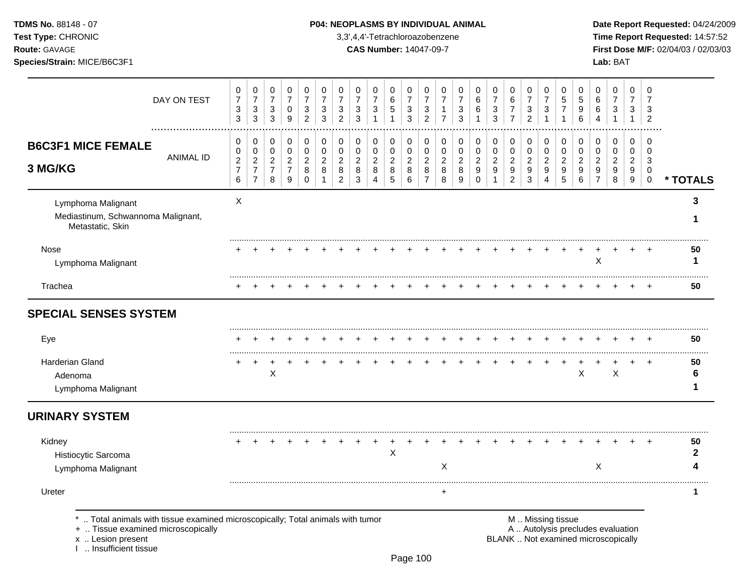**TDMS No.** 88148 - 07
**Test Type:** CHRONIC
**Route:** GAVAGE
**Species/Strain:** MICE/B6C3F1

**P04: NEOPLASMS BY INDIVIDUAL ANIMAL**
3,3',4,4'-Tetrachloroazobenzene
**CAS Number:** 14047-09-7

**Date Report Requested:** 04/24/2009
**Time Report Requested:** 14:57:52
**First Dose M/F:** 02/04/03 / 02/03/03
**Lab:** BAT

## B6C3F1 MICE FEMALE 3 MG/KG

| | | | | | | | | | | | | | | | | | | | | | | | | | | |
|---|---|---|---|---|---|---|---|---|---|---|---|---|---|---|---|---|---|---|---|---|---|---|---|---|---|---|
| DAY ON TEST | 0733 | 0733 | 0733 | 0709 | 0732 | 0733 | 0732 | 0733 | 0731 | 0651 | 0733 | 0732 | 0717 | 0733 | 0661 | 0733 | 0677 | 0732 | 0731 | 0571 | 0596 | 0664 | 0731 | 0731 | 0732 | |
| ANIMAL ID | 00276 | 00277 | 00278 | 00279 | 00280 | 00281 | 00282 | 00283 | 00284 | 00285 | 00286 | 00287 | 00288 | 00289 | 00290 | 00291 | 00292 | 00293 | 00294 | 00295 | 00296 | 00297 | 00298 | 00299 | 00300 | * TOTALS |
| Lymphoma Malignant | X | | | | | | | | | | | | | | | | | | | | | | | | | 3 |
| Mediastinum, Schwannoma Malignant, Metastatic, Skin | | | | | | | | | | | | | | | | | | | | | | | | | | 1 |
| Nose | + | + | + | + | + | + | + | + | + | + | + | + | + | + | + | + | + | + | + | + | + | + | + | + | + | 50 |
| Lymphoma Malignant | | | | | | | | | | | | | | | | | | | | | | X | | | | 1 |
| Trachea | + | + | + | + | + | + | + | + | + | + | + | + | + | + | + | + | + | + | + | + | + | + | + | + | + | 50 |
| **SPECIAL SENSES SYSTEM** | | | | | | | | | | | | | | | | | | | | | | | | | | |
| Eye | + | + | + | + | + | + | + | + | + | + | + | + | + | + | + | + | + | + | + | + | + | + | + | + | + | 50 |
| Harderian Gland | + | + | + | + | + | + | + | + | + | + | + | + | + | + | + | + | + | + | + | + | + | + | + | + | + | 50 |
| Adenoma | | | X | | | | | | | | | | | | | | | | | | X | | X | | | 6 |
| Lymphoma Malignant | | | | | | | | | | | | | | | | | | | | | | | | | | 1 |
| **URINARY SYSTEM** | | | | | | | | | | | | | | | | | | | | | | | | | | |
| Kidney | + | + | + | + | + | + | + | + | + | + | + | + | + | + | + | + | + | + | + | + | + | + | + | + | + | 50 |
| Histiocytic Sarcoma | | | | | | | | | | X | | | | | | | | | | | | | | | | 2 |
| Lymphoma Malignant | | | | | | | | | | | | | X | | | | | | | | | X | | | | 4 |
| Ureter | | | | | | | | | | | | | + | | | | | | | | | | | | | 1 |

\* .. Total animals with tissue examined microscopically; Total animals with tumor
\+ .. Tissue examined microscopically
x .. Lesion present
I .. Insufficient tissue

M .. Missing tissue
A .. Autolysis precludes evaluation
BLANK .. Not examined microscopically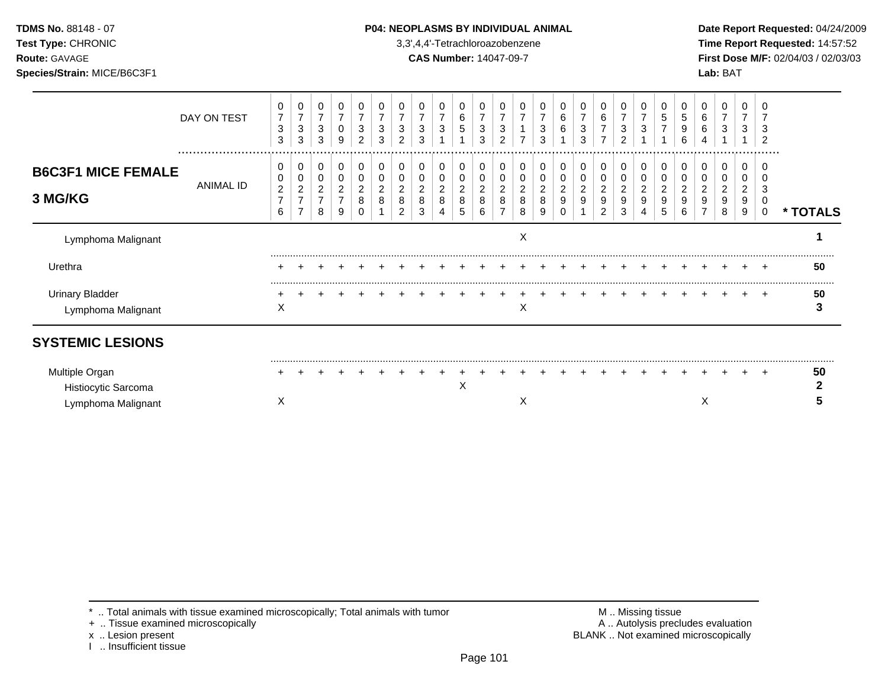**TDMS No.** 88148 - 07
**Test Type:** CHRONIC
**Route:** GAVAGE
**Species/Strain:** MICE/B6C3F1

**P04: NEOPLASMS BY INDIVIDUAL ANIMAL**
3,3',4,4'-Tetrachloroazobenzene
**CAS Number:** 14047-09-7

**Date Report Requested:** 04/24/2009
**Time Report Requested:** 14:57:52
**First Dose M/F:** 02/04/03 / 02/03/03
**Lab:** BAT

| DAY ON TEST | 0733 | 0733 | 0733 | 0709 | 0732 | 0733 | 0732 | 0733 | 0731 | 0651 | 0733 | 0732 | 0717 | 0733 | 0661 | 0733 | 0677 | 0732 | 0731 | 0571 | 0596 | 0664 | 0731 | 0731 | 0732 | |
|---|---|---|---|---|---|---|---|---|---|---|---|---|---|---|---|---|---|---|---|---|---|---|---|---|---|---|
| **B6C3F1 MICE FEMALE 3 MG/KG** ANIMAL ID | 00276 | 00277 | 00278 | 00279 | 00280 | 00281 | 00282 | 00283 | 00284 | 00285 | 00286 | 00287 | 00288 | 00289 | 00290 | 00291 | 00292 | 00293 | 00294 | 00295 | 00296 | 00297 | 00298 | 00299 | 00300 | *** TOTALS** |
| Lymphoma Malignant | | | | | | | | | | | | | X | | | | | | | | | | | | | 1 |
| Urethra | + | + | + | + | + | + | + | + | + | + | + | + | + | + | + | + | + | + | + | + | + | + | + | + | + | 50 |
| Urinary Bladder | + | + | + | + | + | + | + | + | + | + | + | + | + | + | + | + | + | + | + | + | + | + | + | + | + | 50 |
| Lymphoma Malignant | X | | | | | | | | | | | | X | | | | | | | | | | | | | 3 |
| **SYSTEMIC LESIONS** | | | | | | | | | | | | | | | | | | | | | | | | | | |
| Multiple Organ | + | + | + | + | + | + | + | + | + | + | + | + | + | + | + | + | + | + | + | + | + | + | + | + | + | 50 |
| Histiocytic Sarcoma | | | | | | | | | | X | | | | | | | | | | | | | | | | 2 |
| Lymphoma Malignant | X | | | | | | | | | | | | X | | | | | | | | | X | | | | 5 |

\* .. Total animals with tissue examined microscopically; Total animals with tumor
\+ .. Tissue examined microscopically
x .. Lesion present
I .. Insufficient tissue

M .. Missing tissue
A .. Autolysis precludes evaluation
BLANK .. Not examined microscopically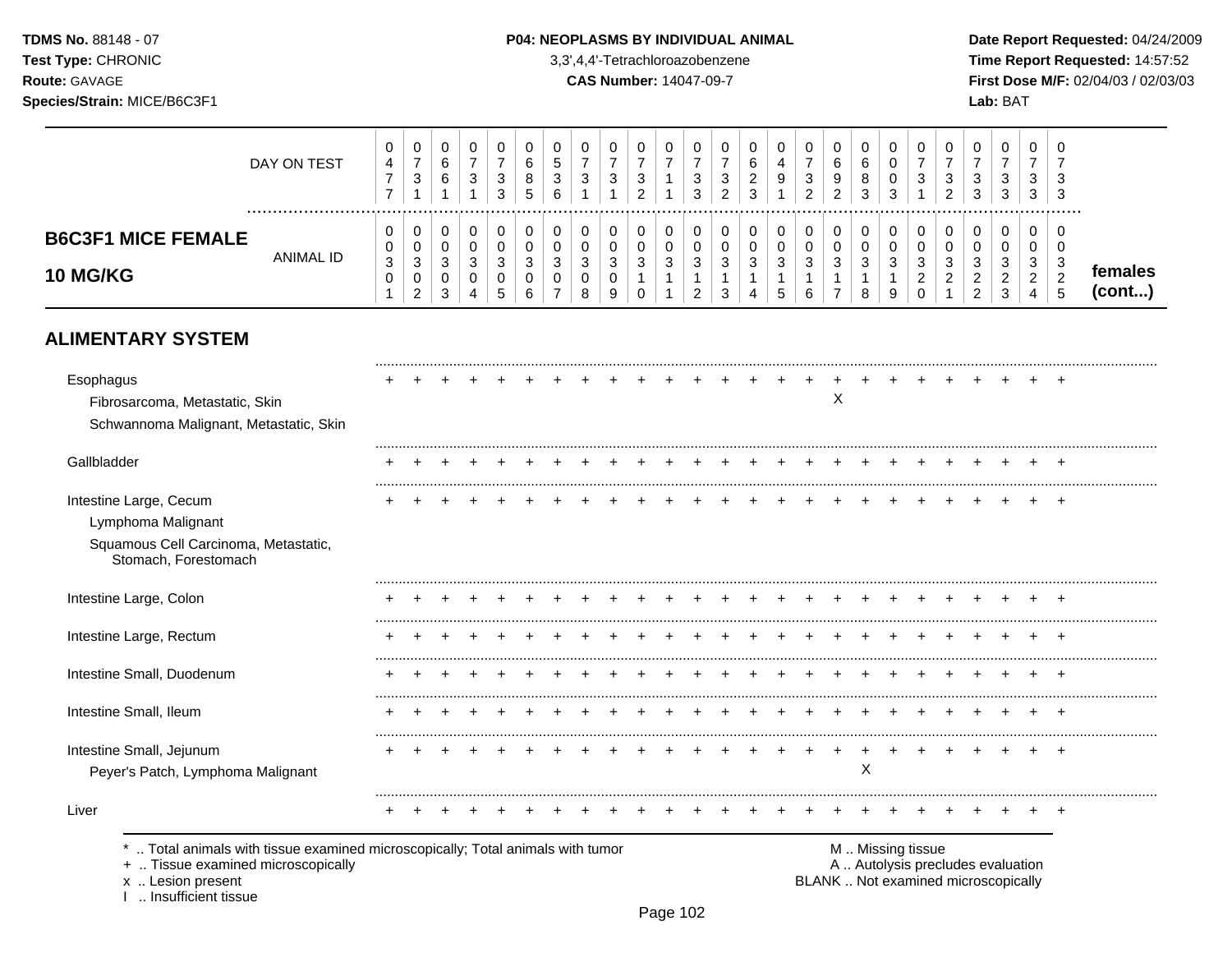**TDMS No.** 88148 - 07
**Test Type:** CHRONIC
**Route:** GAVAGE
**Species/Strain:** MICE/B6C3F1

**P04: NEOPLASMS BY INDIVIDUAL ANIMAL**
3,3',4,4'-Tetrachloroazobenzene
**CAS Number:** 14047-09-7

**Date Report Requested:** 04/24/2009
**Time Report Requested:** 14:57:52
**First Dose M/F:** 02/04/03 / 02/03/03
**Lab:** BAT

## B6C3F1 MICE FEMALE 10 MG/KG

| DAY ON TEST | 0477 | 0731 | 0661 | 0731 | 0733 | 0685 | 0536 | 0731 | 0731 | 0732 | 0711 | 0733 | 0732 | 0623 | 0491 | 0732 | 0692 | 0683 | 0003 | 0731 | 0732 | 0733 | 0733 | 0733 | 0733 | |
|---|---|---|---|---|---|---|---|---|---|---|---|---|---|---|---|---|---|---|---|---|---|---|---|---|---|---|
| ANIMAL ID | 00301 | 00302 | 00303 | 00304 | 00305 | 00306 | 00307 | 00308 | 00309 | 00310 | 00311 | 00312 | 00313 | 00314 | 00315 | 00316 | 00317 | 00318 | 00319 | 00320 | 00321 | 00322 | 00323 | 00324 | 00325 | **females (cont...)** |
| **ALIMENTARY SYSTEM** | | | | | | | | | | | | | | | | | | | | | | | | | | |
| Esophagus | + | + | + | + | + | + | + | + | + | + | + | + | + | + | + | + | + | + | + | + | + | + | + | + | + | |
| Fibrosarcoma, Metastatic, Skin | | | | | | | | | | | | | | | | | X | | | | | | | | | |
| Schwannoma Malignant, Metastatic, Skin | | | | | | | | | | | | | | | | | | | | | | | | | | |
| Gallbladder | + | + | + | + | + | + | + | + | + | + | + | + | + | + | + | + | + | + | + | + | + | + | + | + | + | |
| Intestine Large, Cecum | + | + | + | + | + | + | + | + | + | + | + | + | + | + | + | + | + | + | + | + | + | + | + | + | + | |
| Lymphoma Malignant | | | | | | | | | | | | | | | | | | | | | | | | | | |
| Squamous Cell Carcinoma, Metastatic, Stomach, Forestomach | | | | | | | | | | | | | | | | | | | | | | | | | | |
| Intestine Large, Colon | + | + | + | + | + | + | + | + | + | + | + | + | + | + | + | + | + | + | + | + | + | + | + | + | + | |
| Intestine Large, Rectum | + | + | + | + | + | + | + | + | + | + | + | + | + | + | + | + | + | + | + | + | + | + | + | + | + | |
| Intestine Small, Duodenum | + | + | + | + | + | + | + | + | + | + | + | + | + | + | + | + | + | + | + | + | + | + | + | + | + | |
| Intestine Small, Ileum | + | + | + | + | + | + | + | + | + | + | + | + | + | + | + | + | + | + | + | + | + | + | + | + | + | |
| Intestine Small, Jejunum | + | + | + | + | + | + | + | + | + | + | + | + | + | + | + | + | + | + | + | + | + | + | + | + | + | |
| Peyer's Patch, Lymphoma Malignant | | | | | | | | | | | | | | | | | | X | | | | | | | | |
| Liver | + | + | + | + | + | + | + | + | + | + | + | + | + | + | + | + | + | + | + | + | + | + | + | + | + | |

\* .. Total animals with tissue examined microscopically; Total animals with tumor
\+ .. Tissue examined microscopically
x .. Lesion present
I .. Insufficient tissue

M .. Missing tissue
A .. Autolysis precludes evaluation
BLANK .. Not examined microscopically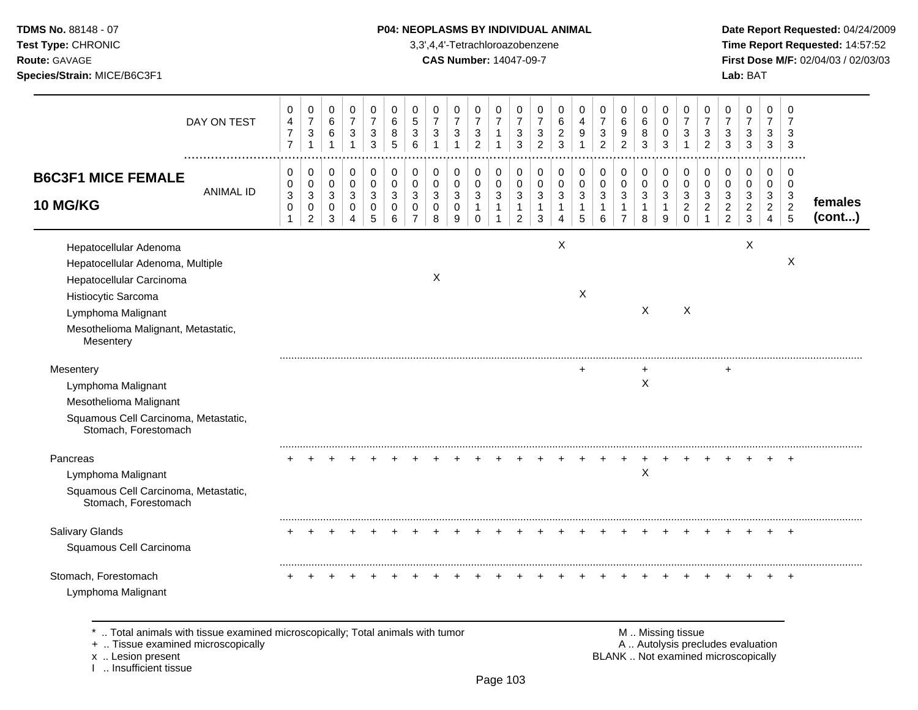**TDMS No.** 88148 - 07
**Test Type:** CHRONIC
**Route:** GAVAGE
**Species/Strain:** MICE/B6C3F1

**P04: NEOPLASMS BY INDIVIDUAL ANIMAL**
3,3',4,4'-Tetrachloroazobenzene
**CAS Number:** 14047-09-7

**Date Report Requested:** 04/24/2009
**Time Report Requested:** 14:57:52
**First Dose M/F:** 02/04/03 / 02/03/03
**Lab:** BAT

## B6C3F1 MICE FEMALE 10 MG/KG

| DAY ON TEST | 0477 | 0731 | 0661 | 0731 | 0733 | 0685 | 0536 | 0731 | 0731 | 0732 | 0711 | 0733 | 0732 | 0623 | 0491 | 0732 | 0692 | 0683 | 0003 | 0731 | 0732 | 0733 | 0733 | 0733 | 0733 | |
|---|---|---|---|---|---|---|---|---|---|---|---|---|---|---|---|---|---|---|---|---|---|---|---|---|---|---|
| **ANIMAL ID** | 00301 | 00302 | 00303 | 00304 | 00305 | 00306 | 00307 | 00308 | 00309 | 00310 | 00311 | 00312 | 00313 | 00314 | 00315 | 00316 | 00317 | 00318 | 00319 | 00320 | 00321 | 00322 | 00323 | 00324 | 00325 | **females (cont...)** |
| Hepatocellular Adenoma | | | | | | | | | | | | | | X | | | | | | | | | X | | | |
| Hepatocellular Adenoma, Multiple | | | | | | | | | | | | | | | | | | | | | | | | | X | |
| Hepatocellular Carcinoma | | | | | | | | X | | | | | | | | | | | | | | | | | | |
| Histiocytic Sarcoma | | | | | | | | | | | | | | | X | | | | | | | | | | | |
| Lymphoma Malignant | | | | | | | | | | | | | | | | | | X | | X | | | | | | |
| Mesothelioma Malignant, Metastatic, Mesentery | | | | | | | | | | | | | | | | | | | | | | | | | | |
| Mesentery | | | | | | | | | | | | | | | + | | | + | | | | + | | | | |
| Lymphoma Malignant | | | | | | | | | | | | | | | | | | X | | | | | | | | |
| Mesothelioma Malignant | | | | | | | | | | | | | | | | | | | | | | | | | | |
| Squamous Cell Carcinoma, Metastatic, Stomach, Forestomach | | | | | | | | | | | | | | | | | | | | | | | | | | |
| Pancreas | + | + | + | + | + | + | + | + | + | + | + | + | + | + | + | + | + | + | + | + | + | + | + | + | + | |
| Lymphoma Malignant | | | | | | | | | | | | | | | | | | X | | | | | | | | |
| Squamous Cell Carcinoma, Metastatic, Stomach, Forestomach | | | | | | | | | | | | | | | | | | | | | | | | | | |
| Salivary Glands | + | + | + | + | + | + | + | + | + | + | + | + | + | + | + | + | + | + | + | + | + | + | + | + | + | |
| Squamous Cell Carcinoma | | | | | | | | | | | | | | | | | | | | | | | | | | |
| Stomach, Forestomach | + | + | + | + | + | + | + | + | + | + | + | + | + | + | + | + | + | + | + | + | + | + | + | + | + | |
| Lymphoma Malignant | | | | | | | | | | | | | | | | | | | | | | | | | | |

* .. Total animals with tissue examined microscopically; Total animals with tumor
+ .. Tissue examined microscopically
x .. Lesion present
I .. Insufficient tissue

M .. Missing tissue
A .. Autolysis precludes evaluation
BLANK .. Not examined microscopically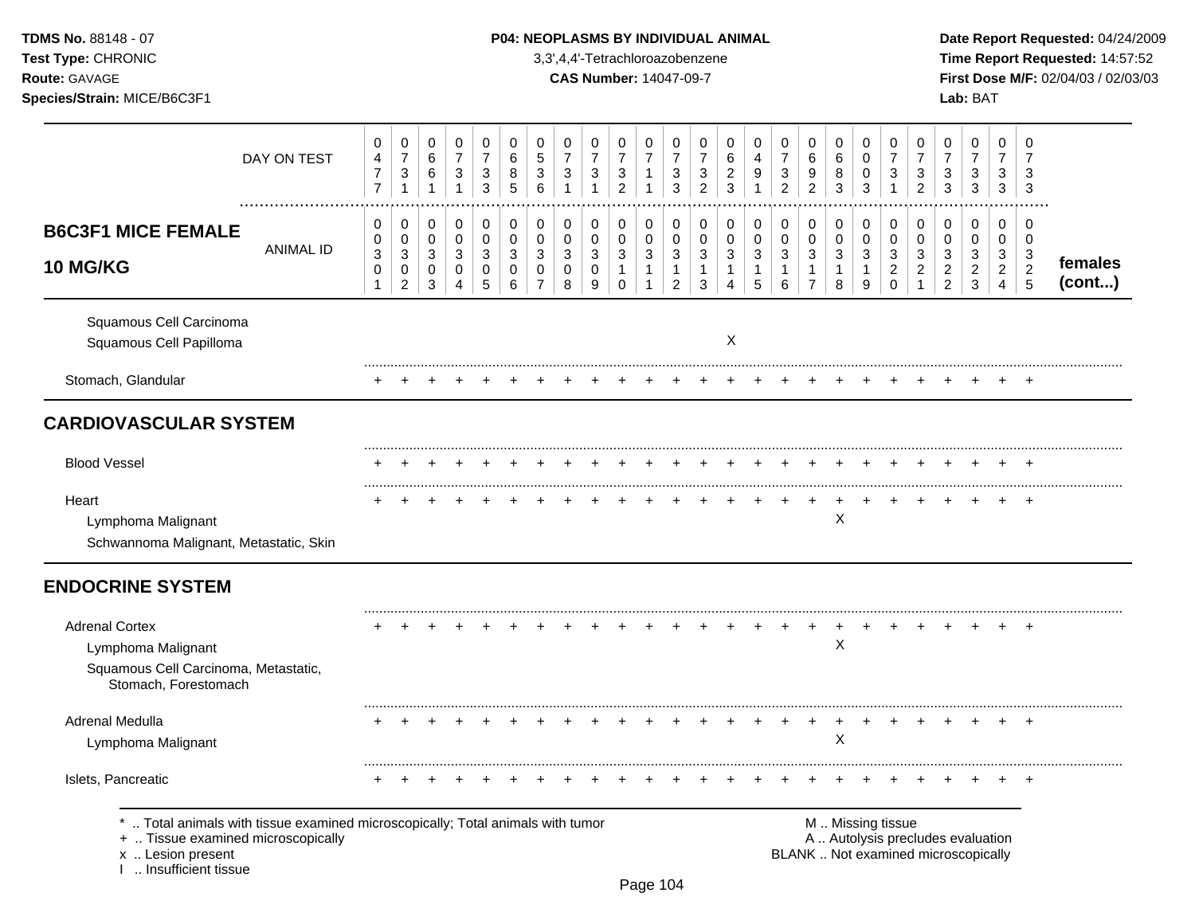**TDMS No.** 88148 - 07
**Test Type:** CHRONIC
**Route:** GAVAGE
**Species/Strain:** MICE/B6C3F1

**P04: NEOPLASMS BY INDIVIDUAL ANIMAL**
3,3',4,4'-Tetrachloroazobenzene
**CAS Number:** 14047-09-7

**Date Report Requested:** 04/24/2009
**Time Report Requested:** 14:57:52
**First Dose M/F:** 02/04/03 / 02/03/03
**Lab:** BAT

| DAY ON TEST | 0477 | 0731 | 0661 | 0731 | 0733 | 0685 | 0536 | 0731 | 0731 | 0732 | 0711 | 0733 | 0732 | 0623 | 0491 | 0732 | 0692 | 0683 | 0003 | 0731 | 0732 | 0733 | 0733 | 0733 | 0733 | |
|---|---|---|---|---|---|---|---|---|---|---|---|---|---|---|---|---|---|---|---|---|---|---|---|---|---|---|
| **B6C3F1 MICE FEMALE 10 MG/KG** ANIMAL ID | 0030 1 | 0030 2 | 0030 3 | 0030 4 | 0030 5 | 0030 6 | 0030 7 | 0030 8 | 0030 9 | 0031 0 | 0031 1 | 0031 2 | 0031 3 | 0031 4 | 0031 5 | 0031 6 | 0031 7 | 0031 8 | 0031 9 | 0032 0 | 0032 1 | 0032 2 | 0032 3 | 0032 4 | 0032 5 | **females (cont...)** |
| Squamous Cell Carcinoma | | | | | | | | | | | | | | | | | | | | | | | | | | |
| Squamous Cell Papilloma | | | | | | | | | | | | | | X | | | | | | | | | | | | |
| Stomach, Glandular | + | + | + | + | + | + | + | + | + | + | + | + | + | + | + | + | + | + | + | + | + | + | + | + | + | |
| **CARDIOVASCULAR SYSTEM** | | | | | | | | | | | | | | | | | | | | | | | | | | |
| Blood Vessel | + | + | + | + | + | + | + | + | + | + | + | + | + | + | + | + | + | + | + | + | + | + | + | + | + | |
| Heart | + | + | + | + | + | + | + | + | + | + | + | + | + | + | + | + | + | + | + | + | + | + | + | + | + | |
| Lymphoma Malignant | | | | | | | | | | | | | | | | | | X | | | | | | | | |
| Schwannoma Malignant, Metastatic, Skin | | | | | | | | | | | | | | | | | | | | | | | | | | |
| **ENDOCRINE SYSTEM** | | | | | | | | | | | | | | | | | | | | | | | | | | |
| Adrenal Cortex | + | + | + | + | + | + | + | + | + | + | + | + | + | + | + | + | + | + | + | + | + | + | + | + | + | |
| Lymphoma Malignant | | | | | | | | | | | | | | | | | | X | | | | | | | | |
| Squamous Cell Carcinoma, Metastatic, Stomach, Forestomach | | | | | | | | | | | | | | | | | | | | | | | | | | |
| Adrenal Medulla | + | + | + | + | + | + | + | + | + | + | + | + | + | + | + | + | + | + | + | + | + | + | + | + | + | |
| Lymphoma Malignant | | | | | | | | | | | | | | | | | | X | | | | | | | | |
| Islets, Pancreatic | + | + | + | + | + | + | + | + | + | + | + | + | + | + | + | + | + | + | + | + | + | + | + | + | + | |

\* .. Total animals with tissue examined microscopically; Total animals with tumor
\+ .. Tissue examined microscopically
x .. Lesion present
I .. Insufficient tissue

M .. Missing tissue
A .. Autolysis precludes evaluation
BLANK .. Not examined microscopically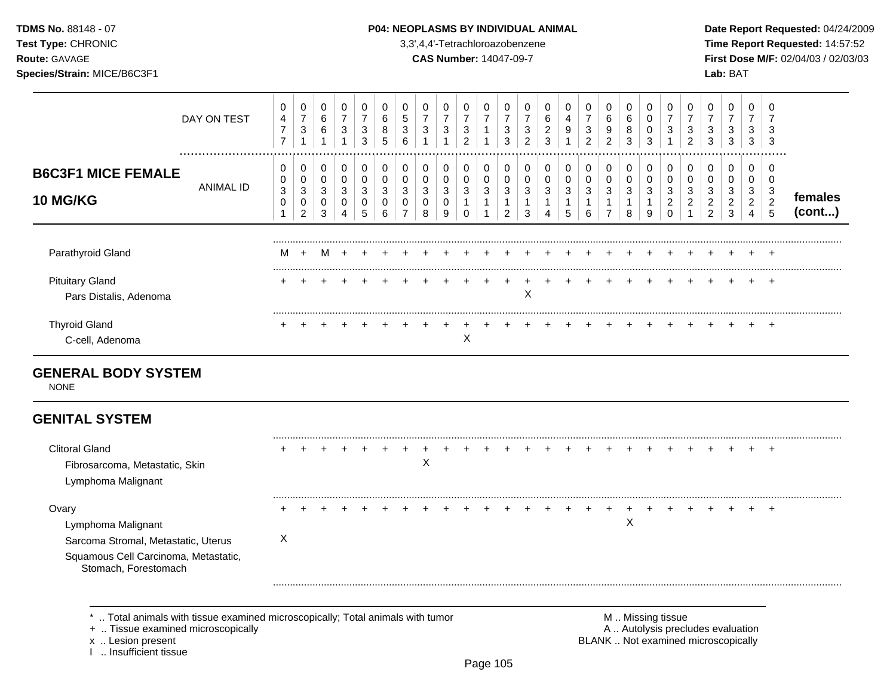**TDMS No.** 88148 - 07
**Test Type:** CHRONIC
**Route:** GAVAGE
**Species/Strain:** MICE/B6C3F1

**P04: NEOPLASMS BY INDIVIDUAL ANIMAL**
3,3',4,4'-Tetrachloroazobenzene
**CAS Number:** 14047-09-7

**Date Report Requested:** 04/24/2009
**Time Report Requested:** 14:57:52
**First Dose M/F:** 02/04/03 / 02/03/03
**Lab:** BAT

## B6C3F1 MICE FEMALE 10 MG/KG

| | 1 | 2 | 3 | 4 | 5 | 6 | 7 | 8 | 9 | 10 | 11 | 12 | 13 | 14 | 15 | 16 | 17 | 18 | 19 | 20 | 21 | 22 | 23 | 24 | 25 | |
|---|---|---|---|---|---|---|---|---|---|---|---|---|---|---|---|---|---|---|---|---|---|---|---|---|---|---|
| DAY ON TEST | 0477 | 0731 | 0661 | 0731 | 0733 | 0685 | 0536 | 0731 | 0731 | 0732 | 0711 | 0733 | 0732 | 0623 | 0491 | 0732 | 0692 | 0683 | 0003 | 0731 | 0732 | 0733 | 0733 | 0733 | 0733 | |
| ANIMAL ID | 0030 1 | 0030 2 | 0030 3 | 0030 4 | 0030 5 | 0030 6 | 0030 7 | 0030 8 | 0030 9 | 0031 0 | 0031 1 | 0031 2 | 0031 3 | 0031 4 | 0031 5 | 0031 6 | 0031 7 | 0031 8 | 0031 9 | 0032 0 | 0032 1 | 0032 2 | 0032 3 | 0032 4 | 0032 5 | **females (cont...)** |
| Parathyroid Gland | M | + | M | + | + | + | + | + | + | + | + | + | + | + | + | + | + | + | + | + | + | + | + | + | + | |
| Pituitary Gland | + | + | + | + | + | + | + | + | + | + | + | + | + | + | + | + | + | + | + | + | + | + | + | + | + | |
| Pars Distalis, Adenoma | | | | | | | | | | | | | X | | | | | | | | | | | | | |
| Thyroid Gland | + | + | + | + | + | + | + | + | + | + | + | + | + | + | + | + | + | + | + | + | + | + | + | + | + | |
| C-cell, Adenoma | | | | | | | | | | X | | | | | | | | | | | | | | | | |

## GENERAL BODY SYSTEM

NONE

## GENITAL SYSTEM

| | 1 | 2 | 3 | 4 | 5 | 6 | 7 | 8 | 9 | 10 | 11 | 12 | 13 | 14 | 15 | 16 | 17 | 18 | 19 | 20 | 21 | 22 | 23 | 24 | 25 | |
|---|---|---|---|---|---|---|---|---|---|---|---|---|---|---|---|---|---|---|---|---|---|---|---|---|---|---|
| Clitoral Gland | + | + | + | + | + | + | + | + | + | + | + | + | + | + | + | + | + | + | + | + | + | + | + | + | + | |
| Fibrosarcoma, Metastatic, Skin | | | | | | | | X | | | | | | | | | | | | | | | | | | |
| Lymphoma Malignant | | | | | | | | | | | | | | | | | | | | | | | | | | |
| Ovary | + | + | + | + | + | + | + | + | + | + | + | + | + | + | + | + | + | + | + | + | + | + | + | + | + | |
| Lymphoma Malignant | | | | | | | | | | | | | | | | | | X | | | | | | | | |
| Sarcoma Stromal, Metastatic, Uterus | X | | | | | | | | | | | | | | | | | | | | | | | | | |
| Squamous Cell Carcinoma, Metastatic, Stomach, Forestomach | | | | | | | | | | | | | | | | | | | | | | | | | | |

\* .. Total animals with tissue examined microscopically; Total animals with tumor
\+ .. Tissue examined microscopically
x .. Lesion present
I .. Insufficient tissue

M .. Missing tissue
A .. Autolysis precludes evaluation
BLANK .. Not examined microscopically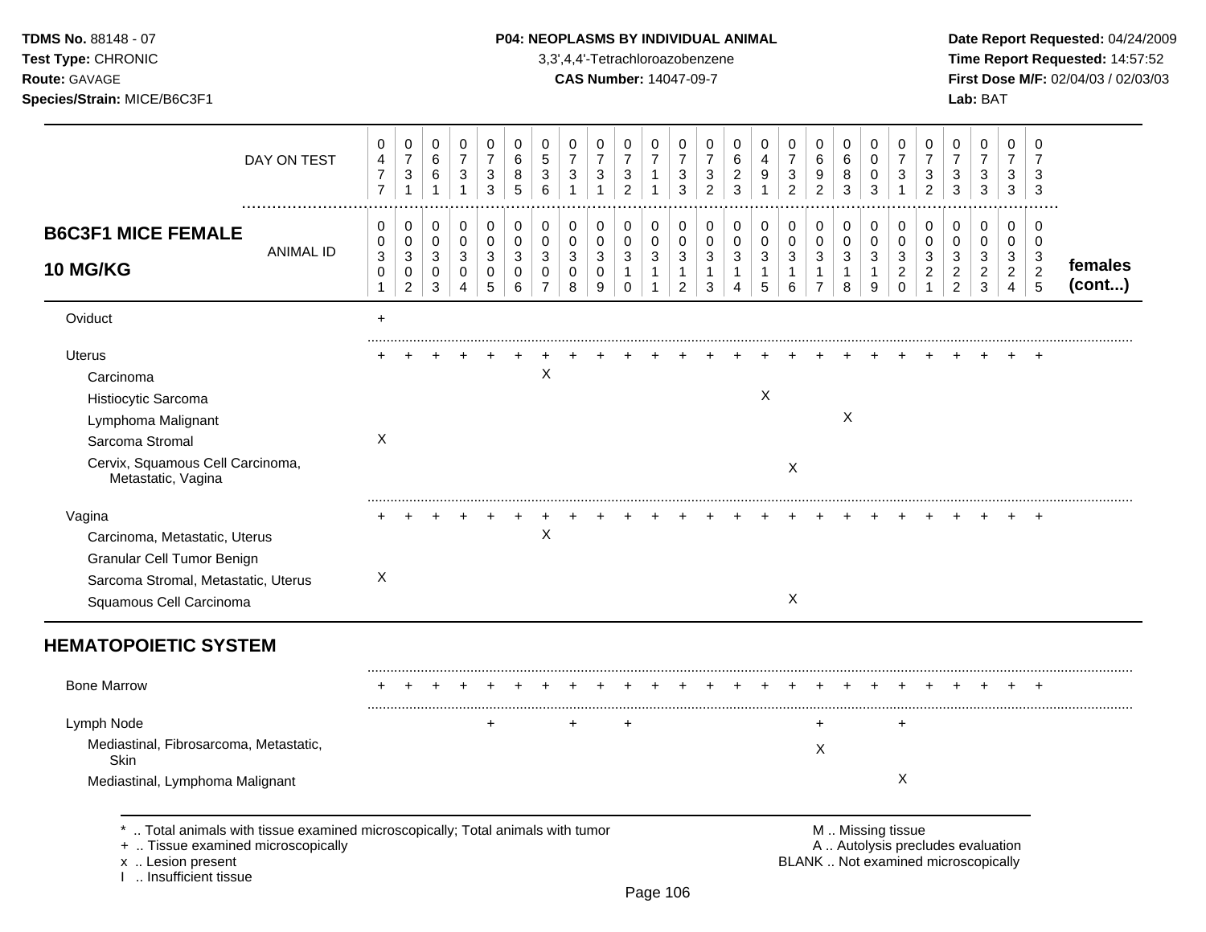## B6C3F1 MICE FEMALE 10 MG/KG

| | 1 | 2 | 3 | 4 | 5 | 6 | 7 | 8 | 9 | 10 | 11 | 12 | 13 | 14 | 15 | 16 | 17 | 18 | 19 | 20 | 21 | 22 | 23 | 24 | 25 |
|---|---|---|---|---|---|---|---|---|---|---|---|---|---|---|---|---|---|---|---|---|---|---|---|---|---|
| DAY ON TEST | 0477 | 0731 | 0661 | 0731 | 0733 | 0685 | 0536 | 0731 | 0731 | 0732 | 0711 | 0733 | 0732 | 0623 | 0491 | 0732 | 0692 | 0683 | 0003 | 0731 | 0732 | 0733 | 0733 | 0733 | 0733 |
| ANIMAL ID | 00301 | 00302 | 00303 | 00304 | 00305 | 00306 | 00307 | 00308 | 00309 | 00310 | 00311 | 00312 | 00313 | 00314 | 00315 | 00316 | 00317 | 00318 | 00319 | 00320 | 00321 | 00322 | 00323 | 00324 | 00325 |
| Oviduct | + | | | | | | | | | | | | | | | | | | | | | | | | |
| Uterus | + | + | + | + | + | + | + | + | + | + | + | + | + | + | + | + | + | + | + | + | + | + | + | + | + |
| Carcinoma | | | | | | | X | | | | | | | | | | | | | | | | | | |
| Histiocytic Sarcoma | | | | | | | | | | | | | | | X | | | | | | | | | | |
| Lymphoma Malignant | | | | | | | | | | | | | | | | | | X | | | | | | | |
| Sarcoma Stromal | X | | | | | | | | | | | | | | | | | | | | | | | | |
| Cervix, Squamous Cell Carcinoma, Metastatic, Vagina | | | | | | | | | | | | | | | | X | | | | | | | | | |
| Vagina | + | + | + | + | + | + | + | + | + | + | + | + | + | + | + | + | + | + | + | + | + | + | + | + | + |
| Carcinoma, Metastatic, Uterus | | | | | | | X | | | | | | | | | | | | | | | | | | |
| Granular Cell Tumor Benign | | | | | | | | | | | | | | | | | | | | | | | | | |
| Sarcoma Stromal, Metastatic, Uterus | X | | | | | | | | | | | | | | | | | | | | | | | | |
| Squamous Cell Carcinoma | | | | | | | | | | | | | | | | X | | | | | | | | | |
| **HEMATOPOIETIC SYSTEM** | | | | | | | | | | | | | | | | | | | | | | | | | |
| Bone Marrow | + | + | + | + | + | + | + | + | + | + | + | + | + | + | + | + | + | + | + | + | + | + | + | + | + |
| Lymph Node | | | | | + | | | + | | + | | | | | | | + | | | + | | | | | |
| Mediastinal, Fibrosarcoma, Metastatic, Skin | | | | | | | | | | | | | | | | | X | | | | | | | | |
| Mediastinal, Lymphoma Malignant | | | | | | | | | | | | | | | | | | | | X | | | | | |

\* .. Total animals with tissue examined microscopically; Total animals with tumor
+ .. Tissue examined microscopically
x .. Lesion present
I .. Insufficient tissue

M .. Missing tissue
A .. Autolysis precludes evaluation
BLANK .. Not examined microscopically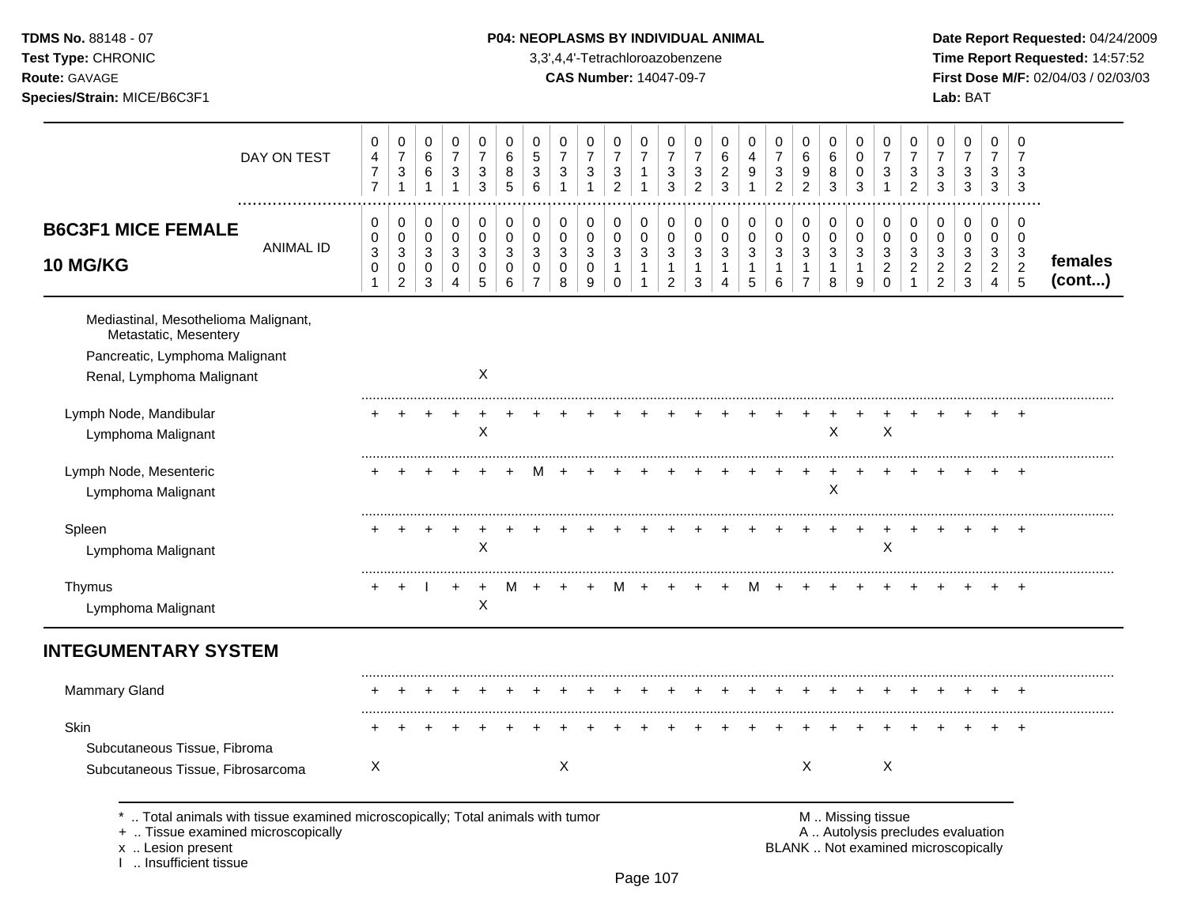**TDMS No.** 88148 - 07
**Test Type:** CHRONIC
**Route:** GAVAGE
**Species/Strain:** MICE/B6C3F1

**P04: NEOPLASMS BY INDIVIDUAL ANIMAL**
3,3',4,4'-Tetrachloroazobenzene
**CAS Number:** 14047-09-7

**Date Report Requested:** 04/24/2009
**Time Report Requested:** 14:57:52
**First Dose M/F:** 02/04/03 / 02/03/03
**Lab:** BAT

## B6C3F1 MICE FEMALE 10 MG/KG

| DAY ON TEST | 0477 | 0731 | 0661 | 0731 | 0733 | 0685 | 0536 | 0731 | 0731 | 0732 | 0711 | 0733 | 0732 | 0623 | 0491 | 0732 | 0692 | 0683 | 0003 | 0731 | 0732 | 0733 | 0733 | 0733 | 0733 | |
|---|---|---|---|---|---|---|---|---|---|---|---|---|---|---|---|---|---|---|---|---|---|---|---|---|---|---|
| **ANIMAL ID** | 00301 | 00302 | 00303 | 00304 | 00305 | 00306 | 00307 | 00308 | 00309 | 00310 | 00311 | 00312 | 00313 | 00314 | 00315 | 00316 | 00317 | 00318 | 00319 | 00320 | 00321 | 00322 | 00323 | 00324 | 00325 | **females (cont...)** |
| Mediastinal, Mesothelioma Malignant, Metastatic, Mesentery | | | | | | | | | | | | | | | | | | | | | | | | | | |
| Pancreatic, Lymphoma Malignant | | | | | | | | | | | | | | | | | | | | | | | | | | |
| Renal, Lymphoma Malignant | | | | | X | | | | | | | | | | | | | | | | | | | | | |
| Lymph Node, Mandibular | + | + | + | + | + | + | + | + | + | + | + | + | + | + | + | + | + | + | + | + | + | + | + | + | + | |
| Lymphoma Malignant | | | | | X | | | | | | | | | | | | | X | | X | | | | | | |
| Lymph Node, Mesenteric | + | + | + | + | + | + | M | + | + | + | + | + | + | + | + | + | + | + | + | + | + | + | + | + | + | |
| Lymphoma Malignant | | | | | | | | | | | | | | | | | | X | | | | | | | | |
| Spleen | + | + | + | + | + | + | + | + | + | + | + | + | + | + | + | + | + | + | + | + | + | + | + | + | + | |
| Lymphoma Malignant | | | | | X | | | | | | | | | | | | | | | X | | | | | | |
| Thymus | + | + | I | + | + | M | + | + | + | M | + | + | + | + | M | + | + | + | + | + | + | + | + | + | + | |
| Lymphoma Malignant | | | | | X | | | | | | | | | | | | | | | | | | | | | |

## INTEGUMENTARY SYSTEM

| | 00301 | 00302 | 00303 | 00304 | 00305 | 00306 | 00307 | 00308 | 00309 | 00310 | 00311 | 00312 | 00313 | 00314 | 00315 | 00316 | 00317 | 00318 | 00319 | 00320 | 00321 | 00322 | 00323 | 00324 | 00325 |
|---|---|---|---|---|---|---|---|---|---|---|---|---|---|---|---|---|---|---|---|---|---|---|---|---|---|
| Mammary Gland | + | + | + | + | + | + | + | + | + | + | + | + | + | + | + | + | + | + | + | + | + | + | + | + | + |
| Skin | + | + | + | + | + | + | + | + | + | + | + | + | + | + | + | + | + | + | + | + | + | + | + | + | + |
| Subcutaneous Tissue, Fibroma | | | | | | | | | | | | | | | | | | | | | | | | | |
| Subcutaneous Tissue, Fibrosarcoma | X | | | | | | | X | | | | | | | | | X | | | X | | | | | |

\* .. Total animals with tissue examined microscopically; Total animals with tumor
\+ .. Tissue examined microscopically
x .. Lesion present
I .. Insufficient tissue

M .. Missing tissue
A .. Autolysis precludes evaluation
BLANK .. Not examined microscopically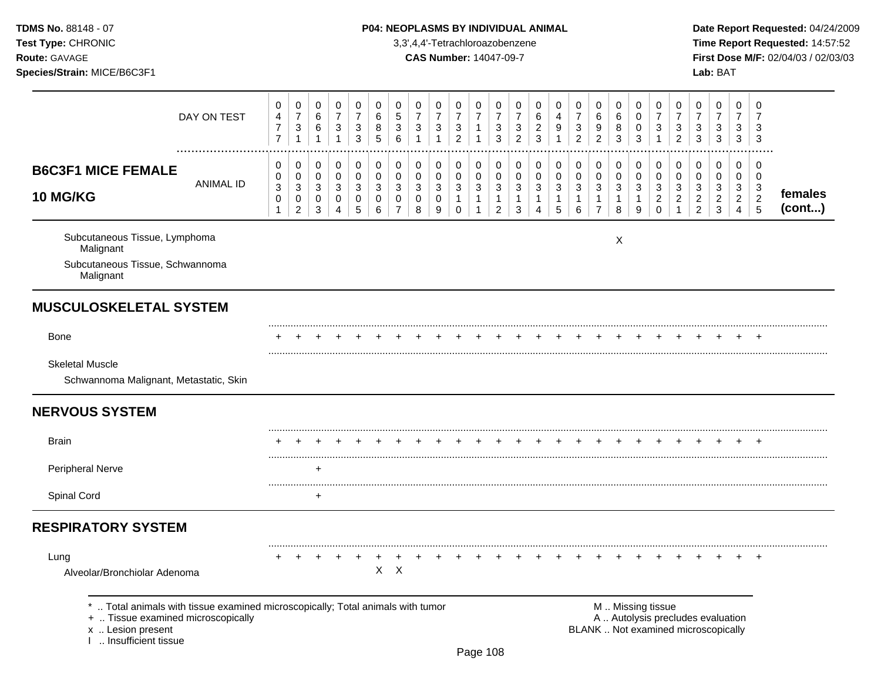**TDMS No.** 88148 - 07
**Test Type:** CHRONIC
**Route:** GAVAGE
**Species/Strain:** MICE/B6C3F1

**P04: NEOPLASMS BY INDIVIDUAL ANIMAL**
3,3',4,4'-Tetrachloroazobenzene
**CAS Number:** 14047-09-7

**Date Report Requested:** 04/24/2009
**Time Report Requested:** 14:57:52
**First Dose M/F:** 02/04/03 / 02/03/03
**Lab:** BAT

| DAY ON TEST | 0477 | 0731 | 0661 | 0731 | 0733 | 0685 | 0536 | 0731 | 0731 | 0732 | 0711 | 0733 | 0732 | 0623 | 0491 | 0732 | 0692 | 0683 | 0003 | 0731 | 0732 | 0733 | 0733 | 0733 | 0733 | |
|---|---|---|---|---|---|---|---|---|---|---|---|---|---|---|---|---|---|---|---|---|---|---|---|---|---|---|
| **B6C3F1 MICE FEMALE 10 MG/KG** — ANIMAL ID | 00301 | 00302 | 00303 | 00304 | 00305 | 00306 | 00307 | 00308 | 00309 | 00310 | 00311 | 00312 | 00313 | 00314 | 00315 | 00316 | 00317 | 00318 | 00319 | 00320 | 00321 | 00322 | 00323 | 00324 | 00325 | **females (cont...)** |
| Subcutaneous Tissue, Lymphoma Malignant | | | | | | | | | | | | | | | | | | X | | | | | | | | |
| Subcutaneous Tissue, Schwannoma Malignant | | | | | | | | | | | | | | | | | | | | | | | | | | |
| **MUSCULOSKELETAL SYSTEM** | | | | | | | | | | | | | | | | | | | | | | | | | | |
| Bone | + | + | + | + | + | + | + | + | + | + | + | + | + | + | + | + | + | + | + | + | + | + | + | + | + | |
| Skeletal Muscle | | | | | | | | | | | | | | | | | | | | | | | | | | |
| Schwannoma Malignant, Metastatic, Skin | | | | | | | | | | | | | | | | | | | | | | | | | | |
| **NERVOUS SYSTEM** | | | | | | | | | | | | | | | | | | | | | | | | | | |
| Brain | + | + | + | + | + | + | + | + | + | + | + | + | + | + | + | + | + | + | + | + | + | + | + | + | + | |
| Peripheral Nerve | | | + | | | | | | | | | | | | | | | | | | | | | | | |
| Spinal Cord | | | + | | | | | | | | | | | | | | | | | | | | | | | |
| **RESPIRATORY SYSTEM** | | | | | | | | | | | | | | | | | | | | | | | | | | |
| Lung | + | + | + | + | + | + | + | + | + | + | + | + | + | + | + | + | + | + | + | + | + | + | + | + | + | |
| Alveolar/Bronchiolar Adenoma | | | | | | X | X | | | | | | | | | | | | | | | | | | | |

\* .. Total animals with tissue examined microscopically; Total animals with tumor
\+ .. Tissue examined microscopically
x .. Lesion present
I .. Insufficient tissue

M .. Missing tissue
A .. Autolysis precludes evaluation
BLANK .. Not examined microscopically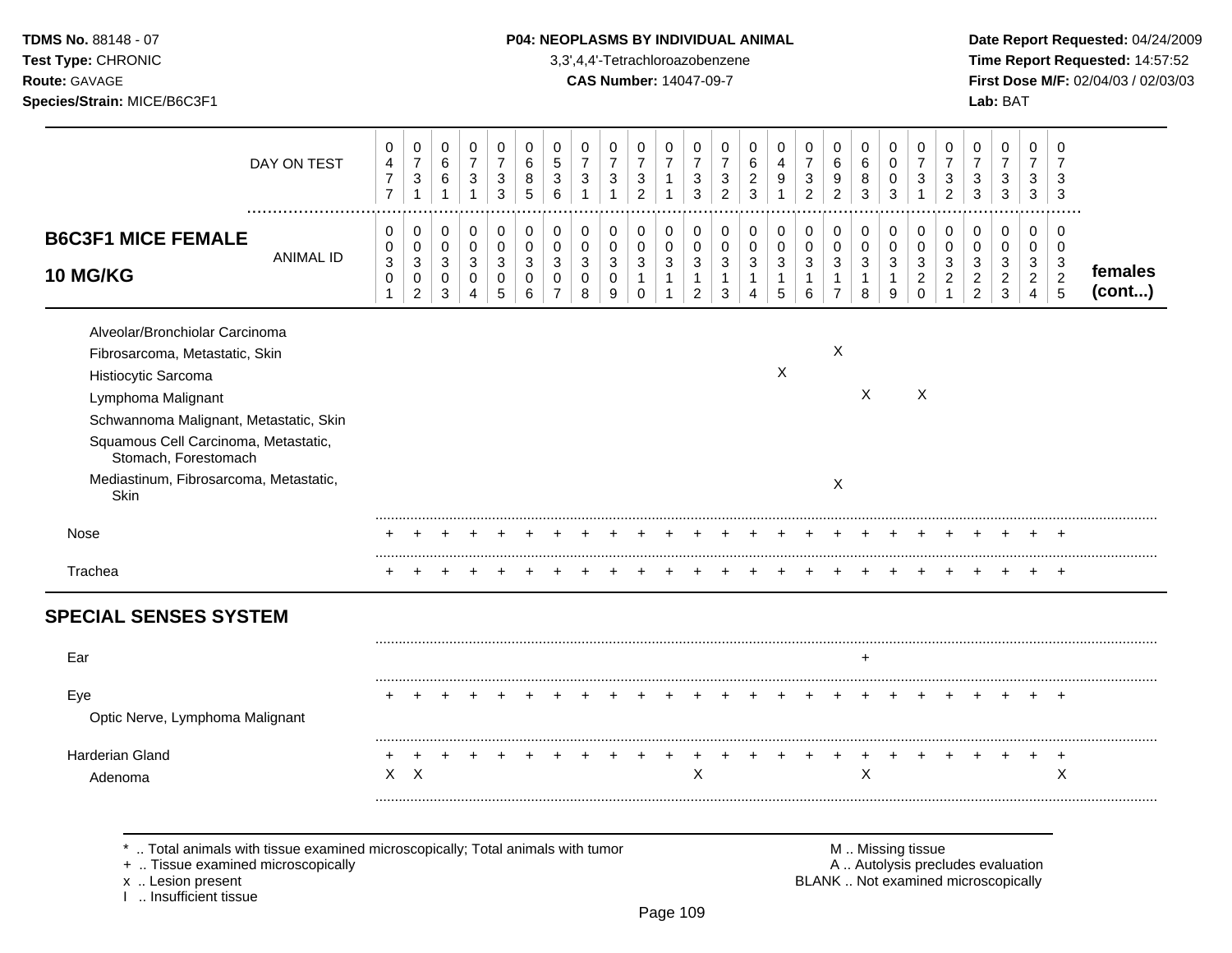**P04: NEOPLASMS BY INDIVIDUAL ANIMAL**

**B6C3F1 MICE FEMALE 10 MG/KG**

| DAY ON TEST | 0477 | 0731 | 0661 | 0731 | 0733 | 0685 | 0536 | 0731 | 0731 | 0732 | 0711 | 0733 | 0732 | 0623 | 0491 | 0732 | 0692 | 0683 | 0003 | 0731 | 0732 | 0733 | 0733 | 0733 | 0733 | |
|---|---|---|---|---|---|---|---|---|---|---|---|---|---|---|---|---|---|---|---|---|---|---|---|---|---|---|
| **ANIMAL ID** | 0030 1 | 0030 2 | 0030 3 | 0030 4 | 0030 5 | 0030 6 | 0030 7 | 0030 8 | 0030 9 | 0031 0 | 0031 1 | 0031 2 | 0031 3 | 0031 4 | 0031 5 | 0031 6 | 0031 7 | 0031 8 | 0031 9 | 0032 0 | 0032 1 | 0032 2 | 0032 3 | 0032 4 | 0032 5 | **females (cont...)** |
| Alveolar/Bronchiolar Carcinoma | | | | | | | | | | | | | | | | | | | | | | | | | | |
| Fibrosarcoma, Metastatic, Skin | | | | | | | | | | | | | | | | | X | | | | | | | | | |
| Histiocytic Sarcoma | | | | | | | | | | | | | | | X | | | | | | | | | | | |
| Lymphoma Malignant | | | | | | | | | | | | | | | | | | X | | X | | | | | | |
| Schwannoma Malignant, Metastatic, Skin | | | | | | | | | | | | | | | | | | | | | | | | | | |
| Squamous Cell Carcinoma, Metastatic, Stomach, Forestomach | | | | | | | | | | | | | | | | | | | | | | | | | | |
| Mediastinum, Fibrosarcoma, Metastatic, Skin | | | | | | | | | | | | | | | | | X | | | | | | | | | |
| Nose | + | + | + | + | + | + | + | + | + | + | + | + | + | + | + | + | + | + | + | + | + | + | + | + | + | |
| Trachea | + | + | + | + | + | + | + | + | + | + | + | + | + | + | + | + | + | + | + | + | + | + | + | + | + | |
| **SPECIAL SENSES SYSTEM** | | | | | | | | | | | | | | | | | | | | | | | | | | |
| Ear | | | | | | | | | | | | | | | | | | + | | | | | | | | |
| Eye | + | + | + | + | + | + | + | + | + | + | + | + | + | + | + | + | + | + | + | + | + | + | + | + | + | |
| Optic Nerve, Lymphoma Malignant | | | | | | | | | | | | | | | | | | | | | | | | | | |
| Harderian Gland | + | + | + | + | + | + | + | + | + | + | + | + | + | + | + | + | + | + | + | + | + | + | + | + | + | |
| Adenoma | X | X | | | | | | | | | | X | | | | | | X | | | | | | | X | |

\* .. Total animals with tissue examined microscopically; Total animals with tumor
\+ .. Tissue examined microscopically
x .. Lesion present
I .. Insufficient tissue

M .. Missing tissue
A .. Autolysis precludes evaluation
BLANK .. Not examined microscopically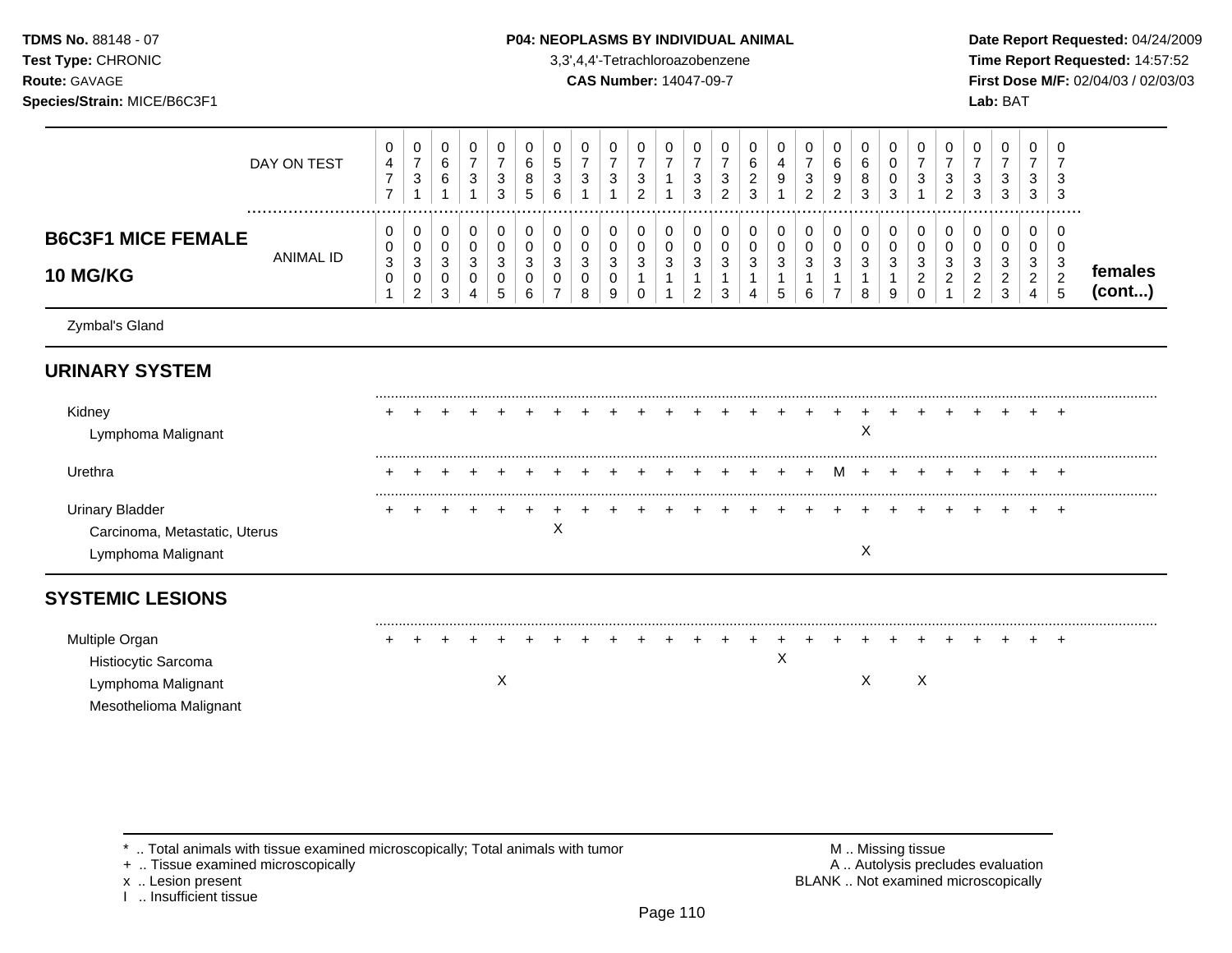**TDMS No.** 88148 - 07
**Test Type:** CHRONIC
**Route:** GAVAGE
**Species/Strain:** MICE/B6C3F1

**P04: NEOPLASMS BY INDIVIDUAL ANIMAL**
3,3',4,4'-Tetrachloroazobenzene
**CAS Number:** 14047-09-7

**Date Report Requested:** 04/24/2009
**Time Report Requested:** 14:57:52
**First Dose M/F:** 02/04/03 / 02/03/03
**Lab:** BAT

## B6C3F1 MICE FEMALE 10 MG/KG

| | 1 | 2 | 3 | 4 | 5 | 6 | 7 | 8 | 9 | 10 | 11 | 12 | 13 | 14 | 15 | 16 | 17 | 18 | 19 | 20 | 21 | 22 | 23 | 24 | 25 | |
|---|---|---|---|---|---|---|---|---|---|---|---|---|---|---|---|---|---|---|---|---|---|---|---|---|---|---|
| DAY ON TEST | 0477 | 0731 | 0661 | 0731 | 0733 | 0685 | 0536 | 0731 | 0731 | 0732 | 0711 | 0733 | 0732 | 0623 | 0491 | 0732 | 0692 | 0683 | 0003 | 0731 | 0732 | 0733 | 0733 | 0733 | 0733 | |
| ANIMAL ID | 00301 | 00302 | 00303 | 00304 | 00305 | 00306 | 00307 | 00308 | 00309 | 00310 | 00311 | 00312 | 00313 | 00314 | 00315 | 00316 | 00317 | 00318 | 00319 | 00320 | 00321 | 00322 | 00323 | 00324 | 00325 | **females (cont...)** |
| Zymbal's Gland | | | | | | | | | | | | | | | | | | | | | | | | | | |
| **URINARY SYSTEM** | | | | | | | | | | | | | | | | | | | | | | | | | | |
| Kidney | + | + | + | + | + | + | + | + | + | + | + | + | + | + | + | + | + | + | + | + | + | + | + | + | + | |
| Lymphoma Malignant | | | | | | | | | | | | | | | | | | X | | | | | | | | |
| Urethra | + | + | + | + | + | + | + | + | + | + | + | + | + | + | + | + | M | + | + | + | + | + | + | + | + | |
| Urinary Bladder | + | + | + | + | + | + | + | + | + | + | + | + | + | + | + | + | + | + | + | + | + | + | + | + | + | |
| Carcinoma, Metastatic, Uterus | | | | | | | X | | | | | | | | | | | | | | | | | | | |
| Lymphoma Malignant | | | | | | | | | | | | | | | | | | X | | | | | | | | |
| **SYSTEMIC LESIONS** | | | | | | | | | | | | | | | | | | | | | | | | | | |
| Multiple Organ | + | + | + | + | + | + | + | + | + | + | + | + | + | + | + | + | + | + | + | + | + | + | + | + | + | |
| Histiocytic Sarcoma | | | | | | | | | | | | | | | X | | | | | | | | | | | |
| Lymphoma Malignant | | | | | X | | | | | | | | | | | | | X | | X | | | | | | |
| Mesothelioma Malignant | | | | | | | | | | | | | | | | | | | | | | | | | | |

\* .. Total animals with tissue examined microscopically; Total animals with tumor
\+ .. Tissue examined microscopically
x .. Lesion present
I .. Insufficient tissue

M .. Missing tissue
A .. Autolysis precludes evaluation
BLANK .. Not examined microscopically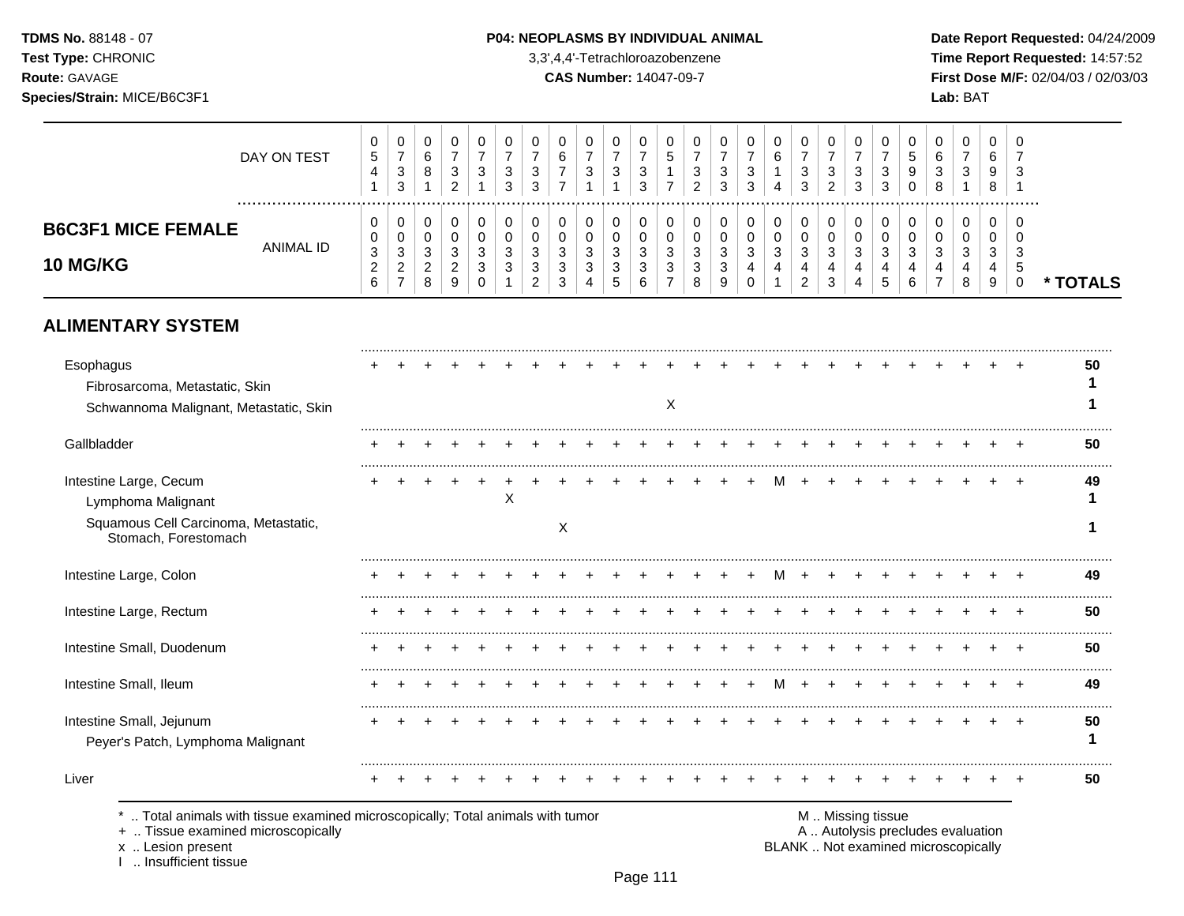**TDMS No.** 88148 - 07
**Test Type:** CHRONIC
**Route:** GAVAGE
**Species/Strain:** MICE/B6C3F1

**P04: NEOPLASMS BY INDIVIDUAL ANIMAL**
3,3',4,4'-Tetrachloroazobenzene
**CAS Number:** 14047-09-7

**Date Report Requested:** 04/24/2009
**Time Report Requested:** 14:57:52
**First Dose M/F:** 02/04/03 / 02/03/03
**Lab:** BAT

## B6C3F1 MICE FEMALE 10 MG/KG

| DAY ON TEST | 0541 | 0733 | 0681 | 0732 | 0731 | 0733 | 0733 | 0677 | 0731 | 0731 | 0733 | 0517 | 0732 | 0733 | 0733 | 0614 | 0733 | 0732 | 0733 | 0733 | 0590 | 0638 | 0731 | 0698 | 0731 | |
|---|---|---|---|---|---|---|---|---|---|---|---|---|---|---|---|---|---|---|---|---|---|---|---|---|---|---|
| **ANIMAL ID** | 0326 | 0327 | 0328 | 0329 | 0330 | 0331 | 0332 | 0333 | 0334 | 0335 | 0336 | 0337 | 0338 | 0339 | 0340 | 0341 | 0342 | 0343 | 0344 | 0345 | 0346 | 0347 | 0348 | 0349 | 0350 | *** TOTALS** |
| **ALIMENTARY SYSTEM** | | | | | | | | | | | | | | | | | | | | | | | | | | |
| Esophagus | + | + | + | + | + | + | + | + | + | + | + | + | + | + | + | + | + | + | + | + | + | + | + | + | + | **50** |
| Fibrosarcoma, Metastatic, Skin | | | | | | | | | | | | | | | | | | | | | | | | | | **1** |
| Schwannoma Malignant, Metastatic, Skin | | | | | | | | | | | | X | | | | | | | | | | | | | | **1** |
| Gallbladder | + | + | + | + | + | + | + | + | + | + | + | + | + | + | + | + | + | + | + | + | + | + | + | + | + | **50** |
| Intestine Large, Cecum | + | + | + | + | + | + | + | + | + | + | + | + | + | + | + | M | + | + | + | + | + | + | + | + | + | **49** |
| Lymphoma Malignant | | | | | | X | | | | | | | | | | | | | | | | | | | | **1** |
| Squamous Cell Carcinoma, Metastatic, Stomach, Forestomach | | | | | | | | X | | | | | | | | | | | | | | | | | | **1** |
| Intestine Large, Colon | + | + | + | + | + | + | + | + | + | + | + | + | + | + | + | M | + | + | + | + | + | + | + | + | + | **49** |
| Intestine Large, Rectum | + | + | + | + | + | + | + | + | + | + | + | + | + | + | + | + | + | + | + | + | + | + | + | + | + | **50** |
| Intestine Small, Duodenum | + | + | + | + | + | + | + | + | + | + | + | + | + | + | + | + | + | + | + | + | + | + | + | + | + | **50** |
| Intestine Small, Ileum | + | + | + | + | + | + | + | + | + | + | + | + | + | + | + | M | + | + | + | + | + | + | + | + | + | **49** |
| Intestine Small, Jejunum | + | + | + | + | + | + | + | + | + | + | + | + | + | + | + | + | + | + | + | + | + | + | + | + | + | **50** |
| Peyer's Patch, Lymphoma Malignant | | | | | | | | | | | | | | | | | | | | | | | | | | **1** |
| Liver | + | + | + | + | + | + | + | + | + | + | + | + | + | + | + | + | + | + | + | + | + | + | + | + | + | **50** |

\* .. Total animals with tissue examined microscopically; Total animals with tumor
\+ .. Tissue examined microscopically
x .. Lesion present
I .. Insufficient tissue

M .. Missing tissue
A .. Autolysis precludes evaluation
BLANK .. Not examined microscopically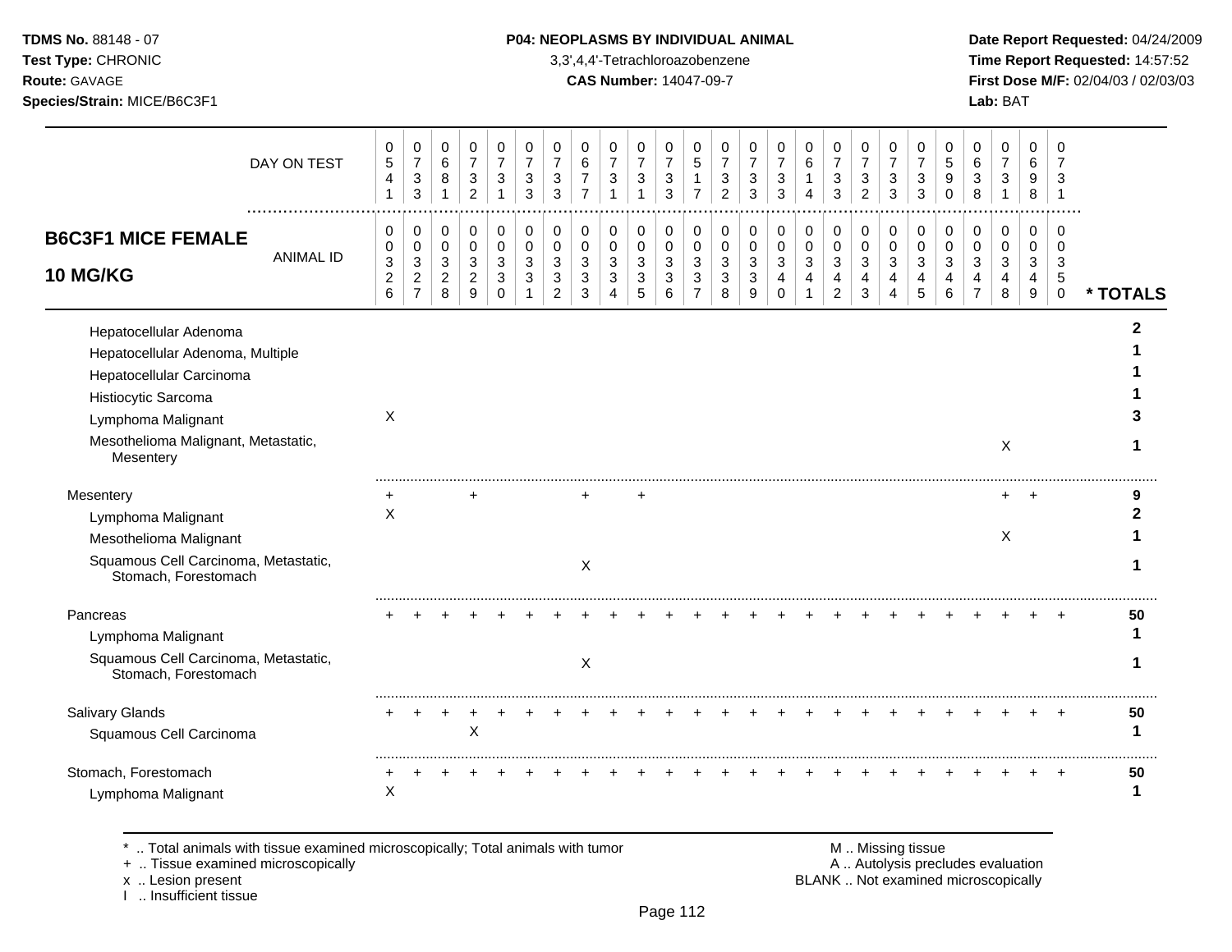**TDMS No.** 88148 - 07
**Test Type:** CHRONIC
**Route:** GAVAGE
**Species/Strain:** MICE/B6C3F1

**P04: NEOPLASMS BY INDIVIDUAL ANIMAL**
3,3',4,4'-Tetrachloroazobenzene
**CAS Number:** 14047-09-7

**Date Report Requested:** 04/24/2009
**Time Report Requested:** 14:57:52
**First Dose M/F:** 02/04/03 / 02/03/03
**Lab:** BAT

## B6C3F1 MICE FEMALE 10 MG/KG

| | 0326 | 0327 | 0328 | 0329 | 0330 | 0331 | 0332 | 0333 | 0334 | 0335 | 0336 | 0337 | 0338 | 0339 | 0340 | 0341 | 0342 | 0343 | 0344 | 0345 | 0346 | 0347 | 0348 | 0349 | 0350 | * TOTALS |
|---|---|---|---|---|---|---|---|---|---|---|---|---|---|---|---|---|---|---|---|---|---|---|---|---|---|---|
| DAY ON TEST | 0541 | 0733 | 0681 | 0732 | 0731 | 0733 | 0733 | 0677 | 0731 | 0731 | 0733 | 0517 | 0732 | 0733 | 0733 | 0614 | 0733 | 0732 | 0733 | 0733 | 0590 | 0638 | 0731 | 0698 | 0731 | |
| Hepatocellular Adenoma | | | | | | | | | | | | | | | | | | | | | | | | | | 2 |
| Hepatocellular Adenoma, Multiple | | | | | | | | | | | | | | | | | | | | | | | | | | 1 |
| Hepatocellular Carcinoma | | | | | | | | | | | | | | | | | | | | | | | | | | 1 |
| Histiocytic Sarcoma | | | | | | | | | | | | | | | | | | | | | | | | | | 1 |
| Lymphoma Malignant | X | | | | | | | | | | | | | | | | | | | | | | | | | 3 |
| Mesothelioma Malignant, Metastatic, Mesentery | | | | | | | | | | | | | | | | | | | | | | | X | | | 1 |
| Mesentery | + | | | + | | | | + | | + | | | | | | | | | | | | | + | + | | 9 |
| Lymphoma Malignant | X | | | | | | | | | | | | | | | | | | | | | | | | | 2 |
| Mesothelioma Malignant | | | | | | | | | | | | | | | | | | | | | | | X | | | 1 |
| Squamous Cell Carcinoma, Metastatic, Stomach, Forestomach | | | | | | | | X | | | | | | | | | | | | | | | | | | 1 |
| Pancreas | + | + | + | + | + | + | + | + | + | + | + | + | + | + | + | + | + | + | + | + | + | + | + | + | + | 50 |
| Lymphoma Malignant | | | | | | | | | | | | | | | | | | | | | | | | | | 1 |
| Squamous Cell Carcinoma, Metastatic, Stomach, Forestomach | | | | | | | | X | | | | | | | | | | | | | | | | | | 1 |
| Salivary Glands | + | + | + | + | + | + | + | + | + | + | + | + | + | + | + | + | + | + | + | + | + | + | + | + | + | 50 |
| Squamous Cell Carcinoma | | | | X | | | | | | | | | | | | | | | | | | | | | | 1 |
| Stomach, Forestomach | + | + | + | + | + | + | + | + | + | + | + | + | + | + | + | + | + | + | + | + | + | + | + | + | + | 50 |
| Lymphoma Malignant | X | | | | | | | | | | | | | | | | | | | | | | | | | 1 |

\* .. Total animals with tissue examined microscopically; Total animals with tumor
\+ .. Tissue examined microscopically
x .. Lesion present
I .. Insufficient tissue

M .. Missing tissue
A .. Autolysis precludes evaluation
BLANK .. Not examined microscopically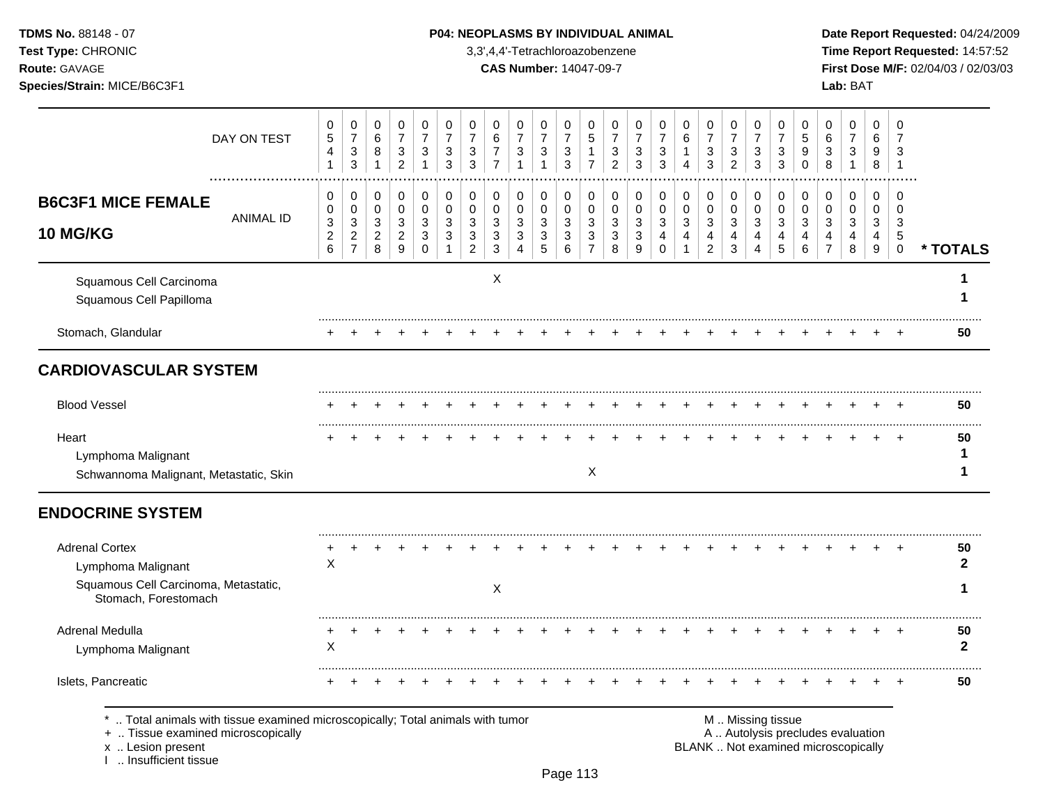TDMS No. 88148 - 07
Test Type: CHRONIC
Route: GAVAGE
Species/Strain: MICE/B6C3F1

**P04: NEOPLASMS BY INDIVIDUAL ANIMAL**
3,3',4,4'-Tetrachloroazobenzene
**CAS Number:** 14047-09-7

Date Report Requested: 04/24/2009
Time Report Requested: 14:57:52
First Dose M/F: 02/04/03 / 02/03/03
Lab: BAT

| DAY ON TEST | 0541 | 0733 | 0681 | 0732 | 0731 | 0733 | 0733 | 0677 | 0731 | 0731 | 0733 | 0517 | 0732 | 0733 | 0733 | 0614 | 0733 | 0732 | 0733 | 0733 | 0590 | 0638 | 0731 | 0698 | 0731 | |
|---|---|---|---|---|---|---|---|---|---|---|---|---|---|---|---|---|---|---|---|---|---|---|---|---|---|---|
| **B6C3F1 MICE FEMALE 10 MG/KG** ANIMAL ID | 0032 6 | 0032 7 | 0032 8 | 0032 9 | 0033 0 | 0033 1 | 0033 2 | 0033 3 | 0033 4 | 0033 5 | 0033 6 | 0033 7 | 0033 8 | 0033 9 | 0034 0 | 0034 1 | 0034 2 | 0034 3 | 0034 4 | 0034 5 | 0034 6 | 0034 7 | 0034 8 | 0034 9 | 0035 0 | * TOTALS |
| Squamous Cell Carcinoma | | | | | | | | X | | | | | | | | | | | | | | | | | | 1 |
| Squamous Cell Papilloma | | | | | | | | | | | | | | | | | | | | | | | | | | 1 |
| Stomach, Glandular | + | + | + | + | + | + | + | + | + | + | + | + | + | + | + | + | + | + | + | + | + | + | + | + | + | 50 |
| **CARDIOVASCULAR SYSTEM** | | | | | | | | | | | | | | | | | | | | | | | | | | |
| Blood Vessel | + | + | + | + | + | + | + | + | + | + | + | + | + | + | + | + | + | + | + | + | + | + | + | + | + | 50 |
| Heart | + | + | + | + | + | + | + | + | + | + | + | + | + | + | + | + | + | + | + | + | + | + | + | + | + | 50 |
| Lymphoma Malignant | | | | | | | | | | | | | | | | | | | | | | | | | | 1 |
| Schwannoma Malignant, Metastatic, Skin | | | | | | | | | | | | X | | | | | | | | | | | | | | 1 |
| **ENDOCRINE SYSTEM** | | | | | | | | | | | | | | | | | | | | | | | | | | |
| Adrenal Cortex | + | + | + | + | + | + | + | + | + | + | + | + | + | + | + | + | + | + | + | + | + | + | + | + | + | 50 |
| Lymphoma Malignant | X | | | | | | | | | | | | | | | | | | | | | | | | | 2 |
| Squamous Cell Carcinoma, Metastatic, Stomach, Forestomach | | | | | | | | X | | | | | | | | | | | | | | | | | | 1 |
| Adrenal Medulla | + | + | + | + | + | + | + | + | + | + | + | + | + | + | + | + | + | + | + | + | + | + | + | + | + | 50 |
| Lymphoma Malignant | X | | | | | | | | | | | | | | | | | | | | | | | | | 2 |
| Islets, Pancreatic | + | + | + | + | + | + | + | + | + | + | + | + | + | + | + | + | + | + | + | + | + | + | + | + | + | 50 |

\* .. Total animals with tissue examined microscopically; Total animals with tumor
\+ .. Tissue examined microscopically
x .. Lesion present
I .. Insufficient tissue

M .. Missing tissue
A .. Autolysis precludes evaluation
BLANK .. Not examined microscopically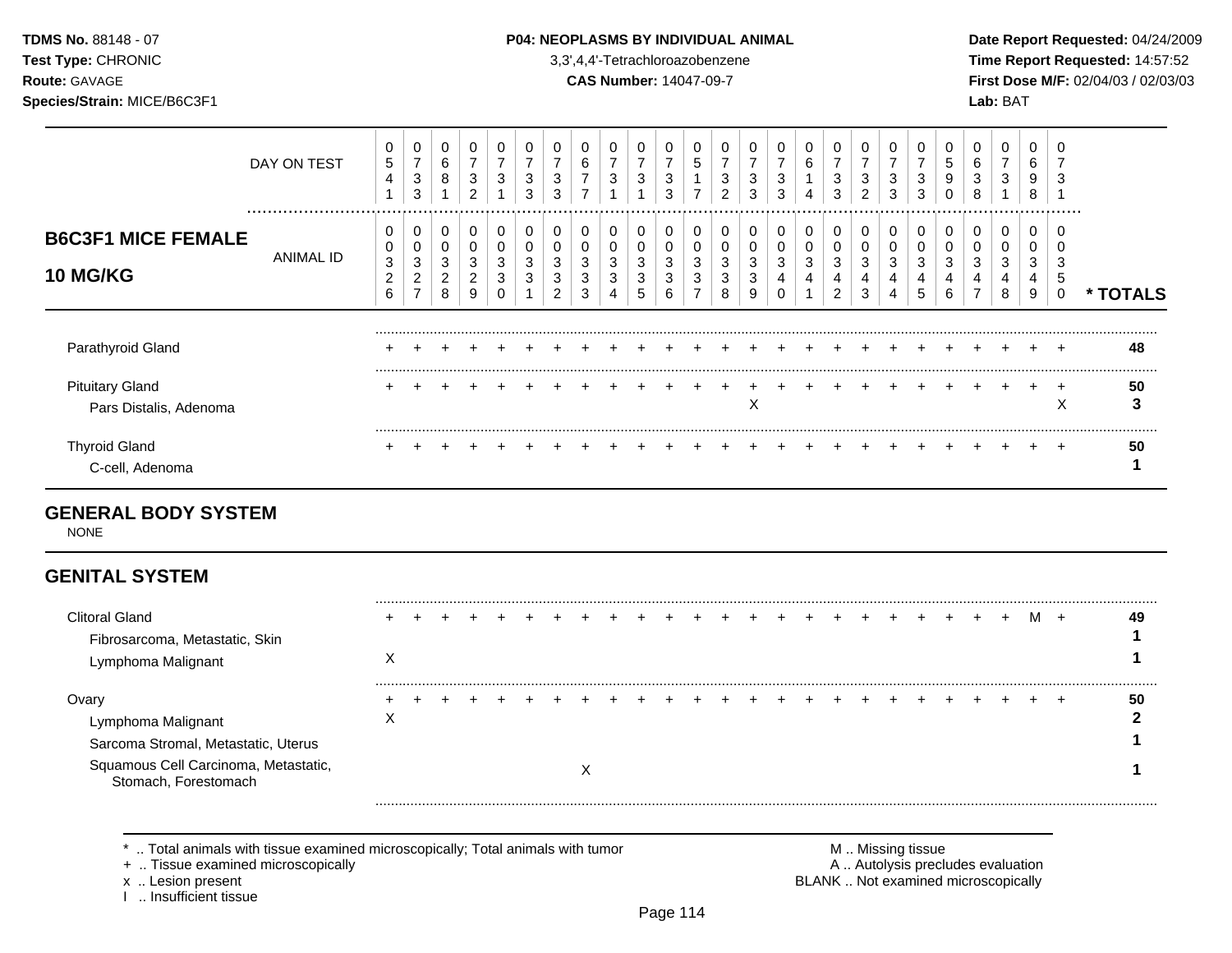**TDMS No.** 88148 - 07
**Test Type:** CHRONIC
**Route:** GAVAGE
**Species/Strain:** MICE/B6C3F1

**P04: NEOPLASMS BY INDIVIDUAL ANIMAL**
3,3',4,4'-Tetrachloroazobenzene
**CAS Number:** 14047-09-7

**Date Report Requested:** 04/24/2009
**Time Report Requested:** 14:57:52
**First Dose M/F:** 02/04/03 / 02/03/03
**Lab:** BAT

| | 1 | 2 | 3 | 4 | 5 | 6 | 7 | 8 | 9 | 10 | 11 | 12 | 13 | 14 | 15 | 16 | 17 | 18 | 19 | 20 | 21 | 22 | 23 | 24 | 25 | |
|---|---|---|---|---|---|---|---|---|---|---|---|---|---|---|---|---|---|---|---|---|---|---|---|---|---|---|
| DAY ON TEST | 0541 | 0733 | 0681 | 0732 | 0731 | 0733 | 0733 | 0677 | 0731 | 0731 | 0733 | 0517 | 0732 | 0733 | 0733 | 0614 | 0733 | 0732 | 0733 | 0733 | 0590 | 0638 | 0731 | 0698 | 0731 | |
| **B6C3F1 MICE FEMALE 10 MG/KG** ANIMAL ID | 00326 | 00327 | 00328 | 00329 | 00330 | 00331 | 00332 | 00333 | 00334 | 00335 | 00336 | 00337 | 00338 | 00339 | 00340 | 00341 | 00342 | 00343 | 00344 | 00345 | 00346 | 00347 | 00348 | 00349 | 00350 | *** TOTALS** |
| Parathyroid Gland | + | + | + | + | + | + | + | + | + | + | + | + | + | + | + | + | + | + | + | + | + | + | + | + | + | 48 |
| Pituitary Gland | + | + | + | + | + | + | + | + | + | + | + | + | + | + | + | + | + | + | + | + | + | + | + | + | + | 50 |
| Pars Distalis, Adenoma | | | | | | | | | | | | | | X | | | | | | | | | | | X | 3 |
| Thyroid Gland | + | + | + | + | + | + | + | + | + | + | + | + | + | + | + | + | + | + | + | + | + | + | + | + | + | 50 |
| C-cell, Adenoma | | | | | | | | | | | | | | | | | | | | | | | | | | 1 |
| **GENERAL BODY SYSTEM** | | | | | | | | | | | | | | | | | | | | | | | | | | |
| NONE | | | | | | | | | | | | | | | | | | | | | | | | | | |
| **GENITAL SYSTEM** | | | | | | | | | | | | | | | | | | | | | | | | | | |
| Clitoral Gland | + | + | + | + | + | + | + | + | + | + | + | + | + | + | + | + | + | + | + | + | + | + | + | M | + | 49 |
| Fibrosarcoma, Metastatic, Skin | | | | | | | | | | | | | | | | | | | | | | | | | | 1 |
| Lymphoma Malignant | X | | | | | | | | | | | | | | | | | | | | | | | | | 1 |
| Ovary | + | + | + | + | + | + | + | + | + | + | + | + | + | + | + | + | + | + | + | + | + | + | + | + | + | 50 |
| Lymphoma Malignant | X | | | | | | | | | | | | | | | | | | | | | | | | | 2 |
| Sarcoma Stromal, Metastatic, Uterus | | | | | | | | | | | | | | | | | | | | | | | | | | 1 |
| Squamous Cell Carcinoma, Metastatic, Stomach, Forestomach | | | | | | | | X | | | | | | | | | | | | | | | | | | 1 |

\* .. Total animals with tissue examined microscopically; Total animals with tumor
\+ .. Tissue examined microscopically
x .. Lesion present
I .. Insufficient tissue

M .. Missing tissue
A .. Autolysis precludes evaluation
BLANK .. Not examined microscopically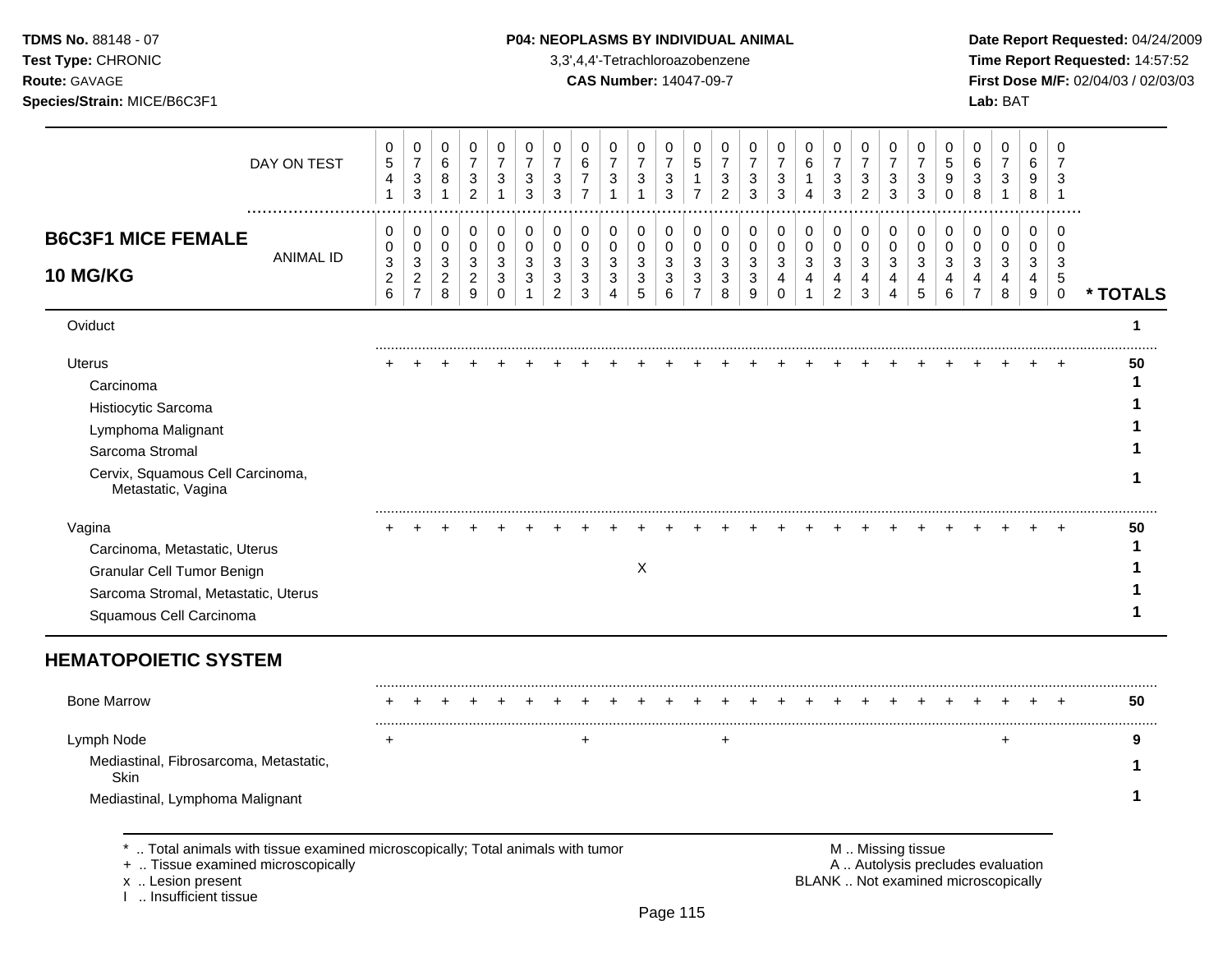**TDMS No.** 88148 - 07
**Test Type:** CHRONIC
**Route:** GAVAGE
**Species/Strain:** MICE/B6C3F1

**P04: NEOPLASMS BY INDIVIDUAL ANIMAL**
3,3',4,4'-Tetrachloroazobenzene
**CAS Number:** 14047-09-7

**Date Report Requested:** 04/24/2009
**Time Report Requested:** 14:57:52
**First Dose M/F:** 02/04/03 / 02/03/03
**Lab:** BAT

## B6C3F1 MICE FEMALE 10 MG/KG

| DAY ON TEST | 0541 | 0733 | 0681 | 0732 | 0731 | 0733 | 0733 | 0677 | 0731 | 0731 | 0733 | 0517 | 0732 | 0733 | 0733 | 0614 | 0733 | 0732 | 0733 | 0733 | 0590 | 0638 | 0731 | 0698 | 0731 | |
|---|---|---|---|---|---|---|---|---|---|---|---|---|---|---|---|---|---|---|---|---|---|---|---|---|---|---|
| **ANIMAL ID** | 00326 | 00327 | 00328 | 00329 | 00330 | 00331 | 00332 | 00333 | 00334 | 00335 | 00336 | 00337 | 00338 | 00339 | 00340 | 00341 | 00342 | 00343 | 00344 | 00345 | 00346 | 00347 | 00348 | 00349 | 00350 | **\* TOTALS** |
| Oviduct | | | | | | | | | | | | | | | | | | | | | | | | | | 1 |
| Uterus | + | + | + | + | + | + | + | + | + | + | + | + | + | + | + | + | + | + | + | + | + | + | + | + | + | 50 |
| Carcinoma | | | | | | | | | | | | | | | | | | | | | | | | | | 1 |
| Histiocytic Sarcoma | | | | | | | | | | | | | | | | | | | | | | | | | | 1 |
| Lymphoma Malignant | | | | | | | | | | | | | | | | | | | | | | | | | | 1 |
| Sarcoma Stromal | | | | | | | | | | | | | | | | | | | | | | | | | | 1 |
| Cervix, Squamous Cell Carcinoma, Metastatic, Vagina | | | | | | | | | | | | | | | | | | | | | | | | | | 1 |
| Vagina | + | + | + | + | + | + | + | + | + | + | + | + | + | + | + | + | + | + | + | + | + | + | + | + | + | 50 |
| Carcinoma, Metastatic, Uterus | | | | | | | | | | | | | | | | | | | | | | | | | | 1 |
| Granular Cell Tumor Benign | | | | | | | | | | X | | | | | | | | | | | | | | | | 1 |
| Sarcoma Stromal, Metastatic, Uterus | | | | | | | | | | | | | | | | | | | | | | | | | | 1 |
| Squamous Cell Carcinoma | | | | | | | | | | | | | | | | | | | | | | | | | | 1 |

## HEMATOPOIETIC SYSTEM

| | 00326 | 00327 | 00328 | 00329 | 00330 | 00331 | 00332 | 00333 | 00334 | 00335 | 00336 | 00337 | 00338 | 00339 | 00340 | 00341 | 00342 | 00343 | 00344 | 00345 | 00346 | 00347 | 00348 | 00349 | 00350 | **\* TOTALS** |
|---|---|---|---|---|---|---|---|---|---|---|---|---|---|---|---|---|---|---|---|---|---|---|---|---|---|---|
| Bone Marrow | + | + | + | + | + | + | + | + | + | + | + | + | + | + | + | + | + | + | + | + | + | + | + | + | + | 50 |
| Lymph Node | + | | | | | | | + | | | | | + | | | | | | | | | | + | | | 9 |
| Mediastinal, Fibrosarcoma, Metastatic, Skin | | | | | | | | | | | | | | | | | | | | | | | | | | 1 |
| Mediastinal, Lymphoma Malignant | | | | | | | | | | | | | | | | | | | | | | | | | | 1 |

\* .. Total animals with tissue examined microscopically; Total animals with tumor
\+ .. Tissue examined microscopically
x .. Lesion present
I .. Insufficient tissue

M .. Missing tissue
A .. Autolysis precludes evaluation
BLANK .. Not examined microscopically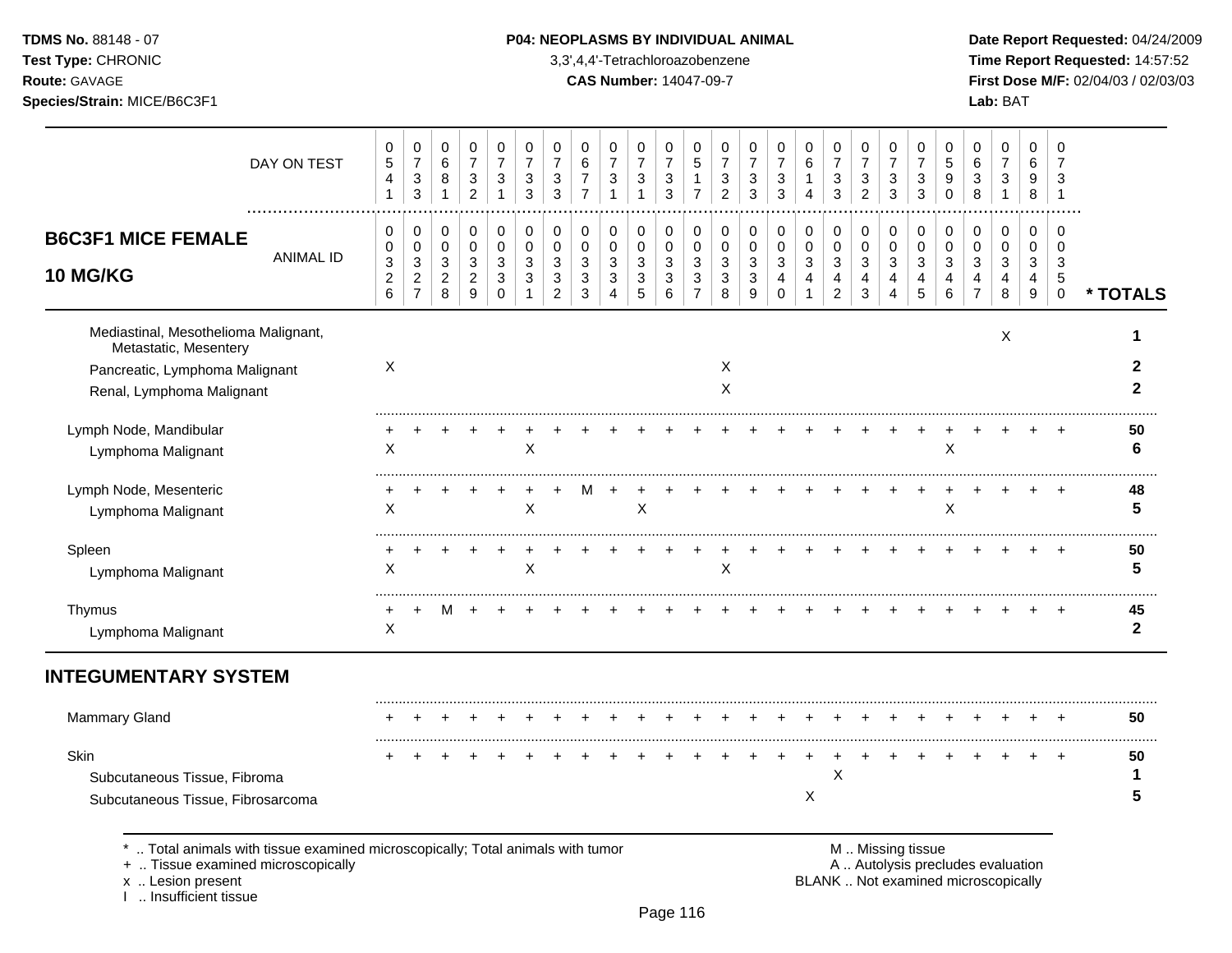**TDMS No.** 88148 - 07
**Test Type:** CHRONIC
**Route:** GAVAGE
**Species/Strain:** MICE/B6C3F1

**P04: NEOPLASMS BY INDIVIDUAL ANIMAL**
3,3',4,4'-Tetrachloroazobenzene
**CAS Number:** 14047-09-7

**Date Report Requested:** 04/24/2009
**Time Report Requested:** 14:57:52
**First Dose M/F:** 02/04/03 / 02/03/03
**Lab:** BAT

| DAY ON TEST | 0541 | 0733 | 0681 | 0732 | 0731 | 0733 | 0733 | 0677 | 0731 | 0731 | 0733 | 0517 | 0732 | 0733 | 0733 | 0614 | 0733 | 0732 | 0733 | 0733 | 0590 | 0638 | 0731 | 0698 | 0731 | |
|---|---|---|---|---|---|---|---|---|---|---|---|---|---|---|---|---|---|---|---|---|---|---|---|---|---|---|
| **B6C3F1 MICE FEMALE 10 MG/KG** ANIMAL ID | 00326 | 00327 | 00328 | 00329 | 00330 | 00331 | 00332 | 00333 | 00334 | 00335 | 00336 | 00337 | 00338 | 00339 | 00340 | 00341 | 00342 | 00343 | 00344 | 00345 | 00346 | 00347 | 00348 | 00349 | 00350 | *** TOTALS** |
| Mediastinal, Mesothelioma Malignant, Metastatic, Mesentery | | | | | | | | | | | | | | | | | | | | | | | X | | | **1** |
| Pancreatic, Lymphoma Malignant | X | | | | | | | | | | | | X | | | | | | | | | | | | | **2** |
| Renal, Lymphoma Malignant | | | | | | | | | | | | | X | | | | | | | | | | | | | **2** |
| Lymph Node, Mandibular | + | + | + | + | + | + | + | + | + | + | + | + | + | + | + | + | + | + | + | + | + | + | + | + | + | **50** |
| Lymphoma Malignant | X | | | | | X | | | | | | | | | | | | | | | X | | | | | **6** |
| Lymph Node, Mesenteric | + | + | + | + | + | + | + | M | + | + | + | + | + | + | + | + | + | + | + | + | + | + | + | + | + | **48** |
| Lymphoma Malignant | X | | | | | X | | | | X | | | | | | | | | | | X | | | | | **5** |
| Spleen | + | + | + | + | + | + | + | + | + | + | + | + | + | + | + | + | + | + | + | + | + | + | + | + | + | **50** |
| Lymphoma Malignant | X | | | | | X | | | | | | | X | | | | | | | | | | | | | **5** |
| Thymus | + | + | M | + | + | + | + | + | + | + | + | + | + | + | + | + | + | + | + | + | + | + | + | + | + | **45** |
| Lymphoma Malignant | X | | | | | | | | | | | | | | | | | | | | | | | | | **2** |
| **INTEGUMENTARY SYSTEM** | | | | | | | | | | | | | | | | | | | | | | | | | | |
| Mammary Gland | + | + | + | + | + | + | + | + | + | + | + | + | + | + | + | + | + | + | + | + | + | + | + | + | + | **50** |
| Skin | + | + | + | + | + | + | + | + | + | + | + | + | + | + | + | + | + | + | + | + | + | + | + | + | + | **50** |
| Subcutaneous Tissue, Fibroma | | | | | | | | | | | | | | | | | X | | | | | | | | | **1** |
| Subcutaneous Tissue, Fibrosarcoma | | | | | | | | | | | | | | | | X | | | | | | | | | | **5** |

\* .. Total animals with tissue examined microscopically; Total animals with tumor
\+ .. Tissue examined microscopically
x .. Lesion present
I .. Insufficient tissue

M .. Missing tissue
A .. Autolysis precludes evaluation
BLANK .. Not examined microscopically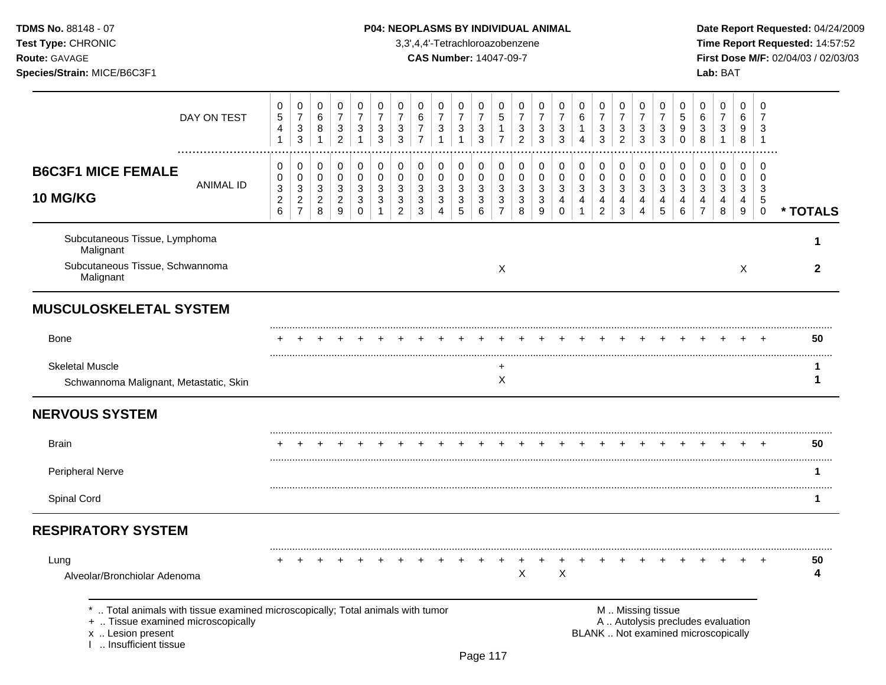**TDMS No.** 88148 - 07
**Test Type:** CHRONIC
**Route:** GAVAGE
**Species/Strain:** MICE/B6C3F1

**P04: NEOPLASMS BY INDIVIDUAL ANIMAL**
3,3',4,4'-Tetrachloroazobenzene
**CAS Number:** 14047-09-7

**Date Report Requested:** 04/24/2009
**Time Report Requested:** 14:57:52
**First Dose M/F:** 02/04/03 / 02/03/03
**Lab:** BAT

| DAY ON TEST | 0541 | 0733 | 0681 | 0732 | 0731 | 0733 | 0733 | 0677 | 0731 | 0731 | 0733 | 0517 | 0732 | 0733 | 0733 | 0614 | 0733 | 0732 | 0733 | 0733 | 0590 | 0638 | 0731 | 0698 | 0731 | |
|---|---|---|---|---|---|---|---|---|---|---|---|---|---|---|---|---|---|---|---|---|---|---|---|---|---|---|
| **B6C3F1 MICE FEMALE 10 MG/KG** ANIMAL ID | 00326 | 00327 | 00328 | 00329 | 00330 | 00331 | 00332 | 00333 | 00334 | 00335 | 00336 | 00337 | 00338 | 00339 | 00340 | 00341 | 00342 | 00343 | 00344 | 00345 | 00346 | 00347 | 00348 | 00349 | 00350 | *** TOTALS** |
| Subcutaneous Tissue, Lymphoma Malignant | | | | | | | | | | | | | | | | | | | | | | | | | | 1 |
| Subcutaneous Tissue, Schwannoma Malignant | | | | | | | | | | | | X | | | | | | | | | | | | X | | 2 |
| **MUSCULOSKELETAL SYSTEM** | | | | | | | | | | | | | | | | | | | | | | | | | | |
| Bone | + | + | + | + | + | + | + | + | + | + | + | + | + | + | + | + | + | + | + | + | + | + | + | + | + | 50 |
| Skeletal Muscle | | | | | | | | | | | | + | | | | | | | | | | | | | | 1 |
| Schwannoma Malignant, Metastatic, Skin | | | | | | | | | | | | X | | | | | | | | | | | | | | 1 |
| **NERVOUS SYSTEM** | | | | | | | | | | | | | | | | | | | | | | | | | | |
| Brain | + | + | + | + | + | + | + | + | + | + | + | + | + | + | + | + | + | + | + | + | + | + | + | + | + | 50 |
| Peripheral Nerve | | | | | | | | | | | | | | | | | | | | | | | | | | 1 |
| Spinal Cord | | | | | | | | | | | | | | | | | | | | | | | | | | 1 |
| **RESPIRATORY SYSTEM** | | | | | | | | | | | | | | | | | | | | | | | | | | |
| Lung | + | + | + | + | + | + | + | + | + | + | + | + | + | + | + | + | + | + | + | + | + | + | + | + | + | 50 |
| Alveolar/Bronchiolar Adenoma | | | | | | | | | | | | | X | | X | | | | | | | | | | | 4 |

\* .. Total animals with tissue examined microscopically; Total animals with tumor
\+ .. Tissue examined microscopically
x .. Lesion present
I .. Insufficient tissue

M .. Missing tissue
A .. Autolysis precludes evaluation
BLANK .. Not examined microscopically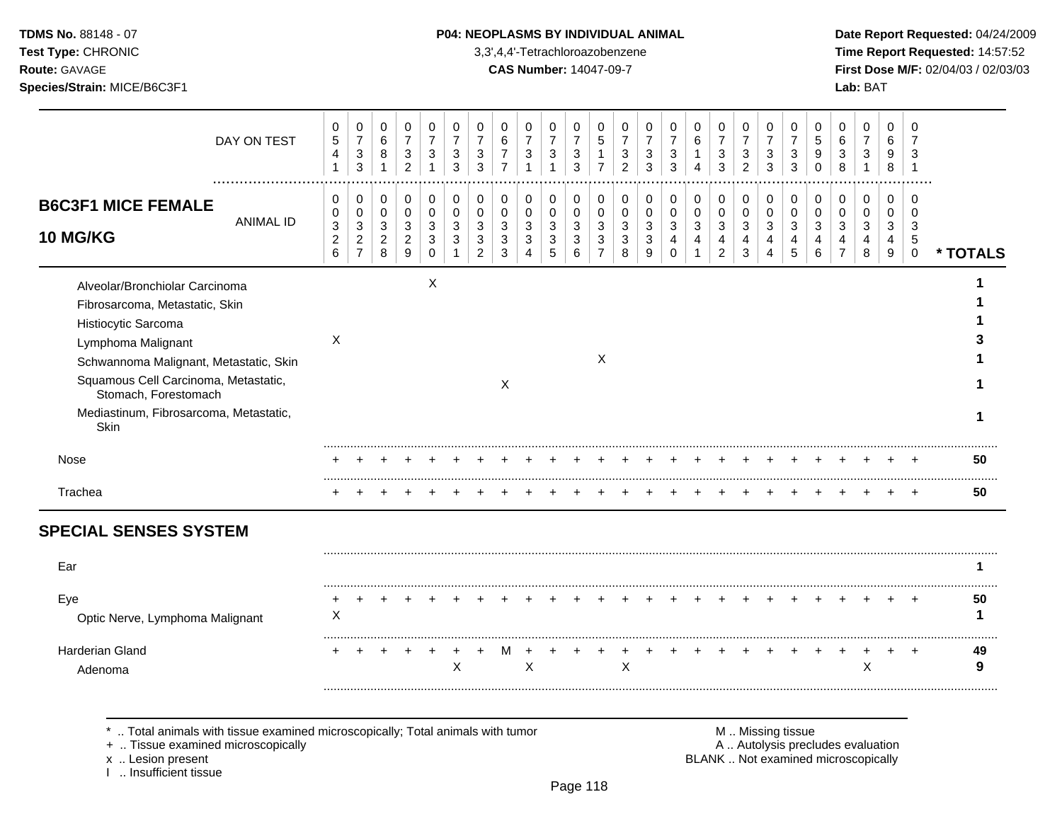**TDMS No.** 88148 - 07
**Test Type:** CHRONIC
**Route:** GAVAGE
**Species/Strain:** MICE/B6C3F1

**P04: NEOPLASMS BY INDIVIDUAL ANIMAL**
3,3',4,4'-Tetrachloroazobenzene
**CAS Number:** 14047-09-7

**Date Report Requested:** 04/24/2009
**Time Report Requested:** 14:57:52
**First Dose M/F:** 02/04/03 / 02/03/03
**Lab:** BAT

## B6C3F1 MICE FEMALE 10 MG/KG

| | 0326 | 0327 | 0328 | 0329 | 0330 | 0331 | 0332 | 0333 | 0334 | 0335 | 0336 | 0337 | 0338 | 0339 | 0340 | 0341 | 0342 | 0343 | 0344 | 0345 | 0346 | 0347 | 0348 | 0349 | 0350 | * TOTALS |
|---|---|---|---|---|---|---|---|---|---|---|---|---|---|---|---|---|---|---|---|---|---|---|---|---|---|---|
| DAY ON TEST | 0541 | 0733 | 0681 | 0732 | 0731 | 0733 | 0733 | 0677 | 0731 | 0731 | 0733 | 0517 | 0732 | 0733 | 0733 | 0614 | 0733 | 0732 | 0733 | 0733 | 0590 | 0638 | 0731 | 0698 | 0731 | |
| Alveolar/Bronchiolar Carcinoma | | | | | X | | | | | | | | | | | | | | | | | | | | | 1 |
| Fibrosarcoma, Metastatic, Skin | | | | | | | | | | | | | | | | | | | | | | | | | | 1 |
| Histiocytic Sarcoma | | | | | | | | | | | | | | | | | | | | | | | | | | 1 |
| Lymphoma Malignant | X | | | | | | | | | | | | | | | | | | | | | | | | | 3 |
| Schwannoma Malignant, Metastatic, Skin | | | | | | | | | | | | X | | | | | | | | | | | | | | 1 |
| Squamous Cell Carcinoma, Metastatic, Stomach, Forestomach | | | | | | | | X | | | | | | | | | | | | | | | | | | 1 |
| Mediastinum, Fibrosarcoma, Metastatic, Skin | | | | | | | | | | | | | | | | | | | | | | | | | | 1 |
| Nose | + | + | + | + | + | + | + | + | + | + | + | + | + | + | + | + | + | + | + | + | + | + | + | + | + | 50 |
| Trachea | + | + | + | + | + | + | + | + | + | + | + | + | + | + | + | + | + | + | + | + | + | + | + | + | + | 50 |

## SPECIAL SENSES SYSTEM

| | 0326 | 0327 | 0328 | 0329 | 0330 | 0331 | 0332 | 0333 | 0334 | 0335 | 0336 | 0337 | 0338 | 0339 | 0340 | 0341 | 0342 | 0343 | 0344 | 0345 | 0346 | 0347 | 0348 | 0349 | 0350 | * TOTALS |
|---|---|---|---|---|---|---|---|---|---|---|---|---|---|---|---|---|---|---|---|---|---|---|---|---|---|---|
| Ear | | | | | | | | | | | | | | | | | | | | | | | | | | 1 |
| Eye | + | + | + | + | + | + | + | + | + | + | + | + | + | + | + | + | + | + | + | + | + | + | + | + | + | 50 |
| Optic Nerve, Lymphoma Malignant | X | | | | | | | | | | | | | | | | | | | | | | | | | 1 |
| Harderian Gland | + | + | + | + | + | + | + | M | + | + | + | + | + | + | + | + | + | + | + | + | + | + | + | + | + | 49 |
| Adenoma | | | | | | X | | | X | | | | X | | | | | | | | | | X | | | 9 |

\* .. Total animals with tissue examined microscopically; Total animals with tumor
\+ .. Tissue examined microscopically
x .. Lesion present
I .. Insufficient tissue

M .. Missing tissue
A .. Autolysis precludes evaluation
BLANK .. Not examined microscopically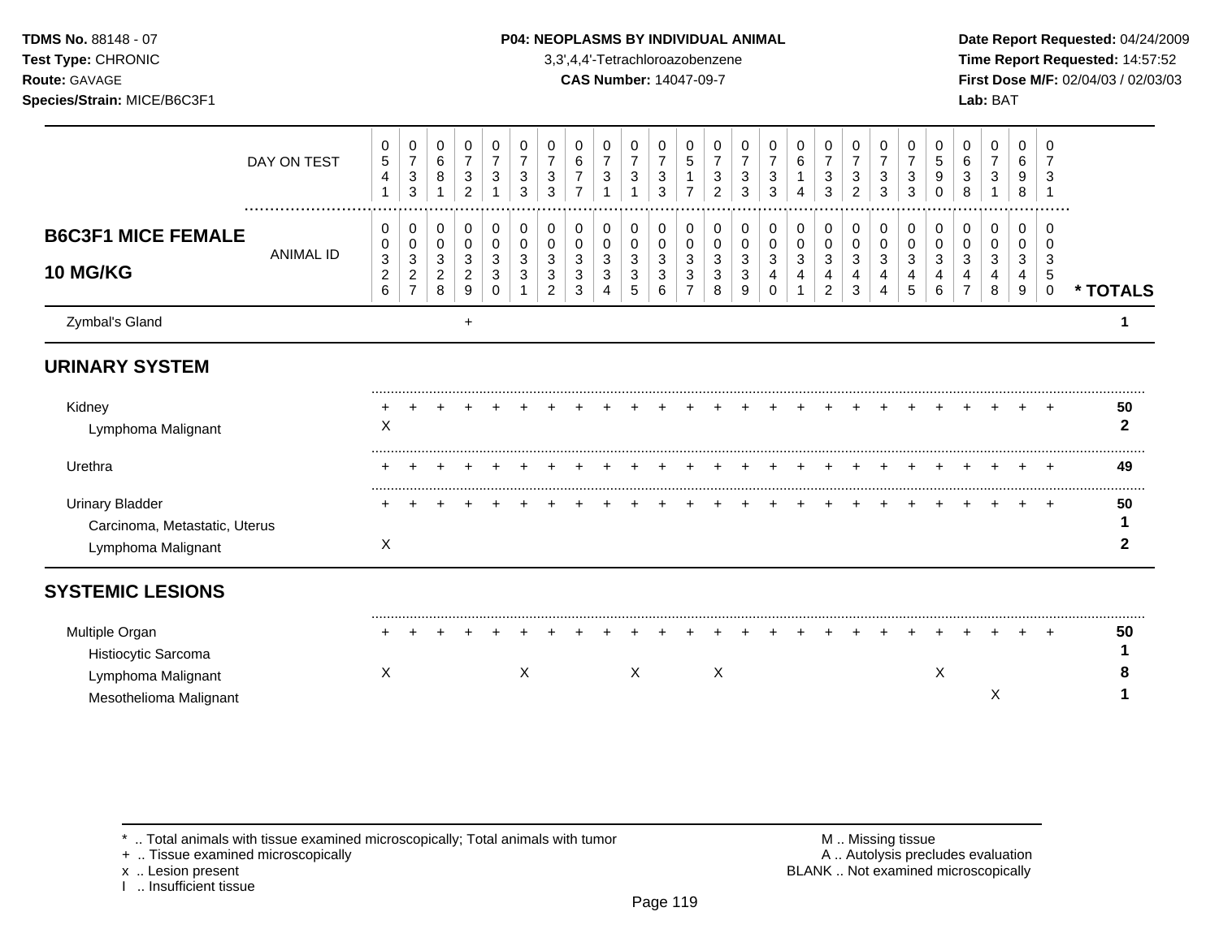| B6C3F1 MICE FEMALE 10 MG/KG | | | | | | | | | | | | | | | | | | | | | | | | | | |
|---|---|---|---|---|---|---|---|---|---|---|---|---|---|---|---|---|---|---|---|---|---|---|---|---|---|---|
| DAY ON TEST | 0541 | 0733 | 0681 | 0732 | 0731 | 0733 | 0733 | 0677 | 0731 | 0731 | 0733 | 0517 | 0732 | 0733 | 0733 | 0614 | 0733 | 0732 | 0733 | 0733 | 0590 | 0638 | 0731 | 0698 | 0731 | |
| ANIMAL ID | 0326 | 0327 | 0328 | 0329 | 0330 | 0331 | 0332 | 0333 | 0334 | 0335 | 0336 | 0337 | 0338 | 0339 | 0340 | 0341 | 0342 | 0343 | 0344 | 0345 | 0346 | 0347 | 0348 | 0349 | 0350 | * TOTALS |
| Zymbal's Gland | | | | + | | | | | | | | | | | | | | | | | | | | | | 1 |
| **URINARY SYSTEM** | | | | | | | | | | | | | | | | | | | | | | | | | | |
| Kidney | + | + | + | + | + | + | + | + | + | + | + | + | + | + | + | + | + | + | + | + | + | + | + | + | + | 50 |
| Lymphoma Malignant | X | | | | | | | | | | | | | | | | | | | | | | | | | 2 |
| Urethra | + | + | + | + | + | + | + | + | + | + | + | + | + | + | + | + | + | + | + | + | + | + | + | + | + | 49 |
| Urinary Bladder | + | + | + | + | + | + | + | + | + | + | + | + | + | + | + | + | + | + | + | + | + | + | + | + | + | 50 |
| Carcinoma, Metastatic, Uterus | | | | | | | | | | | | | | | | | | | | | | | | | | 1 |
| Lymphoma Malignant | X | | | | | | | | | | | | | | | | | | | | | | | | | 2 |
| **SYSTEMIC LESIONS** | | | | | | | | | | | | | | | | | | | | | | | | | | |
| Multiple Organ | + | + | + | + | + | + | + | + | + | + | + | + | + | + | + | + | + | + | + | + | + | + | + | + | + | 50 |
| Histiocytic Sarcoma | | | | | | | | | | | | | | | | | | | | | | | | | | 1 |
| Lymphoma Malignant | X | | | | | X | | | | X | | | X | | | | | | | | X | | | | | 8 |
| Mesothelioma Malignant | | | | | | | | | | | | | | | | | | | | | | | X | | | 1 |

\* .. Total animals with tissue examined microscopically; Total animals with tumor
+ .. Tissue examined microscopically
x .. Lesion present
I .. Insufficient tissue

M .. Missing tissue
A .. Autolysis precludes evaluation
BLANK .. Not examined microscopically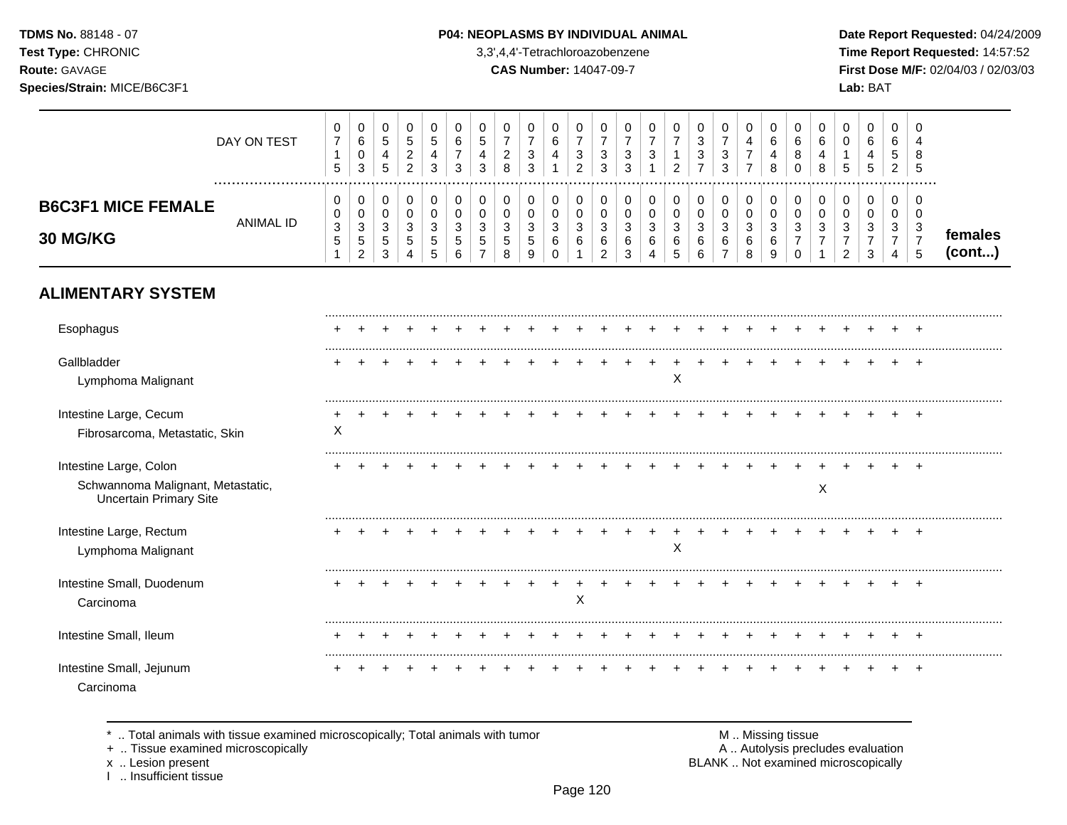**TDMS No.** 88148 - 07
**Test Type:** CHRONIC
**Route:** GAVAGE
**Species/Strain:** MICE/B6C3F1

**P04: NEOPLASMS BY INDIVIDUAL ANIMAL**
3,3',4,4'-Tetrachloroazobenzene
**CAS Number:** 14047-09-7

**Date Report Requested:** 04/24/2009
**Time Report Requested:** 14:57:52
**First Dose M/F:** 02/04/03 / 02/03/03
**Lab:** BAT

| **B6C3F1 MICE FEMALE 30 MG/KG** | | | | | | | | | | | | | | | | | | | | | | | | | | |
|---|---|---|---|---|---|---|---|---|---|---|---|---|---|---|---|---|---|---|---|---|---|---|---|---|---|---|
| DAY ON TEST | 0715 | 0603 | 0545 | 0522 | 0543 | 0673 | 0543 | 0728 | 0733 | 0641 | 0732 | 0733 | 0733 | 0731 | 0712 | 0337 | 0733 | 0477 | 0648 | 0680 | 0648 | 0015 | 0645 | 0652 | 0485 | |
| ANIMAL ID | 0351 | 0352 | 0353 | 0354 | 0355 | 0356 | 0357 | 0358 | 0359 | 0360 | 0361 | 0362 | 0363 | 0364 | 0365 | 0366 | 0367 | 0368 | 0369 | 0370 | 0371 | 0372 | 0373 | 0374 | 0375 | **females (cont...)** |
| **ALIMENTARY SYSTEM** | | | | | | | | | | | | | | | | | | | | | | | | | | |
| Esophagus | + | + | + | + | + | + | + | + | + | + | + | + | + | + | + | + | + | + | + | + | + | + | + | + | + | |
| Gallbladder | + | + | + | + | + | + | + | + | + | + | + | + | + | + | + | + | + | + | + | + | + | + | + | + | + | |
| Lymphoma Malignant | | | | | | | | | | | | | | | X | | | | | | | | | | | |
| Intestine Large, Cecum | + | + | + | + | + | + | + | + | + | + | + | + | + | + | + | + | + | + | + | + | + | + | + | + | + | |
| Fibrosarcoma, Metastatic, Skin | X | | | | | | | | | | | | | | | | | | | | | | | | | |
| Intestine Large, Colon | + | + | + | + | + | + | + | + | + | + | + | + | + | + | + | + | + | + | + | + | + | + | + | + | + | |
| Schwannoma Malignant, Metastatic, Uncertain Primary Site | | | | | | | | | | | | | | | | | | | | | X | | | | | |
| Intestine Large, Rectum | + | + | + | + | + | + | + | + | + | + | + | + | + | + | + | + | + | + | + | + | + | + | + | + | + | |
| Lymphoma Malignant | | | | | | | | | | | | | | | X | | | | | | | | | | | |
| Intestine Small, Duodenum | + | + | + | + | + | + | + | + | + | + | + | + | + | + | + | + | + | + | + | + | + | + | + | + | + | |
| Carcinoma | | | | | | | | | | | X | | | | | | | | | | | | | | | |
| Intestine Small, Ileum | + | + | + | + | + | + | + | + | + | + | + | + | + | + | + | + | + | + | + | + | + | + | + | + | + | |
| Intestine Small, Jejunum | + | + | + | + | + | + | + | + | + | + | + | + | + | + | + | + | + | + | + | + | + | + | + | + | + | |
| Carcinoma | | | | | | | | | | | | | | | | | | | | | | | | | | |

\* .. Total animals with tissue examined microscopically; Total animals with tumor
\+ .. Tissue examined microscopically
x .. Lesion present
I .. Insufficient tissue

M .. Missing tissue
A .. Autolysis precludes evaluation
BLANK .. Not examined microscopically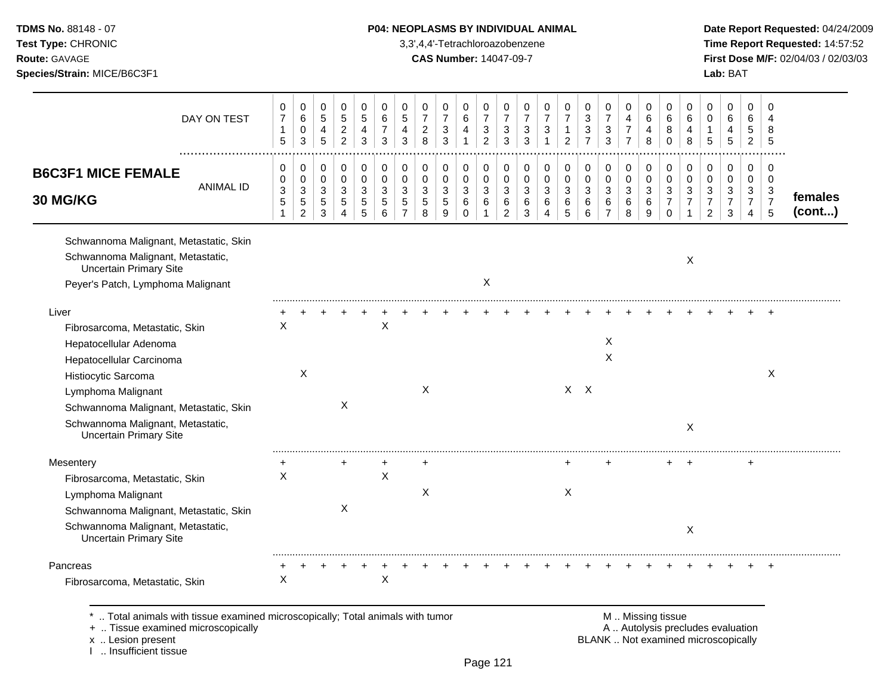**TDMS No.** 88148 - 07
**Test Type:** CHRONIC
**Route:** GAVAGE
**Species/Strain:** MICE/B6C3F1

**P04: NEOPLASMS BY INDIVIDUAL ANIMAL**
3,3',4,4'-Tetrachloroazobenzene
**CAS Number:** 14047-09-7

**Date Report Requested:** 04/24/2009
**Time Report Requested:** 14:57:52
**First Dose M/F:** 02/04/03 / 02/03/03
**Lab:** BAT

## B6C3F1 MICE FEMALE 30 MG/KG

| DAY ON TEST | 0715 | 0603 | 0545 | 0522 | 0543 | 0673 | 0543 | 0728 | 0733 | 0641 | 0732 | 0733 | 0733 | 0731 | 0712 | 0337 | 0733 | 0477 | 0648 | 0680 | 0648 | 0015 | 0645 | 0652 | 0485 | |
|---|---|---|---|---|---|---|---|---|---|---|---|---|---|---|---|---|---|---|---|---|---|---|---|---|---|---|
| **ANIMAL ID** | 0351 | 0352 | 0353 | 0354 | 0355 | 0356 | 0357 | 0358 | 0359 | 0360 | 0361 | 0362 | 0363 | 0364 | 0365 | 0366 | 0367 | 0368 | 0369 | 0370 | 0371 | 0372 | 0373 | 0374 | 0375 | **females (cont...)** |
| Schwannoma Malignant, Metastatic, Skin | | | | | | | | | | | | | | | | | | | | | | | | | | |
| Schwannoma Malignant, Metastatic, Uncertain Primary Site | | | | | | | | | | | | | | | | | | | | | X | | | | | |
| Peyer's Patch, Lymphoma Malignant | | | | | | | | | | | X | | | | | | | | | | | | | | | |
| Liver | + | + | + | + | + | + | + | + | + | + | + | + | + | + | + | + | + | + | + | + | + | + | + | + | + | |
| Fibrosarcoma, Metastatic, Skin | X | | | | | X | | | | | | | | | | | | | | | | | | | | |
| Hepatocellular Adenoma | | | | | | | | | | | | | | | | | X | | | | | | | | | |
| Hepatocellular Carcinoma | | | | | | | | | | | | | | | | | X | | | | | | | | | |
| Histiocytic Sarcoma | | X | | | | | | | | | | | | | | | | | | | | | | | X | |
| Lymphoma Malignant | | | | | | | | X | | | | | | | X | X | | | | | | | | | | |
| Schwannoma Malignant, Metastatic, Skin | | | | X | | | | | | | | | | | | | | | | | | | | | | |
| Schwannoma Malignant, Metastatic, Uncertain Primary Site | | | | | | | | | | | | | | | | | | | | | X | | | | | |
| Mesentery | + | | | + | | + | | + | | | | | | | + | | + | | | + | + | | | + | | |
| Fibrosarcoma, Metastatic, Skin | X | | | | | X | | | | | | | | | | | | | | | | | | | | |
| Lymphoma Malignant | | | | | | | | X | | | | | | | X | | | | | | | | | | | |
| Schwannoma Malignant, Metastatic, Skin | | | | X | | | | | | | | | | | | | | | | | | | | | | |
| Schwannoma Malignant, Metastatic, Uncertain Primary Site | | | | | | | | | | | | | | | | | | | | | X | | | | | |
| Pancreas | + | + | + | + | + | + | + | + | + | + | + | + | + | + | + | + | + | + | + | + | + | + | + | + | + | |
| Fibrosarcoma, Metastatic, Skin | X | | | | | X | | | | | | | | | | | | | | | | | | | | |

* .. Total animals with tissue examined microscopically; Total animals with tumor
+ .. Tissue examined microscopically
x .. Lesion present
I .. Insufficient tissue

M .. Missing tissue
A .. Autolysis precludes evaluation
BLANK .. Not examined microscopically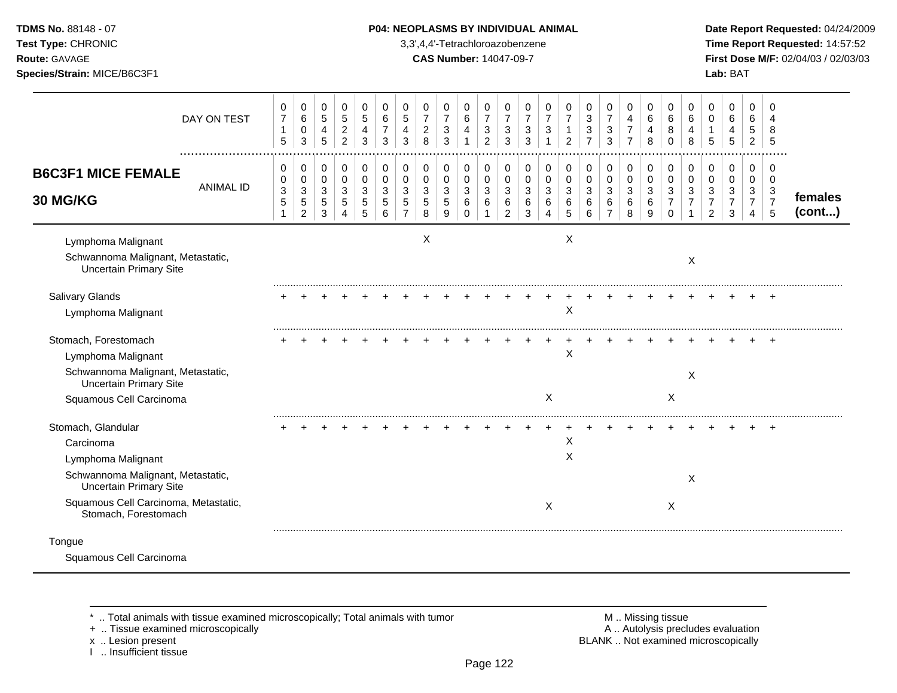**TDMS No.** 88148 - 07
**Test Type:** CHRONIC
**Route:** GAVAGE
**Species/Strain:** MICE/B6C3F1

**P04: NEOPLASMS BY INDIVIDUAL ANIMAL**
3,3',4,4'-Tetrachloroazobenzene
**CAS Number:** 14047-09-7

**Date Report Requested:** 04/24/2009
**Time Report Requested:** 14:57:52
**First Dose M/F:** 02/04/03 / 02/03/03
**Lab:** BAT

| DAY ON TEST | 0715 | 0603 | 0545 | 0522 | 0543 | 0673 | 0543 | 0728 | 0733 | 0641 | 0732 | 0733 | 0733 | 0731 | 0712 | 0337 | 0733 | 0477 | 0648 | 0680 | 0648 | 0015 | 0645 | 0652 | 0485 | |
|---|---|---|---|---|---|---|---|---|---|---|---|---|---|---|---|---|---|---|---|---|---|---|---|---|---|---|
| **B6C3F1 MICE FEMALE 30 MG/KG** — ANIMAL ID | 0351 | 0352 | 0353 | 0354 | 0355 | 0356 | 0357 | 0358 | 0359 | 0360 | 0361 | 0362 | 0363 | 0364 | 0365 | 0366 | 0367 | 0368 | 0369 | 0370 | 0371 | 0372 | 0373 | 0374 | 0375 | **females (cont...)** |
| Lymphoma Malignant | | | | | | | | X | | | | | | | X | | | | | | | | | | | |
| Schwannoma Malignant, Metastatic, Uncertain Primary Site | | | | | | | | | | | | | | | | | | | | | X | | | | | |
| Salivary Glands | + | + | + | + | + | + | + | + | + | + | + | + | + | + | + | + | + | + | + | + | + | + | + | + | + | |
| Lymphoma Malignant | | | | | | | | | | | | | | | X | | | | | | | | | | | |
| Stomach, Forestomach | + | + | + | + | + | + | + | + | + | + | + | + | + | + | + | + | + | + | + | + | + | + | + | + | + | |
| Lymphoma Malignant | | | | | | | | | | | | | | | X | | | | | | | | | | | |
| Schwannoma Malignant, Metastatic, Uncertain Primary Site | | | | | | | | | | | | | | | | | | | | | X | | | | | |
| Squamous Cell Carcinoma | | | | | | | | | | | | | | X | | | | | | X | | | | | | |
| Stomach, Glandular | + | + | + | + | + | + | + | + | + | + | + | + | + | + | + | + | + | + | + | + | + | + | + | + | + | |
| Carcinoma | | | | | | | | | | | | | | | X | | | | | | | | | | | |
| Lymphoma Malignant | | | | | | | | | | | | | | | X | | | | | | | | | | | |
| Schwannoma Malignant, Metastatic, Uncertain Primary Site | | | | | | | | | | | | | | | | | | | | | X | | | | | |
| Squamous Cell Carcinoma, Metastatic, Stomach, Forestomach | | | | | | | | | | | | | | X | | | | | | X | | | | | | |
| Tongue | | | | | | | | | | | | | | | | | | | | | | | | | | |
| Squamous Cell Carcinoma | | | | | | | | | | | | | | | | | | | | | | | | | | |

\* .. Total animals with tissue examined microscopically; Total animals with tumor
+ .. Tissue examined microscopically
x .. Lesion present
I .. Insufficient tissue

M .. Missing tissue
A .. Autolysis precludes evaluation
BLANK .. Not examined microscopically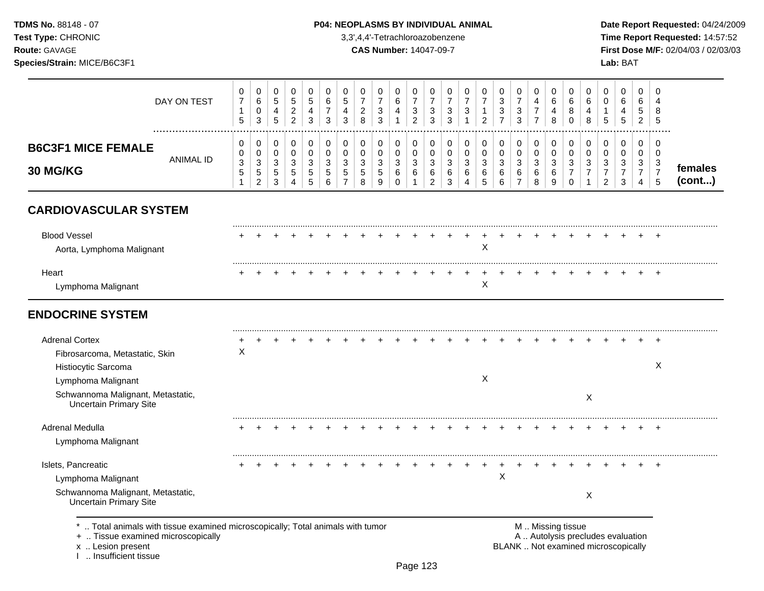**TDMS No.** 88148 - 07
**Test Type:** CHRONIC
**Route:** GAVAGE
**Species/Strain:** MICE/B6C3F1

**P04: NEOPLASMS BY INDIVIDUAL ANIMAL**
3,3',4,4'-Tetrachloroazobenzene
**CAS Number:** 14047-09-7

**Date Report Requested:** 04/24/2009
**Time Report Requested:** 14:57:52
**First Dose M/F:** 02/04/03 / 02/03/03
**Lab:** BAT

| DAY ON TEST | 0715 | 0603 | 0545 | 0522 | 0543 | 0673 | 0543 | 0728 | 0733 | 0641 | 0732 | 0733 | 0733 | 0731 | 0712 | 0337 | 0733 | 0477 | 0648 | 0680 | 0648 | 0015 | 0645 | 0652 | 0485 | |
|---|---|---|---|---|---|---|---|---|---|---|---|---|---|---|---|---|---|---|---|---|---|---|---|---|---|---|
| **B6C3F1 MICE FEMALE 30 MG/KG** — ANIMAL ID | 0351 | 0352 | 0353 | 0354 | 0355 | 0356 | 0357 | 0358 | 0359 | 0360 | 0361 | 0362 | 0363 | 0364 | 0365 | 0366 | 0367 | 0368 | 0369 | 0370 | 0371 | 0372 | 0373 | 0374 | 0375 | **females (cont...)** |
| **CARDIOVASCULAR SYSTEM** | | | | | | | | | | | | | | | | | | | | | | | | | | |
| Blood Vessel | + | + | + | + | + | + | + | + | + | + | + | + | + | + | + | + | + | + | + | + | + | + | + | + | + | |
| Aorta, Lymphoma Malignant | | | | | | | | | | | | | | | X | | | | | | | | | | | |
| Heart | + | + | + | + | + | + | + | + | + | + | + | + | + | + | + | + | + | + | + | + | + | + | + | + | + | |
| Lymphoma Malignant | | | | | | | | | | | | | | | X | | | | | | | | | | | |
| **ENDOCRINE SYSTEM** | | | | | | | | | | | | | | | | | | | | | | | | | | |
| Adrenal Cortex | + | + | + | + | + | + | + | + | + | + | + | + | + | + | + | + | + | + | + | + | + | + | + | + | + | |
| Fibrosarcoma, Metastatic, Skin | X | | | | | | | | | | | | | | | | | | | | | | | | | |
| Histiocytic Sarcoma | | | | | | | | | | | | | | | | | | | | | | | | | X | |
| Lymphoma Malignant | | | | | | | | | | | | | | | X | | | | | | | | | | | |
| Schwannoma Malignant, Metastatic, Uncertain Primary Site | | | | | | | | | | | | | | | | | | | | | X | | | | | |
| Adrenal Medulla | + | + | + | + | + | + | + | + | + | + | + | + | + | + | + | + | + | + | + | + | + | + | + | + | + | |
| Lymphoma Malignant | | | | | | | | | | | | | | | | | | | | | | | | | | |
| Islets, Pancreatic | + | + | + | + | + | + | + | + | + | + | + | + | + | + | + | + | + | + | + | + | + | + | + | + | + | |
| Lymphoma Malignant | | | | | | | | | | | | | | | | X | | | | | | | | | | |
| Schwannoma Malignant, Metastatic, Uncertain Primary Site | | | | | | | | | | | | | | | | | | | | | X | | | | | |

\* .. Total animals with tissue examined microscopically; Total animals with tumor
\+ .. Tissue examined microscopically
x .. Lesion present
I .. Insufficient tissue

M .. Missing tissue
A .. Autolysis precludes evaluation
BLANK .. Not examined microscopically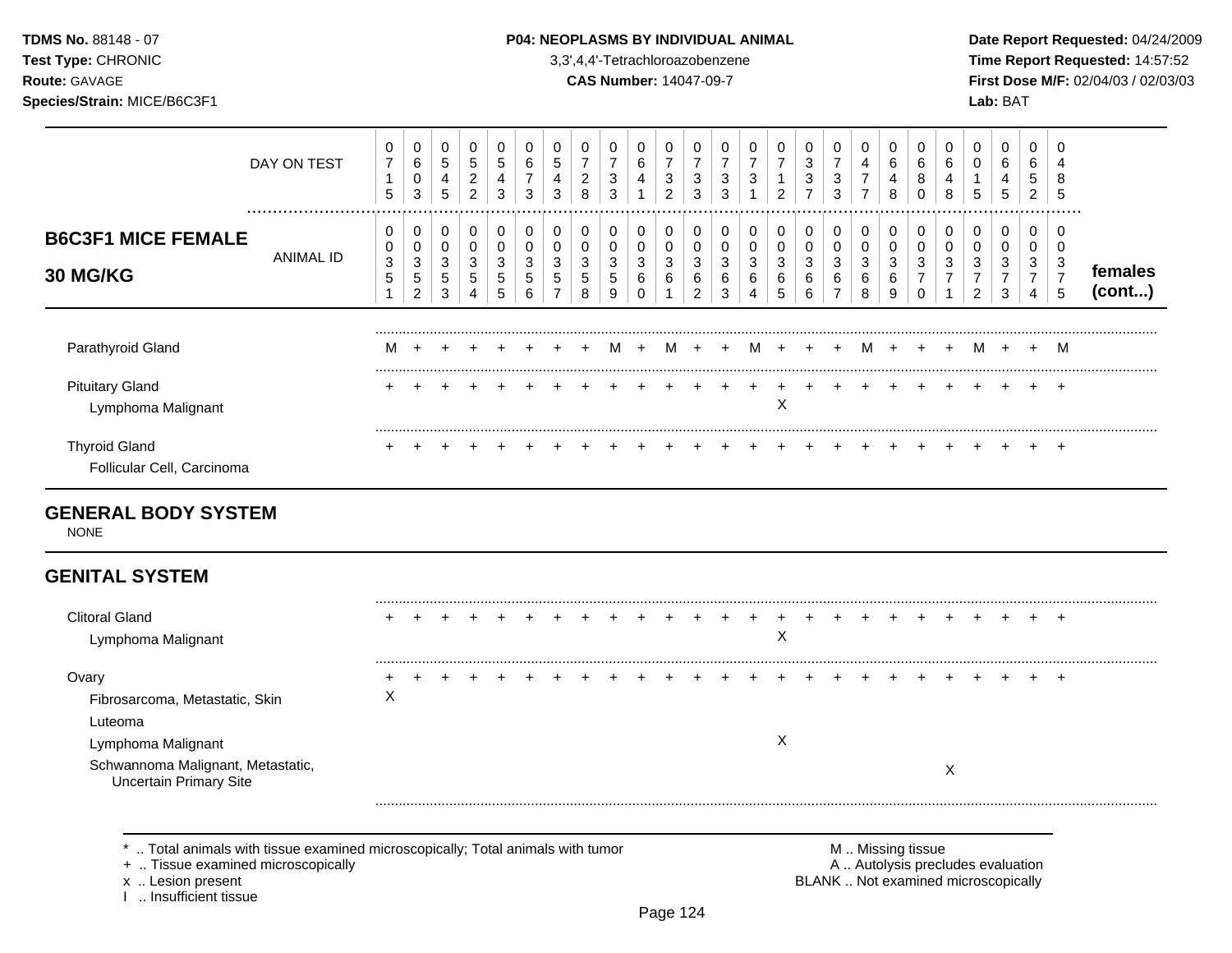**TDMS No.** 88148 - 07
**Test Type:** CHRONIC
**Route:** GAVAGE
**Species/Strain:** MICE/B6C3F1

**P04: NEOPLASMS BY INDIVIDUAL ANIMAL**
3,3',4,4'-Tetrachloroazobenzene
**CAS Number:** 14047-09-7

**Date Report Requested:** 04/24/2009
**Time Report Requested:** 14:57:52
**First Dose M/F:** 02/04/03 / 02/03/03
**Lab:** BAT

| DAY ON TEST | 0715 | 0603 | 0545 | 0522 | 0543 | 0673 | 0543 | 0728 | 0733 | 0641 | 0732 | 0733 | 0733 | 0731 | 0712 | 0337 | 0733 | 0477 | 0648 | 0680 | 0648 | 0015 | 0645 | 0652 | 0485 | |
|---|---|---|---|---|---|---|---|---|---|---|---|---|---|---|---|---|---|---|---|---|---|---|---|---|---|---|
| **B6C3F1 MICE FEMALE 30 MG/KG** — ANIMAL ID | 00351 | 00352 | 00353 | 00354 | 00355 | 00356 | 00357 | 00358 | 00359 | 00360 | 00361 | 00362 | 00363 | 00364 | 00365 | 00366 | 00367 | 00368 | 00369 | 00370 | 00371 | 00372 | 00373 | 00374 | 00375 | **females (cont...)** |
| Parathyroid Gland | M | + | + | + | + | + | + | + | M | + | M | + | + | M | + | + | + | M | + | + | + | M | + | + | M | |
| Pituitary Gland | + | + | + | + | + | + | + | + | + | + | + | + | + | + | + | + | + | + | + | + | + | + | + | + | + | |
| Lymphoma Malignant | | | | | | | | | | | | | | | X | | | | | | | | | | | |
| Thyroid Gland | + | + | + | + | + | + | + | + | + | + | + | + | + | + | + | + | + | + | + | + | + | + | + | + | + | |
| Follicular Cell, Carcinoma | | | | | | | | | | | | | | | | | | | | | | | | | | |
| **GENERAL BODY SYSTEM** | | | | | | | | | | | | | | | | | | | | | | | | | | |
| NONE | | | | | | | | | | | | | | | | | | | | | | | | | | |
| **GENITAL SYSTEM** | | | | | | | | | | | | | | | | | | | | | | | | | | |
| Clitoral Gland | + | + | + | + | + | + | + | + | + | + | + | + | + | + | + | + | + | + | + | + | + | + | + | + | + | |
| Lymphoma Malignant | | | | | | | | | | | | | | | X | | | | | | | | | | | |
| Ovary | + | + | + | + | + | + | + | + | + | + | + | + | + | + | + | + | + | + | + | + | + | + | + | + | + | |
| Fibrosarcoma, Metastatic, Skin | X | | | | | | | | | | | | | | | | | | | | | | | | | |
| Luteoma | | | | | | | | | | | | | | | | | | | | | | | | | | |
| Lymphoma Malignant | | | | | | | | | | | | | | | X | | | | | | | | | | | |
| Schwannoma Malignant, Metastatic, Uncertain Primary Site | | | | | | | | | | | | | | | | | | | | | X | | | | | |

\* .. Total animals with tissue examined microscopically; Total animals with tumor
\+ .. Tissue examined microscopically
x .. Lesion present
I .. Insufficient tissue

M .. Missing tissue
A .. Autolysis precludes evaluation
BLANK .. Not examined microscopically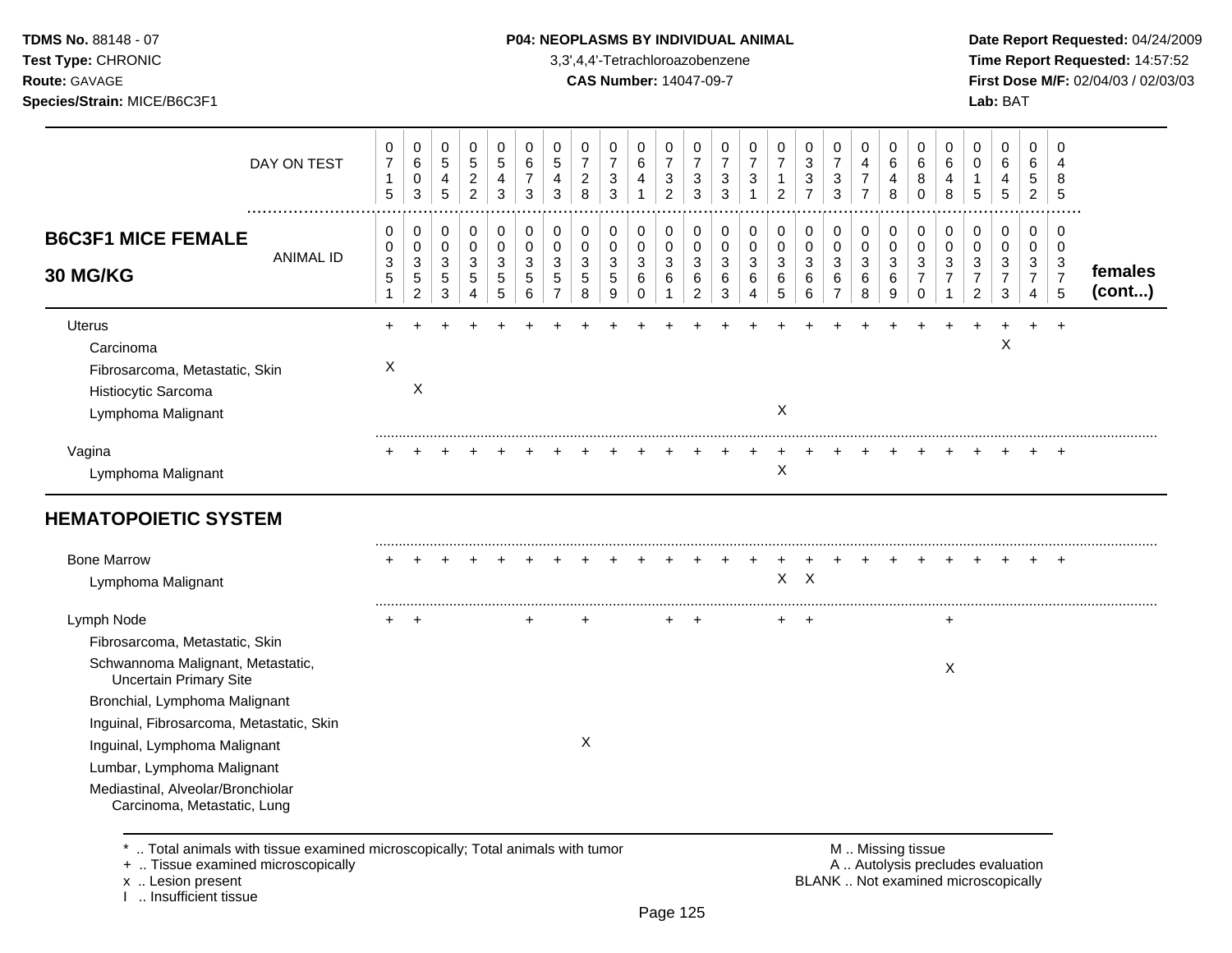**TDMS No.** 88148 - 07
**Test Type:** CHRONIC
**Route:** GAVAGE
**Species/Strain:** MICE/B6C3F1

**P04: NEOPLASMS BY INDIVIDUAL ANIMAL**
3,3',4,4'-Tetrachloroazobenzene
**CAS Number:** 14047-09-7

**Date Report Requested:** 04/24/2009
**Time Report Requested:** 14:57:52
**First Dose M/F:** 02/04/03 / 02/03/03
**Lab:** BAT

| DAY ON TEST | 0715 | 0603 | 0545 | 0522 | 0543 | 0673 | 0543 | 0728 | 0733 | 0641 | 0732 | 0733 | 0733 | 0731 | 0712 | 0337 | 0733 | 0477 | 0648 | 0680 | 0648 | 0015 | 0645 | 0652 | 0485 | |
|---|---|---|---|---|---|---|---|---|---|---|---|---|---|---|---|---|---|---|---|---|---|---|---|---|---|---|
| **B6C3F1 MICE FEMALE 30 MG/KG** ANIMAL ID | 00351 | 00352 | 00353 | 00354 | 00355 | 00356 | 00357 | 00358 | 00359 | 00360 | 00361 | 00362 | 00363 | 00364 | 00365 | 00366 | 00367 | 00368 | 00369 | 00370 | 00371 | 00372 | 00373 | 00374 | 00375 | **females (cont...)** |
| Uterus | + | + | + | + | + | + | + | + | + | + | + | + | + | + | + | + | + | + | + | + | + | + | + | + | + | |
| Carcinoma | | | | | | | | | | | | | | | | | | | | | | | X | | | |
| Fibrosarcoma, Metastatic, Skin | X | | | | | | | | | | | | | | | | | | | | | | | | | |
| Histiocytic Sarcoma | | X | | | | | | | | | | | | | | | | | | | | | | | | |
| Lymphoma Malignant | | | | | | | | | | | | | | | X | | | | | | | | | | | |
| Vagina | + | + | + | + | + | + | + | + | + | + | + | + | + | + | + | + | + | + | + | + | + | + | + | + | + | |
| Lymphoma Malignant | | | | | | | | | | | | | | | X | | | | | | | | | | | |
| **HEMATOPOIETIC SYSTEM** | | | | | | | | | | | | | | | | | | | | | | | | | | |
| Bone Marrow | + | + | + | + | + | + | + | + | + | + | + | + | + | + | + | + | + | + | + | + | + | + | + | + | + | |
| Lymphoma Malignant | | | | | | | | | | | | | | | X | X | | | | | | | | | | |
| Lymph Node | + | + | | | | + | | + | | | + | + | | | + | + | | | | | + | | | | | |
| Fibrosarcoma, Metastatic, Skin | | | | | | | | | | | | | | | | | | | | | | | | | | |
| Schwannoma Malignant, Metastatic, Uncertain Primary Site | | | | | | | | | | | | | | | | | | | | | X | | | | | |
| Bronchial, Lymphoma Malignant | | | | | | | | | | | | | | | | | | | | | | | | | | |
| Inguinal, Fibrosarcoma, Metastatic, Skin | | | | | | | | | | | | | | | | | | | | | | | | | | |
| Inguinal, Lymphoma Malignant | | | | | | | | X | | | | | | | | | | | | | | | | | | |
| Lumbar, Lymphoma Malignant | | | | | | | | | | | | | | | | | | | | | | | | | | |
| Mediastinal, Alveolar/Bronchiolar Carcinoma, Metastatic, Lung | | | | | | | | | | | | | | | | | | | | | | | | | | |

\* .. Total animals with tissue examined microscopically; Total animals with tumor
\+ .. Tissue examined microscopically
x .. Lesion present
I .. Insufficient tissue

M .. Missing tissue
A .. Autolysis precludes evaluation
BLANK .. Not examined microscopically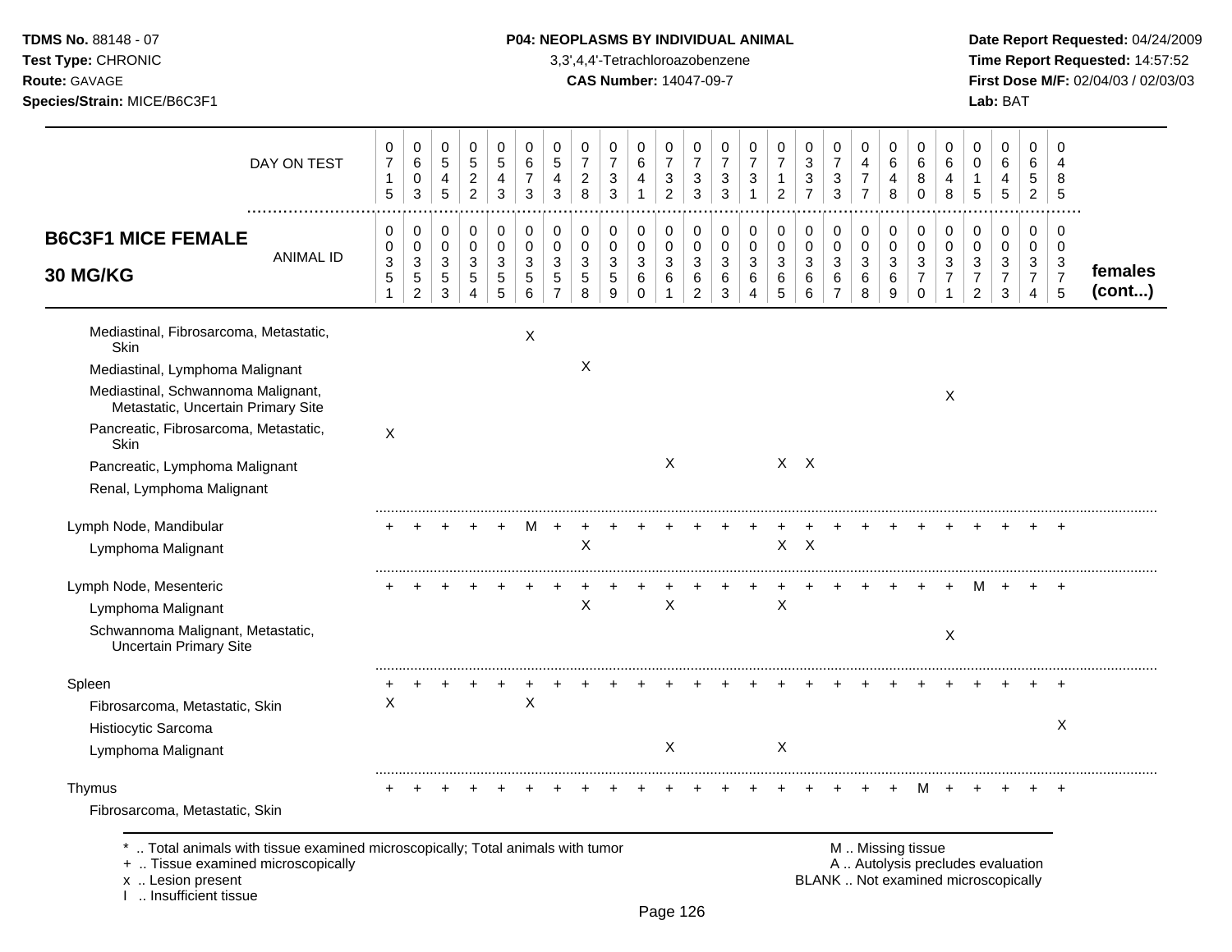**TDMS No.** 88148 - 07
**Test Type:** CHRONIC
**Route:** GAVAGE
**Species/Strain:** MICE/B6C3F1

**P04: NEOPLASMS BY INDIVIDUAL ANIMAL**
3,3',4,4'-Tetrachloroazobenzene
**CAS Number:** 14047-09-7

**Date Report Requested:** 04/24/2009
**Time Report Requested:** 14:57:52
**First Dose M/F:** 02/04/03 / 02/03/03
**Lab:** BAT

| B6C3F1 MICE FEMALE 30 MG/KG | | | | | | | | | | | | | | | | | | | | | | | | | | | |
|---|---|---|---|---|---|---|---|---|---|---|---|---|---|---|---|---|---|---|---|---|---|---|---|---|---|---|---|
| DAY ON TEST | 0715 | 0603 | 0545 | 0522 | 0543 | 0673 | 0543 | 0728 | 0733 | 0641 | 0732 | 0733 | 0733 | 0731 | 0712 | 0337 | 0733 | 0477 | 0648 | 0680 | 0648 | 0015 | 0645 | 0652 | 0485 | |
| ANIMAL ID | 00351 | 00352 | 00353 | 00354 | 00355 | 00356 | 00357 | 00358 | 00359 | 00360 | 00361 | 00362 | 00363 | 00364 | 00365 | 00366 | 00367 | 00368 | 00369 | 00370 | 00371 | 00372 | 00373 | 00374 | 00375 | females (cont...) |
| Mediastinal, Fibrosarcoma, Metastatic, Skin | | | | | | X | | | | | | | | | | | | | | | | | | | | |
| Mediastinal, Lymphoma Malignant | | | | | | | | X | | | | | | | | | | | | | | | | | | |
| Mediastinal, Schwannoma Malignant, Metastatic, Uncertain Primary Site | | | | | | | | | | | | | | | | | | | | | X | | | | | |
| Pancreatic, Fibrosarcoma, Metastatic, Skin | X | | | | | | | | | | | | | | | | | | | | | | | | | |
| Pancreatic, Lymphoma Malignant | | | | | | | | | | | X | | | | X | X | | | | | | | | | | |
| Renal, Lymphoma Malignant | | | | | | | | | | | | | | | | | | | | | | | | | | |
| Lymph Node, Mandibular | + | + | + | + | + | M | + | + | + | + | + | + | + | + | + | + | + | + | + | + | + | + | + | + | + | |
| Lymphoma Malignant | | | | | | | | X | | | | | | | X | X | | | | | | | | | | |
| Lymph Node, Mesenteric | + | + | + | + | + | + | + | + | + | + | + | + | + | + | + | + | + | + | + | + | + | M | + | + | + | |
| Lymphoma Malignant | | | | | | | | X | | | X | | | | X | | | | | | | | | | | |
| Schwannoma Malignant, Metastatic, Uncertain Primary Site | | | | | | | | | | | | | | | | | | | | | X | | | | | |
| Spleen | + | + | + | + | + | + | + | + | + | + | + | + | + | + | + | + | + | + | + | + | + | + | + | + | + | |
| Fibrosarcoma, Metastatic, Skin | X | | | | | X | | | | | | | | | | | | | | | | | | | | |
| Histiocytic Sarcoma | | | | | | | | | | | | | | | | | | | | | | | | | X | |
| Lymphoma Malignant | | | | | | | | | | | X | | | | X | | | | | | | | | | | |
| Thymus | + | + | + | + | + | + | + | + | + | + | + | + | + | + | + | + | + | + | + | M | + | + | + | + | + | |
| Fibrosarcoma, Metastatic, Skin | | | | | | | | | | | | | | | | | | | | | | | | | | |

\* .. Total animals with tissue examined microscopically; Total animals with tumor
\+ .. Tissue examined microscopically
x .. Lesion present
I .. Insufficient tissue

M .. Missing tissue
A .. Autolysis precludes evaluation
BLANK .. Not examined microscopically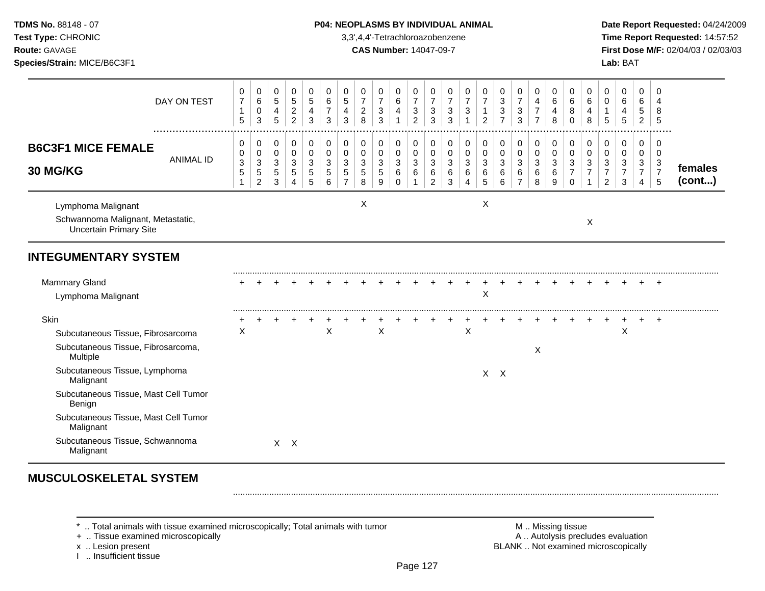**TDMS No.** 88148 - 07
**Test Type:** CHRONIC
**Route:** GAVAGE
**Species/Strain:** MICE/B6C3F1

**P04: NEOPLASMS BY INDIVIDUAL ANIMAL**
3,3',4,4'-Tetrachloroazobenzene
**CAS Number:** 14047-09-7

**Date Report Requested:** 04/24/2009
**Time Report Requested:** 14:57:52
**First Dose M/F:** 02/04/03 / 02/03/03
**Lab:** BAT

**B6C3F1 MICE FEMALE 30 MG/KG** — females (cont...)

| | | | | | | | | | | | | | | | | | | | | | | | | | |
|---|---|---|---|---|---|---|---|---|---|---|---|---|---|---|---|---|---|---|---|---|---|---|---|---|---|
| DAY ON TEST | 0715 | 0603 | 0545 | 0522 | 0543 | 0673 | 0543 | 0728 | 0733 | 0641 | 0732 | 0733 | 0733 | 0731 | 0712 | 0337 | 0733 | 0477 | 0648 | 0680 | 0648 | 0015 | 0645 | 0652 | 0485 |
| ANIMAL ID | 0351 | 0352 | 0353 | 0354 | 0355 | 0356 | 0357 | 0358 | 0359 | 0360 | 0361 | 0362 | 0363 | 0364 | 0365 | 0366 | 0367 | 0368 | 0369 | 0370 | 0371 | 0372 | 0373 | 0374 | 0375 |
| Lymphoma Malignant | | | | | | | | X | | | | | | | X | | | | | | | | | | |
| Schwannoma Malignant, Metastatic, Uncertain Primary Site | | | | | | | | | | | | | | | | | | | | | X | | | | |
| **INTEGUMENTARY SYSTEM** | | | | | | | | | | | | | | | | | | | | | | | | | |
| Mammary Gland | + | + | + | + | + | + | + | + | + | + | + | + | + | + | + | + | + | + | + | + | + | + | + | + | + |
| Lymphoma Malignant | | | | | | | | | | | | | | | X | | | | | | | | | | |
| Skin | + | + | + | + | + | + | + | + | + | + | + | + | + | + | + | + | + | + | + | + | + | + | + | + | + |
| Subcutaneous Tissue, Fibrosarcoma | X | | | | | X | | | X | | | | | X | | | | | | | | | X | | |
| Subcutaneous Tissue, Fibrosarcoma, Multiple | | | | | | | | | | | | | | | | | | X | | | | | | | |
| Subcutaneous Tissue, Lymphoma Malignant | | | | | | | | | | | | | | | X | X | | | | | | | | | |
| Subcutaneous Tissue, Mast Cell Tumor Benign | | | | | | | | | | | | | | | | | | | | | | | | | |
| Subcutaneous Tissue, Mast Cell Tumor Malignant | | | | | | | | | | | | | | | | | | | | | | | | | |
| Subcutaneous Tissue, Schwannoma Malignant | | | X | X | | | | | | | | | | | | | | | | | | | | | |
| **MUSCULOSKELETAL SYSTEM** | | | | | | | | | | | | | | | | | | | | | | | | | |

\* .. Total animals with tissue examined microscopically; Total animals with tumor
\+ .. Tissue examined microscopically
x .. Lesion present
I .. Insufficient tissue

M .. Missing tissue
A .. Autolysis precludes evaluation
BLANK .. Not examined microscopically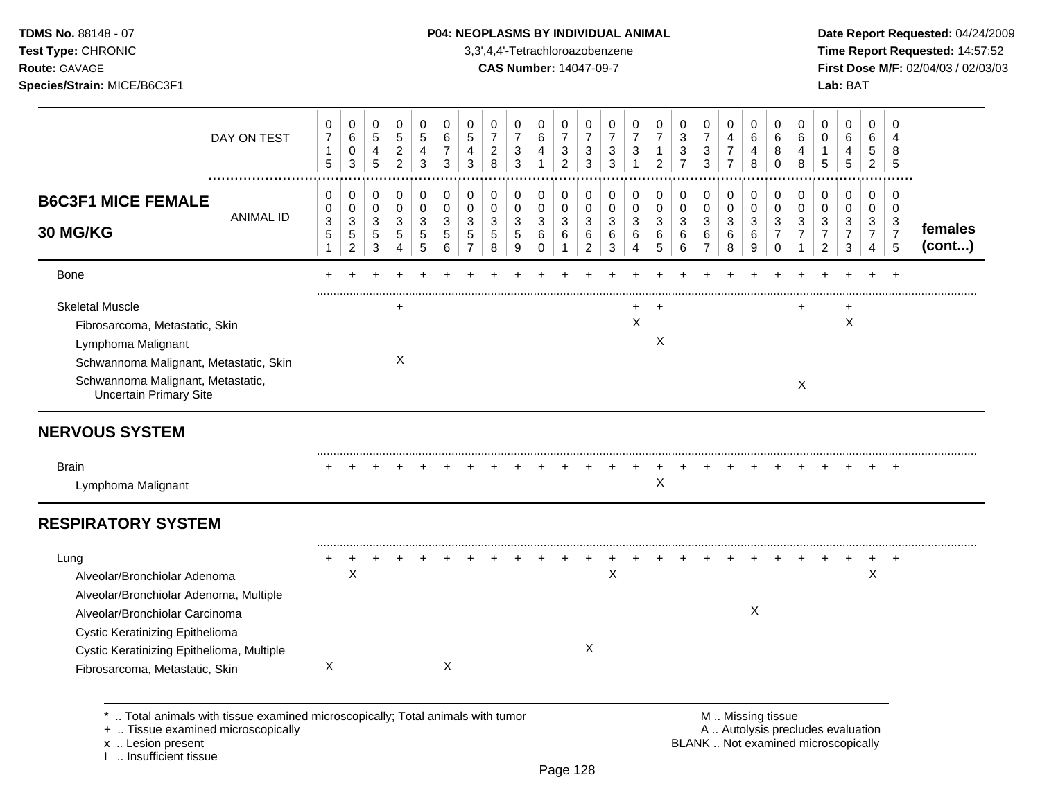**TDMS No.** 88148 - 07
**Test Type:** CHRONIC
**Route:** GAVAGE
**Species/Strain:** MICE/B6C3F1

**P04: NEOPLASMS BY INDIVIDUAL ANIMAL**
3,3',4,4'-Tetrachloroazobenzene
**CAS Number:** 14047-09-7

**Date Report Requested:** 04/24/2009
**Time Report Requested:** 14:57:52
**First Dose M/F:** 02/04/03 / 02/03/03
**Lab:** BAT

| DAY ON TEST | 0715 | 0603 | 0545 | 0522 | 0543 | 0673 | 0543 | 0728 | 0733 | 0641 | 0732 | 0733 | 0733 | 0731 | 0712 | 0337 | 0733 | 0477 | 0648 | 0680 | 0648 | 0015 | 0645 | 0652 | 0485 | |
|---|---|---|---|---|---|---|---|---|---|---|---|---|---|---|---|---|---|---|---|---|---|---|---|---|---|---|
| **B6C3F1 MICE FEMALE 30 MG/KG** — ANIMAL ID | 0351 | 0352 | 0353 | 0354 | 0355 | 0356 | 0357 | 0358 | 0359 | 0360 | 0361 | 0362 | 0363 | 0364 | 0365 | 0366 | 0367 | 0368 | 0369 | 0370 | 0371 | 0372 | 0373 | 0374 | 0375 | **females (cont...)** |
| Bone | + | + | + | + | + | + | + | + | + | + | + | + | + | + | + | + | + | + | + | + | + | + | + | + | + | |
| Skeletal Muscle | | | | + | | | | | | | | | | + | + | | | | | | + | | + | | | |
| Fibrosarcoma, Metastatic, Skin | | | | | | | | | | | | | | X | | | | | | | | | X | | | |
| Lymphoma Malignant | | | | | | | | | | | | | | | X | | | | | | | | | | | |
| Schwannoma Malignant, Metastatic, Skin | | | | X | | | | | | | | | | | | | | | | | | | | | | |
| Schwannoma Malignant, Metastatic, Uncertain Primary Site | | | | | | | | | | | | | | | | | | | | | X | | | | | |
| **NERVOUS SYSTEM** | | | | | | | | | | | | | | | | | | | | | | | | | | |
| Brain | + | + | + | + | + | + | + | + | + | + | + | + | + | + | + | + | + | + | + | + | + | + | + | + | + | |
| Lymphoma Malignant | | | | | | | | | | | | | | | X | | | | | | | | | | | |
| **RESPIRATORY SYSTEM** | | | | | | | | | | | | | | | | | | | | | | | | | | |
| Lung | + | + | + | + | + | + | + | + | + | + | + | + | + | + | + | + | + | + | + | + | + | + | + | + | + | |
| Alveolar/Bronchiolar Adenoma | | X | | | | | | | | | | | X | | | | | | | | | | | X | | |
| Alveolar/Bronchiolar Adenoma, Multiple | | | | | | | | | | | | | | | | | | | | | | | | | | |
| Alveolar/Bronchiolar Carcinoma | | | | | | | | | | | | | | | | | | | X | | | | | | | |
| Cystic Keratinizing Epithelioma | | | | | | | | | | | | | | | | | | | | | | | | | | |
| Cystic Keratinizing Epithelioma, Multiple | | | | | | | | | | | | X | | | | | | | | | | | | | | |
| Fibrosarcoma, Metastatic, Skin | X | | | | | X | | | | | | | | | | | | | | | | | | | | |

\* .. Total animals with tissue examined microscopically; Total animals with tumor
\+ .. Tissue examined microscopically
x .. Lesion present
I .. Insufficient tissue

M .. Missing tissue
A .. Autolysis precludes evaluation
BLANK .. Not examined microscopically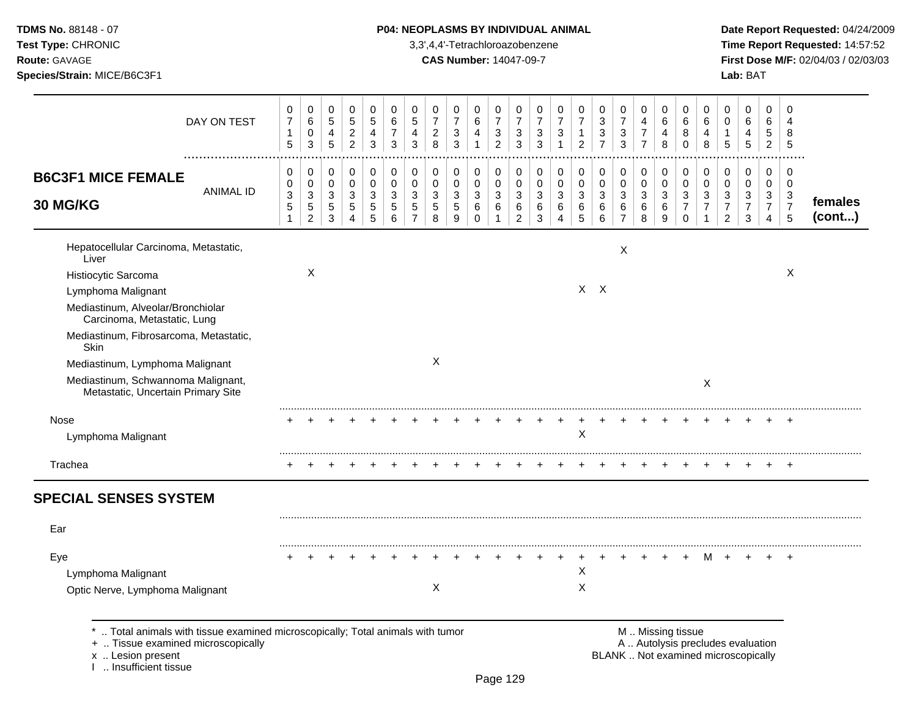**TDMS No.** 88148 - 07
**Test Type:** CHRONIC
**Route:** GAVAGE
**Species/Strain:** MICE/B6C3F1

**P04: NEOPLASMS BY INDIVIDUAL ANIMAL**
3,3',4,4'-Tetrachloroazobenzene
**CAS Number:** 14047-09-7

**Date Report Requested:** 04/24/2009
**Time Report Requested:** 14:57:52
**First Dose M/F:** 02/04/03 / 02/03/03
**Lab:** BAT

## B6C3F1 MICE FEMALE 30 MG/KG

| DAY ON TEST | 0715 | 0603 | 0545 | 0522 | 0543 | 0673 | 0543 | 0728 | 0733 | 0641 | 0732 | 0733 | 0733 | 0731 | 0712 | 0337 | 0733 | 0477 | 0648 | 0680 | 0648 | 0015 | 0645 | 0652 | 0485 | |
|---|---|---|---|---|---|---|---|---|---|---|---|---|---|---|---|---|---|---|---|---|---|---|---|---|---|---|
| **ANIMAL ID** | 0351 | 0352 | 0353 | 0354 | 0355 | 0356 | 0357 | 0358 | 0359 | 0360 | 0361 | 0362 | 0363 | 0364 | 0365 | 0366 | 0367 | 0368 | 0369 | 0370 | 0371 | 0372 | 0373 | 0374 | 0375 | **females (cont...)** |
| Hepatocellular Carcinoma, Metastatic, Liver | | | | | | | | | | | | | | | | | X | | | | | | | | | |
| Histiocytic Sarcoma | | X | | | | | | | | | | | | | | | | | | | | | | | X | |
| Lymphoma Malignant | | | | | | | | | | | | | | | X | X | | | | | | | | | | |
| Mediastinum, Alveolar/Bronchiolar Carcinoma, Metastatic, Lung | | | | | | | | | | | | | | | | | | | | | | | | | | |
| Mediastinum, Fibrosarcoma, Metastatic, Skin | | | | | | | | | | | | | | | | | | | | | | | | | | |
| Mediastinum, Lymphoma Malignant | | | | | | | | X | | | | | | | | | | | | | | | | | | |
| Mediastinum, Schwannoma Malignant, Metastatic, Uncertain Primary Site | | | | | | | | | | | | | | | | | | | | | X | | | | | |
| Nose | + | + | + | + | + | + | + | + | + | + | + | + | + | + | + | + | + | + | + | + | + | + | + | + | + | |
| Lymphoma Malignant | | | | | | | | | | | | | | | X | | | | | | | | | | | |
| Trachea | + | + | + | + | + | + | + | + | + | + | + | + | + | + | + | + | + | + | + | + | + | + | + | + | + | |
| **SPECIAL SENSES SYSTEM** | | | | | | | | | | | | | | | | | | | | | | | | | | |
| Ear | | | | | | | | | | | | | | | | | | | | | | | | | | |
| Eye | + | + | + | + | + | + | + | + | + | + | + | + | + | + | + | + | + | + | + | + | M | + | + | + | + | |
| Lymphoma Malignant | | | | | | | | | | | | | | | X | | | | | | | | | | | |
| Optic Nerve, Lymphoma Malignant | | | | | | | | X | | | | | | | X | | | | | | | | | | | |

\* .. Total animals with tissue examined microscopically; Total animals with tumor
+ .. Tissue examined microscopically
x .. Lesion present
I .. Insufficient tissue

M .. Missing tissue
A .. Autolysis precludes evaluation
BLANK .. Not examined microscopically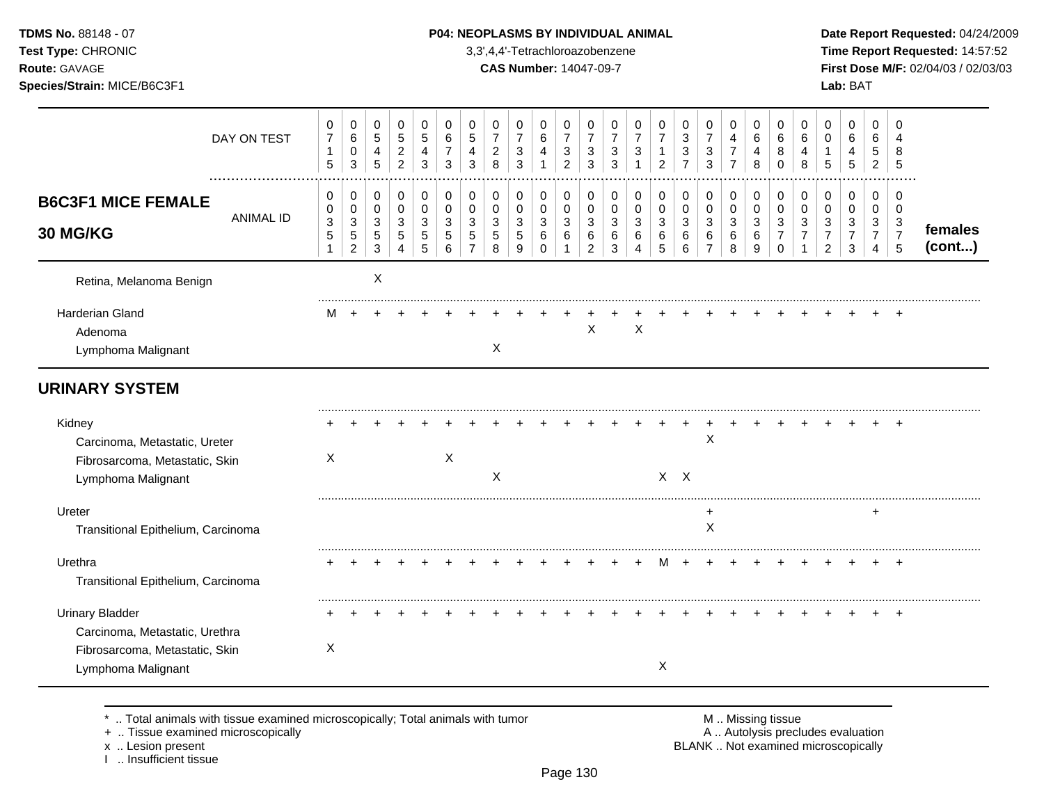**TDMS No.** 88148 - 07
**Test Type:** CHRONIC
**Route:** GAVAGE
**Species/Strain:** MICE/B6C3F1

**P04: NEOPLASMS BY INDIVIDUAL ANIMAL**
3,3',4,4'-Tetrachloroazobenzene
**CAS Number:** 14047-09-7

**Date Report Requested:** 04/24/2009
**Time Report Requested:** 14:57:52
**First Dose M/F:** 02/04/03 / 02/03/03
**Lab:** BAT

| **B6C3F1 MICE FEMALE 30 MG/KG** | | | | | | | | | | | | | | | | | | | | | | | | | | **females (cont...)** |
|---|---|---|---|---|---|---|---|---|---|---|---|---|---|---|---|---|---|---|---|---|---|---|---|---|---|---|
| DAY ON TEST | 0715 | 0603 | 0545 | 0522 | 0543 | 0673 | 0543 | 0728 | 0733 | 0641 | 0732 | 0733 | 0733 | 0731 | 0712 | 0337 | 0733 | 0477 | 0648 | 0680 | 0648 | 0015 | 0645 | 0652 | 0485 | |
| ANIMAL ID | 0351 | 0352 | 0353 | 0354 | 0355 | 0356 | 0357 | 0358 | 0359 | 0360 | 0361 | 0362 | 0363 | 0364 | 0365 | 0366 | 0367 | 0368 | 0369 | 0370 | 0371 | 0372 | 0373 | 0374 | 0375 | |
| Retina, Melanoma Benign | | | X | | | | | | | | | | | | | | | | | | | | | | | |
| Harderian Gland | M | + | + | + | + | + | + | + | + | + | + | + | + | + | + | + | + | + | + | + | + | + | + | + | + | |
| Adenoma | | | | | | | | | | | | X | | X | | | | | | | | | | | | |
| Lymphoma Malignant | | | | | | | | X | | | | | | | | | | | | | | | | | | |
| **URINARY SYSTEM** | | | | | | | | | | | | | | | | | | | | | | | | | | |
| Kidney | + | + | + | + | + | + | + | + | + | + | + | + | + | + | + | + | + | + | + | + | + | + | + | + | + | |
| Carcinoma, Metastatic, Ureter | | | | | | | | | | | | | | | | | X | | | | | | | | | |
| Fibrosarcoma, Metastatic, Skin | X | | | | | X | | | | | | | | | | | | | | | | | | | | |
| Lymphoma Malignant | | | | | | | | X | | | | | | | X | X | | | | | | | | | | |
| Ureter | | | | | | | | | | | | | | | | | + | | | | | | | + | | |
| Transitional Epithelium, Carcinoma | | | | | | | | | | | | | | | | | X | | | | | | | | | |
| Urethra | + | + | + | + | + | + | + | + | + | + | + | + | + | + | M | + | + | + | + | + | + | + | + | + | + | |
| Transitional Epithelium, Carcinoma | | | | | | | | | | | | | | | | | | | | | | | | | | |
| Urinary Bladder | + | + | + | + | + | + | + | + | + | + | + | + | + | + | + | + | + | + | + | + | + | + | + | + | + | |
| Carcinoma, Metastatic, Urethra | | | | | | | | | | | | | | | | | | | | | | | | | | |
| Fibrosarcoma, Metastatic, Skin | X | | | | | | | | | | | | | | | | | | | | | | | | | |
| Lymphoma Malignant | | | | | | | | | | | | | | | X | | | | | | | | | | | |

\* .. Total animals with tissue examined microscopically; Total animals with tumor
\+ .. Tissue examined microscopically
x .. Lesion present
I .. Insufficient tissue

M .. Missing tissue
A .. Autolysis precludes evaluation
BLANK .. Not examined microscopically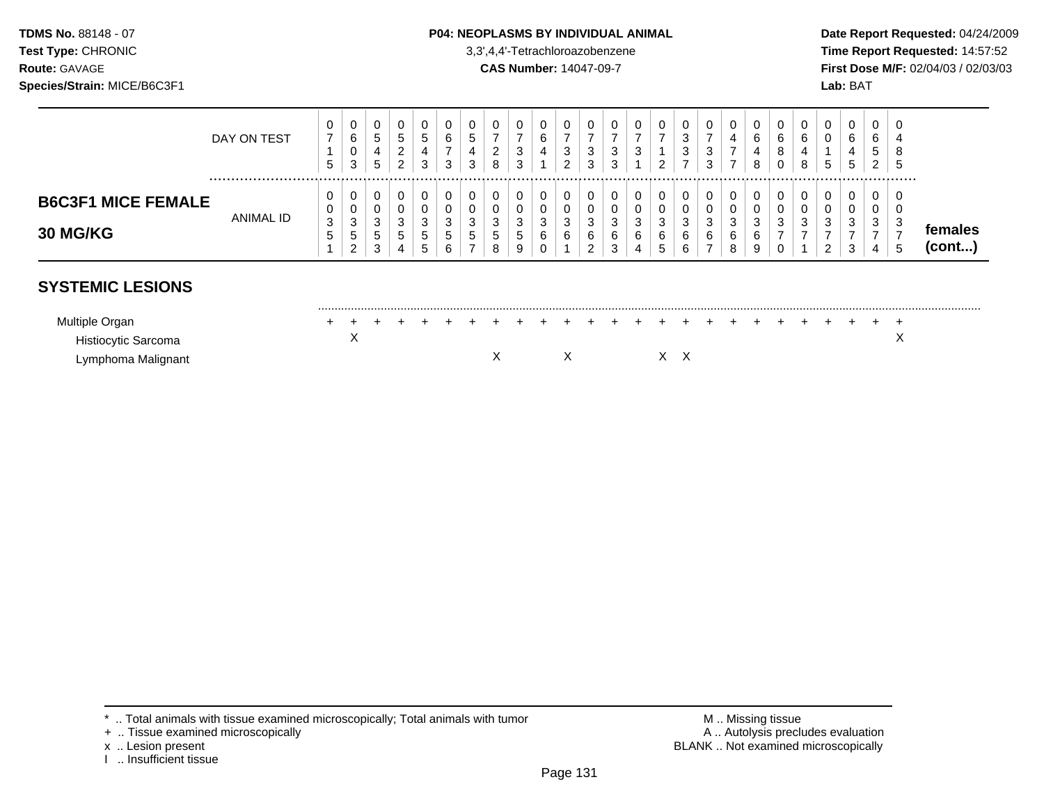**TDMS No.** 88148 - 07
**Test Type:** CHRONIC
**Route:** GAVAGE
**Species/Strain:** MICE/B6C3F1

**P04: NEOPLASMS BY INDIVIDUAL ANIMAL**
3,3',4,4'-Tetrachloroazobenzene
**CAS Number:** 14047-09-7

**Date Report Requested:** 04/24/2009
**Time Report Requested:** 14:57:52
**First Dose M/F:** 02/04/03 / 02/03/03
**Lab:** BAT

## B6C3F1 MICE FEMALE 30 MG/KG — females (cont...)

| | 1 | 2 | 3 | 4 | 5 | 6 | 7 | 8 | 9 | 10 | 11 | 12 | 13 | 14 | 15 | 16 | 17 | 18 | 19 | 20 | 21 | 22 | 23 | 24 | 25 |
|---|---|---|---|---|---|---|---|---|---|---|---|---|---|---|---|---|---|---|---|---|---|---|---|---|---|
| DAY ON TEST | 0715 | 0603 | 0545 | 0522 | 0543 | 0673 | 0543 | 0728 | 0733 | 0641 | 0732 | 0733 | 0733 | 0731 | 0712 | 0337 | 0733 | 0477 | 0648 | 0680 | 0648 | 0015 | 0645 | 0652 | 0485 |
| ANIMAL ID | 00351 | 00352 | 00353 | 00354 | 00355 | 00356 | 00357 | 00358 | 00359 | 00360 | 00361 | 00362 | 00363 | 00364 | 00365 | 00366 | 00367 | 00368 | 00369 | 00370 | 00371 | 00372 | 00373 | 00374 | 00375 |

## SYSTEMIC LESIONS

| | 1 | 2 | 3 | 4 | 5 | 6 | 7 | 8 | 9 | 10 | 11 | 12 | 13 | 14 | 15 | 16 | 17 | 18 | 19 | 20 | 21 | 22 | 23 | 24 | 25 |
|---|---|---|---|---|---|---|---|---|---|---|---|---|---|---|---|---|---|---|---|---|---|---|---|---|---|
| Multiple Organ | + | + | + | + | + | + | + | + | + | + | + | + | + | + | + | + | + | + | + | + | + | + | + | + | + |
| Histiocytic Sarcoma | | X | | | | | | | | | | | | | | | | | | | | | | | X |
| Lymphoma Malignant | | | | | | | | X | | | X | | | | X | X | | | | | | | | | |

\* .. Total animals with tissue examined microscopically; Total animals with tumor
\+ .. Tissue examined microscopically
x .. Lesion present
I .. Insufficient tissue

M .. Missing tissue
A .. Autolysis precludes evaluation
BLANK .. Not examined microscopically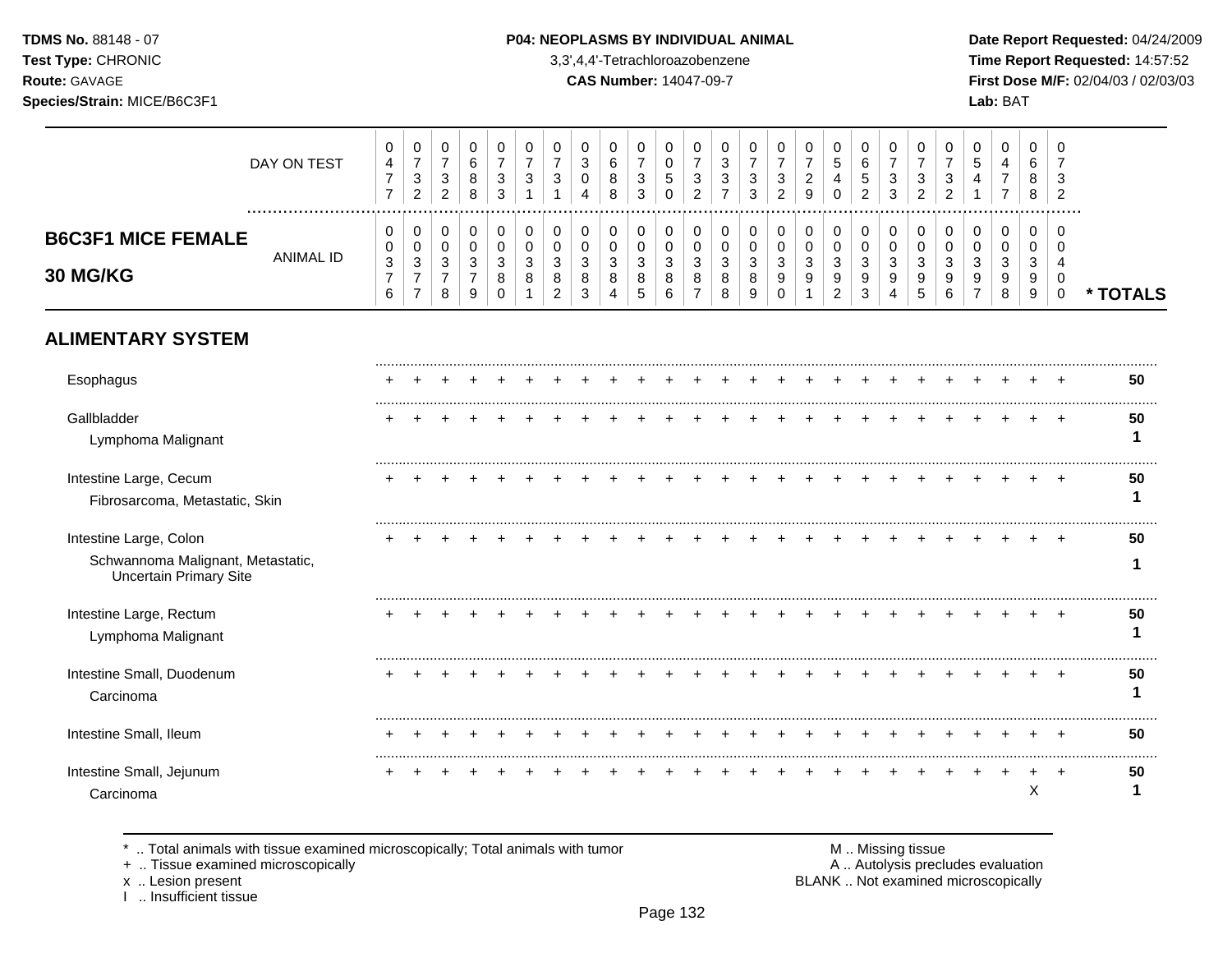TDMS No. 88148 - 07
Test Type: CHRONIC
Route: GAVAGE
Species/Strain: MICE/B6C3F1

**P04: NEOPLASMS BY INDIVIDUAL ANIMAL**
3,3',4,4'-Tetrachloroazobenzene
**CAS Number:** 14047-09-7

Date Report Requested: 04/24/2009
Time Report Requested: 14:57:52
First Dose M/F: 02/04/03 / 02/03/03
Lab: BAT

**B6C3F1 MICE FEMALE 30 MG/KG**

| | | | | | | | | | | | | | | | | | | | | | | | | | | |
|---|---|---|---|---|---|---|---|---|---|---|---|---|---|---|---|---|---|---|---|---|---|---|---|---|---|---|
| DAY ON TEST | 0477 | 0732 | 0732 | 0688 | 0733 | 0731 | 0731 | 0304 | 0688 | 0733 | 0050 | 0732 | 0337 | 0733 | 0732 | 0729 | 0540 | 0652 | 0733 | 0732 | 0732 | 0541 | 0477 | 0688 | 0732 | |
| ANIMAL ID | 00376 | 00377 | 00378 | 00379 | 00380 | 00381 | 00382 | 00383 | 00384 | 00385 | 00386 | 00387 | 00388 | 00389 | 00390 | 00391 | 00392 | 00393 | 00394 | 00395 | 00396 | 00397 | 00398 | 00399 | 00400 | * TOTALS |
| **ALIMENTARY SYSTEM** | | | | | | | | | | | | | | | | | | | | | | | | | | |
| Esophagus | + | + | + | + | + | + | + | + | + | + | + | + | + | + | + | + | + | + | + | + | + | + | + | + | + | 50 |
| Gallbladder | + | + | + | + | + | + | + | + | + | + | + | + | + | + | + | + | + | + | + | + | + | + | + | + | + | 50 |
| Lymphoma Malignant | | | | | | | | | | | | | | | | | | | | | | | | | | 1 |
| Intestine Large, Cecum | + | + | + | + | + | + | + | + | + | + | + | + | + | + | + | + | + | + | + | + | + | + | + | + | + | 50 |
| Fibrosarcoma, Metastatic, Skin | | | | | | | | | | | | | | | | | | | | | | | | | | 1 |
| Intestine Large, Colon | + | + | + | + | + | + | + | + | + | + | + | + | + | + | + | + | + | + | + | + | + | + | + | + | + | 50 |
| Schwannoma Malignant, Metastatic, Uncertain Primary Site | | | | | | | | | | | | | | | | | | | | | | | | | | 1 |
| Intestine Large, Rectum | + | + | + | + | + | + | + | + | + | + | + | + | + | + | + | + | + | + | + | + | + | + | + | + | + | 50 |
| Lymphoma Malignant | | | | | | | | | | | | | | | | | | | | | | | | | | 1 |
| Intestine Small, Duodenum | + | + | + | + | + | + | + | + | + | + | + | + | + | + | + | + | + | + | + | + | + | + | + | + | + | 50 |
| Carcinoma | | | | | | | | | | | | | | | | | | | | | | | | | | 1 |
| Intestine Small, Ileum | + | + | + | + | + | + | + | + | + | + | + | + | + | + | + | + | + | + | + | + | + | + | + | + | + | 50 |
| Intestine Small, Jejunum | + | + | + | + | + | + | + | + | + | + | + | + | + | + | + | + | + | + | + | + | + | + | + | + | + | 50 |
| Carcinoma | | | | | | | | | | | | | | | | | | | | | | | | X | | 1 |

* .. Total animals with tissue examined microscopically; Total animals with tumor
+ .. Tissue examined microscopically
x .. Lesion present
I .. Insufficient tissue

M .. Missing tissue
A .. Autolysis precludes evaluation
BLANK .. Not examined microscopically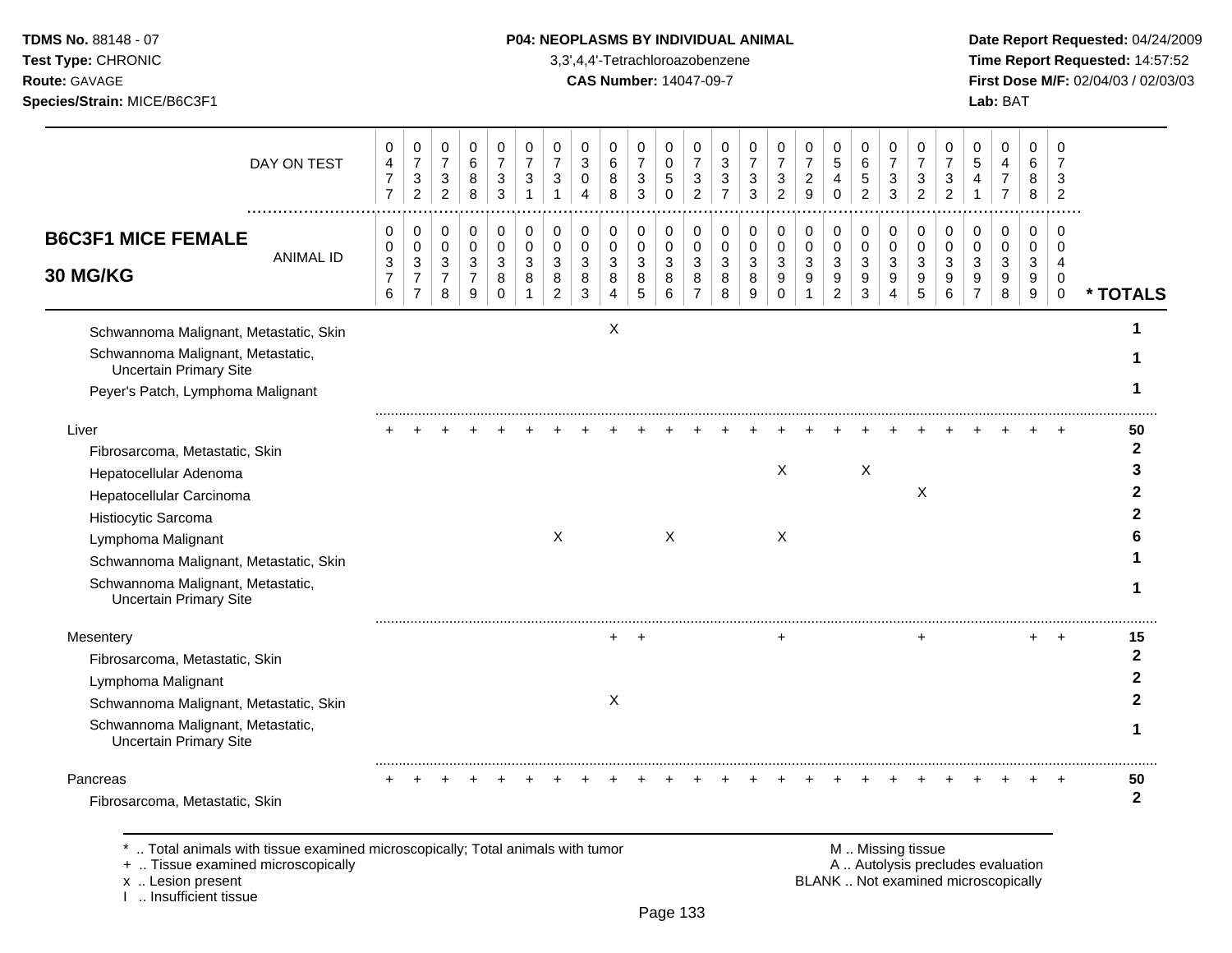**TDMS No.** 88148 - 07
**Test Type:** CHRONIC
**Route:** GAVAGE
**Species/Strain:** MICE/B6C3F1

**P04: NEOPLASMS BY INDIVIDUAL ANIMAL**
3,3',4,4'-Tetrachloroazobenzene
**CAS Number:** 14047-09-7

**Date Report Requested:** 04/24/2009
**Time Report Requested:** 14:57:52
**First Dose M/F:** 02/04/03 / 02/03/03
**Lab:** BAT

## B6C3F1 MICE FEMALE 30 MG/KG

| DAY ON TEST | 0477 | 0732 | 0732 | 0688 | 0733 | 0731 | 0731 | 0304 | 0688 | 0733 | 0050 | 0732 | 0337 | 0733 | 0732 | 0729 | 0540 | 0652 | 0733 | 0732 | 0732 | 0541 | 0477 | 0688 | 0732 | |
|---|---|---|---|---|---|---|---|---|---|---|---|---|---|---|---|---|---|---|---|---|---|---|---|---|---|---|
| ANIMAL ID | 00376 | 00377 | 00378 | 00379 | 00380 | 00381 | 00382 | 00383 | 00384 | 00385 | 00386 | 00387 | 00388 | 00389 | 00390 | 00391 | 00392 | 00393 | 00394 | 00395 | 00396 | 00397 | 00398 | 00399 | 00400 | * TOTALS |
| Schwannoma Malignant, Metastatic, Skin | | | | | | | | | X | | | | | | | | | | | | | | | | | 1 |
| Schwannoma Malignant, Metastatic, Uncertain Primary Site | | | | | | | | | | | | | | | | | | | | | | | | | | 1 |
| Peyer's Patch, Lymphoma Malignant | | | | | | | | | | | | | | | | | | | | | | | | | | 1 |
| Liver | + | + | + | + | + | + | + | + | + | + | + | + | + | + | + | + | + | + | + | + | + | + | + | + | + | 50 |
| Fibrosarcoma, Metastatic, Skin | | | | | | | | | | | | | | | | | | | | | | | | | | 2 |
| Hepatocellular Adenoma | | | | | | | | | | | | | | | X | | | X | | | | | | | | 3 |
| Hepatocellular Carcinoma | | | | | | | | | | | | | | | | | | | | X | | | | | | 2 |
| Histiocytic Sarcoma | | | | | | | | | | | | | | | | | | | | | | | | | | 2 |
| Lymphoma Malignant | | | | | | | X | | | | X | | | | X | | | | | | | | | | | 6 |
| Schwannoma Malignant, Metastatic, Skin | | | | | | | | | | | | | | | | | | | | | | | | | | 1 |
| Schwannoma Malignant, Metastatic, Uncertain Primary Site | | | | | | | | | | | | | | | | | | | | | | | | | | 1 |
| Mesentery | | | | | | | | | + | + | | | | | + | | | | | + | | | | + | + | 15 |
| Fibrosarcoma, Metastatic, Skin | | | | | | | | | | | | | | | | | | | | | | | | | | 2 |
| Lymphoma Malignant | | | | | | | | | | | | | | | | | | | | | | | | | | 2 |
| Schwannoma Malignant, Metastatic, Skin | | | | | | | | | X | | | | | | | | | | | | | | | | | 2 |
| Schwannoma Malignant, Metastatic, Uncertain Primary Site | | | | | | | | | | | | | | | | | | | | | | | | | | 1 |
| Pancreas | + | + | + | + | + | + | + | + | + | + | + | + | + | + | + | + | + | + | + | + | + | + | + | + | + | 50 |
| Fibrosarcoma, Metastatic, Skin | | | | | | | | | | | | | | | | | | | | | | | | | | 2 |

\* .. Total animals with tissue examined microscopically; Total animals with tumor
\+ .. Tissue examined microscopically
x .. Lesion present
I .. Insufficient tissue

M .. Missing tissue
A .. Autolysis precludes evaluation
BLANK .. Not examined microscopically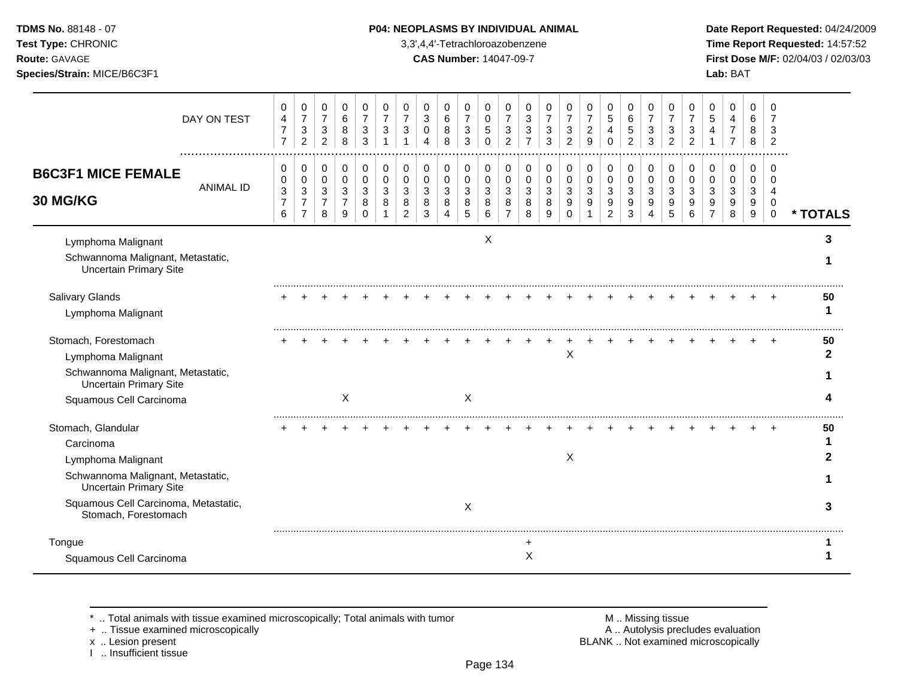**TDMS No.** 88148 - 07
**Test Type:** CHRONIC
**Route:** GAVAGE
**Species/Strain:** MICE/B6C3F1

**P04: NEOPLASMS BY INDIVIDUAL ANIMAL**
3,3',4,4'-Tetrachloroazobenzene
**CAS Number:** 14047-09-7

**Date Report Requested:** 04/24/2009
**Time Report Requested:** 14:57:52
**First Dose M/F:** 02/04/03 / 02/03/03
**Lab:** BAT

## B6C3F1 MICE FEMALE 30 MG/KG

| ANIMAL ID | 00376 | 00377 | 00378 | 00379 | 00380 | 00381 | 00382 | 00383 | 00384 | 00385 | 00386 | 00387 | 00388 | 00389 | 00390 | 00391 | 00392 | 00393 | 00394 | 00395 | 00396 | 00397 | 00398 | 00399 | 00400 | * TOTALS |
|---|---|---|---|---|---|---|---|---|---|---|---|---|---|---|---|---|---|---|---|---|---|---|---|---|---|---|
| DAY ON TEST | 0477 | 0732 | 0732 | 0688 | 0733 | 0731 | 0731 | 0304 | 0688 | 0733 | 0050 | 0732 | 0337 | 0733 | 0732 | 0729 | 0540 | 0652 | 0733 | 0732 | 0732 | 0541 | 0477 | 0688 | 0732 | |
| Lymphoma Malignant | | | | | | | | | | | X | | | | | | | | | | | | | | | 3 |
| Schwannoma Malignant, Metastatic, Uncertain Primary Site | | | | | | | | | | | | | | | | | | | | | | | | | | 1 |
| Salivary Glands | + | + | + | + | + | + | + | + | + | + | + | + | + | + | + | + | + | + | + | + | + | + | + | + | + | 50 |
| Lymphoma Malignant | | | | | | | | | | | | | | | | | | | | | | | | | | 1 |
| Stomach, Forestomach | + | + | + | + | + | + | + | + | + | + | + | + | + | + | + | + | + | + | + | + | + | + | + | + | + | 50 |
| Lymphoma Malignant | | | | | | | | | | | | | | | X | | | | | | | | | | | 2 |
| Schwannoma Malignant, Metastatic, Uncertain Primary Site | | | | | | | | | | | | | | | | | | | | | | | | | | 1 |
| Squamous Cell Carcinoma | | | | X | | | | | | X | | | | | | | | | | | | | | | | 4 |
| Stomach, Glandular | + | + | + | + | + | + | + | + | + | + | + | + | + | + | + | + | + | + | + | + | + | + | + | + | + | 50 |
| Carcinoma | | | | | | | | | | | | | | | | | | | | | | | | | | 1 |
| Lymphoma Malignant | | | | | | | | | | | | | | | X | | | | | | | | | | | 2 |
| Schwannoma Malignant, Metastatic, Uncertain Primary Site | | | | | | | | | | | | | | | | | | | | | | | | | | 1 |
| Squamous Cell Carcinoma, Metastatic, Stomach, Forestomach | | | | | | | | | | X | | | | | | | | | | | | | | | | 3 |
| Tongue | | | | | | | | | | | | | + | | | | | | | | | | | | | 1 |
| Squamous Cell Carcinoma | | | | | | | | | | | | | X | | | | | | | | | | | | | 1 |

\* .. Total animals with tissue examined microscopically; Total animals with tumor
\+ .. Tissue examined microscopically
x .. Lesion present
I .. Insufficient tissue

M .. Missing tissue
A .. Autolysis precludes evaluation
BLANK .. Not examined microscopically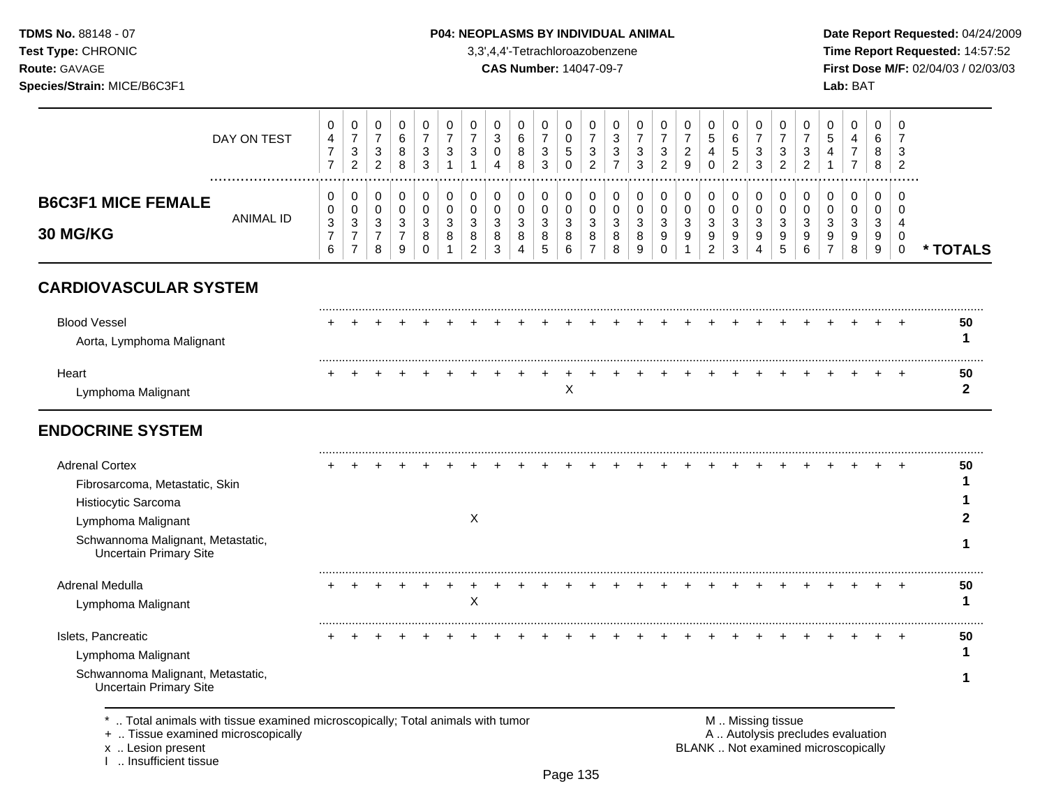**TDMS No.** 88148 - 07
**Test Type:** CHRONIC
**Route:** GAVAGE
**Species/Strain:** MICE/B6C3F1

**P04: NEOPLASMS BY INDIVIDUAL ANIMAL**
3,3',4,4'-Tetrachloroazobenzene
**CAS Number:** 14047-09-7

**Date Report Requested:** 04/24/2009
**Time Report Requested:** 14:57:52
**First Dose M/F:** 02/04/03 / 02/03/03
**Lab:** BAT

| DAY ON TEST | 0477 | 0732 | 0732 | 0688 | 0733 | 0731 | 0731 | 0304 | 0688 | 0733 | 0050 | 0732 | 0337 | 0733 | 0732 | 0729 | 0540 | 0652 | 0733 | 0732 | 0732 | 0541 | 0477 | 0688 | 0732 | |
|---|---|---|---|---|---|---|---|---|---|---|---|---|---|---|---|---|---|---|---|---|---|---|---|---|---|---|
| **B6C3F1 MICE FEMALE 30 MG/KG** ANIMAL ID | 00376 | 00377 | 00378 | 00379 | 00380 | 00381 | 00382 | 00383 | 00384 | 00385 | 00386 | 00387 | 00388 | 00389 | 00390 | 00391 | 00392 | 00393 | 00394 | 00395 | 00396 | 00397 | 00398 | 00399 | 00400 | *** TOTALS** |
| **CARDIOVASCULAR SYSTEM** | | | | | | | | | | | | | | | | | | | | | | | | | | |
| Blood Vessel | + | + | + | + | + | + | + | + | + | + | + | + | + | + | + | + | + | + | + | + | + | + | + | + | + | **50** |
| Aorta, Lymphoma Malignant | | | | | | | | | | | | | | | | | | | | | | | | | | **1** |
| Heart | + | + | + | + | + | + | + | + | + | + | + | + | + | + | + | + | + | + | + | + | + | + | + | + | + | **50** |
| Lymphoma Malignant | | | | | | | | | | | X | | | | | | | | | | | | | | | **2** |
| **ENDOCRINE SYSTEM** | | | | | | | | | | | | | | | | | | | | | | | | | | |
| Adrenal Cortex | + | + | + | + | + | + | + | + | + | + | + | + | + | + | + | + | + | + | + | + | + | + | + | + | + | **50** |
| Fibrosarcoma, Metastatic, Skin | | | | | | | | | | | | | | | | | | | | | | | | | | **1** |
| Histiocytic Sarcoma | | | | | | | | | | | | | | | | | | | | | | | | | | **1** |
| Lymphoma Malignant | | | | | | | X | | | | | | | | | | | | | | | | | | | **2** |
| Schwannoma Malignant, Metastatic, Uncertain Primary Site | | | | | | | | | | | | | | | | | | | | | | | | | | **1** |
| Adrenal Medulla | + | + | + | + | + | + | + | + | + | + | + | + | + | + | + | + | + | + | + | + | + | + | + | + | + | **50** |
| Lymphoma Malignant | | | | | | | X | | | | | | | | | | | | | | | | | | | **1** |
| Islets, Pancreatic | + | + | + | + | + | + | + | + | + | + | + | + | + | + | + | + | + | + | + | + | + | + | + | + | + | **50** |
| Lymphoma Malignant | | | | | | | | | | | | | | | | | | | | | | | | | | **1** |
| Schwannoma Malignant, Metastatic, Uncertain Primary Site | | | | | | | | | | | | | | | | | | | | | | | | | | **1** |

\* .. Total animals with tissue examined microscopically; Total animals with tumor
\+ .. Tissue examined microscopically
x .. Lesion present
I .. Insufficient tissue

M .. Missing tissue
A .. Autolysis precludes evaluation
BLANK .. Not examined microscopically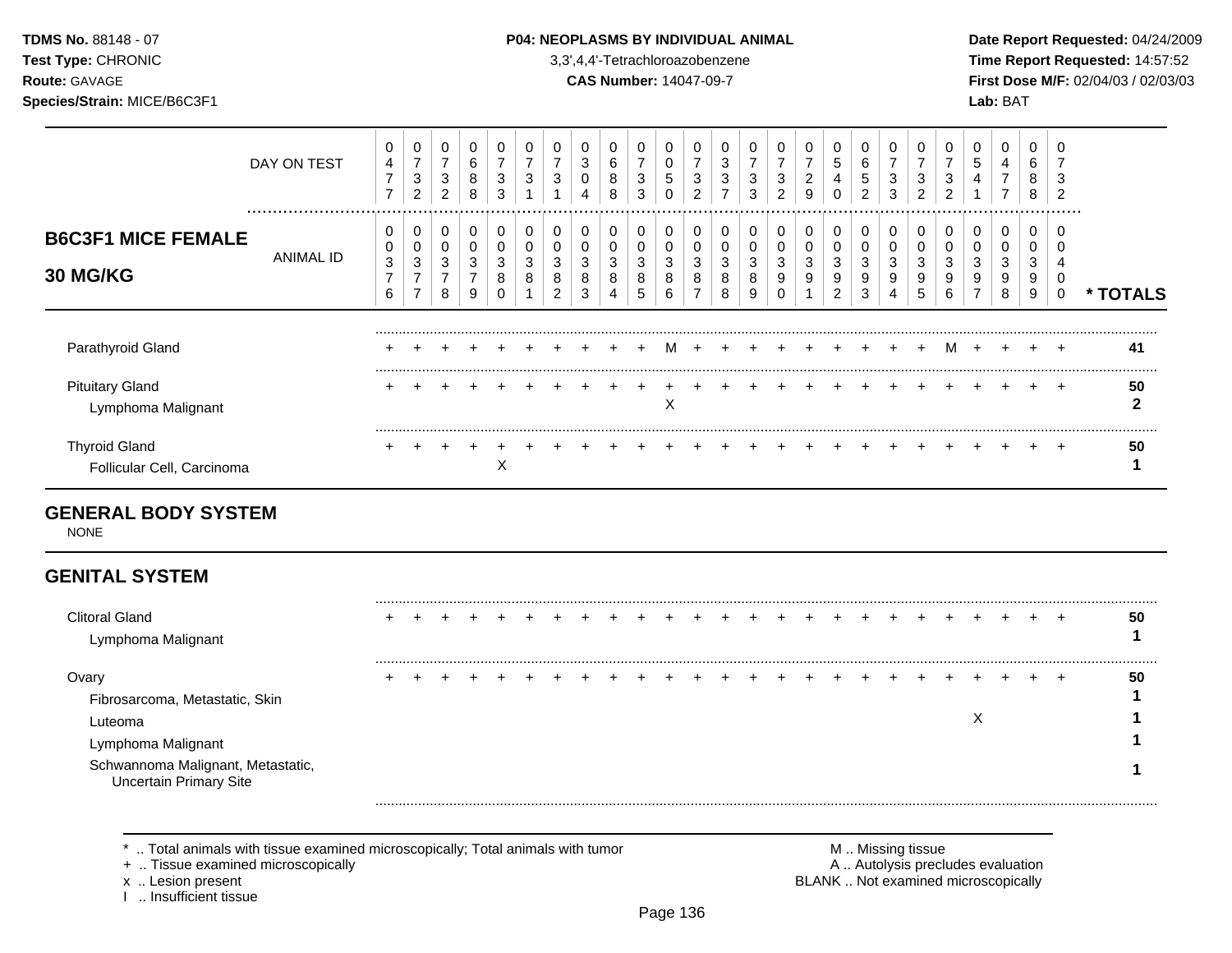## B6C3F1 MICE FEMALE 30 MG/KG

| | 0376 | 0377 | 0378 | 0379 | 0380 | 0381 | 0382 | 0383 | 0384 | 0385 | 0386 | 0387 | 0388 | 0389 | 0390 | 0391 | 0392 | 0393 | 0394 | 0395 | 0396 | 0397 | 0398 | 0399 | 0400 | * TOTALS |
|---|---|---|---|---|---|---|---|---|---|---|---|---|---|---|---|---|---|---|---|---|---|---|---|---|---|---|
| DAY ON TEST | 0477 | 0732 | 0732 | 0688 | 0733 | 0731 | 0731 | 0304 | 0688 | 0733 | 0050 | 0732 | 0337 | 0733 | 0732 | 0729 | 0540 | 0652 | 0733 | 0732 | 0732 | 0541 | 0477 | 0688 | 0732 | |
| Parathyroid Gland | + | + | + | + | + | + | + | + | + | + | M | + | + | + | + | + | + | + | + | + | M | + | + | + | + | 41 |
| Pituitary Gland | + | + | + | + | + | + | + | + | + | + | + | + | + | + | + | + | + | + | + | + | + | + | + | + | + | 50 |
| Lymphoma Malignant | | | | | | | | | | | X | | | | | | | | | | | | | | | 2 |
| Thyroid Gland | + | + | + | + | + | + | + | + | + | + | + | + | + | + | + | + | + | + | + | + | + | + | + | + | + | 50 |
| Follicular Cell, Carcinoma | | | | | X | | | | | | | | | | | | | | | | | | | | | 1 |
| **GENERAL BODY SYSTEM** | | | | | | | | | | | | | | | | | | | | | | | | | | |
| NONE | | | | | | | | | | | | | | | | | | | | | | | | | | |
| **GENITAL SYSTEM** | | | | | | | | | | | | | | | | | | | | | | | | | | |
| Clitoral Gland | + | + | + | + | + | + | + | + | + | + | + | + | + | + | + | + | + | + | + | + | + | + | + | + | + | 50 |
| Lymphoma Malignant | | | | | | | | | | | | | | | | | | | | | | | | | | 1 |
| Ovary | + | + | + | + | + | + | + | + | + | + | + | + | + | + | + | + | + | + | + | + | + | + | + | + | + | 50 |
| Fibrosarcoma, Metastatic, Skin | | | | | | | | | | | | | | | | | | | | | | | | | | 1 |
| Luteoma | | | | | | | | | | | | | | | | | | | | | | X | | | | 1 |
| Lymphoma Malignant | | | | | | | | | | | | | | | | | | | | | | | | | | 1 |
| Schwannoma Malignant, Metastatic, Uncertain Primary Site | | | | | | | | | | | | | | | | | | | | | | | | | | 1 |

\* .. Total animals with tissue examined microscopically; Total animals with tumor
\+ .. Tissue examined microscopically
x .. Lesion present
I .. Insufficient tissue

M .. Missing tissue
A .. Autolysis precludes evaluation
BLANK .. Not examined microscopically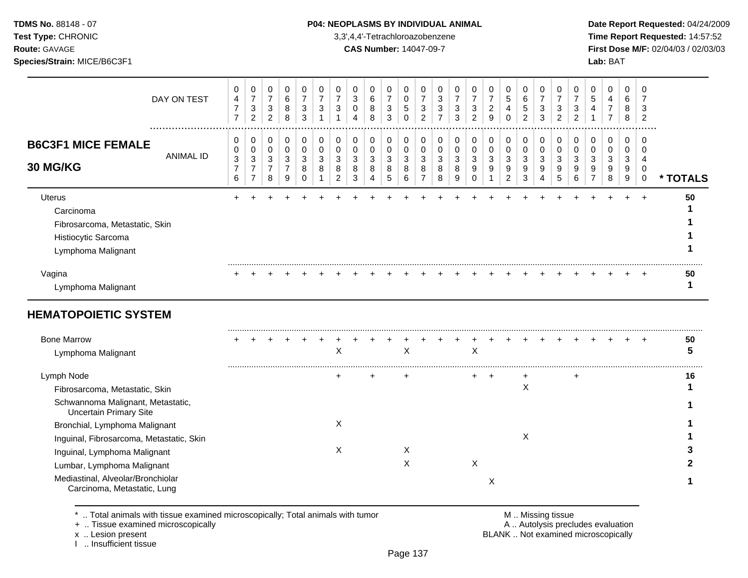**TDMS No.** 88148 - 07
**Test Type:** CHRONIC
**Route:** GAVAGE
**Species/Strain:** MICE/B6C3F1

**P04: NEOPLASMS BY INDIVIDUAL ANIMAL**
3,3',4,4'-Tetrachloroazobenzene
**CAS Number:** 14047-09-7

**Date Report Requested:** 04/24/2009
**Time Report Requested:** 14:57:52
**First Dose M/F:** 02/04/03 / 02/03/03
**Lab:** BAT

## B6C3F1 MICE FEMALE 30 MG/KG

| | | | | | | | | | | | | | | | | | | | | | | | | | | |
|---|---|---|---|---|---|---|---|---|---|---|---|---|---|---|---|---|---|---|---|---|---|---|---|---|---|---|
| DAY ON TEST | 0477 | 0732 | 0732 | 0688 | 0733 | 0731 | 0731 | 0304 | 0688 | 0733 | 0050 | 0732 | 0337 | 0733 | 0732 | 0729 | 0540 | 0652 | 0733 | 0732 | 0732 | 0541 | 0477 | 0688 | 0732 | |
| ANIMAL ID | 0376 | 0377 | 0378 | 0379 | 0380 | 0381 | 0382 | 0383 | 0384 | 0385 | 0386 | 0387 | 0388 | 0389 | 0390 | 0391 | 0392 | 0393 | 0394 | 0395 | 0396 | 0397 | 0398 | 0399 | 0400 | * TOTALS |
| Uterus | + | + | + | + | + | + | + | + | + | + | + | + | + | + | + | + | + | + | + | + | + | + | + | + | + | 50 |
| Carcinoma | | | | | | | | | | | | | | | | | | | | | | | | | | 1 |
| Fibrosarcoma, Metastatic, Skin | | | | | | | | | | | | | | | | | | | | | | | | | | 1 |
| Histiocytic Sarcoma | | | | | | | | | | | | | | | | | | | | | | | | | | 1 |
| Lymphoma Malignant | | | | | | | | | | | | | | | | | | | | | | | | | | 1 |
| Vagina | + | + | + | + | + | + | + | + | + | + | + | + | + | + | + | + | + | + | + | + | + | + | + | + | + | 50 |
| Lymphoma Malignant | | | | | | | | | | | | | | | | | | | | | | | | | | 1 |
| **HEMATOPOIETIC SYSTEM** | | | | | | | | | | | | | | | | | | | | | | | | | | |
| Bone Marrow | + | + | + | + | + | + | + | + | + | + | + | + | + | + | + | + | + | + | + | + | + | + | + | + | + | 50 |
| Lymphoma Malignant | | | | | | | X | | | | X | | | | X | | | | | | | | | | | 5 |
| Lymph Node | | | | | | | + | | + | | + | | | | + | + | | + | | | + | | | | | 16 |
| Fibrosarcoma, Metastatic, Skin | | | | | | | | | | | | | | | | | | X | | | | | | | | 1 |
| Schwannoma Malignant, Metastatic, Uncertain Primary Site | | | | | | | | | | | | | | | | | | | | | | | | | | 1 |
| Bronchial, Lymphoma Malignant | | | | | | | X | | | | | | | | | | | | | | | | | | | 1 |
| Inguinal, Fibrosarcoma, Metastatic, Skin | | | | | | | | | | | | | | | | | | X | | | | | | | | 1 |
| Inguinal, Lymphoma Malignant | | | | | | | X | | | | X | | | | | | | | | | | | | | | 3 |
| Lumbar, Lymphoma Malignant | | | | | | | | | | | X | | | | X | | | | | | | | | | | 2 |
| Mediastinal, Alveolar/Bronchiolar Carcinoma, Metastatic, Lung | | | | | | | | | | | | | | | | X | | | | | | | | | | 1 |

\* .. Total animals with tissue examined microscopically; Total animals with tumor
\+ .. Tissue examined microscopically
x .. Lesion present
I .. Insufficient tissue

M .. Missing tissue
A .. Autolysis precludes evaluation
BLANK .. Not examined microscopically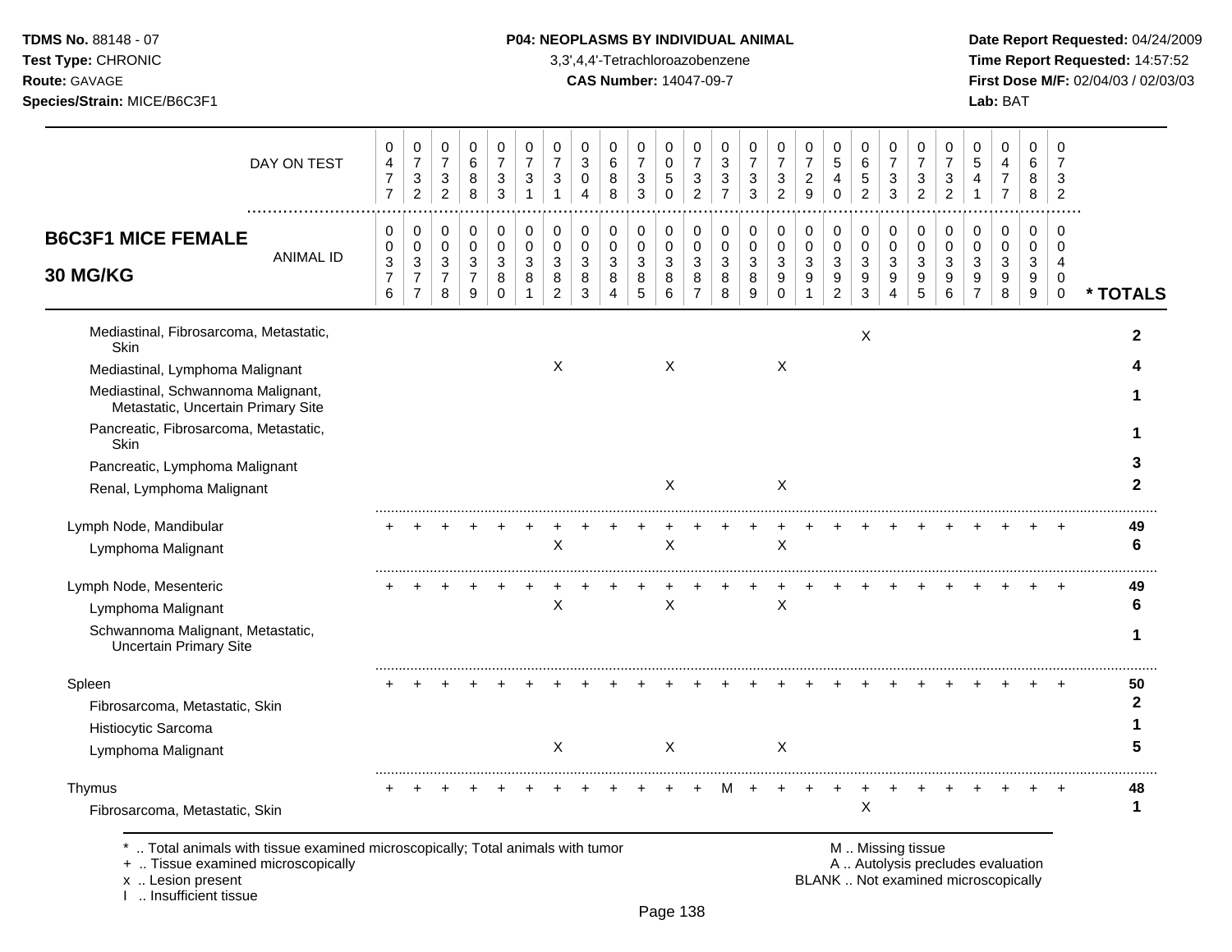**TDMS No.** 88148 - 07
**Test Type:** CHRONIC
**Route:** GAVAGE
**Species/Strain:** MICE/B6C3F1

**P04: NEOPLASMS BY INDIVIDUAL ANIMAL**
3,3',4,4'-Tetrachloroazobenzene
**CAS Number:** 14047-09-7

**Date Report Requested:** 04/24/2009
**Time Report Requested:** 14:57:52
**First Dose M/F:** 02/04/03 / 02/03/03
**Lab:** BAT

## B6C3F1 MICE FEMALE 30 MG/KG

| DAY ON TEST | 0477 | 0732 | 0732 | 0688 | 0733 | 0731 | 0731 | 0304 | 0688 | 0733 | 0050 | 0732 | 0337 | 0733 | 0732 | 0729 | 0540 | 0652 | 0733 | 0732 | 0732 | 0541 | 0477 | 0688 | 0732 | |
|---|---|---|---|---|---|---|---|---|---|---|---|---|---|---|---|---|---|---|---|---|---|---|---|---|---|---|
| ANIMAL ID | 00376 | 00377 | 00378 | 00379 | 00380 | 00381 | 00382 | 00383 | 00384 | 00385 | 00386 | 00387 | 00388 | 00389 | 00390 | 00391 | 00392 | 00393 | 00394 | 00395 | 00396 | 00397 | 00398 | 00399 | 00400 | * TOTALS |
| Mediastinal, Fibrosarcoma, Metastatic, Skin | | | | | | | | | | | | | | | | | | X | | | | | | | | 2 |
| Mediastinal, Lymphoma Malignant | | | | | | | X | | | | X | | | | X | | | | | | | | | | | 4 |
| Mediastinal, Schwannoma Malignant, Metastatic, Uncertain Primary Site | | | | | | | | | | | | | | | | | | | | | | | | | | 1 |
| Pancreatic, Fibrosarcoma, Metastatic, Skin | | | | | | | | | | | | | | | | | | | | | | | | | | 1 |
| Pancreatic, Lymphoma Malignant | | | | | | | | | | | | | | | | | | | | | | | | | | 3 |
| Renal, Lymphoma Malignant | | | | | | | | | | | X | | | | X | | | | | | | | | | | 2 |
| Lymph Node, Mandibular | + | + | + | + | + | + | + | + | + | + | + | + | + | + | + | + | + | + | + | + | + | + | + | + | + | 49 |
| Lymphoma Malignant | | | | | | | X | | | | X | | | | X | | | | | | | | | | | 6 |
| Lymph Node, Mesenteric | + | + | + | + | + | + | + | + | + | + | + | + | + | + | + | + | + | + | + | + | + | + | + | + | + | 49 |
| Lymphoma Malignant | | | | | | | X | | | | X | | | | X | | | | | | | | | | | 6 |
| Schwannoma Malignant, Metastatic, Uncertain Primary Site | | | | | | | | | | | | | | | | | | | | | | | | | | 1 |
| Spleen | + | + | + | + | + | + | + | + | + | + | + | + | + | + | + | + | + | + | + | + | + | + | + | + | + | 50 |
| Fibrosarcoma, Metastatic, Skin | | | | | | | | | | | | | | | | | | | | | | | | | | 2 |
| Histiocytic Sarcoma | | | | | | | | | | | | | | | | | | | | | | | | | | 1 |
| Lymphoma Malignant | | | | | | | X | | | | X | | | | X | | | | | | | | | | | 5 |
| Thymus | + | + | + | + | + | + | + | + | + | + | + | + | M | + | + | + | + | + | + | + | + | + | + | + | + | 48 |
| Fibrosarcoma, Metastatic, Skin | | | | | | | | | | | | | | | | | | X | | | | | | | | 1 |

\* .. Total animals with tissue examined microscopically; Total animals with tumor
\+ .. Tissue examined microscopically
x .. Lesion present
I .. Insufficient tissue

M .. Missing tissue
A .. Autolysis precludes evaluation
BLANK .. Not examined microscopically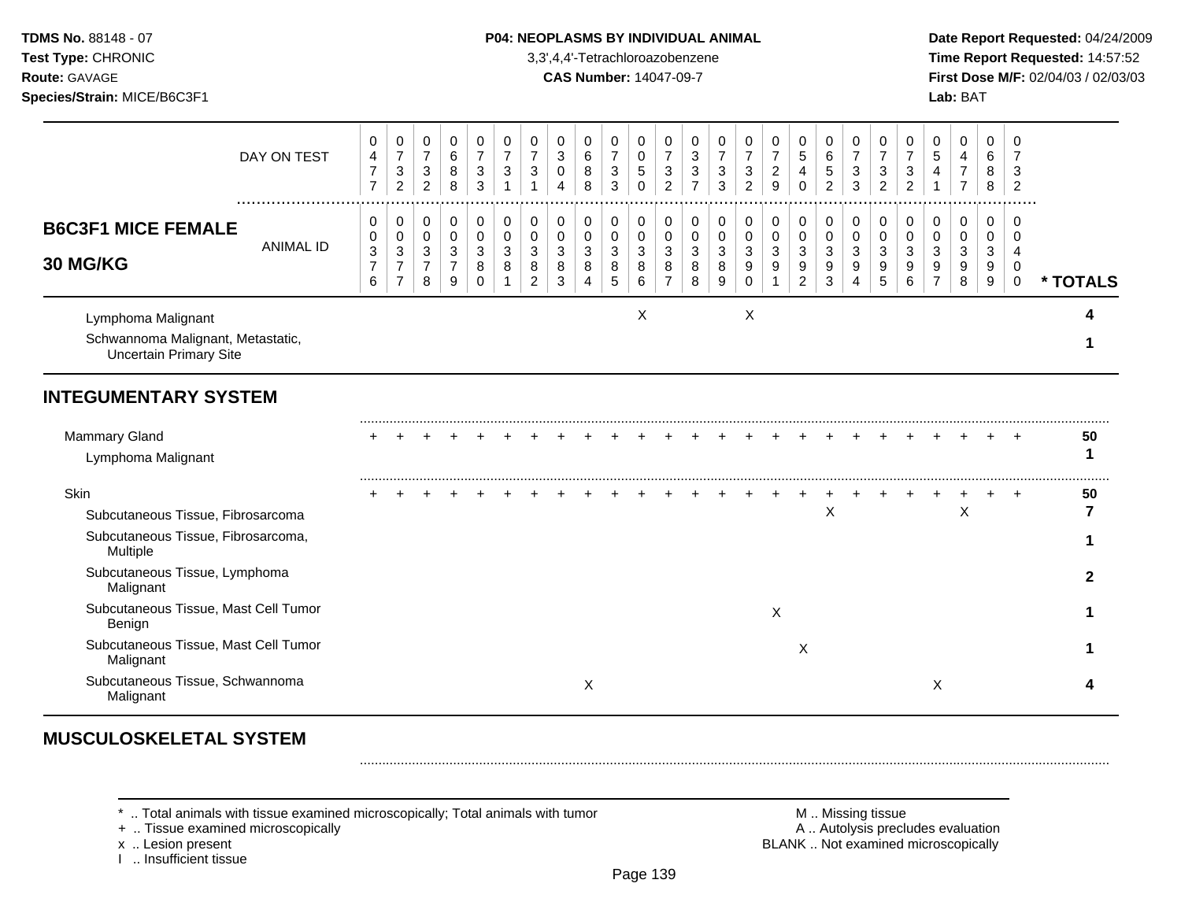**TDMS No.** 88148 - 07
**Test Type:** CHRONIC
**Route:** GAVAGE
**Species/Strain:** MICE/B6C3F1

**P04: NEOPLASMS BY INDIVIDUAL ANIMAL**
3,3',4,4'-Tetrachloroazobenzene
**CAS Number:** 14047-09-7

**Date Report Requested:** 04/24/2009
**Time Report Requested:** 14:57:52
**First Dose M/F:** 02/04/03 / 02/03/03
**Lab:** BAT

## B6C3F1 MICE FEMALE 30 MG/KG

| DAY ON TEST | 0477 | 0732 | 0732 | 0688 | 0733 | 0731 | 0731 | 0304 | 0688 | 0733 | 0050 | 0732 | 0337 | 0733 | 0732 | 0729 | 0540 | 0652 | 0733 | 0732 | 0732 | 0541 | 0477 | 0688 | 0732 | |
|---|---|---|---|---|---|---|---|---|---|---|---|---|---|---|---|---|---|---|---|---|---|---|---|---|---|---|
| **ANIMAL ID** | 00376 | 00377 | 00378 | 00379 | 00380 | 00381 | 00382 | 00383 | 00384 | 00385 | 00386 | 00387 | 00388 | 00389 | 00390 | 00391 | 00392 | 00393 | 00394 | 00395 | 00396 | 00397 | 00398 | 00399 | 00400 | *** TOTALS** |
| Lymphoma Malignant | | | | | | | | | | | X | | | | X | | | | | | | | | | | 4 |
| Schwannoma Malignant, Metastatic, Uncertain Primary Site | | | | | | | | | | | | | | | | | | | | | | | | | | 1 |
| **INTEGUMENTARY SYSTEM** | | | | | | | | | | | | | | | | | | | | | | | | | | |
| Mammary Gland | + | + | + | + | + | + | + | + | + | + | + | + | + | + | + | + | + | + | + | + | + | + | + | + | + | 50 |
| Lymphoma Malignant | | | | | | | | | | | | | | | | | | | | | | | | | | 1 |
| Skin | + | + | + | + | + | + | + | + | + | + | + | + | + | + | + | + | + | + | + | + | + | + | + | + | + | 50 |
| Subcutaneous Tissue, Fibrosarcoma | | | | | | | | | | | | | | | | | | X | | | | | X | | | 7 |
| Subcutaneous Tissue, Fibrosarcoma, Multiple | | | | | | | | | | | | | | | | | | | | | | | | | | 1 |
| Subcutaneous Tissue, Lymphoma Malignant | | | | | | | | | | | | | | | | | | | | | | | | | | 2 |
| Subcutaneous Tissue, Mast Cell Tumor Benign | | | | | | | | | | | | | | | | X | | | | | | | | | | 1 |
| Subcutaneous Tissue, Mast Cell Tumor Malignant | | | | | | | | | | | | | | | | | X | | | | | | | | | 1 |
| Subcutaneous Tissue, Schwannoma Malignant | | | | | | | | | X | | | | | | | | | | | | | X | | | | 4 |

## MUSCULOSKELETAL SYSTEM

\* .. Total animals with tissue examined microscopically; Total animals with tumor
\+ .. Tissue examined microscopically
x .. Lesion present
I .. Insufficient tissue

M .. Missing tissue
A .. Autolysis precludes evaluation
BLANK .. Not examined microscopically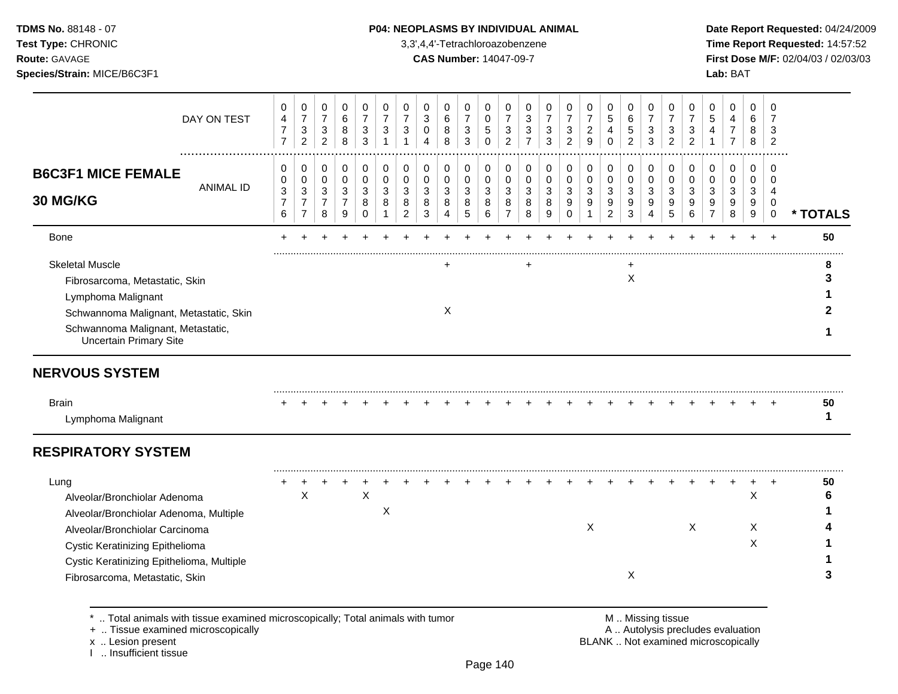TDMS No. 88148 - 07
Test Type: CHRONIC
Route: GAVAGE
Species/Strain: MICE/B6C3F1

**P04: NEOPLASMS BY INDIVIDUAL ANIMAL**
3,3',4,4'-Tetrachloroazobenzene
**CAS Number:** 14047-09-7

Date Report Requested: 04/24/2009
Time Report Requested: 14:57:52
First Dose M/F: 02/04/03 / 02/03/03
Lab: BAT

**B6C3F1 MICE FEMALE 30 MG/KG**

| DAY ON TEST | 0477 | 0732 | 0732 | 0688 | 0733 | 0731 | 0731 | 0304 | 0688 | 0733 | 0050 | 0732 | 0337 | 0733 | 0732 | 0729 | 0540 | 0652 | 0733 | 0732 | 0732 | 0541 | 0477 | 0688 | 0732 | |
|---|---|---|---|---|---|---|---|---|---|---|---|---|---|---|---|---|---|---|---|---|---|---|---|---|---|---|
| **ANIMAL ID** | 00376 | 00377 | 00378 | 00379 | 00380 | 00381 | 00382 | 00383 | 00384 | 00385 | 00386 | 00387 | 00388 | 00389 | 00390 | 00391 | 00392 | 00393 | 00394 | 00395 | 00396 | 00397 | 00398 | 00399 | 00400 | *** TOTALS** |
| Bone | + | + | + | + | + | + | + | + | + | + | + | + | + | + | + | + | + | + | + | + | + | + | + | + | + | 50 |
| Skeletal Muscle | | | | | | | | | + | | | | + | | | | | + | | | | | | | | 8 |
| Fibrosarcoma, Metastatic, Skin | | | | | | | | | | | | | | | | | | X | | | | | | | | 3 |
| Lymphoma Malignant | | | | | | | | | | | | | | | | | | | | | | | | | | 1 |
| Schwannoma Malignant, Metastatic, Skin | | | | | | | | | X | | | | | | | | | | | | | | | | | 2 |
| Schwannoma Malignant, Metastatic, Uncertain Primary Site | | | | | | | | | | | | | | | | | | | | | | | | | | 1 |
| **NERVOUS SYSTEM** | | | | | | | | | | | | | | | | | | | | | | | | | | |
| Brain | + | + | + | + | + | + | + | + | + | + | + | + | + | + | + | + | + | + | + | + | + | + | + | + | + | 50 |
| Lymphoma Malignant | | | | | | | | | | | | | | | | | | | | | | | | | | 1 |
| **RESPIRATORY SYSTEM** | | | | | | | | | | | | | | | | | | | | | | | | | | |
| Lung | + | + | + | + | + | + | + | + | + | + | + | + | + | + | + | + | + | + | + | + | + | + | + | + | + | 50 |
| Alveolar/Bronchiolar Adenoma | | X | | | X | | | | | | | | | | | | | | | | | | | X | | 6 |
| Alveolar/Bronchiolar Adenoma, Multiple | | | | | | X | | | | | | | | | | | | | | | | | | | | 1 |
| Alveolar/Bronchiolar Carcinoma | | | | | | | | | | | | | | | | X | | | | | X | | | X | | 4 |
| Cystic Keratinizing Epithelioma | | | | | | | | | | | | | | | | | | | | | | | | X | | 1 |
| Cystic Keratinizing Epithelioma, Multiple | | | | | | | | | | | | | | | | | | | | | | | | | | 1 |
| Fibrosarcoma, Metastatic, Skin | | | | | | | | | | | | | | | | | | X | | | | | | | | 3 |

\* .. Total animals with tissue examined microscopically; Total animals with tumor
\+ .. Tissue examined microscopically
x .. Lesion present
I .. Insufficient tissue

M .. Missing tissue
A .. Autolysis precludes evaluation
BLANK .. Not examined microscopically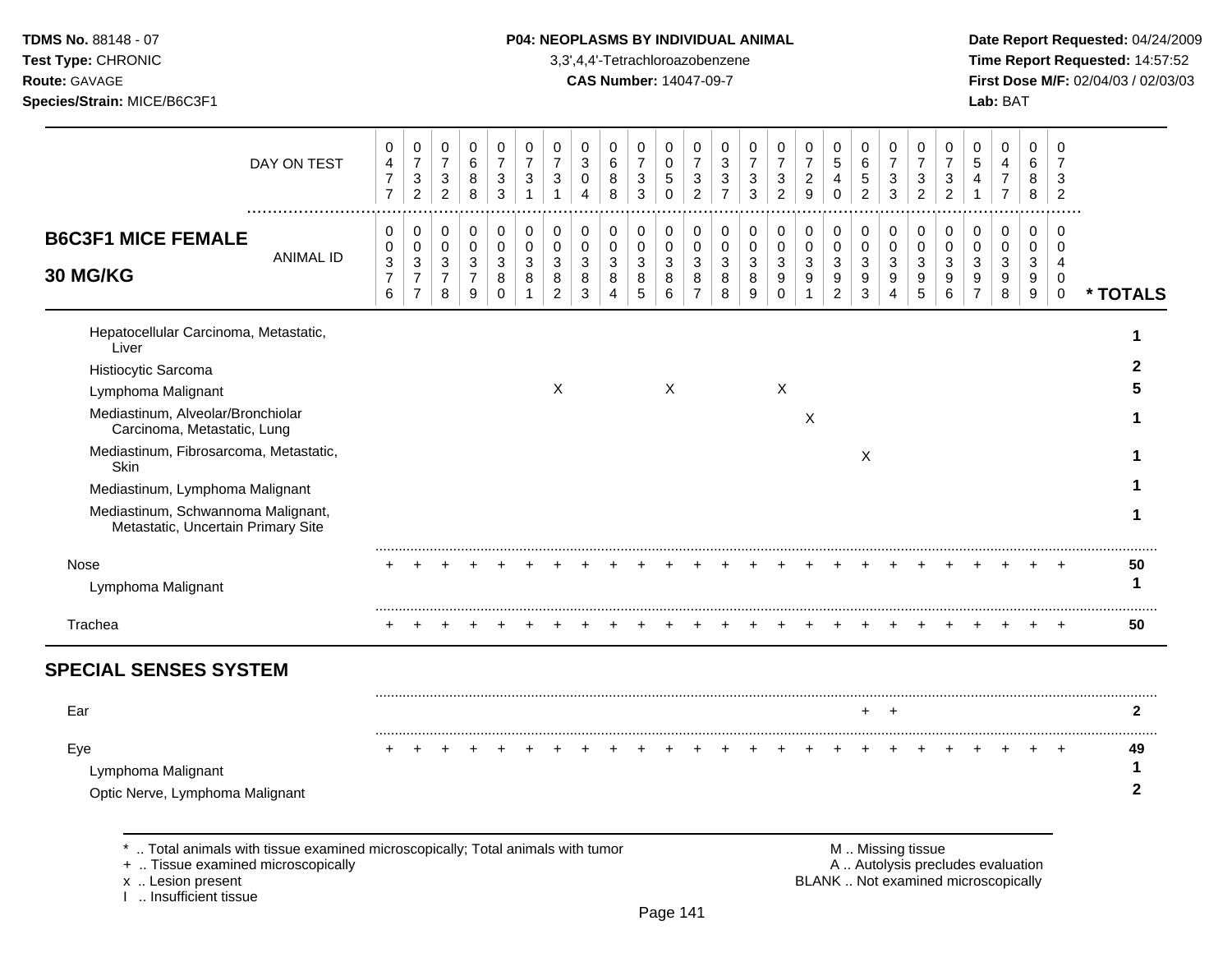# B6C3F1 MICE FEMALE 30 MG/KG

| | 1 | 2 | 3 | 4 | 5 | 6 | 7 | 8 | 9 | 10 | 11 | 12 | 13 | 14 | 15 | 16 | 17 | 18 | 19 | 20 | 21 | 22 | 23 | 24 | 25 | * TOTALS |
|---|---|---|---|---|---|---|---|---|---|---|---|---|---|---|---|---|---|---|---|---|---|---|---|---|---|---|
| DAY ON TEST | 0477 | 0732 | 0732 | 0688 | 0733 | 0731 | 0731 | 0304 | 0688 | 0733 | 0050 | 0732 | 0337 | 0733 | 0732 | 0729 | 0540 | 0652 | 0733 | 0732 | 0732 | 0541 | 0477 | 0688 | 0732 | |
| ANIMAL ID | 0376 | 0377 | 0378 | 0379 | 0380 | 0381 | 0382 | 0383 | 0384 | 0385 | 0386 | 0387 | 0388 | 0389 | 0390 | 0391 | 0392 | 0393 | 0394 | 0395 | 0396 | 0397 | 0398 | 0399 | 0400 | |
| Hepatocellular Carcinoma, Metastatic, Liver | | | | | | | | | | | | | | | | | | | | | | | | | | 1 |
| Histiocytic Sarcoma | | | | | | | | | | | | | | | | | | | | | | | | | | 2 |
| Lymphoma Malignant | | | | | | | X | | | | X | | | | X | | | | | | | | | | | 5 |
| Mediastinum, Alveolar/Bronchiolar Carcinoma, Metastatic, Lung | | | | | | | | | | | | | | | | X | | | | | | | | | | 1 |
| Mediastinum, Fibrosarcoma, Metastatic, Skin | | | | | | | | | | | | | | | | | | X | | | | | | | | 1 |
| Mediastinum, Lymphoma Malignant | | | | | | | | | | | | | | | | | | | | | | | | | | 1 |
| Mediastinum, Schwannoma Malignant, Metastatic, Uncertain Primary Site | | | | | | | | | | | | | | | | | | | | | | | | | | 1 |
| Nose | + | + | + | + | + | + | + | + | + | + | + | + | + | + | + | + | + | + | + | + | + | + | + | + | + | 50 |
| Lymphoma Malignant | | | | | | | | | | | | | | | | | | | | | | | | | | 1 |
| Trachea | + | + | + | + | + | + | + | + | + | + | + | + | + | + | + | + | + | + | + | + | + | + | + | + | + | 50 |

## SPECIAL SENSES SYSTEM

| | 1 | 2 | 3 | 4 | 5 | 6 | 7 | 8 | 9 | 10 | 11 | 12 | 13 | 14 | 15 | 16 | 17 | 18 | 19 | 20 | 21 | 22 | 23 | 24 | 25 | * TOTALS |
|---|---|---|---|---|---|---|---|---|---|---|---|---|---|---|---|---|---|---|---|---|---|---|---|---|---|---|
| Ear | | | | | | | | | | | | | | | | | | + | + | | | | | | | 2 |
| Eye | + | + | + | + | + | + | + | + | + | + | + | + | + | + | + | + | + | + | + | + | + | + | + | + | + | 49 |
| Lymphoma Malignant | | | | | | | | | | | | | | | | | | | | | | | | | | 1 |
| Optic Nerve, Lymphoma Malignant | | | | | | | | | | | | | | | | | | | | | | | | | | 2 |

* .. Total animals with tissue examined microscopically; Total animals with tumor
+ .. Tissue examined microscopically
x .. Lesion present
I .. Insufficient tissue

M .. Missing tissue
A .. Autolysis precludes evaluation
BLANK .. Not examined microscopically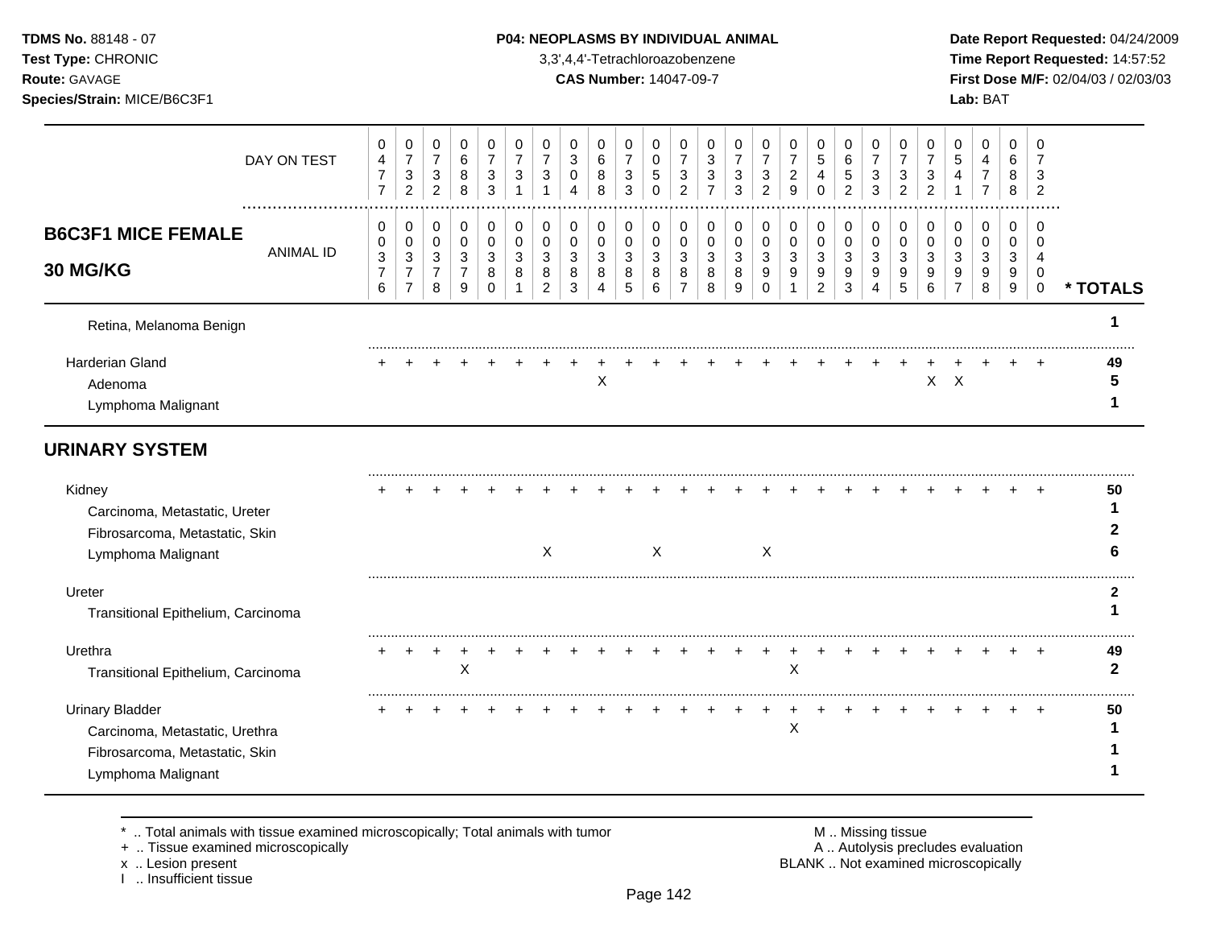## B6C3F1 MICE FEMALE 30 MG/KG

| | 1 | 2 | 3 | 4 | 5 | 6 | 7 | 8 | 9 | 10 | 11 | 12 | 13 | 14 | 15 | 16 | 17 | 18 | 19 | 20 | 21 | 22 | 23 | 24 | 25 | * TOTALS |
|---|---|---|---|---|---|---|---|---|---|---|---|---|---|---|---|---|---|---|---|---|---|---|---|---|---|---|
| DAY ON TEST | 0477 | 0732 | 0732 | 0688 | 0733 | 0731 | 0731 | 0304 | 0688 | 0733 | 0050 | 0732 | 0337 | 0733 | 0732 | 0729 | 0540 | 0652 | 0733 | 0732 | 0732 | 0541 | 0477 | 0688 | 0732 | |
| ANIMAL ID | 0376 | 0377 | 0378 | 0379 | 0380 | 0381 | 0382 | 0383 | 0384 | 0385 | 0386 | 0387 | 0388 | 0389 | 0390 | 0391 | 0392 | 0393 | 0394 | 0395 | 0396 | 0397 | 0398 | 0399 | 0400 | |
| Retina, Melanoma Benign | | | | | | | | | | | | | | | | | | | | | | | | | | 1 |
| **Harderian Gland** | + | + | + | + | + | + | + | + | + | + | + | + | + | + | + | + | + | + | + | + | + | + | + | + | + | 49 |
| Adenoma | | | | | | | | | X | | | | | | | | | | | | X | X | | | | 5 |
| Lymphoma Malignant | | | | | | | | | | | | | | | | | | | | | | | | | | 1 |
| **URINARY SYSTEM** | | | | | | | | | | | | | | | | | | | | | | | | | | |
| **Kidney** | + | + | + | + | + | + | + | + | + | + | + | + | + | + | + | + | + | + | + | + | + | + | + | + | + | 50 |
| Carcinoma, Metastatic, Ureter | | | | | | | | | | | | | | | | | | | | | | | | | | 1 |
| Fibrosarcoma, Metastatic, Skin | | | | | | | | | | | | | | | | | | | | | | | | | | 2 |
| Lymphoma Malignant | | | | | | | X | | | | X | | | | X | | | | | | | | | | | 6 |
| **Ureter** | | | | | | | | | | | | | | | | | | | | | | | | | | 2 |
| Transitional Epithelium, Carcinoma | | | | | | | | | | | | | | | | | | | | | | | | | | 1 |
| **Urethra** | + | + | + | + | + | + | + | + | + | + | + | + | + | + | + | + | + | + | + | + | + | + | + | + | + | 49 |
| Transitional Epithelium, Carcinoma | | | | X | | | | | | | | | | | | X | | | | | | | | | | 2 |
| **Urinary Bladder** | + | + | + | + | + | + | + | + | + | + | + | + | + | + | + | + | + | + | + | + | + | + | + | + | + | 50 |
| Carcinoma, Metastatic, Urethra | | | | | | | | | | | | | | | | X | | | | | | | | | | 1 |
| Fibrosarcoma, Metastatic, Skin | | | | | | | | | | | | | | | | | | | | | | | | | | 1 |
| Lymphoma Malignant | | | | | | | | | | | | | | | | | | | | | | | | | | 1 |

\* .. Total animals with tissue examined microscopically; Total animals with tumor
\+ .. Tissue examined microscopically
x .. Lesion present
I .. Insufficient tissue

M .. Missing tissue
A .. Autolysis precludes evaluation
BLANK .. Not examined microscopically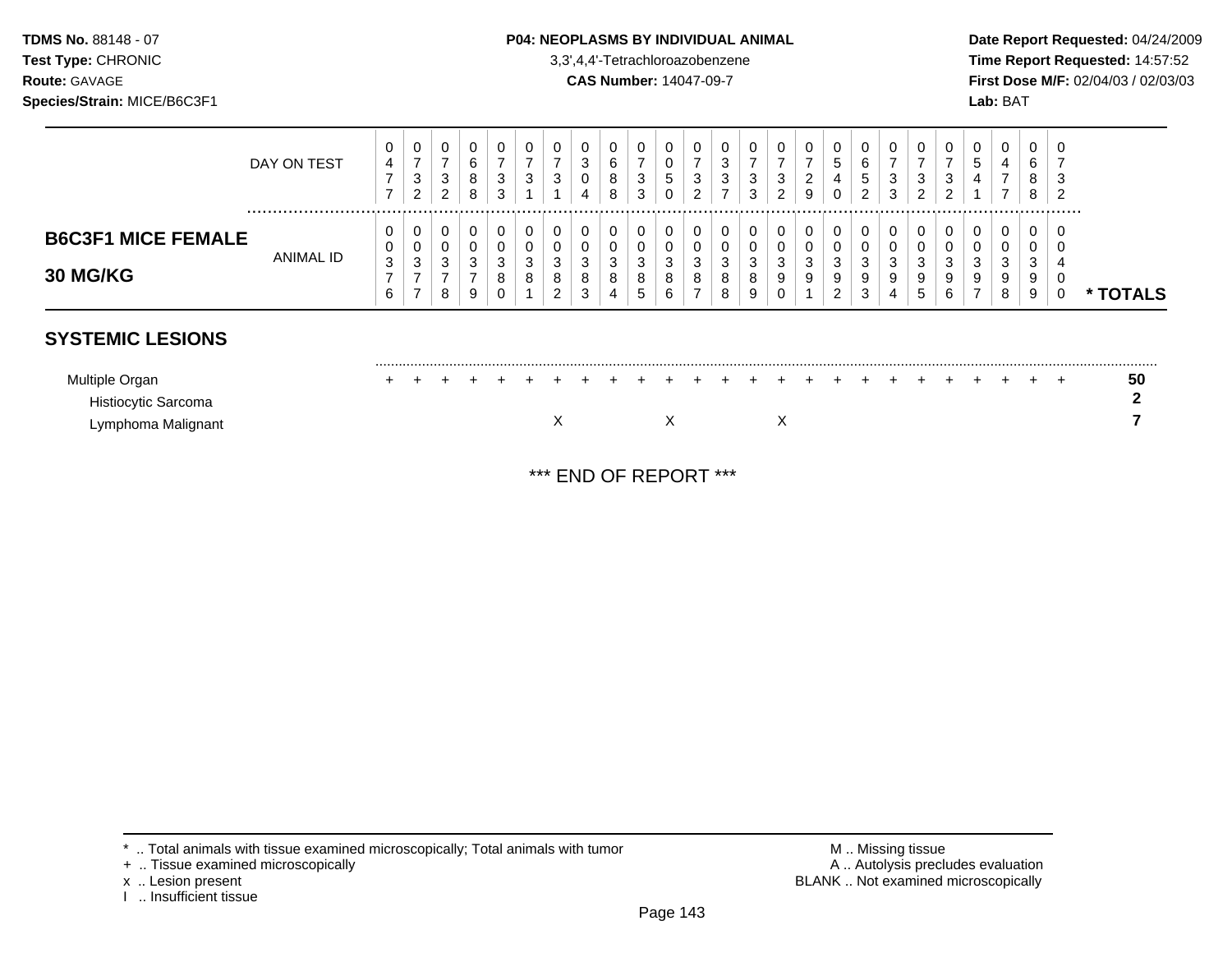**TDMS No.** 88148 - 07
**Test Type:** CHRONIC
**Route:** GAVAGE
**Species/Strain:** MICE/B6C3F1

**P04: NEOPLASMS BY INDIVIDUAL ANIMAL**
3,3',4,4'-Tetrachloroazobenzene
**CAS Number:** 14047-09-7

**Date Report Requested:** 04/24/2009
**Time Report Requested:** 14:57:52
**First Dose M/F:** 02/04/03 / 02/03/03
**Lab:** BAT

| | | | | | | | | | | | | | | | | | | | | | | | | | | |
|---|---|---|---|---|---|---|---|---|---|---|---|---|---|---|---|---|---|---|---|---|---|---|---|---|---|---|
| DAY ON TEST | 0477 | 0732 | 0732 | 0688 | 0733 | 0731 | 0731 | 0304 | 0688 | 0733 | 0050 | 0732 | 0337 | 0733 | 0732 | 0729 | 0540 | 0652 | 0733 | 0732 | 0732 | 0541 | 0477 | 0688 | 0732 | |
| **B6C3F1 MICE FEMALE 30 MG/KG** ANIMAL ID | 00376 | 00377 | 00378 | 00379 | 00380 | 00381 | 00382 | 00383 | 00384 | 00385 | 00386 | 00387 | 00388 | 00389 | 00390 | 00391 | 00392 | 00393 | 00394 | 00395 | 00396 | 00397 | 00398 | 00399 | 00400 | *** TOTALS** |

## SYSTEMIC LESIONS

| | | | | | | | | | | | | | | | | | | | | | | | | | | |
|---|---|---|---|---|---|---|---|---|---|---|---|---|---|---|---|---|---|---|---|---|---|---|---|---|---|---|
| Multiple Organ | + | + | + | + | + | + | + | + | + | + | + | + | + | + | + | + | + | + | + | + | + | + | + | + | + | **50** |
| Histiocytic Sarcoma | | | | | | | | | | | | | | | | | | | | | | | | | | **2** |
| Lymphoma Malignant | | | | | | | X | | | | X | | | | X | | | | | | | | | | | **7** |

*** END OF REPORT ***

\* .. Total animals with tissue examined microscopically; Total animals with tumor
\+ .. Tissue examined microscopically
x .. Lesion present
I .. Insufficient tissue

M .. Missing tissue
A .. Autolysis precludes evaluation
BLANK .. Not examined microscopically